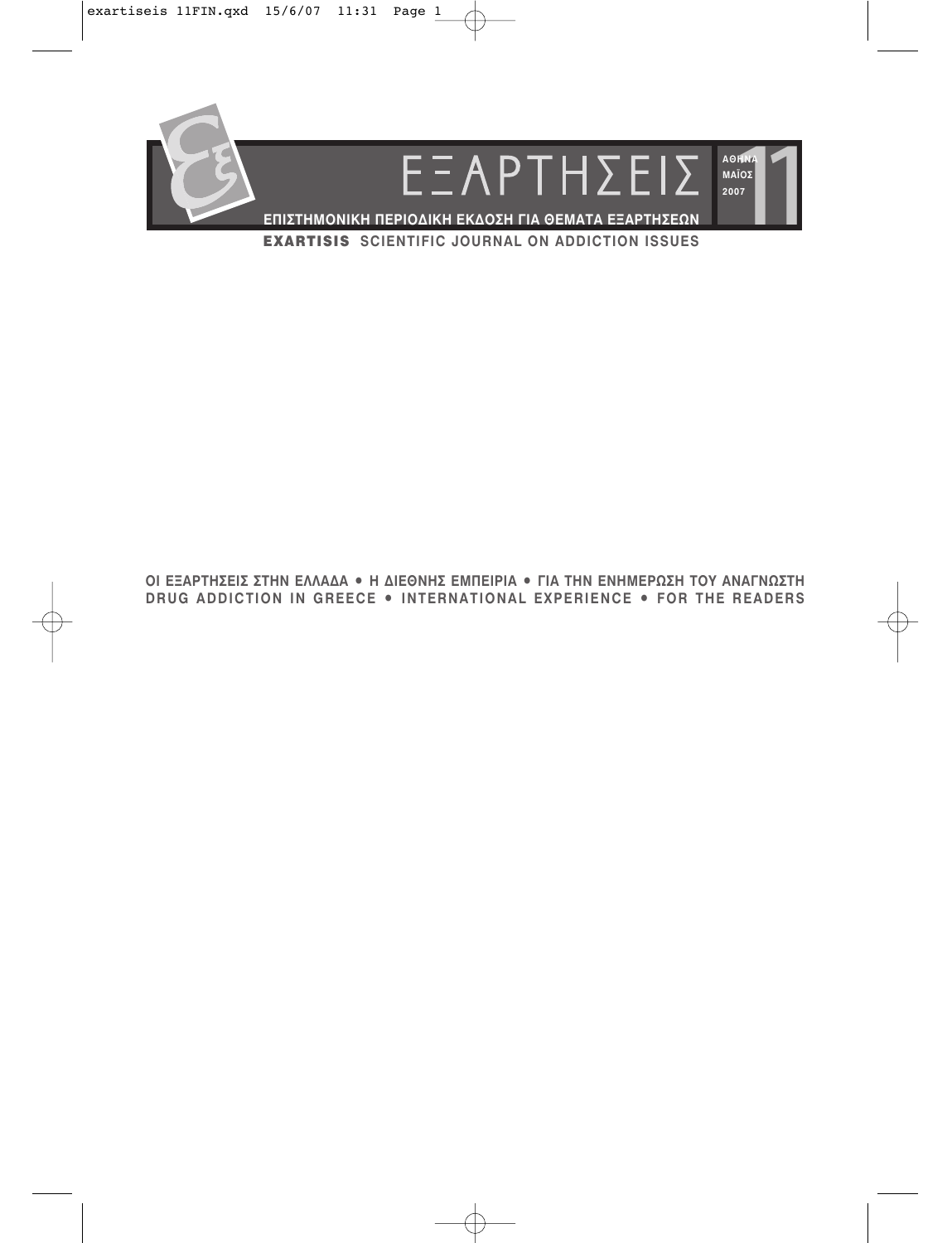# ΕΞΑΡΤΗΣΕΙΣ

ΑΘΗΝΑ ΜΑΪΟΣ 2007

11

**ΕΠΙΣΤΗΜΟΝΙΚΗ ΠΕΡΙΟΔΙΚΗ ΕΚΔΟΣΗ ΓΙΑ ΘΕΜΑΤΑ ΕΞΑΡΤΗΣΕΩΝ**

**EXARTISIS SCIENTIFIC JOURNAL ON ADDICTION ISSUES**

**ΟΙ ΕΞΑΡΤΗΣΕΙΣ ΣΤΗΝ ΕΛΛΑΔΑ • Η ΔΙΕΘΝΗΣ ΕΜΠΕΙΡΙΑ • ΓΙΑ ΤΗΝ ΕΝΗΜΕΡΩΣΗ ΤΟΥ ΑΝΑΓΝΩΣΤΗ**

**DRUG ADDICTION IN GREECE • INTERNATIONAL EXPERIENCE • FOR THE READERS**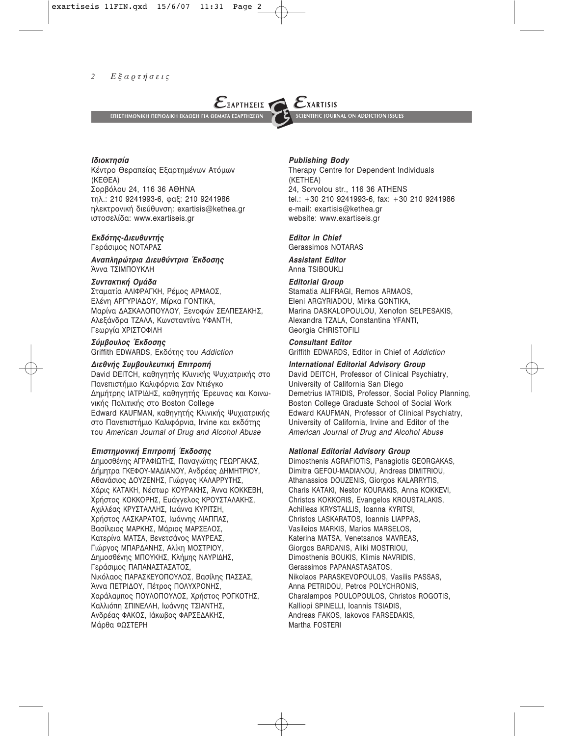**ΕΞΑΡΤΗΣΕΙΣ** — ΕΠΙΣΤΗΜΟΝΙΚΗ ΠΕΡΙΟΔΙΚΗ ΕΚΔΟΣΗ ΓΙΑ ΘΕΜΑΤΑ ΕΞΑΡΤΗΣΕΩΝ

**EXARTISIS** — SCIENTIFIC JOURNAL ON ADDICTION ISSUES

***Ιδιοκτησία***
Κέντρο Θεραπείας Εξαρτημένων Ατόμων (ΚΕΘΕΑ)
Σορβόλου 24, 116 36 ΑΘΗΝΑ
τηλ.: 210 9241993-6, φαξ: 210 9241986
ηλεκτρονική διεύθυνση: exartisis@kethea.gr
ιστοσελίδα: www.exartiseis.gr

***Εκδότης-Διευθυντής***
Γεράσιμος ΝΟΤΑΡΑΣ

***Αναπληρώτρια Διευθύντρια Έκδοσης***
Άννα ΤΣΙΜΠΟΥΚΛΗ

***Συντακτική Ομάδα***
Σταματία ΑΛΙΦΡΑΓΚΗ, Ρέμος ΑΡΜΑΟΣ, Ελένη ΑΡΓΥΡΙΑΔΟΥ, Μίρκα ΓΟΝΤΙΚΑ, Μαρίνα ΔΑΣΚΑΛΟΠΟΥΛΟΥ, Ξενοφών ΣΕΛΠΕΣΑΚΗΣ, Αλεξάνδρα ΤΖΑΛΑ, Κωνσταντίνα ΥΦΑΝΤΗ, Γεωργία ΧΡΙΣΤΟΦΙΛΗ

***Σύμβουλος Έκδοσης***
Griffith EDWARDS, Εκδότης του *Addiction*

***Διεθνής Συμβουλευτική Επιτροπή***
David DEITCH, καθηγητής Κλινικής Ψυχιατρικής στο Πανεπιστήμιο Καλιφόρνια Σαν Ντιέγκο
Δημήτρης ΙΑΤΡΙΔΗΣ, καθηγητής Έρευνας και Κοινωνικής Πολιτικής στο Boston College
Edward KAUFMAN, καθηγητής Κλινικής Ψυχιατρικής στο Πανεπιστήμιο Καλιφόρνια, Irvine και εκδότης του *American Journal of Drug and Alcohol Abuse*

***Επιστημονική Επιτροπή Έκδοσης***
Δημοσθένης ΑΓΡΑΦΙΩΤΗΣ, Παναγιώτης ΓΕΩΡΓΑΚΑΣ, Δήμητρα ΓΚΕΦΟΥ-ΜΑΔΙΑΝΟΥ, Ανδρέας ΔΗΜΗΤΡΙΟΥ, Αθανάσιος ΔΟΥΖΕΝΗΣ, Γιώργος ΚΑΛΑΡΡΥΤΗΣ, Χάρις ΚΑΤΑΚΗ, Νέστωρ ΚΟΥΡΑΚΗΣ, Άννα ΚΟΚΚΕΒΗ, Χρήστος ΚΟΚΚΟΡΗΣ, Ευάγγελος ΚΡΟΥΣΤΑΛΑΚΗΣ, Αχιλλέας ΚΡΥΣΤΑΛΛΗΣ, Ιωάννα ΚΥΡΙΤΣΗ, Χρήστος ΛΑΣΚΑΡΑΤΟΣ, Ιωάννης ΛΙΑΠΠΑΣ, Βασίλειος ΜΑΡΚΗΣ, Μάριος ΜΑΡΣΕΛΟΣ, Κατερίνα ΜΑΤΣΑ, Βενετσάνος ΜΑΥΡΕΑΣ, Γιώργος ΜΠΑΡΔΑΝΗΣ, Αλίκη ΜΟΣΤΡΙΟΥ, Δημοσθένης ΜΠΟΥΚΗΣ, Κλήμης ΝΑΥΡΙΔΗΣ, Γεράσιμος ΠΑΠΑΝΑΣΤΑΣΑΤΟΣ, Νικόλαος ΠΑΡΑΣΚΕΥΟΠΟΥΛΟΣ, Βασίλης ΠΑΣΣΑΣ, Άννα ΠΕΤΡΙΔΟΥ, Πέτρος ΠΟΛΥΧΡΟΝΗΣ, Χαράλαμπος ΠΟΥΛΟΠΟΥΛΟΣ, Χρήστος ΡΟΓΚΟΤΗΣ, Καλλιόπη ΣΠΙΝΕΛΛΗ, Ιωάννης ΤΣΙΑΝΤΗΣ, Ανδρέας ΦΑΚΟΣ, Ιάκωβος ΦΑΡΣΕΔΑΚΗΣ, Μάρθα ΦΩΣΤΕΡΗ

***Publishing Body***
Therapy Centre for Dependent Individuals (KETHEA)
24, Sorvolou str., 116 36 ATHENS
tel.: +30 210 9241993-6, fax: +30 210 9241986
e-mail: exartisis@kethea.gr
website: www.exartiseis.gr

***Editor in Chief***
Gerassimos NOTARAS

***Assistant Editor***
Anna TSIBOUKLI

***Editorial Group***
Stamatia ALIFRAGI, Remos ARMAOS, Eleni ARGYRIADOU, Mirka GONTIKA, Marina DASKALOPOULOU, Xenofon SELPESAKIS, Alexandra TZALA, Constantina YFANTI, Georgia CHRISTOFILI

***Consultant Editor***
Griffith EDWARDS, Editor in Chief of *Addiction*

***International Editorial Advisory Group***
David DEITCH, Professor of Clinical Psychiatry, University of California San Diego
Demetrius IATRIDIS, Professor, Social Policy Planning, Boston College Graduate School of Social Work
Edward KAUFMAN, Professor of Clinical Psychiatry, University of California, Irvine and Editor of the *American Journal of Drug and Alcohol Abuse*

***National Editorial Advisory Group***
Dimosthenis AGRAFIOTIS, Panagiotis GEORGAKAS, Dimitra GEFOU-MADIANOU, Andreas DIMITRIOU, Athanassios DOUZENIS, Giorgos KALARRYTIS, Charis KATAKI, Nestor KOURAKIS, Anna KOKKEVI, Christos KOKKORIS, Evangelos KROUSTALAKIS, Achilleas KRYSTALLIS, Ioanna KYRITSI, Christos LASKARATOS, Ioannis LIAPPAS, Vasileios MARKIS, Marios MARSELOS, Katerina MATSA, Venetsanos MAVREAS, Giorgos BARDANIS, Aliki MOSTRIOU, Dimosthenis BOUKIS, Klimis NAVRIDIS, Gerassimos PAPANASTASATOS, Nikolaos PARASKEVOPOULOS, Vasilis PASSAS, Anna PETRIDOU, Petros POLYCHRONIS, Charalampos POULOPOULOS, Christos ROGOTIS, Kalliopi SPINELLI, Ioannis TSIADIS, Andreas FAKOS, Iakovos FARSEDAKIS, Martha FOSTERI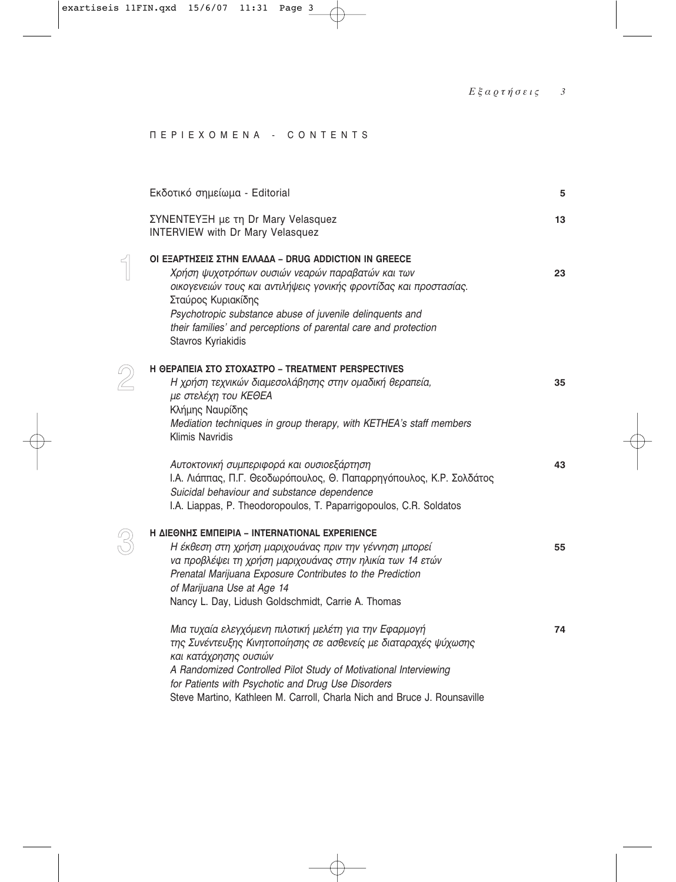# ΠΕΡΙΕΧΟΜΕΝΑ - CONTENTS

| | |
|---|---|
| Εκδοτικό σημείωμα - Editorial | **5** |
| ΣΥΝΕΝΤΕΥΞΗ με τη Dr Mary Velasquez<br>INTERVIEW with Dr Mary Velasquez | **13** |

## 1 ΟΙ ΕΞΑΡΤΗΣΕΙΣ ΣΤΗΝ ΕΛΛΑΔΑ – DRUG ADDICTION IN GREECE

| | |
|---|---|
| *Χρήση ψυχοτρόπων ουσιών νεαρών παραβατών και των οικογενειών τους και αντιλήψεις γονικής φροντίδας και προστασίας.*<br>Σταύρος Κυριακίδης<br>*Psychotropic substance abuse of juvenile delinquents and their families' and perceptions of parental care and protection*<br>Stavros Kyriakidis | **23** |

## 2 Η ΘΕΡΑΠΕΙΑ ΣΤΟ ΣΤΟΧΑΣΤΡΟ – TREATMENT PERSPECTIVES

| | |
|---|---|
| *Η χρήση τεχνικών διαμεσολάβησης στην ομαδική θεραπεία, με στελέχη του ΚΕΘΕΑ*<br>Κλήμης Ναυρίδης<br>*Mediation techniques in group therapy, with KETHEA's staff members*<br>Klimis Navridis | **35** |
| *Αυτοκτονική συμπεριφορά και ουσιοεξάρτηση*<br>Ι.Α. Λιάππας, Π.Γ. Θεοδωρόπουλος, Θ. Παπαρρηγόπουλος, Κ.Ρ. Σολδάτος<br>*Suicidal behaviour and substance dependence*<br>I.A. Liappas, P. Theodoropoulos, T. Paparrigopoulos, C.R. Soldatos | **43** |

## 3 Η ΔΙΕΘΝΗΣ ΕΜΠΕΙΡΙΑ – INTERNATIONAL EXPERIENCE

| | |
|---|---|
| *Η έκθεση στη χρήση μαριχουάνας πριν την γέννηση μπορεί να προβλέψει τη χρήση μαριχουάνας στην ηλικία των 14 ετών*<br>*Prenatal Marijuana Exposure Contributes to the Prediction of Marijuana Use at Age 14*<br>Nancy L. Day, Lidush Goldschmidt, Carrie A. Thomas | **55** |
| *Μια τυχαία ελεγχόμενη πιλοτική μελέτη για την Εφαρμογή της Συνέντευξης Κινητοποίησης σε ασθενείς με διαταραχές ψύχωσης και κατάχρησης ουσιών*<br>*A Randomized Controlled Pilot Study of Motivational Interviewing for Patients with Psychotic and Drug Use Disorders*<br>Steve Martino, Kathleen M. Carroll, Charla Nich and Bruce J. Rounsaville | **74** |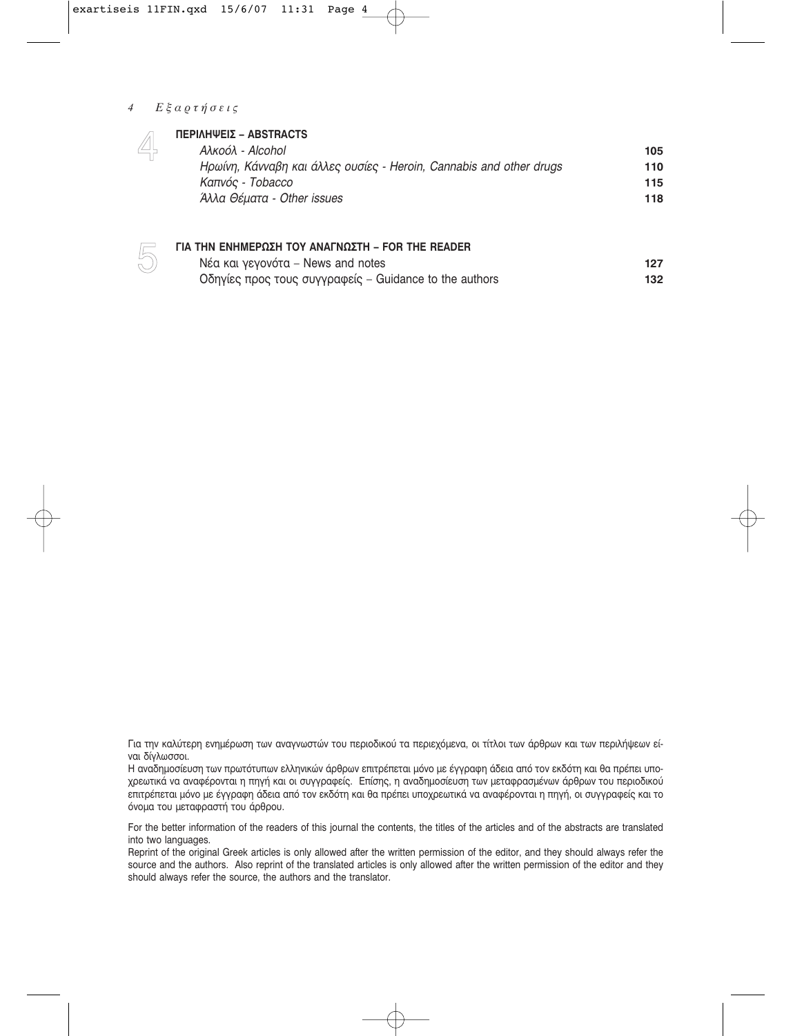## 4 ΠΕΡΙΛΗΨΕΙΣ – ABSTRACTS

| | |
|---|---|
| *Αλκοόλ - Alcohol* | **105** |
| *Ηρωίνη, Κάνναβη και άλλες ουσίες - Heroin, Cannabis and other drugs* | **110** |
| *Καπνός - Tobacco* | **115** |
| *Άλλα Θέματα - Other issues* | **118** |

## 5 ΓΙΑ ΤΗΝ ΕΝΗΜΕΡΩΣΗ ΤΟΥ ΑΝΑΓΝΩΣΤΗ – FOR THE READER

| | |
|---|---|
| Νέα και γεγονότα – News and notes | **127** |
| Οδηγίες προς τους συγγραφείς – Guidance to the authors | **132** |

Για την καλύτερη ενημέρωση των αναγνωστών του περιοδικού τα περιεχόμενα, οι τίτλοι των άρθρων και των περιλήψεων είναι δίγλωσσοι.

Η αναδημοσίευση των πρωτότυπων ελληνικών άρθρων επιτρέπεται μόνο με έγγραφη άδεια από τον εκδότη και θα πρέπει υποχρεωτικά να αναφέρονται η πηγή και οι συγγραφείς. Επίσης, η αναδημοσίευση των μεταφρασμένων άρθρων του περιοδικού επιτρέπεται μόνο με έγγραφη άδεια από τον εκδότη και θα πρέπει υποχρεωτικά να αναφέρονται η πηγή, οι συγγραφείς και το όνομα του μεταφραστή του άρθρου.

For the better information of the readers of this journal the contents, the titles of the articles and of the abstracts are translated into two languages.

Reprint of the original Greek articles is only allowed after the written permission of the editor, and they should always refer the source and the authors. Also reprint of the translated articles is only allowed after the written permission of the editor and they should always refer the source, the authors and the translator.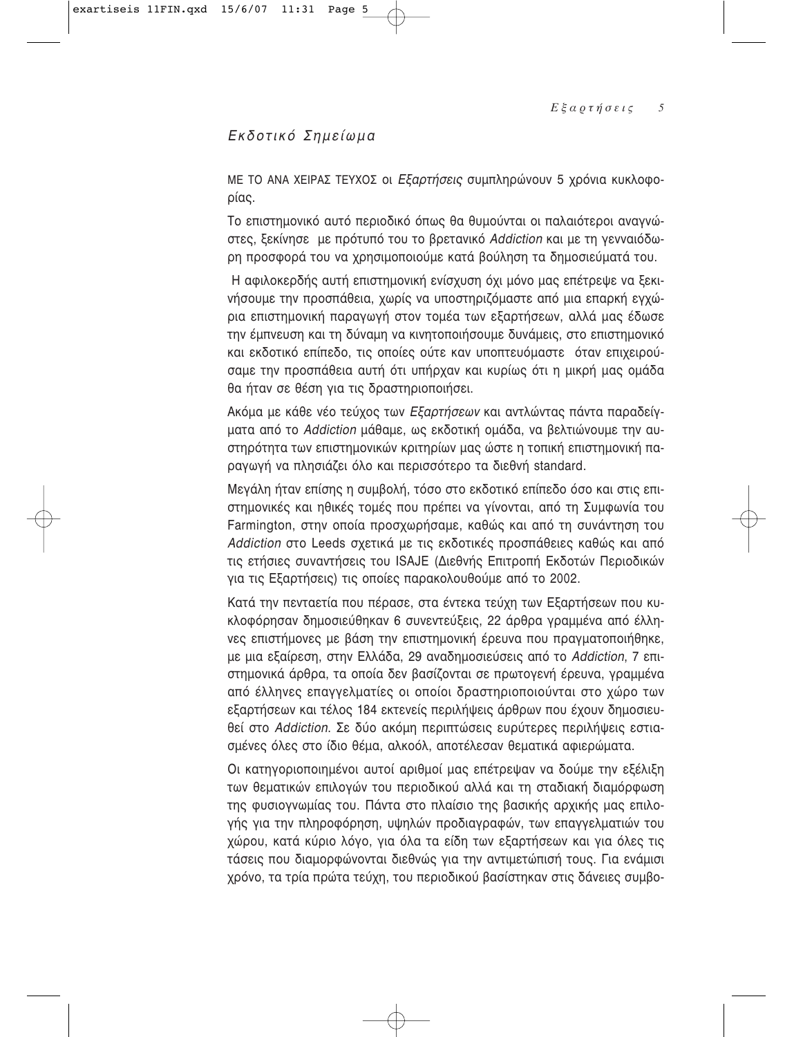## *Εκδοτικό Σημείωμα*

ΜΕ ΤΟ ΑΝΑ ΧΕΙΡΑΣ ΤΕΥΧΟΣ οι *Εξαρτήσεις* συμπληρώνουν 5 χρόνια κυκλοφορίας.

Το επιστημονικό αυτό περιοδικό όπως θα θυμούνται οι παλαιότεροι αναγνώστες, ξεκίνησε με πρότυπό του το βρετανικό *Addiction* και με τη γενναιόδωρη προσφορά του να χρησιμοποιούμε κατά βούληση τα δημοσιεύματά του.

Η αφιλοκερδής αυτή επιστημονική ενίσχυση όχι μόνο μας επέτρεψε να ξεκινήσουμε την προσπάθεια, χωρίς να υποστηριζόμαστε από μια επαρκή εγχώρια επιστημονική παραγωγή στον τομέα των εξαρτήσεων, αλλά μας έδωσε την έμπνευση και τη δύναμη να κινητοποιήσουμε δυνάμεις, στο επιστημονικό και εκδοτικό επίπεδο, τις οποίες ούτε καν υποπτευόμαστε όταν επιχειρούσαμε την προσπάθεια αυτή ότι υπήρχαν και κυρίως ότι η μικρή μας ομάδα θα ήταν σε θέση για τις δραστηριοποιήσει.

Ακόμα με κάθε νέο τεύχος των *Εξαρτήσεων* και αντλώντας πάντα παραδείγματα από το *Addiction* μάθαμε, ως εκδοτική ομάδα, να βελτιώνουμε την αυστηρότητα των επιστημονικών κριτηρίων μας ώστε η τοπική επιστημονική παραγωγή να πλησιάζει όλο και περισσότερο τα διεθνή standard.

Μεγάλη ήταν επίσης η συμβολή, τόσο στο εκδοτικό επίπεδο όσο και στις επιστημονικές και ηθικές τομές που πρέπει να γίνονται, από τη Συμφωνία του Farmington, στην οποία προσχωρήσαμε, καθώς και από τη συνάντηση του *Addiction* στο Leeds σχετικά με τις εκδοτικές προσπάθειες καθώς και από τις ετήσιες συναντήσεις του ISAJE (Διεθνής Επιτροπή Εκδοτών Περιοδικών για τις Εξαρτήσεις) τις οποίες παρακολουθούμε από το 2002.

Κατά την πενταετία που πέρασε, στα έντεκα τεύχη των Εξαρτήσεων που κυκλοφόρησαν δημοσιεύθηκαν 6 συνεντεύξεις, 22 άρθρα γραμμένα από έλληνες επιστήμονες με βάση την επιστημονική έρευνα που πραγματοποιήθηκε, με μια εξαίρεση, στην Ελλάδα, 29 αναδημοσιεύσεις από το *Addiction*, 7 επιστημονικά άρθρα, τα οποία δεν βασίζονται σε πρωτογενή έρευνα, γραμμένα από έλληνες επαγγελματίες οι οποίοι δραστηριοποιούνται στο χώρο των εξαρτήσεων και τέλος 184 εκτενείς περιλήψεις άρθρων που έχουν δημοσιευθεί στο *Addiction*. Σε δύο ακόμη περιπτώσεις ευρύτερες περιλήψεις εστιασμένες όλες στο ίδιο θέμα, αλκοόλ, αποτέλεσαν θεματικά αφιερώματα.

Οι κατηγοριοποιημένοι αυτοί αριθμοί μας επέτρεψαν να δούμε την εξέλιξη των θεματικών επιλογών του περιοδικού αλλά και τη σταδιακή διαμόρφωση της φυσιογνωμίας του. Πάντα στο πλαίσιο της βασικής αρχικής μας επιλογής για την πληροφόρηση, υψηλών προδιαγραφών, των επαγγελματιών του χώρου, κατά κύριο λόγο, για όλα τα είδη των εξαρτήσεων και για όλες τις τάσεις που διαμορφώνονται διεθνώς για την αντιμετώπισή τους. Για ενάμισι χρόνο, τα τρία πρώτα τεύχη, του περιοδικού βασίστηκαν στις δάνειες συμβο-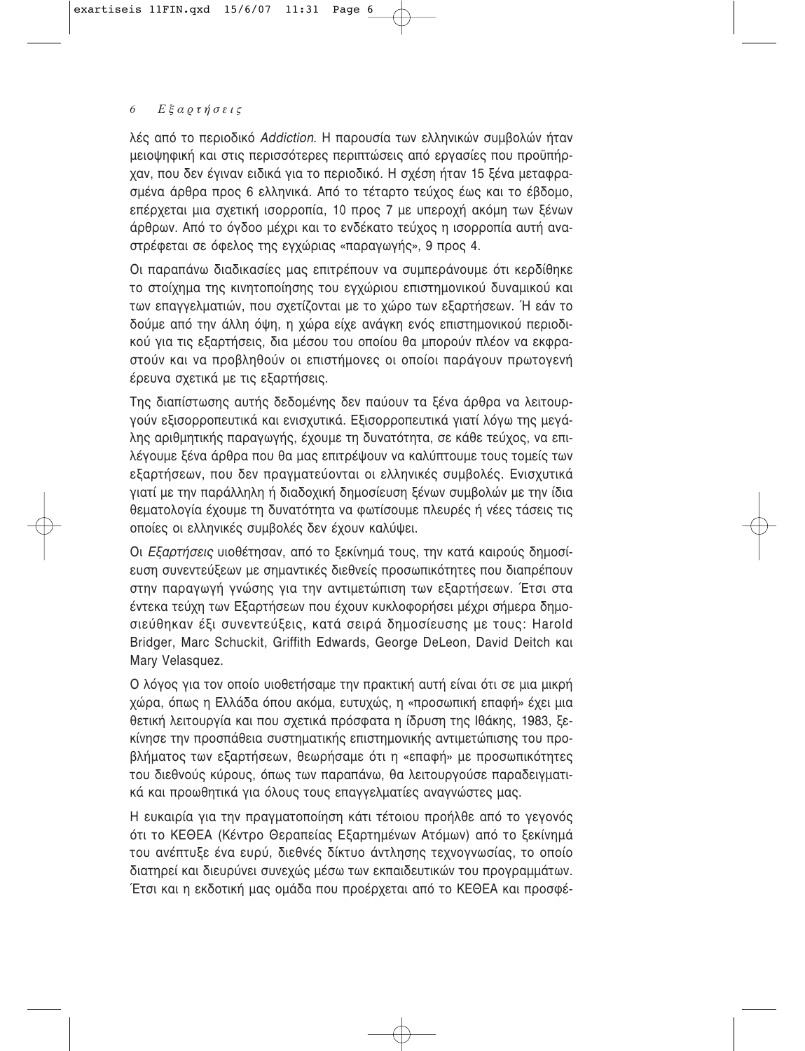λές από το περιοδικό *Addiction*. Η παρουσία των ελληνικών συμβολών ήταν μειοψηφική και στις περισσότερες περιπτώσεις από εργασίες που προϋπήρχαν, που δεν έγιναν ειδικά για το περιοδικό. Η σχέση ήταν 15 ξένα μεταφρασμένα άρθρα προς 6 ελληνικά. Από το τέταρτο τεύχος έως και το έβδομο, επέρχεται μια σχετική ισορροπία, 10 προς 7 με υπεροχή ακόμη των ξένων άρθρων. Από το όγδοο μέχρι και το ενδέκατο τεύχος η ισορροπία αυτή αναστρέφεται σε όφελος της εγχώριας «παραγωγής», 9 προς 4.

Οι παραπάνω διαδικασίες μας επιτρέπουν να συμπεράνουμε ότι κερδίθηκε το στοίχημα της κινητοποίησης του εγχώριου επιστημονικού δυναμικού και των επαγγελματιών, που σχετίζονται με το χώρο των εξαρτήσεων. Ή εάν το δούμε από την άλλη όψη, η χώρα είχε ανάγκη ενός επιστημονικού περιοδικού για τις εξαρτήσεις, δια μέσου του οποίου θα μπορούν πλέον να εκφραστούν και να προβληθούν οι επιστήμονες οι οποίοι παράγουν πρωτογενή έρευνα σχετικά με τις εξαρτήσεις.

Της διαπίστωσης αυτής δεδομένης δεν παύουν τα ξένα άρθρα να λειτουργούν εξισορροπευτικά και ενισχυτικά. Εξισορροπευτικά γιατί λόγω της μεγάλης αριθμητικής παραγωγής, έχουμε τη δυνατότητα, σε κάθε τεύχος, να επιλέγουμε ξένα άρθρα που θα μας επιτρέψουν να καλύπτουμε τους τομείς των εξαρτήσεων, που δεν πραγματεύονται οι ελληνικές συμβολές. Ενισχυτικά γιατί με την παράλληλη ή διαδοχική δημοσίευση ξένων συμβολών με την ίδια θεματολογία έχουμε τη δυνατότητα να φωτίσουμε πλευρές ή νέες τάσεις τις οποίες οι ελληνικές συμβολές δεν έχουν καλύψει.

Οι *Εξαρτήσεις* υιοθέτησαν, από το ξεκίνημά τους, την κατά καιρούς δημοσίευση συνεντεύξεων με σημαντικές διεθνείς προσωπικότητες που διαπρέπουν στην παραγωγή γνώσης για την αντιμετώπιση των εξαρτήσεων. Έτσι στα έντεκα τεύχη των Εξαρτήσεων που έχουν κυκλοφορήσει μέχρι σήμερα δημοσιεύθηκαν έξι συνεντεύξεις, κατά σειρά δημοσίευσης με τους: Harold Bridger, Marc Schuckit, Griffith Edwards, George DeLeon, David Deitch και Mary Velasquez.

Ο λόγος για τον οποίο υιοθετήσαμε την πρακτική αυτή είναι ότι σε μια μικρή χώρα, όπως η Ελλάδα όπου ακόμα, ευτυχώς, η «προσωπική επαφή» έχει μια θετική λειτουργία και που σχετικά πρόσφατα η ίδρυση της Ιθάκης, 1983, ξεκίνησε την προσπάθεια συστηματικής επιστημονικής αντιμετώπισης του προβλήματος των εξαρτήσεων, θεωρήσαμε ότι η «επαφή» με προσωπικότητες του διεθνούς κύρους, όπως των παραπάνω, θα λειτουργούσε παραδειγματικά και προωθητικά για όλους τους επαγγελματίες αναγνώστες μας.

Η ευκαιρία για την πραγματοποίηση κάτι τέτοιου προήλθε από το γεγονός ότι το ΚΕΘΕΑ (Κέντρο Θεραπείας Εξαρτημένων Ατόμων) από το ξεκίνημά του ανέπτυξε ένα ευρύ, διεθνές δίκτυο άντλησης τεχνογνωσίας, το οποίο διατηρεί και διευρύνει συνεχώς μέσω των εκπαιδευτικών του προγραμμάτων. Έτσι και η εκδοτική μας ομάδα που προέρχεται από το ΚΕΘΕΑ και προσφέ-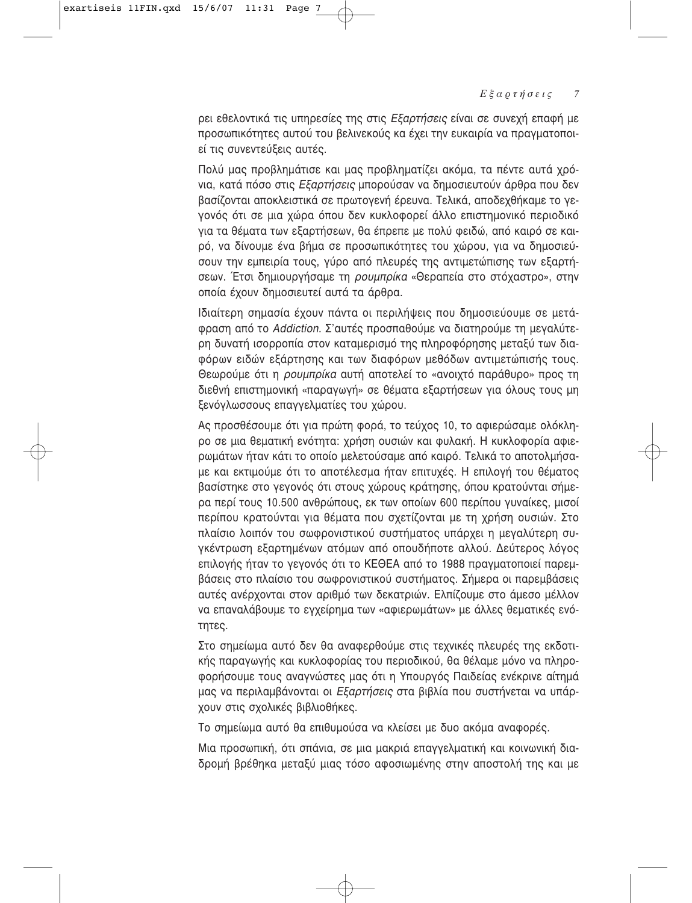ρει εθελοντικά τις υπηρεσίες της στις *Εξαρτήσεις* είναι σε συνεχή επαφή με προσωπικότητες αυτού του βελινεκούς κα έχει την ευκαιρία να πραγματοποιεί τις συνεντεύξεις αυτές.

Πολύ μας προβλημάτισε και μας προβληματίζει ακόμα, τα πέντε αυτά χρόνια, κατά πόσο στις *Εξαρτήσεις* μπορούσαν να δημοσιευτούν άρθρα που δεν βασίζονται αποκλειστικά σε πρωτογενή έρευνα. Τελικά, αποδεχθήκαμε το γεγονός ότι σε μια χώρα όπου δεν κυκλοφορεί άλλο επιστημονικό περιοδικό για τα θέματα των εξαρτήσεων, θα έπρεπε με πολύ φειδώ, από καιρό σε καιρό, να δίνουμε ένα βήμα σε προσωπικότητες του χώρου, για να δημοσιεύσουν την εμπειρία τους, γύρο από πλευρές της αντιμετώπισης των εξαρτήσεων. Έτσι δημιουργήσαμε τη *ρουμπρίκα* «Θεραπεία στο στόχαστρο», στην οποία έχουν δημοσιευτεί αυτά τα άρθρα.

Ιδιαίτερη σημασία έχουν πάντα οι περιλήψεις που δημοσιεύουμε σε μετάφραση από το *Addiction*. Σ'αυτές προσπαθούμε να διατηρούμε τη μεγαλύτερη δυνατή ισορροπία στον καταμερισμό της πληροφόρησης μεταξύ των διαφόρων ειδών εξάρτησης και των διαφόρων μεθόδων αντιμετώπισής τους. Θεωρούμε ότι η *ρουμπρίκα* αυτή αποτελεί το «ανοιχτό παράθυρο» προς τη διεθνή επιστημονική «παραγωγή» σε θέματα εξαρτήσεων για όλους τους μη ξενόγλωσσους επαγγελματίες του χώρου.

Ας προσθέσουμε ότι για πρώτη φορά, το τεύχος 10, το αφιερώσαμε ολόκληρο σε μια θεματική ενότητα: χρήση ουσιών και φυλακή. Η κυκλοφορία αφιερωμάτων ήταν κάτι το οποίο μελετούσαμε από καιρό. Τελικά το αποτολμήσαμε και εκτιμούμε ότι το αποτέλεσμα ήταν επιτυχές. Η επιλογή του θέματος βασίστηκε στο γεγονός ότι στους χώρους κράτησης, όπου κρατούνται σήμερα περί τους 10.500 ανθρώπους, εκ των οποίων 600 περίπου γυναίκες, μισοί περίπου κρατούνται για θέματα που σχετίζονται με τη χρήση ουσιών. Στο πλαίσιο λοιπόν του σωφρονιστικού συστήματος υπάρχει η μεγαλύτερη συγκέντρωση εξαρτημένων ατόμων από οπουδήποτε αλλού. Δεύτερος λόγος επιλογής ήταν το γεγονός ότι το ΚΕΘΕΑ από το 1988 πραγματοποιεί παρεμβάσεις στο πλαίσιο του σωφρονιστικού συστήματος. Σήμερα οι παρεμβάσεις αυτές ανέρχονται στον αριθμό των δεκατριών. Ελπίζουμε στο άμεσο μέλλον να επαναλάβουμε το εγχείρημα των «αφιερωμάτων» με άλλες θεματικές ενότητες.

Στο σημείωμα αυτό δεν θα αναφερθούμε στις τεχνικές πλευρές της εκδοτικής παραγωγής και κυκλοφορίας του περιοδικού, θα θέλαμε μόνο να πληροφορήσουμε τους αναγνώστες μας ότι η Υπουργός Παιδείας ενέκρινε αίτημά μας να περιλαμβάνονται οι *Εξαρτήσεις* στα βιβλία που συστήνεται να υπάρχουν στις σχολικές βιβλιοθήκες.

Το σημείωμα αυτό θα επιθυμούσα να κλείσει με δυο ακόμα αναφορές.

Μια προσωπική, ότι σπάνια, σε μια μακριά επαγγελματική και κοινωνική διαδρομή βρέθηκα μεταξύ μιας τόσο αφοσιωμένης στην αποστολή της και με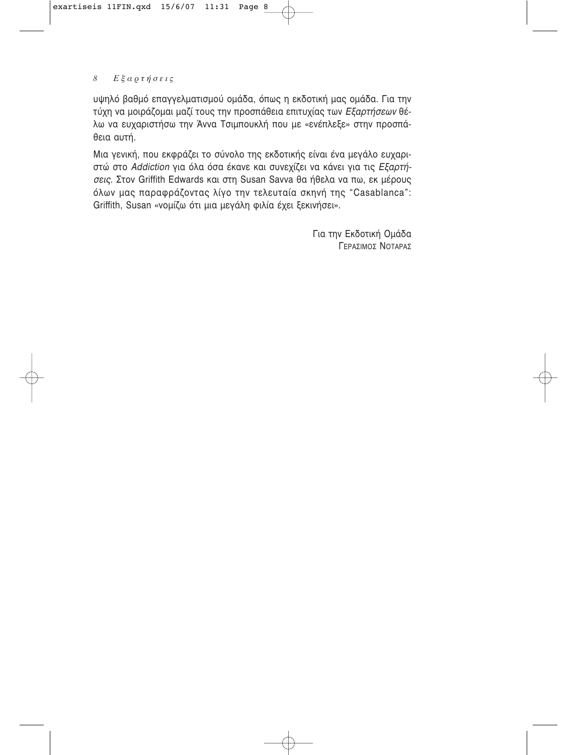υψηλό βαθμό επαγγελματισμού ομάδα, όπως η εκδοτική μας ομάδα. Για την τύχη να μοιράζομαι μαζί τους την προσπάθεια επιτυχίας των *Εξαρτήσεων* θέλω να ευχαριστήσω την Άννα Τσιμπουκλή που με «ενέπλεξε» στην προσπάθεια αυτή.

Μια γενική, που εκφράζει το σύνολο της εκδοτικής είναι ένα μεγάλο ευχαριστώ στο *Addiction* για όλα όσα έκανε και συνεχίζει να κάνει για τις *Εξαρτήσεις*. Στον Griffith Edwards και στη Susan Savva θα ήθελα να πω, εκ μέρους όλων μας παραφράζοντας λίγο την τελευταία σκηνή της "Casablanca": Griffith, Susan «νομίζω ότι μια μεγάλη φιλία έχει ξεκινήσει».

Για την Εκδοτική Ομάδα
ΓΕΡΑΣΙΜΟΣ ΝΟΤΑΡΑΣ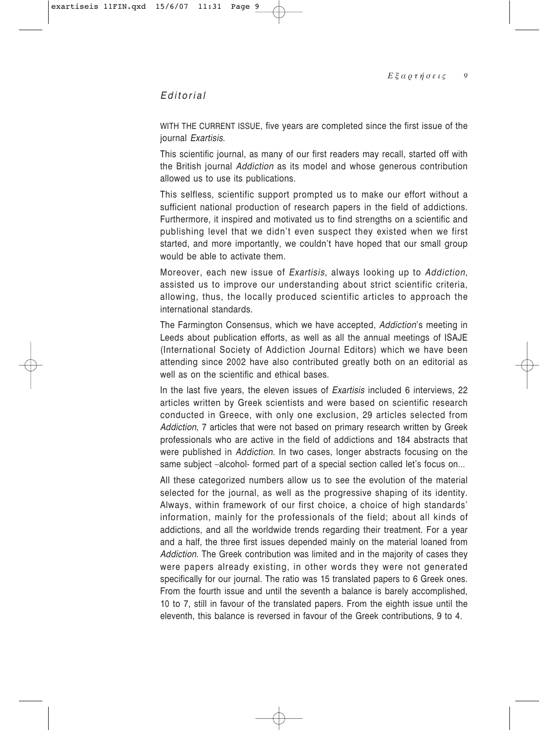# *Editorial*

WITH THE CURRENT ISSUE, five years are completed since the first issue of the journal *Exartisis*.

This scientific journal, as many of our first readers may recall, started off with the British journal *Addiction* as its model and whose generous contribution allowed us to use its publications.

This selfless, scientific support prompted us to make our effort without a sufficient national production of research papers in the field of addictions. Furthermore, it inspired and motivated us to find strengths on a scientific and publishing level that we didn't even suspect they existed when we first started, and more importantly, we couldn't have hoped that our small group would be able to activate them.

Moreover, each new issue of *Exartisis*, always looking up to *Addiction*, assisted us to improve our understanding about strict scientific criteria, allowing, thus, the locally produced scientific articles to approach the international standards.

The Farmington Consensus, which we have accepted, *Addiction*'s meeting in Leeds about publication efforts, as well as all the annual meetings of ISAJE (International Society of Addiction Journal Editors) which we have been attending since 2002 have also contributed greatly both on an editorial as well as on the scientific and ethical bases.

In the last five years, the eleven issues of *Exartisis* included 6 interviews, 22 articles written by Greek scientists and were based on scientific research conducted in Greece, with only one exclusion, 29 articles selected from *Addiction*, 7 articles that were not based on primary research written by Greek professionals who are active in the field of addictions and 184 abstracts that were published in *Addiction*. In two cases, longer abstracts focusing on the same subject –alcohol- formed part of a special section called let's focus on...

All these categorized numbers allow us to see the evolution of the material selected for the journal, as well as the progressive shaping of its identity. Always, within framework of our first choice, a choice of high standards' information, mainly for the professionals of the field; about all kinds of addictions, and all the worldwide trends regarding their treatment. For a year and a half, the three first issues depended mainly on the material loaned from *Addiction*. The Greek contribution was limited and in the majority of cases they were papers already existing, in other words they were not generated specifically for our journal. The ratio was 15 translated papers to 6 Greek ones. From the fourth issue and until the seventh a balance is barely accomplished, 10 to 7, still in favour of the translated papers. From the eighth issue until the eleventh, this balance is reversed in favour of the Greek contributions, 9 to 4.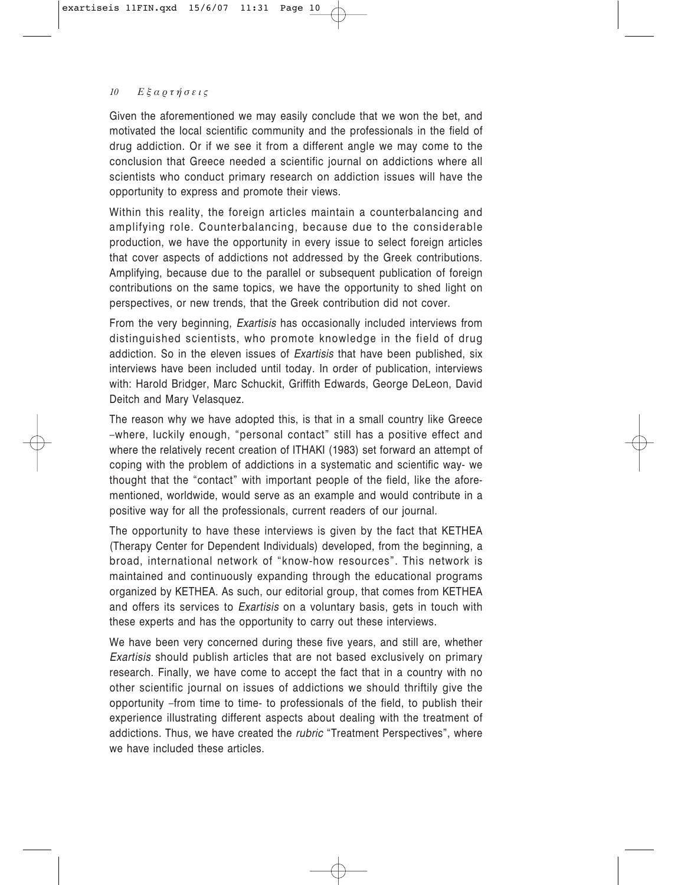Given the aforementioned we may easily conclude that we won the bet, and motivated the local scientific community and the professionals in the field of drug addiction. Or if we see it from a different angle we may come to the conclusion that Greece needed a scientific journal on addictions where all scientists who conduct primary research on addiction issues will have the opportunity to express and promote their views.

Within this reality, the foreign articles maintain a counterbalancing and amplifying role. Counterbalancing, because due to the considerable production, we have the opportunity in every issue to select foreign articles that cover aspects of addictions not addressed by the Greek contributions. Amplifying, because due to the parallel or subsequent publication of foreign contributions on the same topics, we have the opportunity to shed light on perspectives, or new trends, that the Greek contribution did not cover.

From the very beginning, *Exartisis* has occasionally included interviews from distinguished scientists, who promote knowledge in the field of drug addiction. So in the eleven issues of *Exartisis* that have been published, six interviews have been included until today. In order of publication, interviews with: Harold Bridger, Marc Schuckit, Griffith Edwards, George DeLeon, David Deitch and Mary Velasquez.

The reason why we have adopted this, is that in a small country like Greece –where, luckily enough, "personal contact" still has a positive effect and where the relatively recent creation of ITHAKI (1983) set forward an attempt of coping with the problem of addictions in a systematic and scientific way- we thought that the "contact" with important people of the field, like the aforementioned, worldwide, would serve as an example and would contribute in a positive way for all the professionals, current readers of our journal.

The opportunity to have these interviews is given by the fact that KETHEA (Therapy Center for Dependent Individuals) developed, from the beginning, a broad, international network of "know-how resources". This network is maintained and continuously expanding through the educational programs organized by KETHEA. As such, our editorial group, that comes from KETHEA and offers its services to *Exartisis* on a voluntary basis, gets in touch with these experts and has the opportunity to carry out these interviews.

We have been very concerned during these five years, and still are, whether *Exartisis* should publish articles that are not based exclusively on primary research. Finally, we have come to accept the fact that in a country with no other scientific journal on issues of addictions we should thriftily give the opportunity –from time to time- to professionals of the field, to publish their experience illustrating different aspects about dealing with the treatment of addictions. Thus, we have created the *rubric* "Treatment Perspectives", where we have included these articles.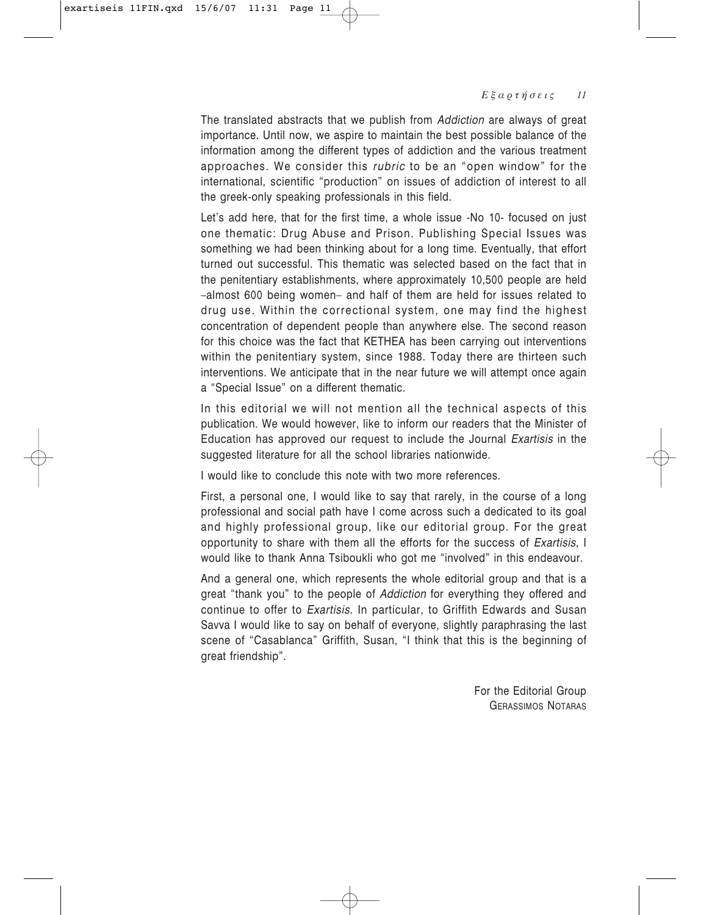The translated abstracts that we publish from *Addiction* are always of great importance. Until now, we aspire to maintain the best possible balance of the information among the different types of addiction and the various treatment approaches. We consider this *rubric* to be an "open window" for the international, scientific "production" on issues of addiction of interest to all the greek-only speaking professionals in this field.

Let's add here, that for the first time, a whole issue -No 10- focused on just one thematic: Drug Abuse and Prison. Publishing Special Issues was something we had been thinking about for a long time. Eventually, that effort turned out successful. This thematic was selected based on the fact that in the penitentiary establishments, where approximately 10,500 people are held –almost 600 being women– and half of them are held for issues related to drug use. Within the correctional system, one may find the highest concentration of dependent people than anywhere else. The second reason for this choice was the fact that KETHEA has been carrying out interventions within the penitentiary system, since 1988. Today there are thirteen such interventions. We anticipate that in the near future we will attempt once again a "Special Issue" on a different thematic.

In this editorial we will not mention all the technical aspects of this publication. We would however, like to inform our readers that the Minister of Education has approved our request to include the Journal *Exartisis* in the suggested literature for all the school libraries nationwide.

I would like to conclude this note with two more references.

First, a personal one, I would like to say that rarely, in the course of a long professional and social path have I come across such a dedicated to its goal and highly professional group, like our editorial group. For the great opportunity to share with them all the efforts for the success of *Exartisis*, I would like to thank Anna Tsiboukli who got me "involved" in this endeavour.

And a general one, which represents the whole editorial group and that is a great "thank you" to the people of *Addiction* for everything they offered and continue to offer to *Exartisis*. In particular, to Griffith Edwards and Susan Savva I would like to say on behalf of everyone, slightly paraphrasing the last scene of "Casablanca" Griffith, Susan, "I think that this is the beginning of great friendship".

For the Editorial Group
GERASSIMOS NOTARAS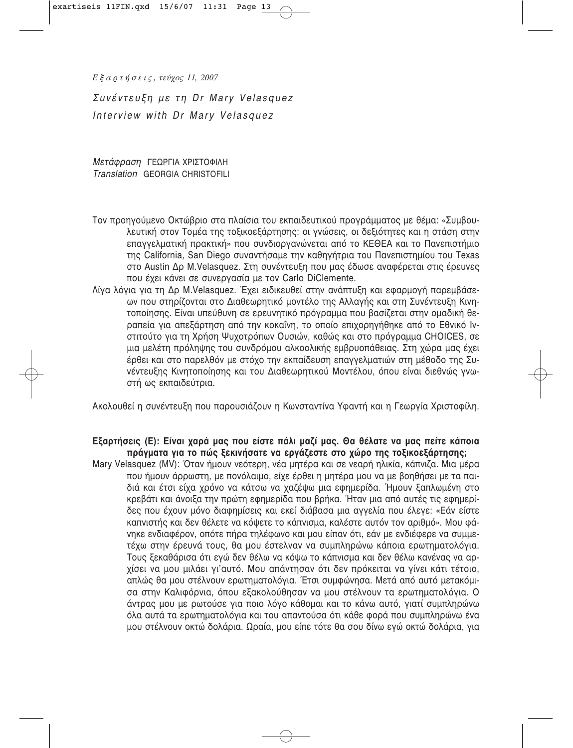*Εξαρτήσεις, τεύχος 11, 2007*

# *Συνέντευξη με τη Dr Mary Velasquez*
# *Interview with Dr Mary Velasquez*

*Μετάφραση* ΓΕΩΡΓΙΑ ΧΡΙΣΤΟΦΙΛΗ
*Translation* GEORGIA CHRISTOFILI

Τον προηγούμενο Οκτώβριο στα πλαίσια του εκπαιδευτικού προγράμματος με θέμα: «Συμβουλευτική στον Τομέα της τοξικοεξάρτησης: οι γνώσεις, οι δεξιότητες και η στάση στην επαγγελματική πρακτική» που συνδιοργανώνεται από το ΚΕΘΕΑ και το Πανεπιστήμιο της California, San Diego συναντήσαμε την καθηγήτρια του Πανεπιστημίου του Texas στο Austin Δρ M.Velasquez. Στη συνέντευξη που μας έδωσε αναφέρεται στις έρευνες που έχει κάνει σε συνεργασία με τον Carlo DiClemente.

Λίγα λόγια για τη Δρ M.Velasquez. Έχει ειδικευθεί στην ανάπτυξη και εφαρμογή παρεμβάσεων που στηρίζονται στο Διαθεωρητικό μοντέλο της Αλλαγής και στη Συνέντευξη Κινητοποίησης. Είναι υπεύθυνη σε ερευνητικό πρόγραμμα που βασίζεται στην ομαδική θεραπεία για απεξάρτηση από την κοκαΐνη, το οποίο επιχορηγήθηκε από το Εθνικό Ινστιτούτο για τη Χρήση Ψυχοτρόπων Ουσιών, καθώς και στο πρόγραμμα CHOICES, σε μια μελέτη πρόληψης του συνδρόμου αλκοολικής εμβρυοπάθειας. Στη χώρα μας έχει έρθει και στο παρελθόν με στόχο την εκπαίδευση επαγγελματιών στη μέθοδο της Συνέντευξης Κινητοποίησης και του Διαθεωρητικού Μοντέλου, όπου είναι διεθνώς γνωστή ως εκπαιδεύτρια.

Ακολουθεί η συνέντευξη που παρουσιάζουν η Κωνσταντίνα Υφαντή και η Γεωργία Χριστοφίλη.

**Εξαρτήσεις (Ε): Είναι χαρά μας που είστε πάλι μαζί μας. Θα θέλατε να μας πείτε κάποια πράγματα για το πώς ξεκινήσατε να εργάζεστε στο χώρο της τοξικοεξάρτησης;**

Mary Velasquez (MV): Όταν ήμουν νεότερη, νέα μητέρα και σε νεαρή ηλικία, κάπνιζα. Μια μέρα που ήμουν άρρωστη, με πονόλαιμο, είχε έρθει η μητέρα μου να με βοηθήσει με τα παιδιά και έτσι είχα χρόνο να κάτσω να χαζέψω μια εφημερίδα. Ήμουν ξαπλωμένη στο κρεβάτι και άνοιξα την πρώτη εφημερίδα που βρήκα. Ήταν μια από αυτές τις εφημερίδες που έχουν μόνο διαφημίσεις και εκεί διάβασα μια αγγελία που έλεγε: «Εάν είστε καπνιστής και δεν θέλετε να κόψετε το κάπνισμα, καλέστε αυτόν τον αριθμό». Μου φάνηκε ενδιαφέρον, οπότε πήρα τηλέφωνο και μου είπαν ότι, εάν με ενδιέφερε να συμμετέχω στην έρευνά τους, θα μου έστελναν να συμπληρώνω κάποια ερωτηματολόγια. Τους ξεκαθάρισα ότι εγώ δεν θέλω να κόψω το κάπνισμα και δεν θέλω κανένας να αρχίσει να μου μιλάει γι'αυτό. Μου απάντησαν ότι δεν πρόκειται να γίνει κάτι τέτοιο, απλώς θα μου στέλνουν ερωτηματολόγια. Έτσι συμφώνησα. Μετά από αυτό μετακόμισα στην Καλιφόρνια, όπου εξακολούθησαν να μου στέλνουν τα ερωτηματολόγια. Ο άντρας μου με ρωτούσε για ποιο λόγο κάθομαι και το κάνω αυτό, γιατί συμπληρώνω όλα αυτά τα ερωτηματολόγια και του απαντούσα ότι κάθε φορά που συμπληρώνω ένα μου στέλνουν οκτώ δολάρια. Ωραία, μου είπε τότε θα σου δίνω εγώ οκτώ δολάρια, για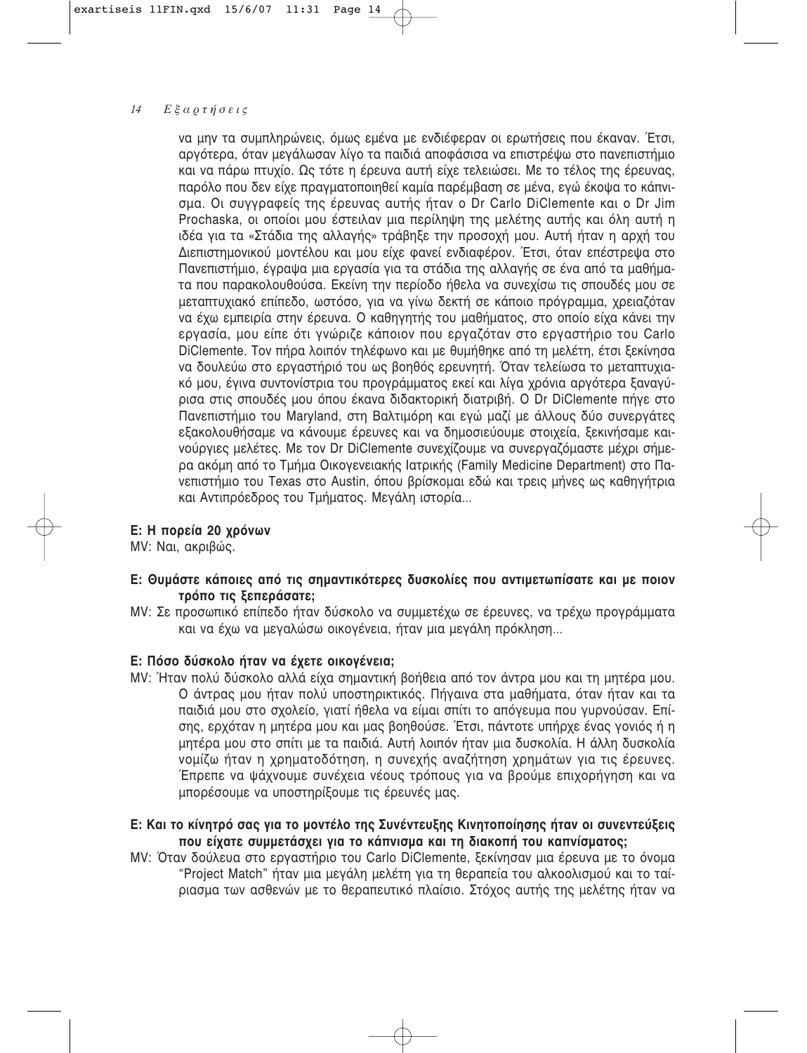να μην τα συμπληρώνεις, όμως εμένα με ενδιέφεραν οι ερωτήσεις που έκαναν. Έτσι, αργότερα, όταν μεγάλωσαν λίγο τα παιδιά αποφάσισα να επιστρέψω στο πανεπιστήμιο και να πάρω πτυχίο. Ως τότε η έρευνα αυτή είχε τελειώσει. Με το τέλος της έρευνας, παρόλο που δεν είχε πραγματοποιηθεί καμία παρέμβαση σε μένα, εγώ έκοψα το κάπνισμα. Οι συγγραφείς της έρευνας αυτής ήταν ο Dr Carlo DiClemente και ο Dr Jim Prochaska, οι οποίοι μου έστειλαν μια περίληψη της μελέτης αυτής και όλη αυτή η ιδέα για τα «Στάδια της αλλαγής» τράβηξε την προσοχή μου. Αυτή ήταν η αρχή του Διεπιστημονικού μοντέλου και μου είχε φανεί ενδιαφέρον. Έτσι, όταν επέστρεψα στο Πανεπιστήμιο, έγραψα μια εργασία για τα στάδια της αλλαγής σε ένα από τα μαθήματα που παρακολουθούσα. Εκείνη την περίοδο ήθελα να συνεχίσω τις σπουδές μου σε μεταπτυχιακό επίπεδο, ωστόσο, για να γίνω δεκτή σε κάποιο πρόγραμμα, χρειαζόταν να έχω εμπειρία στην έρευνα. Ο καθηγητής του μαθήματος, στο οποίο είχα κάνει την εργασία, μου είπε ότι γνώριζε κάποιον που εργαζόταν στο εργαστήριο του Carlo DiClemente. Τον πήρα λοιπόν τηλέφωνο και με θυμήθηκε από τη μελέτη, έτσι ξεκίνησα να δουλεύω στο εργαστήριό του ως βοηθός ερευνητή. Όταν τελείωσα το μεταπτυχιακό μου, έγινα συντονίστρια του προγράμματος εκεί και λίγα χρόνια αργότερα ξαναγύρισα στις σπουδές μου όπου έκανα διδακτορική διατριβή. Ο Dr DiClemente πήγε στο Πανεπιστήμιο του Maryland, στη Βαλτιμόρη και εγώ μαζί με άλλους δύο συνεργάτες εξακολουθήσαμε να κάνουμε έρευνες και να δημοσιεύουμε στοιχεία, ξεκινήσαμε καινούργιες μελέτες. Με τον Dr DiClemente συνεχίζουμε να συνεργαζόμαστε μέχρι σήμερα ακόμη από το Τμήμα Οικογενειακής Ιατρικής (Family Medicine Department) στο Πανεπιστήμιο του Texas στο Austin, όπου βρίσκομαι εδώ και τρεις μήνες ως καθηγήτρια και Αντιπρόεδρος του Τμήματος. Μεγάλη ιστορία...

**Ε: Η πορεία 20 χρόνων**

MV: Ναι, ακριβώς.

**Ε: Θυμάστε κάποιες από τις σημαντικότερες δυσκολίες που αντιμετωπίσατε και με ποιον τρόπο τις ξεπεράσατε;**

MV: Σε προσωπικό επίπεδο ήταν δύσκολο να συμμετέχω σε έρευνες, να τρέχω προγράμματα και να έχω να μεγαλώσω οικογένεια, ήταν μια μεγάλη πρόκληση...

**Ε: Πόσο δύσκολο ήταν να έχετε οικογένεια;**

MV: Ήταν πολύ δύσκολο αλλά είχα σημαντική βοήθεια από τον άντρα μου και τη μητέρα μου. Ο άντρας μου ήταν πολύ υποστηρικτικός. Πήγαινα στα μαθήματα, όταν ήταν και τα παιδιά μου στο σχολείο, γιατί ήθελα να είμαι σπίτι το απόγευμα που γυρνούσαν. Επίσης, ερχόταν η μητέρα μου και μας βοηθούσε. Έτσι, πάντοτε υπήρχε ένας γονιός ή η μητέρα μου στο σπίτι με τα παιδιά. Αυτή λοιπόν ήταν μια δυσκολία. Η άλλη δυσκολία νομίζω ήταν η χρηματοδότηση, η συνεχής αναζήτηση χρημάτων για τις έρευνες. Έπρεπε να ψάχνουμε συνέχεια νέους τρόπους για να βρούμε επιχορήγηση και να μπορέσουμε να υποστηρίξουμε τις έρευνές μας.

**Ε: Και το κίνητρό σας για το μοντέλο της Συνέντευξης Κινητοποίησης ήταν οι συνεντεύξεις που είχατε συμμετάσχει για το κάπνισμα και τη διακοπή του καπνίσματος;**

MV: Όταν δούλευα στο εργαστήριο του Carlo DiClemente, ξεκίνησαν μια έρευνα με το όνομα "Project Match" ήταν μια μεγάλη μελέτη για τη θεραπεία του αλκοολισμού και το ταίριασμα των ασθενών με το θεραπευτικό πλαίσιο. Στόχος αυτής της μελέτης ήταν να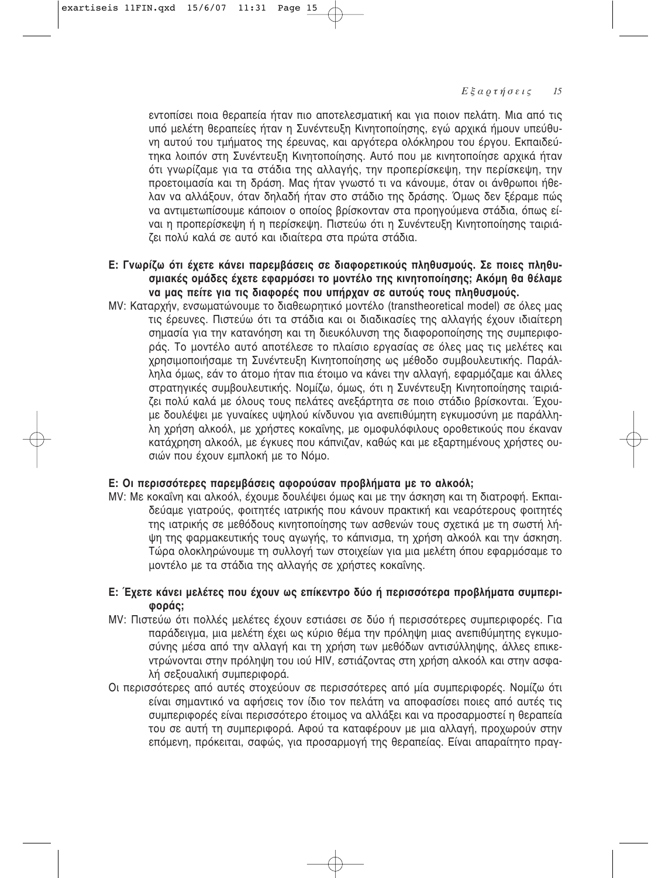εντοπίσει ποια θεραπεία ήταν πιο αποτελεσματική και για ποιον πελάτη. Μια από τις υπό μελέτη θεραπείες ήταν η Συνέντευξη Κινητοποίησης, εγώ αρχικά ήμουν υπεύθυνη αυτού του τμήματος της έρευνας, και αργότερα ολόκληρου του έργου. Εκπαιδεύτηκα λοιπόν στη Συνέντευξη Κινητοποίησης. Αυτό που με κινητοποίησε αρχικά ήταν ότι γνωρίζαμε για τα στάδια της αλλαγής, την προπερίσκεψη, την περίσκεψη, την προετοιμασία και τη δράση. Μας ήταν γνωστό τι να κάνουμε, όταν οι άνθρωποι ήθελαν να αλλάξουν, όταν δηλαδή ήταν στο στάδιο της δράσης. Όμως δεν ξέραμε πώς να αντιμετωπίσουμε κάποιον ο οποίος βρίσκονταν στα προηγούμενα στάδια, όπως είναι η προπερίσκεψη ή η περίσκεψη. Πιστεύω ότι η Συνέντευξη Κινητοποίησης ταιριάζει πολύ καλά σε αυτό και ιδιαίτερα στα πρώτα στάδια.

**Ε: Γνωρίζω ότι έχετε κάνει παρεμβάσεις σε διαφορετικούς πληθυσμούς. Σε ποιες πληθυσμιακές ομάδες έχετε εφαρμόσει το μοντέλο της κινητοποίησης; Ακόμη θα θέλαμε να μας πείτε για τις διαφορές που υπήρχαν σε αυτούς τους πληθυσμούς.**

MV: Καταρχήν, ενσωματώνουμε το διαθεωρητικό μοντέλο (transtheoretical model) σε όλες μας τις έρευνες. Πιστεύω ότι τα στάδια και οι διαδικασίες της αλλαγής έχουν ιδιαίτερη σημασία για την κατανόηση και τη διευκόλυνση της διαφοροποίησης της συμπεριφοράς. Το μοντέλο αυτό αποτέλεσε το πλαίσιο εργασίας σε όλες μας τις μελέτες και χρησιμοποιήσαμε τη Συνέντευξη Κινητοποίησης ως μέθοδο συμβουλευτικής. Παράλληλα όμως, εάν το άτομο ήταν πια έτοιμο να κάνει την αλλαγή, εφαρμόζαμε και άλλες στρατηγικές συμβουλευτικής. Νομίζω, όμως, ότι η Συνέντευξη Κινητοποίησης ταιριάζει πολύ καλά με όλους τους πελάτες ανεξάρτητα σε ποιο στάδιο βρίσκονται. Έχουμε δουλέψει με γυναίκες υψηλού κίνδυνου για ανεπιθύμητη εγκυμοσύνη με παράλληλη χρήση αλκοόλ, με χρήστες κοκαΐνης, με ομοφυλόφιλους οροθετικούς που έκαναν κατάχρηση αλκοόλ, με έγκυες που κάπνιζαν, καθώς και με εξαρτημένους χρήστες ουσιών που έχουν εμπλοκή με το Νόμο.

**Ε: Οι περισσότερες παρεμβάσεις αφορούσαν προβλήματα με το αλκοόλ;**

MV: Με κοκαΐνη και αλκοόλ, έχουμε δουλέψει όμως και με την άσκηση και τη διατροφή. Εκπαιδεύαμε γιατρούς, φοιτητές ιατρικής που κάνουν πρακτική και νεαρότερους φοιτητές της ιατρικής σε μεθόδους κινητοποίησης των ασθενών τους σχετικά με τη σωστή λήψη της φαρμακευτικής τους αγωγής, το κάπνισμα, τη χρήση αλκοόλ και την άσκηση. Τώρα ολοκληρώνουμε τη συλλογή των στοιχείων για μια μελέτη όπου εφαρμόσαμε το μοντέλο με τα στάδια της αλλαγής σε χρήστες κοκαΐνης.

**Ε: Έχετε κάνει μελέτες που έχουν ως επίκεντρο δύο ή περισσότερα προβλήματα συμπεριφοράς;**

MV: Πιστεύω ότι πολλές μελέτες έχουν εστιάσει σε δύο ή περισσότερες συμπεριφορές. Για παράδειγμα, μια μελέτη έχει ως κύριο θέμα την πρόληψη μιας ανεπιθύμητης εγκυμοσύνης μέσα από την αλλαγή και τη χρήση των μεθόδων αντισύλληψης, άλλες επικεντρώνονται στην πρόληψη του ιού HIV, εστιάζοντας στη χρήση αλκοόλ και στην ασφαλή σεξουαλική συμπεριφορά.

Οι περισσότερες από αυτές στοχεύουν σε περισσότερες από μία συμπεριφορές. Νομίζω ότι είναι σημαντικό να αφήσεις τον ίδιο τον πελάτη να αποφασίσει ποιες από αυτές τις συμπεριφορές είναι περισσότερο έτοιμος να αλλάξει και να προσαρμοστεί η θεραπεία του σε αυτή τη συμπεριφορά. Αφού τα καταφέρουν με μια αλλαγή, προχωρούν στην επόμενη, πρόκειται, σαφώς, για προσαρμογή της θεραπείας. Είναι απαραίτητο πραγ-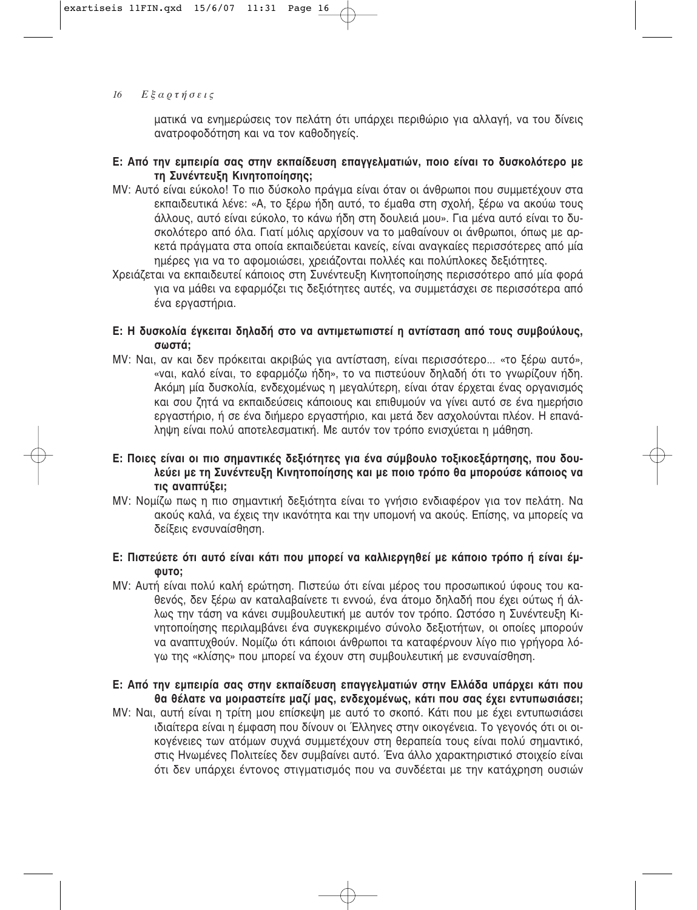ματικά να ενημερώσεις τον πελάτη ότι υπάρχει περιθώριο για αλλαγή, να του δίνεις ανατροφοδότηση και να τον καθοδηγείς.

**Ε: Από την εμπειρία σας στην εκπαίδευση επαγγελματιών, ποιο είναι το δυσκολότερο με τη Συνέντευξη Κινητοποίησης;**

MV: Αυτό είναι εύκολο! Το πιο δύσκολο πράγμα είναι όταν οι άνθρωποι που συμμετέχουν στα εκπαιδευτικά λένε: «Α, το ξέρω ήδη αυτό, το έμαθα στη σχολή, ξέρω να ακούω τους άλλους, αυτό είναι εύκολο, το κάνω ήδη στη δουλειά μου». Για μένα αυτό είναι το δυσκολότερο από όλα. Γιατί μόλις αρχίσουν να το μαθαίνουν οι άνθρωποι, όπως με αρκετά πράγματα στα οποία εκπαιδεύεται κανείς, είναι αναγκαίες περισσότερες από μία ημέρες για να το αφομοιώσει, χρειάζονται πολλές και πολύπλοκες δεξιότητες.

Χρειάζεται να εκπαιδευτεί κάποιος στη Συνέντευξη Κινητοποίησης περισσότερο από μία φορά για να μάθει να εφαρμόζει τις δεξιότητες αυτές, να συμμετάσχει σε περισσότερα από ένα εργαστήρια.

**Ε: Η δυσκολία έγκειται δηλαδή στο να αντιμετωπιστεί η αντίσταση από τους συμβούλους, σωστά;**

MV: Ναι, αν και δεν πρόκειται ακριβώς για αντίσταση, είναι περισσότερο... «το ξέρω αυτό», «ναι, καλό είναι, το εφαρμόζω ήδη», το να πιστεύουν δηλαδή ότι το γνωρίζουν ήδη. Ακόμη μία δυσκολία, ενδεχομένως η μεγαλύτερη, είναι όταν έρχεται ένας οργανισμός και σου ζητά να εκπαιδεύσεις κάποιους και επιθυμούν να γίνει αυτό σε ένα ημερήσιο εργαστήριο, ή σε ένα διήμερο εργαστήριο, και μετά δεν ασχολούνται πλέον. Η επανάληψη είναι πολύ αποτελεσματική. Με αυτόν τον τρόπο ενισχύεται η μάθηση.

**Ε: Ποιες είναι οι πιο σημαντικές δεξιότητες για ένα σύμβουλο τοξικοεξάρτησης, που δουλεύει με τη Συνέντευξη Κινητοποίησης και με ποιο τρόπο θα μπορούσε κάποιος να τις αναπτύξει;**

MV: Νομίζω πως η πιο σημαντική δεξιότητα είναι το γνήσιο ενδιαφέρον για τον πελάτη. Να ακούς καλά, να έχεις την ικανότητα και την υπομονή να ακούς. Επίσης, να μπορείς να δείξεις ενσυναίσθηση.

**Ε: Πιστεύετε ότι αυτό είναι κάτι που μπορεί να καλλιεργηθεί με κάποιο τρόπο ή είναι έμφυτο;**

MV: Αυτή είναι πολύ καλή ερώτηση. Πιστεύω ότι είναι μέρος του προσωπικού ύφους του καθενός, δεν ξέρω αν καταλαβαίνετε τι εννοώ, ένα άτομο δηλαδή που έχει ούτως ή άλλως την τάση να κάνει συμβουλευτική με αυτόν τον τρόπο. Ωστόσο η Συνέντευξη Κινητοποίησης περιλαμβάνει ένα συγκεκριμένο σύνολο δεξιοτήτων, οι οποίες μπορούν να αναπτυχθούν. Νομίζω ότι κάποιοι άνθρωποι τα καταφέρνουν λίγο πιο γρήγορα λόγω της «κλίσης» που μπορεί να έχουν στη συμβουλευτική με ενσυναίσθηση.

**Ε: Από την εμπειρία σας στην εκπαίδευση επαγγελματιών στην Ελλάδα υπάρχει κάτι που θα θέλατε να μοιραστείτε μαζί μας, ενδεχομένως, κάτι που σας έχει εντυπωσιάσει;**

MV: Ναι, αυτή είναι η τρίτη μου επίσκεψη με αυτό το σκοπό. Κάτι που με έχει εντυπωσιάσει ιδιαίτερα είναι η έμφαση που δίνουν οι Έλληνες στην οικογένεια. Το γεγονός ότι οι οικογένειες των ατόμων συχνά συμμετέχουν στη θεραπεία τους είναι πολύ σημαντικό, στις Ηνωμένες Πολιτείες δεν συμβαίνει αυτό. Ένα άλλο χαρακτηριστικό στοιχείο είναι ότι δεν υπάρχει έντονος στιγματισμός που να συνδέεται με την κατάχρηση ουσιών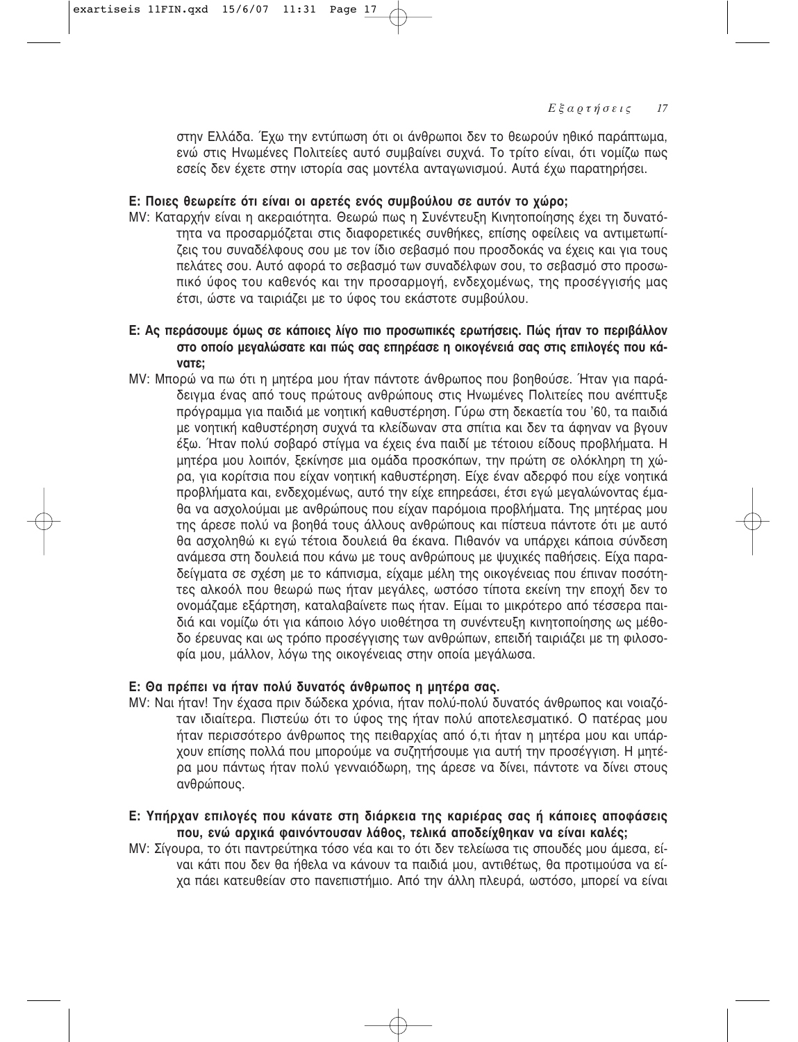στην Ελλάδα. Έχω την εντύπωση ότι οι άνθρωποι δεν το θεωρούν ηθικό παράπτωμα, ενώ στις Ηνωμένες Πολιτείες αυτό συμβαίνει συχνά. Το τρίτο είναι, ότι νομίζω πως εσείς δεν έχετε στην ιστορία σας μοντέλα ανταγωνισμού. Αυτά έχω παρατηρήσει.

**Ε: Ποιες θεωρείτε ότι είναι οι αρετές ενός συμβούλου σε αυτόν το χώρο;**

MV: Καταρχήν είναι η ακεραιότητα. Θεωρώ πως η Συνέντευξη Κινητοποίησης έχει τη δυνατότητα να προσαρμόζεται στις διαφορετικές συνθήκες, επίσης οφείλεις να αντιμετωπίζεις του συναδέλφους σου με τον ίδιο σεβασμό που προσδοκάς να έχεις και για τους πελάτες σου. Αυτό αφορά το σεβασμό των συναδέλφων σου, το σεβασμό στο προσωπικό ύφος του καθενός και την προσαρμογή, ενδεχομένως, της προσέγγισής μας έτσι, ώστε να ταιριάζει με το ύφος του εκάστοτε συμβούλου.

**Ε: Ας περάσουμε όμως σε κάποιες λίγο πιο προσωπικές ερωτήσεις. Πώς ήταν το περιβάλλον στο οποίο μεγαλώσατε και πώς σας επηρέασε η οικογένειά σας στις επιλογές που κάνατε;**

MV: Μπορώ να πω ότι η μητέρα μου ήταν πάντοτε άνθρωπος που βοηθούσε. Ήταν για παράδειγμα ένας από τους πρώτους ανθρώπους στις Ηνωμένες Πολιτείες που ανέπτυξε πρόγραμμα για παιδιά με νοητική καθυστέρηση. Γύρω στη δεκαετία του '60, τα παιδιά με νοητική καθυστέρηση συχνά τα κλείδωναν στα σπίτια και δεν τα άφηναν να βγουν έξω. Ήταν πολύ σοβαρό στίγμα να έχεις ένα παιδί με τέτοιου είδους προβλήματα. Η μητέρα μου λοιπόν, ξεκίνησε μια ομάδα προσκόπων, την πρώτη σε ολόκληρη τη χώρα, για κορίτσια που είχαν νοητική καθυστέρηση. Είχε έναν αδερφό που είχε νοητικά προβλήματα και, ενδεχομένως, αυτό την είχε επηρεάσει, έτσι εγώ μεγαλώνοντας έμαθα να ασχολούμαι με ανθρώπους που είχαν παρόμοια προβλήματα. Της μητέρας μου της άρεσε πολύ να βοηθά τους άλλους ανθρώπους και πίστευα πάντοτε ότι με αυτό θα ασχοληθώ κι εγώ τέτοια δουλειά θα έκανα. Πιθανόν να υπάρχει κάποια σύνδεση ανάμεσα στη δουλειά που κάνω με τους ανθρώπους με ψυχικές παθήσεις. Είχα παραδείγματα σε σχέση με το κάπνισμα, είχαμε μέλη της οικογένειας που έπιναν ποσότητες αλκοόλ που θεωρώ πως ήταν μεγάλες, ωστόσο τίποτα εκείνη την εποχή δεν το ονομάζαμε εξάρτηση, καταλαβαίνετε πως ήταν. Είμαι το μικρότερο από τέσσερα παιδιά και νομίζω ότι για κάποιο λόγο υιοθέτησα τη συνέντευξη κινητοποίησης ως μέθοδο έρευνας και ως τρόπο προσέγγισης των ανθρώπων, επειδή ταιριάζει με τη φιλοσοφία μου, μάλλον, λόγω της οικογένειας στην οποία μεγάλωσα.

**Ε: Θα πρέπει να ήταν πολύ δυνατός άνθρωπος η μητέρα σας.**

MV: Ναι ήταν! Την έχασα πριν δώδεκα χρόνια, ήταν πολύ-πολύ δυνατός άνθρωπος και νοιαζόταν ιδιαίτερα. Πιστεύω ότι το ύφος της ήταν πολύ αποτελεσματικό. Ο πατέρας μου ήταν περισσότερο άνθρωπος της πειθαρχίας από ό,τι ήταν η μητέρα μου και υπάρχουν επίσης πολλά που μπορούμε να συζητήσουμε για αυτή την προσέγγιση. Η μητέρα μου πάντως ήταν πολύ γενναιόδωρη, της άρεσε να δίνει, πάντοτε να δίνει στους ανθρώπους.

**Ε: Υπήρχαν επιλογές που κάνατε στη διάρκεια της καριέρας σας ή κάποιες αποφάσεις που, ενώ αρχικά φαινόντουσαν λάθος, τελικά αποδείχθηκαν να είναι καλές;**

MV: Σίγουρα, το ότι παντρεύτηκα τόσο νέα και το ότι δεν τελείωσα τις σπουδές μου άμεσα, είναι κάτι που δεν θα ήθελα να κάνουν τα παιδιά μου, αντιθέτως, θα προτιμούσα να είχα πάει κατευθείαν στο πανεπιστήμιο. Από την άλλη πλευρά, ωστόσο, μπορεί να είναι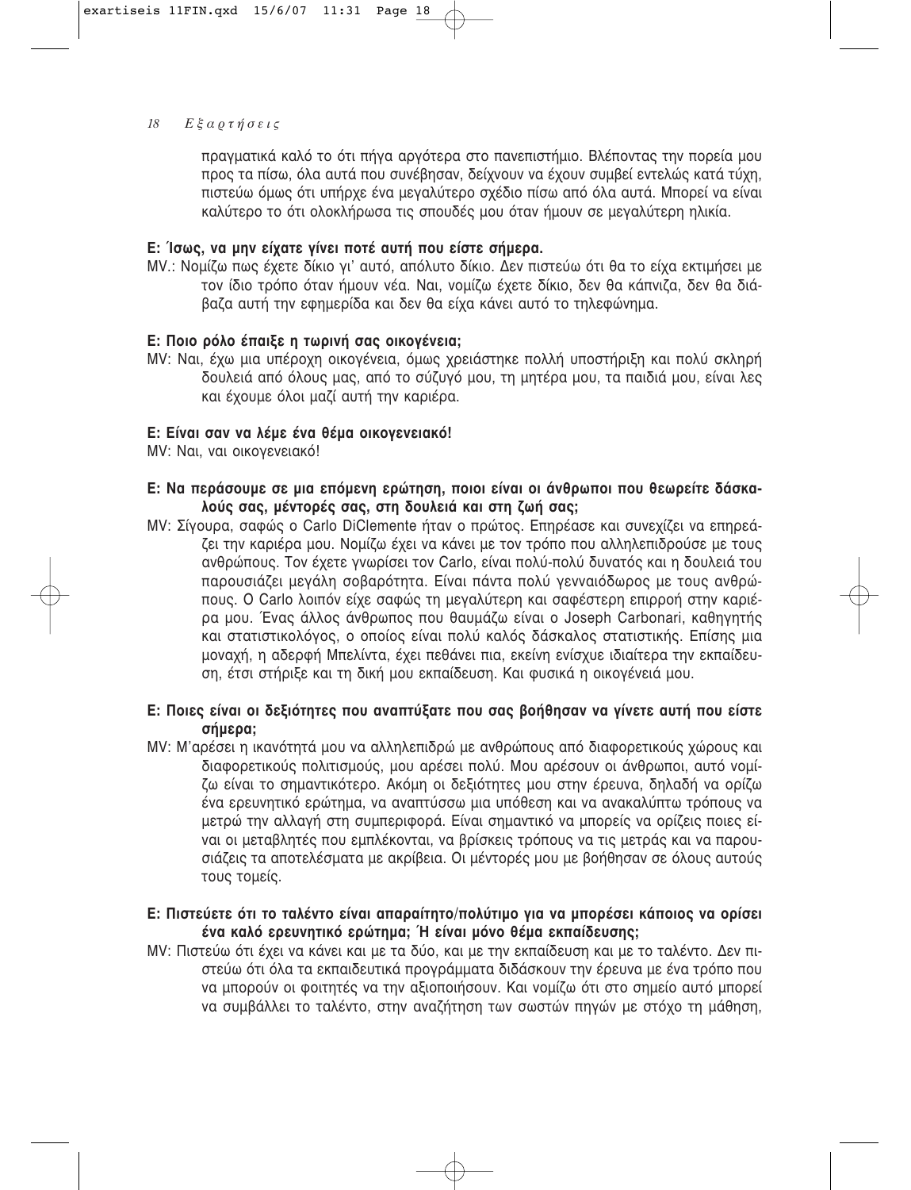πραγματικά καλό το ότι πήγα αργότερα στο πανεπιστήμιο. Βλέποντας την πορεία μου προς τα πίσω, όλα αυτά που συνέβησαν, δείχνουν να έχουν συμβεί εντελώς κατά τύχη, πιστεύω όμως ότι υπήρχε ένα μεγαλύτερο σχέδιο πίσω από όλα αυτά. Μπορεί να είναι καλύτερο το ότι ολοκλήρωσα τις σπουδές μου όταν ήμουν σε μεγαλύτερη ηλικία.

**Ε: Ίσως, να μην είχατε γίνει ποτέ αυτή που είστε σήμερα.**

ΜV.: Νομίζω πως έχετε δίκιο γι' αυτό, απόλυτο δίκιο. Δεν πιστεύω ότι θα το είχα εκτιμήσει με τον ίδιο τρόπο όταν ήμουν νέα. Ναι, νομίζω έχετε δίκιο, δεν θα κάπνιζα, δεν θα διάβαζα αυτή την εφημερίδα και δεν θα είχα κάνει αυτό το τηλεφώνημα.

**Ε: Ποιο ρόλο έπαιξε η τωρινή σας οικογένεια;**

ΜV: Ναι, έχω μια υπέροχη οικογένεια, όμως χρειάστηκε πολλή υποστήριξη και πολύ σκληρή δουλειά από όλους μας, από το σύζυγό μου, τη μητέρα μου, τα παιδιά μου, είναι λες και έχουμε όλοι μαζί αυτή την καριέρα.

**Ε: Είναι σαν να λέμε ένα θέμα οικογενειακό!**

ΜV: Ναι, ναι οικογενειακό!

**Ε: Να περάσουμε σε μια επόμενη ερώτηση, ποιοι είναι οι άνθρωποι που θεωρείτε δασκάλους σας, μέντορές σας, στη δουλειά και στη ζωή σας;**

ΜV: Σίγουρα, σαφώς ο Carlo DiClemente ήταν ο πρώτος. Επηρέασε και συνεχίζει να επηρεάζει την καριέρα μου. Νομίζω έχει να κάνει με τον τρόπο που αλληλεπιδρούσε με τους ανθρώπους. Τον έχετε γνωρίσει τον Carlo, είναι πολύ-πολύ δυνατός και η δουλειά του παρουσιάζει μεγάλη σοβαρότητα. Είναι πάντα πολύ γενναιόδωρος με τους ανθρώπους. Ο Carlo λοιπόν είχε σαφώς τη μεγαλύτερη και σαφέστερη επιρροή στην καριέρα μου. Ένας άλλος άνθρωπος που θαυμάζω είναι ο Joseph Carbonari, καθηγητής και στατιστικολόγος, ο οποίος είναι πολύ καλός δάσκαλος στατιστικής. Επίσης μια μοναχή, η αδερφή Μπελίντα, έχει πεθάνει πια, εκείνη ενίσχυε ιδιαίτερα την εκπαίδευση, έτσι στήριξε και τη δική μου εκπαίδευση. Και φυσικά η οικογένειά μου.

**Ε: Ποιες είναι οι δεξιότητες που αναπτύξατε που σας βοήθησαν να γίνετε αυτή που είστε σήμερα;**

ΜV: Μ'αρέσει η ικανότητά μου να αλληλεπιδρώ με ανθρώπους από διαφορετικούς χώρους και διαφορετικούς πολιτισμούς, μου αρέσει πολύ. Μου αρέσουν οι άνθρωποι, αυτό νομίζω είναι το σημαντικότερο. Ακόμη οι δεξιότητες μου στην έρευνα, δηλαδή να ορίζω ένα ερευνητικό ερώτημα, να αναπτύσσω μια υπόθεση και να ανακαλύπτω τρόπους να μετρώ την αλλαγή στη συμπεριφορά. Είναι σημαντικό να μπορείς να ορίζεις ποιες είναι οι μεταβλητές που εμπλέκονται, να βρίσκεις τρόπους να τις μετράς και να παρουσιάζεις τα αποτελέσματα με ακρίβεια. Οι μέντορές μου με βοήθησαν σε όλους αυτούς τους τομείς.

**Ε: Πιστεύετε ότι το ταλέντο είναι απαραίτητο/πολύτιμο για να μπορέσει κάποιος να ορίσει ένα καλό ερευνητικό ερώτημα; Ή είναι μόνο θέμα εκπαίδευσης;**

ΜV: Πιστεύω ότι έχει να κάνει και με τα δύο, και με την εκπαίδευση και με το ταλέντο. Δεν πιστεύω ότι όλα τα εκπαιδευτικά προγράμματα διδάσκουν την έρευνα με ένα τρόπο που να μπορούν οι φοιτητές να την αξιοποιήσουν. Και νομίζω ότι στο σημείο αυτό μπορεί να συμβάλλει το ταλέντο, στην αναζήτηση των σωστών πηγών με στόχο τη μάθηση,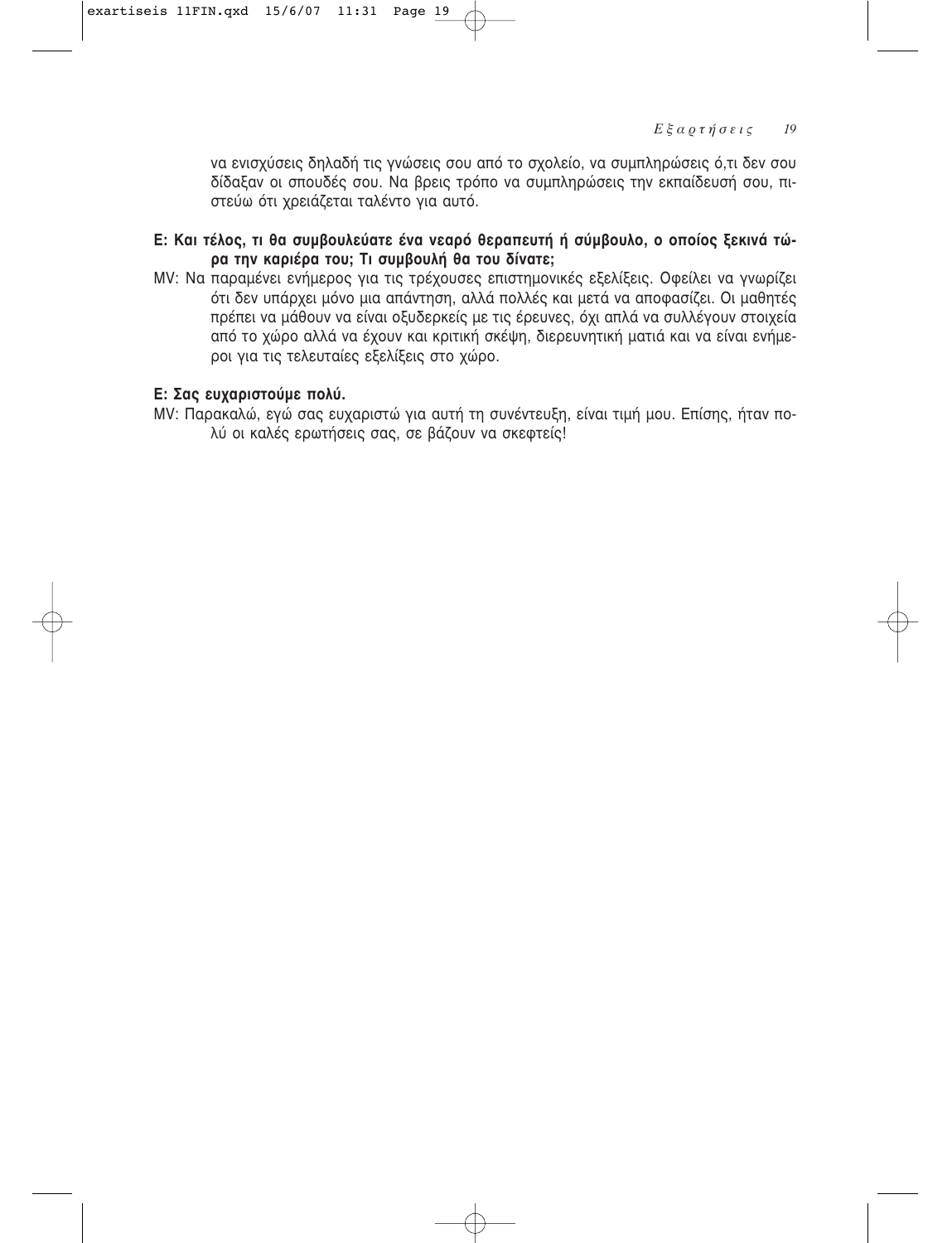να ενισχύσεις δηλαδή τις γνώσεις σου από το σχολείο, να συμπληρώσεις ό,τι δεν σου δίδαξαν οι σπουδές σου. Να βρεις τρόπο να συμπληρώσεις την εκπαίδευσή σου, πιστεύω ότι χρειάζεται ταλέντο για αυτό.

**Ε: Και τέλος, τι θα συμβουλεύατε ένα νεαρό θεραπευτή ή σύμβουλο, ο οποίος ξεκινά τώρα την καριέρα του; Τι συμβουλή θα του δίνατε;**

MV: Να παραμένει ενήμερος για τις τρέχουσες επιστημονικές εξελίξεις. Οφείλει να γνωρίζει ότι δεν υπάρχει μόνο μια απάντηση, αλλά πολλές και μετά να αποφασίζει. Οι μαθητές πρέπει να μάθουν να είναι οξυδερκείς με τις έρευνες, όχι απλά να συλλέγουν στοιχεία από το χώρο αλλά να έχουν και κριτική σκέψη, διερευνητική ματιά και να είναι ενήμεροι για τις τελευταίες εξελίξεις στο χώρο.

**Ε: Σας ευχαριστούμε πολύ.**

MV: Παρακαλώ, εγώ σας ευχαριστώ για αυτή τη συνέντευξη, είναι τιμή μου. Επίσης, ήταν πολύ οι καλές ερωτήσεις σας, σε βάζουν να σκεφτείς!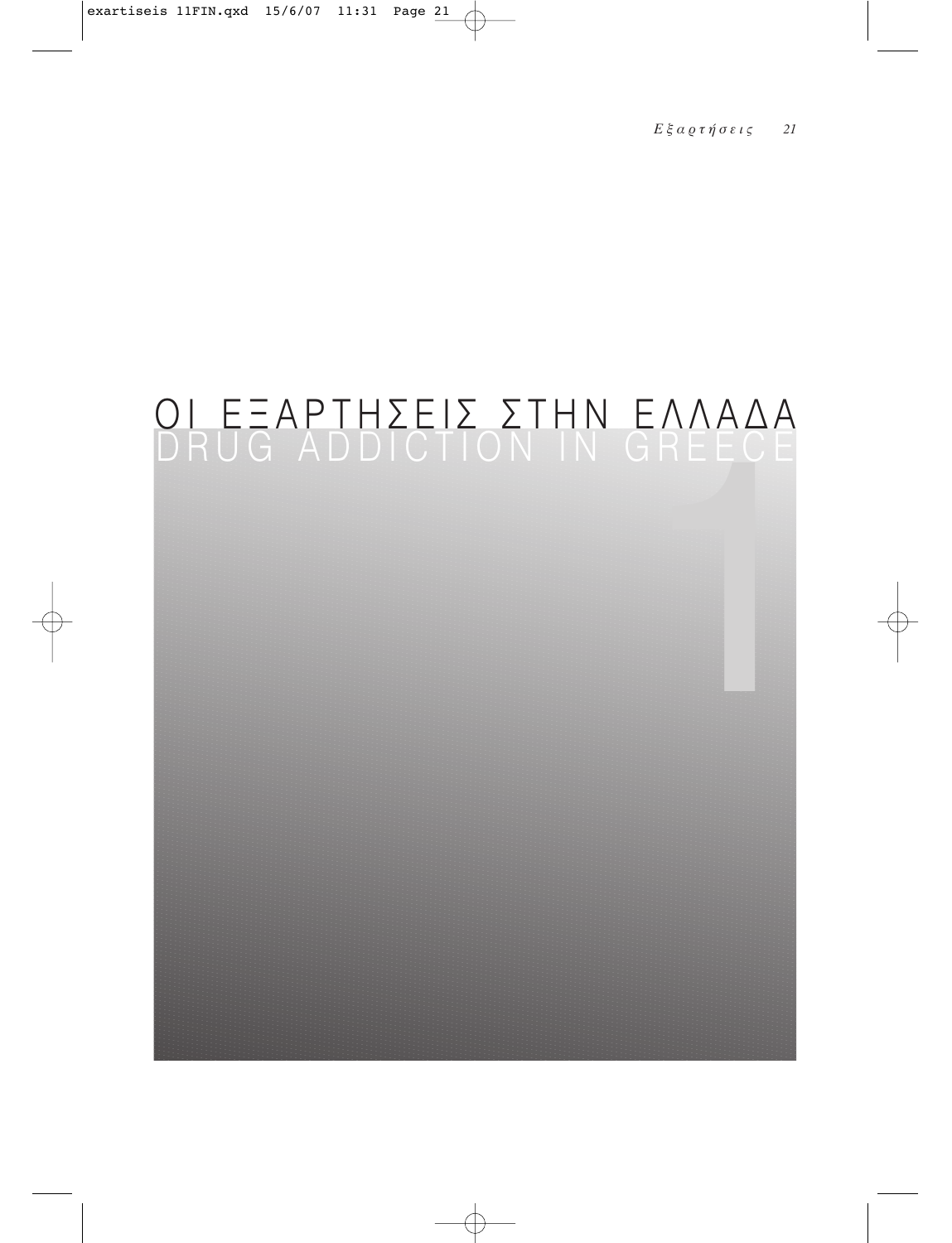# ΟΙ ΕΞΑΡΤΗΣΕΙΣ ΣΤΗΝ ΕΛΛΑΔΑ
# DRUG ADDICTION IN GREECE

1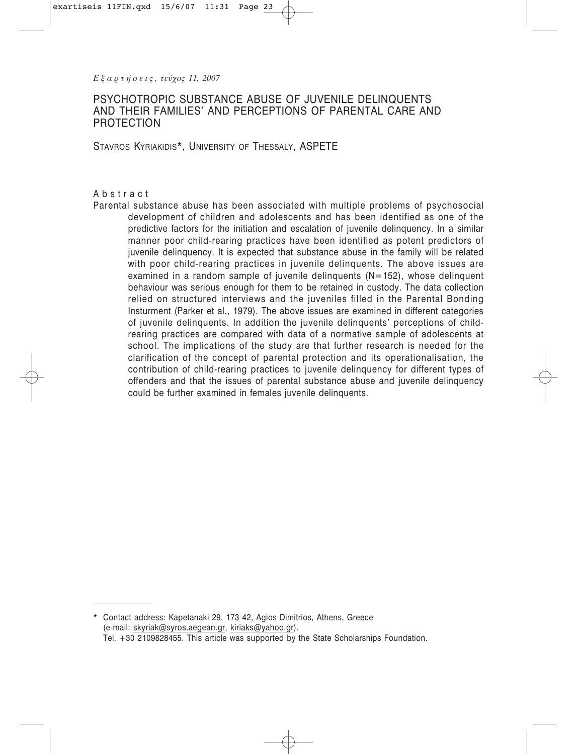# PSYCHOTROPIC SUBSTANCE ABUSE OF JUVENILE DELINQUENTS AND THEIR FAMILIES' AND PERCEPTIONS OF PARENTAL CARE AND PROTECTION

STAVROS KYRIAKIDIS*, UNIVERSITY OF THESSALY, ASPETE

## Abstract

Parental substance abuse has been associated with multiple problems of psychosocial development of children and adolescents and has been identified as one of the predictive factors for the initiation and escalation of juvenile delinquency. In a similar manner poor child-rearing practices have been identified as potent predictors of juvenile delinquency. It is expected that substance abuse in the family will be related with poor child-rearing practices in juvenile delinquents. The above issues are examined in a random sample of juvenile delinquents (N=152), whose delinquent behaviour was serious enough for them to be retained in custody. The data collection relied on structured interviews and the juveniles filled in the Parental Bonding Insturment (Parker et al., 1979). The above issues are examined in different categories of juvenile delinquents. In addition the juvenile delinquents' perceptions of child-rearing practices are compared with data of a normative sample of adolescents at school. The implications of the study are that further research is needed for the clarification of the concept of parental protection and its operationalisation, the contribution of child-rearing practices to juvenile delinquency for different types of offenders and that the issues of parental substance abuse and juvenile delinquency could be further examined in females juvenile delinquents.

---

\* Contact address: Kapetanaki 29, 173 42, Agios Dimitrios, Athens, Greece (e-mail: skyriak@syros.aegean.gr, kiriaks@yahoo.gr). Tel. +30 2109828455. This article was supported by the State Scholarships Foundation.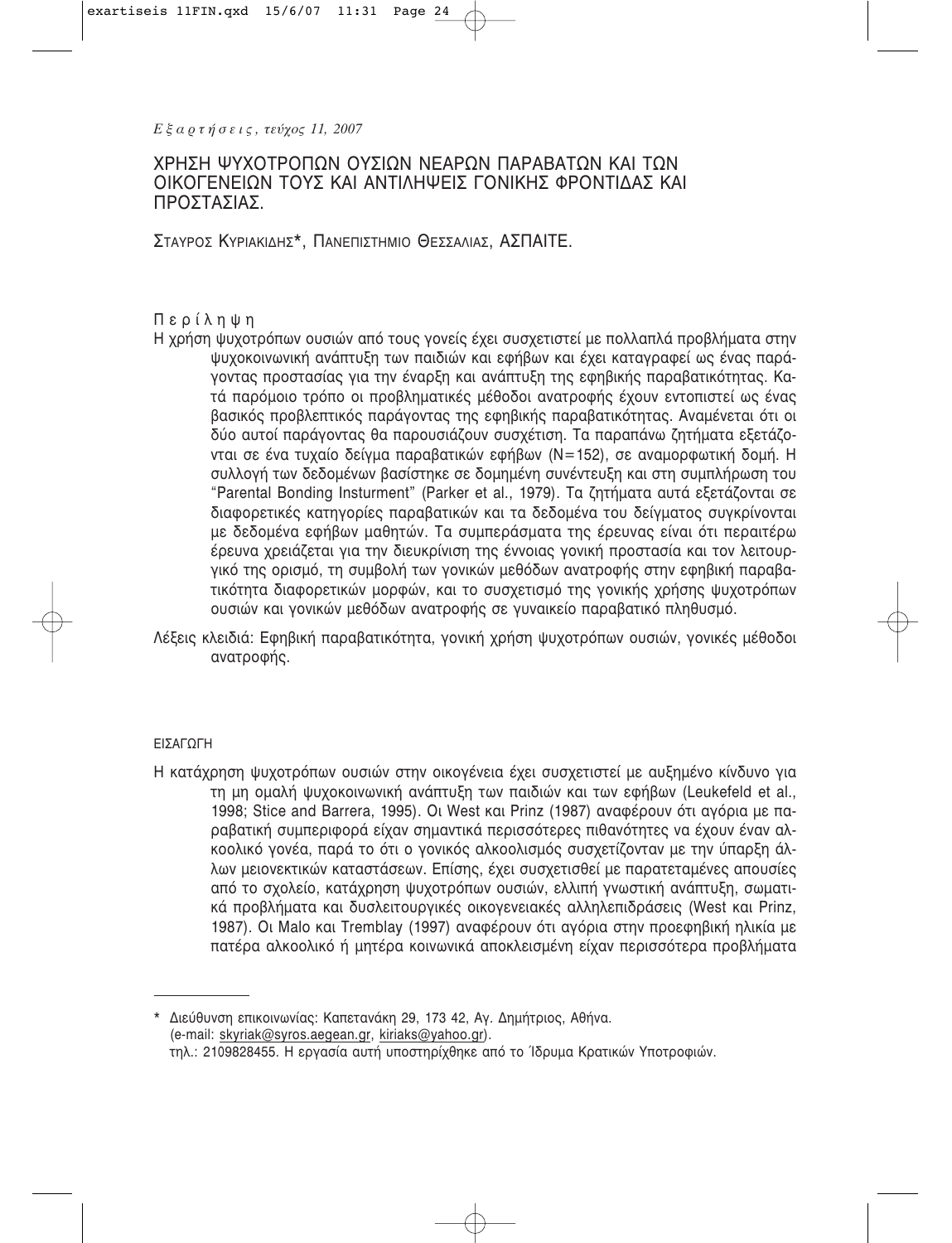# ΧΡΗΣΗ ΨΥΧΟΤΡΟΠΩΝ ΟΥΣΙΩΝ ΝΕΑΡΩΝ ΠΑΡΑΒΑΤΩΝ ΚΑΙ ΤΩΝ ΟΙΚΟΓΕΝΕΙΩΝ ΤΟΥΣ ΚΑΙ ΑΝΤΙΛΗΨΕΙΣ ΓΟΝΙΚΗΣ ΦΡΟΝΤΙΔΑΣ ΚΑΙ ΠΡΟΣΤΑΣΙΑΣ.

ΣΤΑΥΡΟΣ ΚΥΡΙΑΚΙΔΗΣ*, ΠΑΝΕΠΙΣΤΗΜΙΟ ΘΕΣΣΑΛΙΑΣ, ΑΣΠΑΙΤΕ.

## Περίληψη

Η χρήση ψυχοτρόπων ουσιών από τους γονείς έχει συσχετιστεί με πολλαπλά προβλήματα στην ψυχοκοινωνική ανάπτυξη των παιδιών και εφήβων και έχει καταγραφεί ως ένας παράγοντας προστασίας για την έναρξη και ανάπτυξη της εφηβικής παραβατικότητας. Κατά παρόμοιο τρόπο οι προβληματικές μέθοδοι ανατροφής έχουν εντοπιστεί ως ένας βασικός προβλεπτικός παράγοντας της εφηβικής παραβατικότητας. Αναμένεται ότι οι δύο αυτοί παράγοντας θα παρουσιάζουν συσχέτιση. Τα παραπάνω ζητήματα εξετάζονται σε ένα τυχαίο δείγμα παραβατικών εφήβων (N=152), σε αναμορφωτική δομή. Η συλλογή των δεδομένων βασίστηκε σε δομημένη συνέντευξη και στη συμπλήρωση του "Parental Bonding Insturment" (Parker et al., 1979). Τα ζητήματα αυτά εξετάζονται σε διαφορετικές κατηγορίες παραβατικών και τα δεδομένα του δείγματος συγκρίνονται με δεδομένα εφήβων μαθητών. Τα συμπεράσματα της έρευνας είναι ότι περαιτέρω έρευνα χρειάζεται για την διευκρίνιση της έννοιας γονική προστασία και τον λειτουργικό της ορισμό, τη συμβολή των γονικών μεθόδων ανατροφής στην εφηβική παραβατικότητα διαφορετικών μορφών, και το συσχετισμό της γονικής χρήσης ψυχοτρόπων ουσιών και γονικών μεθόδων ανατροφής σε γυναικείο παραβατικό πληθυσμό.

Λέξεις κλειδιά: Εφηβική παραβατικότητα, γονική χρήση ψυχοτρόπων ουσιών, γονικές μέθοδοι ανατροφής.

## ΕΙΣΑΓΩΓΗ

Η κατάχρηση ψυχοτρόπων ουσιών στην οικογένεια έχει συσχετιστεί με αυξημένο κίνδυνο για τη μη ομαλή ψυχοκοινωνική ανάπτυξη των παιδιών και των εφήβων (Leukefeld et al., 1998; Stice and Barrera, 1995). Οι West και Prinz (1987) αναφέρουν ότι αγόρια με παραβατική συμπεριφορά είχαν σημαντικά περισσότερες πιθανότητες να έχουν έναν αλκοολικό γονέα, παρά το ότι ο γονικός αλκοολισμός συσχετίζονταν με την ύπαρξη άλλων μειονεκτικών καταστάσεων. Επίσης, έχει συσχετισθεί με παρατεταμένες απουσίες από το σχολείο, κατάχρηση ψυχοτρόπων ουσιών, ελλιπή γνωστική ανάπτυξη, σωματικά προβλήματα και δυσλειτουργικές οικογενειακές αλληλεπιδράσεις (West και Prinz, 1987). Οι Malo και Tremblay (1997) αναφέρουν ότι αγόρια στην προεφηβική ηλικία με πατέρα αλκοολικό ή μητέρα κοινωνικά αποκλεισμένη είχαν περισσότερα προβλήματα

---

\* Διεύθυνση επικοινωνίας: Καπετανάκη 29, 173 42, Αγ. Δημήτριος, Αθήνα. (e-mail: skyriak@syros.aegean.gr, kiriaks@yahoo.gr). τηλ.: 2109828455. Η εργασία αυτή υποστηρίχθηκε από το Ίδρυμα Κρατικών Υποτροφιών.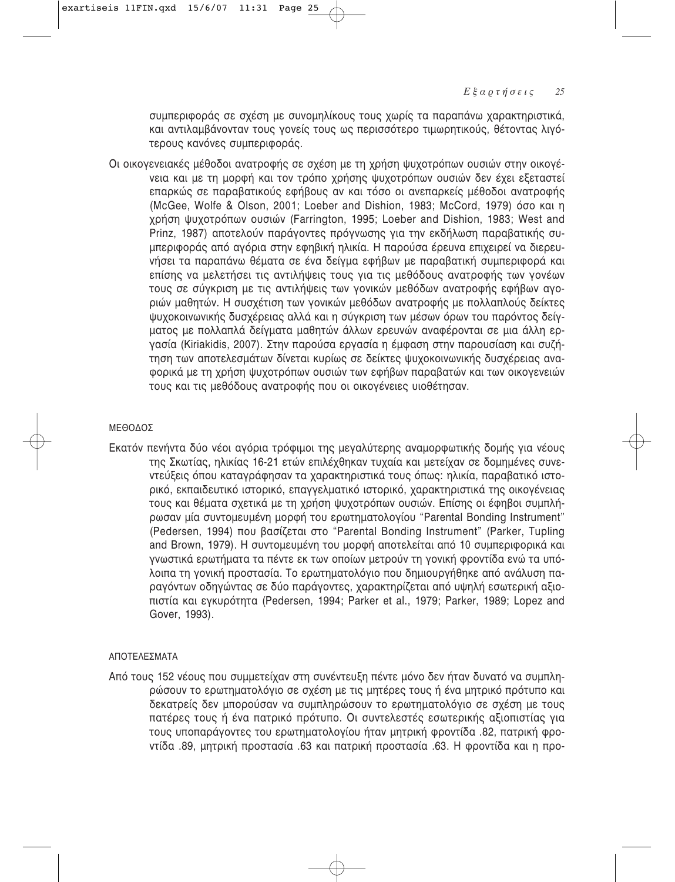συμπεριφοράς σε σχέση με συνομηλίκους τους χωρίς τα παραπάνω χαρακτηριστικά, και αντιλαμβάνονταν τους γονείς τους ως περισσότερο τιμωρητικούς, θέτοντας λιγότερους κανόνες συμπεριφοράς.

Οι οικογενειακές μέθοδοι ανατροφής σε σχέση με τη χρήση ψυχοτρόπων ουσιών στην οικογένεια και με τη μορφή και τον τρόπο χρήσης ψυχοτρόπων ουσιών δεν έχει εξεταστεί επαρκώς σε παραβατικούς εφήβους αν και τόσο οι ανεπαρκείς μέθοδοι ανατροφής (McGee, Wolfe & Olson, 2001; Loeber and Dishion, 1983; McCord, 1979) όσο και η χρήση ψυχοτρόπων ουσιών (Farrington, 1995; Loeber and Dishion, 1983; West and Prinz, 1987) αποτελούν παράγοντες πρόγνωσης για την εκδήλωση παραβατικής συμπεριφοράς από αγόρια στην εφηβική ηλικία. Η παρούσα έρευνα επιχειρεί να διερευνήσει τα παραπάνω θέματα σε ένα δείγμα εφήβων με παραβατική συμπεριφορά και επίσης να μελετήσει τις αντιλήψεις τους για τις μεθόδους ανατροφής των γονέων τους σε σύγκριση με τις αντιλήψεις των γονικών μεθόδων ανατροφής εφήβων αγοριών μαθητών. Η συσχέτιση των γονικών μεθόδων ανατροφής με πολλαπλούς δείκτες ψυχοκοινωνικής δυσχέρειας αλλά και η σύγκριση των μέσων όρων του παρόντος δείγματος με πολλαπλά δείγματα μαθητών άλλων ερευνών αναφέρονται σε μια άλλη εργασία (Kiriakidis, 2007). Στην παρούσα εργασία η έμφαση στην παρουσίαση και συζήτηση των αποτελεσμάτων δίνεται κυρίως σε δείκτες ψυχοκοινωνικής δυσχέρειας αναφορικά με τη χρήση ψυχοτρόπων ουσιών των εφήβων παραβατών και των οικογενειών τους και τις μεθόδους ανατροφής που οι οικογένειες υιοθέτησαν.

## ΜΕΘΟΔΟΣ

Εκατόν πενήντα δύο νέοι αγόρια τρόφιμοι της μεγαλύτερης αναμορφωτικής δομής για νέους της Σκωτίας, ηλικίας 16-21 ετών επιλέχθηκαν τυχαία και μετείχαν σε δομημένες συνεντεύξεις όπου καταγράφησαν τα χαρακτηριστικά τους όπως: ηλικία, παραβατικό ιστορικό, εκπαιδευτικό ιστορικό, επαγγελματικό ιστορικό, χαρακτηριστικά της οικογένειας τους και θέματα σχετικά με τη χρήση ψυχοτρόπων ουσιών. Επίσης οι έφηβοι συμπλήρωσαν μία συντομευμένη μορφή του ερωτηματολογίου "Parental Bonding Instrument" (Pedersen, 1994) που βασίζεται στο "Parental Bonding Instrument" (Parker, Tupling and Brown, 1979). Η συντομευμένη του μορφή αποτελείται από 10 συμπεριφορικά και γνωστικά ερωτήματα τα πέντε εκ των οποίων μετρούν τη γονική φροντίδα ενώ τα υπόλοιπα τη γονική προστασία. Το ερωτηματολόγιο που δημιουργήθηκε από ανάλυση παραγόντων οδηγώντας σε δύο παράγοντες, χαρακτηρίζεται από υψηλή εσωτερική αξιοπιστία και εγκυρότητα (Pedersen, 1994; Parker et al., 1979; Parker, 1989; Lopez and Gover, 1993).

## ΑΠΟΤΕΛΕΣΜΑΤΑ

Από τους 152 νέους που συμμετείχαν στη συνέντευξη πέντε μόνο δεν ήταν δυνατό να συμπληρώσουν το ερωτηματολόγιο σε σχέση με τις μητέρες τους ή ένα μητρικό πρότυπο και δεκατρείς δεν μπορούσαν να συμπληρώσουν το ερωτηματολόγιο σε σχέση με τους πατέρες τους ή ένα πατρικό πρότυπο. Οι συντελεστές εσωτερικής αξιοπιστίας για τους υποπαράγοντες του ερωτηματολογίου ήταν μητρική φροντίδα .82, πατρική φροντίδα .89, μητρική προστασία .63 και πατρική προστασία .63. Η φροντίδα και η προ-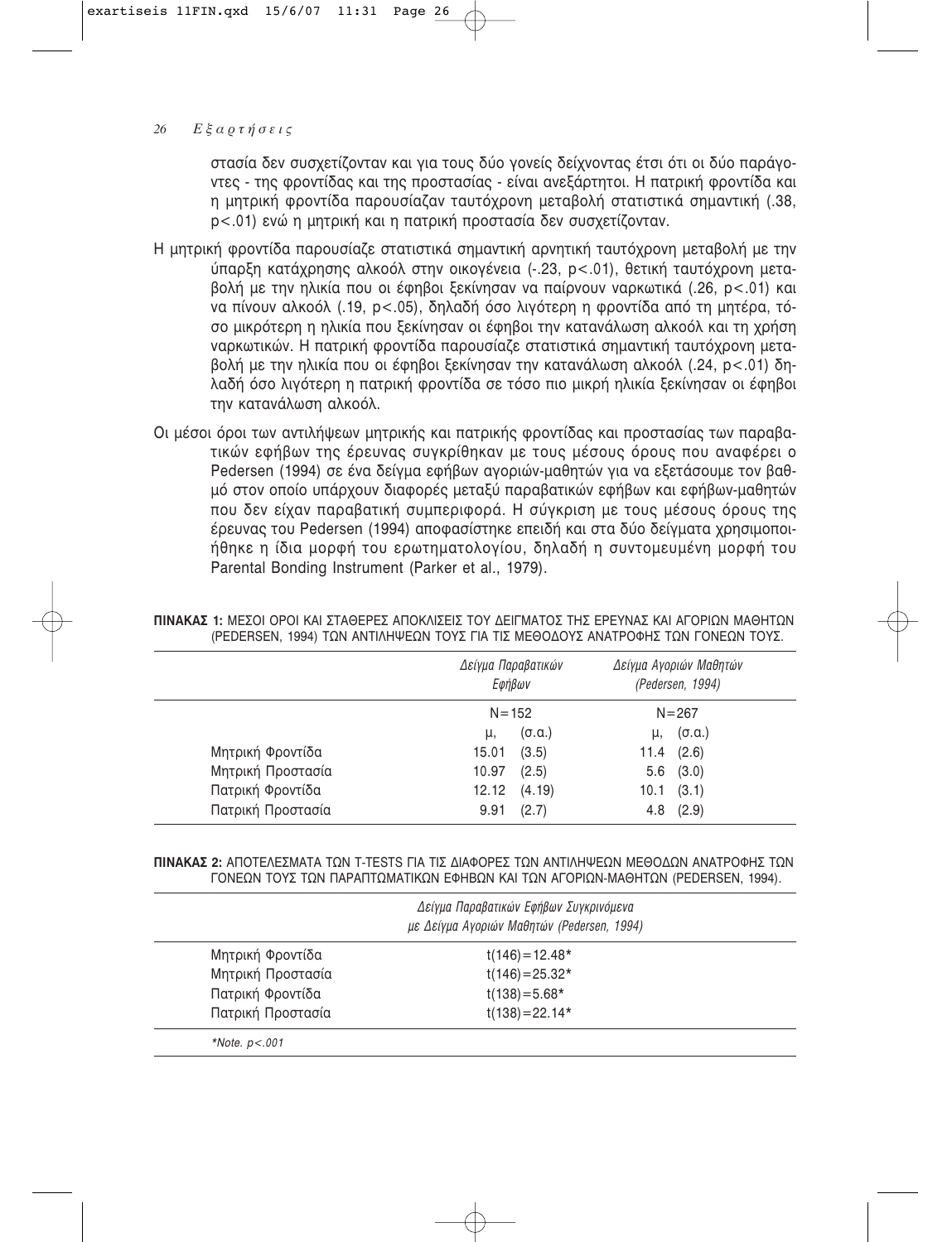στασία δεν συσχετίζονταν και για τους δύο γονείς δείχνοντας έτσι ότι οι δύο παράγοντες - της φροντίδας και της προστασίας - είναι ανεξάρτητοι. Η πατρική φροντίδα και η μητρική φροντίδα παρουσίαζαν ταυτόχρονη μεταβολή στατιστικά σημαντική (.38, $p<.01$) ενώ η μητρική και η πατρική προστασία δεν συσχετίζονταν.

Η μητρική φροντίδα παρουσίαζε στατιστικά σημαντική αρνητική ταυτόχρονη μεταβολή με την ύπαρξη κατάχρησης αλκοόλ στην οικογένεια (-.23, $p<.01$), θετική ταυτόχρονη μεταβολή με την ηλικία που οι έφηβοι ξεκίνησαν να παίρνουν ναρκωτικά (.26, $p<.01$) και να πίνουν αλκοόλ (.19, $p<.05$), δηλαδή όσο λιγότερη η φροντίδα από τη μητέρα, τόσο μικρότερη η ηλικία που ξεκίνησαν οι έφηβοι την κατανάλωση αλκοόλ και τη χρήση ναρκωτικών. Η πατρική φροντίδα παρουσίαζε στατιστικά σημαντική ταυτόχρονη μεταβολή με την ηλικία που οι έφηβοι ξεκίνησαν την κατανάλωση αλκοόλ (.24, $p<.01$) δηλαδή όσο λιγότερη η πατρική φροντίδα σε τόσο πιο μικρή ηλικία ξεκίνησαν οι έφηβοι την κατανάλωση αλκοόλ.

Οι μέσοι όροι των αντιλήψεων μητρικής και πατρικής φροντίδας και προστασίας των παραβατικών εφήβων της έρευνας συγκρίθηκαν με τους μέσους όρους που αναφέρει ο Pedersen (1994) σε ένα δείγμα εφήβων αγοριών-μαθητών για να εξετάσουμε τον βαθμό στον οποίο υπάρχουν διαφορές μεταξύ παραβατικών εφήβων και εφήβων-μαθητών που δεν είχαν παραβατική συμπεριφορά. Η σύγκριση με τους μέσους όρους της έρευνας του Pedersen (1994) αποφασίστηκε επειδή και στα δύο δείγματα χρησιμοποιήθηκε η ίδια μορφή του ερωτηματολογίου, δηλαδή η συντομευμένη μορφή του Parental Bonding Instrument (Parker et al., 1979).

**ΠΙΝΑΚΑΣ 1:** ΜΕΣΟΙ ΟΡΟΙ ΚΑΙ ΣΤΑΘΕΡΕΣ ΑΠΟΚΛΙΣΕΙΣ ΤΟΥ ΔΕΙΓΜΑΤΟΣ ΤΗΣ ΕΡΕΥΝΑΣ ΚΑΙ ΑΓΟΡΙΩΝ ΜΑΘΗΤΩΝ (PEDERSEN, 1994) ΤΩΝ ΑΝΤΙΛΗΨΕΩΝ ΤΟΥΣ ΓΙΑ ΤΙΣ ΜΕΘΟΔΟΥΣ ΑΝΑΤΡΟΦΗΣ ΤΩΝ ΓΟΝΕΩΝ ΤΟΥΣ.

| | *Δείγμα Παραβατικών Εφήβων* | | *Δείγμα Αγοριών Μαθητών (Pedersen, 1994)* | |
|---|---|---|---|---|
| | N=152 | | N=267 | |
| | μ, | (σ.α.) | μ, | (σ.α.) |
| Μητρική Φροντίδα | 15.01 | (3.5) | 11.4 | (2.6) |
| Μητρική Προστασία | 10.97 | (2.5) | 5.6 | (3.0) |
| Πατρική Φροντίδα | 12.12 | (4.19) | 10.1 | (3.1) |
| Πατρική Προστασία | 9.91 | (2.7) | 4.8 | (2.9) |

**ΠΙΝΑΚΑΣ 2:** ΑΠΟΤΕΛΕΣΜΑΤΑ ΤΩΝ T-TESTS ΓΙΑ ΤΙΣ ΔΙΑΦΟΡΕΣ ΤΩΝ ΑΝΤΙΛΗΨΕΩΝ ΜΕΘΟΔΩΝ ΑΝΑΤΡΟΦΗΣ ΤΩΝ ΓΟΝΕΩΝ ΤΟΥΣ ΤΩΝ ΠΑΡΑΠΤΩΜΑΤΙΚΩΝ ΕΦΗΒΩΝ ΚΑΙ ΤΩΝ ΑΓΟΡΙΩΝ-ΜΑΘΗΤΩΝ (PEDERSEN, 1994).

| | *Δείγμα Παραβατικών Εφήβων Συγκρινόμενα με Δείγμα Αγοριών Μαθητών (Pedersen, 1994)* |
|---|---|
| Μητρική Φροντίδα | $t(146)=12.48$* |
| Μητρική Προστασία | $t(146)=25.32$* |
| Πατρική Φροντίδα | $t(138)=5.68$* |
| Πατρική Προστασία | $t(138)=22.14$* |

*\*Note. $p<.001$*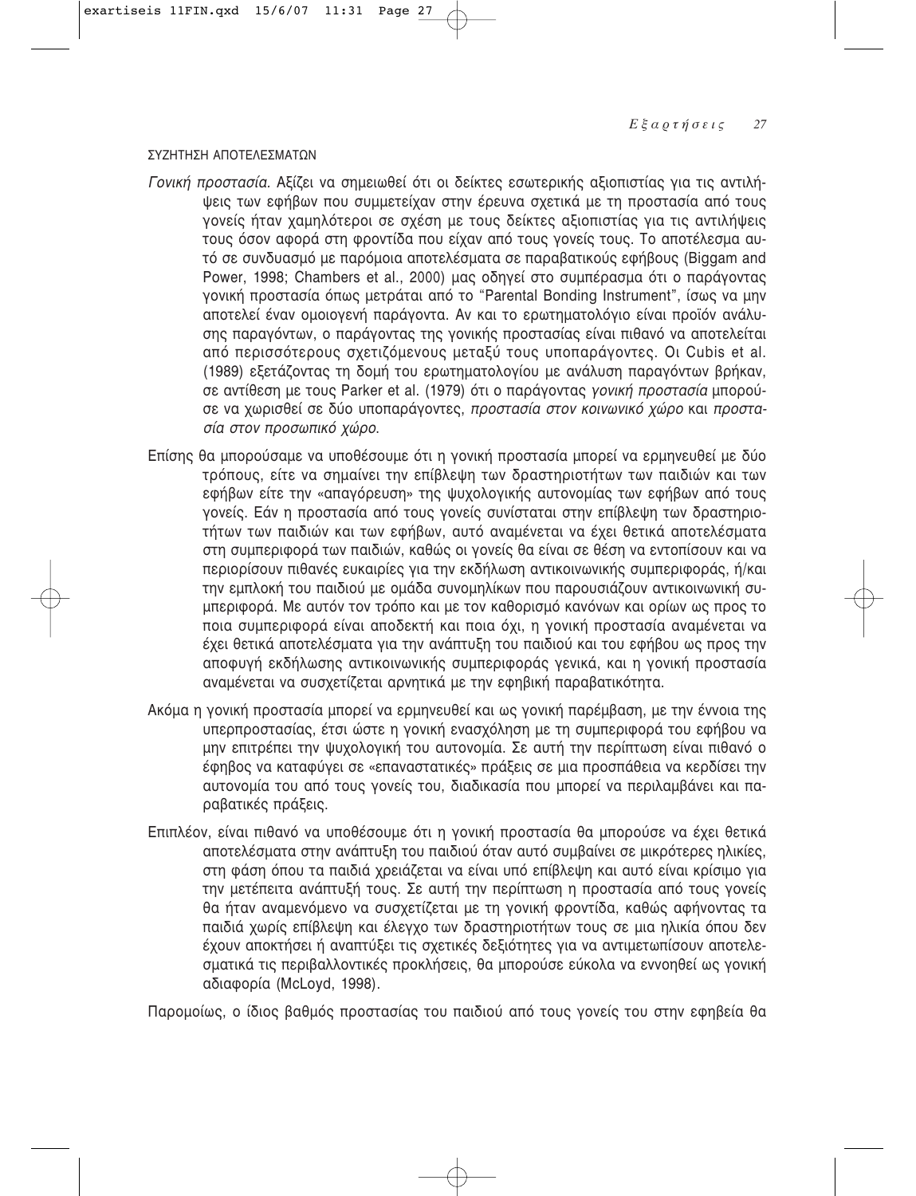## ΣΥΖΗΤΗΣΗ ΑΠΟΤΕΛΕΣΜΑΤΩΝ

*Γονική προστασία.* Αξίζει να σημειωθεί ότι οι δείκτες εσωτερικής αξιοπιστίας για τις αντιλήψεις των εφήβων που συμμετείχαν στην έρευνα σχετικά με τη προστασία από τους γονείς ήταν χαμηλότεροι σε σχέση με τους δείκτες αξιοπιστίας για τις αντιλήψεις τους όσον αφορά στη φροντίδα που είχαν από τους γονείς τους. Το αποτέλεσμα αυτό σε συνδυασμό με παρόμοια αποτελέσματα σε παραβατικούς εφήβους (Biggam and Power, 1998; Chambers et al., 2000) μας οδηγεί στο συμπέρασμα ότι ο παράγοντας γονική προστασία όπως μετράται από το "Parental Bonding Instrument", ίσως να μην αποτελεί έναν ομοιογενή παράγοντα. Αν και το ερωτηματολόγιο είναι προϊόν ανάλυσης παραγόντων, ο παράγοντας της γονικής προστασίας είναι πιθανό να αποτελείται από περισσότερους σχετιζόμενους μεταξύ τους υποπαράγοντες. Οι Cubis et al. (1989) εξετάζοντας τη δομή του ερωτηματολογίου με ανάλυση παραγόντων βρήκαν, σε αντίθεση με τους Parker et al. (1979) ότι ο παράγοντας *γονική προστασία* μπορούσε να χωρισθεί σε δύο υποπαράγοντες, *προστασία στον κοινωνικό χώρο* και *προστασία στον προσωπικό χώρο.*

Επίσης θα μπορούσαμε να υποθέσουμε ότι η γονική προστασία μπορεί να ερμηνευθεί με δύο τρόπους, είτε να σημαίνει την επίβλεψη των δραστηριοτήτων των παιδιών και των εφήβων είτε την «απαγόρευση» της ψυχολογικής αυτονομίας των εφήβων από τους γονείς. Εάν η προστασία από τους γονείς συνίσταται στην επίβλεψη των δραστηριοτήτων των παιδιών και των εφήβων, αυτό αναμένεται να έχει θετικά αποτελέσματα στη συμπεριφορά των παιδιών, καθώς οι γονείς θα είναι σε θέση να εντοπίσουν και να περιορίσουν πιθανές ευκαιρίες για την εκδήλωση αντικοινωνικής συμπεριφοράς, ή/και την εμπλοκή του παιδιού με ομάδα συνομηλίκων που παρουσιάζουν αντικοινωνική συμπεριφορά. Με αυτόν τον τρόπο και με τον καθορισμό κανόνων και ορίων ως προς το ποια συμπεριφορά είναι αποδεκτή και ποια όχι, η γονική προστασία αναμένεται να έχει θετικά αποτελέσματα για την ανάπτυξη του παιδιού και του εφήβου ως προς την αποφυγή εκδήλωσης αντικοινωνικής συμπεριφοράς γενικά, και η γονική προστασία αναμένεται να συσχετίζεται αρνητικά με την εφηβική παραβατικότητα.

Ακόμα η γονική προστασία μπορεί να ερμηνευθεί και ως γονική παρέμβαση, με την έννοια της υπερπροστασίας, έτσι ώστε η γονική ενασχόληση με τη συμπεριφορά του εφήβου να μην επιτρέπει την ψυχολογική του αυτονομία. Σε αυτή την περίπτωση είναι πιθανό ο έφηβος να καταφύγει σε «επαναστατικές» πράξεις σε μια προσπάθεια να κερδίσει την αυτονομία του από τους γονείς του, διαδικασία που μπορεί να περιλαμβάνει και παραβατικές πράξεις.

Επιπλέον, είναι πιθανό να υποθέσουμε ότι η γονική προστασία θα μπορούσε να έχει θετικά αποτελέσματα στην ανάπτυξη του παιδιού όταν αυτό συμβαίνει σε μικρότερες ηλικίες, στη φάση όπου τα παιδιά χρειάζεται να είναι υπό επίβλεψη και αυτό είναι κρίσιμο για την μετέπειτα ανάπτυξή τους. Σε αυτή την περίπτωση η προστασία από τους γονείς θα ήταν αναμενόμενο να συσχετίζεται με τη γονική φροντίδα, καθώς αφήνοντας τα παιδιά χωρίς επίβλεψη και έλεγχο των δραστηριοτήτων τους σε μια ηλικία όπου δεν έχουν αποκτήσει ή αναπτύξει τις σχετικές δεξιότητες για να αντιμετωπίσουν αποτελεσματικά τις περιβαλλοντικές προκλήσεις, θα μπορούσε εύκολα να εννοηθεί ως γονική αδιαφορία (McLoyd, 1998).

Παρομοίως, ο ίδιος βαθμός προστασίας του παιδιού από τους γονείς του στην εφηβεία θα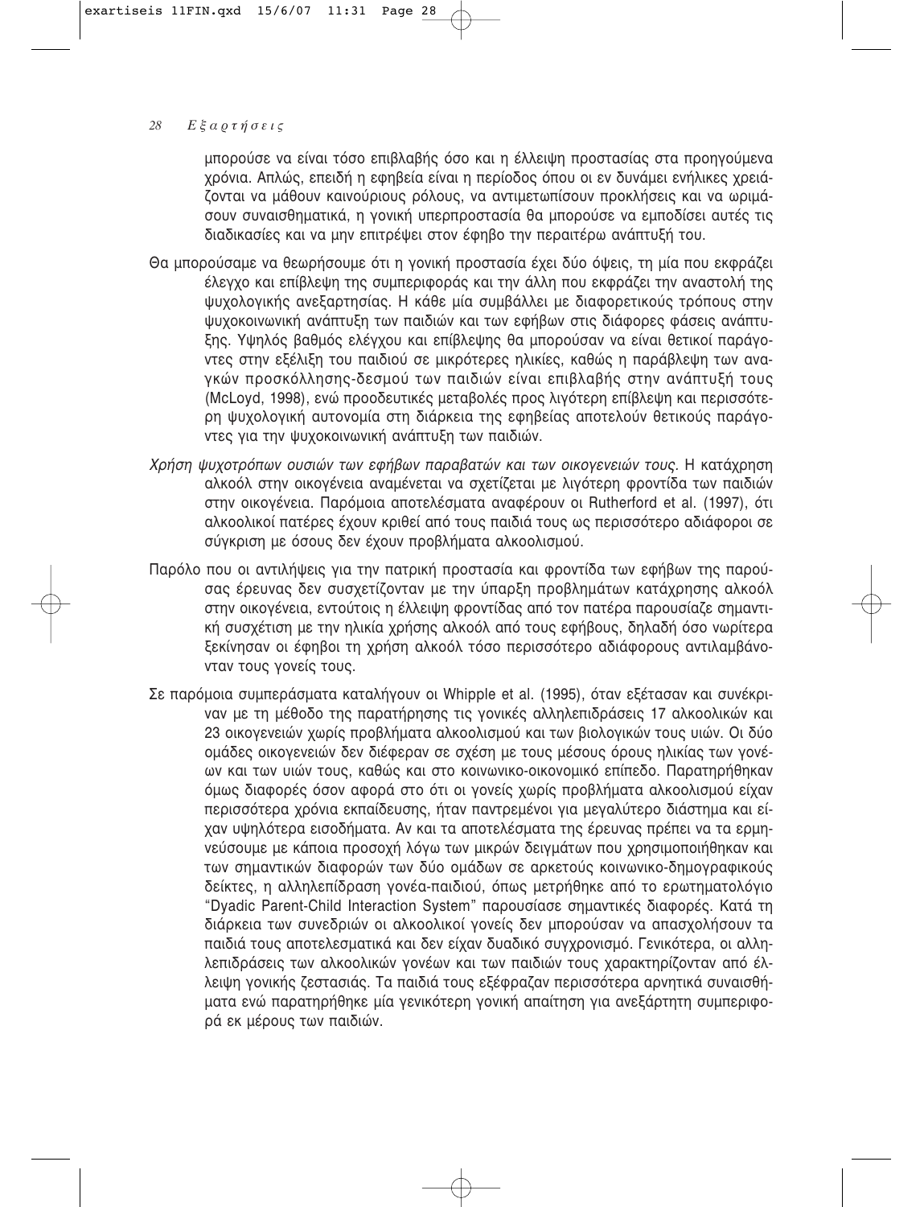μπορούσε να είναι τόσο επιβλαβής όσο και η έλλειψη προστασίας στα προηγούμενα χρόνια. Απλώς, επειδή η εφηβεία είναι η περίοδος όπου οι εν δυνάμει ενήλικες χρειάζονται να μάθουν καινούριους ρόλους, να αντιμετωπίσουν προκλήσεις και να ωριμάσουν συναισθηματικά, η γονική υπερπροστασία θα μπορούσε να εμποδίσει αυτές τις διαδικασίες και να μην επιτρέψει στον έφηβο την περαιτέρω ανάπτυξή του.

Θα μπορούσαμε να θεωρήσουμε ότι η γονική προστασία έχει δύο όψεις, τη μία που εκφράζει έλεγχο και επίβλεψη της συμπεριφοράς και την άλλη που εκφράζει την αναστολή της ψυχολογικής ανεξαρτησίας. Η κάθε μία συμβάλλει με διαφορετικούς τρόπους στην ψυχοκοινωνική ανάπτυξη των παιδιών και των εφήβων στις διάφορες φάσεις ανάπτυξης. Υψηλός βαθμός ελέγχου και επίβλεψης θα μπορούσαν να είναι θετικοί παράγοντες στην εξέλιξη του παιδιού σε μικρότερες ηλικίες, καθώς η παράβλεψη των αναγκών προσκόλλησης-δεσμού των παιδιών είναι επιβλαβής στην ανάπτυξή τους (McLoyd, 1998), ενώ προοδευτικές μεταβολές προς λιγότερη επίβλεψη και περισσότερη ψυχολογική αυτονομία στη διάρκεια της εφηβείας αποτελούν θετικούς παράγοντες για την ψυχοκοινωνική ανάπτυξη των παιδιών.

*Χρήση ψυχοτρόπων ουσιών των εφήβων παραβατών και των οικογενειών τους.* Η κατάχρηση αλκοόλ στην οικογένεια αναμένεται να σχετίζεται με λιγότερη φροντίδα των παιδιών στην οικογένεια. Παρόμοια αποτελέσματα αναφέρουν οι Rutherford et al. (1997), ότι αλκοολικοί πατέρες έχουν κριθεί από τους παιδιά τους ως περισσότερο αδιάφοροι σε σύγκριση με όσους δεν έχουν προβλήματα αλκοολισμού.

Παρόλο που οι αντιλήψεις για την πατρική προστασία και φροντίδα των εφήβων της παρούσας έρευνας δεν συσχετίζονταν με την ύπαρξη προβλημάτων κατάχρησης αλκοόλ στην οικογένεια, εντούτοις η έλλειψη φροντίδας από τον πατέρα παρουσίαζε σημαντική συσχέτιση με την ηλικία χρήσης αλκοόλ από τους εφήβους, δηλαδή όσο νωρίτερα ξεκίνησαν οι έφηβοι τη χρήση αλκοόλ τόσο περισσότερο αδιάφορους αντιλαμβάνονταν τους γονείς τους.

Σε παρόμοια συμπεράσματα καταλήγουν οι Whipple et al. (1995), όταν εξέτασαν και συνέκριναν με τη μέθοδο της παρατήρησης τις γονικές αλληλεπιδράσεις 17 αλκοολικών και 23 οικογενειών χωρίς προβλήματα αλκοολισμού και των βιολογικών τους υιών. Οι δύο ομάδες οικογενειών δεν διέφεραν σε σχέση με τους μέσους όρους ηλικίας των γονέων και των υιών τους, καθώς και στο κοινωνικο-οικονομικό επίπεδο. Παρατηρήθηκαν όμως διαφορές όσον αφορά στο ότι οι γονείς χωρίς προβλήματα αλκοολισμού είχαν περισσότερα χρόνια εκπαίδευσης, ήταν παντρεμένοι για μεγαλύτερο διάστημα και είχαν υψηλότερα εισοδήματα. Αν και τα αποτελέσματα της έρευνας πρέπει να τα ερμηνεύσουμε με κάποια προσοχή λόγω των μικρών δειγμάτων που χρησιμοποιήθηκαν και των σημαντικών διαφορών των δύο ομάδων σε αρκετούς κοινωνικο-δημογραφικούς δείκτες, η αλληλεπίδραση γονέα-παιδιού, όπως μετρήθηκε από το ερωτηματολόγιο "Dyadic Parent-Child Interaction System" παρουσίασε σημαντικές διαφορές. Κατά τη διάρκεια των συνεδριών οι αλκοολικοί γονείς δεν μπορούσαν να απασχολήσουν τα παιδιά τους αποτελεσματικά και δεν είχαν δυαδικό συγχρονισμό. Γενικότερα, οι αλληλεπιδράσεις των αλκοολικών γονέων και των παιδιών τους χαρακτηρίζονταν από έλλειψη γονικής ζεστασιάς. Τα παιδιά τους εξέφραζαν περισσότερα αρνητικά συναισθήματα ενώ παρατηρήθηκε μία γενικότερη γονική απαίτηση για ανεξάρτητη συμπεριφορά εκ μέρους των παιδιών.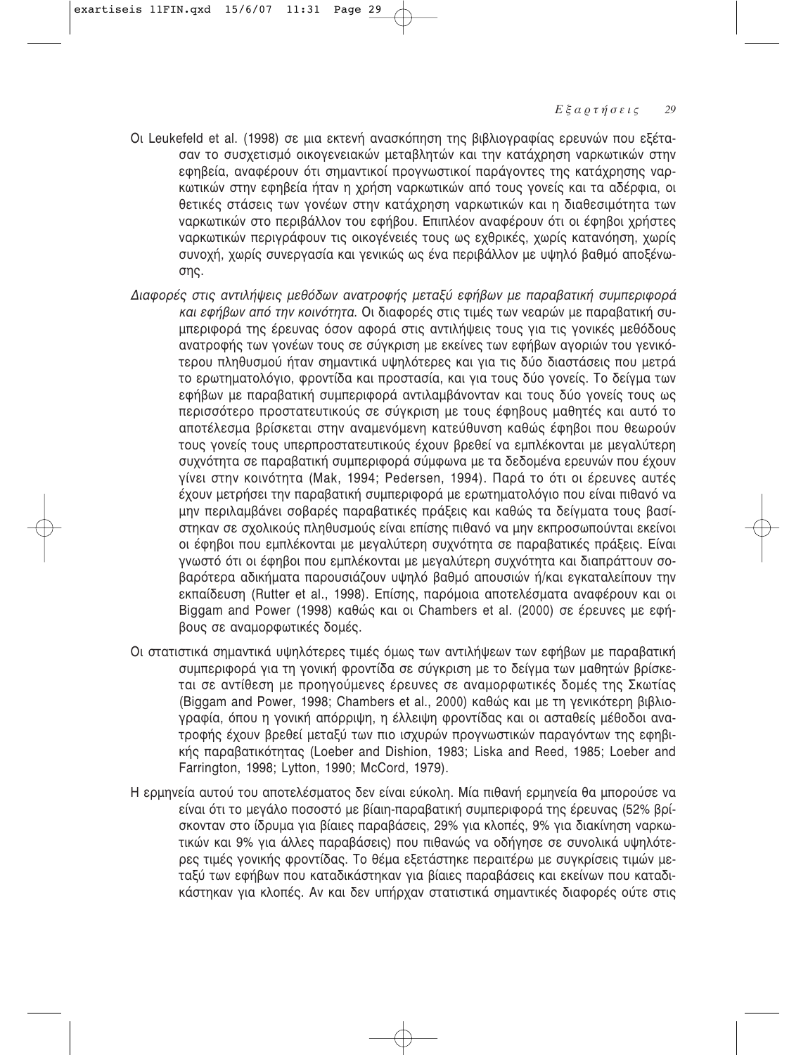Οι Leukefeld et al. (1998) σε μια εκτενή ανασκόπηση της βιβλιογραφίας ερευνών που εξέτασαν το συσχετισμό οικογενειακών μεταβλητών και την κατάχρηση ναρκωτικών στην εφηβεία, αναφέρουν ότι σημαντικοί προγνωστικοί παράγοντες της κατάχρησης ναρκωτικών στην εφηβεία ήταν η χρήση ναρκωτικών από τους γονείς και τα αδέρφια, οι θετικές στάσεις των γονέων στην κατάχρηση ναρκωτικών και η διαθεσιμότητα των ναρκωτικών στο περιβάλλον του εφήβου. Επιπλέον αναφέρουν ότι οι έφηβοι χρήστες ναρκωτικών περιγράφουν τις οικογένειές τους ως εχθρικές, χωρίς κατανόηση, χωρίς συνοχή, χωρίς συνεργασία και γενικώς ως ένα περιβάλλον με υψηλό βαθμό αποξένωσης.

*Διαφορές στις αντιλήψεις μεθόδων ανατροφής μεταξύ εφήβων με παραβατική συμπεριφορά και εφήβων από την κοινότητα.* Οι διαφορές στις τιμές των νεαρών με παραβατική συμπεριφορά της έρευνας όσον αφορά στις αντιλήψεις τους για τις γονικές μεθόδους ανατροφής των γονέων τους σε σύγκριση με εκείνες των εφήβων αγοριών του γενικότερου πληθυσμού ήταν σημαντικά υψηλότερες και για τις δύο διαστάσεις που μετρά το ερωτηματολόγιο, φροντίδα και προστασία, και για τους δύο γονείς. Το δείγμα των εφήβων με παραβατική συμπεριφορά αντιλαμβάνονταν και τους δύο γονείς τους ως περισσότερο προστατευτικούς σε σύγκριση με τους έφηβους μαθητές και αυτό το αποτέλεσμα βρίσκεται στην αναμενόμενη κατεύθυνση καθώς έφηβοι που θεωρούν τους γονείς τους υπερπροστατευτικούς έχουν βρεθεί να εμπλέκονται με μεγαλύτερη συχνότητα σε παραβατική συμπεριφορά σύμφωνα με τα δεδομένα ερευνών που έχουν γίνει στην κοινότητα (Mak, 1994; Pedersen, 1994). Παρά το ότι οι έρευνες αυτές έχουν μετρήσει την παραβατική συμπεριφορά με ερωτηματολόγιο που είναι πιθανό να μην περιλαμβάνει σοβαρές παραβατικές πράξεις και καθώς τα δείγματα τους βασίστηκαν σε σχολικούς πληθυσμούς είναι επίσης πιθανό να μην εκπροσωπούνται εκείνοι οι έφηβοι που εμπλέκονται με μεγαλύτερη συχνότητα σε παραβατικές πράξεις. Είναι γνωστό ότι οι έφηβοι που εμπλέκονται με μεγαλύτερη συχνότητα και διαπράττουν σοβαρότερα αδικήματα παρουσιάζουν υψηλό βαθμό απουσιών ή/και εγκαταλείπουν την εκπαίδευση (Rutter et al., 1998). Επίσης, παρόμοια αποτελέσματα αναφέρουν και οι Biggam and Power (1998) καθώς και οι Chambers et al. (2000) σε έρευνες με εφήβους σε αναμορφωτικές δομές.

Οι στατιστικά σημαντικά υψηλότερες τιμές όμως των αντιλήψεων των εφήβων με παραβατική συμπεριφορά για τη γονική φροντίδα σε σύγκριση με το δείγμα των μαθητών βρίσκεται σε αντίθεση με προηγούμενες έρευνες σε αναμορφωτικές δομές της Σκωτίας (Biggam and Power, 1998; Chambers et al., 2000) καθώς και με τη γενικότερη βιβλιογραφία, όπου η γονική απόρριψη, η έλλειψη φροντίδας και οι ασταθείς μέθοδοι ανατροφής έχουν βρεθεί μεταξύ των πιο ισχυρών προγνωστικών παραγόντων της εφηβικής παραβατικότητας (Loeber and Dishion, 1983; Liska and Reed, 1985; Loeber and Farrington, 1998; Lytton, 1990; McCord, 1979).

Η ερμηνεία αυτού του αποτελέσματος δεν είναι εύκολη. Μία πιθανή ερμηνεία θα μπορούσε να είναι ότι το μεγάλο ποσοστό με βίαιη-παραβατική συμπεριφορά της έρευνας (52% βρίσκονταν στο ίδρυμα για βίαιες παραβάσεις, 29% για κλοπές, 9% για διακίνηση ναρκωτικών και 9% για άλλες παραβάσεις) που πιθανώς να οδήγησε σε συνολικά υψηλότερες τιμές γονικής φροντίδας. Το θέμα εξετάστηκε περαιτέρω με συγκρίσεις τιμών μεταξύ των εφήβων που καταδικάστηκαν για βίαιες παραβάσεις και εκείνων που καταδικάστηκαν για κλοπές. Αν και δεν υπήρχαν στατιστικά σημαντικές διαφορές ούτε στις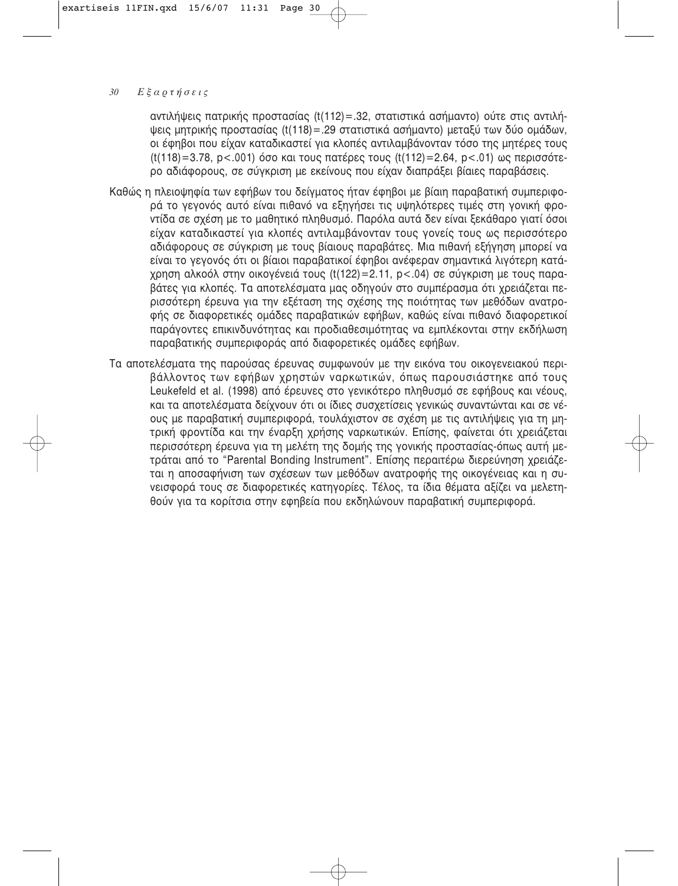αντιλήψεις πατρικής προστασίας ($t(112)=.32$, στατιστικά ασήμαντο) ούτε στις αντιλήψεις μητρικής προστασίας ($t(118)=.29$ στατιστικά ασήμαντο) μεταξύ των δύο ομάδων, οι έφηβοι που είχαν καταδικαστεί για κλοπές αντιλαμβάνονταν τόσο της μητέρες τους ($t(118)=3.78$, $p<.001$) όσο και τους πατέρες τους ($t(112)=2.64$, $p<.01$) ως περισσότερο αδιάφορους, σε σύγκριση με εκείνους που είχαν διαπράξει βίαιες παραβάσεις.

Καθώς η πλειοψηφία των εφήβων του δείγματος ήταν έφηβοι με βίαιη παραβατική συμπεριφορά το γεγονός αυτό είναι πιθανό να εξηγήσει τις υψηλότερες τιμές στη γονική φροντίδα σε σχέση με το μαθητικό πληθυσμό. Παρόλα αυτά δεν είναι ξεκάθαρο γιατί όσοι είχαν καταδικαστεί για κλοπές αντιλαμβάνονταν τους γονείς τους ως περισσότερο αδιάφορους σε σύγκριση με τους βίαιους παραβάτες. Μια πιθανή εξήγηση μπορεί να είναι το γεγονός ότι οι βίαιοι παραβατικοί έφηβοι ανέφεραν σημαντικά λιγότερη κατάχρηση αλκοόλ στην οικογένειά τους ($t(122)=2.11$, $p<.04$) σε σύγκριση με τους παραβάτες για κλοπές. Τα αποτελέσματα μας οδηγούν στο συμπέρασμα ότι χρειάζεται περισσότερη έρευνα για την εξέταση της σχέσης της ποιότητας των μεθόδων ανατροφής σε διαφορετικές ομάδες παραβατικών εφήβων, καθώς είναι πιθανό διαφορετικοί παράγοντες επικινδυνότητας και προδιαθεσιμότητας να εμπλέκονται στην εκδήλωση παραβατικής συμπεριφοράς από διαφορετικές ομάδες εφήβων.

Τα αποτελέσματα της παρούσας έρευνας συμφωνούν με την εικόνα του οικογενειακού περιβάλλοντος των εφήβων χρηστών ναρκωτικών, όπως παρουσιάστηκε από τους Leukefeld et al. (1998) από έρευνες στο γενικότερο πληθυσμό σε εφήβους και νέους, και τα αποτελέσματα δείχνουν ότι οι ίδιες συσχετίσεις γενικώς συναντώνται και σε νέους με παραβατική συμπεριφορά, τουλάχιστον σε σχέση με τις αντιλήψεις για τη μητρική φροντίδα και την έναρξη χρήσης ναρκωτικών. Επίσης, φαίνεται ότι χρειάζεται περισσότερη έρευνα για τη μελέτη της δομής της γονικής προστασίας-όπως αυτή μετράται από το "Parental Bonding Instrument". Επίσης περαιτέρω διερεύνηση χρειάζεται η αποσαφήνιση των σχέσεων των μεθόδων ανατροφής της οικογένειας και η συνεισφορά τους σε διαφορετικές κατηγορίες. Τέλος, τα ίδια θέματα αξίζει να μελετηθούν για τα κορίτσια στην εφηβεία που εκδηλώνουν παραβατική συμπεριφορά.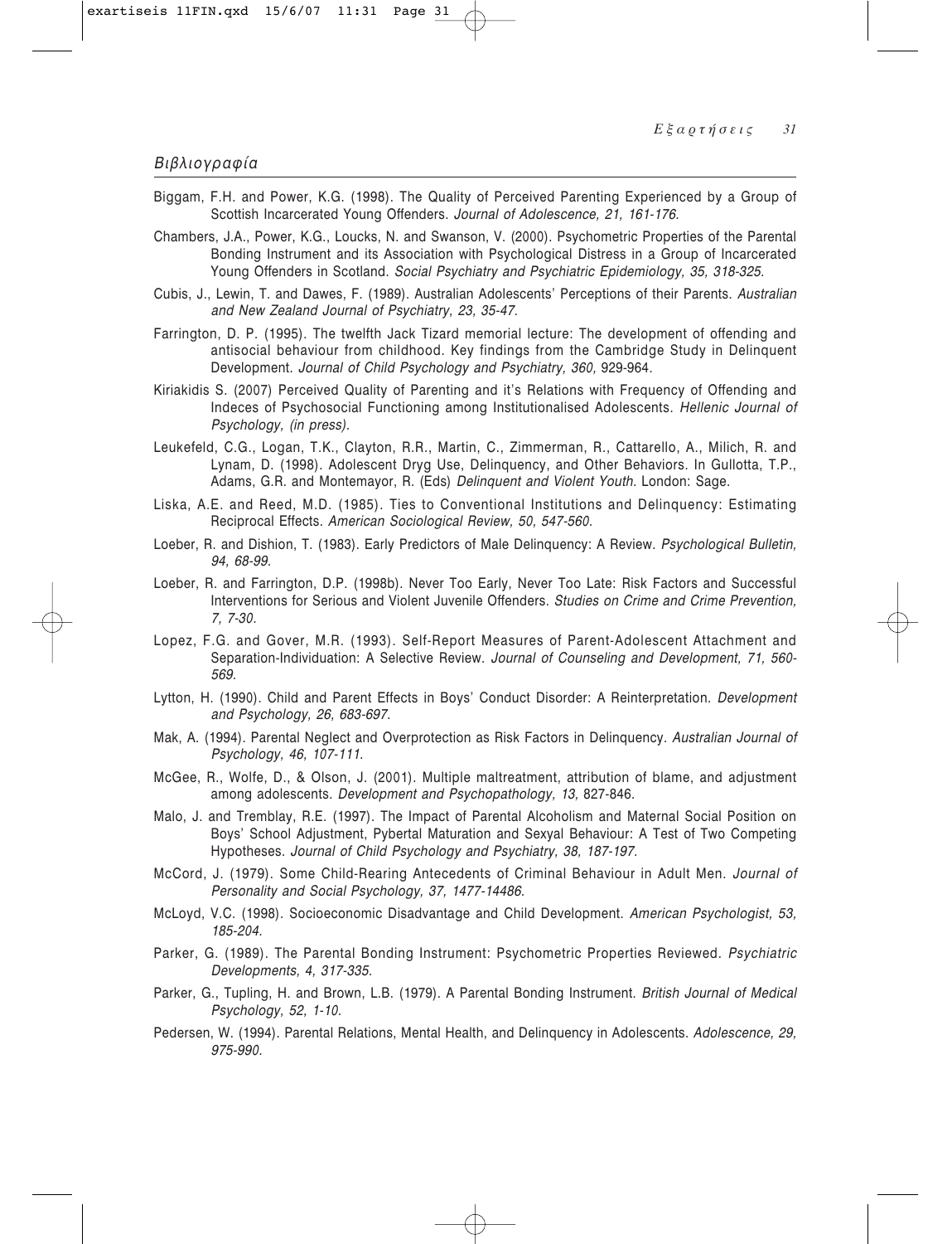## Βιβλιογραφία

Biggam, F.H. and Power, K.G. (1998). The Quality of Perceived Parenting Experienced by a Group of Scottish Incarcerated Young Offenders. *Journal of Adolescence, 21, 161-176.*

Chambers, J.A., Power, K.G., Loucks, N. and Swanson, V. (2000). Psychometric Properties of the Parental Bonding Instrument and its Association with Psychological Distress in a Group of Incarcerated Young Offenders in Scotland. *Social Psychiatry and Psychiatric Epidemiology, 35, 318-325.*

Cubis, J., Lewin, T. and Dawes, F. (1989). Australian Adolescents' Perceptions of their Parents. *Australian and New Zealand Journal of Psychiatry, 23, 35-47.*

Farrington, D. P. (1995). The twelfth Jack Tizard memorial lecture: The development of offending and antisocial behaviour from childhood. Key findings from the Cambridge Study in Delinquent Development. *Journal of Child Psychology and Psychiatry, 360,* 929-964.

Kiriakidis S. (2007) Perceived Quality of Parenting and it's Relations with Frequency of Offending and Indeces of Psychosocial Functioning among Institutionalised Adolescents. *Hellenic Journal of Psychology, (in press).*

Leukefeld, C.G., Logan, T.K., Clayton, R.R., Martin, C., Zimmerman, R., Cattarello, A., Milich, R. and Lynam, D. (1998). Adolescent Dryg Use, Delinquency, and Other Behaviors. In Gullotta, T.P., Adams, G.R. and Montemayor, R. (Eds) *Delinquent and Violent Youth.* London: Sage.

Liska, A.E. and Reed, M.D. (1985). Ties to Conventional Institutions and Delinquency: Estimating Reciprocal Effects. *American Sociological Review, 50, 547-560.*

Loeber, R. and Dishion, T. (1983). Early Predictors of Male Delinquency: A Review. *Psychological Bulletin, 94, 68-99.*

Loeber, R. and Farrington, D.P. (1998b). Never Too Early, Never Too Late: Risk Factors and Successful Interventions for Serious and Violent Juvenile Offenders. *Studies on Crime and Crime Prevention, 7, 7-30.*

Lopez, F.G. and Gover, M.R. (1993). Self-Report Measures of Parent-Adolescent Attachment and Separation-Individuation: A Selective Review. *Journal of Counseling and Development, 71, 560-569.*

Lytton, H. (1990). Child and Parent Effects in Boys' Conduct Disorder: A Reinterpretation. *Development and Psychology, 26, 683-697.*

Mak, A. (1994). Parental Neglect and Overprotection as Risk Factors in Delinquency. *Australian Journal of Psychology, 46, 107-111.*

McGee, R., Wolfe, D., & Olson, J. (2001). Multiple maltreatment, attribution of blame, and adjustment among adolescents. *Development and Psychopathology, 13,* 827-846.

Malo, J. and Tremblay, R.E. (1997). The Impact of Parental Alcoholism and Maternal Social Position on Boys' School Adjustment, Pybertal Maturation and Sexyal Behaviour: A Test of Two Competing Hypotheses. *Journal of Child Psychology and Psychiatry, 38, 187-197.*

McCord, J. (1979). Some Child-Rearing Antecedents of Criminal Behaviour in Adult Men. *Journal of Personality and Social Psychology, 37, 1477-14486.*

McLoyd, V.C. (1998). Socioeconomic Disadvantage and Child Development. *American Psychologist, 53, 185-204.*

Parker, G. (1989). The Parental Bonding Instrument: Psychometric Properties Reviewed. *Psychiatric Developments, 4, 317-335.*

Parker, G., Tupling, H. and Brown, L.B. (1979). A Parental Bonding Instrument. *British Journal of Medical Psychology, 52, 1-10.*

Pedersen, W. (1994). Parental Relations, Mental Health, and Delinquency in Adolescents. *Adolescence, 29, 975-990.*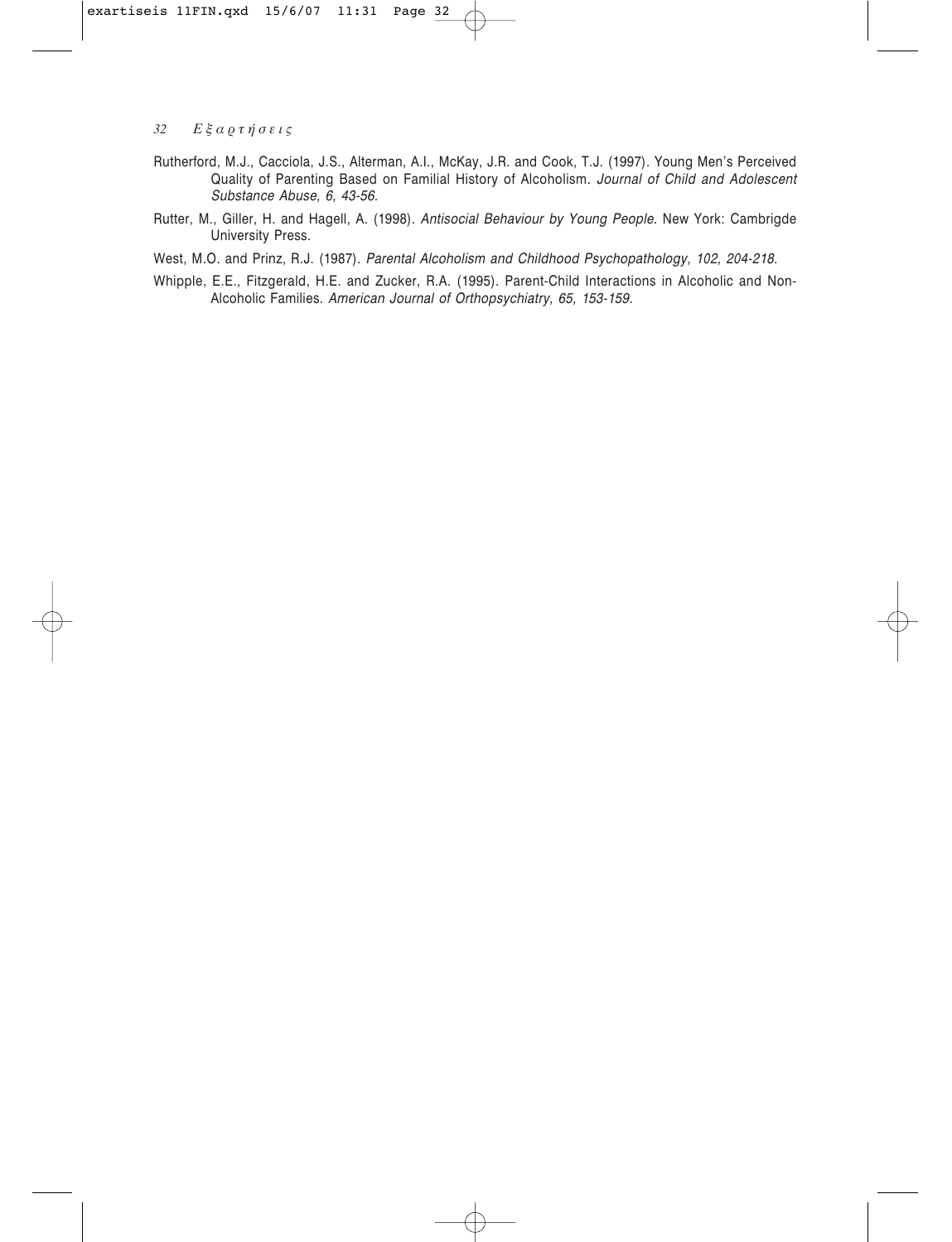Rutherford, M.J., Cacciola, J.S., Alterman, A.I., McKay, J.R. and Cook, T.J. (1997). Young Men's Perceived Quality of Parenting Based on Familial History of Alcoholism. *Journal of Child and Adolescent Substance Abuse, 6, 43-56.*

Rutter, M., Giller, H. and Hagell, A. (1998). *Antisocial Behaviour by Young People.* New York: Cambrigde University Press.

West, M.O. and Prinz, R.J. (1987). *Parental Alcoholism and Childhood Psychopathology, 102, 204-218.*

Whipple, E.E., Fitzgerald, H.E. and Zucker, R.A. (1995). Parent-Child Interactions in Alcoholic and Non-Alcoholic Families. *American Journal of Orthopsychiatry, 65, 153-159.*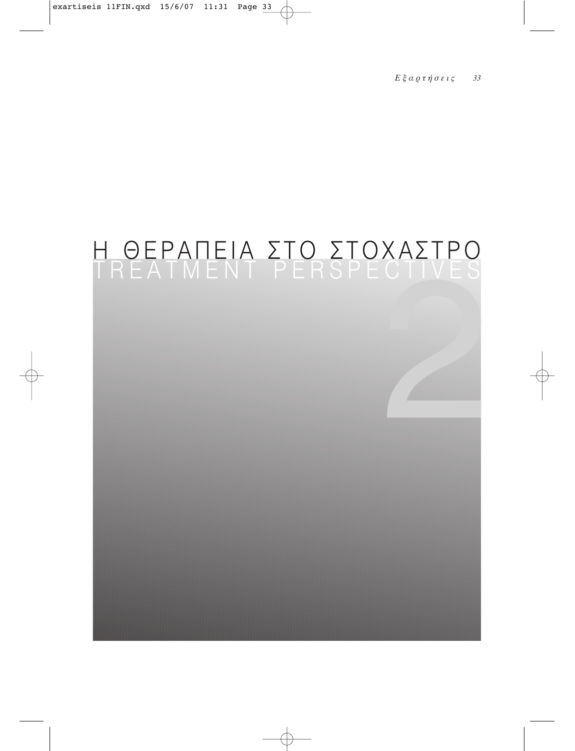# Η ΘΕΡΑΠΕΙΑ ΣΤΟ ΣΤΟΧΑΣΤΡΟ
## TREATMENT PERSPECTIVES

2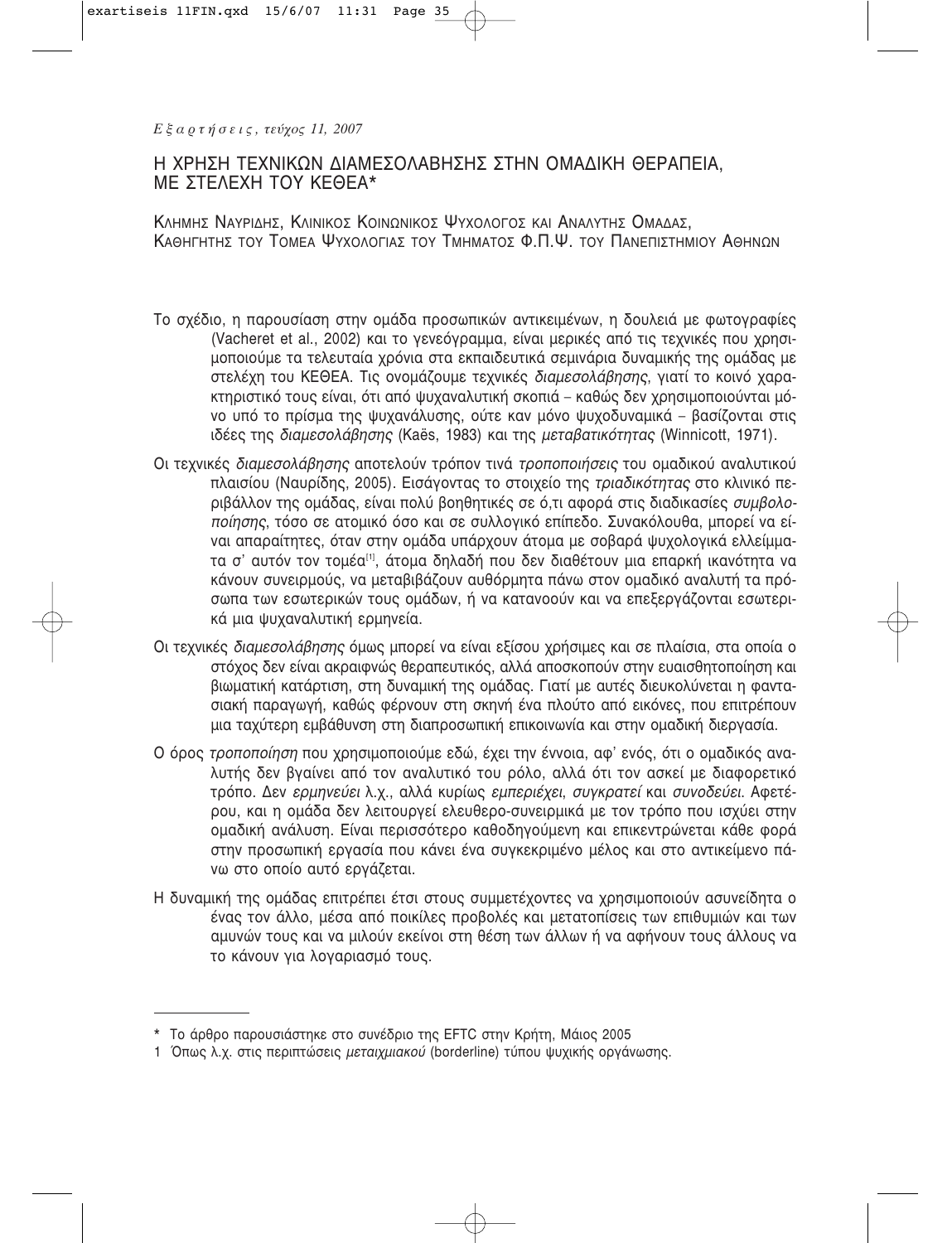# Η ΧΡΗΣΗ ΤΕΧΝΙΚΩΝ ΔΙΑΜΕΣΟΛΑΒΗΣΗΣ ΣΤΗΝ ΟΜΑΔΙΚΗ ΘΕΡΑΠΕΙΑ, ΜΕ ΣΤΕΛΕΧΗ ΤΟΥ ΚΕΘΕΑ*

Κλημης Ναυριδης, Κλινικος Κοινωνικος Ψυχολογος και Αναλυτης Ομαδας, Καθηγητης του Τομεα Ψυχολογιας του Τμηματος Φ.Π.Ψ. του Πανεπιστημιου Αθηνων

Το σχέδιο, η παρουσίαση στην ομάδα προσωπικών αντικειμένων, η δουλειά με φωτογραφίες (Vacheret et al., 2002) και το γενεόγραμμα, είναι μερικές από τις τεχνικές που χρησιμοποιούμε τα τελευταία χρόνια στα εκπαιδευτικά σεμινάρια δυναμικής της ομάδας με στελέχη του ΚΕΘΕΑ. Τις ονομάζουμε τεχνικές *διαμεσολάβησης*, γιατί το κοινό χαρακτηριστικό τους είναι, ότι από ψυχαναλυτική σκοπιά – καθώς δεν χρησιμοποιούνται μόνο υπό το πρίσμα της ψυχανάλυσης, ούτε καν μόνο ψυχοδυναμικά – βασίζονται στις ιδέες της *διαμεσολάβησης* (Kaës, 1983) και της *μεταβατικότητας* (Winnicott, 1971).

Οι τεχνικές *διαμεσολάβησης* αποτελούν τρόπον τινά *τροποποιήσεις* του ομαδικού αναλυτικού πλαισίου (Ναυρίδης, 2005). Εισάγοντας το στοιχείο της *τριαδικότητας* στο κλινικό περιβάλλον της ομάδας, είναι πολύ βοηθητικές σε ό,τι αφορά στις διαδικασίες *συμβολοποίησης*, τόσο σε ατομικό όσο και σε συλλογικό επίπεδο. Συνακόλουθα, μπορεί να είναι απαραίτητες, όταν στην ομάδα υπάρχουν άτομα με σοβαρά ψυχολογικά ελλείμματα σ' αυτόν τον τομέα[1], άτομα δηλαδή που δεν διαθέτουν μια επαρκή ικανότητα να κάνουν συνειρμούς, να μεταβιβάζουν αυθόρμητα πάνω στον ομαδικό αναλυτή τα πρόσωπα των εσωτερικών τους ομάδων, ή να κατανοούν και να επεξεργάζονται εσωτερικά μια ψυχαναλυτική ερμηνεία.

Οι τεχνικές *διαμεσολάβησης* όμως μπορεί να είναι εξίσου χρήσιμες και σε πλαίσια, στα οποία ο στόχος δεν είναι ακραιφνώς θεραπευτικός, αλλά αποσκοπούν στην ευαισθητοποίηση και βιωματική κατάρτιση, στη δυναμική της ομάδας. Γιατί με αυτές διευκολύνεται η φαντασιακή παραγωγή, καθώς φέρνουν στη σκηνή ένα πλούτο από εικόνες, που επιτρέπουν μια ταχύτερη εμβάθυνση στη διαπροσωπική επικοινωνία και στην ομαδική διεργασία.

Ο όρος *τροποποίηση* που χρησιμοποιούμε εδώ, έχει την έννοια, αφ' ενός, ότι ο ομαδικός αναλυτής δεν βγαίνει από τον αναλυτικό του ρόλο, αλλά ότι τον ασκεί με διαφορετικό τρόπο. Δεν *ερμηνεύει* λ.χ., αλλά κυρίως *εμπεριέχει*, *συγκρατεί* και *συνοδεύει*. Αφετέρου, και η ομάδα δεν λειτουργεί ελευθερο-συνειρμικά με τον τρόπο που ισχύει στην ομαδική ανάλυση. Είναι περισσότερο καθοδηγούμενη και επικεντρώνεται κάθε φορά στην προσωπική εργασία που κάνει ένα συγκεκριμένο μέλος και στο αντικείμενο πάνω στο οποίο αυτό εργάζεται.

Η δυναμική της ομάδας επιτρέπει έτσι στους συμμετέχοντες να χρησιμοποιούν ασυνείδητα ο ένας τον άλλο, μέσα από ποικίλες προβολές και μετατοπίσεις των επιθυμιών και των αμυνών τους και να μιλούν εκείνοι στη θέση των άλλων ή να αφήνουν τους άλλους να το κάνουν για λογαριασμό τους.

---

\* Το άρθρο παρουσιάστηκε στο συνέδριο της EFTC στην Κρήτη, Μάιος 2005

1 Όπως λ.χ. στις περιπτώσεις *μεταιχμιακού* (borderline) τύπου ψυχικής οργάνωσης.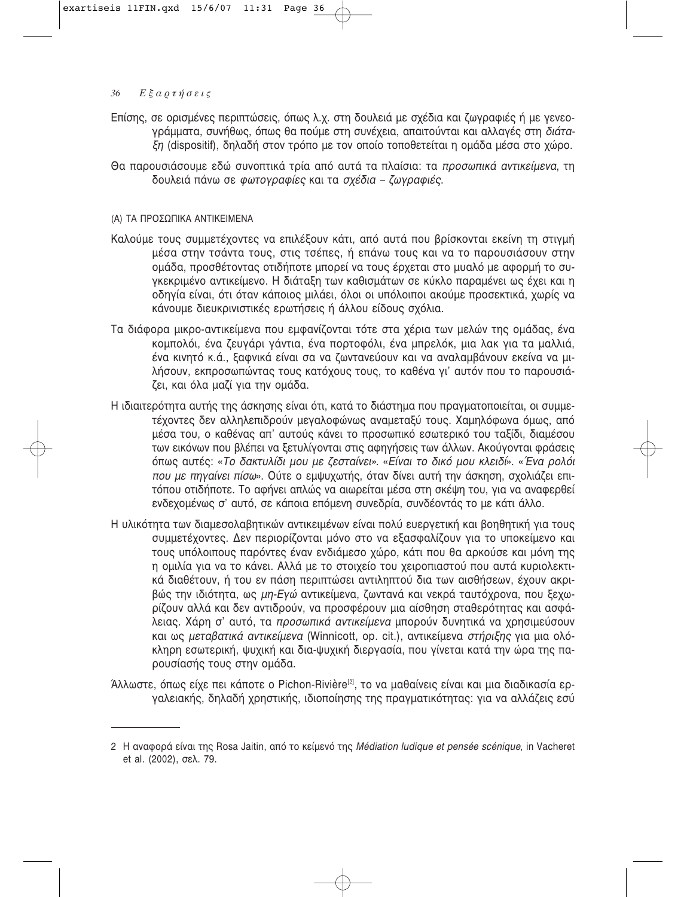Επίσης, σε ορισμένες περιπτώσεις, όπως λ.χ. στη δουλειά με σχέδια και ζωγραφιές ή με γενεογράμματα, συνήθως, όπως θα πούμε στη συνέχεια, απαιτούνται και αλλαγές στη *διάταξη* (dispositif), δηλαδή στον τρόπο με τον οποίο τοποθετείται η ομάδα μέσα στο χώρο.

Θα παρουσιάσουμε εδώ συνοπτικά τρία από αυτά τα πλαίσια: τα *προσωπικά αντικείμενα*, τη δουλειά πάνω σε *φωτογραφίες* και τα *σχέδια – ζωγραφιές*.

### (Α) ΤΑ ΠΡΟΣΩΠΙΚΑ ΑΝΤΙΚΕΙΜΕΝΑ

Καλούμε τους συμμετέχοντες να επιλέξουν κάτι, από αυτά που βρίσκονται εκείνη τη στιγμή μέσα στην τσάντα τους, στις τσέπες, ή επάνω τους και να το παρουσιάσουν στην ομάδα, προσθέτοντας οτιδήποτε μπορεί να τους έρχεται στο μυαλό με αφορμή το συγκεκριμένο αντικείμενο. Η διάταξη των καθισμάτων σε κύκλο παραμένει ως έχει και η οδηγία είναι, ότι όταν κάποιος μιλάει, όλοι οι υπόλοιποι ακούμε προσεκτικά, χωρίς να κάνουμε διευκρινιστικές ερωτήσεις ή άλλου είδους σχόλια.

Τα διάφορα μικρο-αντικείμενα που εμφανίζονται τότε στα χέρια των μελών της ομάδας, ένα κομπολόι, ένα ζευγάρι γάντια, ένα πορτοφόλι, ένα μπρελόκ, μια λακ για τα μαλλιά, ένα κινητό κ.ά., ξαφνικά είναι σα να ζωντανεύουν και να αναλαμβάνουν εκείνα να μιλήσουν, εκπροσωπώντας τους κατόχους τους, το καθένα γι' αυτόν που το παρουσιάζει, και όλα μαζί για την ομάδα.

Η ιδιαιτερότητα αυτής της άσκησης είναι ότι, κατά το διάστημα που πραγματοποιείται, οι συμμετέχοντες δεν αλληλεπιδρούν μεγαλοφώνως αναμεταξύ τους. Χαμηλόφωνα όμως, από μέσα του, ο καθένας απ' αυτούς κάνει το προσωπικό εσωτερικό του ταξίδι, διαμέσου των εικόνων που βλέπει να ξετυλίγονται στις αφηγήσεις των άλλων. Ακούγονται φράσεις όπως αυτές: «*Το δακτυλίδι μου με ζεσταίνει*». «*Είναι το δικό μου κλειδί*». «*Ένα ρολόι που με πηγαίνει πίσω*». Ούτε ο εμψυχωτής, όταν δίνει αυτή την άσκηση, σχολιάζει επιτόπου οτιδήποτε. Το αφήνει απλώς να αιωρείται μέσα στη σκέψη του, για να αναφερθεί ενδεχομένως σ' αυτό, σε κάποια επόμενη συνεδρία, συνδέοντάς το με κάτι άλλο.

Η υλικότητα των διαμεσολαβητικών αντικειμένων είναι πολύ ευεργετική και βοηθητική για τους συμμετέχοντες. Δεν περιορίζονται μόνο στο να εξασφαλίζουν για το υποκείμενο και τους υπόλοιπους παρόντες έναν ενδιάμεσο χώρο, κάτι που θα αρκούσε και μόνη της η ομιλία για να το κάνει. Αλλά με το στοιχείο του χειροπιαστού που αυτά κυριολεκτικά διαθέτουν, ή του εν πάση περιπτώσει αντιληπτού δια των αισθήσεων, έχουν ακριβώς την ιδιότητα, ως *μη-Εγώ* αντικείμενα, ζωντανά και νεκρά ταυτόχρονα, που ξεχωρίζουν αλλά και δεν αντιδρούν, να προσφέρουν μια αίσθηση σταθερότητας και ασφάλειας. Χάρη σ' αυτό, τα *προσωπικά αντικείμενα* μπορούν δυνητικά να χρησιμεύσουν και ως *μεταβατικά αντικείμενα* (Winnicott, op. cit.), αντικείμενα *στήριξης* για μια ολόκληρη εσωτερική, ψυχική και δια-ψυχική διεργασία, που γίνεται κατά την ώρα της παρουσίασής τους στην ομάδα.

Άλλωστε, όπως είχε πει κάποτε ο Pichon-Rivière[2], το να μαθαίνεις είναι και μια διαδικασία εργαλειακής, δηλαδή χρηστικής, ιδιοποίησης της πραγματικότητας: για να αλλάζεις εσύ

---

2 Η αναφορά είναι της Rosa Jaitin, από το κείμενό της *Médiation ludique et pensée scénique*, in Vacheret et al. (2002), σελ. 79.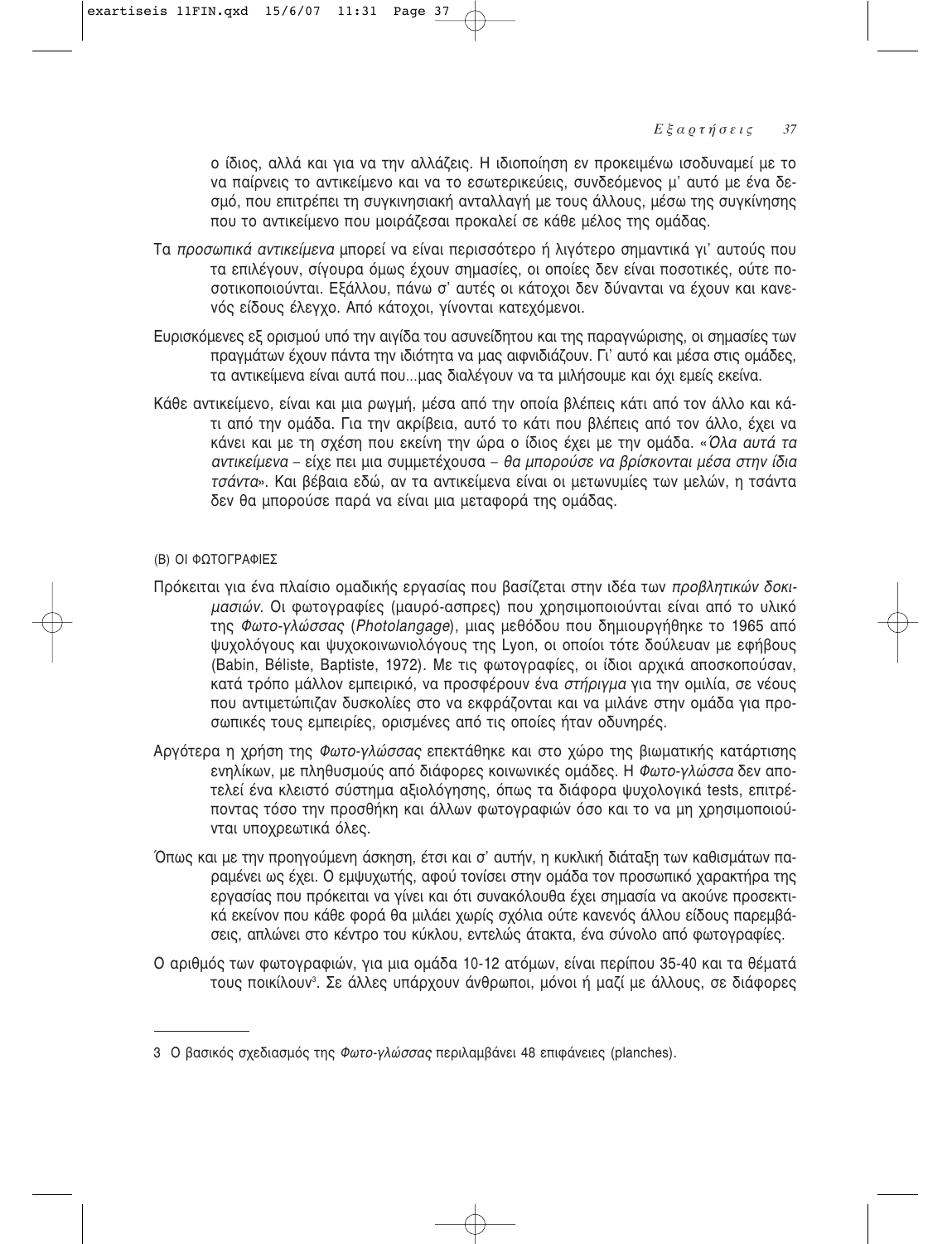ο ίδιος, αλλά και για να την αλλάζεις. Η ιδιοποίηση εν προκειμένω ισοδυναμεί με το να παίρνεις το αντικείμενο και να το εσωτερικεύεις, συνδεόμενος μ' αυτό με ένα δεσμό, που επιτρέπει τη συγκινησιακή ανταλλαγή με τους άλλους, μέσω της συγκίνησης που το αντικείμενο που μοιράζεσαι προκαλεί σε κάθε μέλος της ομάδας.

Τα *προσωπικά αντικείμενα* μπορεί να είναι περισσότερο ή λιγότερο σημαντικά γι' αυτούς που τα επιλέγουν, σίγουρα όμως έχουν σημασίες, οι οποίες δεν είναι ποσοτικές, ούτε ποσοτικοποιούνται. Εξάλλου, πάνω σ' αυτές οι κάτοχοι δεν δύνανται να έχουν και κανενός είδους έλεγχο. Από κάτοχοι, γίνονται κατεχόμενοι.

Ευρισκόμενες εξ ορισμού υπό την αιγίδα του ασυνείδητου και της παραγνώρισης, οι σημασίες των πραγμάτων έχουν πάντα την ιδιότητα να μας αιφνιδιάζουν. Γι' αυτό και μέσα στις ομάδες, τα αντικείμενα είναι αυτά που...μας διαλέγουν να τα μιλήσουμε και όχι εμείς εκείνα.

Κάθε αντικείμενο, είναι και μια ρωγμή, μέσα από την οποία βλέπεις κάτι από τον άλλο και κάτι από την ομάδα. Για την ακρίβεια, αυτό το κάτι που βλέπεις από τον άλλο, έχει να κάνει και με τη σχέση που εκείνη την ώρα ο ίδιος έχει με την ομάδα. «*Όλα αυτά τα αντικείμενα* – είχε πει μια συμμετέχουσα – *θα μπορούσε να βρίσκονται μέσα στην ίδια τσάντα*». Και βέβαια εδώ, αν τα αντικείμενα είναι οι μετωνυμίες των μελών, η τσάντα δεν θα μπορούσε παρά να είναι μια μεταφορά της ομάδας.

(Β) ΟΙ ΦΩΤΟΓΡΑΦΙΕΣ

Πρόκειται για ένα πλαίσιο ομαδικής εργασίας που βασίζεται στην ιδέα των *προβλητικών δοκιμασιών*. Οι φωτογραφίες (μαυρό-ασπρες) που χρησιμοποιούνται είναι από το υλικό της *Φωτο-γλώσσας* (*Photolangage*), μιας μεθόδου που δημιουργήθηκε το 1965 από ψυχολόγους και ψυχοκοινωνιολόγους της Lyon, οι οποίοι τότε δούλευαν με εφήβους (Babin, Béliste, Baptiste, 1972). Με τις φωτογραφίες, οι ίδιοι αρχικά αποσκοπούσαν, κατά τρόπο μάλλον εμπειρικό, να προσφέρουν ένα *στήριγμα* για την ομιλία, σε νέους που αντιμετώπιζαν δυσκολίες στο να εκφράζονται και να μιλάνε στην ομάδα για προσωπικές τους εμπειρίες, ορισμένες από τις οποίες ήταν οδυνηρές.

Αργότερα η χρήση της *Φωτο-γλώσσας* επεκτάθηκε και στο χώρο της βιωματικής κατάρτισης ενηλίκων, με πληθυσμούς από διάφορες κοινωνικές ομάδες. Η *Φωτο-γλώσσα* δεν αποτελεί ένα κλειστό σύστημα αξιολόγησης, όπως τα διάφορα ψυχολογικά tests, επιτρέποντας τόσο την προσθήκη και άλλων φωτογραφιών όσο και το να μη χρησιμοποιούνται υποχρεωτικά όλες.

Όπως και με την προηγούμενη άσκηση, έτσι και σ' αυτήν, η κυκλική διάταξη των καθισμάτων παραμένει ως έχει. Ο εμψυχωτής, αφού τονίσει στην ομάδα τον προσωπικό χαρακτήρα της εργασίας που πρόκειται να γίνει και ότι συνακόλουθα έχει σημασία να ακούνε προσεκτικά εκείνον που κάθε φορά θα μιλάει χωρίς σχόλια ούτε κανενός άλλου είδους παρεμβάσεις, απλώνει στο κέντρο του κύκλου, εντελώς άτακτα, ένα σύνολο από φωτογραφίες.

Ο αριθμός των φωτογραφιών, για μια ομάδα 10-12 ατόμων, είναι περίπου 35-40 και τα θέματά τους ποικίλουν[3]. Σε άλλες υπάρχουν άνθρωποι, μόνοι ή μαζί με άλλους, σε διάφορες

---

3 Ο βασικός σχεδιασμός της *Φωτο-γλώσσας* περιλαμβάνει 48 επιφάνειες (planches).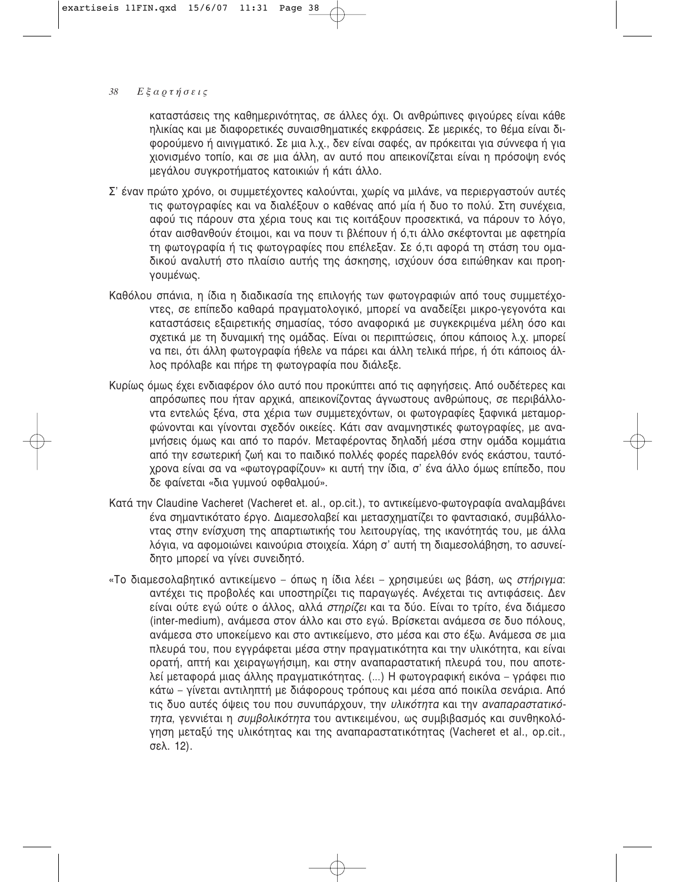καταστάσεις της καθημερινότητας, σε άλλες όχι. Οι ανθρώπινες φιγούρες είναι κάθε ηλικίας και με διαφορετικές συναισθηματικές εκφράσεις. Σε μερικές, το θέμα είναι διφορούμενο ή αινιγματικό. Σε μια λ.χ., δεν είναι σαφές, αν πρόκειται για σύννεφα ή για χιονισμένο τοπίο, και σε μια άλλη, αν αυτό που απεικονίζεται είναι η πρόσοψη ενός μεγάλου συγκροτήματος κατοικιών ή κάτι άλλο.

Σ' έναν πρώτο χρόνο, οι συμμετέχοντες καλούνται, χωρίς να μιλάνε, να περιεργαστούν αυτές τις φωτογραφίες και να διαλέξουν ο καθένας από μία ή δυο το πολύ. Στη συνέχεια, αφού τις πάρουν στα χέρια τους και τις κοιτάξουν προσεκτικά, να πάρουν το λόγο, όταν αισθανθούν έτοιμοι, και να πουν τι βλέπουν ή ό,τι άλλο σκέφτονται με αφετηρία τη φωτογραφία ή τις φωτογραφίες που επέλεξαν. Σε ό,τι αφορά τη στάση του ομαδικού αναλυτή στο πλαίσιο αυτής της άσκησης, ισχύουν όσα ειπώθηκαν και προηγουμένως.

Καθόλου σπάνια, η ίδια η διαδικασία της επιλογής των φωτογραφιών από τους συμμετέχοντες, σε επίπεδο καθαρά πραγματολογικό, μπορεί να αναδείξει μικρο-γεγονότα και καταστάσεις εξαιρετικής σημασίας, τόσο αναφορικά με συγκεκριμένα μέλη όσο και σχετικά με τη δυναμική της ομάδας. Είναι οι περιπτώσεις, όπου κάποιος λ.χ. μπορεί να πει, ότι άλλη φωτογραφία ήθελε να πάρει και άλλη τελικά πήρε, ή ότι κάποιος άλλος πρόλαβε και πήρε τη φωτογραφία που διάλεξε.

Κυρίως όμως έχει ενδιαφέρον όλο αυτό που προκύπτει από τις αφηγήσεις. Από ουδέτερες και απρόσωπες που ήταν αρχικά, απεικονίζοντας άγνωστους ανθρώπους, σε περιβάλλοντα εντελώς ξένα, στα χέρια των συμμετεχόντων, οι φωτογραφίες ξαφνικά μεταμορφώνονται και γίνονται σχεδόν οικείες. Κάτι σαν αναμνηστικές φωτογραφίες, με αναμνήσεις όμως και από το παρόν. Μεταφέροντας δηλαδή μέσα στην ομάδα κομμάτια από την εσωτερική ζωή και το παιδικό πολλές φορές παρελθόν ενός εκάστου, ταυτόχρονα είναι σα να «φωτογραφίζουν» κι αυτή την ίδια, σ' ένα άλλο όμως επίπεδο, που δε φαίνεται «δια γυμνού οφθαλμού».

Κατά την Claudine Vacheret (Vacheret et. al., op.cit.), το αντικείμενο-φωτογραφία αναλαμβάνει ένα σημαντικότατο έργο. Διαμεσολαβεί και μετασχηματίζει το φαντασιακό, συμβάλλοντας στην ενίσχυση της απαρτιωτικής του λειτουργίας, της ικανότητάς του, με άλλα λόγια, να αφομοιώνει καινούρια στοιχεία. Χάρη σ' αυτή τη διαμεσολάβηση, το ασυνείδητο μπορεί να γίνει συνειδητό.

«Το διαμεσολαβητικό αντικείμενο – όπως η ίδια λέει – χρησιμεύει ως βάση, ως *στήριγμα*: αντέχει τις προβολές και υποστηρίζει τις παραγωγές. Ανέχεται τις αντιφάσεις. Δεν είναι ούτε εγώ ούτε ο άλλος, αλλά *στηρίζει* και τα δύο. Είναι το τρίτο, ένα διάμεσο (inter-medium), ανάμεσα στον άλλο και στο εγώ. Βρίσκεται ανάμεσα σε δυο πόλους, ανάμεσα στο υποκείμενο και στο αντικείμενο, στο μέσα και στο έξω. Ανάμεσα σε μια πλευρά του, που εγγράφεται μέσα στην πραγματικότητα και την υλικότητα, και είναι ορατή, απτή και χειραγωγήσιμη, και στην αναπαραστατική πλευρά του, που αποτελεί μεταφορά μιας άλλης πραγματικότητας. (...) Η φωτογραφική εικόνα – γράφει πιο κάτω – γίνεται αντιληπτή με διάφορους τρόπους και μέσα από ποικίλα σενάρια. Από τις δυο αυτές όψεις του που συνυπάρχουν, την *υλικότητα* και την *αναπαραστατικότητα*, γεννιέται η *συμβολικότητα* του αντικειμένου, ως συμβιβασμός και συνθηκολόγηση μεταξύ της υλικότητας και της αναπαραστατικότητας (Vacheret et al., op.cit., σελ. 12).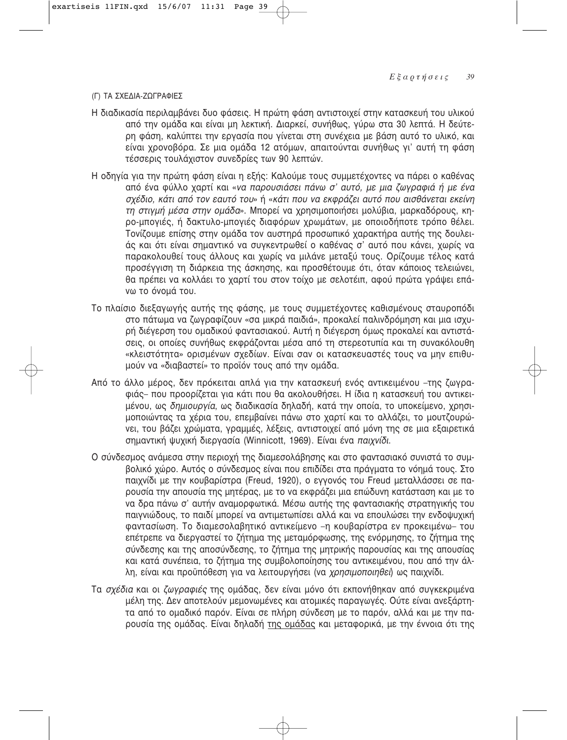(Γ) ΤΑ ΣΧΕΔΙΑ-ΖΩΓΡΑΦΙΕΣ

Η διαδικασία περιλαμβάνει δυο φάσεις. Η πρώτη φάση αντιστοιχεί στην κατασκευή του υλικού από την ομάδα και είναι μη λεκτική. Διαρκεί, συνήθως, γύρω στα 30 λεπτά. Η δεύτερη φάση, καλύπτει την εργασία που γίνεται στη συνέχεια με βάση αυτό το υλικό, και είναι χρονοβόρα. Σε μια ομάδα 12 ατόμων, απαιτούνται συνήθως γι' αυτή τη φάση τέσσερις τουλάχιστον συνεδρίες των 90 λεπτών.

Η οδηγία για την πρώτη φάση είναι η εξής: Καλούμε τους συμμετέχοντες να πάρει ο καθένας από ένα φύλλο χαρτί και «*να παρουσιάσει πάνω σ' αυτό, με μια ζωγραφιά ή με ένα σχέδιο, κάτι από τον εαυτό του*» ή «*κάτι που να εκφράζει αυτό που αισθάνεται εκείνη τη στιγμή μέσα στην ομάδα*». Μπορεί να χρησιμοποιήσει μολύβια, μαρκαδόρους, κηρο-μπογιές, ή δακτυλο-μπογιές διαφόρων χρωμάτων, με οποιοδήποτε τρόπο θέλει. Τονίζουμε επίσης στην ομάδα τον αυστηρά προσωπικό χαρακτήρα αυτής της δουλειάς και ότι είναι σημαντικό να συγκεντρωθεί ο καθένας σ' αυτό που κάνει, χωρίς να παρακολουθεί τους άλλους και χωρίς να μιλάνε μεταξύ τους. Ορίζουμε τέλος κατά προσέγγιση τη διάρκεια της άσκησης, και προσθέτουμε ότι, όταν κάποιος τελειώνει, θα πρέπει να κολλάει το χαρτί του στον τοίχο με σελοτέιπ, αφού πρώτα γράψει επάνω το όνομά του.

Το πλαίσιο διεξαγωγής αυτής της φάσης, με τους συμμετέχοντες καθισμένους σταυροπόδι στο πάτωμα να ζωγραφίζουν «σα μικρά παιδιά», προκαλεί παλινδρόμηση και μια ισχυρή διέγερση του ομαδικού φαντασιακού. Αυτή η διέγερση όμως προκαλεί και αντιστάσεις, οι οποίες συνήθως εκφράζονται μέσα από τη στερεοτυπία και τη συνακόλουθη «κλειστότητα» ορισμένων σχεδίων. Είναι σαν οι κατασκευαστές τους να μην επιθυμούν να «διαβαστεί» το προϊόν τους από την ομάδα.

Από το άλλο μέρος, δεν πρόκειται απλά για την κατασκευή ενός αντικειμένου –της ζωγραφιάς– που προορίζεται για κάτι που θα ακολουθήσει. Η ίδια η κατασκευή του αντικειμένου, ως *δημιουργία*, ως διαδικασία δηλαδή, κατά την οποία, το υποκείμενο, χρησιμοποιώντας τα χέρια του, επεμβαίνει πάνω στο χαρτί και το αλλάζει, το μουτζουρώνει, του βάζει χρώματα, γραμμές, λέξεις, αντιστοιχεί από μόνη της σε μια εξαιρετικά σημαντική ψυχική διεργασία (Winnicott, 1969). Είναι ένα *παιχνίδι*.

Ο σύνδεσμος ανάμεσα στην περιοχή της διαμεσολάβησης και στο φαντασιακό συνιστά το συμβολικό χώρο. Αυτός ο σύνδεσμος είναι που επιδίδει στα πράγματα το νόημά τους. Στο παιχνίδι με την κουβαρίστρα (Freud, 1920), ο εγγονός του Freud μεταλλάσσει σε παρουσία την απουσία της μητέρας, με το να εκφράζει μια επώδυνη κατάσταση και με το να δρα πάνω σ' αυτήν αναμορφωτικά. Μέσω αυτής της φαντασιακής στρατηγικής του παιγνιώδους, το παιδί μπορεί να αντιμετωπίσει αλλά και να επουλώσει την ενδοψυχική φαντασίωση. Το διαμεσολαβητικό αντικείμενο –η κουβαρίστρα εν προκειμένω– του επέτρεπε να διεργαστεί το ζήτημα της μεταμόρφωσης, της ενόρμησης, το ζήτημα της σύνδεσης και της αποσύνδεσης, το ζήτημα της μητρικής παρουσίας και της απουσίας και κατά συνέπεια, το ζήτημα της συμβολοποίησης του αντικειμένου, που από την άλλη, είναι και προϋπόθεση για να λειτουργήσει (να *χρησιμοποιηθεί*) ως παιχνίδι.

Τα *σχέδια* και οι *ζωγραφιές* της ομάδας, δεν είναι μόνο ότι εκπονήθηκαν από συγκεκριμένα μέλη της. Δεν αποτελούν μεμονωμένες και ατομικές παραγωγές. Ούτε είναι ανεξάρτητα από το ομαδικό παρόν. Είναι σε πλήρη σύνδεση με το παρόν, αλλά και με την παρουσία της ομάδας. Είναι δηλαδή <u>της ομάδας</u> και μεταφορικά, με την έννοια ότι της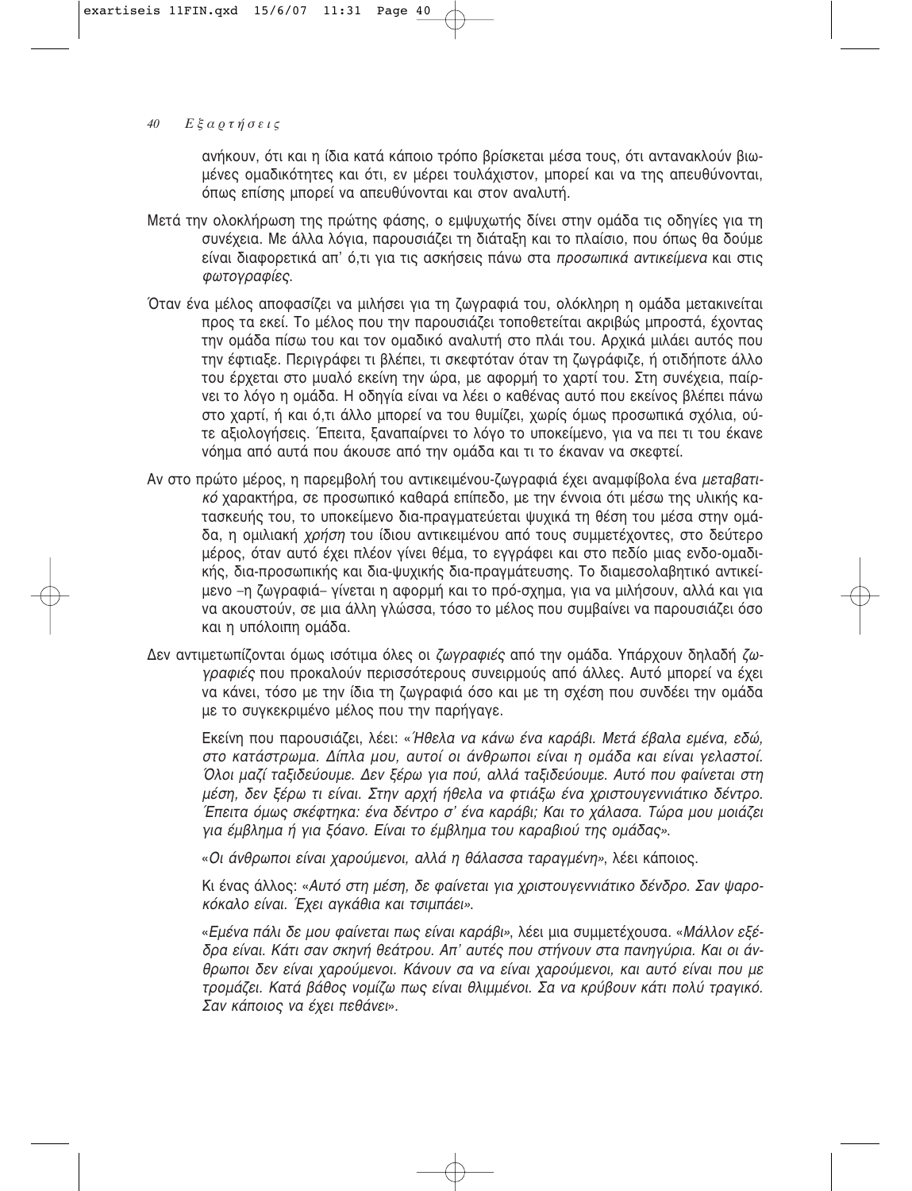ανήκουν, ότι και η ίδια κατά κάποιο τρόπο βρίσκεται μέσα τους, ότι αντανακλούν βιωμένες ομαδικότητες και ότι, εν μέρει τουλάχιστον, μπορεί και να της απευθύνονται, όπως επίσης μπορεί να απευθύνονται και στον αναλυτή.

Μετά την ολοκλήρωση της πρώτης φάσης, ο εμψυχωτής δίνει στην ομάδα τις οδηγίες για τη συνέχεια. Με άλλα λόγια, παρουσιάζει τη διάταξη και το πλαίσιο, που όπως θα δούμε είναι διαφορετικά απ' ό,τι για τις ασκήσεις πάνω στα *προσωπικά αντικείμενα* και στις *φωτογραφίες*.

Όταν ένα μέλος αποφασίζει να μιλήσει για τη ζωγραφιά του, ολόκληρη η ομάδα μετακινείται προς τα εκεί. Το μέλος που την παρουσιάζει τοποθετείται ακριβώς μπροστά, έχοντας την ομάδα πίσω του και τον ομαδικό αναλυτή στο πλάι του. Αρχικά μιλάει αυτός που την έφτιαξε. Περιγράφει τι βλέπει, τι σκεφτόταν όταν τη ζωγράφιζε, ή οτιδήποτε άλλο του έρχεται στο μυαλό εκείνη την ώρα, με αφορμή το χαρτί του. Στη συνέχεια, παίρνει το λόγο η ομάδα. Η οδηγία είναι να λέει ο καθένας αυτό που εκείνος βλέπει πάνω στο χαρτί, ή και ό,τι άλλο μπορεί να του θυμίζει, χωρίς όμως προσωπικά σχόλια, ούτε αξιολογήσεις. Έπειτα, ξαναπαίρνει το λόγο το υποκείμενο, για να πει τι του έκανε νόημα από αυτά που άκουσε από την ομάδα και τι το έκαναν να σκεφτεί.

Αν στο πρώτο μέρος, η παρεμβολή του αντικειμένου-ζωγραφιά έχει αναμφίβολα ένα *μεταβατικό* χαρακτήρα, σε προσωπικό καθαρά επίπεδο, με την έννοια ότι μέσω της υλικής κατασκευής του, το υποκείμενο δια-πραγματεύεται ψυχικά τη θέση του μέσα στην ομάδα, η ομιλιακή *χρήση* του ίδιου αντικειμένου από τους συμμετέχοντες, στο δεύτερο μέρος, όταν αυτό έχει πλέον γίνει θέμα, το εγγράφει και στο πεδίο μιας ενδο-ομαδικής, δια-προσωπικής και δια-ψυχικής δια-πραγμάτευσης. Το διαμεσολαβητικό αντικείμενο –η ζωγραφιά– γίνεται η αφορμή και το πρό-σχημα, για να μιλήσουν, αλλά και για να ακουστούν, σε μια άλλη γλώσσα, τόσο το μέλος που συμβαίνει να παρουσιάζει όσο και η υπόλοιπη ομάδα.

Δεν αντιμετωπίζονται όμως ισότιμα όλες οι *ζωγραφιές* από την ομάδα. Υπάρχουν δηλαδή *ζωγραφιές* που προκαλούν περισσότερους συνειρμούς από άλλες. Αυτό μπορεί να έχει να κάνει, τόσο με την ίδια τη ζωγραφιά όσο και με τη σχέση που συνδέει την ομάδα με το συγκεκριμένο μέλος που την παρήγαγε.

Εκείνη που παρουσιάζει, λέει: «*Ήθελα να κάνω ένα καράβι. Μετά έβαλα εμένα, εδώ, στο κατάστρωμα. Δίπλα μου, αυτοί οι άνθρωποι είναι η ομάδα και είναι γελαστοί. Όλοι μαζί ταξιδεύουμε. Δεν ξέρω για πού, αλλά ταξιδεύουμε. Αυτό που φαίνεται στη μέση, δεν ξέρω τι είναι. Στην αρχή ήθελα να φτιάξω ένα χριστουγεννιάτικο δέντρο. Έπειτα όμως σκέφτηκα: ένα δέντρο σ' ένα καράβι; Και το χάλασα. Τώρα μου μοιάζει για έμβλημα ή για ξόανο. Είναι το έμβλημα του καραβιού της ομάδας*».

«*Οι άνθρωποι είναι χαρούμενοι, αλλά η θάλασσα ταραγμένη*», λέει κάποιος.

Κι ένας άλλος: «*Αυτό στη μέση, δε φαίνεται για χριστουγεννιάτικο δένδρο. Σαν ψαροκόκαλο είναι. Έχει αγκάθια και τσιμπάει*».

«*Εμένα πάλι δε μου φαίνεται πως είναι καράβι*», λέει μια συμμετέχουσα. «*Μάλλον εξέδρα είναι. Κάτι σαν σκηνή θεάτρου. Απ' αυτές που στήνουν στα πανηγύρια. Και οι άνθρωποι δεν είναι χαρούμενοι. Κάνουν σα να είναι χαρούμενοι, και αυτό είναι που με τρομάζει. Κατά βάθος νομίζω πως είναι θλιμμένοι. Σα να κρύβουν κάτι πολύ τραγικό. Σαν κάποιος να έχει πεθάνει*».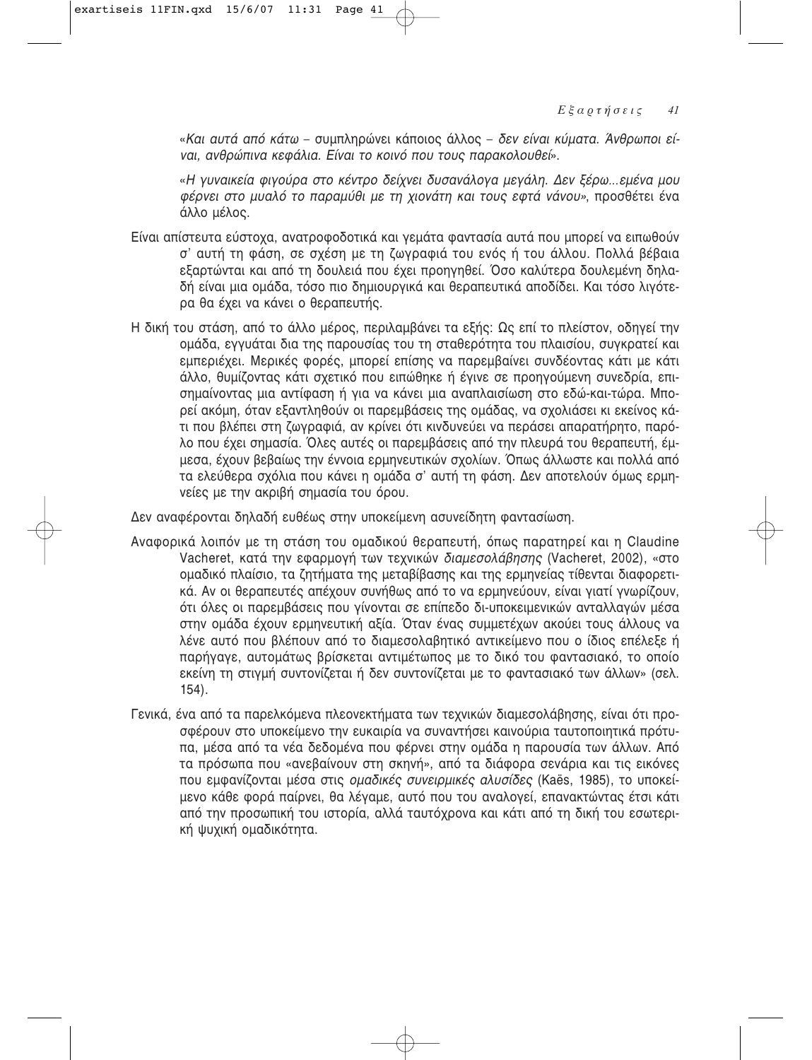«*Και αυτά από κάτω* – συμπληρώνει κάποιος άλλος – *δεν είναι κύματα. Άνθρωποι είναι, ανθρώπινα κεφάλια. Είναι το κοινό που τους παρακολουθεί*».

«*Η γυναικεία φιγούρα στο κέντρο δείχνει δυσανάλογα μεγάλη. Δεν ξέρω...εμένα μου φέρνει στο μυαλό το παραμύθι με τη χιονάτη και τους εφτά νάνου*», προσθέτει ένα άλλο μέλος.

Είναι απίστευτα εύστοχα, ανατροφοδοτικά και γεμάτα φαντασία αυτά που μπορεί να ειπωθούν σ' αυτή τη φάση, σε σχέση με τη ζωγραφιά του ενός ή του άλλου. Πολλά βέβαια εξαρτώνται και από τη δουλειά που έχει προηγηθεί. Όσο καλύτερα δουλεμένη δηλαδή είναι μια ομάδα, τόσο πιο δημιουργικά και θεραπευτικά αποδίδει. Και τόσο λιγότερα θα έχει να κάνει ο θεραπευτής.

Η δική του στάση, από το άλλο μέρος, περιλαμβάνει τα εξής: Ως επί το πλείστον, οδηγεί την ομάδα, εγγυάται δια της παρουσίας του τη σταθερότητα του πλαισίου, συγκρατεί και εμπεριέχει. Μερικές φορές, μπορεί επίσης να παρεμβαίνει συνδέοντας κάτι με κάτι άλλο, θυμίζοντας κάτι σχετικό που ειπώθηκε ή έγινε σε προηγούμενη συνεδρία, επισημαίνοντας μια αντίφαση ή για να κάνει μια αναπλαισίωση στο εδώ-και-τώρα. Μπορεί ακόμη, όταν εξαντληθούν οι παρεμβάσεις της ομάδας, να σχολιάσει κι εκείνος κάτι που βλέπει στη ζωγραφιά, αν κρίνει ότι κινδυνεύει να περάσει απαρατήρητο, παρόλο που έχει σημασία. Όλες αυτές οι παρεμβάσεις από την πλευρά του θεραπευτή, έμμεσα, έχουν βεβαίως την έννοια ερμηνευτικών σχολίων. Όπως άλλωστε και πολλά από τα ελεύθερα σχόλια που κάνει η ομάδα σ' αυτή τη φάση. Δεν αποτελούν όμως ερμηνείες με την ακριβή σημασία του όρου.

Δεν αναφέρονται δηλαδή ευθέως στην υποκείμενη ασυνείδητη φαντασίωση.

Αναφορικά λοιπόν με τη στάση του ομαδικού θεραπευτή, όπως παρατηρεί και η Claudine Vacheret, κατά την εφαρμογή των τεχνικών *διαμεσολάβησης* (Vacheret, 2002), «στο ομαδικό πλαίσιο, τα ζητήματα της μεταβίβασης και της ερμηνείας τίθενται διαφορετικά. Αν οι θεραπευτές απέχουν συνήθως από το να ερμηνεύουν, είναι γιατί γνωρίζουν, ότι όλες οι παρεμβάσεις που γίνονται σε επίπεδο δι-υποκειμενικών ανταλλαγών μέσα στην ομάδα έχουν ερμηνευτική αξία. Όταν ένας συμμετέχων ακούει τους άλλους να λένε αυτό που βλέπουν από το διαμεσολαβητικό αντικείμενο που ο ίδιος επέλεξε ή παρήγαγε, αυτομάτως βρίσκεται αντιμέτωπος με το δικό του φαντασιακό, το οποίο εκείνη τη στιγμή συντονίζεται ή δεν συντονίζεται με το φαντασιακό των άλλων» (σελ. 154).

Γενικά, ένα από τα παρελκόμενα πλεονεκτήματα των τεχνικών διαμεσολάβησης, είναι ότι προσφέρουν στο υποκείμενο την ευκαιρία να συναντήσει καινούρια ταυτοποιητικά πρότυπα, μέσα από τα νέα δεδομένα που φέρνει στην ομάδα η παρουσία των άλλων. Από τα πρόσωπα που «ανεβαίνουν στη σκηνή», από τα διάφορα σενάρια και τις εικόνες που εμφανίζονται μέσα στις *ομαδικές συνειρμικές αλυσίδες* (Kaës, 1985), το υποκείμενο κάθε φορά παίρνει, θα λέγαμε, αυτό που του αναλογεί, επανακτώντας έτσι κάτι από την προσωπική του ιστορία, αλλά ταυτόχρονα και κάτι από τη δική του εσωτερική ψυχική ομαδικότητα.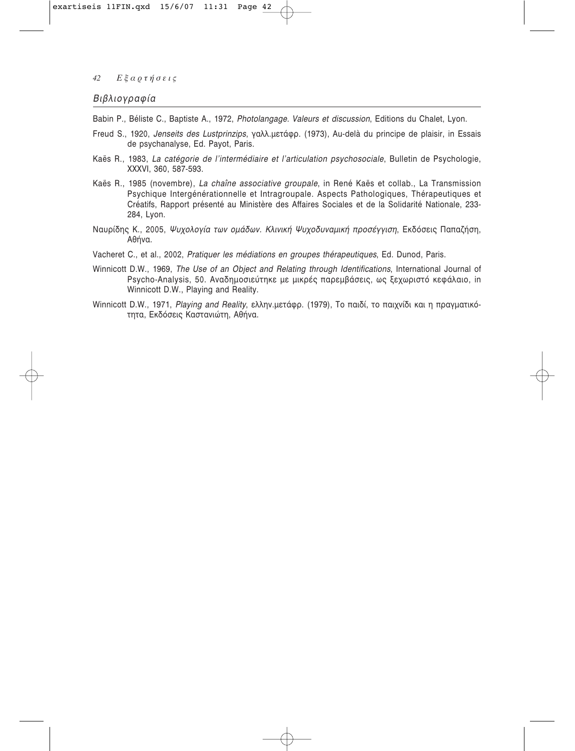## Βιβλιογραφία

Babin P., Béliste C., Baptiste A., 1972, *Photolangage. Valeurs et discussion*, Editions du Chalet, Lyon.

Freud S., 1920, *Jenseits des Lustprinzips*, γαλλ.μετάφρ. (1973), Au-delà du principe de plaisir, in Essais de psychanalyse, Ed. Payot, Paris.

Kaës R., 1983, *La catégorie de l'intermédiaire et l'articulation psychosociale*, Bulletin de Psychologie, XXXVI, 360, 587-593.

Kaës R., 1985 (novembre), *La chaîne associative groupale*, in René Kaës et collab., La Transmission Psychique Intergénérationnelle et Intragroupale. Aspects Pathologiques, Thérapeutiques et Créatifs, Rapport présenté au Ministère des Affaires Sociales et de la Solidarité Nationale, 233-284, Lyon.

Ναυρίδης Κ., 2005, *Ψυχολογία των ομάδων. Κλινική Ψυχοδυναμική προσέγγιση*, Εκδόσεις Παπαζήση, Αθήνα.

Vacheret C., et al., 2002, *Pratiquer les médiations en groupes thérapeutiques*, Ed. Dunod, Paris.

Winnicott D.W., 1969, *The Use of an Object and Relating through Identifications*, International Journal of Psycho-Analysis, 50. Αναδημοσιεύτηκε με μικρές παρεμβάσεις, ως ξεχωριστό κεφάλαιο, in Winnicott D.W., Playing and Reality.

Winnicott D.W., 1971, *Playing and Reality*, ελλην.μετάφρ. (1979), Το παιδί, το παιχνίδι και η πραγματικότητα, Εκδόσεις Καστανιώτη, Αθήνα.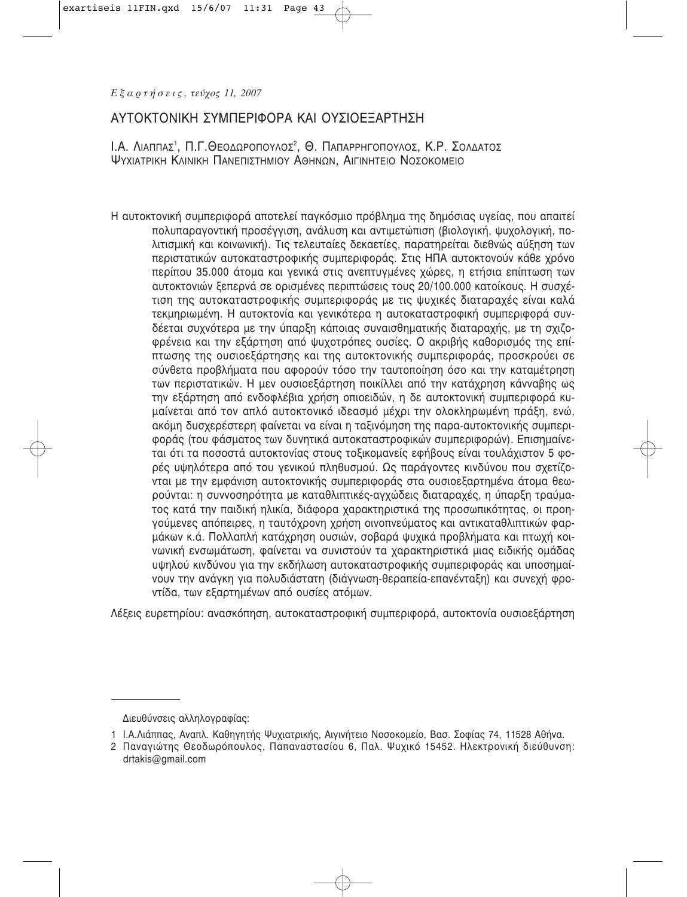# ΑΥΤΟΚΤΟΝΙΚΗ ΣΥΜΠΕΡΙΦΟΡΑ ΚΑΙ ΟΥΣΙΟΕΞΑΡΤΗΣΗ

Ι.Α. Λιαππασ[1], Π.Γ.Θεοδωροπουλοσ[2], Θ. Παπαρρηγοπουλοσ, Κ.Ρ. Σολδατοσ
Ψυχιατρικη Κλινικη Πανεπιστημιου Αθηνων, Αιγινητειο Νοσοκομειο

Η αυτοκτονική συμπεριφορά αποτελεί παγκόσμιο πρόβλημα της δημόσιας υγείας, που απαιτεί πολυπαραγοντική προσέγγιση, ανάλυση και αντιμετώπιση (βιολογική, ψυχολογική, πολιτισμική και κοινωνική). Τις τελευταίες δεκαετίες, παρατηρείται διεθνώς αύξηση των περιστατικών αυτοκαταστροφικής συμπεριφοράς. Στις ΗΠΑ αυτοκτονούν κάθε χρόνο περίπου 35.000 άτομα και γενικά στις ανεπτυγμένες χώρες, η ετήσια επίπτωση των αυτοκτονιών ξεπερνά σε ορισμένες περιπτώσεις τους 20/100.000 κατοίκους. Η συσχέτιση της αυτοκαταστροφικής συμπεριφοράς με τις ψυχικές διαταραχές είναι καλά τεκμηριωμένη. Η αυτοκτονία και γενικότερα η αυτοκαταστροφική συμπεριφορά συνδέεται συχνότερα με την ύπαρξη κάποιας συναισθηματικής διαταραχής, με τη σχιζοφρένεια και την εξάρτηση από ψυχοτρόπες ουσίες. Ο ακριβής καθορισμός της επίπτωσης της ουσιοεξάρτησης και της αυτοκτονικής συμπεριφοράς, προσκρούει σε σύνθετα προβλήματα που αφορούν τόσο την ταυτοποίηση όσο και την καταμέτρηση των περιστατικών. Η μεν ουσιοεξάρτηση ποικίλλει από την κατάχρηση κάνναβης ως την εξάρτηση από ενδοφλέβια χρήση οπιοειδών, η δε αυτοκτονική συμπεριφορά κυμαίνεται από τον απλό αυτοκτονικό ιδεασμό μέχρι την ολοκληρωμένη πράξη, ενώ, ακόμη δυσχερέστερη φαίνεται να είναι η ταξινόμηση της παρα-αυτοκτονικής συμπεριφοράς (του φάσματος των δυνητικά αυτοκαταστροφικών συμπεριφορών). Επισημαίνεται ότι τα ποσοστά αυτοκτονίας στους τοξικομανείς εφήβους είναι τουλάχιστον 5 φορές υψηλότερα από του γενικού πληθυσμού. Ως παράγοντες κινδύνου που σχετίζονται με την εμφάνιση αυτοκτονικής συμπεριφοράς στα ουσιοεξαρτημένα άτομα θεωρούνται: η συννοσηρότητα με καταθλιπτικές-αγχώδεις διαταραχές, η ύπαρξη τραύματος κατά την παιδική ηλικία, διάφορα χαρακτηριστικά της προσωπικότητας, οι προηγούμενες απόπειρες, η ταυτόχρονη χρήση οινοπνεύματος και αντικαταθλιπτικών φαρμάκων κ.ά. Πολλαπλή κατάχρηση ουσιών, σοβαρά ψυχικά προβλήματα και πτωχή κοινωνική ενσωμάτωση, φαίνεται να συνιστούν τα χαρακτηριστικά μιας ειδικής ομάδας υψηλού κινδύνου για την εκδήλωση αυτοκαταστροφικής συμπεριφοράς και υποσημαίνουν την ανάγκη για πολυδιάστατη (διάγνωση-θεραπεία-επανένταξη) και συνεχή φροντίδα, των εξαρτημένων από ουσίες ατόμων.

Λέξεις ευρετηρίου: ανασκόπηση, αυτοκαταστροφική συμπεριφορά, αυτοκτονία ουσιοεξάρτηση

---

Διευθύνσεις αλληλογραφίας:

1 Ι.Α.Λιάππας, Αναπλ. Καθηγητής Ψυχιατρικής, Αιγινήτειο Νοσοκομείο, Βασ. Σοφίας 74, 11528 Αθήνα.

2 Παναγιώτης Θεοδωρόπουλος, Παπαναστασίου 6, Παλ. Ψυχικό 15452. Ηλεκτρονική διεύθυνση: drtakis@gmail.com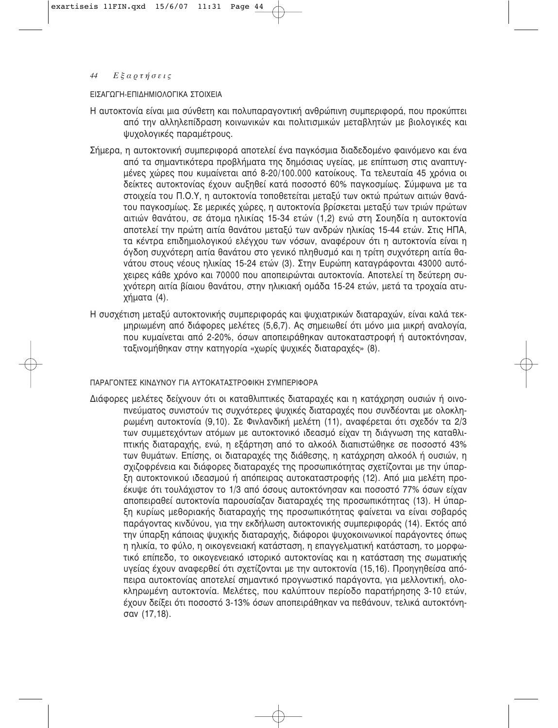## ΕΙΣΑΓΩΓΗ-ΕΠΙΔΗΜΙΟΛΟΓΙΚΑ ΣΤΟΙΧΕΙΑ

Η αυτοκτονία είναι μια σύνθετη και πολυπαραγοντική ανθρώπινη συμπεριφορά, που προκύπτει από την αλληλεπίδραση κοινωνικών και πολιτισμικών μεταβλητών με βιολογικές και ψυχολογικές παραμέτρους.

Σήμερα, η αυτοκτονική συμπεριφορά αποτελεί ένα παγκόσμια διαδεδομένο φαινόμενο και ένα από τα σημαντικότερα προβλήματα της δημόσιας υγείας, με επίπτωση στις αναπτυγμένες χώρες που κυμαίνεται από 8-20/100.000 κατοίκους. Τα τελευταία 45 χρόνια οι δείκτες αυτοκτονίας έχουν αυξηθεί κατά ποσοστό 60% παγκοσμίως. Σύμφωνα με τα στοιχεία του Π.Ο.Υ, η αυτοκτονία τοποθετείται μεταξύ των οκτώ πρώτων αιτιών θανάτου παγκοσμίως. Σε μερικές χώρες, η αυτοκτονία βρίσκεται μεταξύ των τριών πρώτων αιτιών θανάτου, σε άτομα ηλικίας 15-34 ετών (1,2) ενώ στη Σουηδία η αυτοκτονία αποτελεί την πρώτη αιτία θανάτου μεταξύ των ανδρών ηλικίας 15-44 ετών. Στις ΗΠΑ, τα κέντρα επιδημιολογικού ελέγχου των νόσων, αναφέρουν ότι η αυτοκτονία είναι η όγδοη συχνότερη αιτία θανάτου στο γενικό πληθυσμό και η τρίτη συχνότερη αιτία θανάτου στους νέους ηλικίας 15-24 ετών (3). Στην Ευρώπη καταγράφονται 43000 αυτόχειρες κάθε χρόνο και 70000 που αποπειρώνται αυτοκτονία. Αποτελεί τη δεύτερη συχνότερη αιτία βίαιου θανάτου, στην ηλικιακή ομάδα 15-24 ετών, μετά τα τροχαία ατυχήματα (4).

Η συσχέτιση μεταξύ αυτοκτονικής συμπεριφοράς και ψυχιατρικών διαταραχών, είναι καλά τεκμηριωμένη από διάφορες μελέτες (5,6,7). Ας σημειωθεί ότι μόνο μια μικρή αναλογία, που κυμαίνεται από 2-20%, όσων αποπειράθηκαν αυτοκαταστροφή ή αυτοκτόνησαν, ταξινομήθηκαν στην κατηγορία «χωρίς ψυχικές διαταραχές» (8).

## ΠΑΡΑΓΟΝΤΕΣ ΚΙΝΔΥΝΟΥ ΓΙΑ ΑΥΤΟΚΑΤΑΣΤΡΟΦΙΚΗ ΣΥΜΠΕΡΙΦΟΡΑ

Διάφορες μελέτες δείχνουν ότι οι καταθλιπτικές διαταραχές και η κατάχρηση ουσιών ή οινοπνεύματος συνιστούν τις συχνότερες ψυχικές διαταραχές που συνδέονται με ολοκληρωμένη αυτοκτονία (9,10). Σε Φινλανδική μελέτη (11), αναφέρεται ότι σχεδόν τα 2/3 των συμμετεχόντων ατόμων με αυτοκτονικό ιδεασμό είχαν τη διάγνωση της καταθλιπτικής διαταραχής, ενώ, η εξάρτηση από το αλκοόλ διαπιστώθηκε σε ποσοστό 43% των θυμάτων. Επίσης, οι διαταραχές της διάθεσης, η κατάχρηση αλκοόλ ή ουσιών, η σχιζοφρένεια και διάφορες διαταραχές της προσωπικότητας σχετίζονται με την ύπαρξη αυτοκτονικού ιδεασμού ή απόπειρας αυτοκαταστροφής (12). Από μια μελέτη προέκυψε ότι τουλάχιστον το 1/3 από όσους αυτοκτόνησαν και ποσοστό 77% όσων είχαν αποπειραθεί αυτοκτονία παρουσίαζαν διαταραχές της προσωπικότητας (13). Η ύπαρξη κυρίως μεθοριακής διαταραχής της προσωπικότητας φαίνεται να είναι σοβαρός παράγοντας κινδύνου, για την εκδήλωση αυτοκτονικής συμπεριφοράς (14). Εκτός από την ύπαρξη κάποιας ψυχικής διαταραχής, διάφοροι ψυχοκοινωνικοί παράγοντες όπως η ηλικία, το φύλο, η οικογενειακή κατάσταση, η επαγγελματική κατάσταση, το μορφωτικό επίπεδο, το οικογενειακό ιστορικό αυτοκτονίας και η κατάσταση της σωματικής υγείας έχουν αναφερθεί ότι σχετίζονται με την αυτοκτονία (15,16). Προηγηθείσα απόπειρα αυτοκτονίας αποτελεί σημαντικό προγνωστικό παράγοντα, για μελλοντική, ολοκληρωμένη αυτοκτονία. Μελέτες, που καλύπτουν περίοδο παρατήρησης 3-10 ετών, έχουν δείξει ότι ποσοστό 3-13% όσων αποπειράθηκαν να πεθάνουν, τελικά αυτοκτόνησαν (17,18).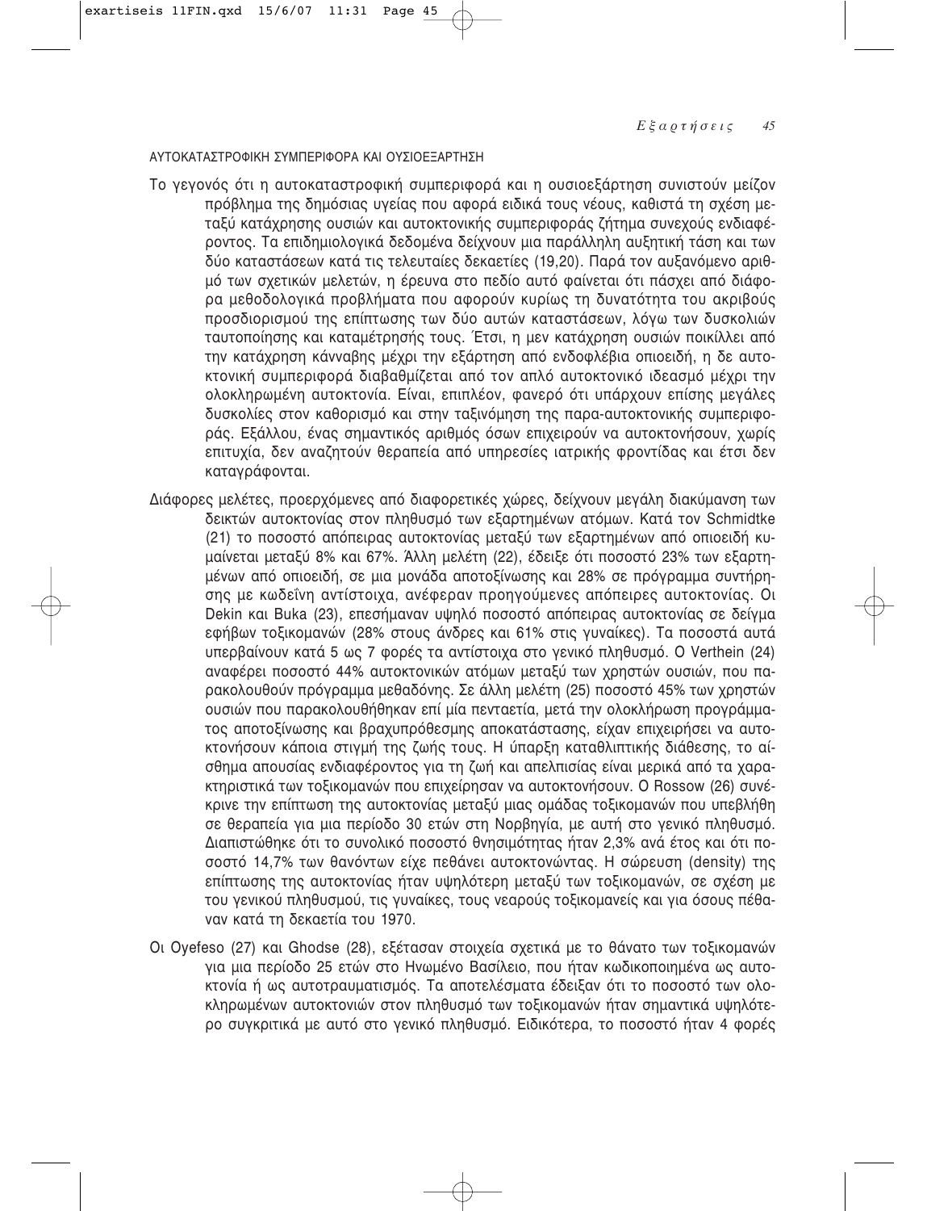## ΑΥΤΟΚΑΤΑΣΤΡΟΦΙΚΗ ΣΥΜΠΕΡΙΦΟΡΑ ΚΑΙ ΟΥΣΙΟΕΞΑΡΤΗΣΗ

Το γεγονός ότι η αυτοκαταστροφική συμπεριφορά και η ουσιοεξάρτηση συνιστούν μείζον πρόβλημα της δημόσιας υγείας που αφορά ειδικά τους νέους, καθιστά τη σχέση μεταξύ κατάχρησης ουσιών και αυτοκτονικής συμπεριφοράς ζήτημα συνεχούς ενδιαφέροντος. Τα επιδημιολογικά δεδομένα δείχνουν μια παράλληλη αυξητική τάση και των δύο καταστάσεων κατά τις τελευταίες δεκαετίες (19,20). Παρά τον αυξανόμενο αριθμό των σχετικών μελετών, η έρευνα στο πεδίο αυτό φαίνεται ότι πάσχει από διάφορα μεθοδολογικά προβλήματα που αφορούν κυρίως τη δυνατότητα του ακριβούς προσδιορισμού της επίπτωσης των δύο αυτών καταστάσεων, λόγω των δυσκολιών ταυτοποίησης και καταμέτρησής τους. Έτσι, η μεν κατάχρηση ουσιών ποικίλλει από την κατάχρηση κάνναβης μέχρι την εξάρτηση από ενδοφλέβια οπιοειδή, η δε αυτοκτονική συμπεριφορά διαβαθμίζεται από τον απλό αυτοκτονικό ιδεασμό μέχρι την ολοκληρωμένη αυτοκτονία. Είναι, επιπλέον, φανερό ότι υπάρχουν επίσης μεγάλες δυσκολίες στον καθορισμό και στην ταξινόμηση της παρα-αυτοκτονικής συμπεριφοράς. Εξάλλου, ένας σημαντικός αριθμός όσων επιχειρούν να αυτοκτονήσουν, χωρίς επιτυχία, δεν αναζητούν θεραπεία από υπηρεσίες ιατρικής φροντίδας και έτσι δεν καταγράφονται.

Διάφορες μελέτες, προερχόμενες από διαφορετικές χώρες, δείχνουν μεγάλη διακύμανση των δεικτών αυτοκτονίας στον πληθυσμό των εξαρτημένων ατόμων. Κατά τον Schmidtke (21) το ποσοστό απόπειρας αυτοκτονίας μεταξύ των εξαρτημένων από οπιοειδή κυμαίνεται μεταξύ 8% και 67%. Άλλη μελέτη (22), έδειξε ότι ποσοστό 23% των εξαρτημένων από οπιοειδή, σε μια μονάδα αποτοξίνωσης και 28% σε πρόγραμμα συντήρησης με κωδεΐνη αντίστοιχα, ανέφεραν προηγούμενες απόπειρες αυτοκτονίας. Οι Dekin και Buka (23), επεσήμαναν υψηλό ποσοστό απόπειρας αυτοκτονίας σε δείγμα εφήβων τοξικομανών (28% στους άνδρες και 61% στις γυναίκες). Τα ποσοστά αυτά υπερβαίνουν κατά 5 ως 7 φορές τα αντίστοιχα στο γενικό πληθυσμό. Ο Verthein (24) αναφέρει ποσοστό 44% αυτοκτονικών ατόμων μεταξύ των χρηστών ουσιών, που παρακολουθούν πρόγραμμα μεθαδόνης. Σε άλλη μελέτη (25) ποσοστό 45% των χρηστών ουσιών που παρακολουθήθηκαν επί μία πενταετία, μετά την ολοκλήρωση προγράμματος αποτοξίνωσης και βραχυπρόθεσμης αποκατάστασης, είχαν επιχειρήσει να αυτοκτονήσουν κάποια στιγμή της ζωής τους. Η ύπαρξη καταθλιπτικής διάθεσης, το αίσθημα απουσίας ενδιαφέροντος για τη ζωή και απελπισίας είναι μερικά από τα χαρακτηριστικά των τοξικομανών που επιχείρησαν να αυτοκτονήσουν. Ο Rossow (26) συνέκρινε την επίπτωση της αυτοκτονίας μεταξύ μιας ομάδας τοξικομανών που υπεβλήθη σε θεραπεία για μια περίοδο 30 ετών στη Νορβηγία, με αυτή στο γενικό πληθυσμό. Διαπιστώθηκε ότι το συνολικό ποσοστό θνησιμότητας ήταν 2,3% ανά έτος και ότι ποσοστό 14,7% των θανόντων είχε πεθάνει αυτοκτονώντας. Η σώρευση (density) της επίπτωσης της αυτοκτονίας ήταν υψηλότερη μεταξύ των τοξικομανών, σε σχέση με του γενικού πληθυσμού, τις γυναίκες, τους νεαρούς τοξικομανείς και για όσους πέθαναν κατά τη δεκαετία του 1970.

Οι Oyefeso (27) και Ghodse (28), εξέτασαν στοιχεία σχετικά με το θάνατο των τοξικομανών για μια περίοδο 25 ετών στο Ηνωμένο Βασίλειο, που ήταν κωδικοποιημένα ως αυτοκτονία ή ως αυτοτραυματισμός. Τα αποτελέσματα έδειξαν ότι το ποσοστό των ολοκληρωμένων αυτοκτονιών στον πληθυσμό των τοξικομανών ήταν σημαντικά υψηλότερο συγκριτικά με αυτό στο γενικό πληθυσμό. Ειδικότερα, το ποσοστό ήταν 4 φορές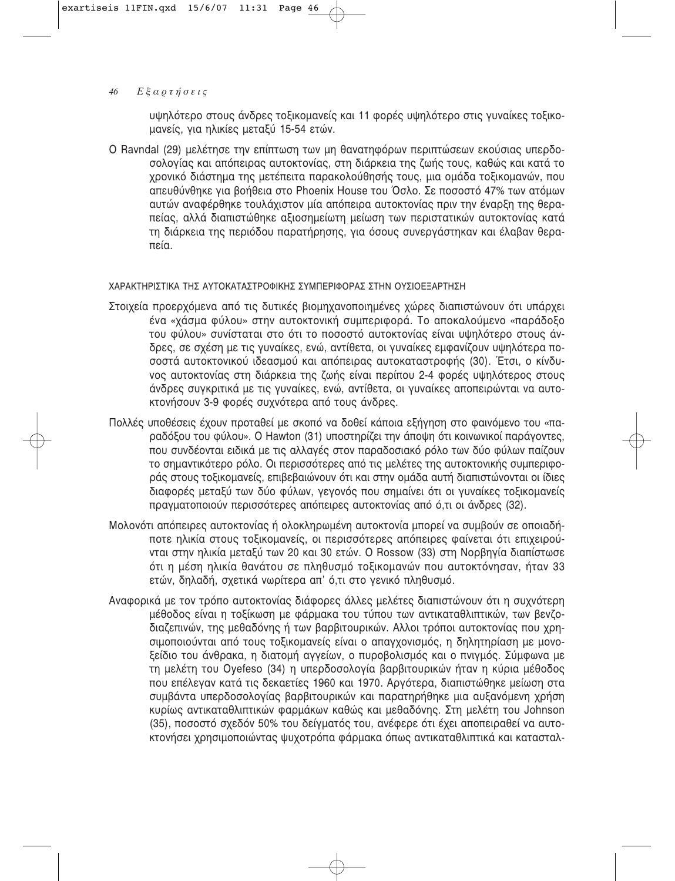υψηλότερο στους άνδρες τοξικομανείς και 11 φορές υψηλότερο στις γυναίκες τοξικομανείς, για ηλικίες μεταξύ 15-54 ετών.

Ο Ravndal (29) μελέτησε την επίπτωση των μη θανατηφόρων περιπτώσεων εκούσιας υπερδοσολογίας και απόπειρας αυτοκτονίας, στη διάρκεια της ζωής τους, καθώς και κατά το χρονικό διάστημα της μετέπειτα παρακολούθησής τους, μια ομάδα τοξικομανών, που απευθύνθηκε για βοήθεια στο Phoenix House του Όσλο. Σε ποσοστό 47% των ατόμων αυτών αναφέρθηκε τουλάχιστον μία απόπειρα αυτοκτονίας πριν την έναρξη της θεραπείας, αλλά διαπιστώθηκε αξιοσημείωτη μείωση των περιστατικών αυτοκτονίας κατά τη διάρκεια της περιόδου παρατήρησης, για όσους συνεργάστηκαν και έλαβαν θεραπεία.

## ΧΑΡΑΚΤΗΡΙΣΤΙΚΑ ΤΗΣ ΑΥΤΟΚΑΤΑΣΤΡΟΦΙΚΗΣ ΣΥΜΠΕΡΙΦΟΡΑΣ ΣΤΗΝ ΟΥΣΙΟΕΞΑΡΤΗΣΗ

Στοιχεία προερχόμενα από τις δυτικές βιομηχανοποιημένες χώρες διαπιστώνουν ότι υπάρχει ένα «χάσμα φύλου» στην αυτοκτονική συμπεριφορά. Το αποκαλούμενο «παράδοξο του φύλου» συνίσταται στο ότι το ποσοστό αυτοκτονίας είναι υψηλότερο στους άνδρες, σε σχέση με τις γυναίκες, ενώ, αντίθετα, οι γυναίκες εμφανίζουν υψηλότερα ποσοστά αυτοκτονικού ιδεασμού και απόπειρας αυτοκαταστροφής (30). Έτσι, ο κίνδυνος αυτοκτονίας στη διάρκεια της ζωής είναι περίπου 2-4 φορές υψηλότερος στους άνδρες συγκριτικά με τις γυναίκες, ενώ, αντίθετα, οι γυναίκες αποπειρώνται να αυτοκτονήσουν 3-9 φορές συχνότερα από τους άνδρες.

Πολλές υποθέσεις έχουν προταθεί με σκοπό να δοθεί κάποια εξήγηση στο φαινόμενο του «παραδόξου του φύλου». Ο Hawton (31) υποστηρίζει την άποψη ότι κοινωνικοί παράγοντες, που συνδέονται ειδικά με τις αλλαγές στον παραδοσιακό ρόλο των δύο φύλων παίζουν το σημαντικότερο ρόλο. Οι περισσότερες από τις μελέτες της αυτοκτονικής συμπεριφοράς στους τοξικομανείς, επιβεβαιώνουν ότι και στην ομάδα αυτή διαπιστώνονται οι ίδιες διαφορές μεταξύ των δύο φύλων, γεγονός που σημαίνει ότι οι γυναίκες τοξικομανείς πραγματοποιούν περισσότερες απόπειρες αυτοκτονίας από ό,τι οι άνδρες (32).

Μολονότι απόπειρες αυτοκτονίας ή ολοκληρωμένη αυτοκτονία μπορεί να συμβούν σε οποιαδήποτε ηλικία στους τοξικομανείς, οι περισσότερες απόπειρες φαίνεται ότι επιχειρούνται στην ηλικία μεταξύ των 20 και 30 ετών. Ο Rossow (33) στη Νορβηγία διαπίστωσε ότι η μέση ηλικία θανάτου σε πληθυσμό τοξικομανών που αυτοκτόνησαν, ήταν 33 ετών, δηλαδή, σχετικά νωρίτερα απ' ό,τι στο γενικό πληθυσμό.

Αναφορικά με τον τρόπο αυτοκτονίας διάφορες άλλες μελέτες διαπιστώνουν ότι η συχνότερη μέθοδος είναι η τοξίκωση με φάρμακα του τύπου των αντικαταθλιπτικών, των βενζοδιαζεπινών, της μεθαδόνης ή των βαρβιτουρικών. Άλλοι τρόποι αυτοκτονίας που χρησιμοποιούνται από τους τοξικομανείς είναι ο απαγχονισμός, η δηλητηρίαση με μονοξείδιο του άνθρακα, η διατομή αγγείων, ο πυροβολισμός και ο πνιγμός. Σύμφωνα με τη μελέτη του Oyefeso (34) η υπερδοσολογία βαρβιτουρικών ήταν η κύρια μέθοδος που επέλεγαν κατά τις δεκαετίες 1960 και 1970. Αργότερα, διαπιστώθηκε μείωση στα συμβάντα υπερδοσολογίας βαρβιτουρικών και παρατηρήθηκε μια αυξανόμενη χρήση κυρίως αντικαταθλιπτικών φαρμάκων καθώς και μεθαδόνης. Στη μελέτη του Johnson (35), ποσοστό σχεδόν 50% του δείγματός του, ανέφερε ότι έχει αποπειραθεί να αυτοκτονήσει χρησιμοποιώντας ψυχοτρόπα φάρμακα όπως αντικαταθλιπτικά και κατασταλ-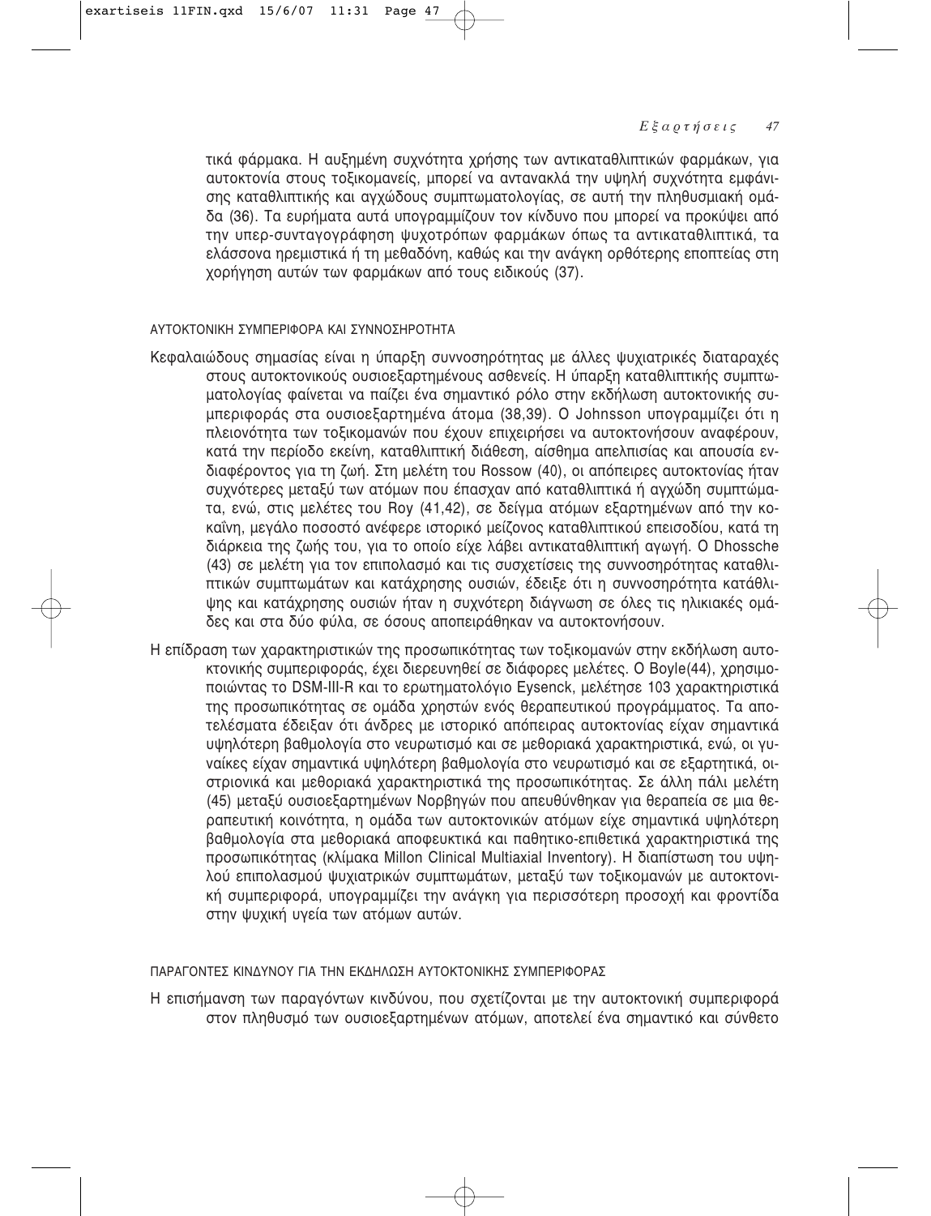τικά φάρμακα. Η αυξημένη συχνότητα χρήσης των αντικαταθλιπτικών φαρμάκων, για αυτοκτονία στους τοξικομανείς, μπορεί να αντανακλά την υψηλή συχνότητα εμφάνισης καταθλιπτικής και αγχώδους συμπτωματολογίας, σε αυτή την πληθυσμιακή ομάδα (36). Τα ευρήματα αυτά υπογραμμίζουν τον κίνδυνο που μπορεί να προκύψει από την υπερ-συνταγογράφηση ψυχοτρόπων φαρμάκων όπως τα αντικαταθλιπτικά, τα ελάσσονα ηρεμιστικά ή τη μεθαδόνη, καθώς και την ανάγκη ορθότερης εποπτείας στη χορήγηση αυτών των φαρμάκων από τους ειδικούς (37).

## ΑΥΤΟΚΤΟΝΙΚΗ ΣΥΜΠΕΡΙΦΟΡΑ ΚΑΙ ΣΥΝΝΟΣΗΡΟΤΗΤΑ

Κεφαλαιώδους σημασίας είναι η ύπαρξη συννοσηρότητας με άλλες ψυχιατρικές διαταραχές στους αυτοκτονικούς ουσιοεξαρτημένους ασθενείς. Η ύπαρξη καταθλιπτικής συμπτωματολογίας φαίνεται να παίζει ένα σημαντικό ρόλο στην εκδήλωση αυτοκτονικής συμπεριφοράς στα ουσιοεξαρτημένα άτομα (38,39). Ο Johnsson υπογραμμίζει ότι η πλειονότητα των τοξικομανών που έχουν επιχειρήσει να αυτοκτονήσουν αναφέρουν, κατά την περίοδο εκείνη, καταθλιπτική διάθεση, αίσθημα απελπισίας και απουσία ενδιαφέροντος για τη ζωή. Στη μελέτη του Rossow (40), οι απόπειρες αυτοκτονίας ήταν συχνότερες μεταξύ των ατόμων που έπασχαν από καταθλιπτικά ή αγχώδη συμπτώματα, ενώ, στις μελέτες του Roy (41,42), σε δείγμα ατόμων εξαρτημένων από την κοκαΐνη, μεγάλο ποσοστό ανέφερε ιστορικό μείζονος καταθλιπτικού επεισοδίου, κατά τη διάρκεια της ζωής του, για το οποίο είχε λάβει αντικαταθλιπτική αγωγή. Ο Dhossche (43) σε μελέτη για τον επιπολασμό και τις συσχετίσεις της συννοσηρότητας καταθλιπτικών συμπτωμάτων και κατάχρησης ουσιών, έδειξε ότι η συννοσηρότητα κατάθλιψης και κατάχρησης ουσιών ήταν η συχνότερη διάγνωση σε όλες τις ηλικιακές ομάδες και στα δύο φύλα, σε όσους αποπειράθηκαν να αυτοκτονήσουν.

Η επίδραση των χαρακτηριστικών της προσωπικότητας των τοξικομανών στην εκδήλωση αυτοκτονικής συμπεριφοράς, έχει διερευνηθεί σε διάφορες μελέτες. Ο Boyle(44), χρησιμοποιώντας το DSM-III-R και το ερωτηματολόγιο Eysenck, μελέτησε 103 χαρακτηριστικά της προσωπικότητας σε ομάδα χρηστών ενός θεραπευτικού προγράμματος. Τα αποτελέσματα έδειξαν ότι άνδρες με ιστορικό απόπειρας αυτοκτονίας είχαν σημαντικά υψηλότερη βαθμολογία στο νευρωτισμό και σε μεθοριακά χαρακτηριστικά, ενώ, οι γυναίκες είχαν σημαντικά υψηλότερη βαθμολογία στο νευρωτισμό και σε εξαρτητικά, οιστριονικά και μεθοριακά χαρακτηριστικά της προσωπικότητας. Σε άλλη πάλι μελέτη (45) μεταξύ ουσιοεξαρτημένων Νορβηγών που απευθύνθηκαν για θεραπεία σε μια θεραπευτική κοινότητα, η ομάδα των αυτοκτονικών ατόμων είχε σημαντικά υψηλότερη βαθμολογία στα μεθοριακά αποφευκτικά και παθητικο-επιθετικά χαρακτηριστικά της προσωπικότητας (κλίμακα Millon Clinical Multiaxial Inventory). Η διαπίστωση του υψηλού επιπολασμού ψυχιατρικών συμπτωμάτων, μεταξύ των τοξικομανών με αυτοκτονική συμπεριφορά, υπογραμμίζει την ανάγκη για περισσότερη προσοχή και φροντίδα στην ψυχική υγεία των ατόμων αυτών.

## ΠΑΡΑΓΟΝΤΕΣ ΚΙΝΔΥΝΟΥ ΓΙΑ ΤΗΝ ΕΚΔΗΛΩΣΗ ΑΥΤΟΚΤΟΝΙΚΗΣ ΣΥΜΠΕΡΙΦΟΡΑΣ

Η επισήμανση των παραγόντων κινδύνου, που σχετίζονται με την αυτοκτονική συμπεριφορά στον πληθυσμό των ουσιοεξαρτημένων ατόμων, αποτελεί ένα σημαντικό και σύνθετο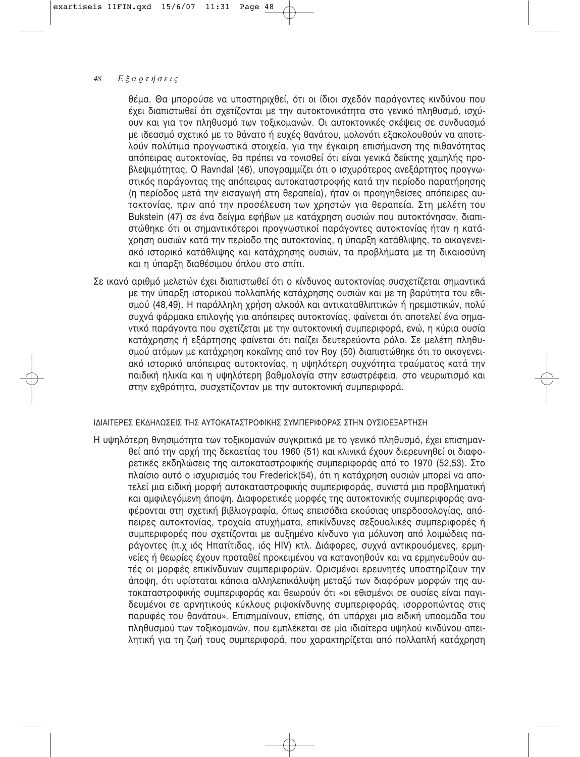θέμα. Θα μπορούσε να υποστηριχθεί, ότι οι ίδιοι σχεδόν παράγοντες κινδύνου που έχει διαπιστωθεί ότι σχετίζονται με την αυτοκτονικότητα στο γενικό πληθυσμό, ισχύουν και για τον πληθυσμό των τοξικομανών. Οι αυτοκτονικές σκέψεις σε συνδυασμό με ιδεασμό σχετικό με το θάνατο ή ευχές θανάτου, μολονότι εξακολουθούν να αποτελούν πολύτιμα προγνωστικά στοιχεία, για την έγκαιρη επισήμανση της πιθανότητας απόπειρας αυτοκτονίας, θα πρέπει να τονισθεί ότι είναι γενικά δείκτης χαμηλής προβλεψιμότητας. Ο Ravndal (46), υπογραμμίζει ότι ο ισχυρότερος ανεξάρτητος προγνωστικός παράγοντας της απόπειρας αυτοκαταστροφής κατά την περίοδο παρατήρησης (η περίοδος μετά την εισαγωγή στη θεραπεία), ήταν οι προηγηθείσες απόπειρες αυτοκτονίας, πριν από την προσέλευση των χρηστών για θεραπεία. Στη μελέτη του Bukstein (47) σε ένα δείγμα εφήβων με κατάχρηση ουσιών που αυτοκτόνησαν, διαπιστώθηκε ότι οι σημαντικότεροι προγνωστικοί παράγοντες αυτοκτονίας ήταν η κατάχρηση ουσιών κατά την περίοδο της αυτοκτονίας, η ύπαρξη κατάθλιψης, το οικογενειακό ιστορικό κατάθλιψης και κατάχρησης ουσιών, τα προβλήματα με τη δικαιοσύνη και η ύπαρξη διαθέσιμου όπλου στο σπίτι.

Σε ικανό αριθμό μελετών έχει διαπιστωθεί ότι ο κίνδυνος αυτοκτονίας συσχετίζεται σημαντικά με την ύπαρξη ιστορικού πολλαπλής κατάχρησης ουσιών και με τη βαρύτητα του εθισμού (48,49). Η παράλληλη χρήση αλκοόλ και αντικαταθλιπτικών ή ηρεμιστικών, πολύ συχνά φάρμακα επιλογής για απόπειρες αυτοκτονίας, φαίνεται ότι αποτελεί ένα σημαντικό παράγοντα που σχετίζεται με την αυτοκτονική συμπεριφορά, ενώ, η κύρια ουσία κατάχρησης ή εξάρτησης φαίνεται ότι παίζει δευτερεύοντα ρόλο. Σε μελέτη πληθυσμού ατόμων με κατάχρηση κοκαΐνης από τον Roy (50) διαπιστώθηκε ότι το οικογενειακό ιστορικό απόπειρας αυτοκτονίας, η υψηλότερη συχνότητα τραύματος κατά την παιδική ηλικία και η υψηλότερη βαθμολογία στην εσωστρέφεια, στο νευρωτισμό και στην εχθρότητα, συσχετίζονταν με την αυτοκτονική συμπεριφορά.

### ΙΔΙΑΙΤΕΡΕΣ ΕΚΔΗΛΩΣΕΙΣ ΤΗΣ ΑΥΤΟΚΑΤΑΣΤΡΟΦΙΚΗΣ ΣΥΜΠΕΡΙΦΟΡΑΣ ΣΤΗΝ ΟΥΣΙΟΕΞΑΡΤΗΣΗ

Η υψηλότερη θνησιμότητα των τοξικομανών συγκριτικά με το γενικό πληθυσμό, έχει επισημανθεί από την αρχή της δεκαετίας του 1960 (51) και κλινικά έχουν διερευνηθεί οι διαφορετικές εκδηλώσεις της αυτοκαταστροφικής συμπεριφοράς από το 1970 (52,53). Στο πλαίσιο αυτό ο ισχυρισμός του Frederick(54), ότι η κατάχρηση ουσιών μπορεί να αποτελεί μια ειδική μορφή αυτοκαταστροφικής συμπεριφοράς, συνιστά μια προβληματική και αμφιλεγόμενη άποψη. Διαφορετικές μορφές της αυτοκτονικής συμπεριφοράς αναφέρονται στη σχετική βιβλιογραφία, όπως επεισόδια εκούσιας υπερδοσολογίας, απόπειρες αυτοκτονίας, τροχαία ατυχήματα, επικίνδυνες σεξουαλικές συμπεριφορές ή συμπεριφορές που σχετίζονται με αυξημένο κίνδυνο για μόλυνση από λοιμώδεις παράγοντες (π.χ ιός Ηπατίτιδας, ιός HIV) κτλ. Διάφορες, συχνά αντικρουόμενες, ερμηνείες ή θεωρίες έχουν προταθεί προκειμένου να κατανοηθούν και να ερμηνευθούν αυτές οι μορφές επικίνδυνων συμπεριφορών. Ορισμένοι ερευνητές υποστηρίζουν την άποψη, ότι υφίσταται κάποια αλληλεπικάλυψη μεταξύ των διαφόρων μορφών της αυτοκαταστροφικής συμπεριφοράς και θεωρούν ότι «οι εθισμένοι σε ουσίες είναι παγιδευμένοι σε αρνητικούς κύκλους ριψοκίνδυνης συμπεριφοράς, ισορροπώντας στις παρυφές του θανάτου». Επισημαίνουν, επίσης, ότι υπάρχει μια ειδική υποομάδα του πληθυσμού των τοξικομανών, που εμπλέκεται σε μία ιδιαίτερα υψηλού κινδύνου απειλητική για τη ζωή τους συμπεριφορά, που χαρακτηρίζεται από πολλαπλή κατάχρηση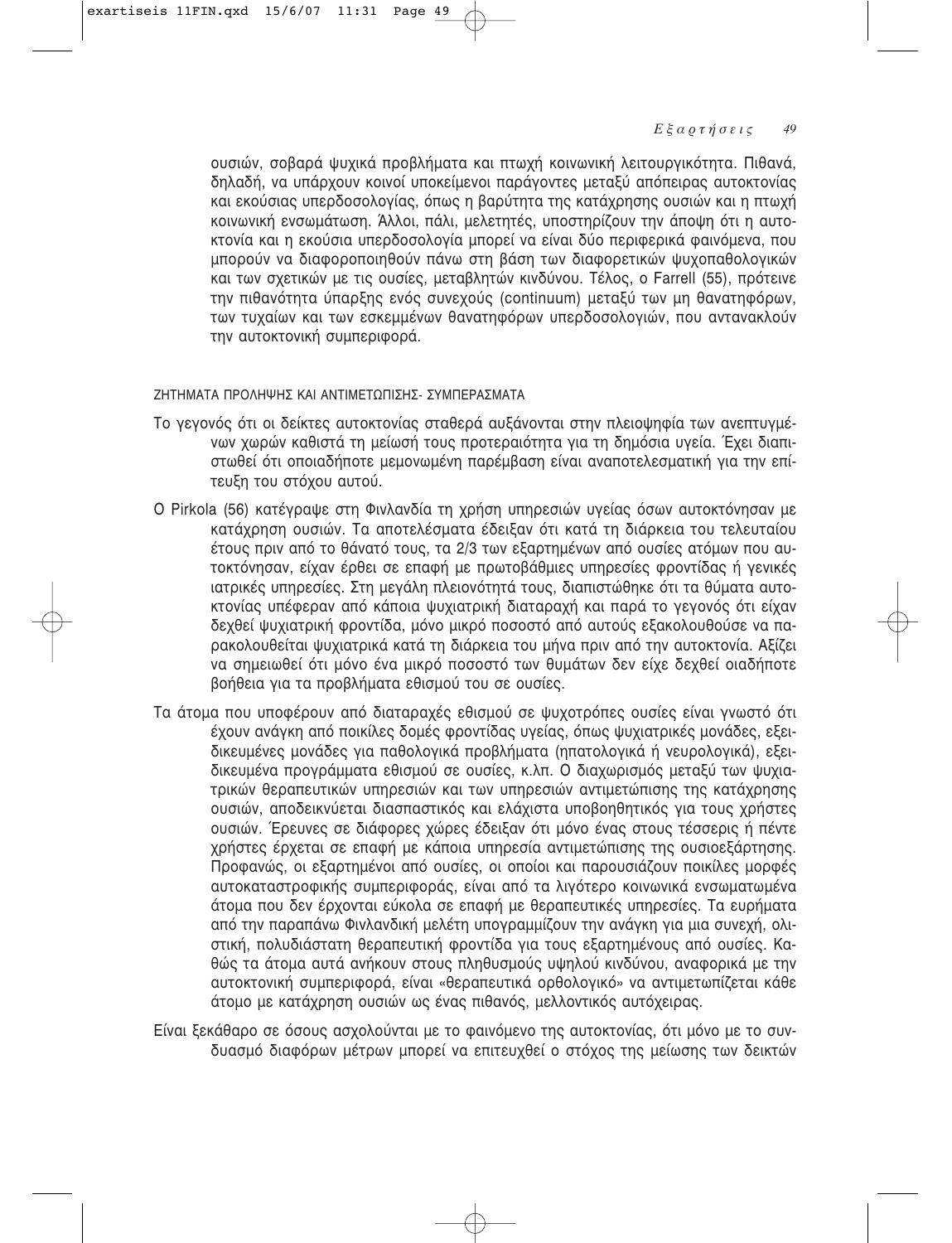ουσιών, σοβαρά ψυχικά προβλήματα και πτωχή κοινωνική λειτουργικότητα. Πιθανά, δηλαδή, να υπάρχουν κοινοί υποκείμενοι παράγοντες μεταξύ απόπειρας αυτοκτονίας και εκούσιας υπερδοσολογίας, όπως η βαρύτητα της κατάχρησης ουσιών και η πτωχή κοινωνική ενσωμάτωση. Άλλοι, πάλι, μελετητές, υποστηρίζουν την άποψη ότι η αυτοκτονία και η εκούσια υπερδοσολογία μπορεί να είναι δύο περιφερικά φαινόμενα, που μπορούν να διαφοροποιηθούν πάνω στη βάση των διαφορετικών ψυχοπαθολογικών και των σχετικών με τις ουσίες, μεταβλητών κινδύνου. Τέλος, ο Farrell (55), πρότεινε την πιθανότητα ύπαρξης ενός συνεχούς (continuum) μεταξύ των μη θανατηφόρων, των τυχαίων και των εσκεμμένων θανατηφόρων υπερδοσολογιών, που αντανακλούν την αυτοκτονική συμπεριφορά.

### ΖΗΤΗΜΑΤΑ ΠΡΟΛΗΨΗΣ ΚΑΙ ΑΝΤΙΜΕΤΩΠΙΣΗΣ- ΣΥΜΠΕΡΑΣΜΑΤΑ

Το γεγονός ότι οι δείκτες αυτοκτονίας σταθερά αυξάνονται στην πλειοψηφία των ανεπτυγμένων χωρών καθιστά τη μείωσή τους προτεραιότητα για τη δημόσια υγεία. Έχει διαπιστωθεί ότι οποιαδήποτε μεμονωμένη παρέμβαση είναι αναποτελεσματική για την επίτευξη του στόχου αυτού.

Ο Pirkola (56) κατέγραψε στη Φινλανδία τη χρήση υπηρεσιών υγείας όσων αυτοκτόνησαν με κατάχρηση ουσιών. Τα αποτελέσματα έδειξαν ότι κατά τη διάρκεια του τελευταίου έτους πριν από το θάνατό τους, τα 2/3 των εξαρτημένων από ουσίες ατόμων που αυτοκτόνησαν, είχαν έρθει σε επαφή με πρωτοβάθμιες υπηρεσίες φροντίδας ή γενικές ιατρικές υπηρεσίες. Στη μεγάλη πλειονότητά τους, διαπιστώθηκε ότι τα θύματα αυτοκτονίας υπέφεραν από κάποια ψυχιατρική διαταραχή και παρά το γεγονός ότι είχαν δεχθεί ψυχιατρική φροντίδα, μόνο μικρό ποσοστό από αυτούς εξακολουθούσε να παρακολουθείται ψυχιατρικά κατά τη διάρκεια του μήνα πριν από την αυτοκτονία. Αξίζει να σημειωθεί ότι μόνο ένα μικρό ποσοστό των θυμάτων δεν είχε δεχθεί οιαδήποτε βοήθεια για τα προβλήματα εθισμού του σε ουσίες.

Τα άτομα που υποφέρουν από διαταραχές εθισμού σε ψυχοτρόπες ουσίες είναι γνωστό ότι έχουν ανάγκη από ποικίλες δομές φροντίδας υγείας, όπως ψυχιατρικές μονάδες, εξειδικευμένες μονάδες για παθολογικά προβλήματα (ηπατολογικά ή νευρολογικά), εξειδικευμένα προγράμματα εθισμού σε ουσίες, κ.λπ. Ο διαχωρισμός μεταξύ των ψυχιατρικών θεραπευτικών υπηρεσιών και των υπηρεσιών αντιμετώπισης της κατάχρησης ουσιών, αποδεικνύεται διασπαστικός και ελάχιστα υποβοηθητικός για τους χρήστες ουσιών. Έρευνες σε διάφορες χώρες έδειξαν ότι μόνο ένας στους τέσσερις ή πέντε χρήστες έρχεται σε επαφή με κάποια υπηρεσία αντιμετώπισης της ουσιοεξάρτησης. Προφανώς, οι εξαρτημένοι από ουσίες, οι οποίοι και παρουσιάζουν ποικίλες μορφές αυτοκαταστροφικής συμπεριφοράς, είναι από τα λιγότερο κοινωνικά ενσωματωμένα άτομα που δεν έρχονται εύκολα σε επαφή με θεραπευτικές υπηρεσίες. Τα ευρήματα από την παραπάνω Φινλανδική μελέτη υπογραμμίζουν την ανάγκη για μια συνεχή, ολιστική, πολυδιάστατη θεραπευτική φροντίδα για τους εξαρτημένους από ουσίες. Καθώς τα άτομα αυτά ανήκουν στους πληθυσμούς υψηλού κινδύνου, αναφορικά με την αυτοκτονική συμπεριφορά, είναι «θεραπευτικά ορθολογικό» να αντιμετωπίζεται κάθε άτομο με κατάχρηση ουσιών ως ένας πιθανός, μελλοντικός αυτόχειρας.

Είναι ξεκάθαρο σε όσους ασχολούνται με το φαινόμενο της αυτοκτονίας, ότι μόνο με το συνδυασμό διαφόρων μέτρων μπορεί να επιτευχθεί ο στόχος της μείωσης των δεικτών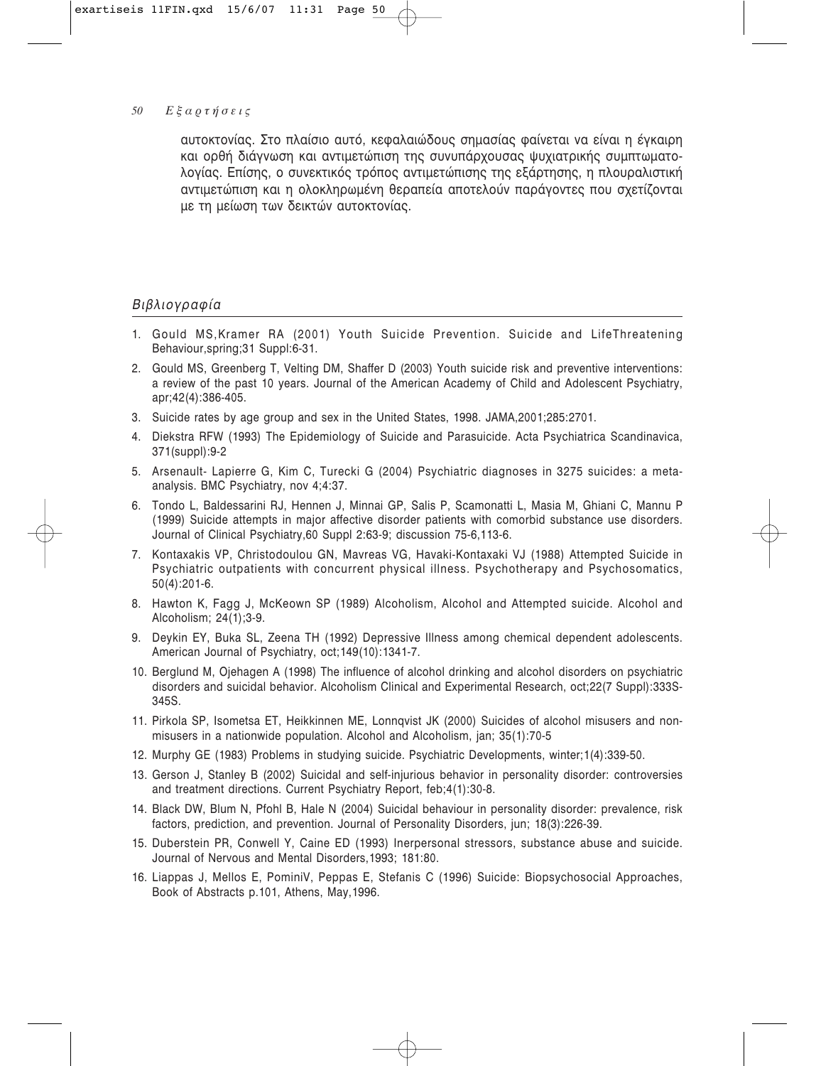αυτοκτονίας. Στο πλαίσιο αυτό, κεφαλαιώδους σημασίας φαίνεται να είναι η έγκαιρη και ορθή διάγνωση και αντιμετώπιση της συνυπάρχουσας ψυχιατρικής συμπτωματολογίας. Επίσης, ο συνεκτικός τρόπος αντιμετώπισης της εξάρτησης, η πλουραλιστική αντιμετώπιση και η ολοκληρωμένη θεραπεία αποτελούν παράγοντες που σχετίζονται με τη μείωση των δεικτών αυτοκτονίας.

## *Βιβλιογραφία*

1. Gould MS,Kramer RA (2001) Youth Suicide Prevention. Suicide and LifeThreatening Behaviour,spring;31 Suppl:6-31.
2. Gould MS, Greenberg T, Velting DM, Shaffer D (2003) Youth suicide risk and preventive interventions: a review of the past 10 years. Journal of the American Academy of Child and Adolescent Psychiatry, apr;42(4):386-405.
3. Suicide rates by age group and sex in the United States, 1998. JAMA,2001;285:2701.
4. Diekstra RFW (1993) The Epidemiology of Suicide and Parasuicide. Acta Psychiatrica Scandinavica, 371(suppl):9-2
5. Arsenault- Lapierre G, Kim C, Turecki G (2004) Psychiatric diagnoses in 3275 suicides: a meta-analysis. BMC Psychiatry, nov 4;4:37.
6. Tondo L, Baldessarini RJ, Hennen J, Minnai GP, Salis P, Scamonatti L, Masia M, Ghiani C, Mannu P (1999) Suicide attempts in major affective disorder patients with comorbid substance use disorders. Journal of Clinical Psychiatry,60 Suppl 2:63-9; discussion 75-6,113-6.
7. Kontaxakis VP, Christodoulou GN, Mavreas VG, Havaki-Kontaxaki VJ (1988) Attempted Suicide in Psychiatric outpatients with concurrent physical illness. Psychotherapy and Psychosomatics, 50(4):201-6.
8. Hawton K, Fagg J, McKeown SP (1989) Alcoholism, Alcohol and Attempted suicide. Alcohol and Alcoholism; 24(1);3-9.
9. Deykin EY, Buka SL, Zeena TH (1992) Depressive Illness among chemical dependent adolescents. American Journal of Psychiatry, oct;149(10):1341-7.
10. Berglund M, Ojehagen A (1998) The influence of alcohol drinking and alcohol disorders on psychiatric disorders and suicidal behavior. Alcoholism Clinical and Experimental Research, oct;22(7 Suppl):333S-345S.
11. Pirkola SP, Isometsa ET, Heikkinnen ME, Lonnqvist JK (2000) Suicides of alcohol misusers and non-misusers in a nationwide population. Alcohol and Alcoholism, jan; 35(1):70-5
12. Murphy GE (1983) Problems in studying suicide. Psychiatric Developments, winter;1(4):339-50.
13. Gerson J, Stanley B (2002) Suicidal and self-injurious behavior in personality disorder: controversies and treatment directions. Current Psychiatry Report, feb;4(1):30-8.
14. Black DW, Blum N, Pfohl B, Hale N (2004) Suicidal behaviour in personality disorder: prevalence, risk factors, prediction, and prevention. Journal of Personality Disorders, jun; 18(3):226-39.
15. Duberstein PR, Conwell Y, Caine ED (1993) Inerpersonal stressors, substance abuse and suicide. Journal of Nervous and Mental Disorders,1993; 181:80.
16. Liappas J, Mellos E, PominiV, Peppas E, Stefanis C (1996) Suicide: Biopsychosocial Approaches, Book of Abstracts p.101, Athens, May,1996.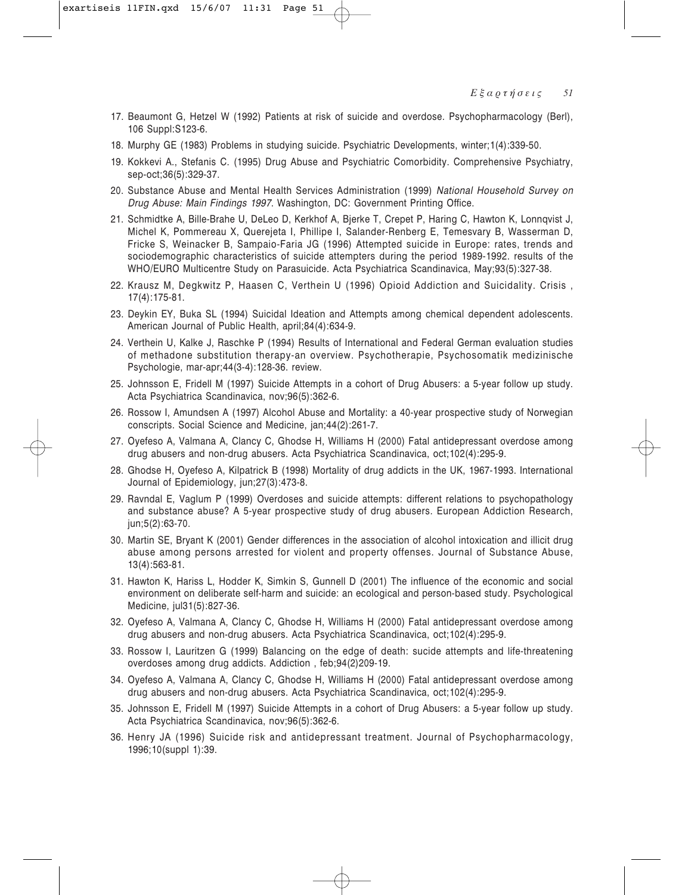17. Beaumont G, Hetzel W (1992) Patients at risk of suicide and overdose. Psychopharmacology (Berl), 106 Suppl:S123-6.

18. Murphy GE (1983) Problems in studying suicide. Psychiatric Developments, winter;1(4):339-50.

19. Kokkevi A., Stefanis C. (1995) Drug Abuse and Psychiatric Comorbidity. Comprehensive Psychiatry, sep-oct;36(5):329-37.

20. Substance Abuse and Mental Health Services Administration (1999) *National Household Survey on Drug Abuse: Main Findings 1997*. Washington, DC: Government Printing Office.

21. Schmidtke A, Bille-Brahe U, DeLeo D, Kerkhof A, Bjerke T, Crepet P, Haring C, Hawton K, Lonnqvist J, Michel K, Pommereau X, Querejeta I, Phillipe I, Salander-Renberg E, Temesvary B, Wasserman D, Fricke S, Weinacker B, Sampaio-Faria JG (1996) Attempted suicide in Europe: rates, trends and sociodemographic characteristics of suicide attempters during the period 1989-1992. results of the WHO/EURO Multicentre Study on Parasuicide. Acta Psychiatrica Scandinavica, May;93(5):327-38.

22. Krausz M, Degkwitz P, Haasen C, Verthein U (1996) Opioid Addiction and Suicidality. Crisis , 17(4):175-81.

23. Deykin EY, Buka SL (1994) Suicidal Ideation and Attempts among chemical dependent adolescents. American Journal of Public Health, april;84(4):634-9.

24. Verthein U, Kalke J, Raschke P (1994) Results of International and Federal German evaluation studies of methadone substitution therapy-an overview. Psychotherapie, Psychosomatik medizinische Psychologie, mar-apr;44(3-4):128-36. review.

25. Johnsson E, Fridell M (1997) Suicide Attempts in a cohort of Drug Abusers: a 5-year follow up study. Acta Psychiatrica Scandinavica, nov;96(5):362-6.

26. Rossow I, Amundsen A (1997) Alcohol Abuse and Mortality: a 40-year prospective study of Norwegian conscripts. Social Science and Medicine, jan;44(2):261-7.

27. Oyefeso A, Valmana A, Clancy C, Ghodse H, Williams H (2000) Fatal antidepressant overdose among drug abusers and non-drug abusers. Acta Psychiatrica Scandinavica, oct;102(4):295-9.

28. Ghodse H, Oyefeso A, Kilpatrick B (1998) Mortality of drug addicts in the UK, 1967-1993. International Journal of Epidemiology, jun;27(3):473-8.

29. Ravndal E, Vaglum P (1999) Overdoses and suicide attempts: different relations to psychopathology and substance abuse? A 5-year prospective study of drug abusers. European Addiction Research, jun;5(2):63-70.

30. Martin SE, Bryant K (2001) Gender differences in the association of alcohol intoxication and illicit drug abuse among persons arrested for violent and property offenses. Journal of Substance Abuse, 13(4):563-81.

31. Hawton K, Hariss L, Hodder K, Simkin S, Gunnell D (2001) The influence of the economic and social environment on deliberate self-harm and suicide: an ecological and person-based study. Psychological Medicine, jul31(5):827-36.

32. Oyefeso A, Valmana A, Clancy C, Ghodse H, Williams H (2000) Fatal antidepressant overdose among drug abusers and non-drug abusers. Acta Psychiatrica Scandinavica, oct;102(4):295-9.

33. Rossow I, Lauritzen G (1999) Balancing on the edge of death: sucide attempts and life-threatening overdoses among drug addicts. Addiction , feb;94(2)209-19.

34. Oyefeso A, Valmana A, Clancy C, Ghodse H, Williams H (2000) Fatal antidepressant overdose among drug abusers and non-drug abusers. Acta Psychiatrica Scandinavica, oct;102(4):295-9.

35. Johnsson E, Fridell M (1997) Suicide Attempts in a cohort of Drug Abusers: a 5-year follow up study. Acta Psychiatrica Scandinavica, nov;96(5):362-6.

36. Henry JA (1996) Suicide risk and antidepressant treatment. Journal of Psychopharmacology, 1996;10(suppl 1):39.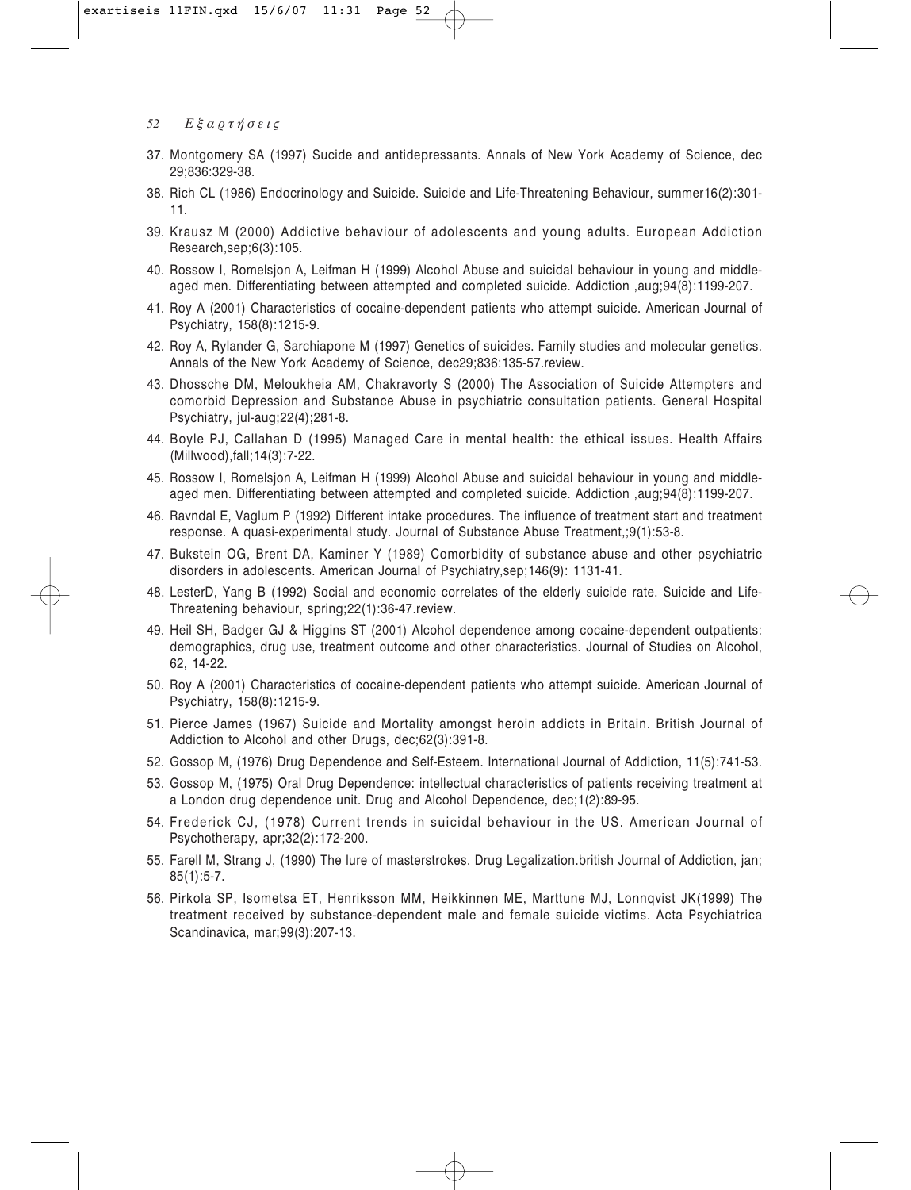37. Montgomery SA (1997) Sucide and antidepressants. Annals of New York Academy of Science, dec 29;836:329-38.
38. Rich CL (1986) Endocrinology and Suicide. Suicide and Life-Threatening Behaviour, summer16(2):301-11.
39. Krausz M (2000) Addictive behaviour of adolescents and young adults. European Addiction Research,sep;6(3):105.
40. Rossow I, Romelsjon A, Leifman H (1999) Alcohol Abuse and suicidal behaviour in young and middle-aged men. Differentiating between attempted and completed suicide. Addiction ,aug;94(8):1199-207.
41. Roy A (2001) Characteristics of cocaine-dependent patients who attempt suicide. American Journal of Psychiatry, 158(8):1215-9.
42. Roy A, Rylander G, Sarchiapone M (1997) Genetics of suicides. Family studies and molecular genetics. Annals of the New York Academy of Science, dec29;836:135-57.review.
43. Dhossche DM, Meloukheia AM, Chakravorty S (2000) The Association of Suicide Attempters and comorbid Depression and Substance Abuse in psychiatric consultation patients. General Hospital Psychiatry, jul-aug;22(4);281-8.
44. Boyle PJ, Callahan D (1995) Managed Care in mental health: the ethical issues. Health Affairs (Millwood),fall;14(3):7-22.
45. Rossow I, Romelsjon A, Leifman H (1999) Alcohol Abuse and suicidal behaviour in young and middle-aged men. Differentiating between attempted and completed suicide. Addiction ,aug;94(8):1199-207.
46. Ravndal E, Vaglum P (1992) Different intake procedures. The influence of treatment start and treatment response. A quasi-experimental study. Journal of Substance Abuse Treatment,;9(1):53-8.
47. Bukstein OG, Brent DA, Kaminer Y (1989) Comorbidity of substance abuse and other psychiatric disorders in adolescents. American Journal of Psychiatry,sep;146(9): 1131-41.
48. LesterD, Yang B (1992) Social and economic correlates of the elderly suicide rate. Suicide and Life-Threatening behaviour, spring;22(1):36-47.review.
49. Heil SH, Badger GJ & Higgins ST (2001) Alcohol dependence among cocaine-dependent outpatients: demographics, drug use, treatment outcome and other characteristics. Journal of Studies on Alcohol, 62, 14-22.
50. Roy A (2001) Characteristics of cocaine-dependent patients who attempt suicide. American Journal of Psychiatry, 158(8):1215-9.
51. Pierce James (1967) Suicide and Mortality amongst heroin addicts in Britain. British Journal of Addiction to Alcohol and other Drugs, dec;62(3):391-8.
52. Gossop M, (1976) Drug Dependence and Self-Esteem. International Journal of Addiction, 11(5):741-53.
53. Gossop M, (1975) Oral Drug Dependence: intellectual characteristics of patients receiving treatment at a London drug dependence unit. Drug and Alcohol Dependence, dec;1(2):89-95.
54. Frederick CJ, (1978) Current trends in suicidal behaviour in the US. American Journal of Psychotherapy, apr;32(2):172-200.
55. Farell M, Strang J, (1990) The lure of masterstrokes. Drug Legalization.british Journal of Addiction, jan; 85(1):5-7.
56. Pirkola SP, Isometsa ET, Henriksson MM, Heikkinnen ME, Marttune MJ, Lonnqvist JK(1999) The treatment received by substance-dependent male and female suicide victims. Acta Psychiatrica Scandinavica, mar;99(3):207-13.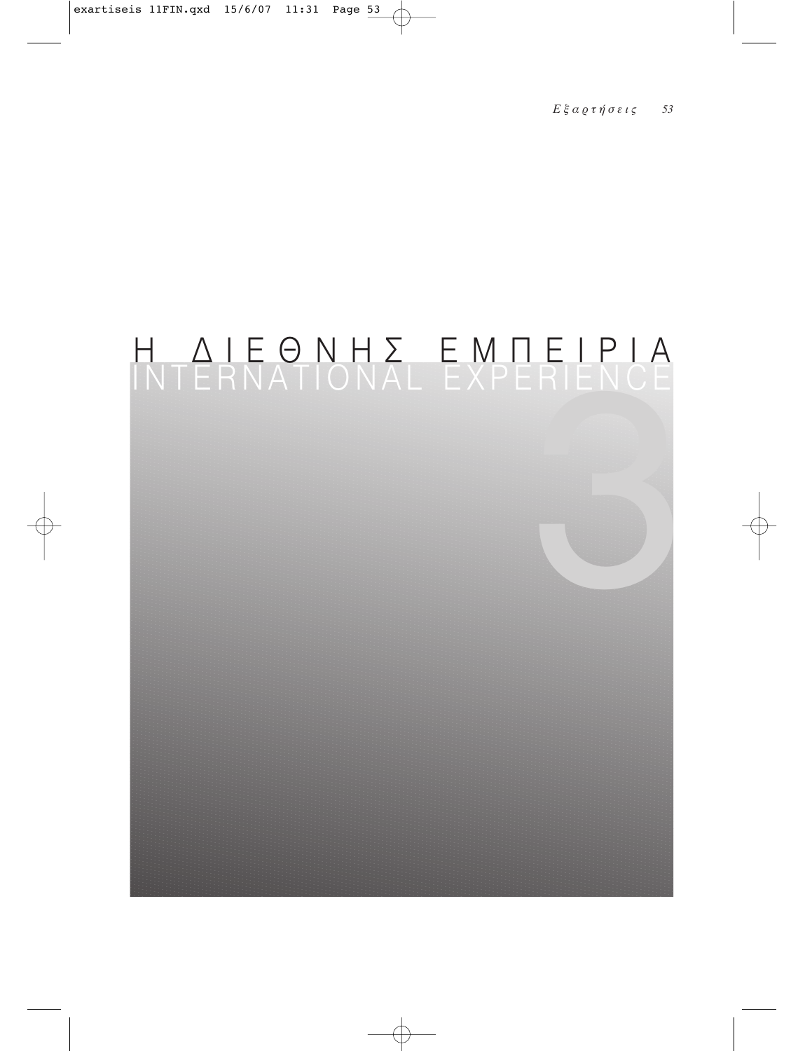# Η ΔΙΕΘΝΗΣ ΕΜΠΕΙΡΙΑ
# INTERNATIONAL EXPERIENCE

3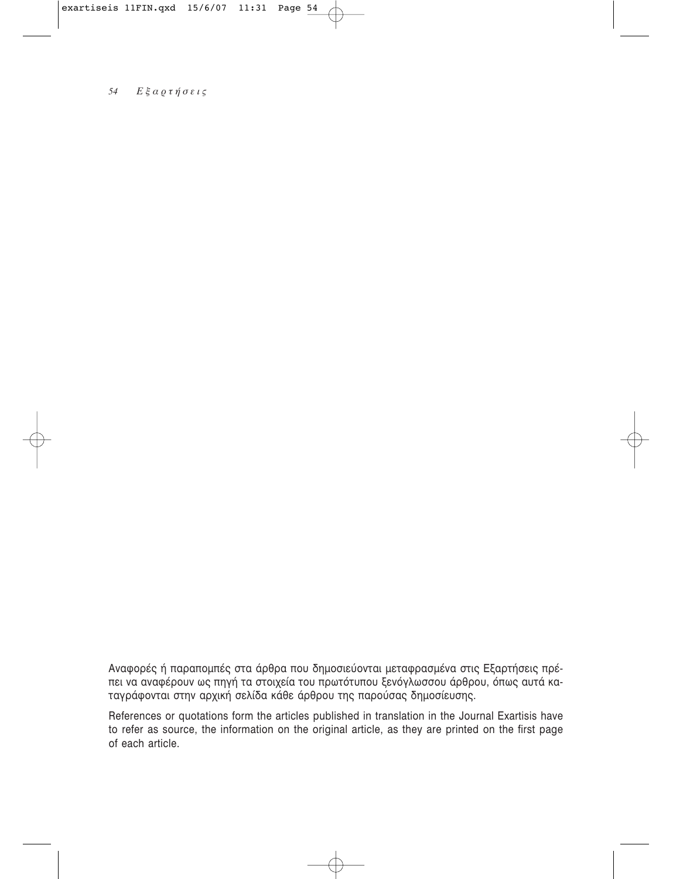Αναφορές ή παραπομπές στα άρθρα που δημοσιεύονται μεταφρασμένα στις Εξαρτήσεις πρέπει να αναφέρουν ως πηγή τα στοιχεία του πρωτότυπου ξενόγλωσσου άρθρου, όπως αυτά καταγράφονται στην αρχική σελίδα κάθε άρθρου της παρούσας δημοσίευσης.

References or quotations form the articles published in translation in the Journal Exartisis have to refer as source, the information on the original article, as they are printed on the first page of each article.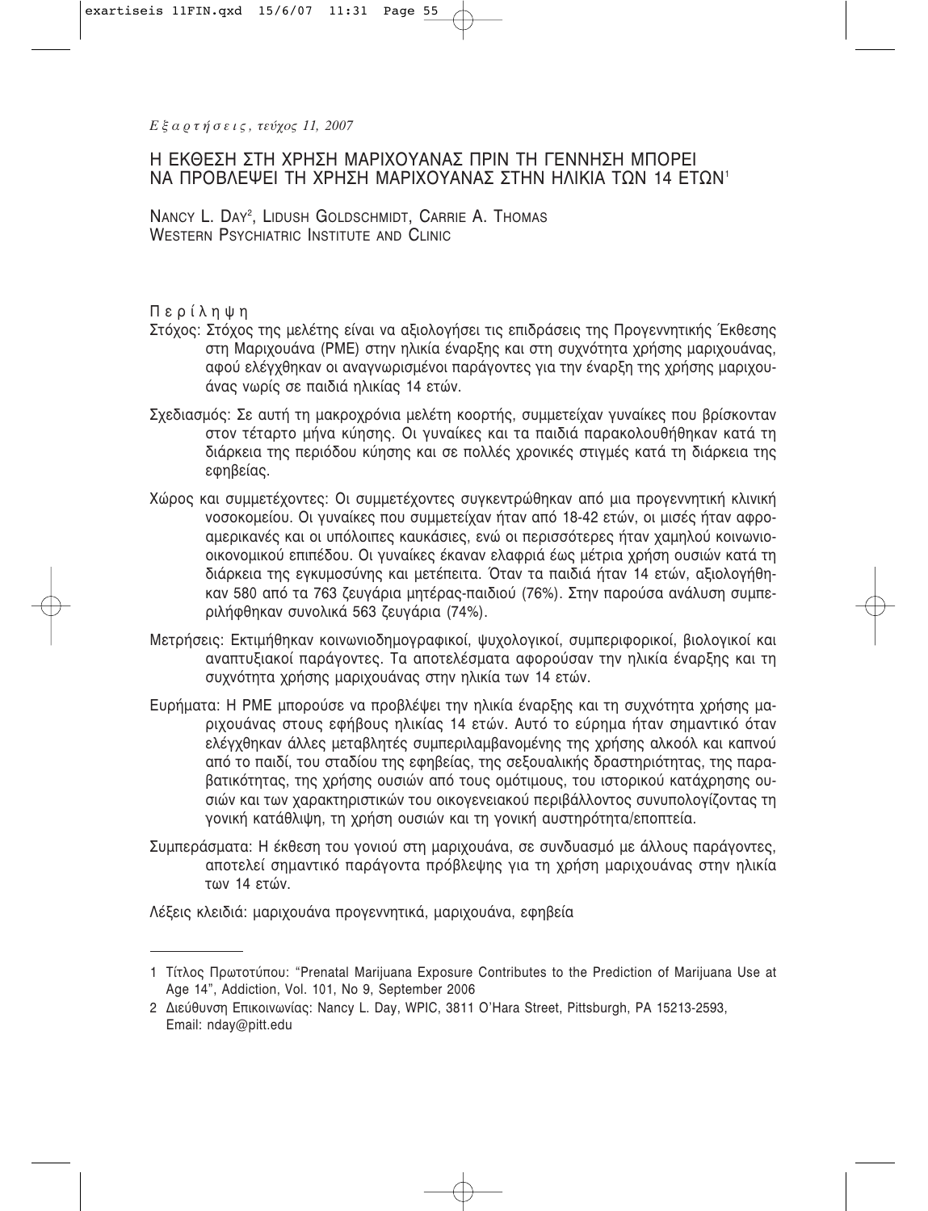# Η ΕΚΘΕΣΗ ΣΤΗ ΧΡΗΣΗ ΜΑΡΙΧΟΥΑΝΑΣ ΠΡΙΝ ΤΗ ΓΕΝΝΗΣΗ ΜΠΟΡΕΙ ΝΑ ΠΡΟΒΛΕΨΕΙ ΤΗ ΧΡΗΣΗ ΜΑΡΙΧΟΥΑΝΑΣ ΣΤΗΝ ΗΛΙΚΙΑ ΤΩΝ 14 ΕΤΩΝ[1]

NANCY L. DAY[2], LIDUSH GOLDSCHMIDT, CARRIE A. THOMAS
WESTERN PSYCHIATRIC INSTITUTE AND CLINIC

## Περίληψη

**Στόχος:** Στόχος της μελέτης είναι να αξιολογήσει τις επιδράσεις της Προγεννητικής Έκθεσης στη Μαριχουάνα (PME) στην ηλικία έναρξης και στη συχνότητα χρήσης μαριχουάνας, αφού ελέγχθηκαν οι αναγνωρισμένοι παράγοντες για την έναρξη της χρήσης μαριχουάνας νωρίς σε παιδιά ηλικίας 14 ετών.

**Σχεδιασμός:** Σε αυτή τη μακροχρόνια μελέτη κοορτής, συμμετείχαν γυναίκες που βρίσκονταν στον τέταρτο μήνα κύησης. Οι γυναίκες και τα παιδιά παρακολουθήθηκαν κατά τη διάρκεια της περιόδου κύησης και σε πολλές χρονικές στιγμές κατά τη διάρκεια της εφηβείας.

**Χώρος και συμμετέχοντες:** Οι συμμετέχοντες συγκεντρώθηκαν από μια προγεννητική κλινική νοσοκομείου. Οι γυναίκες που συμμετείχαν ήταν από 18-42 ετών, οι μισές ήταν αφροαμερικανές και οι υπόλοιπες καυκάσιες, ενώ οι περισσότερες ήταν χαμηλού κοινωνιοοικονομικού επιπέδου. Οι γυναίκες έκαναν ελαφριά έως μέτρια χρήση ουσιών κατά τη διάρκεια της εγκυμοσύνης και μετέπειτα. Όταν τα παιδιά ήταν 14 ετών, αξιολογήθηκαν 580 από τα 763 ζευγάρια μητέρας-παιδιού (76%). Στην παρούσα ανάλυση συμπεριλήφθηκαν συνολικά 563 ζευγάρια (74%).

**Μετρήσεις:** Εκτιμήθηκαν κοινωνιοδημογραφικοί, ψυχολογικοί, συμπεριφορικοί, βιολογικοί και αναπτυξιακοί παράγοντες. Τα αποτελέσματα αφορούσαν την ηλικία έναρξης και τη συχνότητα χρήσης μαριχουάνας στην ηλικία των 14 ετών.

**Ευρήματα:** Η PME μπορούσε να προβλέψει την ηλικία έναρξης και τη συχνότητα χρήσης μαριχουάνας στους εφήβους ηλικίας 14 ετών. Αυτό το εύρημα ήταν σημαντικό όταν ελέγχθηκαν άλλες μεταβλητές συμπεριλαμβανομένης της χρήσης αλκοόλ και καπνού από το παιδί, του σταδίου της εφηβείας, της σεξουαλικής δραστηριότητας, της παραβατικότητας, της χρήσης ουσιών από τους ομότιμους, του ιστορικού κατάχρησης ουσιών και των χαρακτηριστικών του οικογενειακού περιβάλλοντος συνυπολογίζοντας τη γονική κατάθλιψη, τη χρήση ουσιών και τη γονική αυστηρότητα/εποπτεία.

**Συμπεράσματα:** Η έκθεση του γονιού στη μαριχουάνα, σε συνδυασμό με άλλους παράγοντες, αποτελεί σημαντικό παράγοντα πρόβλεψης για τη χρήση μαριχουάνας στην ηλικία των 14 ετών.

Λέξεις κλειδιά: μαριχουάνα προγεννητικά, μαριχουάνα, εφηβεία

---

1 Τίτλος Πρωτοτύπου: "Prenatal Marijuana Exposure Contributes to the Prediction of Marijuana Use at Age 14", Addiction, Vol. 101, No 9, September 2006

2 Διεύθυνση Επικοινωνίας: Nancy L. Day, WPIC, 3811 O'Hara Street, Pittsburgh, PA 15213-2593, Email: nday@pitt.edu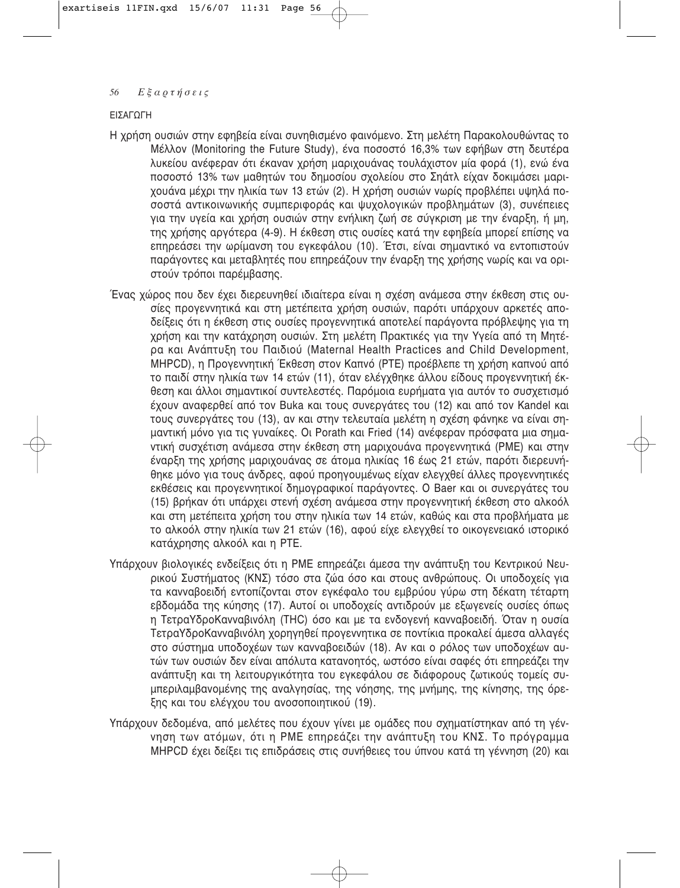## ΕΙΣΑΓΩΓΗ

Η χρήση ουσιών στην εφηβεία είναι συνηθισμένο φαινόμενο. Στη μελέτη Παρακολουθώντας το Μέλλον (Monitoring the Future Study), ένα ποσοστό 16,3% των εφήβων στη δευτέρα λυκείου ανέφεραν ότι έκαναν χρήση μαριχουάνας τουλάχιστον μία φορά (1), ενώ ένα ποσοστό 13% των μαθητών του δημοσίου σχολείου στο Σηάτλ είχαν δοκιμάσει μαριχουάνα μέχρι την ηλικία των 13 ετών (2). Η χρήση ουσιών νωρίς προβλέπει υψηλά ποσοστά αντικοινωνικής συμπεριφοράς και ψυχολογικών προβλημάτων (3), συνέπειες για την υγεία και χρήση ουσιών στην ενήλικη ζωή σε σύγκριση με την έναρξη, ή μη, της χρήσης αργότερα (4-9). Η έκθεση στις ουσίες κατά την εφηβεία μπορεί επίσης να επηρεάσει την ωρίμανση του εγκεφάλου (10). Έτσι, είναι σημαντικό να εντοπιστούν παράγοντες και μεταβλητές που επηρεάζουν την έναρξη της χρήσης νωρίς και να οριστούν τρόποι παρέμβασης.

Ένας χώρος που δεν έχει διερευνηθεί ιδιαίτερα είναι η σχέση ανάμεσα στην έκθεση στις ουσίες προγεννητικά και στη μετέπειτα χρήση ουσιών, παρότι υπάρχουν αρκετές αποδείξεις ότι η έκθεση στις ουσίες προγεννητικά αποτελεί παράγοντα πρόβλεψης για τη χρήση και την κατάχρηση ουσιών. Στη μελέτη Πρακτικές για την Υγεία από τη Μητέρα και Ανάπτυξη του Παιδιού (Maternal Health Practices and Child Development, MHPCD), η Προγεννητική Έκθεση στον Καπνό (PTE) προέβλεπε τη χρήση καπνού από το παιδί στην ηλικία των 14 ετών (11), όταν ελέγχθηκε άλλου είδους προγεννητική έκθεση και άλλοι σημαντικοί συντελεστές. Παρόμοια ευρήματα για αυτόν το συσχετισμό έχουν αναφερθεί από τον Buka και τους συνεργάτες του (12) και από τον Kandel και τους συνεργάτες του (13), αν και στην τελευταία μελέτη η σχέση φάνηκε να είναι σημαντική μόνο για τις γυναίκες. Οι Porath και Fried (14) ανέφεραν πρόσφατα μια σημαντική συσχέτιση ανάμεσα στην έκθεση στη μαριχουάνα προγεννητικά (PME) και στην έναρξη της χρήσης μαριχουάνας σε άτομα ηλικίας 16 έως 21 ετών, παρότι διερευνήθηκε μόνο για τους άνδρες, αφού προηγουμένως είχαν ελεγχθεί άλλες προγεννητικές εκθέσεις και προγεννητικοί δημογραφικοί παράγοντες. Ο Baer και οι συνεργάτες του (15) βρήκαν ότι υπάρχει στενή σχέση ανάμεσα στην προγεννητική έκθεση στο αλκοόλ και στη μετέπειτα χρήση του στην ηλικία των 14 ετών, καθώς και στα προβλήματα με το αλκοόλ στην ηλικία των 21 ετών (16), αφού είχε ελεγχθεί το οικογενειακό ιστορικό κατάχρησης αλκοόλ και η PTE.

Υπάρχουν βιολογικές ενδείξεις ότι η PME επηρεάζει άμεσα την ανάπτυξη του Κεντρικού Νευρικού Συστήματος (ΚΝΣ) τόσο στα ζώα όσο και στους ανθρώπους. Οι υποδοχείς για τα κανναβοειδή εντοπίζονται στον εγκέφαλο του εμβρύου γύρω στη δέκατη τέταρτη εβδομάδα της κύησης (17). Αυτοί οι υποδοχείς αντιδρούν με εξωγενείς ουσίες όπως η ΤετραΥδροΚανναβινόλη (THC) όσο και με τα ενδογενή κανναβοειδή. Όταν η ουσία ΤετραΥδροΚανναβινόλη χορηγηθεί προγεννητικά σε ποντίκια προκαλεί άμεσα αλλαγές στο σύστημα υποδοχέων των κανναβοειδών (18). Αν και ο ρόλος των υποδοχέων αυτών των ουσιών δεν είναι απόλυτα κατανοητός, ωστόσο είναι σαφές ότι επηρεάζει την ανάπτυξη και τη λειτουργικότητα του εγκεφάλου σε διάφορους ζωτικούς τομείς συμπεριλαμβανομένης της αναλγησίας, της νόησης, της μνήμης, της κίνησης, της όρεξης και του ελέγχου του ανοσοποιητικού (19).

Υπάρχουν δεδομένα, από μελέτες που έχουν γίνει με ομάδες που σχηματίστηκαν από τη γέννηση των ατόμων, ότι η PME επηρεάζει την ανάπτυξη του ΚΝΣ. Το πρόγραμμα MHPCD έχει δείξει τις επιδράσεις στις συνήθειες του ύπνου κατά τη γέννηση (20) και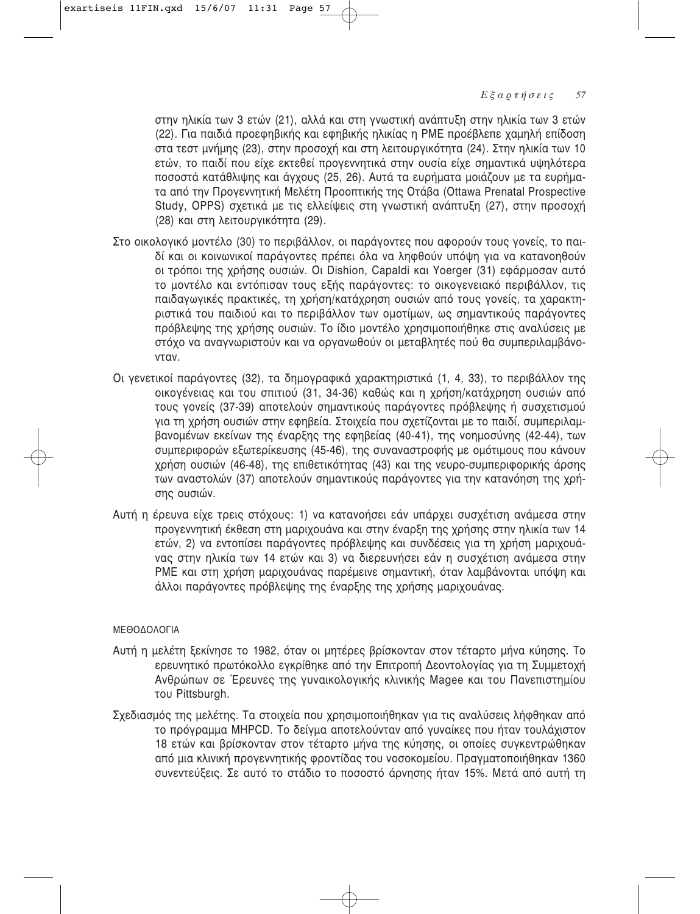στην ηλικία των 3 ετών (21), αλλά και στη γνωστική ανάπτυξη στην ηλικία των 3 ετών (22). Για παιδιά προεφηβικής και εφηβικής ηλικίας η PME προέβλεπε χαμηλή επίδοση στα τεστ μνήμης (23), στην προσοχή και στη λειτουργικότητα (24). Στην ηλικία των 10 ετών, το παιδί που είχε εκτεθεί προγεννητικά στην ουσία είχε σημαντικά υψηλότερα ποσοστά κατάθλιψης και άγχους (25, 26). Αυτά τα ευρήματα μοιάζουν με τα ευρήματα από την Προγεννητική Μελέτη Προοπτικής της Οτάβα (Ottawa Prenatal Prospective Study, OPPS) σχετικά με τις ελλείψεις στη γνωστική ανάπτυξη (27), στην προσοχή (28) και στη λειτουργικότητα (29).

Στο οικολογικό μοντέλο (30) το περιβάλλον, οι παράγοντες που αφορούν τους γονείς, το παιδί και οι κοινωνικοί παράγοντες πρέπει όλα να ληφθούν υπόψη για να κατανοηθούν οι τρόποι της χρήσης ουσιών. Οι Dishion, Capaldi και Yoerger (31) εφάρμοσαν αυτό το μοντέλο και εντόπισαν τους εξής παράγοντες: το οικογενειακό περιβάλλον, τις παιδαγωγικές πρακτικές, τη χρήση/κατάχρηση ουσιών από τους γονείς, τα χαρακτηριστικά του παιδιού και το περιβάλλον των ομοτίμων, ως σημαντικούς παράγοντες πρόβλεψης της χρήσης ουσιών. Το ίδιο μοντέλο χρησιμοποιήθηκε στις αναλύσεις με στόχο να αναγνωριστούν και να οργανωθούν οι μεταβλητές πού θα συμπεριλαμβάνονταν.

Οι γενετικοί παράγοντες (32), τα δημογραφικά χαρακτηριστικά (1, 4, 33), το περιβάλλον της οικογένειας και του σπιτιού (31, 34-36) καθώς και η χρήση/κατάχρηση ουσιών από τους γονείς (37-39) αποτελούν σημαντικούς παράγοντες πρόβλεψης ή συσχετισμού για τη χρήση ουσιών στην εφηβεία. Στοιχεία που σχετίζονται με το παιδί, συμπεριλαμβανομένων εκείνων της έναρξης της εφηβείας (40-41), της νοημοσύνης (42-44), των συμπεριφορών εξωτερίκευσης (45-46), της συναναστροφής με ομότιμους που κάνουν χρήση ουσιών (46-48), της επιθετικότητας (43) και της νευρο-συμπεριφορικής άρσης των αναστολών (37) αποτελούν σημαντικούς παράγοντες για την κατανόηση της χρήσης ουσιών.

Αυτή η έρευνα είχε τρεις στόχους: 1) να κατανοήσει εάν υπάρχει συσχέτιση ανάμεσα στην προγεννητική έκθεση στη μαριχουάνα και στην έναρξη της χρήσης στην ηλικία των 14 ετών, 2) να εντοπίσει παράγοντες πρόβλεψης και συνδέσεις για τη χρήση μαριχουάνας στην ηλικία των 14 ετών και 3) να διερευνήσει εάν η συσχέτιση ανάμεσα στην PME και στη χρήση μαριχουάνας παρέμεινε σημαντική, όταν λαμβάνονται υπόψη και άλλοι παράγοντες πρόβλεψης της έναρξης της χρήσης μαριχουάνας.

## ΜΕΘΟΔΟΛΟΓΙΑ

Αυτή η μελέτη ξεκίνησε το 1982, όταν οι μητέρες βρίσκονταν στον τέταρτο μήνα κύησης. Το ερευνητικό πρωτόκολλο εγκρίθηκε από την Επιτροπή Δεοντολογίας για τη Συμμετοχή Ανθρώπων σε Έρευνες της γυναικολογικής κλινικής Magee και του Πανεπιστημίου του Pittsburgh.

Σχεδιασμός της μελέτης. Τα στοιχεία που χρησιμοποιήθηκαν για τις αναλύσεις λήφθηκαν από το πρόγραμμα MHPCD. Το δείγμα αποτελούνταν από γυναίκες που ήταν τουλάχιστον 18 ετών και βρίσκονταν στον τέταρτο μήνα της κύησης, οι οποίες συγκεντρώθηκαν από μια κλινική προγεννητικής φροντίδας του νοσοκομείου. Πραγματοποιήθηκαν 1360 συνεντεύξεις. Σε αυτό το στάδιο το ποσοστό άρνησης ήταν 15%. Μετά από αυτή τη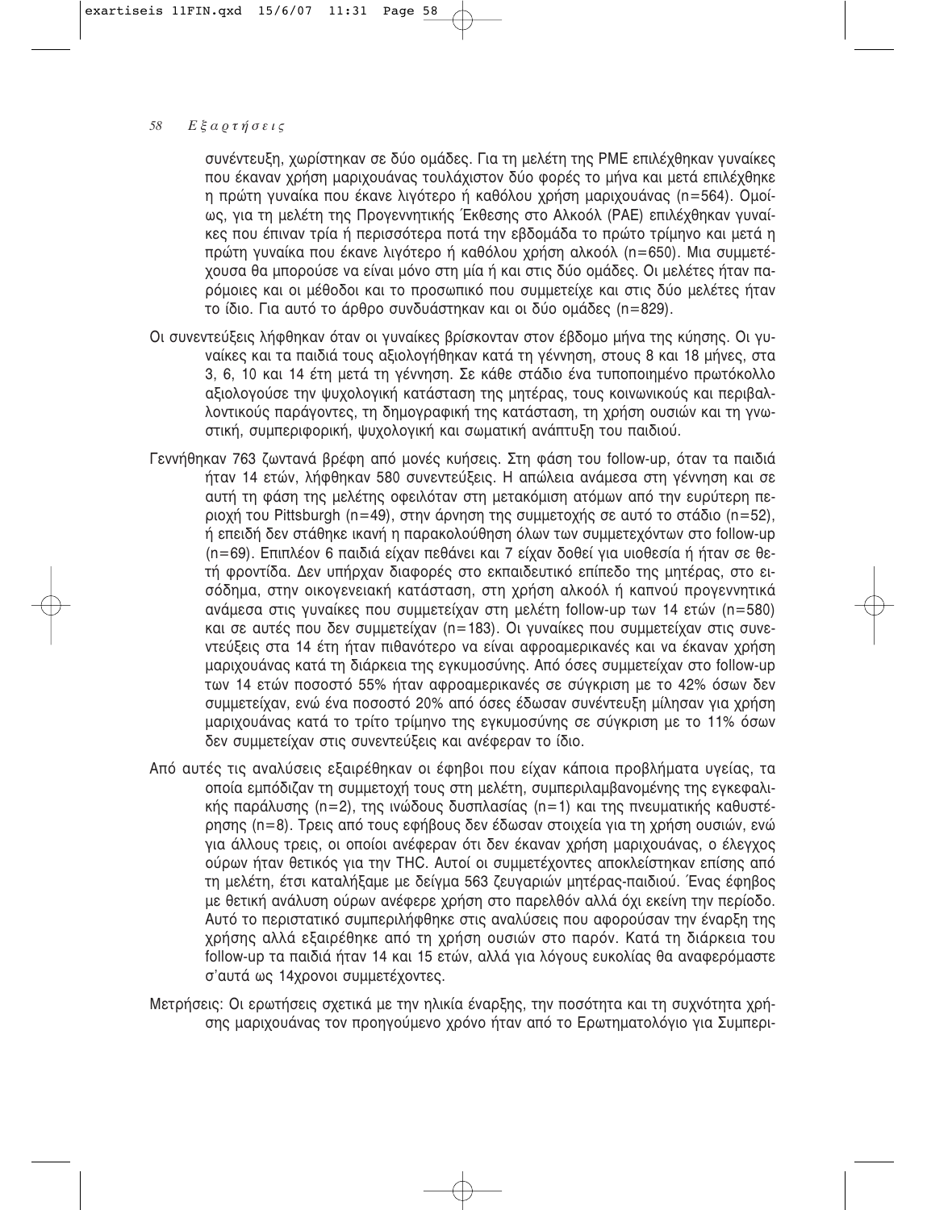συνέντευξη, χωρίστηκαν σε δύο ομάδες. Για τη μελέτη της PME επιλέχθηκαν γυναίκες που έκαναν χρήση μαριχουάνας τουλάχιστον δύο φορές το μήνα και μετά επιλέχθηκε η πρώτη γυναίκα που έκανε λιγότερο ή καθόλου χρήση μαριχουάνας (n=564). Ομοίως, για τη μελέτη της Προγεννητικής Έκθεσης στο Αλκοόλ (PAE) επιλέχθηκαν γυναίκες που έπιναν τρία ή περισσότερα ποτά την εβδομάδα το πρώτο τρίμηνο και μετά η πρώτη γυναίκα που έκανε λιγότερο ή καθόλου χρήση αλκοόλ (n=650). Μια συμμετέχουσα θα μπορούσε να είναι μόνο στη μία ή και στις δύο ομάδες. Οι μελέτες ήταν παρόμοιες και οι μέθοδοι και το προσωπικό που συμμετείχε και στις δύο μελέτες ήταν το ίδιο. Για αυτό το άρθρο συνδυάστηκαν και οι δύο ομάδες (n=829).

Οι συνεντεύξεις λήφθηκαν όταν οι γυναίκες βρίσκονταν στον έβδομο μήνα της κύησης. Οι γυναίκες και τα παιδιά τους αξιολογήθηκαν κατά τη γέννηση, στους 8 και 18 μήνες, στα 3, 6, 10 και 14 έτη μετά τη γέννηση. Σε κάθε στάδιο ένα τυποποιημένο πρωτόκολλο αξιολογούσε την ψυχολογική κατάσταση της μητέρας, τους κοινωνικούς και περιβαλλοντικούς παράγοντες, τη δημογραφική της κατάσταση, τη χρήση ουσιών και τη γνωστική, συμπεριφορική, ψυχολογική και σωματική ανάπτυξη του παιδιού.

Γεννήθηκαν 763 ζωντανά βρέφη από μονές κυήσεις. Στη φάση του follow-up, όταν τα παιδιά ήταν 14 ετών, λήφθηκαν 580 συνεντεύξεις. Η απώλεια ανάμεσα στη γέννηση και σε αυτή τη φάση της μελέτης οφειλόταν στη μετακόμιση ατόμων από την ευρύτερη περιοχή του Pittsburgh (n=49), στην άρνηση της συμμετοχής σε αυτό το στάδιο (n=52), ή επειδή δεν στάθηκε ικανή η παρακολούθηση όλων των συμμετεχόντων στο follow-up (n=69). Επιπλέον 6 παιδιά είχαν πεθάνει και 7 είχαν δοθεί για υιοθεσία ή ήταν σε θετή φροντίδα. Δεν υπήρχαν διαφορές στο εκπαιδευτικό επίπεδο της μητέρας, στο εισόδημα, στην οικογενειακή κατάσταση, στη χρήση αλκοόλ ή καπνού προγεννητικά ανάμεσα στις γυναίκες που συμμετείχαν στη μελέτη follow-up των 14 ετών (n=580) και σε αυτές που δεν συμμετείχαν (n=183). Οι γυναίκες που συμμετείχαν στις συνεντεύξεις στα 14 έτη ήταν πιθανότερο να είναι αφροαμερικανές και να έκαναν χρήση μαριχουάνας κατά τη διάρκεια της εγκυμοσύνης. Από όσες συμμετείχαν στο follow-up των 14 ετών ποσοστό 55% ήταν αφροαμερικανές σε σύγκριση με το 42% όσων δεν συμμετείχαν, ενώ ένα ποσοστό 20% από όσες έδωσαν συνέντευξη μίλησαν για χρήση μαριχουάνας κατά το τρίτο τρίμηνο της εγκυμοσύνης σε σύγκριση με το 11% όσων δεν συμμετείχαν στις συνεντεύξεις και ανέφεραν το ίδιο.

Από αυτές τις αναλύσεις εξαιρέθηκαν οι έφηβοι που είχαν κάποια προβλήματα υγείας, τα οποία εμπόδιζαν τη συμμετοχή τους στη μελέτη, συμπεριλαμβανομένης της εγκεφαλικής παράλυσης (n=2), της ινώδους δυσπλασίας (n=1) και της πνευματικής καθυστέρησης (n=8). Τρεις από τους εφήβους δεν έδωσαν στοιχεία για τη χρήση ουσιών, ενώ για άλλους τρεις, οι οποίοι ανέφεραν ότι δεν έκαναν χρήση μαριχουάνας, ο έλεγχος ούρων ήταν θετικός για την THC. Αυτοί οι συμμετέχοντες αποκλείστηκαν επίσης από τη μελέτη, έτσι καταλήξαμε με δείγμα 563 ζευγαριών μητέρας-παιδιού. Ένας έφηβος με θετική ανάλυση ούρων ανέφερε χρήση στο παρελθόν αλλά όχι εκείνη την περίοδο. Αυτό το περιστατικό συμπεριλήφθηκε στις αναλύσεις που αφορούσαν την έναρξη της χρήσης αλλά εξαιρέθηκε από τη χρήση ουσιών στο παρόν. Κατά τη διάρκεια του follow-up τα παιδιά ήταν 14 και 15 ετών, αλλά για λόγους ευκολίας θα αναφερόμαστε σ'αυτά ως 14χρονοι συμμετέχοντες.

Μετρήσεις: Οι ερωτήσεις σχετικά με την ηλικία έναρξης, την ποσότητα και τη συχνότητα χρήσης μαριχουάνας τον προηγούμενο χρόνο ήταν από το Ερωτηματολόγιο για Συμπερι-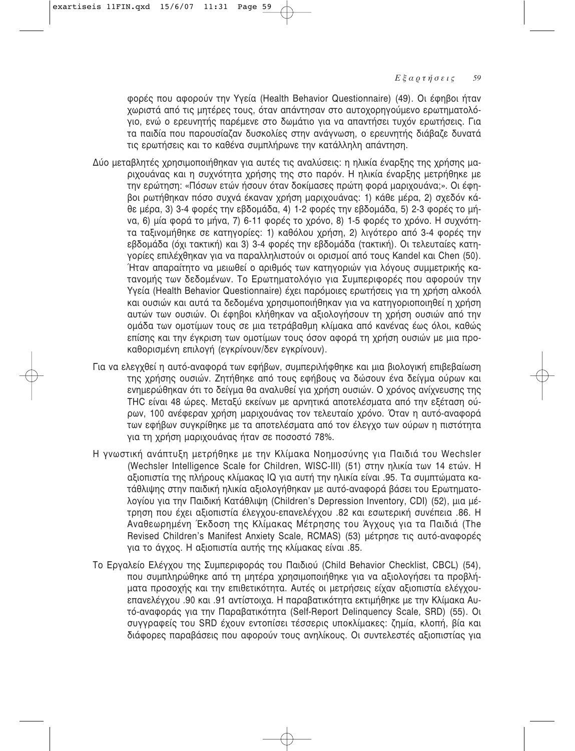φορές που αφορούν την Υγεία (Health Behavior Questionnaire) (49). Οι έφηβοι ήταν χωριστά από τις μητέρες τους, όταν απάντησαν στο αυτοχορηγούμενο ερωτηματολόγιο, ενώ ο ερευνητής παρέμενε στο δωμάτιο για να απαντήσει τυχόν ερωτήσεις. Για τα παιδιά που παρουσίαζαν δυσκολίες στην ανάγνωση, ο ερευνητής διάβαζε δυνατά τις ερωτήσεις και το καθένα συμπλήρωνε την κατάλληλη απάντηση.

Δύο μεταβλητές χρησιμοποιήθηκαν για αυτές τις αναλύσεις: η ηλικία έναρξης της χρήσης μαριχουάνας και η συχνότητα χρήσης της στο παρόν. Η ηλικία έναρξης μετρήθηκε με την ερώτηση: «Πόσων ετών ήσουν όταν δοκίμασες πρώτη φορά μαριχουάνα;». Οι έφηβοι ρωτήθηκαν πόσο συχνά έκαναν χρήση μαριχουάνας: 1) κάθε μέρα, 2) σχεδόν κάθε μέρα, 3) 3-4 φορές την εβδομάδα, 4) 1-2 φορές την εβδομάδα, 5) 2-3 φορές το μήνα, 6) μία φορά το μήνα, 7) 6-11 φορές το χρόνο, 8) 1-5 φορές το χρόνο. Η συχνότητα ταξινομήθηκε σε κατηγορίες: 1) καθόλου χρήση, 2) λιγότερο από 3-4 φορές την εβδομάδα (όχι τακτική) και 3) 3-4 φορές την εβδομάδα (τακτική). Οι τελευταίες κατηγορίες επιλέχθηκαν για να παραλληλιστούν οι ορισμοί από τους Kandel και Chen (50). Ήταν απαραίτητο να μειωθεί ο αριθμός των κατηγοριών για λόγους συμμετρικής κατανομής των δεδομένων. Το Ερωτηματολόγιο για Συμπεριφορές που αφορούν την Υγεία (Health Behavior Questionnaire) έχει παρόμοιες ερωτήσεις για τη χρήση αλκοόλ και ουσιών και αυτά τα δεδομένα χρησιμοποιήθηκαν για να κατηγοριοποιηθεί η χρήση αυτών των ουσιών. Οι έφηβοι κλήθηκαν να αξιολογήσουν τη χρήση ουσιών από την ομάδα των ομοτίμων τους σε μια τετράβαθμη κλίμακα από κανένας έως όλοι, καθώς επίσης και την έγκριση των ομοτίμων τους όσον αφορά τη χρήση ουσιών με μια προκαθορισμένη επιλογή (εγκρίνουν/δεν εγκρίνουν).

Για να ελεγχθεί η αυτό-αναφορά των εφήβων, συμπεριλήφθηκε και μια βιολογική επιβεβαίωση της χρήσης ουσιών. Ζητήθηκε από τους εφήβους να δώσουν ένα δείγμα ούρων και ενημερώθηκαν ότι το δείγμα θα αναλυθεί για χρήση ουσιών. Ο χρόνος ανίχνευσης της THC είναι 48 ώρες. Μεταξύ εκείνων με αρνητικά αποτελέσματα από την εξέταση ούρων, 100 ανέφεραν χρήση μαριχουάνας τον τελευταίο χρόνο. Όταν η αυτό-αναφορά των εφήβων συγκρίθηκε με τα αποτελέσματα από τον έλεγχο των ούρων η πιστότητα για τη χρήση μαριχουάνας ήταν σε ποσοστό 78%.

Η γνωστική ανάπτυξη μετρήθηκε με την Κλίμακα Νοημοσύνης για Παιδιά του Wechsler (Wechsler Intelligence Scale for Children, WISC-III) (51) στην ηλικία των 14 ετών. Η αξιοπιστία της πλήρους κλίμακας IQ για αυτή την ηλικία είναι .95. Τα συμπτώματα κατάθλιψης στην παιδική ηλικία αξιολογήθηκαν με αυτό-αναφορά βάσει του Ερωτηματολογίου για την Παιδική Κατάθλιψη (Children's Depression Inventory, CDI) (52), μια μέτρηση που έχει αξιοπιστία έλεγχου-επανελέγχου .82 και εσωτερική συνέπεια .86. Η Αναθεωρημένη Έκδοση της Κλίμακας Μέτρησης του Άγχους για τα Παιδιά (The Revised Children's Manifest Anxiety Scale, RCMAS) (53) μέτρησε τις αυτό-αναφορές για το άγχος. Η αξιοπιστία αυτής της κλίμακας είναι .85.

Το Εργαλείο Ελέγχου της Συμπεριφοράς του Παιδιού (Child Behavior Checklist, CBCL) (54), που συμπληρώθηκε από τη μητέρα χρησιμοποιήθηκε για να αξιολογήσει τα προβλήματα προσοχής και την επιθετικότητα. Αυτές οι μετρήσεις είχαν αξιοπιστία ελέγχου-επανελέγχου .90 και .91 αντίστοιχα. Η παραβατικότητα εκτιμήθηκε με την Κλίμακα Αυτό-αναφοράς για την Παραβατικότητα (Self-Report Delinquency Scale, SRD) (55). Οι συγγραφείς του SRD έχουν εντοπίσει τέσσερις υποκλίμακες: ζημία, κλοπή, βία και διάφορες παραβάσεις που αφορούν τους ανηλίκους. Οι συντελεστές αξιοπιστίας για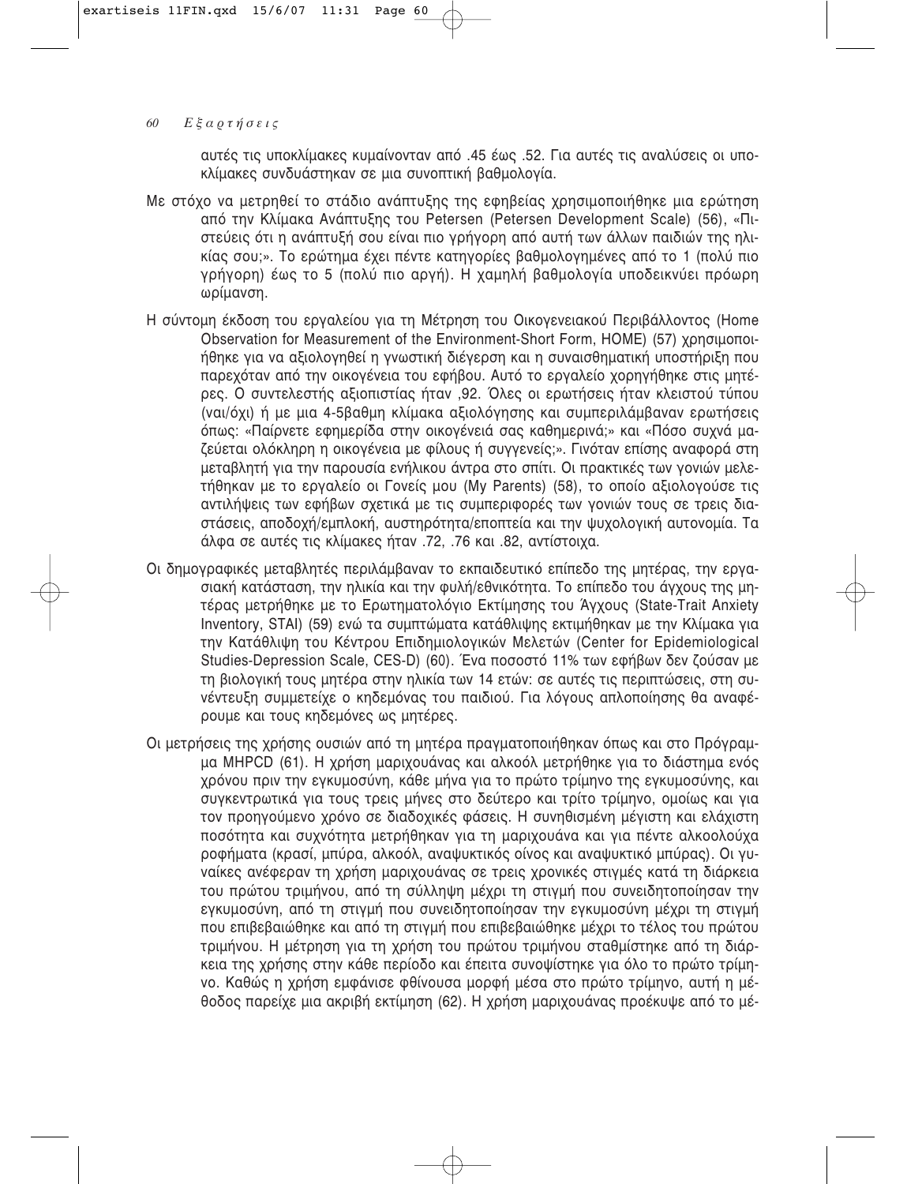αυτές τις υποκλίμακες κυμαίνονταν από .45 έως .52. Για αυτές τις αναλύσεις οι υποκλίμακες συνδυάστηκαν σε μια συνοπτική βαθμολογία.

Με στόχο να μετρηθεί το στάδιο ανάπτυξης της εφηβείας χρησιμοποιήθηκε μια ερώτηση από την Κλίμακα Ανάπτυξης του Petersen (Petersen Development Scale) (56), «Πιστεύεις ότι η ανάπτυξή σου είναι πιο γρήγορη από αυτή των άλλων παιδιών της ηλικίας σου;». Το ερώτημα έχει πέντε κατηγορίες βαθμολογημένες από το 1 (πολύ πιο γρήγορη) έως το 5 (πολύ πιο αργή). Η χαμηλή βαθμολογία υποδεικνύει πρόωρη ωρίμανση.

Η σύντομη έκδοση του εργαλείου για τη Μέτρηση του Οικογενειακού Περιβάλλοντος (Home Observation for Measurement of the Environment-Short Form, HOME) (57) χρησιμοποιήθηκε για να αξιολογηθεί η γνωστική διέγερση και η συναισθηματική υποστήριξη που παρεχόταν από την οικογένεια του εφήβου. Αυτό το εργαλείο χορηγήθηκε στις μητέρες. Ο συντελεστής αξιοπιστίας ήταν ,92. Όλες οι ερωτήσεις ήταν κλειστού τύπου (ναι/όχι) ή με μια 4-5βαθμη κλίμακα αξιολόγησης και συμπεριλάμβαναν ερωτήσεις όπως: «Παίρνετε εφημερίδα στην οικογένειά σας καθημερινά;» και «Πόσο συχνά μαζεύεται ολόκληρη η οικογένεια με φίλους ή συγγενείς;». Γινόταν επίσης αναφορά στη μεταβλητή για την παρουσία ενήλικου άντρα στο σπίτι. Οι πρακτικές των γονιών μελετήθηκαν με το εργαλείο οι Γονείς μου (My Parents) (58), το οποίο αξιολογούσε τις αντιλήψεις των εφήβων σχετικά με τις συμπεριφορές των γονιών τους σε τρεις διαστάσεις, αποδοχή/εμπλοκή, αυστηρότητα/εποπτεία και την ψυχολογική αυτονομία. Τα άλφα σε αυτές τις κλίμακες ήταν .72, .76 και .82, αντίστοιχα.

Οι δημογραφικές μεταβλητές περιλάμβαναν το εκπαιδευτικό επίπεδο της μητέρας, την εργασιακή κατάσταση, την ηλικία και την φυλή/εθνικότητα. Το επίπεδο του άγχους της μητέρας μετρήθηκε με το Ερωτηματολόγιο Εκτίμησης του Άγχους (State-Trait Anxiety Inventory, STAI) (59) ενώ τα συμπτώματα κατάθλιψης εκτιμήθηκαν με την Κλίμακα για την Κατάθλιψη του Κέντρου Επιδημιολογικών Μελετών (Center for Epidemiological Studies-Depression Scale, CES-D) (60). Ένα ποσοστό 11% των εφήβων δεν ζούσαν με τη βιολογική τους μητέρα στην ηλικία των 14 ετών: σε αυτές τις περιπτώσεις, στη συνέντευξη συμμετείχε ο κηδεμόνας του παιδιού. Για λόγους απλοποίησης θα αναφέρουμε και τους κηδεμόνες ως μητέρες.

Οι μετρήσεις της χρήσης ουσιών από τη μητέρα πραγματοποιήθηκαν όπως και στο Πρόγραμμα MHPCD (61). Η χρήση μαριχουάνας και αλκοόλ μετρήθηκε για το διάστημα ενός χρόνου πριν την εγκυμοσύνη, κάθε μήνα για το πρώτο τρίμηνο της εγκυμοσύνης, και συγκεντρωτικά για τους τρεις μήνες στο δεύτερο και τρίτο τρίμηνο, ομοίως και για τον προηγούμενο χρόνο σε διαδοχικές φάσεις. Η συνηθισμένη μέγιστη και ελάχιστη ποσότητα και συχνότητα μετρήθηκαν για τη μαριχουάνα και για πέντε αλκοολούχα ροφήματα (κρασί, μπύρα, αλκοόλ, αναψυκτικός οίνος και αναψυκτικό μπύρας). Οι γυναίκες ανέφεραν τη χρήση μαριχουάνας σε τρεις χρονικές στιγμές κατά τη διάρκεια του πρώτου τριμήνου, από τη σύλληψη μέχρι τη στιγμή που συνειδητοποίησαν την εγκυμοσύνη, από τη στιγμή που συνειδητοποίησαν την εγκυμοσύνη μέχρι τη στιγμή που επιβεβαιώθηκε και από τη στιγμή που επιβεβαιώθηκε μέχρι το τέλος του πρώτου τριμήνου. Η μέτρηση για τη χρήση του πρώτου τριμήνου σταθμίστηκε από τη διάρκεια της χρήσης στην κάθε περίοδο και έπειτα συνοψίστηκε για όλο το πρώτο τρίμηνο. Καθώς η χρήση εμφάνισε φθίνουσα μορφή μέσα στο πρώτο τρίμηνο, αυτή η μέθοδος παρείχε μια ακριβή εκτίμηση (62). Η χρήση μαριχουάνας προέκυψε από το μέ-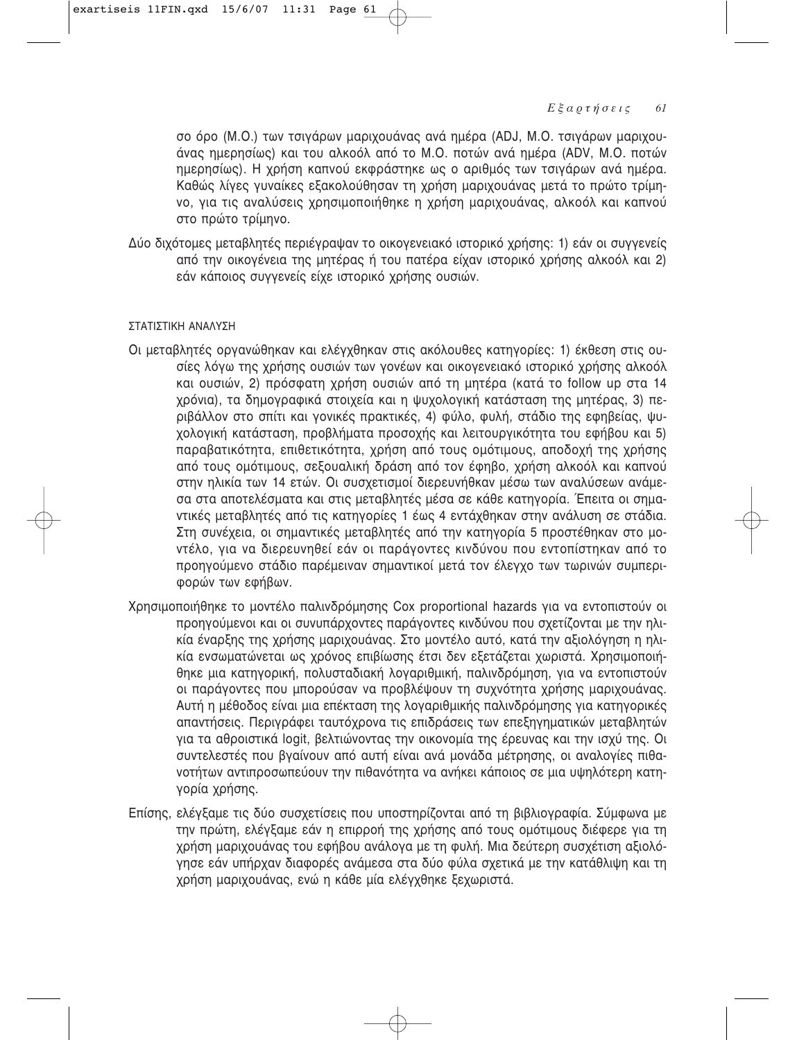σο όρο (Μ.Ο.) των τσιγάρων μαριχουάνας ανά ημέρα (ADJ, Μ.Ο. τσιγάρων μαριχουάνας ημερησίως) και του αλκοόλ από το Μ.Ο. ποτών ανά ημέρα (ADV, Μ.Ο. ποτών ημερησίως). Η χρήση καπνού εκφράστηκε ως ο αριθμός των τσιγάρων ανά ημέρα. Καθώς λίγες γυναίκες εξακολούθησαν τη χρήση μαριχουάνας μετά το πρώτο τρίμηνο, για τις αναλύσεις χρησιμοποιήθηκε η χρήση μαριχουάνας, αλκοόλ και καπνού στο πρώτο τρίμηνο.

Δύο διχότομες μεταβλητές περιέγραψαν το οικογενειακό ιστορικό χρήσης: 1) εάν οι συγγενείς από την οικογένεια της μητέρας ή του πατέρα είχαν ιστορικό χρήσης αλκοόλ και 2) εάν κάποιος συγγενείς είχε ιστορικό χρήσης ουσιών.

### ΣΤΑΤΙΣΤΙΚΗ ΑΝΑΛΥΣΗ

Οι μεταβλητές οργανώθηκαν και ελέγχθηκαν στις ακόλουθες κατηγορίες: 1) έκθεση στις ουσίες λόγω της χρήσης ουσιών των γονέων και οικογενειακό ιστορικό χρήσης αλκοόλ και ουσιών, 2) πρόσφατη χρήση ουσιών από τη μητέρα (κατά το follow up στα 14 χρόνια), τα δημογραφικά στοιχεία και η ψυχολογική κατάσταση της μητέρας, 3) περιβάλλον στο σπίτι και γονικές πρακτικές, 4) φύλο, φυλή, στάδιο της εφηβείας, ψυχολογική κατάσταση, προβλήματα προσοχής και λειτουργικότητα του εφήβου και 5) παραβατικότητα, επιθετικότητα, χρήση από τους ομότιμους, αποδοχή της χρήσης από τους ομότιμους, σεξουαλική δράση από τον έφηβο, χρήση αλκοόλ και καπνού στην ηλικία των 14 ετών. Οι συσχετισμοί διερευνήθκαν μέσω των αναλύσεων ανάμεσα στα αποτελέσματα και στις μεταβλητές μέσα σε κάθε κατηγορία. Έπειτα οι σημαντικές μεταβλητές από τις κατηγορίες 1 έως 4 εντάχθηκαν στην ανάλυση σε στάδια. Στη συνέχεια, οι σημαντικές μεταβλητές από την κατηγορία 5 προστέθηκαν στο μοντέλο, για να διερευνηθεί εάν οι παράγοντες κινδύνου που εντοπίστηκαν από το προηγούμενο στάδιο παρέμειναν σημαντικοί μετά τον έλεγχο των τωρινών συμπεριφορών των εφήβων.

Χρησιμοποιήθηκε το μοντέλο παλινδρόμησης Cox proportional hazards για να εντοπιστούν οι προηγούμενοι και οι συνυπάρχοντες παράγοντες κινδύνου που σχετίζονται με την ηλικία έναρξης της χρήσης μαριχουάνας. Στο μοντέλο αυτό, κατά την αξιολόγηση η ηλικία ενσωματώνεται ως χρόνος επιβίωσης έτσι δεν εξετάζεται χωριστά. Χρησιμοποιήθηκε μια κατηγορική, πολυσταδιακή λογαριθμική, παλινδρόμηση, για να εντοπιστούν οι παράγοντες που μπορούσαν να προβλέψουν τη συχνότητα χρήσης μαριχουάνας. Αυτή η μέθοδος είναι μια επέκταση της λογαριθμικής παλινδρόμησης για κατηγορικές απαντήσεις. Περιγράφει ταυτόχρονα τις επιδράσεις των επεξηγηματικών μεταβλητών για τα αθροιστικά logit, βελτιώνοντας την οικονομία της έρευνας και την ισχύ της. Οι συντελεστές που βγαίνουν από αυτή είναι ανά μονάδα μέτρησης, οι αναλογίες πιθανοτήτων αντιπροσωπεύουν την πιθανότητα να ανήκει κάποιος σε μια υψηλότερη κατηγορία χρήσης.

Επίσης, ελέγξαμε τις δύο συσχετίσεις που υποστηρίζονται από τη βιβλιογραφία. Σύμφωνα με την πρώτη, ελέγξαμε εάν η επιρροή της χρήσης από τους ομότιμους διέφερε για τη χρήση μαριχουάνας του εφήβου ανάλογα με τη φυλή. Μια δεύτερη συσχέτιση αξιολόγησε εάν υπήρχαν διαφορές ανάμεσα στα δύο φύλα σχετικά με την κατάθλιψη και τη χρήση μαριχουάνας, ενώ η κάθε μία ελέγχθηκε ξεχωριστά.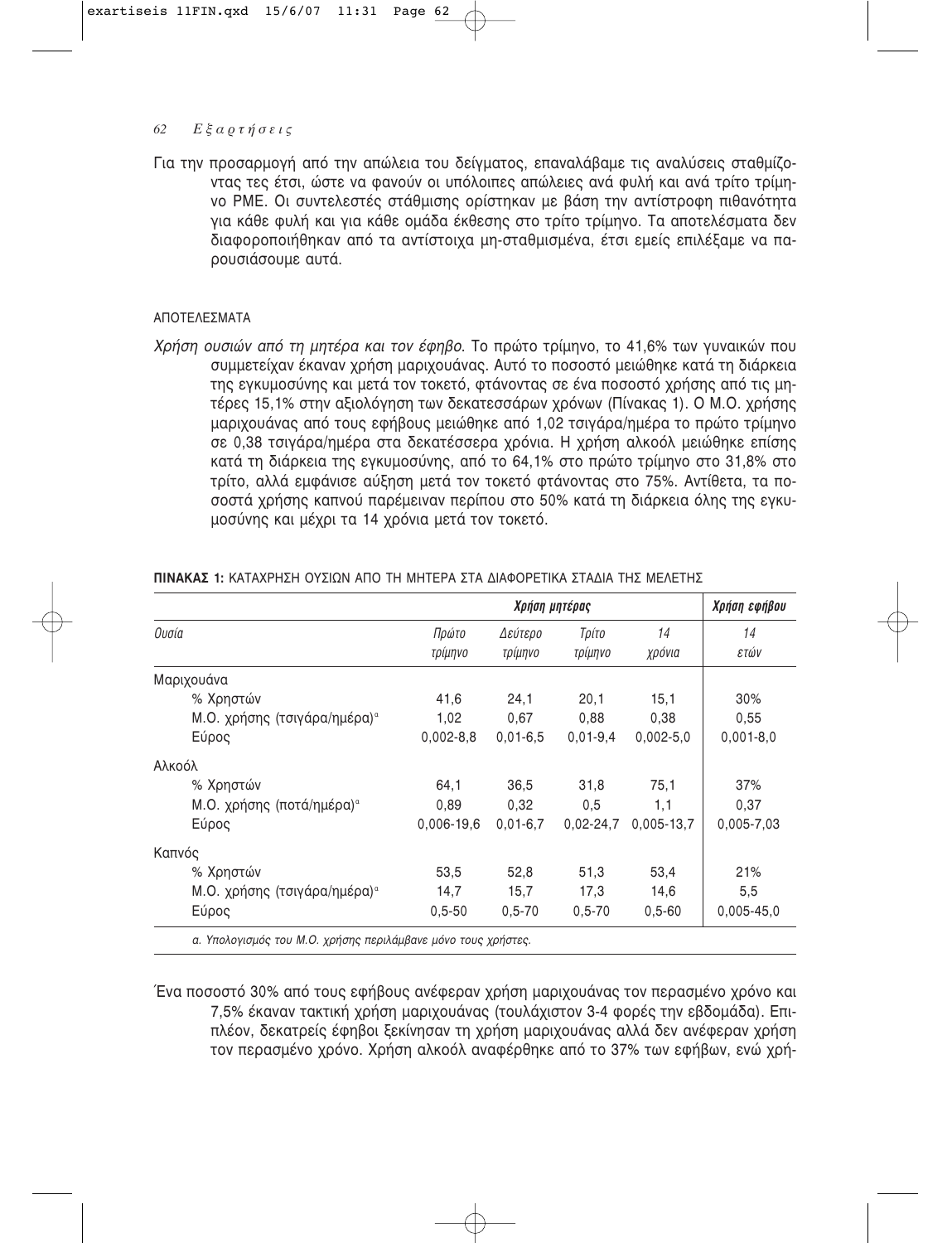Για την προσαρμογή από την απώλεια του δείγματος, επαναλάβαμε τις αναλύσεις σταθμίζοντας τες έτσι, ώστε να φανούν οι υπόλοιπες απώλειες ανά φυλή και ανά τρίτο τρίμηνο PME. Οι συντελεστές στάθμισης ορίστηκαν με βάση την αντίστροφη πιθανότητα για κάθε φυλή και για κάθε ομάδα έκθεσης στο τρίτο τρίμηνο. Τα αποτελέσματα δεν διαφοροποιήθηκαν από τα αντίστοιχα μη-σταθμισμένα, έτσι εμείς επιλέξαμε να παρουσιάσουμε αυτά.

## ΑΠΟΤΕΛΕΣΜΑΤΑ

*Χρήση ουσιών από τη μητέρα και τον έφηβο.* Το πρώτο τρίμηνο, το 41,6% των γυναικών που συμμετείχαν έκαναν χρήση μαριχουάνας. Αυτό το ποσοστό μειώθηκε κατά τη διάρκεια της εγκυμοσύνης και μετά τον τοκετό, φτάνοντας σε ένα ποσοστό χρήσης από τις μητέρες 15,1% στην αξιολόγηση των δεκατεσσάρων χρόνων (Πίνακας 1). Ο Μ.Ο. χρήσης μαριχουάνας από τους εφήβους μειώθηκε από 1,02 τσιγάρα/ημέρα το πρώτο τρίμηνο σε 0,38 τσιγάρα/ημέρα στα δεκατέσσερα χρόνια. Η χρήση αλκοόλ μειώθηκε επίσης κατά τη διάρκεια της εγκυμοσύνης, από το 64,1% στο πρώτο τρίμηνο στο 31,8% στο τρίτο, αλλά εμφάνισε αύξηση μετά τον τοκετό φτάνοντας στο 75%. Αντίθετα, τα ποσοστά χρήσης καπνού παρέμειναν περίπου στο 50% κατά τη διάρκεια όλης της εγκυμοσύνης και μέχρι τα 14 χρόνια μετά τον τοκετό.

**ΠΙΝΑΚΑΣ 1:** ΚΑΤΑΧΡΗΣΗ ΟΥΣΙΩΝ ΑΠΟ ΤΗ ΜΗΤΕΡΑ ΣΤΑ ΔΙΑΦΟΡΕΤΙΚΑ ΣΤΑΔΙΑ ΤΗΣ ΜΕΛΕΤΗΣ

| | *Χρήση μητέρας* | | | | *Χρήση εφήβου* |
|---|---|---|---|---|---|
| *Ουσία* | *Πρώτο τρίμηνο* | *Δεύτερο τρίμηνο* | *Τρίτο τρίμηνο* | *14 χρόνια* | *14 ετών* |
| Μαριχουάνα | | | | | |
| % Χρηστών | 41,6 | 24,1 | 20,1 | 15,1 | 30% |
| Μ.Ο. χρήσης (τσιγάρα/ημέρα)[a] | 1,02 | 0,67 | 0,88 | 0,38 | 0,55 |
| Εύρος | 0,002-8,8 | 0,01-6,5 | 0,01-9,4 | 0,002-5,0 | 0,001-8,0 |
| Αλκοόλ | | | | | |
| % Χρηστών | 64,1 | 36,5 | 31,8 | 75,1 | 37% |
| Μ.Ο. χρήσης (ποτά/ημέρα)[a] | 0,89 | 0,32 | 0,5 | 1,1 | 0,37 |
| Εύρος | 0,006-19,6 | 0,01-6,7 | 0,02-24,7 | 0,005-13,7 | 0,005-7,03 |
| Καπνός | | | | | |
| % Χρηστών | 53,5 | 52,8 | 51,3 | 53,4 | 21% |
| Μ.Ο. χρήσης (τσιγάρα/ημέρα)[a] | 14,7 | 15,7 | 17,3 | 14,6 | 5,5 |
| Εύρος | 0,5-50 | 0,5-70 | 0,5-70 | 0,5-60 | 0,005-45,0 |

*α. Υπολογισμός του Μ.Ο. χρήσης περιλάμβανε μόνο τους χρήστες.*

Ένα ποσοστό 30% από τους εφήβους ανέφεραν χρήση μαριχουάνας τον περασμένο χρόνο και 7,5% έκαναν τακτική χρήση μαριχουάνας (τουλάχιστον 3-4 φορές την εβδομάδα). Επιπλέον, δεκατρείς έφηβοι ξεκίνησαν τη χρήση μαριχουάνας αλλά δεν ανέφεραν χρήση τον περασμένο χρόνο. Χρήση αλκοόλ αναφέρθηκε από το 37% των εφήβων, ενώ χρή-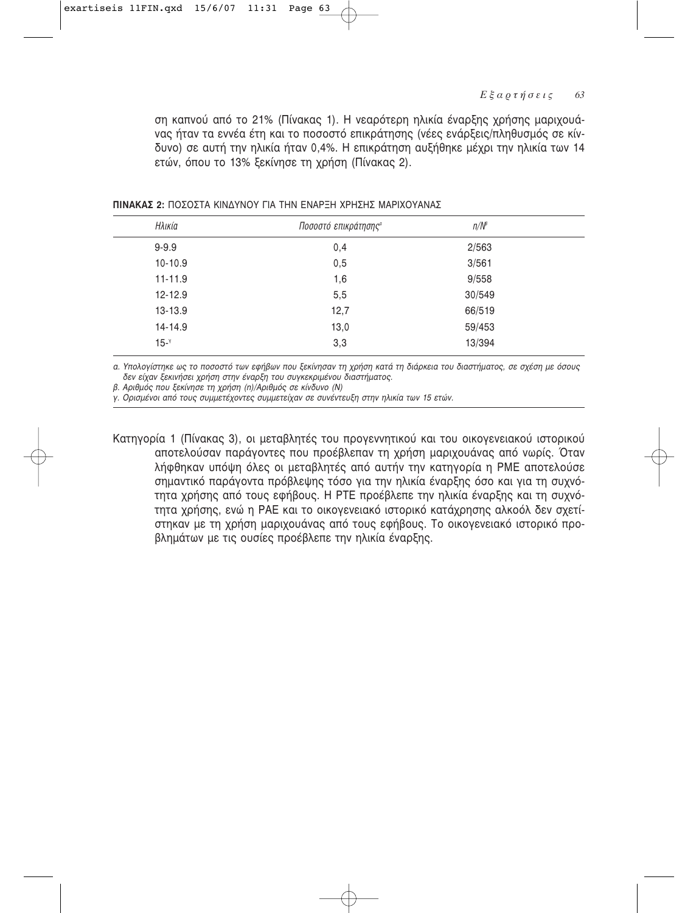ση καπνού από το 21% (Πίνακας 1). Η νεαρότερη ηλικία έναρξης χρήσης μαριχουάνας ήταν τα εννέα έτη και το ποσοστό επικράτησης (νέες ενάρξεις/πληθυσμός σε κίνδυνο) σε αυτή την ηλικία ήταν 0,4%. Η επικράτηση αυξήθηκε μέχρι την ηλικία των 14 ετών, όπου το 13% ξεκίνησε τη χρήση (Πίνακας 2).

**ΠΙΝΑΚΑΣ 2:** ΠΟΣΟΣΤΑ ΚΙΝΔΥΝΟΥ ΓΙΑ ΤΗΝ ΕΝΑΡΞΗ ΧΡΗΣΗΣ ΜΑΡΙΧΟΥΑΝΑΣ

| *Ηλικία* | *Ποσοστό επικράτησης*[α] | *n/N*[β] |
|---|---|---|
| 9-9.9 | 0,4 | 2/563 |
| 10-10.9 | 0,5 | 3/561 |
| 11-11.9 | 1,6 | 9/558 |
| 12-12.9 | 5,5 | 30/549 |
| 13-13.9 | 12,7 | 66/519 |
| 14-14.9 | 13,0 | 59/453 |
| 15-[γ] | 3,3 | 13/394 |

*α. Υπολογίστηκε ως το ποσοστό των εφήβων που ξεκίνησαν τη χρήση κατά τη διάρκεια του διαστήματος, σε σχέση με όσους δεν είχαν ξεκινήσει χρήση στην έναρξη του συγκεκριμένου διαστήματος.*
*β. Αριθμός που ξεκίνησε τη χρήση (n)/Αριθμός σε κίνδυνο (N)*
*γ. Ορισμένοι από τους συμμετέχοντες συμμετείχαν σε συνέντευξη στην ηλικία των 15 ετών.*

Κατηγορία 1 (Πίνακας 3), οι μεταβλητές του προγεννητικού και του οικογενειακού ιστορικού αποτελούσαν παράγοντες που προέβλεπαν τη χρήση μαριχουάνας από νωρίς. Όταν λήφθηκαν υπόψη όλες οι μεταβλητές από αυτήν την κατηγορία η PME αποτελούσε σημαντικό παράγοντα πρόβλεψης τόσο για την ηλικία έναρξης όσο και για τη συχνότητα χρήσης από τους εφήβους. Η PTE προέβλεπε την ηλικία έναρξης και τη συχνότητα χρήσης, ενώ η PAE και το οικογενειακό ιστορικό κατάχρησης αλκοόλ δεν σχετίστηκαν με τη χρήση μαριχουάνας από τους εφήβους. Το οικογενειακό ιστορικό προβλημάτων με τις ουσίες προέβλεπε την ηλικία έναρξης.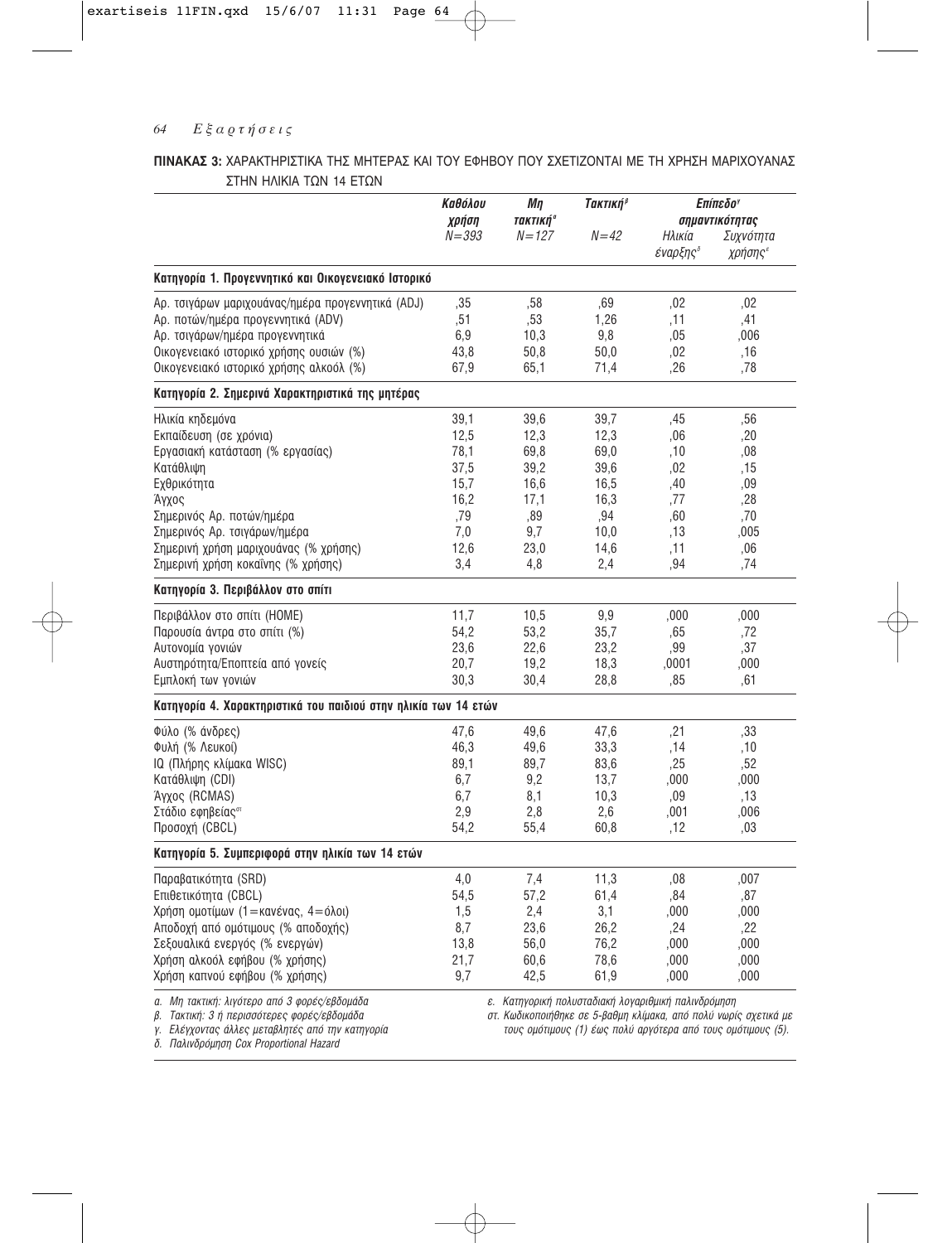**ΠΙΝΑΚΑΣ 3:** ΧΑΡΑΚΤΗΡΙΣΤΙΚΑ ΤΗΣ ΜΗΤΕΡΑΣ ΚΑΙ ΤΟΥ ΕΦΗΒΟΥ ΠΟΥ ΣΧΕΤΙΖΟΝΤΑΙ ΜΕ ΤΗ ΧΡΗΣΗ ΜΑΡΙΧΟΥΑΝΑΣ ΣΤΗΝ ΗΛΙΚΙΑ ΤΩΝ 14 ΕΤΩΝ

| | Καθόλου χρήση N=393 | Μη τακτική[α] N=127 | Τακτική[β] N=42 | Επίπεδο[γ] σημαντικότητας Ηλικία έναρξης[δ] | Συχνότητα χρήσης[ε] |
|---|---|---|---|---|---|
| **Κατηγορία 1. Προγεννητικό και Οικογενειακό Ιστορικό** | | | | | |
| Αρ. τσιγάρων μαριχουάνας/ημέρα προγεννητικά (ADJ) | ,35 | ,58 | ,69 | ,02 | ,02 |
| Αρ. ποτών/ημέρα προγεννητικά (ADV) | ,51 | ,53 | 1,26 | ,11 | ,41 |
| Αρ. τσιγάρων/ημέρα προγεννητικά | 6,9 | 10,3 | 9,8 | ,05 | ,006 |
| Οικογενειακό ιστορικό χρήσης ουσιών (%) | 43,8 | 50,8 | 50,0 | ,02 | ,16 |
| Οικογενειακό ιστορικό χρήσης αλκοόλ (%) | 67,9 | 65,1 | 71,4 | ,26 | ,78 |
| **Κατηγορία 2. Σημερινά Χαρακτηριστικά της μητέρας** | | | | | |
| Ηλικία κηδεμόνα | 39,1 | 39,6 | 39,7 | ,45 | ,56 |
| Εκπαίδευση (σε χρόνια) | 12,5 | 12,3 | 12,3 | ,06 | ,20 |
| Εργασιακή κατάσταση (% εργασίας) | 78,1 | 69,8 | 69,0 | ,10 | ,08 |
| Κατάθλιψη | 37,5 | 39,2 | 39,6 | ,02 | ,15 |
| Εχθρικότητα | 15,7 | 16,6 | 16,5 | ,40 | ,09 |
| Άγχος | 16,2 | 17,1 | 16,3 | ,77 | ,28 |
| Σημερινός Αρ. ποτών/ημέρα | ,79 | ,89 | ,94 | ,60 | ,70 |
| Σημερινός Αρ. τσιγάρων/ημέρα | 7,0 | 9,7 | 10,0 | ,13 | ,005 |
| Σημερινή χρήση μαριχουάνας (% χρήσης) | 12,6 | 23,0 | 14,6 | ,11 | ,06 |
| Σημερινή χρήση κοκαΐνης (% χρήσης) | 3,4 | 4,8 | 2,4 | ,94 | ,74 |
| **Κατηγορία 3. Περιβάλλον στο σπίτι** | | | | | |
| Περιβάλλον στο σπίτι (HOME) | 11,7 | 10,5 | 9,9 | ,000 | ,000 |
| Παρουσία άντρα στο σπίτι (%) | 54,2 | 53,2 | 35,7 | ,65 | ,72 |
| Αυτονομία γονιών | 23,6 | 22,6 | 23,2 | ,99 | ,37 |
| Αυστηρότητα/Εποπτεία από γονείς | 20,7 | 19,2 | 18,3 | ,0001 | ,000 |
| Εμπλοκή των γονιών | 30,3 | 30,4 | 28,8 | ,85 | ,61 |
| **Κατηγορία 4. Χαρακτηριστικά του παιδιού στην ηλικία των 14 ετών** | | | | | |
| Φύλο (% άνδρες) | 47,6 | 49,6 | 47,6 | ,21 | ,33 |
| Φυλή (% Λευκοί) | 46,3 | 49,6 | 33,3 | ,14 | ,10 |
| IQ (Πλήρης κλίμακα WISC) | 89,1 | 89,7 | 83,6 | ,25 | ,52 |
| Κατάθλιψη (CDI) | 6,7 | 9,2 | 13,7 | ,000 | ,000 |
| Άγχος (RCMAS) | 6,7 | 8,1 | 10,3 | ,09 | ,13 |
| Στάδιο εφηβείας[στ] | 2,9 | 2,8 | 2,6 | ,001 | ,006 |
| Προσοχή (CBCL) | 54,2 | 55,4 | 60,8 | ,12 | ,03 |
| **Κατηγορία 5. Συμπεριφορά στην ηλικία των 14 ετών** | | | | | |
| Παραβατικότητα (SRD) | 4,0 | 7,4 | 11,3 | ,08 | ,007 |
| Επιθετικότητα (CBCL) | 54,5 | 57,2 | 61,4 | ,84 | ,87 |
| Χρήση ομοτίμων (1=κανένας, 4=όλοι) | 1,5 | 2,4 | 3,1 | ,000 | ,000 |
| Αποδοχή από ομότιμους (% αποδοχής) | 8,7 | 23,6 | 26,2 | ,24 | ,22 |
| Σεξουαλικά ενεργός (% ενεργών) | 13,8 | 56,0 | 76,2 | ,000 | ,000 |
| Χρήση αλκοόλ εφήβου (% χρήσης) | 21,7 | 60,6 | 78,6 | ,000 | ,000 |
| Χρήση καπνού εφήβου (% χρήσης) | 9,7 | 42,5 | 61,9 | ,000 | ,000 |

*α. Μη τακτική: λιγότερο από 3 φορές/εβδομάδα*
*β. Τακτική: 3 ή περισσότερες φορές/εβδομάδα*
*γ. Ελέγχοντας άλλες μεταβλητές από την κατηγορία*
*δ. Παλινδρόμηση Cox Proportional Hazard*
*ε. Κατηγορική πολυσταδιακή λογαριθμική παλινδρόμηση*
*στ. Κωδικοποιήθηκε σε 5-βαθμη κλίμακα, από πολύ νωρίς σχετικά με τους ομότιμους (1) έως πολύ αργότερα από τους ομότιμους (5).*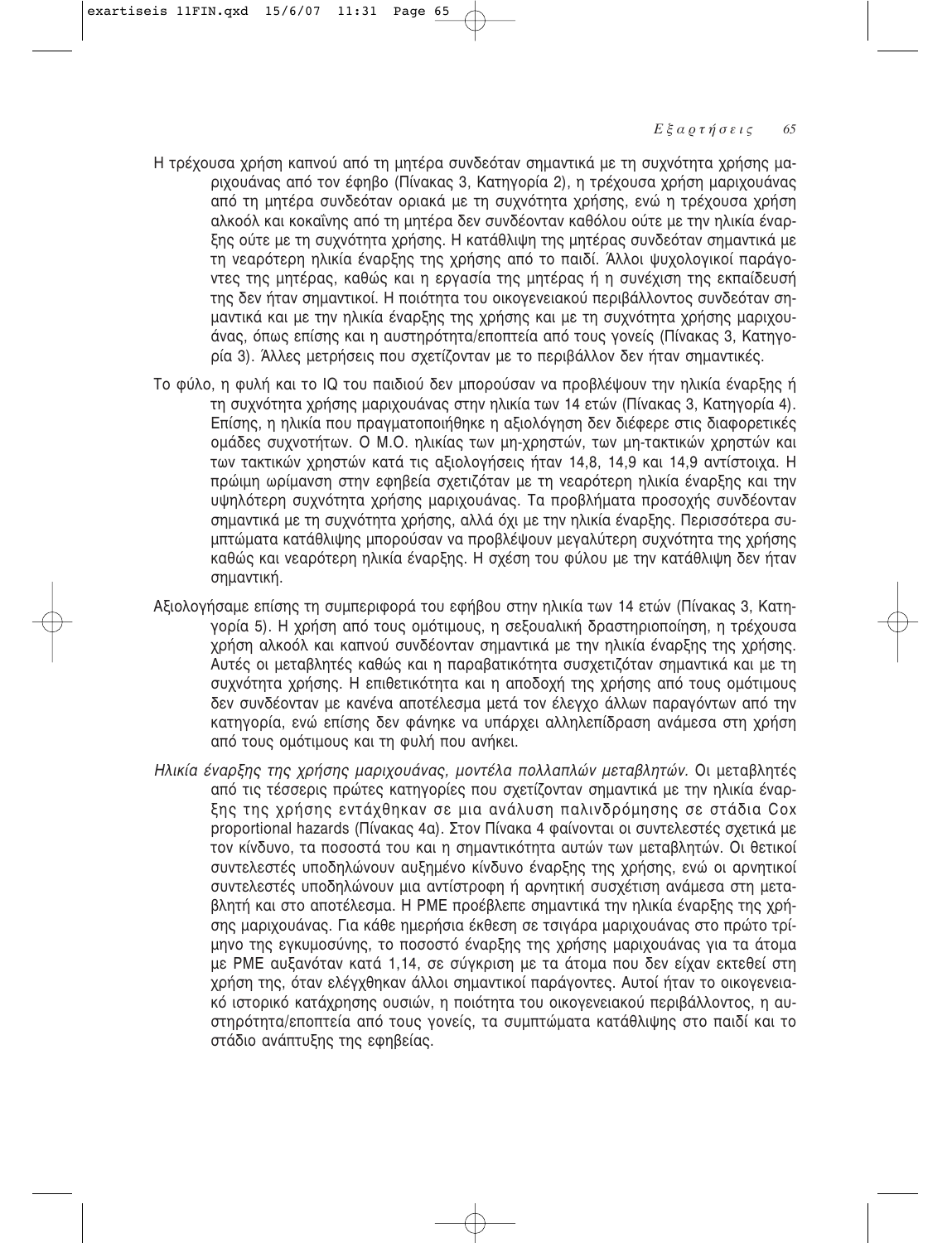Η τρέχουσα χρήση καπνού από τη μητέρα συνδεόταν σημαντικά με τη συχνότητα χρήσης μαριχουάνας από τον έφηβο (Πίνακας 3, Κατηγορία 2), η τρέχουσα χρήση μαριχουάνας από τη μητέρα συνδεόταν οριακά με τη συχνότητα χρήσης, ενώ η τρέχουσα χρήση αλκοόλ και κοκαΐνης από τη μητέρα δεν συνδέονταν καθόλου ούτε με την ηλικία έναρξης ούτε με τη συχνότητα χρήσης. Η κατάθλιψη της μητέρας συνδεόταν σημαντικά με τη νεαρότερη ηλικία έναρξης της χρήσης από το παιδί. Άλλοι ψυχολογικοί παράγοντες της μητέρας, καθώς και η εργασία της μητέρας ή η συνέχιση της εκπαίδευσή της δεν ήταν σημαντικοί. Η ποιότητα του οικογενειακού περιβάλλοντος συνδεόταν σημαντικά και με την ηλικία έναρξης της χρήσης και με τη συχνότητα χρήσης μαριχουάνας, όπως επίσης και η αυστηρότητα/εποπτεία από τους γονείς (Πίνακας 3, Κατηγορία 3). Άλλες μετρήσεις που σχετίζονταν με το περιβάλλον δεν ήταν σημαντικές.

Το φύλο, η φυλή και το IQ του παιδιού δεν μπορούσαν να προβλέψουν την ηλικία έναρξης ή τη συχνότητα χρήσης μαριχουάνας στην ηλικία των 14 ετών (Πίνακας 3, Κατηγορία 4). Επίσης, η ηλικία που πραγματοποιήθηκε η αξιολόγηση δεν διέφερε στις διαφορετικές ομάδες συχνοτήτων. Ο Μ.Ο. ηλικίας των μη-χρηστών, των μη-τακτικών χρηστών και των τακτικών χρηστών κατά τις αξιολογήσεις ήταν 14,8, 14,9 και 14,9 αντίστοιχα. Η πρώιμη ωρίμανση στην εφηβεία σχετιζόταν με τη νεαρότερη ηλικία έναρξης και την υψηλότερη συχνότητα χρήσης μαριχουάνας. Τα προβλήματα προσοχής συνδέονταν σημαντικά με τη συχνότητα χρήσης, αλλά όχι με την ηλικία έναρξης. Περισσότερα συμπτώματα κατάθλιψης μπορούσαν να προβλέψουν μεγαλύτερη συχνότητα της χρήσης καθώς και νεαρότερη ηλικία έναρξης. Η σχέση του φύλου με την κατάθλιψη δεν ήταν σημαντική.

Αξιολογήσαμε επίσης τη συμπεριφορά του εφήβου στην ηλικία των 14 ετών (Πίνακας 3, Κατηγορία 5). Η χρήση από τους ομότιμους, η σεξουαλική δραστηριοποίηση, η τρέχουσα χρήση αλκοόλ και καπνού συνδέονταν σημαντικά με την ηλικία έναρξης της χρήσης. Αυτές οι μεταβλητές καθώς και η παραβατικότητα συσχετιζόταν σημαντικά και με τη συχνότητα χρήσης. Η επιθετικότητα και η αποδοχή της χρήσης από τους ομότιμους δεν συνδέονταν με κανένα αποτέλεσμα μετά τον έλεγχο άλλων παραγόντων από την κατηγορία, ενώ επίσης δεν φάνηκε να υπάρχει αλληλεπίδραση ανάμεσα στη χρήση από τους ομότιμους και τη φυλή που ανήκει.

*Ηλικία έναρξης της χρήσης μαριχουάνας, μοντέλα πολλαπλών μεταβλητών.* Οι μεταβλητές από τις τέσσερις πρώτες κατηγορίες που σχετίζονταν σημαντικά με την ηλικία έναρξης της χρήσης εντάχθηκαν σε μια ανάλυση παλινδρόμησης σε στάδια Cox proportional hazards (Πίνακας 4α). Στον Πίνακα 4 φαίνονται οι συντελεστές σχετικά με τον κίνδυνο, τα ποσοστά του και η σημαντικότητα αυτών των μεταβλητών. Οι θετικοί συντελεστές υποδηλώνουν αυξημένο κίνδυνο έναρξης της χρήσης, ενώ οι αρνητικοί συντελεστές υποδηλώνουν μια αντίστροφη ή αρνητική συσχέτιση ανάμεσα στη μεταβλητή και στο αποτέλεσμα. Η PME προέβλεπε σημαντικά την ηλικία έναρξης της χρήσης μαριχουάνας. Για κάθε ημερήσια έκθεση σε τσιγάρα μαριχουάνας στο πρώτο τρίμηνο της εγκυμοσύνης, το ποσοστό έναρξης της χρήσης μαριχουάνας για τα άτομα με PME αυξανόταν κατά 1,14, σε σύγκριση με τα άτομα που δεν είχαν εκτεθεί στη χρήση της, όταν ελέγχθηκαν άλλοι σημαντικοί παράγοντες. Αυτοί ήταν το οικογενειακό ιστορικό κατάχρησης ουσιών, η ποιότητα του οικογενειακού περιβάλλοντος, η αυστηρότητα/εποπτεία από τους γονείς, τα συμπτώματα κατάθλιψης στο παιδί και το στάδιο ανάπτυξης της εφηβείας.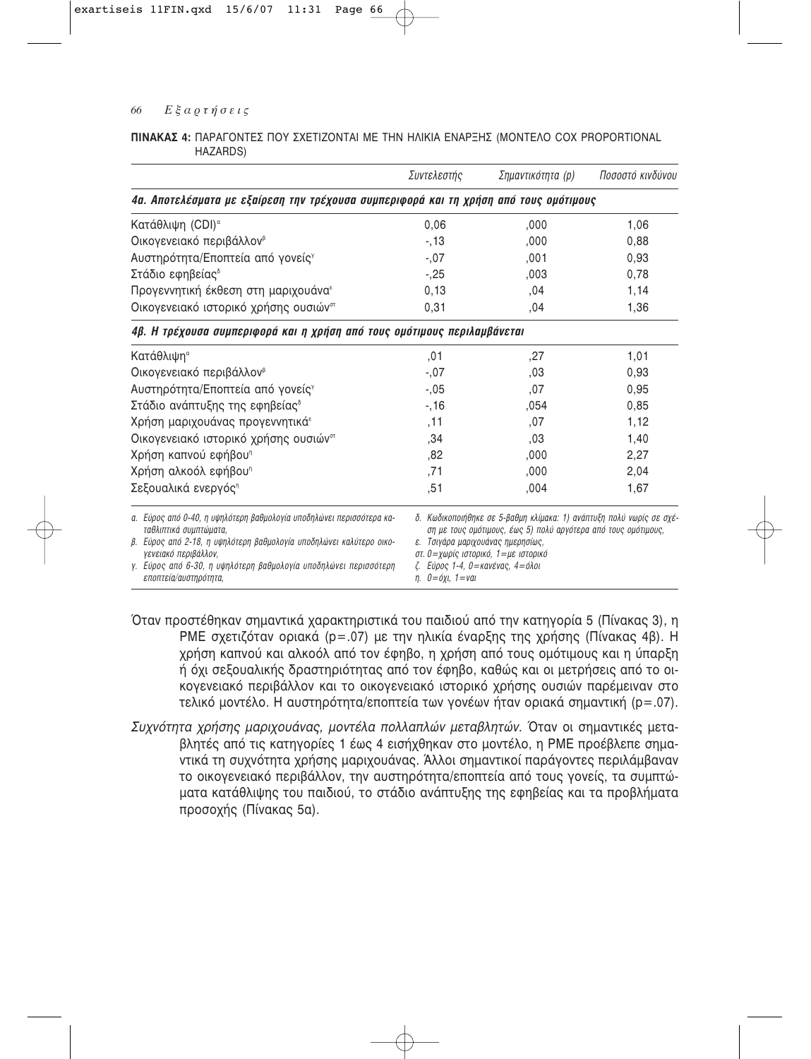**ΠΙΝΑΚΑΣ 4:** ΠΑΡΑΓΟΝΤΕΣ ΠΟΥ ΣΧΕΤΙΖΟΝΤΑΙ ΜΕ ΤΗΝ ΗΛΙΚΙΑ ΕΝΑΡΞΗΣ (ΜΟΝΤΕΛΟ COX PROPORTIONAL HAZARDS)

| | *Συντελεστής* | *Σημαντικότητα (p)* | *Ποσοστό κινδύνου* |
|---|---|---|---|
| ***4α. Αποτελέσματα με εξαίρεση την τρέχουσα συμπεριφορά και τη χρήση από τους ομότιμους*** | | | |
| Κατάθλιψη (CDI)[α] | 0,06 | ,000 | 1,06 |
| Οικογενειακό περιβάλλον[β] | -,13 | ,000 | 0,88 |
| Αυστηρότητα/Εποπτεία από γονείς[γ] | -,07 | ,001 | 0,93 |
| Στάδιο εφηβείας[δ] | -,25 | ,003 | 0,78 |
| Προγεννητική έκθεση στη μαριχουάνα[ε] | 0,13 | ,04 | 1,14 |
| Οικογενειακό ιστορικό χρήσης ουσιών[στ] | 0,31 | ,04 | 1,36 |
| ***4β. Η τρέχουσα συμπεριφορά και η χρήση από τους ομότιμους περιλαμβάνεται*** | | | |
| Κατάθλιψη[α] | ,01 | ,27 | 1,01 |
| Οικογενειακό περιβάλλον[β] | -,07 | ,03 | 0,93 |
| Αυστηρότητα/Εποπτεία από γονείς[γ] | -,05 | ,07 | 0,95 |
| Στάδιο ανάπτυξης της εφηβείας[δ] | -,16 | ,054 | 0,85 |
| Χρήση μαριχουάνας προγεννητικά[ε] | ,11 | ,07 | 1,12 |
| Οικογενειακό ιστορικό χρήσης ουσιών[στ] | ,34 | ,03 | 1,40 |
| Χρήση καπνού εφήβου[η] | ,82 | ,000 | 2,27 |
| Χρήση αλκοόλ εφήβου[η] | ,71 | ,000 | 2,04 |
| Σεξουαλικά ενεργός[η] | ,51 | ,004 | 1,67 |

*α. Εύρος από 0-40, η υψηλότερη βαθμολογία υποδηλώνει περισσότερα καταθλιπτικά συμπτώματα,*
*β. Εύρος από 2-18, η υψηλότερη βαθμολογία υποδηλώνει καλύτερο οικογενειακό περιβάλλον,*
*γ. Εύρος από 6-30, η υψηλότερη βαθμολογία υποδηλώνει περισσότερη εποπτεία/αυστηρότητα,*
*δ. Κωδικοποιήθηκε σε 5-βαθμη κλίμακα: 1) ανάπτυξη πολύ νωρίς σε σχέση με τους ομότιμους, έως 5) πολύ αργότερα από τους ομότιμους,*
*ε. Τσιγάρα μαριχουάνας ημερησίως,*
*στ. 0=χωρίς ιστορικό, 1=με ιστορικό*
*ζ. Εύρος 1-4, 0=κανένας, 4=όλοι*
*η. 0=όχι, 1=ναι*

Όταν προστέθηκαν σημαντικά χαρακτηριστικά του παιδιού από την κατηγορία 5 (Πίνακας 3), η PME σχετιζόταν οριακά ($p=.07$) με την ηλικία έναρξης της χρήσης (Πίνακας 4β). Η χρήση καπνού και αλκοόλ από τον έφηβο, η χρήση από τους ομότιμους και η ύπαρξη ή όχι σεξουαλικής δραστηριότητας από τον έφηβο, καθώς και οι μετρήσεις από το οικογενειακό περιβάλλον και το οικογενειακό ιστορικό χρήσης ουσιών παρέμειναν στο τελικό μοντέλο. Η αυστηρότητα/εποπτεία των γονέων ήταν οριακά σημαντική ($p=.07$).

*Συχνότητα χρήσης μαριχουάνας, μοντέλα πολλαπλών μεταβλητών.* Όταν οι σημαντικές μεταβλητές από τις κατηγορίες 1 έως 4 εισήχθηκαν στο μοντέλο, η PME προέβλεπε σημαντικά τη συχνότητα χρήσης μαριχουάνας. Άλλοι σημαντικοί παράγοντες περιλάμβαναν το οικογενειακό περιβάλλον, την αυστηρότητα/εποπτεία από τους γονείς, τα συμπτώματα κατάθλιψης του παιδιού, το στάδιο ανάπτυξης της εφηβείας και τα προβλήματα προσοχής (Πίνακας 5α).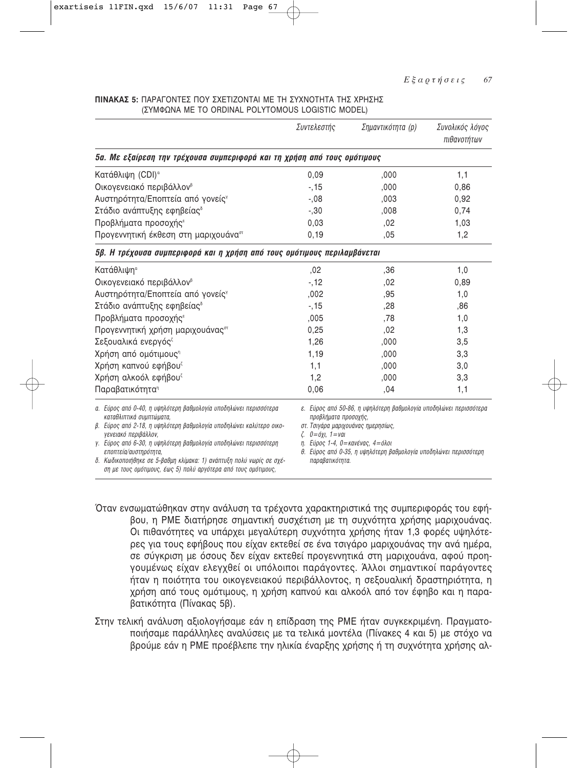**ΠΙΝΑΚΑΣ 5:** ΠΑΡΑΓΟΝΤΕΣ ΠΟΥ ΣΧΕΤΙΖΟΝΤΑΙ ΜΕ ΤΗ ΣΥΧΝΟΤΗΤΑ ΤΗΣ ΧΡΗΣΗΣ (ΣΥΜΦΩΝΑ ΜΕ ΤΟ ORDINAL POLYTOMOUS LOGISTIC MODEL)

| | *Συντελεστής* | *Σημαντικότητα (p)* | *Συνολικός λόγος πιθανοτήτων* |
|---|---|---|---|
| ***5α. Με εξαίρεση την τρέχουσα συμπεριφορά και τη χρήση από τους ομότιμους*** | | | |
| Κατάθλιψη (CDI)[α] | 0,09 | ,000 | 1,1 |
| Οικογενειακό περιβάλλον[β] | -,15 | ,000 | 0,86 |
| Αυστηρότητα/Εποπτεία από γονείς[γ] | -,08 | ,003 | 0,92 |
| Στάδιο ανάπτυξης εφηβείας[δ] | -,30 | ,008 | 0,74 |
| Προβλήματα προσοχής[ε] | 0,03 | ,02 | 1,03 |
| Προγεννητική έκθεση στη μαριχουάνα[στ] | 0,19 | ,05 | 1,2 |
| ***5β. Η τρέχουσα συμπεριφορά και η χρήση από τους ομότιμους περιλαμβάνεται*** | | | |
| Κατάθλιψη[α] | ,02 | ,36 | 1,0 |
| Οικογενειακό περιβάλλον[β] | -,12 | ,02 | 0,89 |
| Αυστηρότητα/Εποπτεία από γονείς[γ] | ,002 | ,95 | 1,0 |
| Στάδιο ανάπτυξης εφηβείας[δ] | -,15 | ,28 | ,86 |
| Προβλήματα προσοχής[ε] | ,005 | ,78 | 1,0 |
| Προγεννητική χρήση μαριχουάνας[στ] | 0,25 | ,02 | 1,3 |
| Σεξουαλικά ενεργός[ζ] | 1,26 | ,000 | 3,5 |
| Χρήση από ομότιμους[η] | 1,19 | ,000 | 3,3 |
| Χρήση καπνού εφήβου[ζ] | 1,1 | ,000 | 3,0 |
| Χρήση αλκοόλ εφήβου[ζ] | 1,2 | ,000 | 3,3 |
| Παραβατικότητα[η] | 0,06 | ,04 | 1,1 |

*α. Εύρος από 0-40, η υψηλότερη βαθμολογία υποδηλώνει περισσότερα καταθλιπτικά συμπτώματα,*
*β. Εύρος από 2-18, η υψηλότερη βαθμολογία υποδηλώνει καλύτερο οικογενειακό περιβάλλον,*
*γ. Εύρος από 6-30, η υψηλότερη βαθμολογία υποδηλώνει περισσότερη εποπτεία/αυστηρότητα,*
*δ. Κωδικοποιήθηκε σε 5-βαθμη κλίμακα: 1) ανάπτυξη πολύ νωρίς σε σχέση με τους ομότιμους, έως 5) πολύ αργότερα από τους ομότιμους,*
*ε. Εύρος από 50-86, η υψηλότερη βαθμολογία υποδηλώνει περισσότερα προβλήματα προσοχής,*
*στ. Τσιγάρα μαριχουάνας ημερησίως,*
*ζ. 0=όχι, 1=ναι*
*η. Εύρος 1-4, 0=κανένας, 4=όλοι*
*θ. Εύρος από 0-35, η υψηλότερη βαθμολογία υποδηλώνει περισσότερη παραβατικότητα.*

Όταν ενσωματώθηκαν στην ανάλυση τα τρέχοντα χαρακτηριστικά της συμπεριφοράς του εφήβου, η ΡΜΕ διατήρησε σημαντική συσχέτιση με τη συχνότητα χρήσης μαριχουάνας. Οι πιθανότητες να υπάρχει μεγαλύτερη συχνότητα χρήσης ήταν 1,3 φορές υψηλότερες για τους εφήβους που είχαν εκτεθεί σε ένα τσιγάρο μαριχουάνας την ανά ημέρα, σε σύγκριση με όσους δεν είχαν εκτεθεί προγεννητικά στη μαριχουάνα, αφού προηγουμένως είχαν ελεγχθεί οι υπόλοιποι παράγοντες. Άλλοι σημαντικοί παράγοντες ήταν η ποιότητα του οικογενειακού περιβάλλοντος, η σεξουαλική δραστηριότητα, η χρήση από τους ομότιμους, η χρήση καπνού και αλκοόλ από τον έφηβο και η παραβατικότητα (Πίνακας 5β).

Στην τελική ανάλυση αξιολογήσαμε εάν η επίδραση της ΡΜΕ ήταν συγκεκριμένη. Πραγματοποιήσαμε παράλληλες αναλύσεις με τα τελικά μοντέλα (Πίνακες 4 και 5) με στόχο να βρούμε εάν η ΡΜΕ προέβλεπε την ηλικία έναρξης χρήσης ή τη συχνότητα χρήσης αλ-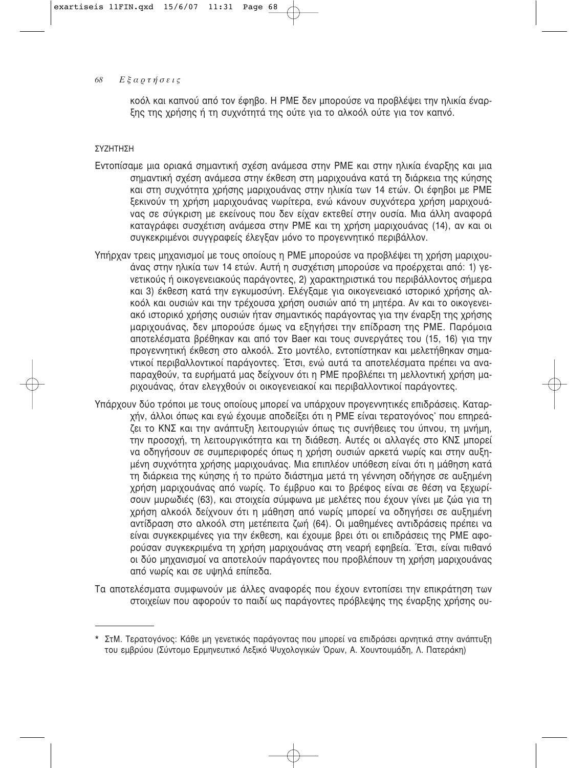κοόλ και καπνού από τον έφηβο. Η PME δεν μπορούσε να προβλέψει την ηλικία έναρξης της χρήσης ή τη συχνότητά της ούτε για το αλκοόλ ούτε για τον καπνό.

## ΣΥΖΗΤΗΣΗ

Εντοπίσαμε μια οριακά σημαντική σχέση ανάμεσα στην PME και στην ηλικία έναρξης και μια σημαντική σχέση ανάμεσα στην έκθεση στη μαριχουάνα κατά τη διάρκεια της κύησης και στη συχνότητα χρήσης μαριχουάνας στην ηλικία των 14 ετών. Οι έφηβοι με PME ξεκινούν τη χρήση μαριχουάνας νωρίτερα, ενώ κάνουν συχνότερα χρήση μαριχουάνας σε σύγκριση με εκείνους που δεν είχαν εκτεθεί στην ουσία. Μια άλλη αναφορά καταγράφει συσχέτιση ανάμεσα στην PME και τη χρήση μαριχουάνας (14), αν και οι συγκεκριμένοι συγγραφείς έλεγξαν μόνο το προγεννητικό περιβάλλον.

Υπήρχαν τρεις μηχανισμοί με τους οποίους η PME μπορούσε να προβλέψει τη χρήση μαριχουάνας στην ηλικία των 14 ετών. Αυτή η συσχέτιση μπορούσε να προέρχεται από: 1) γενετικούς ή οικογενειακούς παράγοντες, 2) χαρακτηριστικά του περιβάλλοντος σήμερα και 3) έκθεση κατά την εγκυμοσύνη. Ελέγξαμε για οικογενειακό ιστορικό χρήσης αλκοόλ και ουσιών και την τρέχουσα χρήση ουσιών από τη μητέρα. Αν και το οικογενειακό ιστορικό χρήσης ουσιών ήταν σημαντικός παράγοντας για την έναρξη της χρήσης μαριχουάνας, δεν μπορούσε όμως να εξηγήσει την επίδραση της PME. Παρόμοια αποτελέσματα βρέθηκαν και από τον Baer και τους συνεργάτες του (15, 16) για την προγεννητική έκθεση στο αλκοόλ. Στο μοντέλο, εντοπίστηκαν και μελετήθηκαν σημαντικοί περιβαλλοντικοί παράγοντες. Έτσι, ενώ αυτά τα αποτελέσματα πρέπει να αναπαραχθούν, τα ευρήματά μας δείχνουν ότι η PME προβλέπει τη μελλοντική χρήση μαριχουάνας, όταν ελεγχθούν οι οικογενειακοί και περιβαλλοντικοί παράγοντες.

Υπάρχουν δύο τρόποι με τους οποίους μπορεί να υπάρχουν προγεννητικές επιδράσεις. Καταρχήν, άλλοι όπως και εγώ έχουμε αποδείξει ότι η PME είναι τερατογόνος* που επηρεάζει το ΚΝΣ και την ανάπτυξη λειτουργιών όπως τις συνήθειες του ύπνου, τη μνήμη, την προσοχή, τη λειτουργικότητα και τη διάθεση. Αυτές οι αλλαγές στο ΚΝΣ μπορεί να οδηγήσουν σε συμπεριφορές όπως η χρήση ουσιών αρκετά νωρίς και στην αυξημένη συχνότητα χρήσης μαριχουάνας. Μια επιπλέον υπόθεση είναι ότι η μάθηση κατά τη διάρκεια της κύησης ή το πρώτο διάστημα μετά τη γέννηση οδήγησε σε αυξημένη χρήση μαριχουάνας από νωρίς. Το έμβρυο και το βρέφος είναι σε θέση να ξεχωρίσουν μυρωδιές (63), και στοιχεία σύμφωνα με μελέτες που έχουν γίνει με ζώα για τη χρήση αλκοόλ δείχνουν ότι η μάθηση από νωρίς μπορεί να οδηγήσει σε αυξημένη αντίδραση στο αλκοόλ στη μετέπειτα ζωή (64). Οι μαθημένες αντιδράσεις πρέπει να είναι συγκεκριμένες για την έκθεση, και έχουμε βρει ότι οι επιδράσεις της PME αφορούσαν συγκεκριμένα τη χρήση μαριχουάνας στη νεαρή εφηβεία. Έτσι, είναι πιθανό οι δύο μηχανισμοί να αποτελούν παράγοντες που προβλέπουν τη χρήση μαριχουάνας από νωρίς και σε υψηλά επίπεδα.

Τα αποτελέσματα συμφωνούν με άλλες αναφορές που έχουν εντοπίσει την επικράτηση των στοιχείων που αφορούν το παιδί ως παράγοντες πρόβλεψης της έναρξης χρήσης ου-

---

* ΣτΜ. Τερατογόνος: Κάθε μη γενετικός παράγοντας που μπορεί να επιδράσει αρνητικά στην ανάπτυξη του εμβρύου (Σύντομο Ερμηνευτικό Λεξικό Ψυχολογικών Όρων, Α. Χουντουμάδη, Λ. Πατεράκη)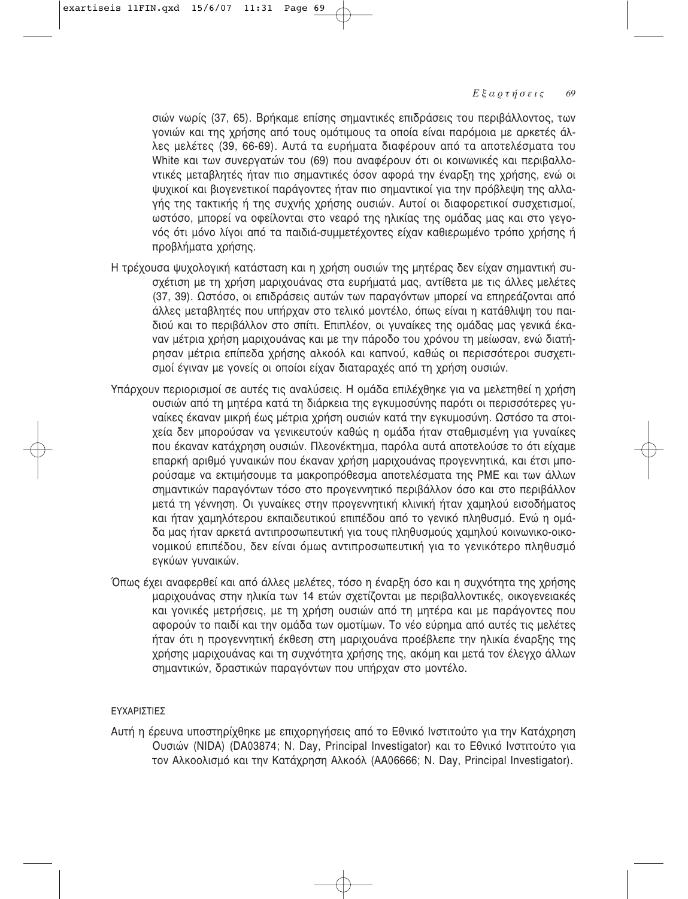σιών νωρίς (37, 65). Βρήκαμε επίσης σημαντικές επιδράσεις του περιβάλλοντος, των γονιών και της χρήσης από τους ομότιμους τα οποία είναι παρόμοια με αρκετές άλλες μελέτες (39, 66-69). Αυτά τα ευρήματα διαφέρουν από τα αποτελέσματα του White και των συνεργατών του (69) που αναφέρουν ότι οι κοινωνικές και περιβαλλοντικές μεταβλητές ήταν πιο σημαντικές όσον αφορά την έναρξη της χρήσης, ενώ οι ψυχικοί και βιογενετικοί παράγοντες ήταν πιο σημαντικοί για την πρόβλεψη της αλλαγής της τακτικής ή της συχνής χρήσης ουσιών. Αυτοί οι διαφορετικοί συσχετισμοί, ωστόσο, μπορεί να οφείλονται στο νεαρό της ηλικίας της ομάδας μας και στο γεγονός ότι μόνο λίγοι από τα παιδιά-συμμετέχοντες είχαν καθιερωμένο τρόπο χρήσης ή προβλήματα χρήσης.

Η τρέχουσα ψυχολογική κατάσταση και η χρήση ουσιών της μητέρας δεν είχαν σημαντική συσχέτιση με τη χρήση μαριχουάνας στα ευρήματά μας, αντίθετα με τις άλλες μελέτες (37, 39). Ωστόσο, οι επιδράσεις αυτών των παραγόντων μπορεί να επηρεάζονται από άλλες μεταβλητές που υπήρχαν στο τελικό μοντέλο, όπως είναι η κατάθλιψη του παιδιού και το περιβάλλον στο σπίτι. Επιπλέον, οι γυναίκες της ομάδας μας γενικά έκαναν μέτρια χρήση μαριχουάνας και με την πάροδο του χρόνου τη μείωσαν, ενώ διατήρησαν μέτρια επίπεδα χρήσης αλκοόλ και καπνού, καθώς οι περισσότεροι συσχετισμοί έγιναν με γονείς οι οποίοι είχαν διαταραχές από τη χρήση ουσιών.

Υπάρχουν περιορισμοί σε αυτές τις αναλύσεις. Η ομάδα επιλέχθηκε για να μελετηθεί η χρήση ουσιών από τη μητέρα κατά τη διάρκεια της εγκυμοσύνης παρότι οι περισσότερες γυναίκες έκαναν μικρή έως μέτρια χρήση ουσιών κατά την εγκυμοσύνη. Ωστόσο τα στοιχεία δεν μπορούσαν να γενικευτούν καθώς η ομάδα ήταν σταθμισμένη για γυναίκες που έκαναν κατάχρηση ουσιών. Πλεονέκτημα, παρόλα αυτά αποτελούσε το ότι είχαμε επαρκή αριθμό γυναικών που έκαναν χρήση μαριχουάνας προγεννητικά, και έτσι μπορούσαμε να εκτιμήσουμε τα μακροπρόθεσμα αποτελέσματα της ΡΜΕ και των άλλων σημαντικών παραγόντων τόσο στο προγεννητικό περιβάλλον όσο και στο περιβάλλον μετά τη γέννηση. Οι γυναίκες στην προγεννητική κλινική ήταν χαμηλού εισοδήματος και ήταν χαμηλότερου εκπαιδευτικού επιπέδου από το γενικό πληθυσμό. Ενώ η ομάδα μας ήταν αρκετά αντιπροσωπευτική για τους πληθυσμούς χαμηλού κοινωνικο-οικονομικού επιπέδου, δεν είναι όμως αντιπροσωπευτική για το γενικότερο πληθυσμό εγκύων γυναικών.

Όπως έχει αναφερθεί και από άλλες μελέτες, τόσο η έναρξη όσο και η συχνότητα της χρήσης μαριχουάνας στην ηλικία των 14 ετών σχετίζονται με περιβαλλοντικές, οικογενειακές και γονικές μετρήσεις, με τη χρήση ουσιών από τη μητέρα και με παράγοντες που αφορούν το παιδί και την ομάδα των ομοτίμων. Το νέο εύρημα από αυτές τις μελέτες ήταν ότι η προγεννητική έκθεση στη μαριχουάνα προέβλεπε την ηλικία έναρξης της χρήσης μαριχουάνας και τη συχνότητα χρήσης της, ακόμη και μετά τον έλεγχο άλλων σημαντικών, δραστικών παραγόντων που υπήρχαν στο μοντέλο.

## ΕΥΧΑΡΙΣΤΙΕΣ

Αυτή η έρευνα υποστηρίχθηκε με επιχορηγήσεις από το Εθνικό Ινστιτούτο για την Κατάχρηση Ουσιών (NIDA) (DA03874; N. Day, Principal Investigator) και το Εθνικό Ινστιτούτο για τον Αλκοολισμό και την Κατάχρηση Αλκοόλ (AA06666; N. Day, Principal Investigator).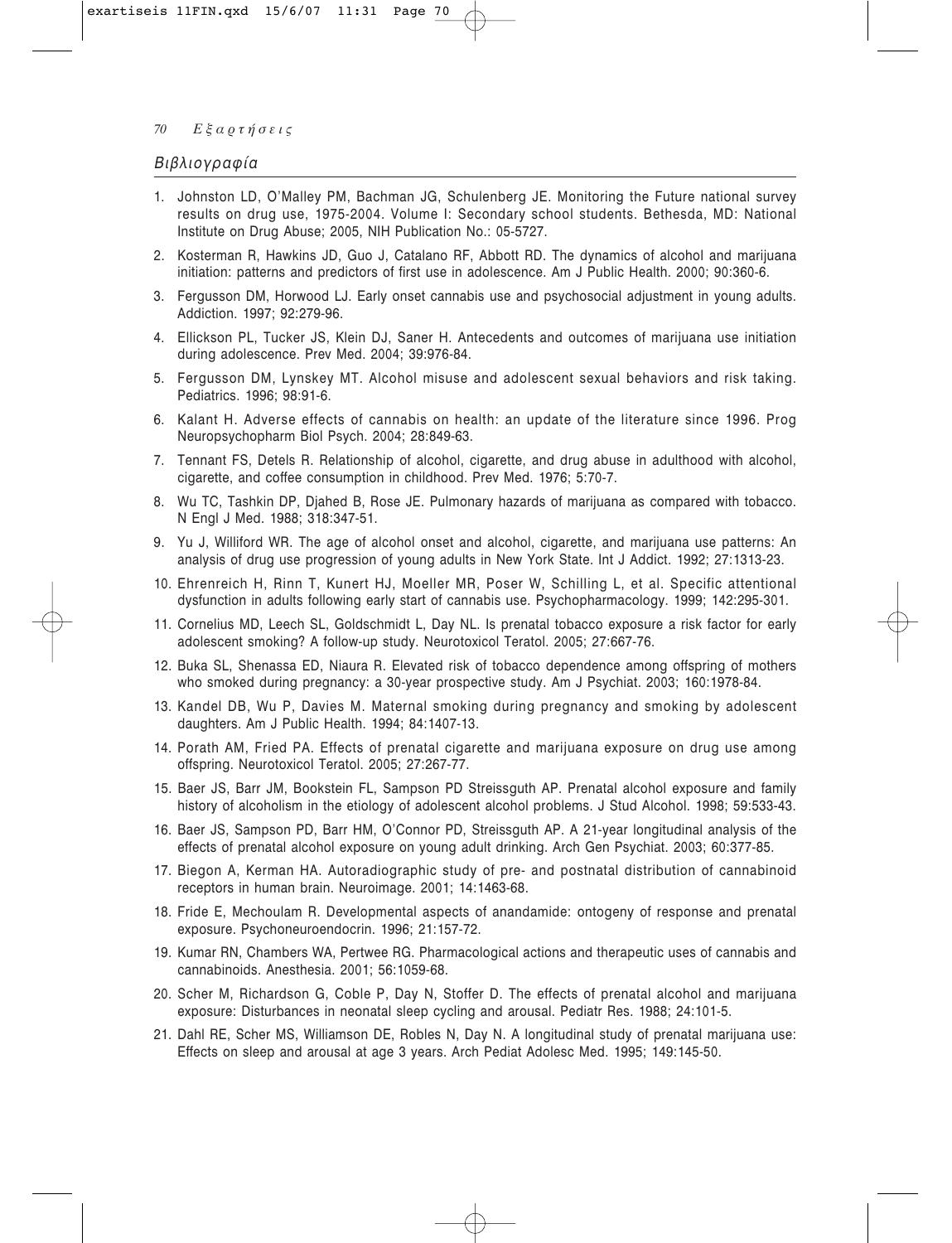## Βιβλιογραφία

1. Johnston LD, O'Malley PM, Bachman JG, Schulenberg JE. Monitoring the Future national survey results on drug use, 1975-2004. Volume I: Secondary school students. Bethesda, MD: National Institute on Drug Abuse; 2005, NIH Publication No.: 05-5727.
2. Kosterman R, Hawkins JD, Guo J, Catalano RF, Abbott RD. The dynamics of alcohol and marijuana initiation: patterns and predictors of first use in adolescence. Am J Public Health. 2000; 90:360-6.
3. Fergusson DM, Horwood LJ. Early onset cannabis use and psychosocial adjustment in young adults. Addiction. 1997; 92:279-96.
4. Ellickson PL, Tucker JS, Klein DJ, Saner H. Antecedents and outcomes of marijuana use initiation during adolescence. Prev Med. 2004; 39:976-84.
5. Fergusson DM, Lynskey MT. Alcohol misuse and adolescent sexual behaviors and risk taking. Pediatrics. 1996; 98:91-6.
6. Kalant H. Adverse effects of cannabis on health: an update of the literature since 1996. Prog Neuropsychopharm Biol Psych. 2004; 28:849-63.
7. Tennant FS, Detels R. Relationship of alcohol, cigarette, and drug abuse in adulthood with alcohol, cigarette, and coffee consumption in childhood. Prev Med. 1976; 5:70-7.
8. Wu TC, Tashkin DP, Djahed B, Rose JE. Pulmonary hazards of marijuana as compared with tobacco. N Engl J Med. 1988; 318:347-51.
9. Yu J, Williford WR. The age of alcohol onset and alcohol, cigarette, and marijuana use patterns: An analysis of drug use progression of young adults in New York State. Int J Addict. 1992; 27:1313-23.
10. Ehrenreich H, Rinn T, Kunert HJ, Moeller MR, Poser W, Schilling L, et al. Specific attentional dysfunction in adults following early start of cannabis use. Psychopharmacology. 1999; 142:295-301.
11. Cornelius MD, Leech SL, Goldschmidt L, Day NL. Is prenatal tobacco exposure a risk factor for early adolescent smoking? A follow-up study. Neurotoxicol Teratol. 2005; 27:667-76.
12. Buka SL, Shenassa ED, Niaura R. Elevated risk of tobacco dependence among offspring of mothers who smoked during pregnancy: a 30-year prospective study. Am J Psychiat. 2003; 160:1978-84.
13. Kandel DB, Wu P, Davies M. Maternal smoking during pregnancy and smoking by adolescent daughters. Am J Public Health. 1994; 84:1407-13.
14. Porath AM, Fried PA. Effects of prenatal cigarette and marijuana exposure on drug use among offspring. Neurotoxicol Teratol. 2005; 27:267-77.
15. Baer JS, Barr JM, Bookstein FL, Sampson PD Streissguth AP. Prenatal alcohol exposure and family history of alcoholism in the etiology of adolescent alcohol problems. J Stud Alcohol. 1998; 59:533-43.
16. Baer JS, Sampson PD, Barr HM, O'Connor PD, Streissguth AP. A 21-year longitudinal analysis of the effects of prenatal alcohol exposure on young adult drinking. Arch Gen Psychiat. 2003; 60:377-85.
17. Biegon A, Kerman HA. Autoradiographic study of pre- and postnatal distribution of cannabinoid receptors in human brain. Neuroimage. 2001; 14:1463-68.
18. Fride E, Mechoulam R. Developmental aspects of anandamide: ontogeny of response and prenatal exposure. Psychoneuroendocrin. 1996; 21:157-72.
19. Kumar RN, Chambers WA, Pertwee RG. Pharmacological actions and therapeutic uses of cannabis and cannabinoids. Anesthesia. 2001; 56:1059-68.
20. Scher M, Richardson G, Coble P, Day N, Stoffer D. The effects of prenatal alcohol and marijuana exposure: Disturbances in neonatal sleep cycling and arousal. Pediatr Res. 1988; 24:101-5.
21. Dahl RE, Scher MS, Williamson DE, Robles N, Day N. A longitudinal study of prenatal marijuana use: Effects on sleep and arousal at age 3 years. Arch Pediat Adolesc Med. 1995; 149:145-50.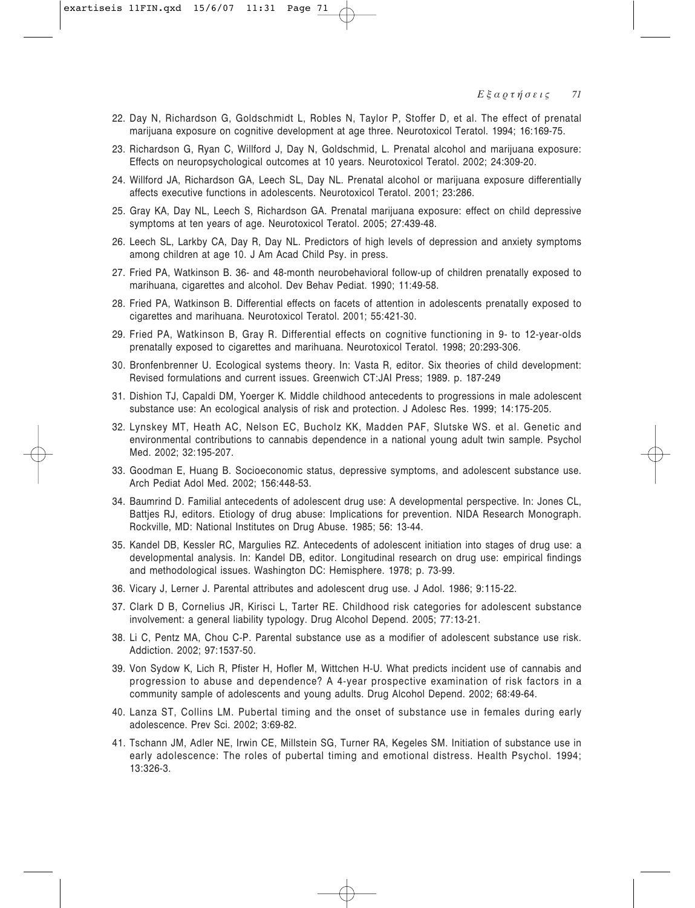22. Day N, Richardson G, Goldschmidt L, Robles N, Taylor P, Stoffer D, et al. The effect of prenatal marijuana exposure on cognitive development at age three. Neurotoxicol Teratol. 1994; 16:169-75.
23. Richardson G, Ryan C, Willford J, Day N, Goldschmid, L. Prenatal alcohol and marijuana exposure: Effects on neuropsychological outcomes at 10 years. Neurotoxicol Teratol. 2002; 24:309-20.
24. Willford JA, Richardson GA, Leech SL, Day NL. Prenatal alcohol or marijuana exposure differentially affects executive functions in adolescents. Neurotoxicol Teratol. 2001; 23:286.
25. Gray KA, Day NL, Leech S, Richardson GA. Prenatal marijuana exposure: effect on child depressive symptoms at ten years of age. Neurotoxicol Teratol. 2005; 27:439-48.
26. Leech SL, Larkby CA, Day R, Day NL. Predictors of high levels of depression and anxiety symptoms among children at age 10. J Am Acad Child Psy. in press.
27. Fried PA, Watkinson B. 36- and 48-month neurobehavioral follow-up of children prenatally exposed to marihuana, cigarettes and alcohol. Dev Behav Pediat. 1990; 11:49-58.
28. Fried PA, Watkinson B. Differential effects on facets of attention in adolescents prenatally exposed to cigarettes and marihuana. Neurotoxicol Teratol. 2001; 55:421-30.
29. Fried PA, Watkinson B, Gray R. Differential effects on cognitive functioning in 9- to 12-year-olds prenatally exposed to cigarettes and marihuana. Neurotoxicol Teratol. 1998; 20:293-306.
30. Bronfenbrenner U. Ecological systems theory. In: Vasta R, editor. Six theories of child development: Revised formulations and current issues. Greenwich CT:JAI Press; 1989. p. 187-249
31. Dishion TJ, Capaldi DM, Yoerger K. Middle childhood antecedents to progressions in male adolescent substance use: An ecological analysis of risk and protection. J Adolesc Res. 1999; 14:175-205.
32. Lynskey MT, Heath AC, Nelson EC, Bucholz KK, Madden PAF, Slutske WS. et al. Genetic and environmental contributions to cannabis dependence in a national young adult twin sample. Psychol Med. 2002; 32:195-207.
33. Goodman E, Huang B. Socioeconomic status, depressive symptoms, and adolescent substance use. Arch Pediat Adol Med. 2002; 156:448-53.
34. Baumrind D. Familial antecedents of adolescent drug use: A developmental perspective. In: Jones CL, Battjes RJ, editors. Etiology of drug abuse: Implications for prevention. NIDA Research Monograph. Rockville, MD: National Institutes on Drug Abuse. 1985; 56: 13-44.
35. Kandel DB, Kessler RC, Margulies RZ. Antecedents of adolescent initiation into stages of drug use: a developmental analysis. In: Kandel DB, editor. Longitudinal research on drug use: empirical findings and methodological issues. Washington DC: Hemisphere. 1978; p. 73-99.
36. Vicary J, Lerner J. Parental attributes and adolescent drug use. J Adol. 1986; 9:115-22.
37. Clark D B, Cornelius JR, Kirisci L, Tarter RE. Childhood risk categories for adolescent substance involvement: a general liability typology. Drug Alcohol Depend. 2005; 77:13-21.
38. Li C, Pentz MA, Chou C-P. Parental substance use as a modifier of adolescent substance use risk. Addiction. 2002; 97:1537-50.
39. Von Sydow K, Lich R, Pfister H, Hofler M, Wittchen H-U. What predicts incident use of cannabis and progression to abuse and dependence? A 4-year prospective examination of risk factors in a community sample of adolescents and young adults. Drug Alcohol Depend. 2002; 68:49-64.
40. Lanza ST, Collins LM. Pubertal timing and the onset of substance use in females during early adolescence. Prev Sci. 2002; 3:69-82.
41. Tschann JM, Adler NE, Irwin CE, Millstein SG, Turner RA, Kegeles SM. Initiation of substance use in early adolescence: The roles of pubertal timing and emotional distress. Health Psychol. 1994; 13:326-3.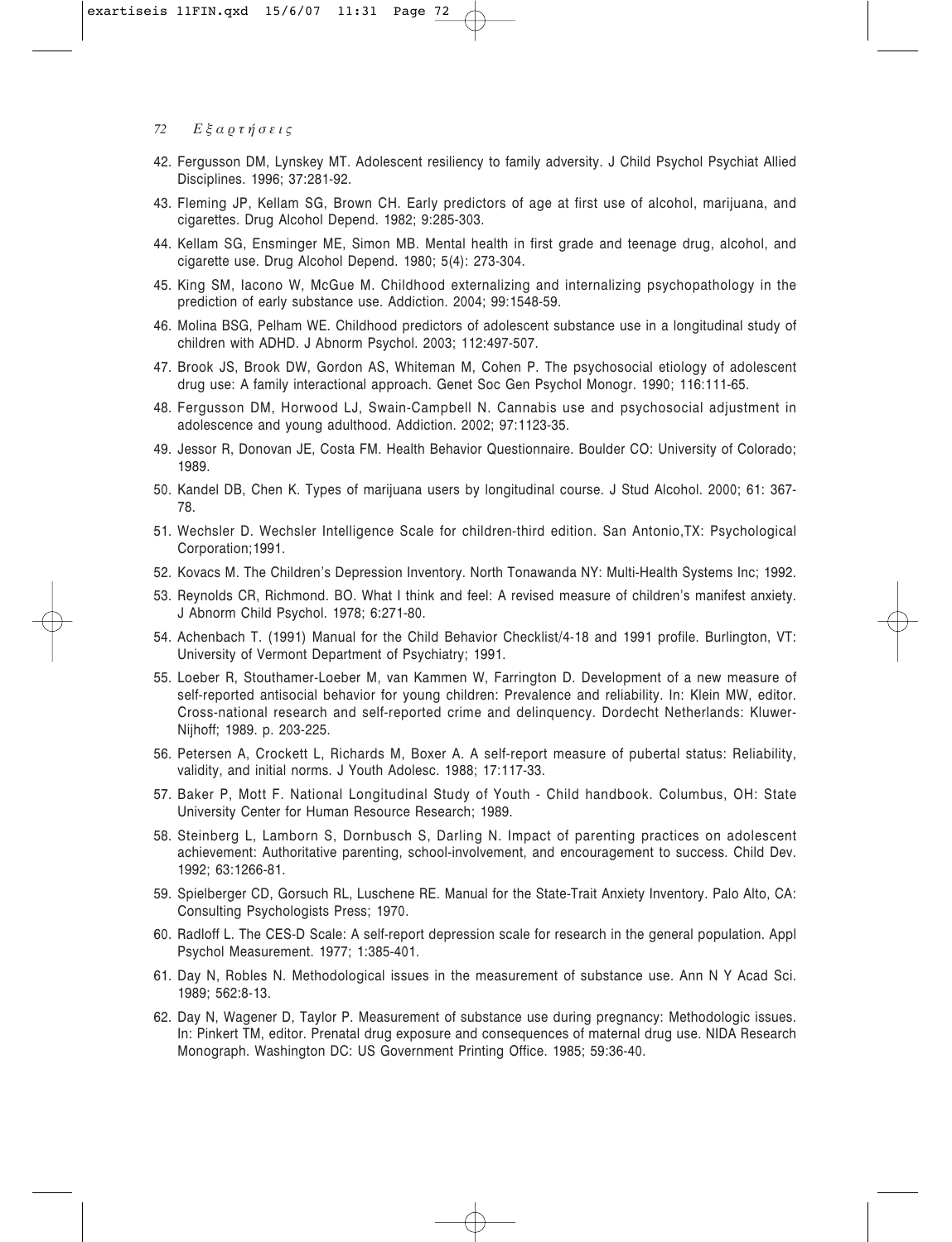42. Fergusson DM, Lynskey MT. Adolescent resiliency to family adversity. J Child Psychol Psychiat Allied Disciplines. 1996; 37:281-92.

43. Fleming JP, Kellam SG, Brown CH. Early predictors of age at first use of alcohol, marijuana, and cigarettes. Drug Alcohol Depend. 1982; 9:285-303.

44. Kellam SG, Ensminger ME, Simon MB. Mental health in first grade and teenage drug, alcohol, and cigarette use. Drug Alcohol Depend. 1980; 5(4): 273-304.

45. King SM, Iacono W, McGue M. Childhood externalizing and internalizing psychopathology in the prediction of early substance use. Addiction. 2004; 99:1548-59.

46. Molina BSG, Pelham WE. Childhood predictors of adolescent substance use in a longitudinal study of children with ADHD. J Abnorm Psychol. 2003; 112:497-507.

47. Brook JS, Brook DW, Gordon AS, Whiteman M, Cohen P. The psychosocial etiology of adolescent drug use: A family interactional approach. Genet Soc Gen Psychol Monogr. 1990; 116:111-65.

48. Fergusson DM, Horwood LJ, Swain-Campbell N. Cannabis use and psychosocial adjustment in adolescence and young adulthood. Addiction. 2002; 97:1123-35.

49. Jessor R, Donovan JE, Costa FM. Health Behavior Questionnaire. Boulder CO: University of Colorado; 1989.

50. Kandel DB, Chen K. Types of marijuana users by longitudinal course. J Stud Alcohol. 2000; 61: 367-78.

51. Wechsler D. Wechsler Intelligence Scale for children-third edition. San Antonio,TX: Psychological Corporation;1991.

52. Kovacs M. The Children's Depression Inventory. North Tonawanda NY: Multi-Health Systems Inc; 1992.

53. Reynolds CR, Richmond. BO. What I think and feel: A revised measure of children's manifest anxiety. J Abnorm Child Psychol. 1978; 6:271-80.

54. Achenbach T. (1991) Manual for the Child Behavior Checklist/4-18 and 1991 profile. Burlington, VT: University of Vermont Department of Psychiatry; 1991.

55. Loeber R, Stouthamer-Loeber M, van Kammen W, Farrington D. Development of a new measure of self-reported antisocial behavior for young children: Prevalence and reliability. In: Klein MW, editor. Cross-national research and self-reported crime and delinquency. Dordecht Netherlands: Kluwer-Nijhoff; 1989. p. 203-225.

56. Petersen A, Crockett L, Richards M, Boxer A. A self-report measure of pubertal status: Reliability, validity, and initial norms. J Youth Adolesc. 1988; 17:117-33.

57. Baker P, Mott F. National Longitudinal Study of Youth - Child handbook. Columbus, OH: State University Center for Human Resource Research; 1989.

58. Steinberg L, Lamborn S, Dornbusch S, Darling N. Impact of parenting practices on adolescent achievement: Authoritative parenting, school-involvement, and encouragement to success. Child Dev. 1992; 63:1266-81.

59. Spielberger CD, Gorsuch RL, Luschene RE. Manual for the State-Trait Anxiety Inventory. Palo Alto, CA: Consulting Psychologists Press; 1970.

60. Radloff L. The CES-D Scale: A self-report depression scale for research in the general population. Appl Psychol Measurement. 1977; 1:385-401.

61. Day N, Robles N. Methodological issues in the measurement of substance use. Ann N Y Acad Sci. 1989; 562:8-13.

62. Day N, Wagener D, Taylor P. Measurement of substance use during pregnancy: Methodologic issues. In: Pinkert TM, editor. Prenatal drug exposure and consequences of maternal drug use. NIDA Research Monograph. Washington DC: US Government Printing Office. 1985; 59:36-40.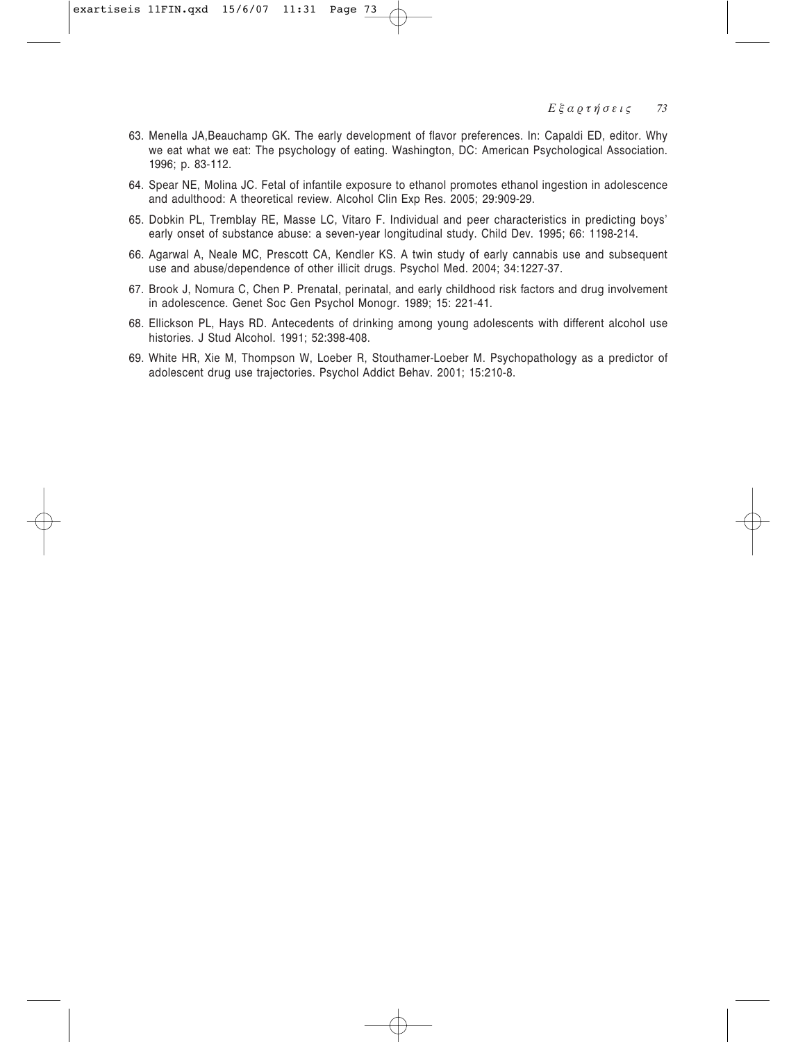63. Menella JA,Beauchamp GK. The early development of flavor preferences. In: Capaldi ED, editor. Why we eat what we eat: The psychology of eating. Washington, DC: American Psychological Association. 1996; p. 83-112.

64. Spear NE, Molina JC. Fetal of infantile exposure to ethanol promotes ethanol ingestion in adolescence and adulthood: A theoretical review. Alcohol Clin Exp Res. 2005; 29:909-29.

65. Dobkin PL, Tremblay RE, Masse LC, Vitaro F. Individual and peer characteristics in predicting boys' early onset of substance abuse: a seven-year longitudinal study. Child Dev. 1995; 66: 1198-214.

66. Agarwal A, Neale MC, Prescott CA, Kendler KS. A twin study of early cannabis use and subsequent use and abuse/dependence of other illicit drugs. Psychol Med. 2004; 34:1227-37.

67. Brook J, Nomura C, Chen P. Prenatal, perinatal, and early childhood risk factors and drug involvement in adolescence. Genet Soc Gen Psychol Monogr. 1989; 15: 221-41.

68. Ellickson PL, Hays RD. Antecedents of drinking among young adolescents with different alcohol use histories. J Stud Alcohol. 1991; 52:398-408.

69. White HR, Xie M, Thompson W, Loeber R, Stouthamer-Loeber M. Psychopathology as a predictor of adolescent drug use trajectories. Psychol Addict Behav. 2001; 15:210-8.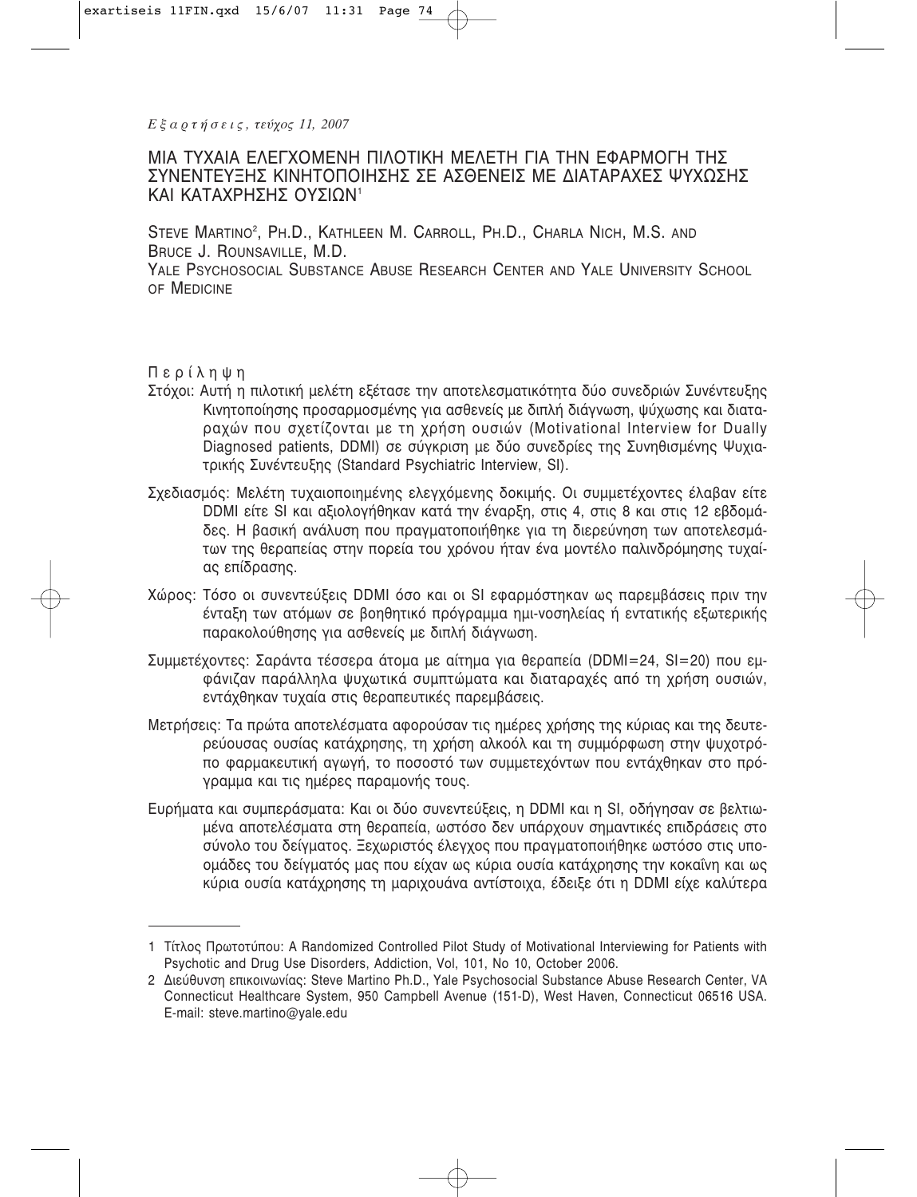# ΜΙΑ ΤΥΧΑΙΑ ΕΛΕΓΧΟΜΕΝΗ ΠΙΛΟΤΙΚΗ ΜΕΛΕΤΗ ΓΙΑ ΤΗΝ ΕΦΑΡΜΟΓΗ ΤΗΣ ΣΥΝΕΝΤΕΥΞΗΣ ΚΙΝΗΤΟΠΟΙΗΣΗΣ ΣΕ ΑΣΘΕΝΕΙΣ ΜΕ ΔΙΑΤΑΡΑΧΕΣ ΨΥΧΩΣΗΣ ΚΑΙ ΚΑΤΑΧΡΗΣΗΣ ΟΥΣΙΩΝ[1]

STEVE MARTINO[2], PH.D., KATHLEEN M. CARROLL, PH.D., CHARLA NICH, M.S. AND BRUCE J. ROUNSAVILLE, M.D.

YALE PSYCHOSOCIAL SUBSTANCE ABUSE RESEARCH CENTER AND YALE UNIVERSITY SCHOOL OF MEDICINE

## Περίληψη

Στόχοι: Αυτή η πιλοτική μελέτη εξέτασε την αποτελεσματικότητα δύο συνεδριών Συνέντευξης Κινητοποίησης προσαρμοσμένης για ασθενείς με διπλή διάγνωση, ψύχωσης και διαταραχών που σχετίζονται με τη χρήση ουσιών (Motivational Interview for Dually Diagnosed patients, DDMI) σε σύγκριση με δύο συνεδρίες της Συνηθισμένης Ψυχιατρικής Συνέντευξης (Standard Psychiatric Interview, SI).

Σχεδιασμός: Μελέτη τυχαιοποιημένης ελεγχόμενης δοκιμής. Οι συμμετέχοντες έλαβαν είτε DDMI είτε SI και αξιολογήθηκαν κατά την έναρξη, στις 4, στις 8 και στις 12 εβδομάδες. Η βασική ανάλυση που πραγματοποιήθηκε για τη διερεύνηση των αποτελεσμάτων της θεραπείας στην πορεία του χρόνου ήταν ένα μοντέλο παλινδρόμησης τυχαίας επίδρασης.

Χώρος: Τόσο οι συνεντεύξεις DDMI όσο και οι SI εφαρμόστηκαν ως παρεμβάσεις πριν την ένταξη των ατόμων σε βοηθητικό πρόγραμμα ημι-νοσηλείας ή εντατικής εξωτερικής παρακολούθησης για ασθενείς με διπλή διάγνωση.

Συμμετέχοντες: Σαράντα τέσσερα άτομα με αίτημα για θεραπεία (DDMI=24, SI=20) που εμφάνιζαν παράλληλα ψυχωτικά συμπτώματα και διαταραχές από τη χρήση ουσιών, εντάχθηκαν τυχαία στις θεραπευτικές παρεμβάσεις.

Μετρήσεις: Τα πρώτα αποτελέσματα αφορούσαν τις ημέρες χρήσης της κύριας και της δευτερεύουσας ουσίας κατάχρησης, τη χρήση αλκοόλ και τη συμμόρφωση στην ψυχοτρόπο φαρμακευτική αγωγή, το ποσοστό των συμμετεχόντων που εντάχθηκαν στο πρόγραμμα και τις ημέρες παραμονής τους.

Ευρήματα και συμπεράσματα: Και οι δύο συνεντεύξεις, η DDMI και η SI, οδήγησαν σε βελτιωμένα αποτελέσματα στη θεραπεία, ωστόσο δεν υπάρχουν σημαντικές επιδράσεις στο σύνολο του δείγματος. Ξεχωριστός έλεγχος που πραγματοποιήθηκε ωστόσο στις υποομάδες του δείγματός μας που είχαν ως κύρια ουσία κατάχρησης την κοκαΐνη και ως κύρια ουσία κατάχρησης τη μαριχουάνα αντίστοιχα, έδειξε ότι η DDMI είχε καλύτερα

---

1 Τίτλος Πρωτοτύπου: A Randomized Controlled Pilot Study of Motivational Interviewing for Patients with Psychotic and Drug Use Disorders, Addiction, Vol, 101, No 10, October 2006.

2 Διεύθυνση επικοινωνίας: Steve Martino Ph.D., Yale Psychosocial Substance Abuse Research Center, VA Connecticut Healthcare System, 950 Campbell Avenue (151-D), West Haven, Connecticut 06516 USA. E-mail: steve.martino@yale.edu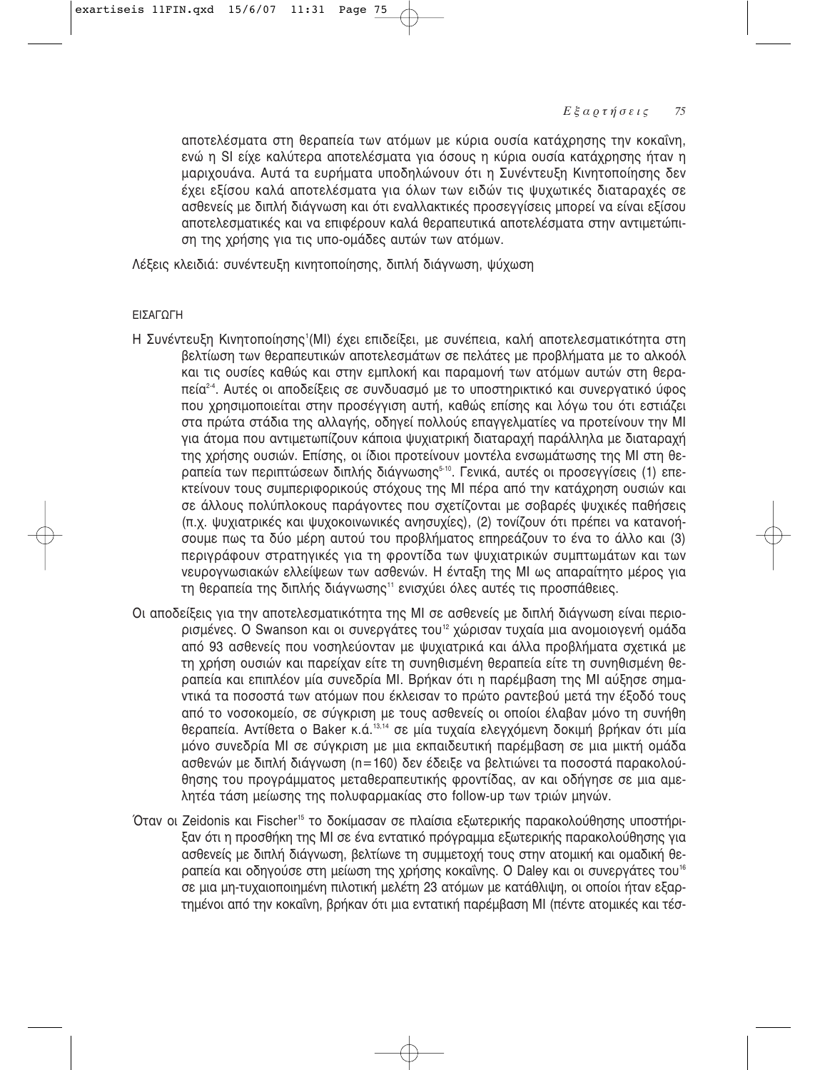αποτελέσματα στη θεραπεία των ατόμων με κύρια ουσία κατάχρησης την κοκαΐνη, ενώ η SI είχε καλύτερα αποτελέσματα για όσους η κύρια ουσία κατάχρησης ήταν η μαριχουάνα. Αυτά τα ευρήματα υποδηλώνουν ότι η Συνέντευξη Κινητοποίησης δεν έχει εξίσου καλά αποτελέσματα για όλων των ειδών τις ψυχωτικές διαταραχές σε ασθενείς με διπλή διάγνωση και ότι εναλλακτικές προσεγγίσεις μπορεί να είναι εξίσου αποτελεσματικές και να επιφέρουν καλά θεραπευτικά αποτελέσματα στην αντιμετώπιση της χρήσης για τις υπο-ομάδες αυτών των ατόμων.

Λέξεις κλειδιά: συνέντευξη κινητοποίησης, διπλή διάγνωση, ψύχωση

## ΕΙΣΑΓΩΓΗ

Η Συνέντευξη Κινητοποίησης[1](MI) έχει επιδείξει, με συνέπεια, καλή αποτελεσματικότητα στη βελτίωση των θεραπευτικών αποτελεσμάτων σε πελάτες με προβλήματα με το αλκοόλ και τις ουσίες καθώς και στην εμπλοκή και παραμονή των ατόμων αυτών στη θεραπεία[2-4]. Αυτές οι αποδείξεις σε συνδυασμό με το υποστηρικτικό και συνεργατικό ύφος που χρησιμοποιείται στην προσέγγιση αυτή, καθώς επίσης και λόγω του ότι εστιάζει στα πρώτα στάδια της αλλαγής, οδηγεί πολλούς επαγγελματίες να προτείνουν την MI για άτομα που αντιμετωπίζουν κάποια ψυχιατρική διαταραχή παράλληλα με διαταραχή της χρήσης ουσιών. Επίσης, οι ίδιοι προτείνουν μοντέλα ενσωμάτωσης της MI στη θεραπεία των περιπτώσεων διπλής διάγνωσης[5-10]. Γενικά, αυτές οι προσεγγίσεις (1) επεκτείνουν τους συμπεριφορικούς στόχους της MI πέρα από την κατάχρηση ουσιών και σε άλλους πολύπλοκους παράγοντες που σχετίζονται με σοβαρές ψυχικές παθήσεις (π.χ. ψυχιατρικές και ψυχοκοινωνικές ανησυχίες), (2) τονίζουν ότι πρέπει να κατανοήσουμε πως τα δύο μέρη αυτού του προβλήματος επηρεάζουν το ένα το άλλο και (3) περιγράφουν στρατηγικές για τη φροντίδα των ψυχιατρικών συμπτωμάτων και των νευρογνωσιακών ελλείψεων των ασθενών. Η ένταξη της MI ως απαραίτητο μέρος για τη θεραπεία της διπλής διάγνωσης[11] ενισχύει όλες αυτές τις προσπάθειες.

Οι αποδείξεις για την αποτελεσματικότητα της MI σε ασθενείς με διπλή διάγνωση είναι περιορισμένες. Ο Swanson και οι συνεργάτες του[12] χώρισαν τυχαία μια ανομοιογενή ομάδα από 93 ασθενείς που νοσηλεύονταν με ψυχιατρικά και άλλα προβλήματα σχετικά με τη χρήση ουσιών και παρείχαν είτε τη συνηθισμένη θεραπεία είτε τη συνηθισμένη θεραπεία και επιπλέον μία συνεδρία MI. Βρήκαν ότι η παρέμβαση της MI αύξησε σημαντικά τα ποσοστά των ατόμων που έκλεισαν το πρώτο ραντεβού μετά την έξοδό τους από το νοσοκομείο, σε σύγκριση με τους ασθενείς οι οποίοι έλαβαν μόνο τη συνήθη θεραπεία. Αντίθετα ο Baker κ.ά.[13,14] σε μία τυχαία ελεγχόμενη δοκιμή βρήκαν ότι μία μόνο συνεδρία MI σε σύγκριση με μια εκπαιδευτική παρέμβαση σε μια μικτή ομάδα ασθενών με διπλή διάγνωση (n=160) δεν έδειξε να βελτιώνει τα ποσοστά παρακολούθησης του προγράμματος μεταθεραπευτικής φροντίδας, αν και οδήγησε σε μια αμελητέα τάση μείωσης της πολυφαρμακίας στο follow-up των τριών μηνών.

Όταν οι Zeidonis και Fischer[15] το δοκίμασαν σε πλαίσια εξωτερικής παρακολούθησης υποστήριξαν ότι η προσθήκη της MI σε ένα εντατικό πρόγραμμα εξωτερικής παρακολούθησης για ασθενείς με διπλή διάγνωση, βελτίωνε τη συμμετοχή τους στην ατομική και ομαδική θεραπεία και οδηγούσε στη μείωση της χρήσης κοκαΐνης. Ο Daley και οι συνεργάτες του[16] σε μια μη-τυχαιοποιημένη πιλοτική μελέτη 23 ατόμων με κατάθλιψη, οι οποίοι ήταν εξαρτημένοι από την κοκαΐνη, βρήκαν ότι μια εντατική παρέμβαση MI (πέντε ατομικές και τέσ-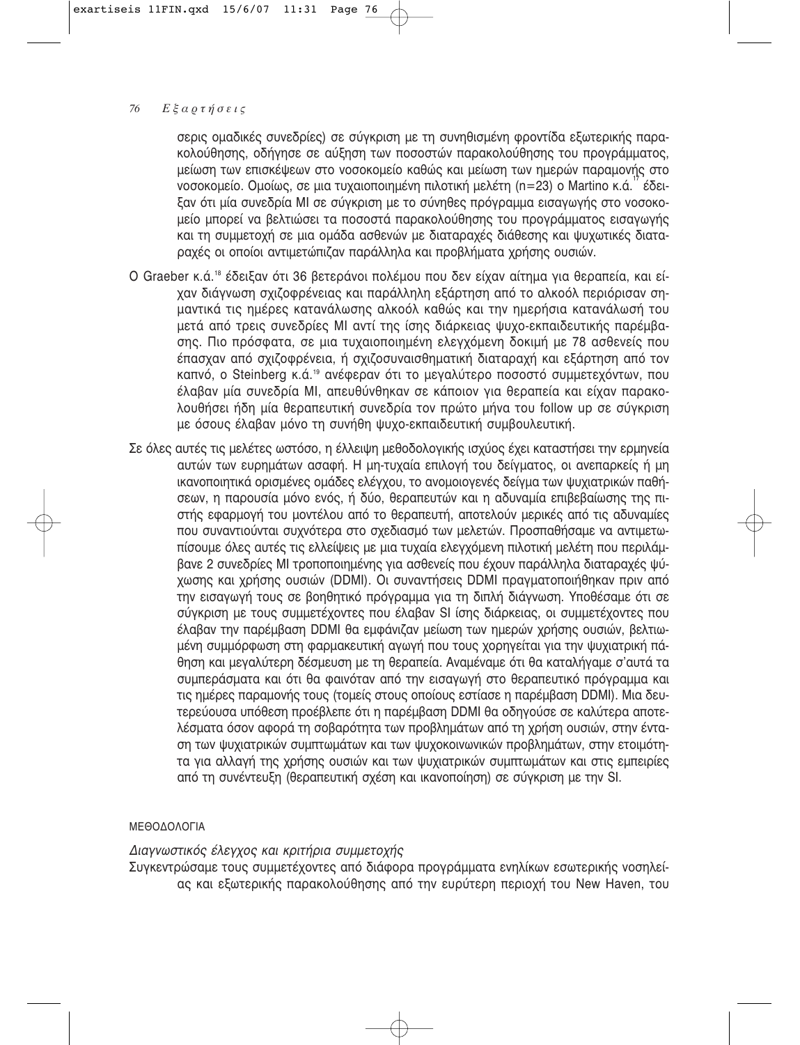σερις ομαδικές συνεδρίες) σε σύγκριση με τη συνηθισμένη φροντίδα εξωτερικής παρακολούθησης, οδήγησε σε αύξηση των ποσοστών παρακολούθησης του προγράμματος, μείωση των επισκέψεων στο νοσοκομείο καθώς και μείωση των ημερών παραμονής στο νοσοκομείο. Ομοίως, σε μια τυχαιοποιημένη πιλοτική μελέτη (n=23) ο Martino κ.ά.[17] έδειξαν ότι μία συνεδρία MI σε σύγκριση με το σύνηθες πρόγραμμα εισαγωγής στο νοσοκομείο μπορεί να βελτιώσει τα ποσοστά παρακολούθησης του προγράμματος εισαγωγής και τη συμμετοχή σε μια ομάδα ασθενών με διαταραχές διάθεσης και ψυχωτικές διαταραχές οι οποίοι αντιμετώπιζαν παράλληλα και προβλήματα χρήσης ουσιών.

Ο Graeber κ.ά.[18] έδειξαν ότι 36 βετεράνοι πολέμου που δεν είχαν αίτημα για θεραπεία, και είχαν διάγνωση σχιζοφρένειας και παράλληλη εξάρτηση από το αλκοόλ περιόρισαν σημαντικά τις ημέρες κατανάλωσης αλκοόλ καθώς και την ημερήσια κατανάλωσή του μετά από τρεις συνεδρίες MI αντί της ίσης διάρκειας ψυχο-εκπαιδευτικής παρέμβασης. Πιο πρόσφατα, σε μια τυχαιοποιημένη ελεγχόμενη δοκιμή με 78 ασθενείς που έπασχαν από σχιζοφρένεια, ή σχιζοσυναισθηματική διαταραχή και εξάρτηση από τον καπνό, ο Steinberg κ.ά.[19] ανέφεραν ότι το μεγαλύτερο ποσοστό συμμετεχόντων, που έλαβαν μία συνεδρία MI, απευθύνθηκαν σε κάποιον για θεραπεία και είχαν παρακολουθήσει ήδη μία θεραπευτική συνεδρία τον πρώτο μήνα του follow up σε σύγκριση με όσους έλαβαν μόνο τη συνήθη ψυχο-εκπαιδευτική συμβουλευτική.

Σε όλες αυτές τις μελέτες ωστόσο, η έλλειψη μεθοδολογικής ισχύος έχει καταστήσει την ερμηνεία αυτών των ευρημάτων ασαφή. Η μη-τυχαία επιλογή του δείγματος, οι ανεπαρκείς ή μη ικανοποιητικά ορισμένες ομάδες ελέγχου, το ανομοιογενές δείγμα των ψυχιατρικών παθήσεων, η παρουσία μόνο ενός, ή δύο, θεραπευτών και η αδυναμία επιβεβαίωσης της πιστής εφαρμογή του μοντέλου από το θεραπευτή, αποτελούν μερικές από τις αδυναμίες που συναντιούνται συχνότερα στο σχεδιασμό των μελετών. Προσπαθήσαμε να αντιμετωπίσουμε όλες αυτές τις ελλείψεις με μια τυχαία ελεγχόμενη πιλοτική μελέτη που περιλάμβανε 2 συνεδρίες MI τροποποιημένης για ασθενείς που έχουν παράλληλα διαταραχές ψύχωσης και χρήσης ουσιών (DDMI). Οι συναντήσεις DDMI πραγματοποιήθηκαν πριν από την εισαγωγή τους σε βοηθητικό πρόγραμμα για τη διπλή διάγνωση. Υποθέσαμε ότι σε σύγκριση με τους συμμετέχοντες που έλαβαν SI ίσης διάρκειας, οι συμμετέχοντες που έλαβαν την παρέμβαση DDMI θα εμφάνιζαν μείωση των ημερών χρήσης ουσιών, βελτιωμένη συμμόρφωση στη φαρμακευτική αγωγή που τους χορηγείται για την ψυχιατρική πάθηση και μεγαλύτερη δέσμευση με τη θεραπεία. Αναμέναμε ότι θα καταλήγαμε σ'αυτά τα συμπεράσματα και ότι θα φαινόταν από την εισαγωγή στο θεραπευτικό πρόγραμμα και τις ημέρες παραμονής τους (τομείς στους οποίους εστίασε η παρέμβαση DDMI). Μια δευτερεύουσα υπόθεση προέβλεπε ότι η παρέμβαση DDMI θα οδηγούσε σε καλύτερα αποτελέσματα όσον αφορά τη σοβαρότητα των προβλημάτων από τη χρήση ουσιών, στην ένταση των ψυχιατρικών συμπτωμάτων και των ψυχοκοινωνικών προβλημάτων, στην ετοιμότητα για αλλαγή της χρήσης ουσιών και των ψυχιατρικών συμπτωμάτων και στις εμπειρίες από τη συνέντευξη (θεραπευτική σχέση και ικανοποίηση) σε σύγκριση με την SI.

## ΜΕΘΟΔΟΛΟΓΙΑ

### *Διαγνωστικός έλεγχος και κριτήρια συμμετοχής*

Συγκεντρώσαμε τους συμμετέχοντες από διάφορα προγράμματα ενηλίκων εσωτερικής νοσηλείας και εξωτερικής παρακολούθησης από την ευρύτερη περιοχή του New Haven, του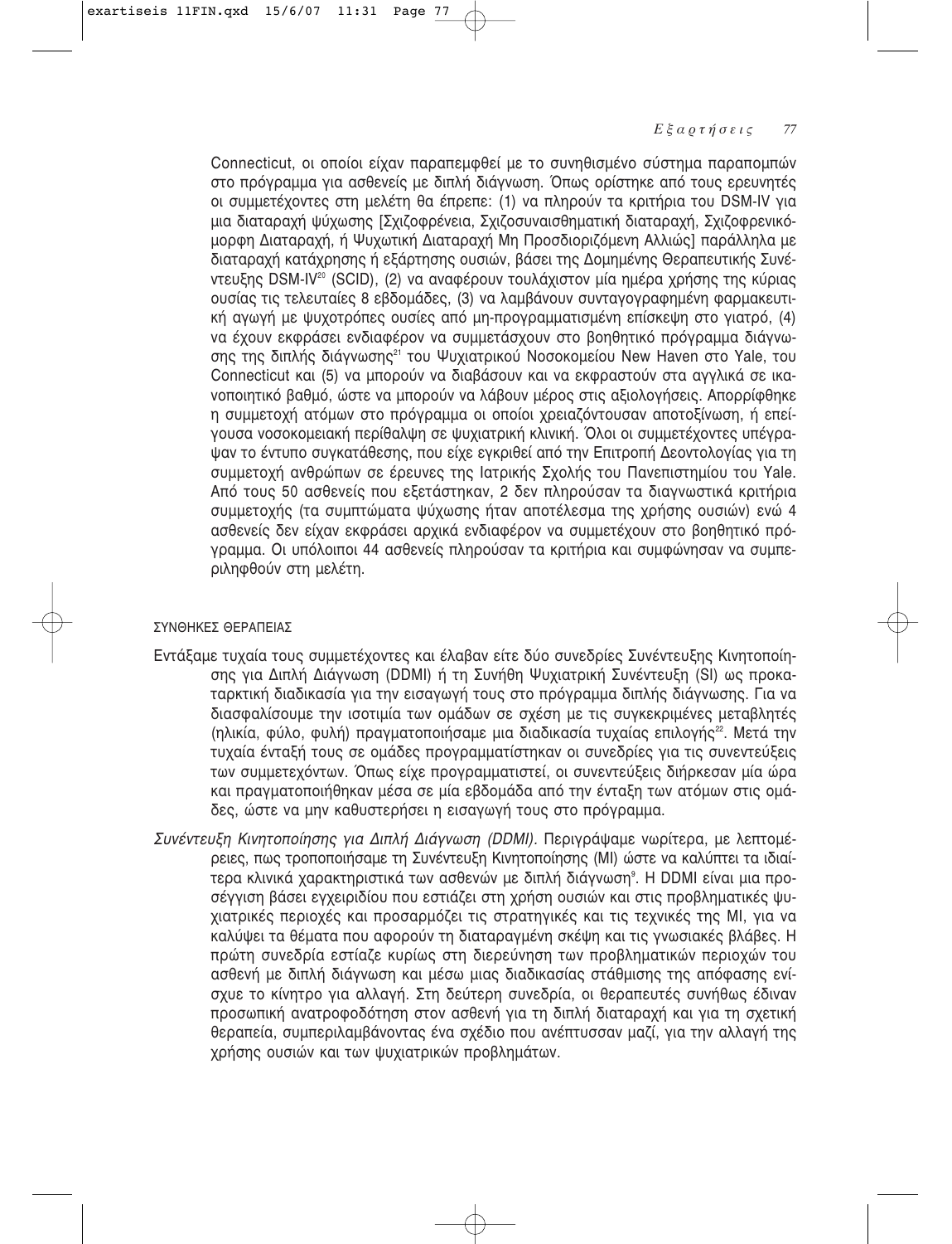Connecticut, οι οποίοι είχαν παραπεμφθεί με το συνηθισμένο σύστημα παραπομπών στο πρόγραμμα για ασθενείς με διπλή διάγνωση. Όπως ορίστηκε από τους ερευνητές οι συμμετέχοντες στη μελέτη θα έπρεπε: (1) να πληρούν τα κριτήρια του DSM-IV για μια διαταραχή ψύχωσης [Σχιζοφρένεια, Σχιζοσυναισθηματική διαταραχή, Σχιζοφρενικόμορφη Διαταραχή, ή Ψυχωτική Διαταραχή Μη Προσδιοριζόμενη Αλλιώς] παράλληλα με διαταραχή κατάχρησης ή εξάρτησης ουσιών, βάσει της Δομημένης Θεραπευτικής Συνέντευξης DSM-IV[20] (SCID), (2) να αναφέρουν τουλάχιστον μία ημέρα χρήσης της κύριας ουσίας τις τελευταίες 8 εβδομάδες, (3) να λαμβάνουν συνταγογραφημένη φαρμακευτική αγωγή με ψυχοτρόπες ουσίες από μη-προγραμματισμένη επίσκεψη στο γιατρό, (4) να έχουν εκφράσει ενδιαφέρον να συμμετάσχουν στο βοηθητικό πρόγραμμα διάγνωσης της διπλής διάγνωσης[21] του Ψυχιατρικού Νοσοκομείου New Haven στο Yale, του Connecticut και (5) να μπορούν να διαβάσουν και να εκφραστούν στα αγγλικά σε ικανοποιητικό βαθμό, ώστε να μπορούν να λάβουν μέρος στις αξιολογήσεις. Απορρίφθηκε η συμμετοχή ατόμων στο πρόγραμμα οι οποίοι χρειαζόντουσαν αποτοξίνωση, ή επείγουσα νοσοκομειακή περίθαλψη σε ψυχιατρική κλινική. Όλοι οι συμμετέχοντες υπέγραψαν το έντυπο συγκατάθεσης, που είχε εγκριθεί από την Επιτροπή Δεοντολογίας για τη συμμετοχή ανθρώπων σε έρευνες της Ιατρικής Σχολής του Πανεπιστημίου του Yale. Από τους 50 ασθενείς που εξετάστηκαν, 2 δεν πληρούσαν τα διαγνωστικά κριτήρια συμμετοχής (τα συμπτώματα ψύχωσης ήταν αποτέλεσμα της χρήσης ουσιών) ενώ 4 ασθενείς δεν είχαν εκφράσει αρχικά ενδιαφέρον να συμμετέχουν στο βοηθητικό πρόγραμμα. Οι υπόλοιποι 44 ασθενείς πληρούσαν τα κριτήρια και συμφώνησαν να συμπεριληφθούν στη μελέτη.

### ΣΥΝΘΗΚΕΣ ΘΕΡΑΠΕΙΑΣ

Εντάξαμε τυχαία τους συμμετέχοντες και έλαβαν είτε δύο συνεδρίες Συνέντευξης Κινητοποίησης για Διπλή Διάγνωση (DDMI) ή τη Συνήθη Ψυχιατρική Συνέντευξη (SI) ως προκαταρκτική διαδικασία για την εισαγωγή τους στο πρόγραμμα διπλής διάγνωσης. Για να διασφαλίσουμε την ισοτιμία των ομάδων σε σχέση με τις συγκεκριμένες μεταβλητές (ηλικία, φύλο, φυλή) πραγματοποιήσαμε μια διαδικασία τυχαίας επιλογής[22]. Μετά την τυχαία ένταξή τους σε ομάδες προγραμματίστηκαν οι συνεδρίες για τις συνεντεύξεις των συμμετεχόντων. Όπως είχε προγραμματιστεί, οι συνεντεύξεις διήρκεσαν μία ώρα και πραγματοποιήθηκαν μέσα σε μία εβδομάδα από την ένταξη των ατόμων στις ομάδες, ώστε να μην καθυστερήσει η εισαγωγή τους στο πρόγραμμα.

*Συνέντευξη Κινητοποίησης για Διπλή Διάγνωση (DDMI).* Περιγράψαμε νωρίτερα, με λεπτομέρειες, πως τροποποιήσαμε τη Συνέντευξη Κινητοποίησης (MI) ώστε να καλύπτει τα ιδιαίτερα κλινικά χαρακτηριστικά των ασθενών με διπλή διάγνωση[9]. Η DDMI είναι μια προσέγγιση βάσει εγχειριδίου που εστιάζει στη χρήση ουσιών και στις προβληματικές ψυχιατρικές περιοχές και προσαρμόζει τις στρατηγικές και τις τεχνικές της MI, για να καλύψει τα θέματα που αφορούν τη διαταραγμένη σκέψη και τις γνωσιακές βλάβες. Η πρώτη συνεδρία εστίαζε κυρίως στη διερεύνηση των προβληματικών περιοχών του ασθενή με διπλή διάγνωση και μέσω μιας διαδικασίας στάθμισης της απόφασης ενίσχυε το κίνητρο για αλλαγή. Στη δεύτερη συνεδρία, οι θεραπευτές συνήθως έδιναν προσωπική ανατροφοδότηση στον ασθενή για τη διπλή διαταραχή και για τη σχετική θεραπεία, συμπεριλαμβάνοντας ένα σχέδιο που ανέπτυσσαν μαζί, για την αλλαγή της χρήσης ουσιών και των ψυχιατρικών προβλημάτων.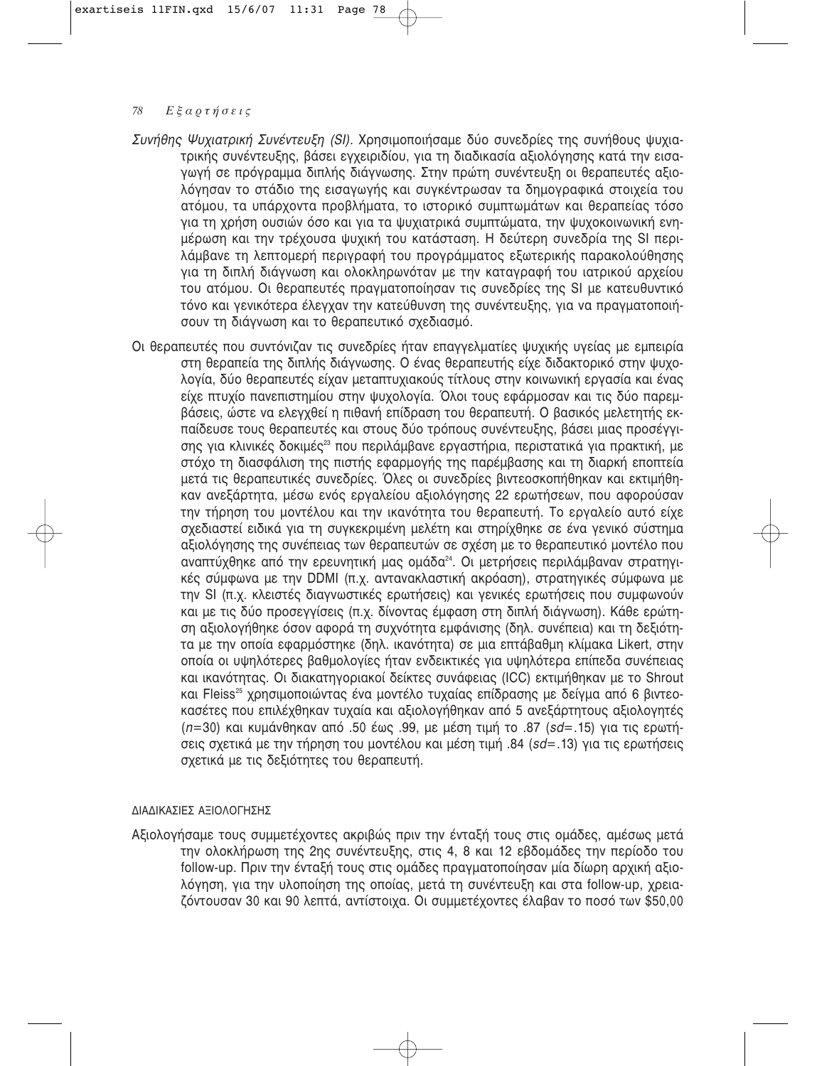*Συνήθης Ψυχιατρική Συνέντευξη (SI).* Χρησιμοποιήσαμε δύο συνεδρίες της συνήθους ψυχιατρικής συνέντευξης, βάσει εγχειριδίου, για τη διαδικασία αξιολόγησης κατά την εισαγωγή σε πρόγραμμα διπλής διάγνωσης. Στην πρώτη συνέντευξη οι θεραπευτές αξιολόγησαν το στάδιο της εισαγωγής και συγκέντρωσαν τα δημογραφικά στοιχεία του ατόμου, τα υπάρχοντα προβλήματα, το ιστορικό συμπτωμάτων και θεραπείας τόσο για τη χρήση ουσιών όσο και για τα ψυχιατρικά συμπτώματα, την ψυχοκοινωνική ενημέρωση και την τρέχουσα ψυχική του κατάσταση. Η δεύτερη συνεδρία της SI περιλάμβανε τη λεπτομερή περιγραφή του προγράμματος εξωτερικής παρακολούθησης για τη διπλή διάγνωση και ολοκληρωνόταν με την καταγραφή του ιατρικού αρχείου του ατόμου. Οι θεραπευτές πραγματοποίησαν τις συνεδρίες της SI με κατευθυντικό τόνο και γενικότερα έλεγχαν την κατεύθυνση της συνέντευξης, για να πραγματοποιήσουν τη διάγνωση και το θεραπευτικό σχεδιασμό.

Οι θεραπευτές που συντόνιζαν τις συνεδρίες ήταν επαγγελματίες ψυχικής υγείας με εμπειρία στη θεραπεία της διπλής διάγνωσης. Ο ένας θεραπευτής είχε διδακτορικό στην ψυχολογία, δύο θεραπευτές είχαν μεταπτυχιακούς τίτλους στην κοινωνική εργασία και ένας είχε πτυχίο πανεπιστημίου στην ψυχολογία. Όλοι τους εφάρμοσαν και τις δύο παρεμβάσεις, ώστε να ελεγχθεί η πιθανή επίδραση του θεραπευτή. Ο βασικός μελετητής εκπαίδευσε τους θεραπευτές και στους δύο τρόπους συνέντευξης, βάσει μιας προσέγγισης για κλινικές δοκιμές[23] που περιλάμβανε εργαστήρια, περιστατικά για πρακτική, με στόχο τη διασφάλιση της πιστής εφαρμογής της παρέμβασης και τη διαρκή εποπτεία μετά τις θεραπευτικές συνεδρίες. Όλες οι συνεδρίες βιντεοσκοπήθηκαν και εκτιμήθηκαν ανεξάρτητα, μέσω ενός εργαλείου αξιολόγησης 22 ερωτήσεων, που αφορούσαν την τήρηση του μοντέλου και την ικανότητα του θεραπευτή. Το εργαλείο αυτό είχε σχεδιαστεί ειδικά για τη συγκεκριμένη μελέτη και στηρίχθηκε σε ένα γενικό σύστημα αξιολόγησης της συνέπειας των θεραπευτών σε σχέση με το θεραπευτικό μοντέλο που αναπτύχθηκε από την ερευνητική μας ομάδα[24]. Οι μετρήσεις περιλάμβαναν στρατηγικές σύμφωνα με την DDMI (π.χ. αντανακλαστική ακρόαση), στρατηγικές σύμφωνα με την SI (π.χ. κλειστές διαγνωστικές ερωτήσεις) και γενικές ερωτήσεις που συμφωνούν και με τις δύο προσεγγίσεις (π.χ. δίνοντας έμφαση στη διπλή διάγνωση). Κάθε ερώτηση αξιολογήθηκε όσον αφορά τη συχνότητα εμφάνισης (δηλ. συνέπεια) και τη δεξιότητα με την οποία εφαρμόστηκε (δηλ. ικανότητα) σε μια επτάβαθμη κλίμακα Likert, στην οποία οι υψηλότερες βαθμολογίες ήταν ενδεικτικές για υψηλότερα επίπεδα συνέπειας και ικανότητας. Οι διακατηγοριακοί δείκτες συνάφειας (ICC) εκτιμήθηκαν με το Shrout και Fleiss[25] χρησιμοποιώντας ένα μοντέλο τυχαίας επίδρασης με δείγμα από 6 βιντεοκασέτες που επιλέχθηκαν τυχαία και αξιολογήθηκαν από 5 ανεξάρτητους αξιολογητές ($n$=30) και κυμάνθηκαν από .50 έως .99, με μέση τιμή το .87 ($sd$=.15) για τις ερωτήσεις σχετικά με την τήρηση του μοντέλου και μέση τιμή .84 ($sd$=.13) για τις ερωτήσεις σχετικά με τις δεξιότητες του θεραπευτή.

### ΔΙΑΔΙΚΑΣΙΕΣ ΑΞΙΟΛΟΓΗΣΗΣ

Αξιολογήσαμε τους συμμετέχοντες ακριβώς πριν την ένταξή τους στις ομάδες, αμέσως μετά την ολοκλήρωση της 2ης συνέντευξης, στις 4, 8 και 12 εβδομάδες την περίοδο του follow-up. Πριν την ένταξή τους στις ομάδες πραγματοποίησαν μία δίωρη αρχική αξιολόγηση, για την υλοποίηση της οποίας, μετά τη συνέντευξη και στα follow-up, χρειαζόντουσαν 30 και 90 λεπτά, αντίστοιχα. Οι συμμετέχοντες έλαβαν το ποσό των \$50,00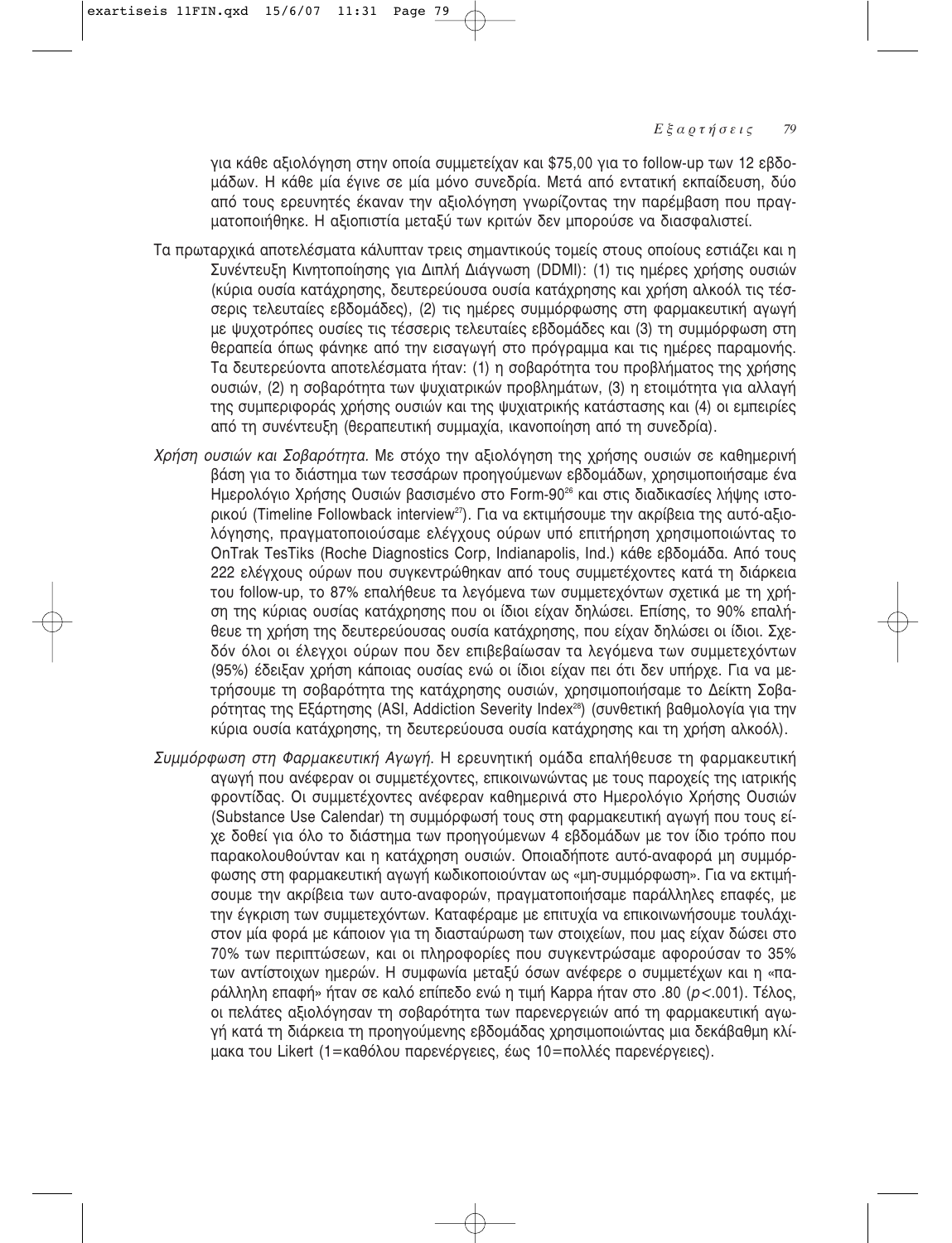για κάθε αξιολόγηση στην οποία συμμετείχαν και $75,00 για το follow-up των 12 εβδομάδων. Η κάθε μία έγινε σε μία μόνο συνεδρία. Μετά από εντατική εκπαίδευση, δύο από τους ερευνητές έκαναν την αξιολόγηση γνωρίζοντας την παρέμβαση που πραγματοποιήθηκε. Η αξιοπιστία μεταξύ των κριτών δεν μπορούσε να διασφαλιστεί.

Τα πρωταρχικά αποτελέσματα κάλυπταν τρεις σημαντικούς τομείς στους οποίους εστιάζει και η Συνέντευξη Κινητοποίησης για Διπλή Διάγνωση (DDMI): (1) τις ημέρες χρήσης ουσιών (κύρια ουσία κατάχρησης, δευτερεύουσα ουσία κατάχρησης και χρήση αλκοόλ τις τέσσερις τελευταίες εβδομάδες), (2) τις ημέρες συμμόρφωσης στη φαρμακευτική αγωγή με ψυχοτρόπες ουσίες τις τέσσερις τελευταίες εβδομάδες και (3) τη συμμόρφωση στη θεραπεία όπως φάνηκε από την εισαγωγή στο πρόγραμμα και τις ημέρες παραμονής. Τα δευτερεύοντα αποτελέσματα ήταν: (1) η σοβαρότητα του προβλήματος της χρήσης ουσιών, (2) η σοβαρότητα των ψυχιατρικών προβλημάτων, (3) η ετοιμότητα για αλλαγή της συμπεριφοράς χρήσης ουσιών και της ψυχιατρικής κατάστασης και (4) οι εμπειρίες από τη συνέντευξη (θεραπευτική συμμαχία, ικανοποίηση από τη συνεδρία).

*Χρήση ουσιών και Σοβαρότητα.* Με στόχο την αξιολόγηση της χρήσης ουσιών σε καθημερινή βάση για το διάστημα των τεσσάρων προηγούμενων εβδομάδων, χρησιμοποιήσαμε ένα Ημερολόγιο Χρήσης Ουσιών βασισμένο στο Form-90[26] και στις διαδικασίες λήψης ιστορικού (Timeline Followback interview[27]). Για να εκτιμήσουμε την ακρίβεια της αυτό-αξιολόγησης, πραγματοποιούσαμε ελέγχους ούρων υπό επιτήρηση χρησιμοποιώντας το OnTrak TesTiks (Roche Diagnostics Corp, Indianapolis, Ind.) κάθε εβδομάδα. Από τους 222 ελέγχους ούρων που συγκεντρώθηκαν από τους συμμετέχοντες κατά τη διάρκεια του follow-up, το 87% επαλήθευε τα λεγόμενα των συμμετεχόντων σχετικά με τη χρήση της κύριας ουσίας κατάχρησης που οι ίδιοι είχαν δηλώσει. Επίσης, το 90% επαλήθευε τη χρήση της δευτερεύουσας ουσία κατάχρησης, που είχαν δηλώσει οι ίδιοι. Σχεδόν όλοι οι έλεγχοι ούρων που δεν επιβεβαίωσαν τα λεγόμενα των συμμετεχόντων (95%) έδειξαν χρήση κάποιας ουσίας ενώ οι ίδιοι είχαν πει ότι δεν υπήρχε. Για να μετρήσουμε τη σοβαρότητα της κατάχρησης ουσιών, χρησιμοποιήσαμε το Δείκτη Σοβαρότητας της Εξάρτησης (ASI, Addiction Severity Index[28]) (συνθετική βαθμολογία για την κύρια ουσία κατάχρησης, τη δευτερεύουσα ουσία κατάχρησης και τη χρήση αλκοόλ).

*Συμμόρφωση στη Φαρμακευτική Αγωγή.* Η ερευνητική ομάδα επαλήθευσε τη φαρμακευτική αγωγή που ανέφεραν οι συμμετέχοντες, επικοινωνώντας με τους παροχείς της ιατρικής φροντίδας. Οι συμμετέχοντες ανέφεραν καθημερινά στο Ημερολόγιο Χρήσης Ουσιών (Substance Use Calendar) τη συμμόρφωσή τους στη φαρμακευτική αγωγή που τους είχε δοθεί για όλο το διάστημα των προηγούμενων 4 εβδομάδων με τον ίδιο τρόπο που παρακολουθούνταν και η κατάχρηση ουσιών. Οποιαδήποτε αυτό-αναφορά μη συμμόρφωσης στη φαρμακευτική αγωγή κωδικοποιούνταν ως «μη-συμμόρφωση». Για να εκτιμήσουμε την ακρίβεια των αυτο-αναφορών, πραγματοποιήσαμε παράλληλες επαφές, με την έγκριση των συμμετεχόντων. Καταφέραμε με επιτυχία να επικοινωνήσουμε τουλάχιστον μία φορά με κάποιον για τη διασταύρωση των στοιχείων, που μας είχαν δώσει στο 70% των περιπτώσεων, και οι πληροφορίες που συγκεντρώσαμε αφορούσαν το 35% των αντίστοιχων ημερών. Η συμφωνία μεταξύ όσων ανέφερε ο συμμετέχων και η «παράλληλη επαφή» ήταν σε καλό επίπεδο ενώ η τιμή Kappa ήταν στο .80 ($p<.001$). Τέλος, οι πελάτες αξιολόγησαν τη σοβαρότητα των παρενεργειών από τη φαρμακευτική αγωγή κατά τη διάρκεια τη προηγούμενης εβδομάδας χρησιμοποιώντας μια δεκάβαθμη κλίμακα του Likert (1=καθόλου παρενέργειες, έως 10=πολλές παρενέργειες).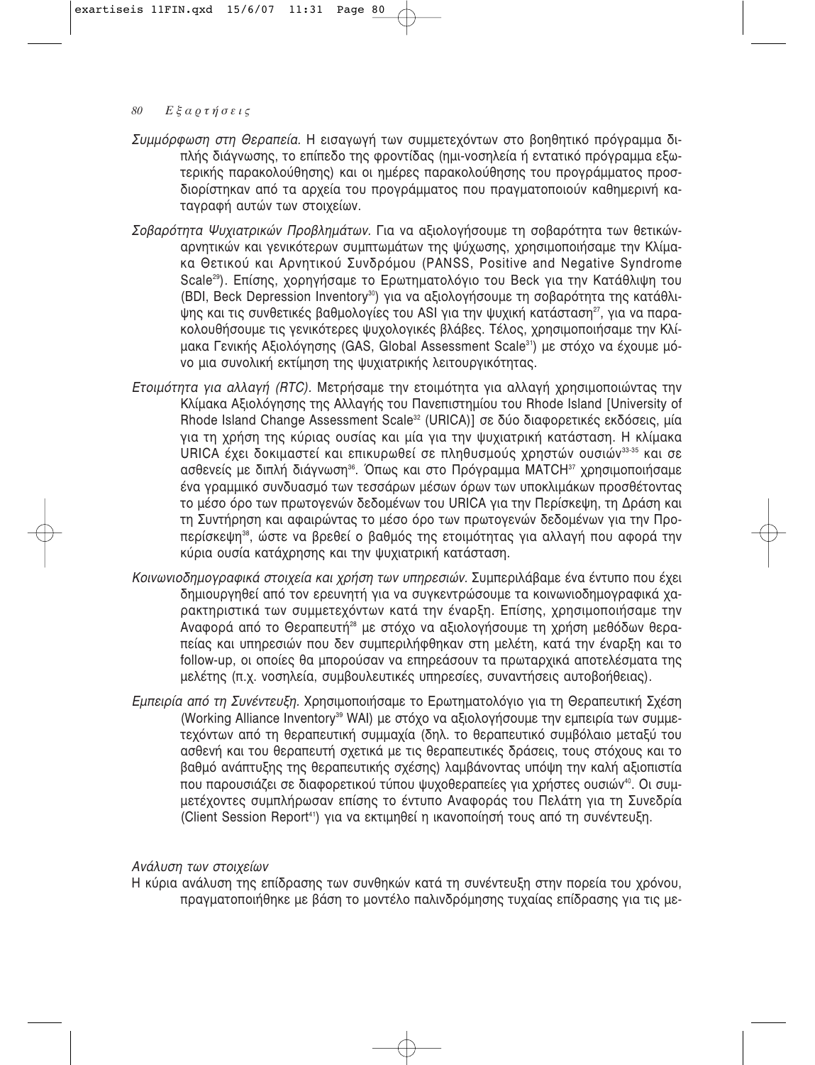*Συμμόρφωση στη Θεραπεία.* Η εισαγωγή των συμμετεχόντων στο βοηθητικό πρόγραμμα διπλής διάγνωσης, το επίπεδο της φροντίδας (ημι-νοσηλεία ή εντατικό πρόγραμμα εξωτερικής παρακολούθησης) και οι ημέρες παρακολούθησης του προγράμματος προσδιορίστηκαν από τα αρχεία του προγράμματος που πραγματοποιούν καθημερινή καταγραφή αυτών των στοιχείων.

*Σοβαρότητα Ψυχιατρικών Προβλημάτων.* Για να αξιολογήσουμε τη σοβαρότητα των θετικών-αρνητικών και γενικότερων συμπτωμάτων της ψύχωσης, χρησιμοποιήσαμε την Κλίμακα Θετικού και Αρνητικού Συνδρόμου (PANSS, Positive and Negative Syndrome Scale[29]). Επίσης, χορηγήσαμε το Ερωτηματολόγιο του Beck για την Κατάθλιψη του (BDI, Beck Depression Inventory[30]) για να αξιολογήσουμε τη σοβαρότητα της κατάθλιψης και τις συνθετικές βαθμολογίες του ASI για την ψυχική κατάσταση[27], για να παρακολουθήσουμε τις γενικότερες ψυχολογικές βλάβες. Τέλος, χρησιμοποιήσαμε την Κλίμακα Γενικής Αξιολόγησης (GAS, Global Assessment Scale[31]) με στόχο να έχουμε μόνο μια συνολική εκτίμηση της ψυχιατρικής λειτουργικότητας.

*Ετοιμότητα για αλλαγή (RTC).* Μετρήσαμε την ετοιμότητα για αλλαγή χρησιμοποιώντας την Κλίμακα Αξιολόγησης της Αλλαγής του Πανεπιστημίου του Rhode Island [University of Rhode Island Change Assessment Scale[32] (URICA)] σε δύο διαφορετικές εκδόσεις, μία για τη χρήση της κύριας ουσίας και μία για την ψυχιατρική κατάσταση. Η κλίμακα URICA έχει δοκιμαστεί και επικυρωθεί σε πληθυσμούς χρηστών ουσιών[33-35] και σε ασθενείς με διπλή διάγνωση[36]. Όπως και στο Πρόγραμμα MATCH[37] χρησιμοποιήσαμε ένα γραμμικό συνδυασμό των τεσσάρων μέσων όρων των υποκλιμάκων προσθέτοντας το μέσο όρο των πρωτογενών δεδομένων του URICA για την Περίσκεψη, τη Δράση και τη Συντήρηση και αφαιρώντας το μέσο όρο των πρωτογενών δεδομένων για την Προπερίσκεψη[38], ώστε να βρεθεί ο βαθμός της ετοιμότητας για αλλαγή που αφορά την κύρια ουσία κατάχρησης και την ψυχιατρική κατάσταση.

*Κοινωνιοδημογραφικά στοιχεία και χρήση των υπηρεσιών.* Συμπεριλάβαμε ένα έντυπο που έχει δημιουργηθεί από τον ερευνητή για να συγκεντρώσουμε τα κοινωνιοδημογραφικά χαρακτηριστικά των συμμετεχόντων κατά την έναρξη. Επίσης, χρησιμοποιήσαμε την Αναφορά από το Θεραπευτή[28] με στόχο να αξιολογήσουμε τη χρήση μεθόδων θεραπείας και υπηρεσιών που δεν συμπεριλήφθηκαν στη μελέτη, κατά την έναρξη και το follow-up, οι οποίες θα μπορούσαν να επηρεάσουν τα πρωταρχικά αποτελέσματα της μελέτης (π.χ. νοσηλεία, συμβουλευτικές υπηρεσίες, συναντήσεις αυτοβοήθειας).

*Εμπειρία από τη Συνέντευξη.* Χρησιμοποιήσαμε το Ερωτηματολόγιο για τη Θεραπευτική Σχέση (Working Alliance Inventory[39] WAI) με στόχο να αξιολογήσουμε την εμπειρία των συμμετεχόντων από τη θεραπευτική συμμαχία (δηλ. το θεραπευτικό συμβόλαιο μεταξύ του ασθενή και του θεραπευτή σχετικά με τις θεραπευτικές δράσεις, τους στόχους και το βαθμό ανάπτυξης της θεραπευτικής σχέσης) λαμβάνοντας υπόψη την καλή αξιοπιστία που παρουσιάζει σε διαφορετικού τύπου ψυχοθεραπείες για χρήστες ουσιών[40]. Οι συμμετέχοντες συμπλήρωσαν επίσης το έντυπο Αναφοράς του Πελάτη για τη Συνεδρία (Client Session Report[41]) για να εκτιμηθεί η ικανοποίησή τους από τη συνέντευξη.

*Ανάλυση των στοιχείων*

Η κύρια ανάλυση της επίδρασης των συνθηκών κατά τη συνέντευξη στην πορεία του χρόνου, πραγματοποιήθηκε με βάση το μοντέλο παλινδρόμησης τυχαίας επίδρασης για τις με-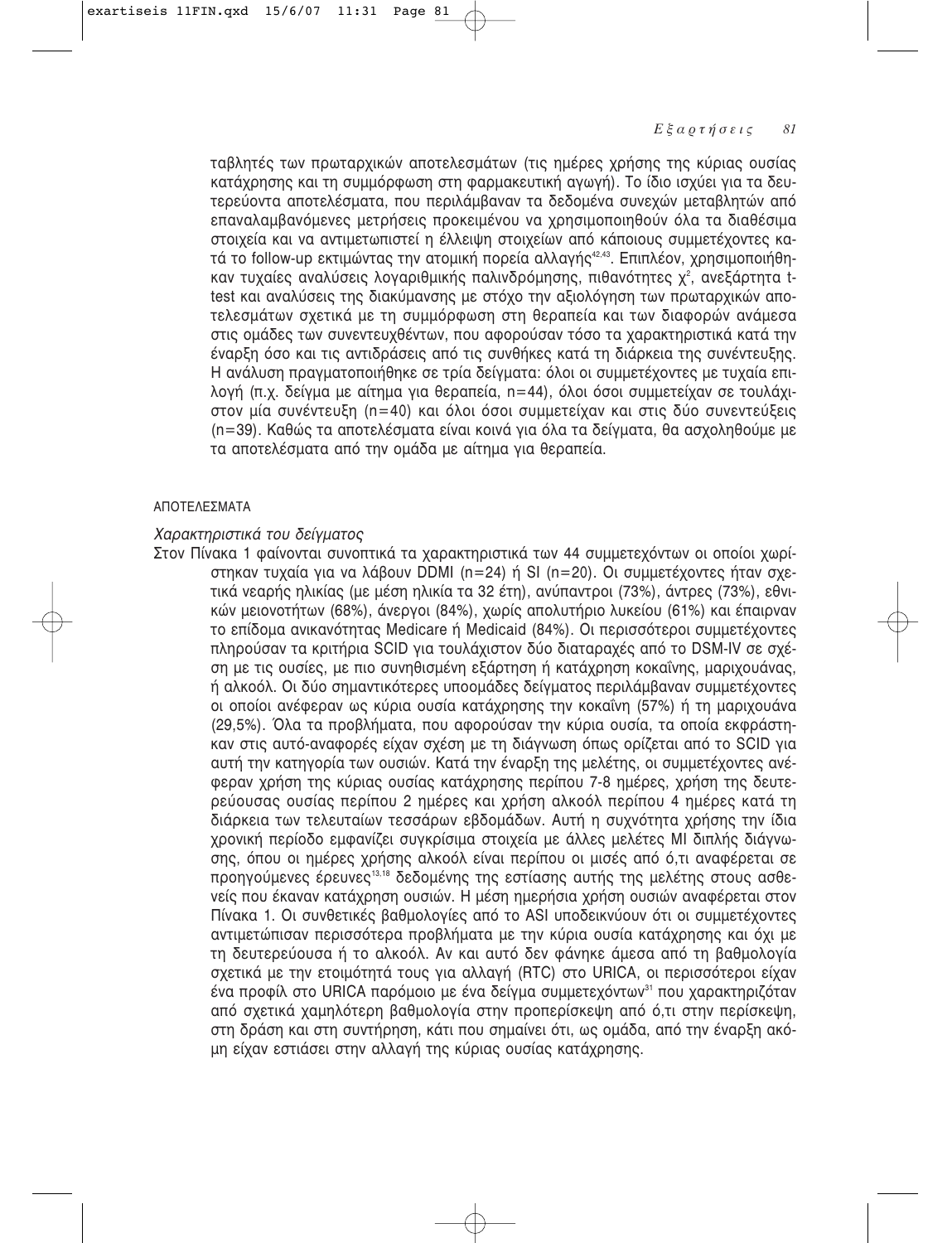ταβλητές των πρωταρχικών αποτελεσμάτων (τις ημέρες χρήσης της κύριας ουσίας κατάχρησης και τη συμμόρφωση στη φαρμακευτική αγωγή). Το ίδιο ισχύει για τα δευτερεύοντα αποτελέσματα, που περιλάμβαναν τα δεδομένα συνεχών μεταβλητών από επαναλαμβανόμενες μετρήσεις προκειμένου να χρησιμοποιηθούν όλα τα διαθέσιμα στοιχεία και να αντιμετωπιστεί η έλλειψη στοιχείων από κάποιους συμμετέχοντες κατά το follow-up εκτιμώντας την ατομική πορεία αλλαγής[42,43]. Επιπλέον, χρησιμοποιήθηκαν τυχαίες αναλύσεις λογαριθμικής παλινδρόμησης, πιθανότητες $\chi^2$, ανεξάρτητα t-test και αναλύσεις της διακύμανσης με στόχο την αξιολόγηση των πρωταρχικών αποτελεσμάτων σχετικά με τη συμμόρφωση στη θεραπεία και των διαφορών ανάμεσα στις ομάδες των συνεντευχθέντων, που αφορούσαν τόσο τα χαρακτηριστικά κατά την έναρξη όσο και τις αντιδράσεις από τις συνθήκες κατά τη διάρκεια της συνέντευξης. Η ανάλυση πραγματοποιήθηκε σε τρία δείγματα: όλοι οι συμμετέχοντες με τυχαία επιλογή (π.χ. δείγμα με αίτημα για θεραπεία, n=44), όλοι όσοι συμμετείχαν σε τουλάχιστον μία συνέντευξη (n=40) και όλοι όσοι συμμετείχαν και στις δύο συνεντεύξεις (n=39). Καθώς τα αποτελέσματα είναι κοινά για όλα τα δείγματα, θα ασχοληθούμε με τα αποτελέσματα από την ομάδα με αίτημα για θεραπεία.

## ΑΠΟΤΕΛΕΣΜΑΤΑ

### *Χαρακτηριστικά του δείγματος*

Στον Πίνακα 1 φαίνονται συνοπτικά τα χαρακτηριστικά των 44 συμμετεχόντων οι οποίοι χωρίστηκαν τυχαία για να λάβουν DDMI (n=24) ή SI (n=20). Οι συμμετέχοντες ήταν σχετικά νεαρής ηλικίας (με μέση ηλικία τα 32 έτη), ανύπαντροι (73%), άντρες (73%), εθνικών μειονοτήτων (68%), άνεργοι (84%), χωρίς απολυτήριο λυκείου (61%) και έπαιρναν το επίδομα ανικανότητας Medicare ή Medicaid (84%). Οι περισσότεροι συμμετέχοντες πληρούσαν τα κριτήρια SCID για τουλάχιστον δύο διαταραχές από το DSM-IV σε σχέση με τις ουσίες, με πιο συνηθισμένη εξάρτηση ή κατάχρηση κοκαΐνης, μαριχουάνας, ή αλκοόλ. Οι δύο σημαντικότερες υποομάδες δείγματος περιλάμβαναν συμμετέχοντες οι οποίοι ανέφεραν ως κύρια ουσία κατάχρησης την κοκαΐνη (57%) ή τη μαριχουάνα (29,5%). Όλα τα προβλήματα, που αφορούσαν την κύρια ουσία, τα οποία εκφράστηκαν στις αυτό-αναφορές είχαν σχέση με τη διάγνωση όπως ορίζεται από το SCID για αυτή την κατηγορία των ουσιών. Κατά την έναρξη της μελέτης, οι συμμετέχοντες ανέφεραν χρήση της κύριας ουσίας κατάχρησης περίπου 7-8 ημέρες, χρήση της δευτερεύουσας ουσίας περίπου 2 ημέρες και χρήση αλκοόλ περίπου 4 ημέρες κατά τη διάρκεια των τελευταίων τεσσάρων εβδομάδων. Αυτή η συχνότητα χρήσης την ίδια χρονική περίοδο εμφανίζει συγκρίσιμα στοιχεία με άλλες μελέτες MI διπλής διάγνωσης, όπου οι ημέρες χρήσης αλκοόλ είναι περίπου οι μισές από ό,τι αναφέρεται σε προηγούμενες έρευνες[13,18] δεδομένης της εστίασης αυτής της μελέτης στους ασθενείς που έκαναν κατάχρηση ουσιών. Η μέση ημερήσια χρήση ουσιών αναφέρεται στον Πίνακα 1. Οι συνθετικές βαθμολογίες από το ASI υποδεικνύουν ότι οι συμμετέχοντες αντιμετώπισαν περισσότερα προβλήματα με την κύρια ουσία κατάχρησης και όχι με τη δευτερεύουσα ή το αλκοόλ. Αν και αυτό δεν φάνηκε άμεσα από τη βαθμολογία σχετικά με την ετοιμότητά τους για αλλαγή (RTC) στο URICA, οι περισσότεροι είχαν ένα προφίλ στο URICA παρόμοιο με ένα δείγμα συμμετεχόντων[31] που χαρακτηριζόταν από σχετικά χαμηλότερη βαθμολογία στην προπερίσκεψη από ό,τι στην περίσκεψη, στη δράση και στη συντήρηση, κάτι που σημαίνει ότι, ως ομάδα, από την έναρξη ακόμη είχαν εστιάσει στην αλλαγή της κύριας ουσίας κατάχρησης.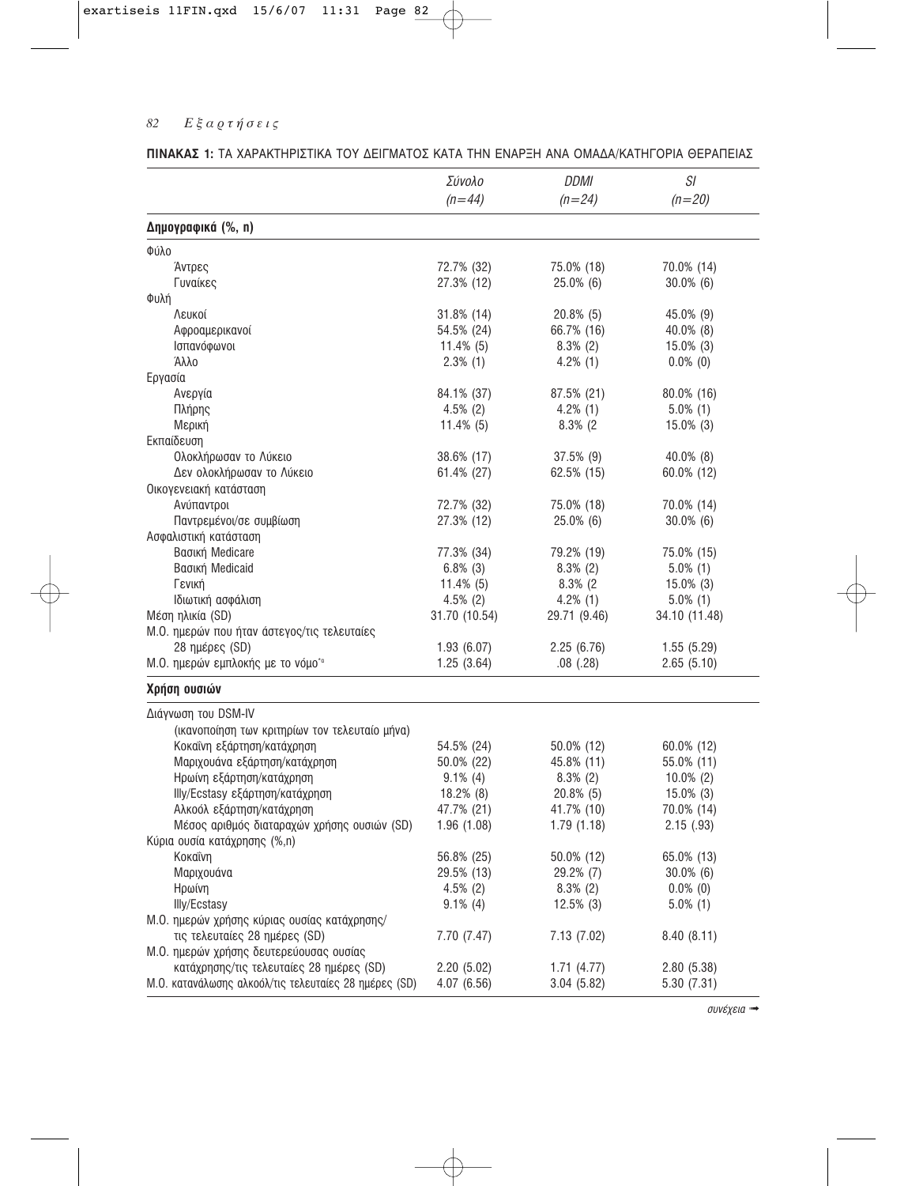**ΠΙΝΑΚΑΣ 1:** ΤΑ ΧΑΡΑΚΤΗΡΙΣΤΙΚΑ ΤΟΥ ΔΕΙΓΜΑΤΟΣ ΚΑΤΑ ΤΗΝ ΕΝΑΡΞΗ ΑΝΑ ΟΜΑΔΑ/ΚΑΤΗΓΟΡΙΑ ΘΕΡΑΠΕΙΑΣ

| | *Σύνολο* *(n=44)* | *DDMI* *(n=24)* | *SI* *(n=20)* |
|---|---|---|---|
| **Δημογραφικά (%, n)** | | | |
| Φύλο | | | |
| Άντρες | 72.7% (32) | 75.0% (18) | 70.0% (14) |
| Γυναίκες | 27.3% (12) | 25.0% (6) | 30.0% (6) |
| Φυλή | | | |
| Λευκοί | 31.8% (14) | 20.8% (5) | 45.0% (9) |
| Αφροαμερικανοί | 54.5% (24) | 66.7% (16) | 40.0% (8) |
| Ισπανόφωνοι | 11.4% (5) | 8.3% (2) | 15.0% (3) |
| Άλλο | 2.3% (1) | 4.2% (1) | 0.0% (0) |
| Εργασία | | | |
| Ανεργία | 84.1% (37) | 87.5% (21) | 80.0% (16) |
| Πλήρης | 4.5% (2) | 4.2% (1) | 5.0% (1) |
| Μερική | 11.4% (5) | 8.3% (2 | 15.0% (3) |
| Εκπαίδευση | | | |
| Ολοκλήρωσαν το Λύκειο | 38.6% (17) | 37.5% (9) | 40.0% (8) |
| Δεν ολοκλήρωσαν το Λύκειο | 61.4% (27) | 62.5% (15) | 60.0% (12) |
| Οικογενειακή κατάσταση | | | |
| Ανύπαντροι | 72.7% (32) | 75.0% (18) | 70.0% (14) |
| Παντρεμένοι/σε συμβίωση | 27.3% (12) | 25.0% (6) | 30.0% (6) |
| Ασφαλιστική κατάσταση | | | |
| Βασική Medicare | 77.3% (34) | 79.2% (19) | 75.0% (15) |
| Βασική Medicaid | 6.8% (3) | 8.3% (2) | 5.0% (1) |
| Γενική | 11.4% (5) | 8.3% (2 | 15.0% (3) |
| Ιδιωτική ασφάλιση | 4.5% (2) | 4.2% (1) | 5.0% (1) |
| Μέση ηλικία (SD) | 31.70 (10.54) | 29.71 (9.46) | 34.10 (11.48) |
| Μ.Ο. ημερών που ήταν άστεγος/τις τελευταίες 28 ημέρες (SD) | 1.93 (6.07) | 2.25 (6.76) | 1.55 (5.29) |
| Μ.Ο. ημερών εμπλοκής με το νόμο*[a] | 1.25 (3.64) | .08 (.28) | 2.65 (5.10) |
| **Χρήση ουσιών** | | | |
| Διάγνωση του DSM-IV (ικανοποίηση των κριτηρίων τον τελευταίο μήνα) | | | |
| Κοκαΐνη εξάρτηση/κατάχρηση | 54.5% (24) | 50.0% (12) | 60.0% (12) |
| Μαριχουάνα εξάρτηση/κατάχρηση | 50.0% (22) | 45.8% (11) | 55.0% (11) |
| Ηρωίνη εξάρτηση/κατάχρηση | 9.1% (4) | 8.3% (2) | 10.0% (2) |
| Illy/Ecstasy εξάρτηση/κατάχρηση | 18.2% (8) | 20.8% (5) | 15.0% (3) |
| Αλκοόλ εξάρτηση/κατάχρηση | 47.7% (21) | 41.7% (10) | 70.0% (14) |
| Μέσος αριθμός διαταραχών χρήσης ουσιών (SD) | 1.96 (1.08) | 1.79 (1.18) | 2.15 (.93) |
| Κύρια ουσία κατάχρησης (%,n) | | | |
| Κοκαΐνη | 56.8% (25) | 50.0% (12) | 65.0% (13) |
| Μαριχουάνα | 29.5% (13) | 29.2% (7) | 30.0% (6) |
| Ηρωίνη | 4.5% (2) | 8.3% (2) | 0.0% (0) |
| Illy/Ecstasy | 9.1% (4) | 12.5% (3) | 5.0% (1) |
| Μ.Ο. ημερών χρήσης κύριας ουσίας κατάχρησης/τις τελευταίες 28 ημέρες (SD) | 7.70 (7.47) | 7.13 (7.02) | 8.40 (8.11) |
| Μ.Ο. ημερών χρήσης δευτερεύουσας ουσίας κατάχρησης/τις τελευταίες 28 ημέρες (SD) | 2.20 (5.02) | 1.71 (4.77) | 2.80 (5.38) |
| Μ.Ο. κατανάλωσης αλκοόλ/τις τελευταίες 28 ημέρες (SD) | 4.07 (6.56) | 3.04 (5.82) | 5.30 (7.31) |

*συνέχεια* ➡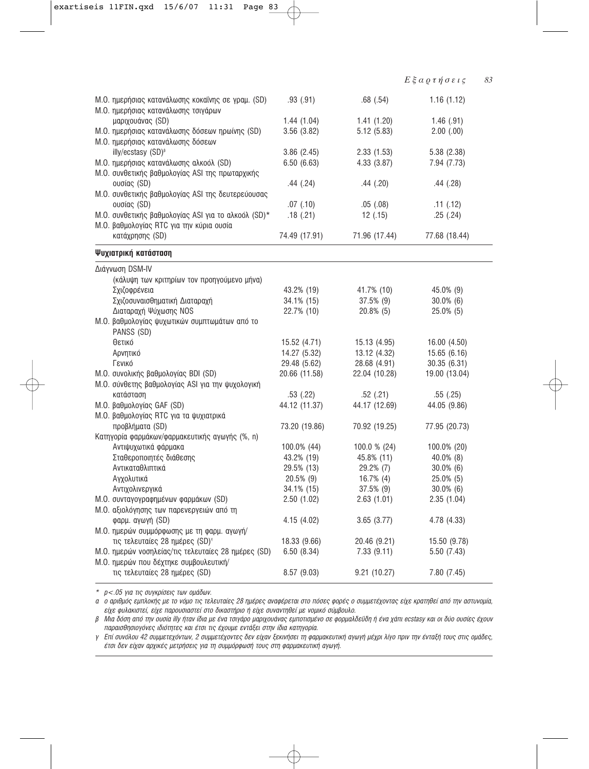| | | | |
|---|---|---|---|
| Μ.Ο. ημερήσιας κατανάλωσης κοκαΐνης σε γραμ. (SD) | .93 (.91) | .68 (.54) | 1.16 (1.12) |
| Μ.Ο. ημερήσιας κατανάλωσης τσιγάρων μαριχουάνας (SD) | 1.44 (1.04) | 1.41 (1.20) | 1.46 (.91) |
| Μ.Ο. ημερήσιας κατανάλωσης δόσεων ηρωίνης (SD) | 3.56 (3.82) | 5.12 (5.83) | 2.00 (.00) |
| Μ.Ο. ημερήσιας κατανάλωσης δόσεων illy/ecstasy (SD)[β] | 3.86 (2.45) | 2.33 (1.53) | 5.38 (2.38) |
| Μ.Ο. ημερήσιας κατανάλωσης αλκοόλ (SD) | 6.50 (6.63) | 4.33 (3.87) | 7.94 (7.73) |
| Μ.Ο. συνθετικής βαθμολογίας ASI της πρωταρχικής ουσίας (SD) | .44 (.24) | .44 (.20) | .44 (.28) |
| Μ.Ο. συνθετικής βαθμολογίας ASI της δευτερεύουσας ουσίας (SD) | .07 (.10) | .05 (.08) | .11 (.12) |
| Μ.Ο. συνθετικής βαθμολογίας ASI για το αλκοόλ (SD)* | .18 (.21) | 12 (.15) | .25 (.24) |
| Μ.Ο. βαθμολογίας RTC για την κύρια ουσία κατάχρησης (SD) | 74.49 (17.91) | 71.96 (17.44) | 77.68 (18.44) |
| **Ψυχιατρική κατάσταση** | | | |
| Διάγνωση DSM-IV (κάλυψη των κριτηρίων τον προηγούμενο μήνα) | | | |
| Σχιζοφρένεια | 43.2% (19) | 41.7% (10) | 45.0% (9) |
| Σχιζοσυναισθηματική Διαταραχή | 34.1% (15) | 37.5% (9) | 30.0% (6) |
| Διαταραχή Ψύχωσης NOS | 22.7% (10) | 20.8% (5) | 25.0% (5) |
| Μ.Ο. βαθμολογίας ψυχωτικών συμπτωμάτων από το PANSS (SD) | | | |
| Θετικό | 15.52 (4.71) | 15.13 (4.95) | 16.00 (4.50) |
| Αρνητικό | 14.27 (5.32) | 13.12 (4.32) | 15.65 (6.16) |
| Γενικό | 29.48 (5.62) | 28.68 (4.91) | 30.35 (6.31) |
| Μ.Ο. συνολικής βαθμολογίας BDI (SD) | 20.66 (11.58) | 22.04 (10.28) | 19.00 (13.04) |
| Μ.Ο. σύνθετης βαθμολογίας ASI για την ψυχολογική κατάσταση | .53 (.22) | .52 (.21) | .55 (.25) |
| Μ.Ο. βαθμολογίας GAF (SD) | 44.12 (11.37) | 44.17 (12.69) | 44.05 (9.86) |
| Μ.Ο. βαθμολογίας RTC για τα ψυχιατρικά προβλήματα (SD) | 73.20 (19.86) | 70.92 (19.25) | 77.95 (20.73) |
| Κατηγορία φαρμάκων/φαρμακευτικής αγωγής (%, n) | | | |
| Αντιψυχωτικά φάρμακα | 100.0% (44) | 100.0 % (24) | 100.0% (20) |
| Σταθεροποιητές διάθεσης | 43.2% (19) | 45.8% (11) | 40.0% (8) |
| Αντικαταθλιπτικά | 29.5% (13) | 29.2% (7) | 30.0% (6) |
| Αγχολυτικά | 20.5% (9) | 16.7% (4) | 25.0% (5) |
| Αντιχολινεργικά | 34.1% (15) | 37.5% (9) | 30.0% (6) |
| Μ.Ο. συνταγογραφημένων φαρμάκων (SD) | 2.50 (1.02) | 2.63 (1.01) | 2.35 (1.04) |
| Μ.Ο. αξιολόγησης των παρενεργειών από τη φαρμ. αγωγή (SD) | 4.15 (4.02) | 3.65 (3.77) | 4.78 (4.33) |
| Μ.Ο. ημερών συμμόρφωσης με τη φαρμ. αγωγή/ τις τελευταίες 28 ημέρες (SD)[γ] | 18.33 (9.66) | 20.46 (9.21) | 15.50 (9.78) |
| Μ.Ο. ημερών νοσηλείας/τις τελευταίες 28 ημέρες (SD) | 6.50 (8.34) | 7.33 (9.11) | 5.50 (7.43) |
| Μ.Ο. ημερών που δέχτηκε συμβουλευτική/ τις τελευταίες 28 ημέρες (SD) | 8.57 (9.03) | 9.21 (10.27) | 7.80 (7.45) |

*\* $p<.05$ για τις συγκρίσεις των ομάδων.*

*α ο αριθμός εμπλοκής με το νόμο τις τελευταίες 28 ημέρες αναφέρεται στο πόσες φορές ο συμμετέχοντας είχε κρατηθεί από την αστυνομία, είχε φυλακιστεί, είχε παρουσιαστεί στο δικαστήριο ή είχε συναντηθεί με νομικό σύμβουλο.*

*β Μια δόση από την ουσία illy ήταν ίδια με ένα τσιγάρο μαριχουάνας εμποτισμένο σε φορμαλδεΰδη ή ένα χάπι ecstasy και οι δύο ουσίες έχουν παραισθησιογόνες ιδιότητες και έτσι τις έχουμε εντάξει στην ίδια κατηγορία.*

*γ Επί συνόλου 42 συμμετεχόντων, 2 συμμετέχοντες δεν είχαν ξεκινήσει τη φαρμακευτική αγωγή μέχρι λίγο πριν την ένταξή τους στις ομάδες, έτσι δεν είχαν αρχικές μετρήσεις για τη συμμόρφωσή τους στη φαρμακευτική αγωγή.*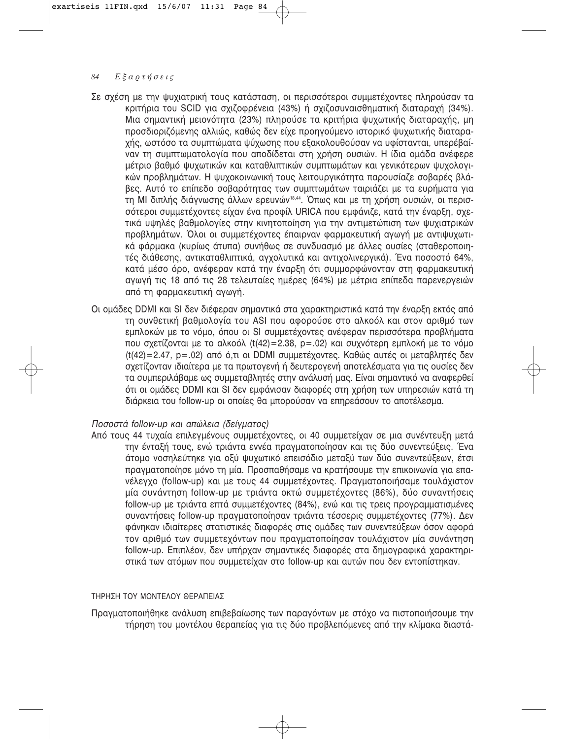Σε σχέση με την ψυχιατρική τους κατάσταση, οι περισσότεροι συμμετέχοντες πληρούσαν τα κριτήρια του SCID για σχιζοφρένεια (43%) ή σχιζοσυναισθηματική διαταραχή (34%). Μια σημαντική μειονότητα (23%) πληρούσε τα κριτήρια ψυχωτικής διαταραχής, μη προσδιοριζόμενης αλλιώς, καθώς δεν είχε προηγούμενο ιστορικό ψυχωτικής διαταραχής, ωστόσο τα συμπτώματα ψύχωσης που εξακολουθούσαν να υφίστανται, υπερέβαιναν τη συμπτωματολογία που αποδίδεται στη χρήση ουσιών. Η ίδια ομάδα ανέφερε μέτριο βαθμό ψυχωτικών και καταθλιπτικών συμπτωμάτων και γενικότερων ψυχολογικών προβλημάτων. Η ψυχοκοινωνική τους λειτουργικότητα παρουσίαζε σοβαρές βλάβες. Αυτό το επίπεδο σοβαρότητας των συμπτωμάτων ταιριάζει με τα ευρήματα για τη MI διπλής διάγνωσης άλλων ερευνών[18,44]. Όπως και με τη χρήση ουσιών, οι περισσότεροι συμμετέχοντες είχαν ένα προφίλ URICA που εμφάνιζε, κατά την έναρξη, σχετικά υψηλές βαθμολογίες στην κινητοποίηση για την αντιμετώπιση των ψυχιατρικών προβλημάτων. Όλοι οι συμμετέχοντες έπαιρναν φαρμακευτική αγωγή με αντιψυχωτικά φάρμακα (κυρίως άτυπα) συνήθως σε συνδυασμό με άλλες ουσίες (σταθεροποιητές διάθεσης, αντικαταθλιπτικά, αγχολυτικά και αντιχολινεργικά). Ένα ποσοστό 64%, κατά μέσο όρο, ανέφεραν κατά την έναρξη ότι συμμορφώνονταν στη φαρμακευτική αγωγή τις 18 από τις 28 τελευταίες ημέρες (64%) με μέτρια επίπεδα παρενεργειών από τη φαρμακευτική αγωγή.

Οι ομάδες DDMI και SI δεν διέφεραν σημαντικά στα χαρακτηριστικά κατά την έναρξη εκτός από τη συνθετική βαθμολογία του ASI που αφορούσε στο αλκοόλ και στον αριθμό των εμπλοκών με το νόμο, όπου οι SI συμμετέχοντες ανέφεραν περισσότερα προβλήματα που σχετίζονται με το αλκοόλ ($t(42)=2.38$, $p=.02$) και συχνότερη εμπλοκή με το νόμο ($t(42)=2.47$, $p=.02$) από ό,τι οι DDMI συμμετέχοντες. Καθώς αυτές οι μεταβλητές δεν σχετίζονταν ιδιαίτερα με τα πρωτογενή ή δευτερογενή αποτελέσματα για τις ουσίες δεν τα συμπεριλάβαμε ως συμμεταβλητές στην ανάλυσή μας. Είναι σημαντικό να αναφερθεί ότι οι ομάδες DDMI και SI δεν εμφάνισαν διαφορές στη χρήση των υπηρεσιών κατά τη διάρκεια του follow-up οι οποίες θα μπορούσαν να επηρεάσουν το αποτέλεσμα.

*Ποσοστά follow-up και απώλεια (δείγματος)*

Από τους 44 τυχαία επιλεγμένους συμμετέχοντες, οι 40 συμμετείχαν σε μια συνέντευξη μετά την ένταξή τους, ενώ τριάντα εννέα πραγματοποίησαν και τις δύο συνεντεύξεις. Ένα άτομο νοσηλεύτηκε για οξύ ψυχωτικό επεισόδιο μεταξύ των δύο συνεντεύξεων, έτσι πραγματοποίησε μόνο τη μία. Προσπαθήσαμε να κρατήσουμε την επικοινωνία για επανέλεγχο (follow-up) και με τους 44 συμμετέχοντες. Πραγματοποιήσαμε τουλάχιστον μία συνάντηση follow-up με τριάντα οκτώ συμμετέχοντες (86%), δύο συναντήσεις follow-up με τριάντα επτά συμμετέχοντες (84%), ενώ και τις τρεις προγραμματισμένες συναντήσεις follow-up πραγματοποίησαν τριάντα τέσσερις συμμετέχοντες (77%). Δεν φάνηκαν ιδιαίτερες στατιστικές διαφορές στις ομάδες των συνεντεύξεων όσον αφορά τον αριθμό των συμμετεχόντων που πραγματοποίησαν τουλάχιστον μία συνάντηση follow-up. Επιπλέον, δεν υπήρχαν σημαντικές διαφορές στα δημογραφικά χαρακτηριστικά των ατόμων που συμμετείχαν στο follow-up και αυτών που δεν εντοπίστηκαν.

## ΤΗΡΗΣΗ ΤΟΥ ΜΟΝΤΕΛΟΥ ΘΕΡΑΠΕΙΑΣ

Πραγματοποιήθηκε ανάλυση επιβεβαίωσης των παραγόντων με στόχο να πιστοποιήσουμε την τήρηση του μοντέλου θεραπείας για τις δύο προβλεπόμενες από την κλίμακα διαστά-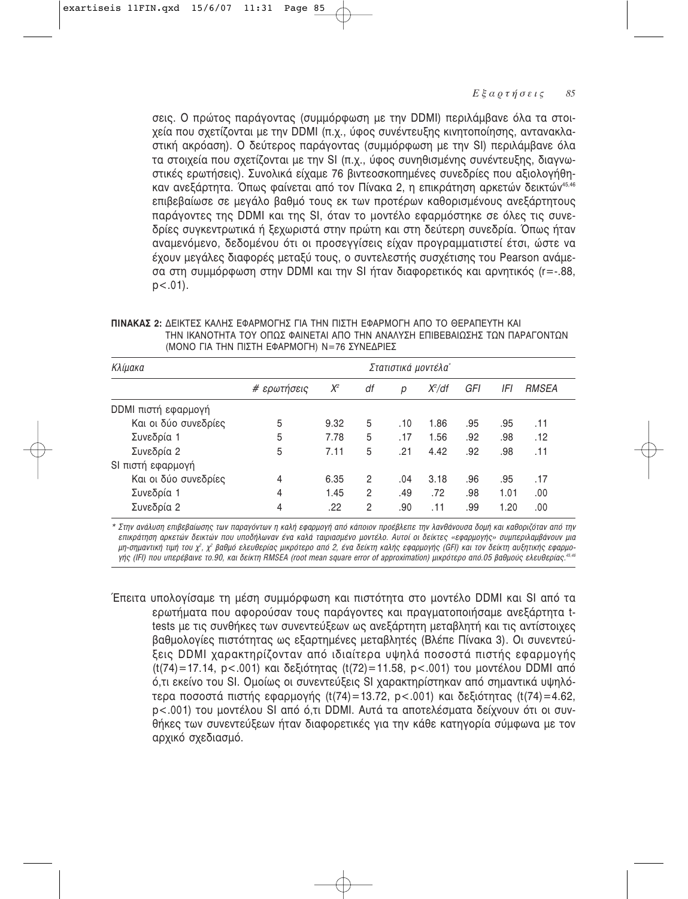σεις. Ο πρώτος παράγοντας (συμμόρφωση με την DDMI) περιλάμβανε όλα τα στοιχεία που σχετίζονται με την DDMI (π.χ., ύφος συνέντευξης κινητοποίησης, αντανακλαστική ακρόαση). Ο δεύτερος παράγοντας (συμμόρφωση με την SI) περιλάμβανε όλα τα στοιχεία που σχετίζονται με την SI (π.χ., ύφος συνηθισμένης συνέντευξης, διαγνωστικές ερωτήσεις). Συνολικά είχαμε 76 βιντεοσκοπημένες συνεδρίες που αξιολογήθηκαν ανεξάρτητα. Όπως φαίνεται από τον Πίνακα 2, η επικράτηση αρκετών δεικτών[45,46] επιβεβαίωσε σε μεγάλο βαθμό τους εκ των προτέρων καθορισμένους ανεξάρτητους παράγοντες της DDMI και της SI, όταν το μοντέλο εφαρμόστηκε σε όλες τις συνεδρίες συγκεντρωτικά ή ξεχωριστά στην πρώτη και στη δεύτερη συνεδρία. Όπως ήταν αναμενόμενο, δεδομένου ότι οι προσεγγίσεις είχαν προγραμματιστεί έτσι, ώστε να έχουν μεγάλες διαφορές μεταξύ τους, ο συντελεστής συσχέτισης του Pearson ανάμεσα στη συμμόρφωση στην DDMI και την SI ήταν διαφορετικός και αρνητικός ($r=-.88$, $p<.01$).

**ΠΙΝΑΚΑΣ 2:** ΔΕΙΚΤΕΣ ΚΑΛΗΣ ΕΦΑΡΜΟΓΗΣ ΓΙΑ ΤΗΝ ΠΙΣΤΗ ΕΦΑΡΜΟΓΗ ΑΠΟ ΤΟ ΘΕΡΑΠΕΥΤΗ ΚΑΙ ΤΗΝ ΙΚΑΝΟΤΗΤΑ ΤΟΥ ΟΠΩΣ ΦΑΙΝΕΤΑΙ ΑΠΟ ΤΗΝ ΑΝΑΛΥΣΗ ΕΠΙΒΕΒΑΙΩΣΗΣ ΤΩΝ ΠΑΡΑΓΟΝΤΩΝ (ΜΟΝΟ ΓΙΑ ΤΗΝ ΠΙΣΤΗ ΕΦΑΡΜΟΓΗ) N=76 ΣΥΝΕΔΡΙΕΣ

| *Κλίμακα* | *Στατιστικά μοντέλα\** | | | | | | | |
|---|---|---|---|---|---|---|---|---|
| | *# ερωτήσεις* | $X^2$ | *df* | *p* | $X^2/df$ | *GFI* | *IFI* | *RMSEA* |
| DDMI πιστή εφαρμογή | | | | | | | | |
| Και οι δύο συνεδρίες | 5 | 9.32 | 5 | .10 | 1.86 | .95 | .95 | .11 |
| Συνεδρία 1 | 5 | 7.78 | 5 | .17 | 1.56 | .92 | .98 | .12 |
| Συνεδρία 2 | 5 | 7.11 | 5 | .21 | 4.42 | .92 | .98 | .11 |
| SI πιστή εφαρμογή | | | | | | | | |
| Και οι δύο συνεδρίες | 4 | 6.35 | 2 | .04 | 3.18 | .96 | .95 | .17 |
| Συνεδρία 1 | 4 | 1.45 | 2 | .49 | .72 | .98 | 1.01 | .00 |
| Συνεδρία 2 | 4 | .22 | 2 | .90 | .11 | .99 | 1.20 | .00 |

*\* Στην ανάλυση επιβεβαίωσης των παραγόντων η καλή εφαρμογή από κάποιον προέβλεπε την λανθάνουσα δομή και καθοριζόταν από την επικράτηση αρκετών δεικτών που υποδήλωναν ένα καλά ταιριασμένο μοντέλο. Αυτοί οι δείκτες «εφαρμογής» συμπεριλαμβάνουν μια μη-σημαντική τιμή του $\chi^2$, $\chi^2$ βαθμό ελευθερίας μικρότερο από 2, ένα δείκτη καλής εφαρμογής (GFI) και τον δείκτη αυξητικής εφαρμογής (IFI) που υπερέβαινε το.90, και δείκτη RMSEA (root mean square error of approximation) μικρότερο από.05 βαθμούς ελευθερίας.[45,46]*

Έπειτα υπολογίσαμε τη μέση συμμόρφωση και πιστότητα στο μοντέλο DDMI και SI από τα ερωτήματα που αφορούσαν τους παράγοντες και πραγματοποιήσαμε ανεξάρτητα t-tests με τις συνθήκες των συνεντεύξεων ως ανεξάρτητη μεταβλητή και τις αντίστοιχες βαθμολογίες πιστότητας ως εξαρτημένες μεταβλητές (Βλέπε Πίνακα 3). Οι συνεντεύξεις DDMI χαρακτηρίζονταν από ιδιαίτερα υψηλά ποσοστά πιστής εφαρμογής ($t(74)=17.14$, $p<.001$) και δεξιότητας ($t(72)=11.58$, $p<.001$) του μοντέλου DDMI από ό,τι εκείνο του SI. Ομοίως οι συνεντεύξεις SI χαρακτηρίστηκαν από σημαντικά υψηλότερα ποσοστά πιστής εφαρμογής ($t(74)=13.72$, $p<.001$) και δεξιότητας ($t(74)=4.62$, $p<.001$) του μοντέλου SI από ό,τι DDMI. Αυτά τα αποτελέσματα δείχνουν ότι οι συνθήκες των συνεντεύξεων ήταν διαφορετικές για την κάθε κατηγορία σύμφωνα με τον αρχικό σχεδιασμό.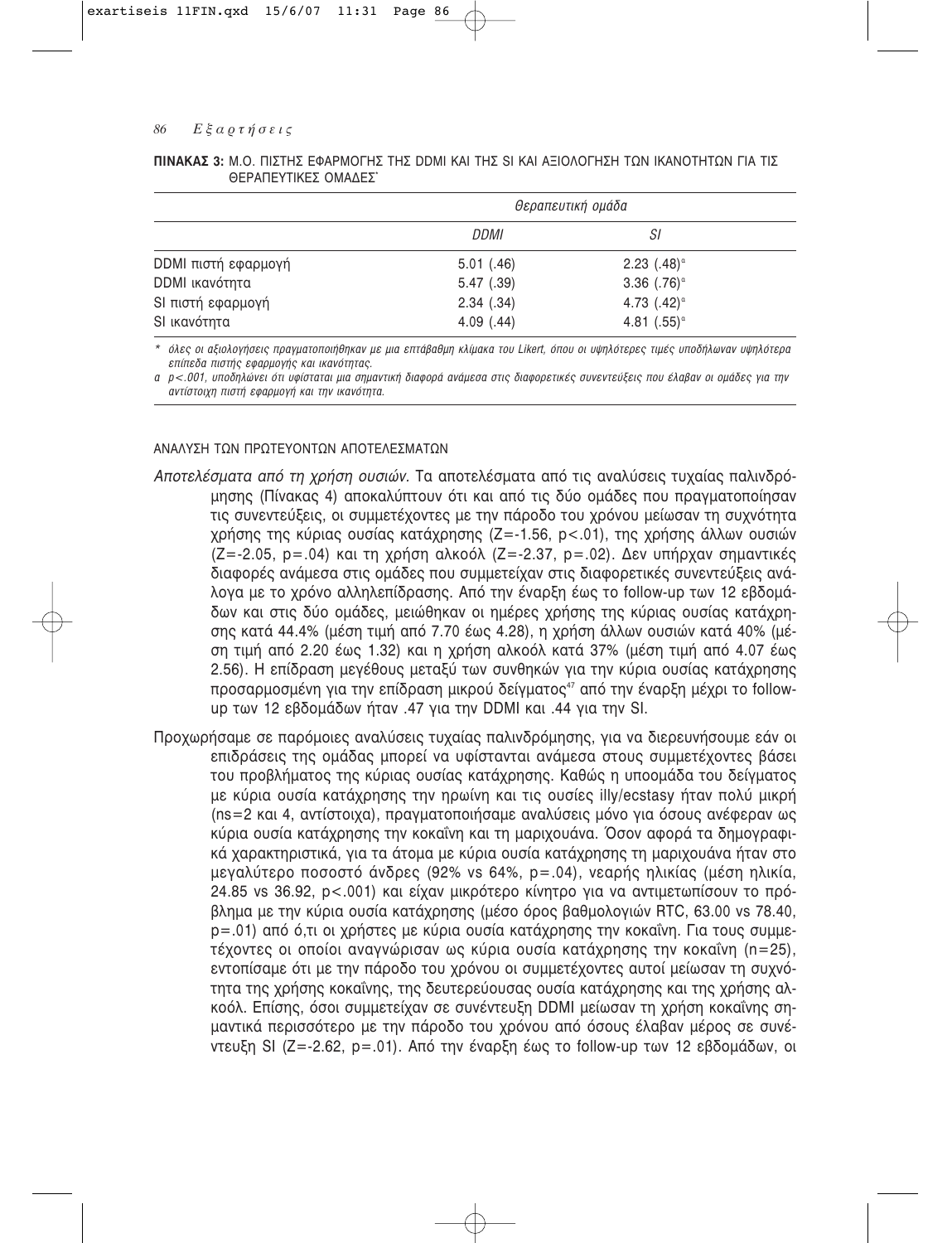**ΠΙΝΑΚΑΣ 3:** Μ.Ο. ΠΙΣΤΗΣ ΕΦΑΡΜΟΓΗΣ ΤΗΣ DDMI ΚΑΙ ΤΗΣ SI ΚΑΙ ΑΞΙΟΛΟΓΗΣΗ ΤΩΝ ΙΚΑΝΟΤΗΤΩΝ ΓΙΑ ΤΙΣ ΘΕΡΑΠΕΥΤΙΚΕΣ ΟΜΑΔΕΣ*

| | *Θεραπευτική ομάδα* | |
|---|---|---|
| | *DDMI* | *SI* |
| DDMI πιστή εφαρμογή | 5.01 (.46) | 2.23 (.48)[a] |
| DDMI ικανότητα | 5.47 (.39) | 3.36 (.76)[a] |
| SI πιστή εφαρμογή | 2.34 (.34) | 4.73 (.42)[a] |
| SI ικανότητα | 4.09 (.44) | 4.81 (.55)[a] |

*\* όλες οι αξιολογήσεις πραγματοποιήθηκαν με μια επτάβαθμη κλίμακα του Likert, όπου οι υψηλότερες τιμές υποδήλωναν υψηλότερα επίπεδα πιστής εφαρμογής και ικανότητας.*

*a p<.001, υποδηλώνει ότι υφίσταται μια σημαντική διαφορά ανάμεσα στις διαφορετικές συνεντεύξεις που έλαβαν οι ομάδες για την αντίστοιχη πιστή εφαρμογή και την ικανότητα.*

### ΑΝΑΛΥΣΗ ΤΩΝ ΠΡΩΤΕΥΟΝΤΩΝ ΑΠΟΤΕΛΕΣΜΑΤΩΝ

*Αποτελέσματα από τη χρήση ουσιών.* Τα αποτελέσματα από τις αναλύσεις τυχαίας παλινδρόμησης (Πίνακας 4) αποκαλύπτουν ότι και από τις δύο ομάδες που πραγματοποίησαν τις συνεντεύξεις, οι συμμετέχοντες με την πάροδο του χρόνου μείωσαν τη συχνότητα χρήσης της κύριας ουσίας κατάχρησης (Z=-1.56, p<.01), της χρήσης άλλων ουσιών (Z=-2.05, p=.04) και τη χρήση αλκοόλ (Z=-2.37, p=.02). Δεν υπήρχαν σημαντικές διαφορές ανάμεσα στις ομάδες που συμμετείχαν στις διαφορετικές συνεντεύξεις ανάλογα με το χρόνο αλληλεπίδρασης. Από την έναρξη έως το follow-up των 12 εβδομάδων και στις δύο ομάδες, μειώθηκαν οι ημέρες χρήσης της κύριας ουσίας κατάχρησης κατά 44.4% (μέση τιμή από 7.70 έως 4.28), η χρήση άλλων ουσιών κατά 40% (μέση τιμή από 2.20 έως 1.32) και η χρήση αλκοόλ κατά 37% (μέση τιμή από 4.07 έως 2.56). Η επίδραση μεγέθους μεταξύ των συνθηκών για την κύρια ουσίας κατάχρησης προσαρμοσμένη για την επίδραση μικρού δείγματος[47] από την έναρξη μέχρι το follow-up των 12 εβδομάδων ήταν .47 για την DDMI και .44 για την SI.

Προχωρήσαμε σε παρόμοιες αναλύσεις τυχαίας παλινδρόμησης, για να διερευνήσουμε εάν οι επιδράσεις της ομάδας μπορεί να υφίστανται ανάμεσα στους συμμετέχοντες βάσει του προβλήματος της κύριας ουσίας κατάχρησης. Καθώς η υποομάδα του δείγματος με κύρια ουσία κατάχρησης την ηρωίνη και τις ουσίες illy/ecstasy ήταν πολύ μικρή (ns=2 και 4, αντίστοιχα), πραγματοποιήσαμε αναλύσεις μόνο για όσους ανέφεραν ως κύρια ουσία κατάχρησης την κοκαΐνη και τη μαριχουάνα. Όσον αφορά τα δημογραφικά χαρακτηριστικά, για τα άτομα με κύρια ουσία κατάχρησης τη μαριχουάνα ήταν στο μεγαλύτερο ποσοστό άνδρες (92% vs 64%, p=.04), νεαρής ηλικίας (μέση ηλικία, 24.85 vs 36.92, p<.001) και είχαν μικρότερο κίνητρο για να αντιμετωπίσουν το πρόβλημα με την κύρια ουσία κατάχρησης (μέσο όρος βαθμολογιών RTC, 63.00 vs 78.40, p=.01) από ό,τι οι χρήστες με κύρια ουσία κατάχρησης την κοκαΐνη. Για τους συμμετέχοντες οι οποίοι αναγνώρισαν ως κύρια ουσία κατάχρησης την κοκαΐνη (n=25), εντοπίσαμε ότι με την πάροδο του χρόνου οι συμμετέχοντες αυτοί μείωσαν τη συχνότητα της χρήσης κοκαΐνης, της δευτερεύουσας ουσία κατάχρησης και της χρήσης αλκοόλ. Επίσης, όσοι συμμετείχαν σε συνέντευξη DDMI μείωσαν τη χρήση κοκαΐνης σημαντικά περισσότερο με την πάροδο του χρόνου από όσους έλαβαν μέρος σε συνέντευξη SI (Z=-2.62, p=.01). Από την έναρξη έως το follow-up των 12 εβδομάδων, οι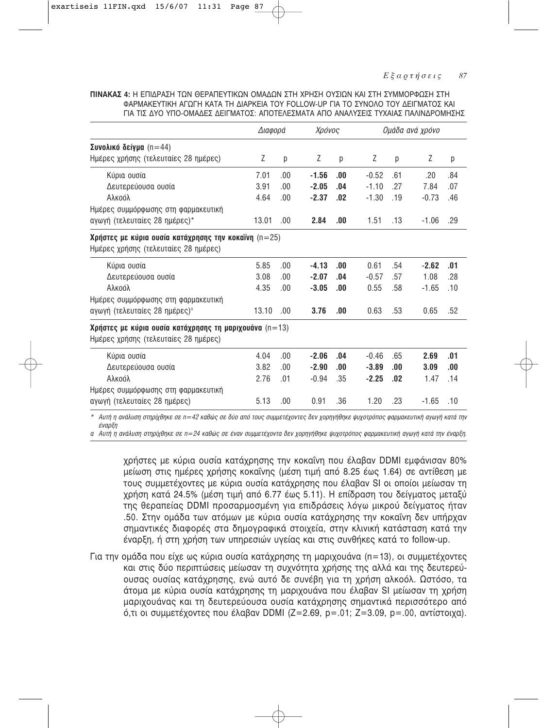**ΠΙΝΑΚΑΣ 4:** Η ΕΠΙΔΡΑΣΗ ΤΩΝ ΘΕΡΑΠΕΥΤΙΚΩΝ ΟΜΑΔΩΝ ΣΤΗ ΧΡΗΣΗ ΟΥΣΙΩΝ ΚΑΙ ΣΤΗ ΣΥΜΜΟΡΦΩΣΗ ΣΤΗ ΦΑΡΜΑΚΕΥΤΙΚΗ ΑΓΩΓΗ ΚΑΤΑ ΤΗ ΔΙΑΡΚΕΙΑ ΤΟΥ FOLLOW-UP ΓΙΑ ΤΟ ΣΥΝΟΛΟ ΤΟΥ ΔΕΙΓΜΑΤΟΣ ΚΑΙ ΓΙΑ ΤΙΣ ΔΥΟ ΥΠΟ-ΟΜΑΔΕΣ ΔΕΙΓΜΑΤΟΣ: ΑΠΟΤΕΛΕΣΜΑΤΑ ΑΠΟ ΑΝΑΛΥΣΕΙΣ ΤΥΧΑΙΑΣ ΠΑΛΙΝΔΡΟΜΗΣΗΣ

| | *Διαφορά* | | *Χρόνος* | | *Ομάδα ανά χρόνο* | | | |
|---|---|---|---|---|---|---|---|---|
| **Συνολικό δείγμα** (n=44) | | | | | | | | |
| Ημέρες χρήσης (τελευταίες 28 ημέρες) | Z | p | Z | p | Z | p | Z | p |
| Κύρια ουσία | 7.01 | .00 | **-1.56** | **.00** | -0.52 | .61 | .20 | .84 |
| Δευτερεύουσα ουσία | 3.91 | .00 | **-2.05** | **.04** | -1.10 | .27 | 7.84 | .07 |
| Αλκοόλ | 4.64 | .00 | **-2.37** | **.02** | -1.30 | .19 | -0.73 | .46 |
| Ημέρες συμμόρφωσης στη φαρμακευτική αγωγή (τελευταίες 28 ημέρες)* | 13.01 | .00 | **2.84** | **.00** | 1.51 | .13 | -1.06 | .29 |
| **Χρήστες με κύρια ουσία κατάχρησης την κοκαΐνη** (n=25) | | | | | | | | |
| Ημέρες χρήσης (τελευταίες 28 ημέρες) | | | | | | | | |
| Κύρια ουσία | 5.85 | .00 | **-4.13** | **.00** | 0.61 | .54 | **-2.62** | **.01** |
| Δευτερεύουσα ουσία | 3.08 | .00 | **-2.07** | **.04** | -0.57 | .57 | 1.08 | .28 |
| Αλκοόλ | 4.35 | .00 | **-3.05** | **.00** | 0.55 | .58 | -1.65 | .10 |
| Ημέρες συμμόρφωσης στη φαρμακευτική αγωγή (τελευταίες 28 ημέρες)[α] | 13.10 | .00 | **3.76** | **.00** | 0.63 | .53 | 0.65 | .52 |
| **Χρήστες με κύρια ουσία κατάχρησης τη μαριχουάνα** (n=13) | | | | | | | | |
| Ημέρες χρήσης (τελευταίες 28 ημέρες) | | | | | | | | |
| Κύρια ουσία | 4.04 | .00 | **-2.06** | **.04** | -0.46 | .65 | **2.69** | **.01** |
| Δευτερεύουσα ουσία | 3.82 | .00 | **-2.90** | **.00** | **-3.89** | **.00** | **3.09** | **.00** |
| Αλκοόλ | 2.76 | .01 | -0.94 | .35 | **-2.25** | **.02** | 1.47 | .14 |
| Ημέρες συμμόρφωσης στη φαρμακευτική αγωγή (τελευταίες 28 ημέρες) | 5.13 | .00 | 0.91 | .36 | 1.20 | .23 | -1.65 | .10 |

*\* Αυτή η ανάλυση στηρίχθηκε σε n=42 καθώς σε δύο από τους συμμετέχοντες δεν χορηγήθηκε ψυχοτρόπος φαρμακευτική αγωγή κατά την έναρξη*

*α Αυτή η ανάλυση στηρίχθηκε σε n=24 καθώς σε έναν συμμετέχοντα δεν χορηγήθηκε ψυχοτρόπος φαρμακευτική αγωγή κατά την έναρξη.*

χρήστες με κύρια ουσία κατάχρησης την κοκαΐνη που έλαβαν DDMI εμφάνισαν 80% μείωση στις ημέρες χρήσης κοκαΐνης (μέση τιμή από 8.25 έως 1.64) σε αντίθεση με τους συμμετέχοντες με κύρια ουσία κατάχρησης που έλαβαν SI οι οποίοι μείωσαν τη χρήση κατά 24.5% (μέση τιμή από 6.77 έως 5.11). Η επίδραση του δείγματος μεταξύ της θεραπείας DDMI προσαρμοσμένη για επιδράσεις λόγω μικρού δείγματος ήταν .50. Στην ομάδα των ατόμων με κύρια ουσία κατάχρησης την κοκαΐνη δεν υπήρχαν σημαντικές διαφορές στα δημογραφικά στοιχεία, στην κλινική κατάσταση κατά την έναρξη, ή στη χρήση των υπηρεσιών υγείας και στις συνθήκες κατά το follow-up.

Για την ομάδα που είχε ως κύρια ουσία κατάχρησης τη μαριχουάνα (n=13), οι συμμετέχοντες και στις δύο περιπτώσεις μείωσαν τη συχνότητα χρήσης της αλλά και της δευτερεύουσας ουσίας κατάχρησης, ενώ αυτό δε συνέβη για τη χρήση αλκοόλ. Ωστόσο, τα άτομα με κύρια ουσία κατάχρησης τη μαριχουάνα που έλαβαν SI μείωσαν τη χρήση μαριχουάνας και τη δευτερεύουσα ουσία κατάχρησης σημαντικά περισσότερο από ό,τι οι συμμετέχοντες που έλαβαν DDMI ($Z=2.69$, $p=.01$; $Z=3.09$, $p=.00$, αντίστοιχα).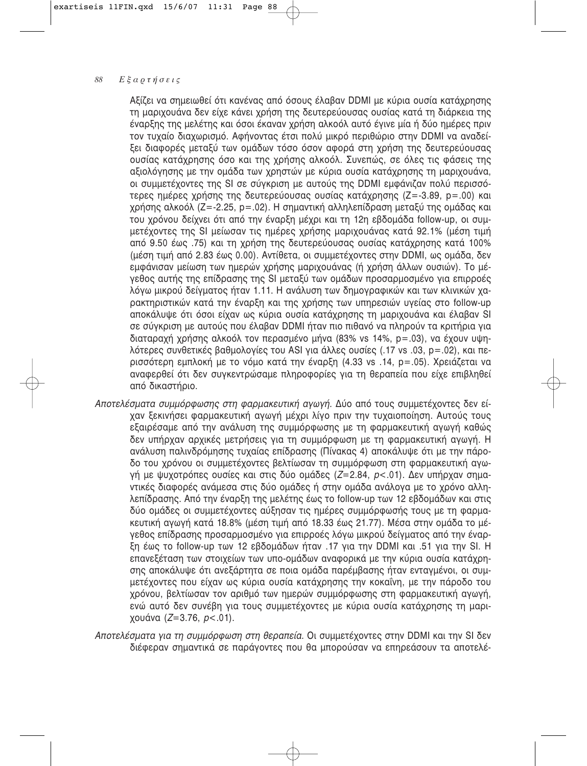Αξίζει να σημειωθεί ότι κανένας από όσους έλαβαν DDMI με κύρια ουσία κατάχρησης τη μαριχουάνα δεν είχε κάνει χρήση της δευτερεύουσας ουσίας κατά τη διάρκεια της έναρξης της μελέτης και όσοι έκαναν χρήση αλκοόλ αυτό έγινε μία ή δύο ημέρες πριν τον τυχαίο διαχωρισμό. Αφήνοντας έτσι πολύ μικρό περιθώριο στην DDMI να αναδείξει διαφορές μεταξύ των ομάδων τόσο όσον αφορά στη χρήση της δευτερεύουσας ουσίας κατάχρησης όσο και της χρήσης αλκοόλ. Συνεπώς, σε όλες τις φάσεις της αξιολόγησης με την ομάδα των χρηστών με κύρια ουσία κατάχρησης τη μαριχουάνα, οι συμμετέχοντες της SI σε σύγκριση με αυτούς της DDMI εμφάνιζαν πολύ περισσότερες ημέρες χρήσης της δευτερεύουσας ουσίας κατάχρησης (Z=-3.89, p=.00) και χρήσης αλκοόλ (Z=-2.25, p=.02). Η σημαντική αλληλεπίδραση μεταξύ της ομάδας και του χρόνου δείχνει ότι από την έναρξη μέχρι και τη 12η εβδομάδα follow-up, οι συμμετέχοντες της SI μείωσαν τις ημέρες χρήσης μαριχουάνας κατά 92.1% (μέση τιμή από 9.50 έως .75) και τη χρήση της δευτερεύουσας ουσίας κατάχρησης κατά 100% (μέση τιμή από 2.83 έως 0.00). Αντίθετα, οι συμμετέχοντες στην DDMI, ως ομάδα, δεν εμφάνισαν μείωση των ημερών χρήσης μαριχουάνας (ή χρήση άλλων ουσιών). Το μέγεθος αυτής της επίδρασης της SI μεταξύ των ομάδων προσαρμοσμένο για επιρροές λόγω μικρού δείγματος ήταν 1.11. Η ανάλυση των δημογραφικών και των κλινικών χαρακτηριστικών κατά την έναρξη και της χρήσης των υπηρεσιών υγείας στο follow-up αποκάλυψε ότι όσοι είχαν ως κύρια ουσία κατάχρησης τη μαριχουάνα και έλαβαν SI σε σύγκριση με αυτούς που έλαβαν DDMI ήταν πιο πιθανό να πληρούν τα κριτήρια για διαταραχή χρήσης αλκοόλ τον περασμένο μήνα (83% vs 14%, p=.03), να έχουν υψηλότερες συνθετικές βαθμολογίες του ASI για άλλες ουσίες (.17 vs .03, p=.02), και περισσότερη εμπλοκή με το νόμο κατά την έναρξη (4.33 vs .14, p=.05). Χρειάζεται να αναφερθεί ότι δεν συγκεντρώσαμε πληροφορίες για τη θεραπεία που είχε επιβληθεί από δικαστήριο.

*Αποτελέσματα συμμόρφωσης στη φαρμακευτική αγωγή.* Δύο από τους συμμετέχοντες δεν είχαν ξεκινήσει φαρμακευτική αγωγή μέχρι λίγο πριν την τυχαιοποίηση. Αυτούς τους εξαιρέσαμε από την ανάλυση της συμμόρφωσης με τη φαρμακευτική αγωγή καθώς δεν υπήρχαν αρχικές μετρήσεις για τη συμμόρφωση με τη φαρμακευτική αγωγή. Η ανάλυση παλινδρόμησης τυχαίας επίδρασης (Πίνακας 4) αποκάλυψε ότι με την πάροδο του χρόνου οι συμμετέχοντες βελτίωσαν τη συμμόρφωση στη φαρμακευτική αγωγή με ψυχοτρόπες ουσίες και στις δύο ομάδες ($Z$=2.84, $p$<.01). Δεν υπήρχαν σημαντικές διαφορές ανάμεσα στις δύο ομάδες ή στην ομάδα ανάλογα με το χρόνο αλληλεπίδρασης. Από την έναρξη της μελέτης έως το follow-up των 12 εβδομάδων και στις δύο ομάδες οι συμμετέχοντες αύξησαν τις ημέρες συμμόρφωσής τους με τη φαρμακευτική αγωγή κατά 18.8% (μέση τιμή από 18.33 έως 21.77). Μέσα στην ομάδα το μέγεθος επίδρασης προσαρμοσμένο για επιρροές λόγω μικρού δείγματος από την έναρξη έως το follow-up των 12 εβδομάδων ήταν .17 για την DDMI και .51 για την SI. Η επανεξέταση των στοιχείων των υπο-ομάδων αναφορικά με την κύρια ουσία κατάχρησης αποκάλυψε ότι ανεξάρτητα σε ποια ομάδα παρέμβασης ήταν ενταγμένοι, οι συμμετέχοντες που είχαν ως κύρια ουσία κατάχρησης την κοκαΐνη, με την πάροδο του χρόνου, βελτίωσαν τον αριθμό των ημερών συμμόρφωσης στη φαρμακευτική αγωγή, ενώ αυτό δεν συνέβη για τους συμμετέχοντες με κύρια ουσία κατάχρησης τη μαριχουάνα ($Z$=3.76, $p$<.01).

*Αποτελέσματα για τη συμμόρφωση στη θεραπεία.* Οι συμμετέχοντες στην DDMI και την SI δεν διέφεραν σημαντικά σε παράγοντες που θα μπορούσαν να επηρεάσουν τα αποτελέ-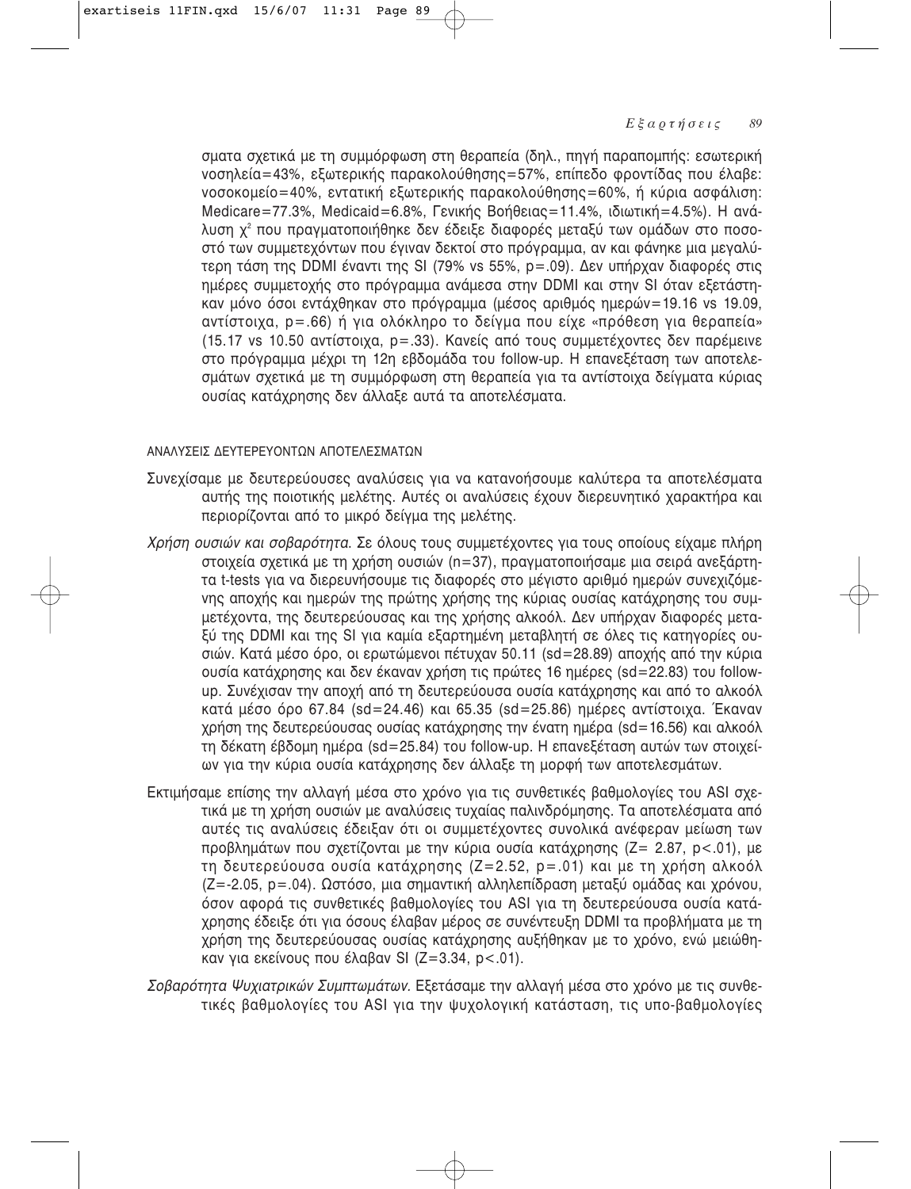σματα σχετικά με τη συμμόρφωση στη θεραπεία (δηλ., πηγή παραπομπής: εσωτερική νοσηλεία=43%, εξωτερικής παρακολούθησης=57%, επίπεδο φροντίδας που έλαβε: νοσοκομείο=40%, εντατική εξωτερικής παρακολούθησης=60%, ή κύρια ασφάλιση: Medicare=77.3%, Medicaid=6.8%, Γενικής Βοήθειας=11.4%, ιδιωτική=4.5%). Η ανάλυση $\chi^2$ που πραγματοποιήθηκε δεν έδειξε διαφορές μεταξύ των ομάδων στο ποσοστό των συμμετεχόντων που έγιναν δεκτοί στο πρόγραμμα, αν και φάνηκε μια μεγαλύτερη τάση της DDMI έναντι της SI (79% vs 55%, $p=.09$). Δεν υπήρχαν διαφορές στις ημέρες συμμετοχής στο πρόγραμμα ανάμεσα στην DDMI και στην SI όταν εξετάστηκαν μόνο όσοι εντάχθηκαν στο πρόγραμμα (μέσος αριθμός ημερών=19.16 vs 19.09, αντίστοιχα, $p=.66$) ή για ολόκληρο το δείγμα που είχε «πρόθεση για θεραπεία» (15.17 vs 10.50 αντίστοιχα, $p=.33$). Κανείς από τους συμμετέχοντες δεν παρέμεινε στο πρόγραμμα μέχρι τη 12η εβδομάδα του follow-up. Η επανεξέταση των αποτελεσμάτων σχετικά με τη συμμόρφωση στη θεραπεία για τα αντίστοιχα δείγματα κύριας ουσίας κατάχρησης δεν άλλαξε αυτά τα αποτελέσματα.

#### ΑΝΑΛΥΣΕΙΣ ΔΕΥΤΕΡΕΥΟΝΤΩΝ ΑΠΟΤΕΛΕΣΜΑΤΩΝ

Συνεχίσαμε με δευτερεύουσες αναλύσεις για να κατανοήσουμε καλύτερα τα αποτελέσματα αυτής της ποιοτικής μελέτης. Αυτές οι αναλύσεις έχουν διερευνητικό χαρακτήρα και περιορίζονται από το μικρό δείγμα της μελέτης.

*Χρήση ουσιών και σοβαρότητα.* Σε όλους τους συμμετέχοντες για τους οποίους είχαμε πλήρη στοιχεία σχετικά με τη χρήση ουσιών ($n=37$), πραγματοποιήσαμε μια σειρά ανεξάρτητα t-tests για να διερευνήσουμε τις διαφορές στο μέγιστο αριθμό ημερών συνεχιζόμενης αποχής και ημερών της πρώτης χρήσης της κύριας ουσίας κατάχρησης του συμμετέχοντα, της δευτερεύουσας και της χρήσης αλκοόλ. Δεν υπήρχαν διαφορές μεταξύ της DDMI και της SI για καμία εξαρτημένη μεταβλητή σε όλες τις κατηγορίες ουσιών. Κατά μέσο όρο, οι ερωτώμενοι πέτυχαν 50.11 (sd=28.89) αποχής από την κύρια ουσία κατάχρησης και δεν έκαναν χρήση τις πρώτες 16 ημέρες (sd=22.83) του follow-up. Συνέχισαν την αποχή από τη δευτερεύουσα ουσία κατάχρησης και από το αλκοόλ κατά μέσο όρο 67.84 (sd=24.46) και 65.35 (sd=25.86) ημέρες αντίστοιχα. Έκαναν χρήση της δευτερεύουσας ουσίας κατάχρησης την ένατη ημέρα (sd=16.56) και αλκοόλ τη δέκατη έβδομη ημέρα (sd=25.84) του follow-up. Η επανεξέταση αυτών των στοιχείων για την κύρια ουσία κατάχρησης δεν άλλαξε τη μορφή των αποτελεσμάτων.

Εκτιμήσαμε επίσης την αλλαγή μέσα στο χρόνο για τις συνθετικές βαθμολογίες του ASI σχετικά με τη χρήση ουσιών με αναλύσεις τυχαίας παλινδρόμησης. Τα αποτελέσματα από αυτές τις αναλύσεις έδειξαν ότι οι συμμετέχοντες συνολικά ανέφεραν μείωση των προβλημάτων που σχετίζονται με την κύρια ουσία κατάχρησης ($Z=2.87$, $p<.01$), με τη δευτερεύουσα ουσία κατάχρησης ($Z=2.52$, $p=.01$) και με τη χρήση αλκοόλ ($Z=-2.05$, $p=.04$). Ωστόσο, μια σημαντική αλληλεπίδραση μεταξύ ομάδας και χρόνου, όσον αφορά τις συνθετικές βαθμολογίες του ASI για τη δευτερεύουσα ουσία κατάχρησης έδειξε ότι για όσους έλαβαν μέρος σε συνέντευξη DDMI τα προβλήματα με τη χρήση της δευτερεύουσας ουσίας κατάχρησης αυξήθηκαν με το χρόνο, ενώ μειώθηκαν για εκείνους που έλαβαν SI ($Z=3.34$, $p<.01$).

*Σοβαρότητα Ψυχιατρικών Συμπτωμάτων.* Εξετάσαμε την αλλαγή μέσα στο χρόνο με τις συνθετικές βαθμολογίες του ASI για την ψυχολογική κατάσταση, τις υπο-βαθμολογίες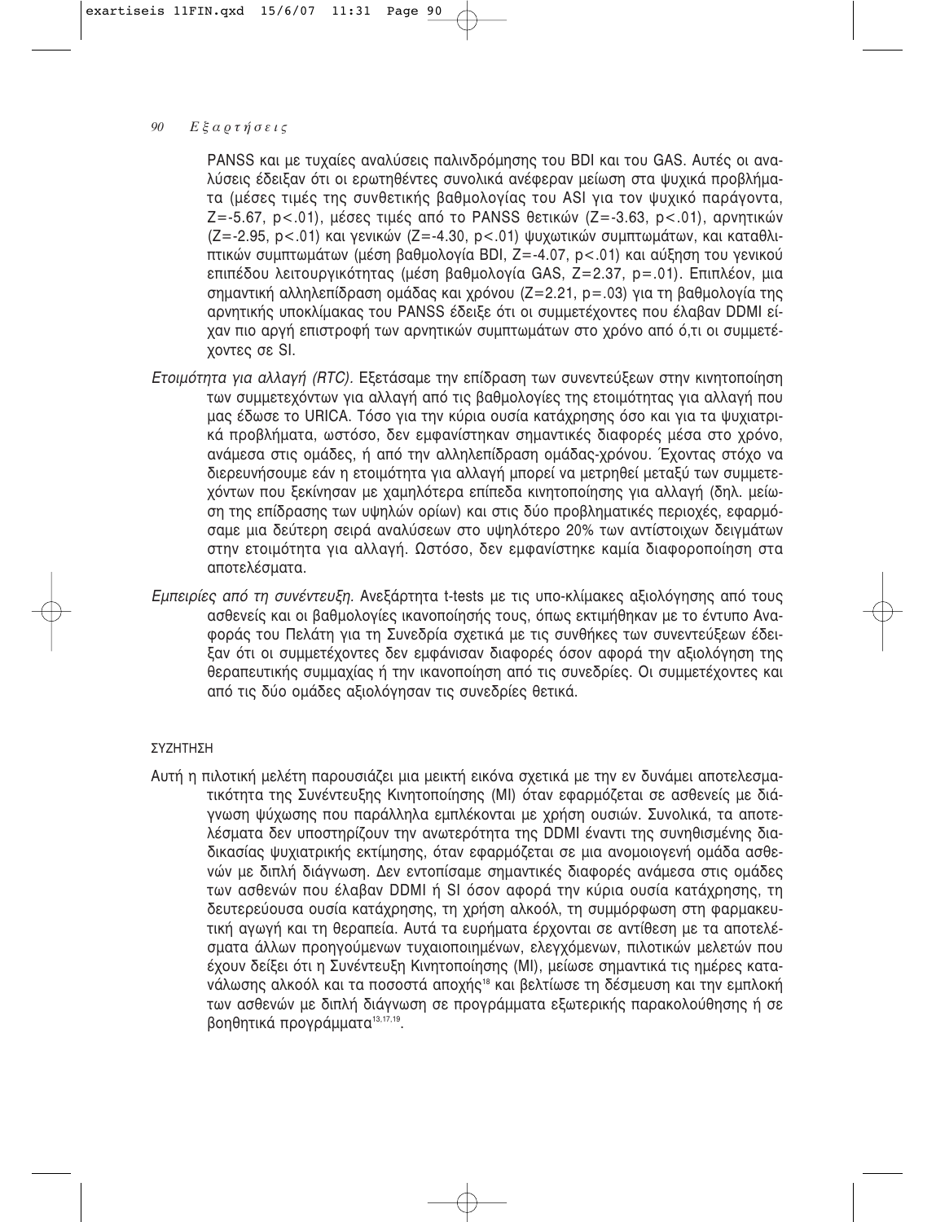PANSS και με τυχαίες αναλύσεις παλινδρόμησης του BDI και του GAS. Αυτές οι αναλύσεις έδειξαν ότι οι ερωτηθέντες συνολικά ανέφεραν μείωση στα ψυχικά προβλήματα (μέσες τιμές της συνθετικής βαθμολογίας του ASI για τον ψυχικό παράγοντα, $Z=-5.67$, $p<.01$), μέσες τιμές από το PANSS θετικών ($Z=-3.63$, $p<.01$), αρνητικών ($Z=-2.95$, $p<.01$) και γενικών ($Z=-4.30$, $p<.01$) ψυχωτικών συμπτωμάτων, και καταθλιπτικών συμπτωμάτων (μέση βαθμολογία BDI, $Z=-4.07$, $p<.01$) και αύξηση του γενικού επιπέδου λειτουργικότητας (μέση βαθμολογία GAS, $Z=2.37$, $p=.01$). Επιπλέον, μια σημαντική αλληλεπίδραση ομάδας και χρόνου ($Z=2.21$, $p=.03$) για τη βαθμολογία της αρνητικής υποκλίμακας του PANSS έδειξε ότι οι συμμετέχοντες που έλαβαν DDMI είχαν πιο αργή επιστροφή των αρνητικών συμπτωμάτων στο χρόνο από ό,τι οι συμμετέχοντες σε SI.

*Ετοιμότητα για αλλαγή (RTC).* Εξετάσαμε την επίδραση των συνεντεύξεων στην κινητοποίηση των συμμετεχόντων για αλλαγή από τις βαθμολογίες της ετοιμότητας για αλλαγή που μας έδωσε το URICA. Τόσο για την κύρια ουσία κατάχρησης όσο και για τα ψυχιατρικά προβλήματα, ωστόσο, δεν εμφανίστηκαν σημαντικές διαφορές μέσα στο χρόνο, ανάμεσα στις ομάδες, ή από την αλληλεπίδραση ομάδας-χρόνου. Έχοντας στόχο να διερευνήσουμε εάν η ετοιμότητα για αλλαγή μπορεί να μετρηθεί μεταξύ των συμμετεχόντων που ξεκίνησαν με χαμηλότερα επίπεδα κινητοποίησης για αλλαγή (δηλ. μείωση της επίδρασης των υψηλών ορίων) και στις δύο προβληματικές περιοχές, εφαρμόσαμε μια δεύτερη σειρά αναλύσεων στο υψηλότερο 20% των αντίστοιχων δειγμάτων στην ετοιμότητα για αλλαγή. Ωστόσο, δεν εμφανίστηκε καμία διαφοροποίηση στα αποτελέσματα.

*Εμπειρίες από τη συνέντευξη.* Ανεξάρτητα t-tests με τις υπο-κλίμακες αξιολόγησης από τους ασθενείς και οι βαθμολογίες ικανοποίησής τους, όπως εκτιμήθηκαν με το έντυπο Αναφοράς του Πελάτη για τη Συνεδρία σχετικά με τις συνθήκες των συνεντεύξεων έδειξαν ότι οι συμμετέχοντες δεν εμφάνισαν διαφορές όσον αφορά την αξιολόγηση της θεραπευτικής συμμαχίας ή την ικανοποίηση από τις συνεδρίες. Οι συμμετέχοντες και από τις δύο ομάδες αξιολόγησαν τις συνεδρίες θετικά.

## ΣΥΖΗΤΗΣΗ

Αυτή η πιλοτική μελέτη παρουσιάζει μια μεικτή εικόνα σχετικά με την εν δυνάμει αποτελεσματικότητα της Συνέντευξης Κινητοποίησης (MI) όταν εφαρμόζεται σε ασθενείς με διάγνωση ψύχωσης που παράλληλα εμπλέκονται με χρήση ουσιών. Συνολικά, τα αποτελέσματα δεν υποστηρίζουν την ανωτερότητα της DDMI έναντι της συνηθισμένης διαδικασίας ψυχιατρικής εκτίμησης, όταν εφαρμόζεται σε μια ανομοιογενή ομάδα ασθενών με διπλή διάγνωση. Δεν εντοπίσαμε σημαντικές διαφορές ανάμεσα στις ομάδες των ασθενών που έλαβαν DDMI ή SI όσον αφορά την κύρια ουσία κατάχρησης, τη δευτερεύουσα ουσία κατάχρησης, τη χρήση αλκοόλ, τη συμμόρφωση στη φαρμακευτική αγωγή και τη θεραπεία. Αυτά τα ευρήματα έρχονται σε αντίθεση με τα αποτελέσματα άλλων προηγούμενων τυχαιοποιημένων, ελεγχόμενων, πιλοτικών μελετών που έχουν δείξει ότι η Συνέντευξη Κινητοποίησης (MI), μείωσε σημαντικά τις ημέρες κατανάλωσης αλκοόλ και τα ποσοστά αποχής[18] και βελτίωσε τη δέσμευση και την εμπλοκή των ασθενών με διπλή διάγνωση σε προγράμματα εξωτερικής παρακολούθησης ή σε βοηθητικά προγράμματα[13,17,19].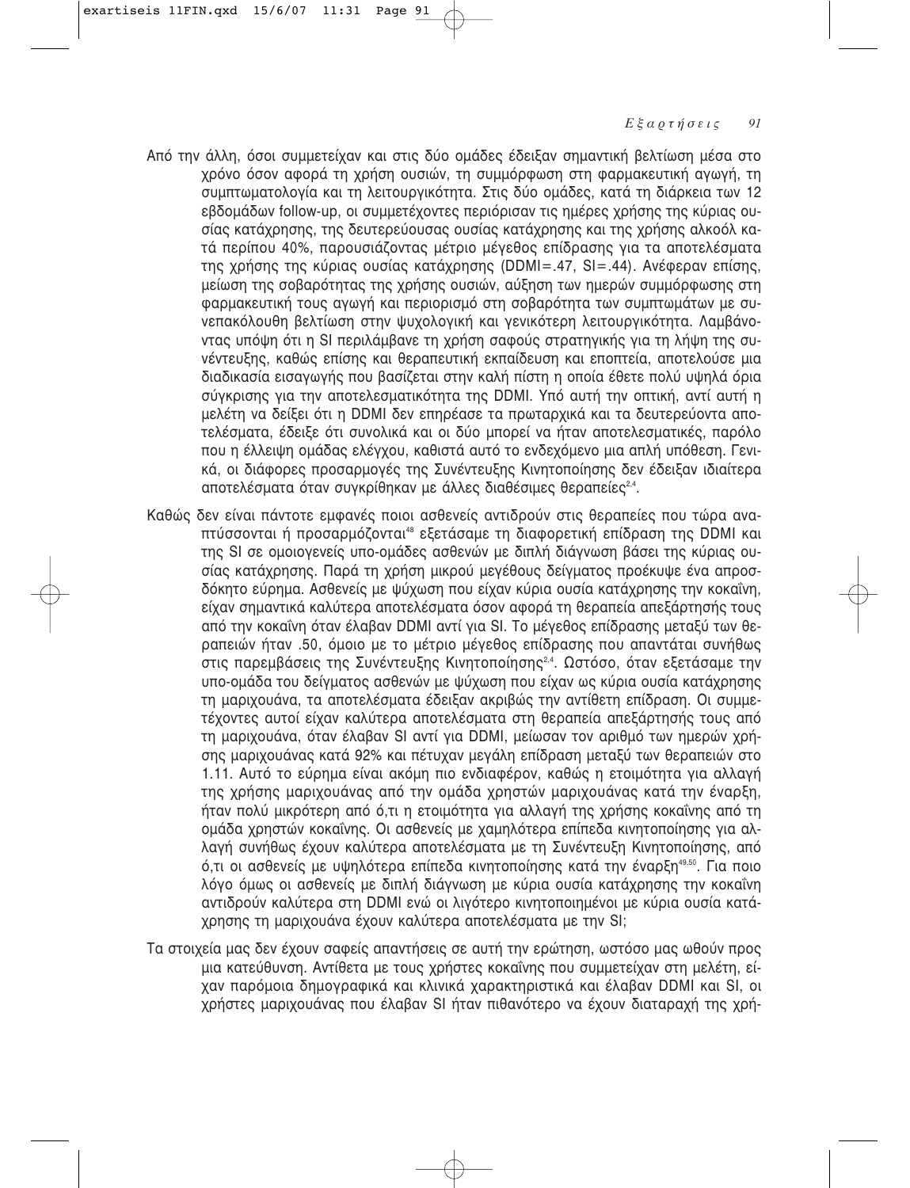Από την άλλη, όσοι συμμετείχαν και στις δύο ομάδες έδειξαν σημαντική βελτίωση μέσα στο χρόνο όσον αφορά τη χρήση ουσιών, τη συμμόρφωση στη φαρμακευτική αγωγή, τη συμπτωματολογία και τη λειτουργικότητα. Στις δύο ομάδες, κατά τη διάρκεια των 12 εβδομάδων follow-up, οι συμμετέχοντες περιόρισαν τις ημέρες χρήσης της κύριας ουσίας κατάχρησης, της δευτερεύουσας ουσίας κατάχρησης και της χρήσης αλκοόλ κατά περίπου 40%, παρουσιάζοντας μέτριο μέγεθος επίδρασης για τα αποτελέσματα της χρήσης της κύριας ουσίας κατάχρησης (DDMI=.47, SI=.44). Ανέφεραν επίσης, μείωση της σοβαρότητας της χρήσης ουσιών, αύξηση των ημερών συμμόρφωσης στη φαρμακευτική τους αγωγή και περιορισμό στη σοβαρότητα των συμπτωμάτων με συνεπακόλουθη βελτίωση στην ψυχολογική και γενικότερη λειτουργικότητα. Λαμβάνοντας υπόψη ότι η SI περιλάμβανε τη χρήση σαφούς στρατηγικής για τη λήψη της συνέντευξης, καθώς επίσης και θεραπευτική εκπαίδευση και εποπτεία, αποτελούσε μια διαδικασία εισαγωγής που βασίζεται στην καλή πίστη η οποία έθετε πολύ υψηλά όρια σύγκρισης για την αποτελεσματικότητα της DDMI. Υπό αυτή την οπτική, αντί αυτή η μελέτη να δείξει ότι η DDMI δεν επηρέασε τα πρωταρχικά και τα δευτερεύοντα αποτελέσματα, έδειξε ότι συνολικά και οι δύο μπορεί να ήταν αποτελεσματικές, παρόλο που η έλλειψη ομάδας ελέγχου, καθιστά αυτό το ενδεχόμενο μια απλή υπόθεση. Γενικά, οι διάφορες προσαρμογές της Συνέντευξης Κινητοποίησης δεν έδειξαν ιδιαίτερα αποτελέσματα όταν συγκρίθηκαν με άλλες διαθέσιμες θεραπείες[24].

Καθώς δεν είναι πάντοτε εμφανές ποιοι ασθενείς αντιδρούν στις θεραπείες που τώρα αναπτύσσονται ή προσαρμόζονται[48] εξετάσαμε τη διαφορετική επίδραση της DDMI και της SI σε ομοιογενείς υπο-ομάδες ασθενών με διπλή διάγνωση βάσει της κύριας ουσίας κατάχρησης. Παρά τη χρήση μικρού μεγέθους δείγματος προέκυψε ένα απροσδόκητο εύρημα. Ασθενείς με ψύχωση που είχαν κύρια ουσία κατάχρησης την κοκαΐνη, είχαν σημαντικά καλύτερα αποτελέσματα όσον αφορά τη θεραπεία απεξάρτησής τους από την κοκαΐνη όταν έλαβαν DDMI αντί για SI. Το μέγεθος επίδρασης μεταξύ των θεραπειών ήταν .50, όμοιο με το μέτριο μέγεθος επίδρασης που απαντάται συνήθως στις παρεμβάσεις της Συνέντευξης Κινητοποίησης[24]. Ωστόσο, όταν εξετάσαμε την υπο-ομάδα του δείγματος ασθενών με ψύχωση που είχαν ως κύρια ουσία κατάχρησης τη μαριχουάνα, τα αποτελέσματα έδειξαν ακριβώς την αντίθετη επίδραση. Οι συμμετέχοντες αυτοί είχαν καλύτερα αποτελέσματα στη θεραπεία απεξάρτησής τους από τη μαριχουάνα, όταν έλαβαν SI αντί για DDMI, μείωσαν τον αριθμό των ημερών χρήσης μαριχουάνας κατά 92% και πέτυχαν μεγάλη επίδραση μεταξύ των θεραπειών στο 1.11. Αυτό το εύρημα είναι ακόμη πιο ενδιαφέρον, καθώς η ετοιμότητα για αλλαγή της χρήσης μαριχουάνας από την ομάδα χρηστών μαριχουάνας κατά την έναρξη, ήταν πολύ μικρότερη από ό,τι η ετοιμότητα για αλλαγή της χρήσης κοκαΐνης από τη ομάδα χρηστών κοκαΐνης. Οι ασθενείς με χαμηλότερα επίπεδα κινητοποίησης για αλλαγή συνήθως έχουν καλύτερα αποτελέσματα με τη Συνέντευξη Κινητοποίησης, από ό,τι οι ασθενείς με υψηλότερα επίπεδα κινητοποίησης κατά την έναρξη[49,50]. Για ποιο λόγο όμως οι ασθενείς με διπλή διάγνωση με κύρια ουσία κατάχρησης την κοκαΐνη αντιδρούν καλύτερα στη DDMI ενώ οι λιγότερο κινητοποιημένοι με κύρια ουσία κατάχρησης τη μαριχουάνα έχουν καλύτερα αποτελέσματα με την SI;

Τα στοιχεία μας δεν έχουν σαφείς απαντήσεις σε αυτή την ερώτηση, ωστόσο μας ωθούν προς μια κατεύθυνση. Αντίθετα με τους χρήστες κοκαΐνης που συμμετείχαν στη μελέτη, είχαν παρόμοια δημογραφικά και κλινικά χαρακτηριστικά και έλαβαν DDMI και SI, οι χρήστες μαριχουάνας που έλαβαν SI ήταν πιθανότερο να έχουν διαταραχή της χρή-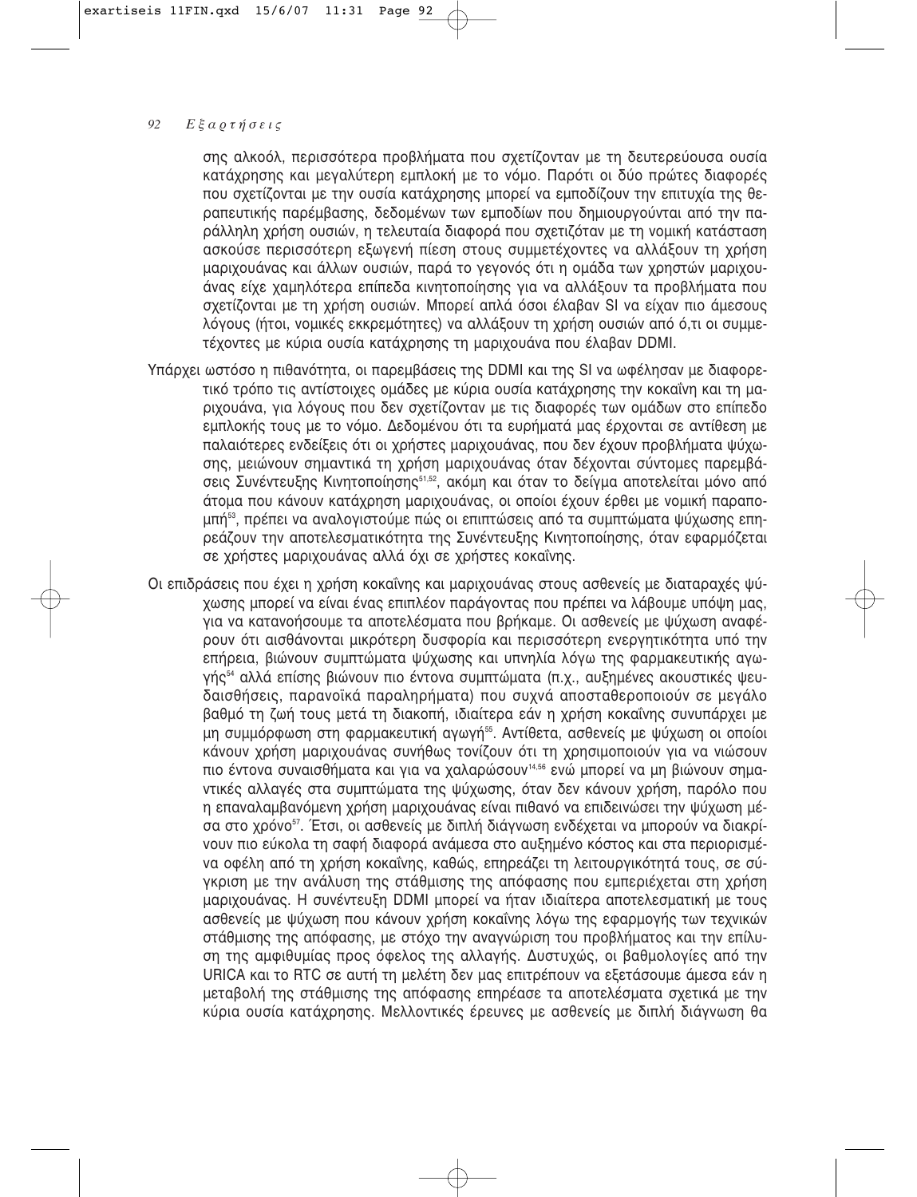σης αλκοόλ, περισσότερα προβλήματα που σχετίζονταν με τη δευτερεύουσα ουσία κατάχρησης και μεγαλύτερη εμπλοκή με το νόμο. Παρότι οι δύο πρώτες διαφορές που σχετίζονται με την ουσία κατάχρησης μπορεί να εμποδίζουν την επιτυχία της θεραπευτικής παρέμβασης, δεδομένων των εμποδίων που δημιουργούνται από την παράλληλη χρήση ουσιών, η τελευταία διαφορά που σχετιζόταν με τη νομική κατάσταση ασκούσε περισσότερη εξωγενή πίεση στους συμμετέχοντες να αλλάξουν τη χρήση μαριχουάνας και άλλων ουσιών, παρά το γεγονός ότι η ομάδα των χρηστών μαριχουάνας είχε χαμηλότερα επίπεδα κινητοποίησης για να αλλάξουν τα προβλήματα που σχετίζονται με τη χρήση ουσιών. Μπορεί απλά όσοι έλαβαν SI να είχαν πιο άμεσους λόγους (ήτοι, νομικές εκκρεμότητες) να αλλάξουν τη χρήση ουσιών από ό,τι οι συμμετέχοντες με κύρια ουσία κατάχρησης τη μαριχουάνα που έλαβαν DDMI.

Υπάρχει ωστόσο η πιθανότητα, οι παρεμβάσεις της DDMI και της SI να ωφέλησαν με διαφορετικό τρόπο τις αντίστοιχες ομάδες με κύρια ουσία κατάχρησης την κοκαΐνη και τη μαριχουάνα, για λόγους που δεν σχετίζονταν με τις διαφορές των ομάδων στο επίπεδο εμπλοκής τους με το νόμο. Δεδομένου ότι τα ευρήματά μας έρχονται σε αντίθεση με παλαιότερες ενδείξεις ότι οι χρήστες μαριχουάνας, που δεν έχουν προβλήματα ψύχωσης, μειώνουν σημαντικά τη χρήση μαριχουάνας όταν δέχονται σύντομες παρεμβάσεις Συνέντευξης Κινητοποίησης[51,52], ακόμη και όταν το δείγμα αποτελείται μόνο από άτομα που κάνουν κατάχρηση μαριχουάνας, οι οποίοι έχουν έρθει με νομική παραπομπή[53], πρέπει να αναλογιστούμε πώς οι επιπτώσεις από τα συμπτώματα ψύχωσης επηρεάζουν την αποτελεσματικότητα της Συνέντευξης Κινητοποίησης, όταν εφαρμόζεται σε χρήστες μαριχουάνας αλλά όχι σε χρήστες κοκαΐνης.

Οι επιδράσεις που έχει η χρήση κοκαΐνης και μαριχουάνας στους ασθενείς με διαταραχές ψύχωσης μπορεί να είναι ένας επιπλέον παράγοντας που πρέπει να λάβουμε υπόψη μας, για να κατανοήσουμε τα αποτελέσματα που βρήκαμε. Οι ασθενείς με ψύχωση αναφέρουν ότι αισθάνονται μικρότερη δυσφορία και περισσότερη ενεργητικότητα υπό την επήρεια, βιώνουν συμπτώματα ψύχωσης και υπνηλία λόγω της φαρμακευτικής αγωγής[54] αλλά επίσης βιώνουν πιο έντονα συμπτώματα (π.χ., αυξημένες ακουστικές ψευδαισθήσεις, παρανοϊκά παραληρήματα) που συχνά αποσταθεροποιούν σε μεγάλο βαθμό τη ζωή τους μετά τη διακοπή, ιδιαίτερα εάν η χρήση κοκαΐνης συνυπάρχει με μη συμμόρφωση στη φαρμακευτική αγωγή[55]. Αντίθετα, ασθενείς με ψύχωση οι οποίοι κάνουν χρήση μαριχουάνας συνήθως τονίζουν ότι τη χρησιμοποιούν για να νιώσουν πιο έντονα συναισθήματα και για να χαλαρώσουν[14,56] ενώ μπορεί να μη βιώνουν σημαντικές αλλαγές στα συμπτώματα της ψύχωσης, όταν δεν κάνουν χρήση, παρόλο που η επαναλαμβανόμενη χρήση μαριχουάνας είναι πιθανό να επιδεινώσει την ψύχωση μέσα στο χρόνο[57]. Έτσι, οι ασθενείς με διπλή διάγνωση ενδέχεται να μπορούν να διακρίνουν πιο εύκολα τη σαφή διαφορά ανάμεσα στο αυξημένο κόστος και στα περιορισμένα οφέλη από τη χρήση κοκαΐνης, καθώς, επηρεάζει τη λειτουργικότητά τους, σε σύγκριση με την ανάλυση της στάθμισης της απόφασης που εμπεριέχεται στη χρήση μαριχουάνας. Η συνέντευξη DDMI μπορεί να ήταν ιδιαίτερα αποτελεσματική με τους ασθενείς με ψύχωση που κάνουν χρήση κοκαΐνης λόγω της εφαρμογής των τεχνικών στάθμισης της απόφασης, με στόχο την αναγνώριση του προβλήματος και την επίλυση της αμφιθυμίας προς όφελος της αλλαγής. Δυστυχώς, οι βαθμολογίες από την URICA και το RTC σε αυτή τη μελέτη δεν μας επιτρέπουν να εξετάσουμε άμεσα εάν η μεταβολή της στάθμισης της απόφασης επηρέασε τα αποτελέσματα σχετικά με την κύρια ουσία κατάχρησης. Μελλοντικές έρευνες με ασθενείς με διπλή διάγνωση θα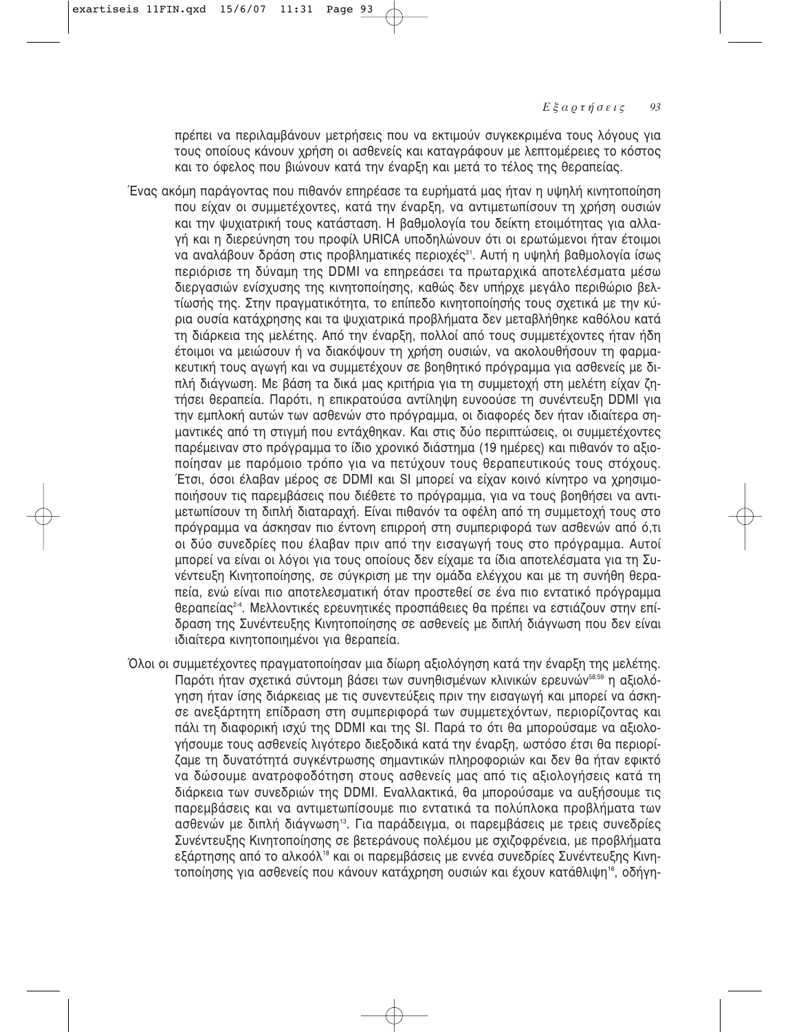πρέπει να περιλαμβάνουν μετρήσεις που να εκτιμούν συγκεκριμένα τους λόγους για τους οποίους κάνουν χρήση οι ασθενείς και καταγράφουν με λεπτομέρειες το κόστος και το όφελος που βιώνουν κατά την έναρξη και μετά το τέλος της θεραπείας.

Ένας ακόμη παράγοντας που πιθανόν επηρέασε τα ευρήματά μας ήταν η υψηλή κινητοποίηση που είχαν οι συμμετέχοντες, κατά την έναρξη, να αντιμετωπίσουν τη χρήση ουσιών και την ψυχιατρική τους κατάσταση. Η βαθμολογία του δείκτη ετοιμότητας για αλλαγή και η διερεύνηση του προφίλ URICA υποδηλώνουν ότι οι ερωτώμενοι ήταν έτοιμοι να αναλάβουν δράση στις προβληματικές περιοχές[31]. Αυτή η υψηλή βαθμολογία ίσως περιόρισε τη δύναμη της DDMI να επηρεάσει τα πρωταρχικά αποτελέσματα μέσω διεργασιών ενίσχυσης της κινητοποίησης, καθώς δεν υπήρχε μεγάλο περιθώριο βελτίωσής της. Στην πραγματικότητα, το επίπεδο κινητοποίησής τους σχετικά με την κύρια ουσία κατάχρησης και τα ψυχιατρικά προβλήματα δεν μεταβλήθηκε καθόλου κατά τη διάρκεια της μελέτης. Από την έναρξη, πολλοί από τους συμμετέχοντες ήταν ήδη έτοιμοι να μειώσουν ή να διακόψουν τη χρήση ουσιών, να ακολουθήσουν τη φαρμακευτική τους αγωγή και να συμμετέχουν σε βοηθητικό πρόγραμμα για ασθενείς με διπλή διάγνωση. Με βάση τα δικά μας κριτήρια για τη συμμετοχή στη μελέτη είχαν ζητήσει θεραπεία. Παρότι, η επικρατούσα αντίληψη ευνοούσε τη συνέντευξη DDMI για την εμπλοκή αυτών των ασθενών στο πρόγραμμα, οι διαφορές δεν ήταν ιδιαίτερα σημαντικές από τη στιγμή που εντάχθηκαν. Και στις δύο περιπτώσεις, οι συμμετέχοντες παρέμειναν στο πρόγραμμα το ίδιο χρονικό διάστημα (19 ημέρες) και πιθανόν το αξιοποίησαν με παρόμοιο τρόπο για να πετύχουν τους θεραπευτικούς τους στόχους. Έτσι, όσοι έλαβαν μέρος σε DDMI και SI μπορεί να είχαν κοινό κίνητρο να χρησιμοποιήσουν τις παρεμβάσεις που διέθετε το πρόγραμμα, για να τους βοηθήσει να αντιμετωπίσουν τη διπλή διαταραχή. Είναι πιθανόν τα οφέλη από τη συμμετοχή τους στο πρόγραμμα να άσκησαν πιο έντονη επιρροή στη συμπεριφορά των ασθενών από ό,τι οι δύο συνεδρίες που έλαβαν πριν από την εισαγωγή τους στο πρόγραμμα. Αυτοί μπορεί να είναι οι λόγοι για τους οποίους δεν είχαμε τα ίδια αποτελέσματα για τη Συνέντευξη Κινητοποίησης, σε σύγκριση με την ομάδα ελέγχου και με τη συνήθη θεραπεία, ενώ είναι πιο αποτελεσματική όταν προστεθεί σε ένα πιο εντατικό πρόγραμμα θεραπείας[2-4]. Μελλοντικές ερευνητικές προσπάθειες θα πρέπει να εστιάζουν στην επίδραση της Συνέντευξης Κινητοποίησης σε ασθενείς με διπλή διάγνωση που δεν είναι ιδιαίτερα κινητοποιημένοι για θεραπεία.

Όλοι οι συμμετέχοντες πραγματοποίησαν μια δίωρη αξιολόγηση κατά την έναρξη της μελέτης. Παρότι ήταν σχετικά σύντομη βάσει των συνηθισμένων κλινικών ερευνών[58,59] η αξιολόγηση ήταν ίσης διάρκειας με τις συνεντεύξεις πριν την εισαγωγή και μπορεί να άσκησε ανεξάρτητη επίδραση στη συμπεριφορά των συμμετεχόντων, περιορίζοντας και πάλι τη διαφορική ισχύ της DDMI και της SI. Παρά το ότι θα μπορούσαμε να αξιολογήσουμε τους ασθενείς λιγότερο διεξοδικά κατά την έναρξη, ωστόσο έτσι θα περιορίζαμε τη δυνατότητά συγκέντρωσης σημαντικών πληροφοριών και δεν θα ήταν εφικτό να δώσουμε ανατροφοδότηση στους ασθενείς μας από τις αξιολογήσεις κατά τη διάρκεια των συνεδριών της DDMI. Εναλλακτικά, θα μπορούσαμε να αυξήσουμε τις παρεμβάσεις και να αντιμετωπίσουμε πιο εντατικά τα πολύπλοκα προβλήματα των ασθενών με διπλή διάγνωση[13]. Για παράδειγμα, οι παρεμβάσεις με τρεις συνεδρίες Συνέντευξης Κινητοποίησης σε βετεράνους πολέμου με σχιζοφρένεια, με προβλήματα εξάρτησης από το αλκοόλ[18] και οι παρεμβάσεις με εννέα συνεδρίες Συνέντευξης Κινητοποίησης για ασθενείς που κάνουν κατάχρηση ουσιών και έχουν κατάθλιψη[16], οδήγη-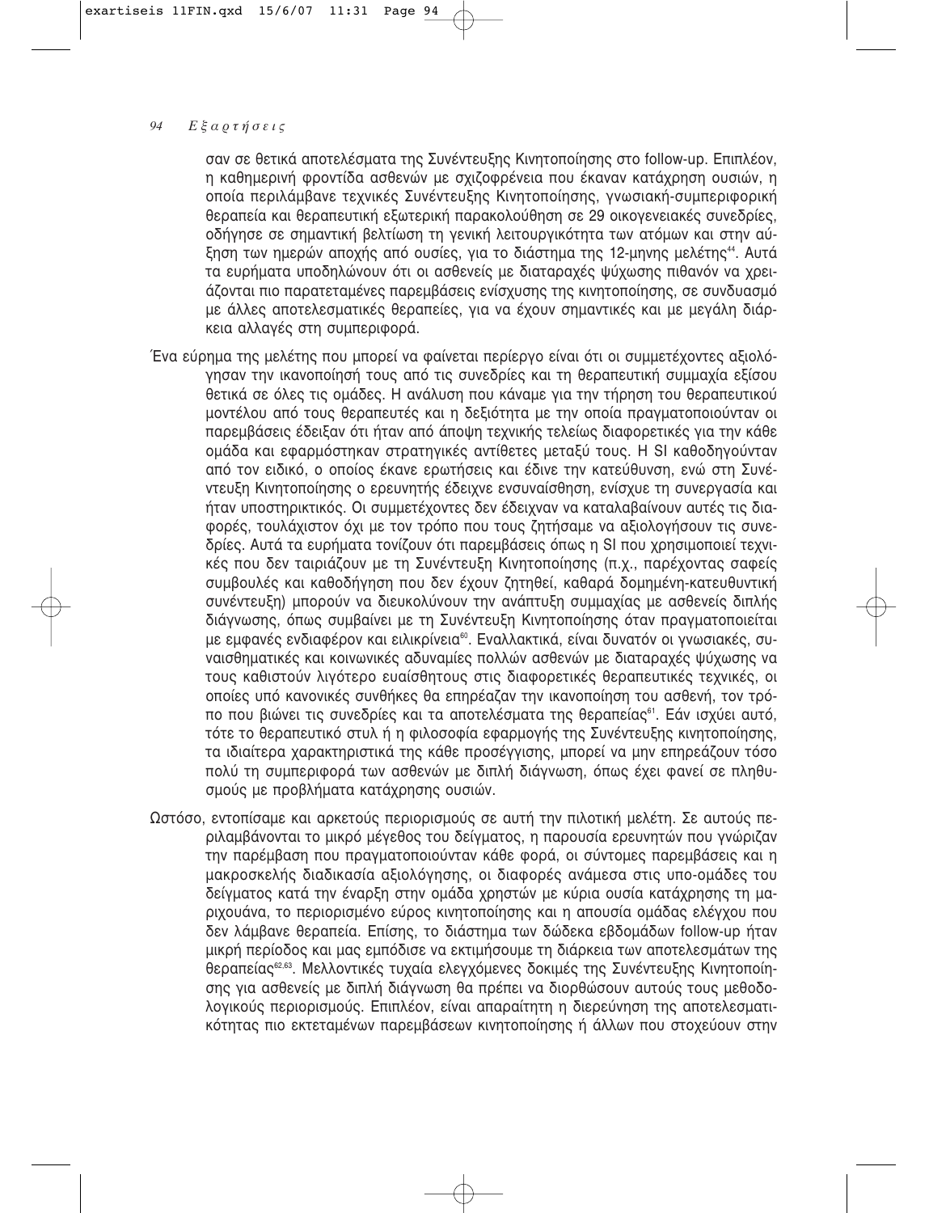σαν σε θετικά αποτελέσματα της Συνέντευξης Κινητοποίησης στο follow-up. Επιπλέον, η καθημερινή φροντίδα ασθενών με σχιζοφρένεια που έκαναν κατάχρηση ουσιών, η οποία περιλάμβανε τεχνικές Συνέντευξης Κινητοποίησης, γνωσιακή-συμπεριφορική θεραπεία και θεραπευτική εξωτερική παρακολούθηση σε 29 οικογενειακές συνεδρίες, οδήγησε σε σημαντική βελτίωση τη γενική λειτουργικότητα των ατόμων και στην αύξηση των ημερών αποχής από ουσίες, για το διάστημα της 12-μηνης μελέτης[44]. Αυτά τα ευρήματα υποδηλώνουν ότι οι ασθενείς με διαταραχές ψύχωσης πιθανόν να χρειάζονται πιο παρατεταμένες παρεμβάσεις ενίσχυσης της κινητοποίησης, σε συνδυασμό με άλλες αποτελεσματικές θεραπείες, για να έχουν σημαντικές και με μεγάλη διάρκεια αλλαγές στη συμπεριφορά.

Ένα εύρημα της μελέτης που μπορεί να φαίνεται περίεργο είναι ότι οι συμμετέχοντες αξιολόγησαν την ικανοποίησή τους από τις συνεδρίες και τη θεραπευτική συμμαχία εξίσου θετικά σε όλες τις ομάδες. Η ανάλυση που κάναμε για την τήρηση του θεραπευτικού μοντέλου από τους θεραπευτές και η δεξιότητα με την οποία πραγματοποιούνταν οι παρεμβάσεις έδειξαν ότι ήταν από άποψη τεχνικής τελείως διαφορετικές για την κάθε ομάδα και εφαρμόστηκαν στρατηγικές αντίθετες μεταξύ τους. Η SI καθοδηγούνταν από τον ειδικό, ο οποίος έκανε ερωτήσεις και έδινε την κατεύθυνση, ενώ στη Συνέντευξη Κινητοποίησης ο ερευνητής έδειχνε ενσυναίσθηση, ενίσχυε τη συνεργασία και ήταν υποστηρικτικός. Οι συμμετέχοντες δεν έδειχναν να καταλαβαίνουν αυτές τις διαφορές, τουλάχιστον όχι με τον τρόπο που τους ζητήσαμε να αξιολογήσουν τις συνεδρίες. Αυτά τα ευρήματα τονίζουν ότι παρεμβάσεις όπως η SI που χρησιμοποιεί τεχνικές που δεν ταιριάζουν με τη Συνέντευξη Κινητοποίησης (π.χ., παρέχοντας σαφείς συμβουλές και καθοδήγηση που δεν έχουν ζητηθεί, καθαρά δομημένη-κατευθυντική συνέντευξη) μπορούν να διευκολύνουν την ανάπτυξη συμμαχίας με ασθενείς διπλής διάγνωσης, όπως συμβαίνει με τη Συνέντευξη Κινητοποίησης όταν πραγματοποιείται με εμφανές ενδιαφέρον και ειλικρίνεια[60]. Εναλλακτικά, είναι δυνατόν οι γνωσιακές, συναισθηματικές και κοινωνικές αδυναμίες πολλών ασθενών με διαταραχές ψύχωσης να τους καθιστούν λιγότερο ευαίσθητους στις διαφορετικές θεραπευτικές τεχνικές, οι οποίες υπό κανονικές συνθήκες θα επηρέαζαν την ικανοποίηση του ασθενή, τον τρόπο που βιώνει τις συνεδρίες και τα αποτελέσματα της θεραπείας[61]. Εάν ισχύει αυτό, τότε το θεραπευτικό στυλ ή η φιλοσοφία εφαρμογής της Συνέντευξης κινητοποίησης, τα ιδιαίτερα χαρακτηριστικά της κάθε προσέγγισης, μπορεί να μην επηρεάζουν τόσο πολύ τη συμπεριφορά των ασθενών με διπλή διάγνωση, όπως έχει φανεί σε πληθυσμούς με προβλήματα κατάχρησης ουσιών.

Ωστόσο, εντοπίσαμε και αρκετούς περιορισμούς σε αυτή την πιλοτική μελέτη. Σε αυτούς περιλαμβάνονται το μικρό μέγεθος του δείγματος, η παρουσία ερευνητών που γνώριζαν την παρέμβαση που πραγματοποιούνταν κάθε φορά, οι σύντομες παρεμβάσεις και η μακροσκελής διαδικασία αξιολόγησης, οι διαφορές ανάμεσα στις υπο-ομάδες του δείγματος κατά την έναρξη στην ομάδα χρηστών με κύρια ουσία κατάχρησης τη μαριχουάνα, το περιορισμένο εύρος κινητοποίησης και η απουσία ομάδας ελέγχου που δεν λάμβανε θεραπεία. Επίσης, το διάστημα των δώδεκα εβδομάδων follow-up ήταν μικρή περίοδος και μας εμπόδισε να εκτιμήσουμε τη διάρκεια των αποτελεσμάτων της θεραπείας[62,63]. Μελλοντικές τυχαία ελεγχόμενες δοκιμές της Συνέντευξης Κινητοποίησης για ασθενείς με διπλή διάγνωση θα πρέπει να διορθώσουν αυτούς τους μεθοδολογικούς περιορισμούς. Επιπλέον, είναι απαραίτητη η διερεύνηση της αποτελεσματικότητας πιο εκτεταμένων παρεμβάσεων κινητοποίησης ή άλλων που στοχεύουν στην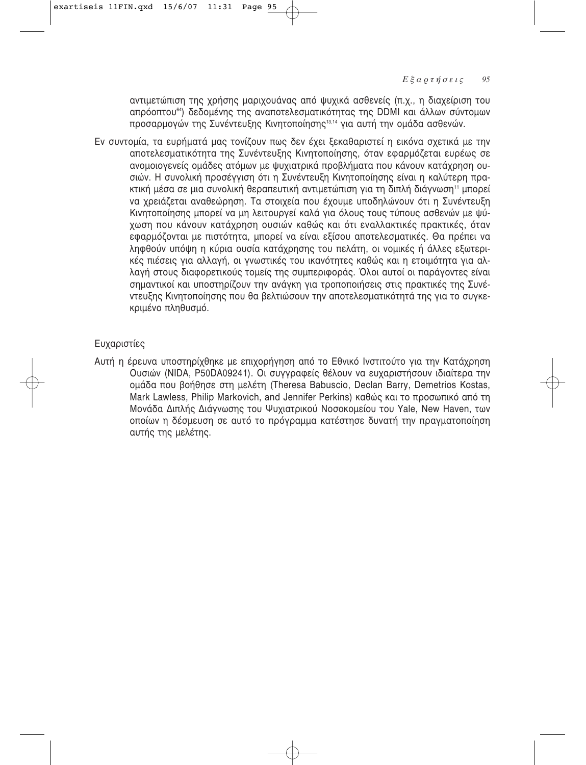αντιμετώπιση της χρήσης μαριχουάνας από ψυχικά ασθενείς (π.χ., η διαχείριση του απρόοπτου[64]) δεδομένης της αναποτελεσματικότητας της DDMI και άλλων σύντομων προσαρμογών της Συνέντευξης Κινητοποίησης[13,14] για αυτή την ομάδα ασθενών.

Εν συντομία, τα ευρήματά μας τονίζουν πως δεν έχει ξεκαθαριστεί η εικόνα σχετικά με την αποτελεσματικότητα της Συνέντευξης Κινητοποίησης, όταν εφαρμόζεται ευρέως σε ανομοιογενείς ομάδες ατόμων με ψυχιατρικά προβλήματα που κάνουν κατάχρηση ουσιών. Η συνολική προσέγγιση ότι η Συνέντευξη Κινητοποίησης είναι η καλύτερη πρακτική μέσα σε μια συνολική θεραπευτική αντιμετώπιση για τη διπλή διάγνωση[11] μπορεί να χρειάζεται αναθεώρηση. Τα στοιχεία που έχουμε υποδηλώνουν ότι η Συνέντευξη Κινητοποίησης μπορεί να μη λειτουργεί καλά για όλους τους τύπους ασθενών με ψύχωση που κάνουν κατάχρηση ουσιών καθώς και ότι εναλλακτικές πρακτικές, όταν εφαρμόζονται με πιστότητα, μπορεί να είναι εξίσου αποτελεσματικές. Θα πρέπει να ληφθούν υπόψη η κύρια ουσία κατάχρησης του πελάτη, οι νομικές ή άλλες εξωτερικές πιέσεις για αλλαγή, οι γνωστικές του ικανότητες καθώς και η ετοιμότητα για αλλαγή στους διαφορετικούς τομείς της συμπεριφοράς. Όλοι αυτοί οι παράγοντες είναι σημαντικοί και υποστηρίζουν την ανάγκη για τροποποιήσεις στις πρακτικές της Συνέντευξης Κινητοποίησης που θα βελτιώσουν την αποτελεσματικότητά της για το συγκεκριμένο πληθυσμό.

## Ευχαριστίες

Αυτή η έρευνα υποστηρίχθηκε με επιχορήγηση από το Εθνικό Ινστιτούτο για την Κατάχρηση Ουσιών (NIDA, P50DA09241). Οι συγγραφείς θέλουν να ευχαριστήσουν ιδιαίτερα την ομάδα που βοήθησε στη μελέτη (Theresa Babuscio, Declan Barry, Demetrios Kostas, Mark Lawless, Philip Markovich, and Jennifer Perkins) καθώς και το προσωπικό από τη Μονάδα Διπλής Διάγνωσης του Ψυχιατρικού Νοσοκομείου του Yale, New Haven, των οποίων η δέσμευση σε αυτό το πρόγραμμα κατέστησε δυνατή την πραγματοποίηση αυτής της μελέτης.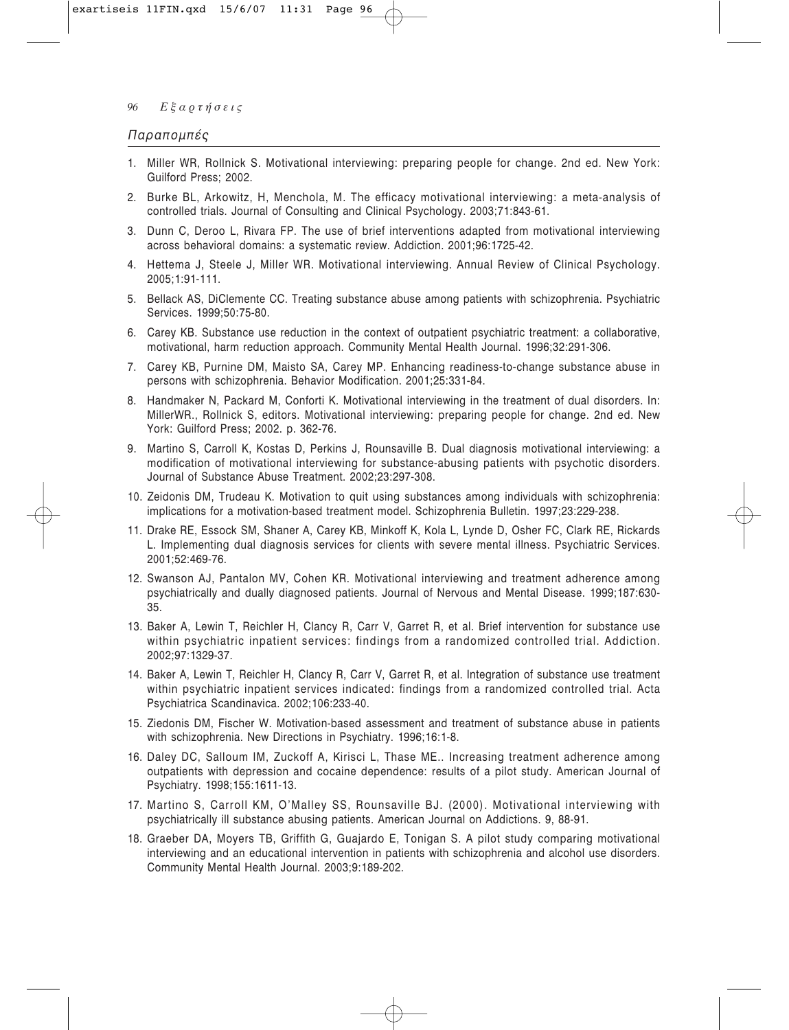## Παραπομπές

1. Miller WR, Rollnick S. Motivational interviewing: preparing people for change. 2nd ed. New York: Guilford Press; 2002.
2. Burke BL, Arkowitz, H, Menchola, M. The efficacy motivational interviewing: a meta-analysis of controlled trials. Journal of Consulting and Clinical Psychology. 2003;71:843-61.
3. Dunn C, Deroo L, Rivara FP. The use of brief interventions adapted from motivational interviewing across behavioral domains: a systematic review. Addiction. 2001;96:1725-42.
4. Hettema J, Steele J, Miller WR. Motivational interviewing. Annual Review of Clinical Psychology. 2005;1:91-111.
5. Bellack AS, DiClemente CC. Treating substance abuse among patients with schizophrenia. Psychiatric Services. 1999;50:75-80.
6. Carey KB. Substance use reduction in the context of outpatient psychiatric treatment: a collaborative, motivational, harm reduction approach. Community Mental Health Journal. 1996;32:291-306.
7. Carey KB, Purnine DM, Maisto SA, Carey MP. Enhancing readiness-to-change substance abuse in persons with schizophrenia. Behavior Modification. 2001;25:331-84.
8. Handmaker N, Packard M, Conforti K. Motivational interviewing in the treatment of dual disorders. In: MillerWR., Rollnick S, editors. Motivational interviewing: preparing people for change. 2nd ed. New York: Guilford Press; 2002. p. 362-76.
9. Martino S, Carroll K, Kostas D, Perkins J, Rounsaville B. Dual diagnosis motivational interviewing: a modification of motivational interviewing for substance-abusing patients with psychotic disorders. Journal of Substance Abuse Treatment. 2002;23:297-308.
10. Zeidonis DM, Trudeau K. Motivation to quit using substances among individuals with schizophrenia: implications for a motivation-based treatment model. Schizophrenia Bulletin. 1997;23:229-238.
11. Drake RE, Essock SM, Shaner A, Carey KB, Minkoff K, Kola L, Lynde D, Osher FC, Clark RE, Rickards L. Implementing dual diagnosis services for clients with severe mental illness. Psychiatric Services. 2001;52:469-76.
12. Swanson AJ, Pantalon MV, Cohen KR. Motivational interviewing and treatment adherence among psychiatrically and dually diagnosed patients. Journal of Nervous and Mental Disease. 1999;187:630-35.
13. Baker A, Lewin T, Reichler H, Clancy R, Carr V, Garret R, et al. Brief intervention for substance use within psychiatric inpatient services: findings from a randomized controlled trial. Addiction. 2002;97:1329-37.
14. Baker A, Lewin T, Reichler H, Clancy R, Carr V, Garret R, et al. Integration of substance use treatment within psychiatric inpatient services indicated: findings from a randomized controlled trial. Acta Psychiatrica Scandinavica. 2002;106:233-40.
15. Ziedonis DM, Fischer W. Motivation-based assessment and treatment of substance abuse in patients with schizophrenia. New Directions in Psychiatry. 1996;16:1-8.
16. Daley DC, Salloum IM, Zuckoff A, Kirisci L, Thase ME.. Increasing treatment adherence among outpatients with depression and cocaine dependence: results of a pilot study. American Journal of Psychiatry. 1998;155:1611-13.
17. Martino S, Carroll KM, O'Malley SS, Rounsaville BJ. (2000). Motivational interviewing with psychiatrically ill substance abusing patients. American Journal on Addictions. 9, 88-91.
18. Graeber DA, Moyers TB, Griffith G, Guajardo E, Tonigan S. A pilot study comparing motivational interviewing and an educational intervention in patients with schizophrenia and alcohol use disorders. Community Mental Health Journal. 2003;9:189-202.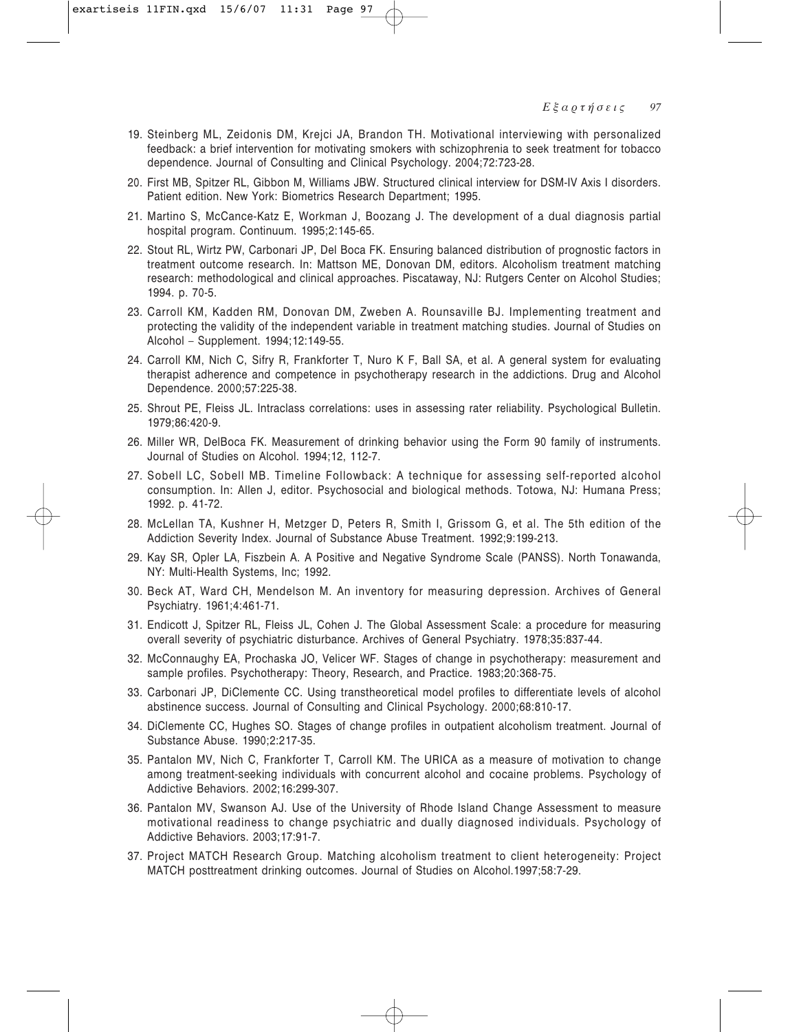19. Steinberg ML, Zeidonis DM, Krejci JA, Brandon TH. Motivational interviewing with personalized feedback: a brief intervention for motivating smokers with schizophrenia to seek treatment for tobacco dependence. Journal of Consulting and Clinical Psychology. 2004;72:723-28.
20. First MB, Spitzer RL, Gibbon M, Williams JBW. Structured clinical interview for DSM-IV Axis I disorders. Patient edition. New York: Biometrics Research Department; 1995.
21. Martino S, McCance-Katz E, Workman J, Boozang J. The development of a dual diagnosis partial hospital program. Continuum. 1995;2:145-65.
22. Stout RL, Wirtz PW, Carbonari JP, Del Boca FK. Ensuring balanced distribution of prognostic factors in treatment outcome research. In: Mattson ME, Donovan DM, editors. Alcoholism treatment matching research: methodological and clinical approaches. Piscataway, NJ: Rutgers Center on Alcohol Studies; 1994. p. 70-5.
23. Carroll KM, Kadden RM, Donovan DM, Zweben A. Rounsaville BJ. Implementing treatment and protecting the validity of the independent variable in treatment matching studies. Journal of Studies on Alcohol – Supplement. 1994;12:149-55.
24. Carroll KM, Nich C, Sifry R, Frankforter T, Nuro K F, Ball SA, et al. A general system for evaluating therapist adherence and competence in psychotherapy research in the addictions. Drug and Alcohol Dependence. 2000;57:225-38.
25. Shrout PE, Fleiss JL. Intraclass correlations: uses in assessing rater reliability. Psychological Bulletin. 1979;86:420-9.
26. Miller WR, DelBoca FK. Measurement of drinking behavior using the Form 90 family of instruments. Journal of Studies on Alcohol. 1994;12, 112-7.
27. Sobell LC, Sobell MB. Timeline Followback: A technique for assessing self-reported alcohol consumption. In: Allen J, editor. Psychosocial and biological methods. Totowa, NJ: Humana Press; 1992. p. 41-72.
28. McLellan TA, Kushner H, Metzger D, Peters R, Smith I, Grissom G, et al. The 5th edition of the Addiction Severity Index. Journal of Substance Abuse Treatment. 1992;9:199-213.
29. Kay SR, Opler LA, Fiszbein A. A Positive and Negative Syndrome Scale (PANSS). North Tonawanda, NY: Multi-Health Systems, Inc; 1992.
30. Beck AT, Ward CH, Mendelson M. An inventory for measuring depression. Archives of General Psychiatry. 1961;4:461-71.
31. Endicott J, Spitzer RL, Fleiss JL, Cohen J. The Global Assessment Scale: a procedure for measuring overall severity of psychiatric disturbance. Archives of General Psychiatry. 1978;35:837-44.
32. McConnaughy EA, Prochaska JO, Velicer WF. Stages of change in psychotherapy: measurement and sample profiles. Psychotherapy: Theory, Research, and Practice. 1983;20:368-75.
33. Carbonari JP, DiClemente CC. Using transtheoretical model profiles to differentiate levels of alcohol abstinence success. Journal of Consulting and Clinical Psychology. 2000;68:810-17.
34. DiClemente CC, Hughes SO. Stages of change profiles in outpatient alcoholism treatment. Journal of Substance Abuse. 1990;2:217-35.
35. Pantalon MV, Nich C, Frankforter T, Carroll KM. The URICA as a measure of motivation to change among treatment-seeking individuals with concurrent alcohol and cocaine problems. Psychology of Addictive Behaviors. 2002;16:299-307.
36. Pantalon MV, Swanson AJ. Use of the University of Rhode Island Change Assessment to measure motivational readiness to change psychiatric and dually diagnosed individuals. Psychology of Addictive Behaviors. 2003;17:91-7.
37. Project MATCH Research Group. Matching alcoholism treatment to client heterogeneity: Project MATCH posttreatment drinking outcomes. Journal of Studies on Alcohol.1997;58:7-29.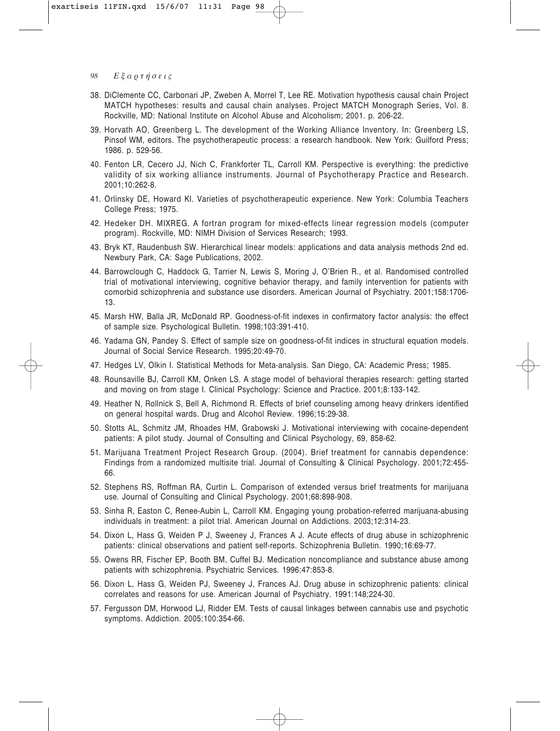38. DiClemente CC, Carbonari JP, Zweben A, Morrel T, Lee RE. Motivation hypothesis causal chain Project MATCH hypotheses: results and causal chain analyses. Project MATCH Monograph Series, Vol. 8. Rockville, MD: National Institute on Alcohol Abuse and Alcoholism; 2001. p. 206-22.
39. Horvath AO, Greenberg L. The development of the Working Alliance Inventory. In: Greenberg LS, Pinsof WM, editors. The psychotherapeutic process: a research handbook. New York: Guilford Press; 1986. p. 529-56.
40. Fenton LR, Cecero JJ, Nich C, Frankforter TL, Carroll KM. Perspective is everything: the predictive validity of six working alliance instruments. Journal of Psychotherapy Practice and Research. 2001;10:262-8.
41. Orlinsky DE, Howard KI. Varieties of psychotherapeutic experience. New York: Columbia Teachers College Press; 1975.
42. Hedeker DH. MIXREG. A fortran program for mixed-effects linear regression models (computer program). Rockville, MD: NIMH Division of Services Research; 1993.
43. Bryk KT, Raudenbush SW. Hierarchical linear models: applications and data analysis methods 2nd ed. Newbury Park, CA: Sage Publications, 2002.
44. Barrowclough C, Haddock G, Tarrier N, Lewis S, Moring J, O'Brien R., et al. Randomised controlled trial of motivational interviewing, cognitive behavior therapy, and family intervention for patients with comorbid schizophrenia and substance use disorders. American Journal of Psychiatry. 2001;158:1706-13.
45. Marsh HW, Balla JR, McDonald RP. Goodness-of-fit indexes in confirmatory factor analysis: the effect of sample size. Psychological Bulletin. 1998;103:391-410.
46. Yadama GN, Pandey S. Effect of sample size on goodness-of-fit indices in structural equation models. Journal of Social Service Research. 1995;20:49-70.
47. Hedges LV, Olkin I. Statistical Methods for Meta-analysis. San Diego, CA: Academic Press; 1985.
48. Rounsaville BJ, Carroll KM, Onken LS. A stage model of behavioral therapies research: getting started and moving on from stage I. Clinical Psychology: Science and Practice. 2001;8:133-142.
49. Heather N, Rollnick S, Bell A, Richmond R. Effects of brief counseling among heavy drinkers identified on general hospital wards. Drug and Alcohol Review. 1996;15:29-38.
50. Stotts AL, Schmitz JM, Rhoades HM, Grabowski J. Motivational interviewing with cocaine-dependent patients: A pilot study. Journal of Consulting and Clinical Psychology, 69, 858-62.
51. Marijuana Treatment Project Research Group. (2004). Brief treatment for cannabis dependence: Findings from a randomized multisite trial. Journal of Consulting & Clinical Psychology. 2001;72:455-66.
52. Stephens RS, Roffman RA, Curtin L. Comparison of extended versus brief treatments for marijuana use. Journal of Consulting and Clinical Psychology. 2001;68:898-908.
53. Sinha R, Easton C, Renee-Aubin L, Carroll KM. Engaging young probation-referred marijuana-abusing individuals in treatment: a pilot trial. American Journal on Addictions. 2003;12:314-23.
54. Dixon L, Hass G, Weiden P J, Sweeney J, Frances A J. Acute effects of drug abuse in schizophrenic patients: clinical observations and patient self-reports. Schizophrenia Bulletin. 1990;16:69-77.
55. Owens RR, Fischer EP, Booth BM, Cuffel BJ. Medication noncompliance and substance abuse among patients with schizophrenia. Psychiatric Services. 1996;47:853-8.
56. Dixon L, Hass G, Weiden PJ, Sweeney J, Frances AJ. Drug abuse in schizophrenic patients: clinical correlates and reasons for use. American Journal of Psychiatry. 1991:148;224-30.
57. Fergusson DM, Horwood LJ, Ridder EM. Tests of causal linkages between cannabis use and psychotic symptoms. Addiction. 2005;100:354-66.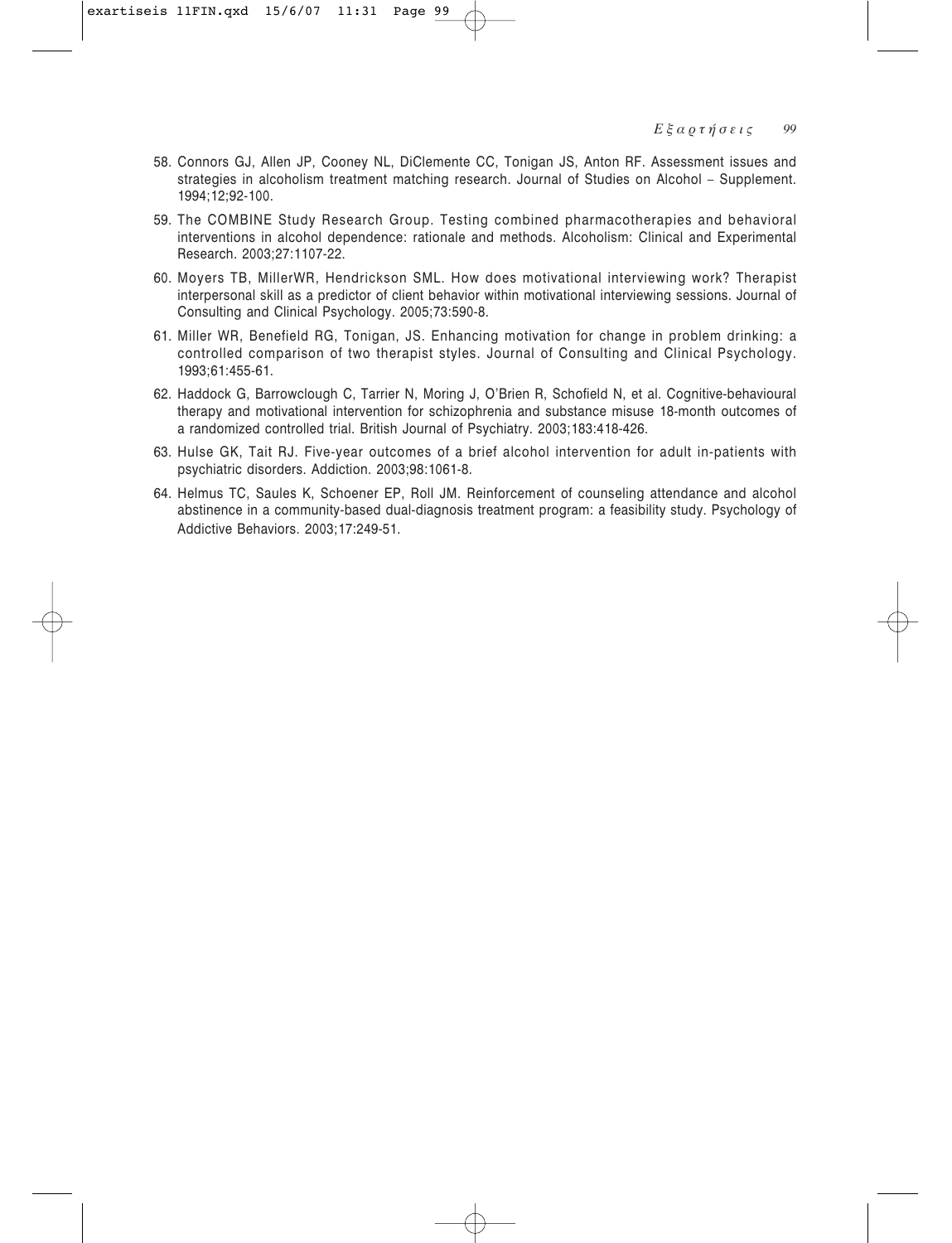58. Connors GJ, Allen JP, Cooney NL, DiClemente CC, Tonigan JS, Anton RF. Assessment issues and strategies in alcoholism treatment matching research. Journal of Studies on Alcohol – Supplement. 1994;12;92-100.

59. The COMBINE Study Research Group. Testing combined pharmacotherapies and behavioral interventions in alcohol dependence: rationale and methods. Alcoholism: Clinical and Experimental Research. 2003;27:1107-22.

60. Moyers TB, MillerWR, Hendrickson SML. How does motivational interviewing work? Therapist interpersonal skill as a predictor of client behavior within motivational interviewing sessions. Journal of Consulting and Clinical Psychology. 2005;73:590-8.

61. Miller WR, Benefield RG, Tonigan, JS. Enhancing motivation for change in problem drinking: a controlled comparison of two therapist styles. Journal of Consulting and Clinical Psychology. 1993;61:455-61.

62. Haddock G, Barrowclough C, Tarrier N, Moring J, O'Brien R, Schofield N, et al. Cognitive-behavioural therapy and motivational intervention for schizophrenia and substance misuse 18-month outcomes of a randomized controlled trial. British Journal of Psychiatry. 2003;183:418-426.

63. Hulse GK, Tait RJ. Five-year outcomes of a brief alcohol intervention for adult in-patients with psychiatric disorders. Addiction. 2003;98:1061-8.

64. Helmus TC, Saules K, Schoener EP, Roll JM. Reinforcement of counseling attendance and alcohol abstinence in a community-based dual-diagnosis treatment program: a feasibility study. Psychology of Addictive Behaviors. 2003;17:249-51.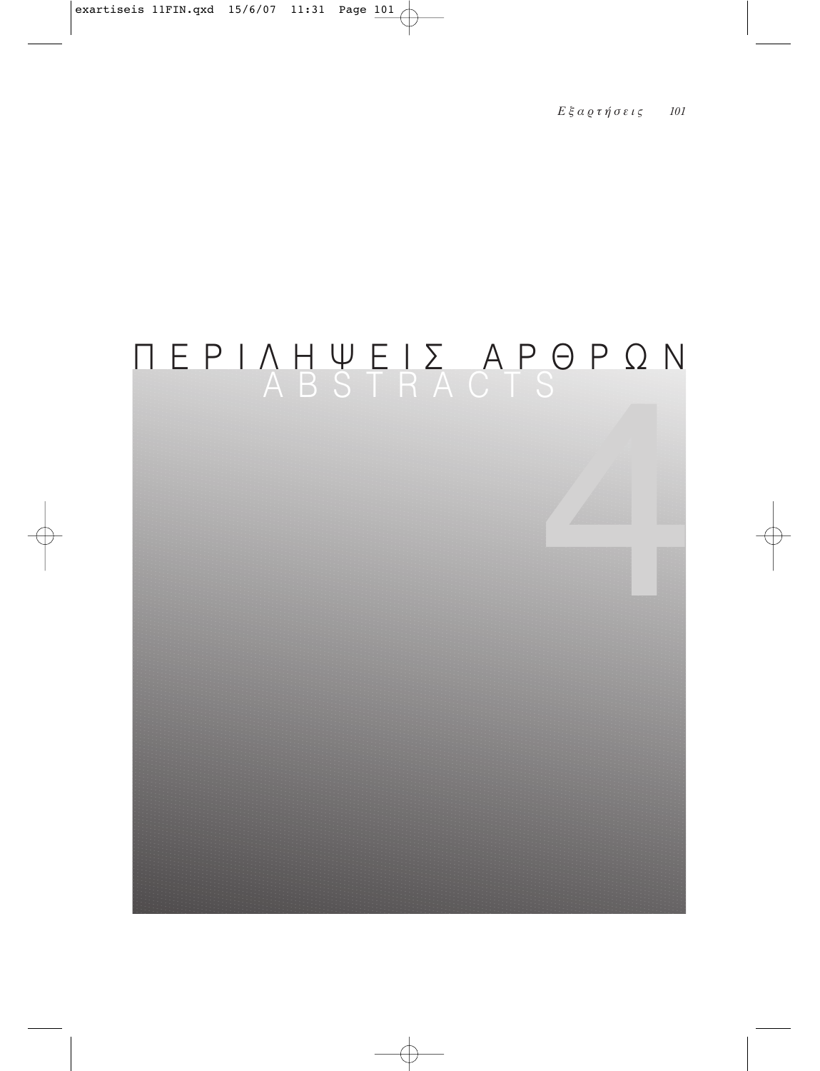# ΠΕΡΙΛΗΨΕΙΣ ΑΡΘΡΩΝ

## ABSTRACTS

4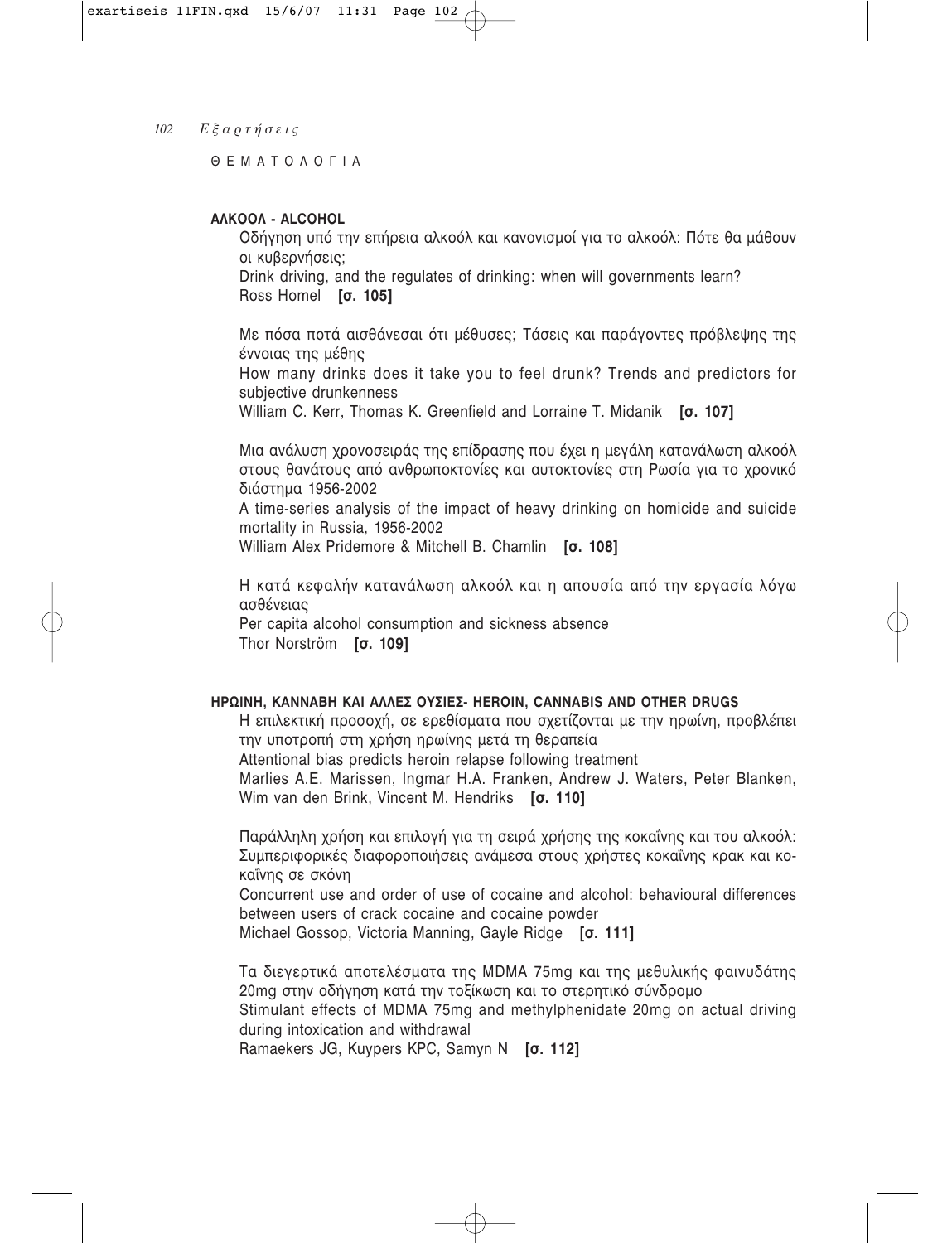ΘΕΜΑΤΟΛΟΓΙΑ

## ΑΛΚΟΟΛ - ALCOHOL

Οδήγηση υπό την επήρεια αλκοόλ και κανονισμοί για το αλκοόλ: Πότε θα μάθουν οι κυβερνήσεις;
Drink driving, and the regulates of drinking: when will governments learn?
Ross Homel **[σ. 105]**

Με πόσα ποτά αισθάνεσαι ότι μέθυσες; Τάσεις και παράγοντες πρόβλεψης της έννοιας της μέθης
How many drinks does it take you to feel drunk? Trends and predictors for subjective drunkenness
William C. Kerr, Thomas K. Greenfield and Lorraine T. Midanik **[σ. 107]**

Μια ανάλυση χρονοσειράς της επίδρασης που έχει η μεγάλη κατανάλωση αλκοόλ στους θανάτους από ανθρωποκτονίες και αυτοκτονίες στη Ρωσία για το χρονικό διάστημα 1956-2002
A time-series analysis of the impact of heavy drinking on homicide and suicide mortality in Russia, 1956-2002
William Alex Pridemore & Mitchell B. Chamlin **[σ. 108]**

Η κατά κεφαλήν κατανάλωση αλκοόλ και η απουσία από την εργασία λόγω ασθένειας
Per capita alcohol consumption and sickness absence
Thor Norström **[σ. 109]**

## ΗΡΩΙΝΗ, ΚΑΝΝΑΒΗ ΚΑΙ ΑΛΛΕΣ ΟΥΣΙΕΣ- HEROIN, CANNABIS AND OTHER DRUGS

Η επιλεκτική προσοχή, σε ερεθίσματα που σχετίζονται με την ηρωίνη, προβλέπει την υποτροπή στη χρήση ηρωίνης μετά τη θεραπεία
Attentional bias predicts heroin relapse following treatment
Marlies A.E. Marissen, Ingmar H.A. Franken, Andrew J. Waters, Peter Blanken, Wim van den Brink, Vincent M. Hendriks **[σ. 110]**

Παράλληλη χρήση και επιλογή για τη σειρά χρήσης της κοκαΐνης και του αλκοόλ: Συμπεριφορικές διαφοροποιήσεις ανάμεσα στους χρήστες κοκαΐνης κρακ και κοκαΐνης σε σκόνη
Concurrent use and order of use of cocaine and alcohol: behavioural differences between users of crack cocaine and cocaine powder
Michael Gossop, Victoria Manning, Gayle Ridge **[σ. 111]**

Τα διεγερτικά αποτελέσματα της MDMA 75mg και της μεθυλικής φαινυδάτης 20mg στην οδήγηση κατά την τοξίκωση και το στερητικό σύνδρομο
Stimulant effects of MDMA 75mg and methylphenidate 20mg on actual driving during intoxication and withdrawal
Ramaekers JG, Kuypers KPC, Samyn N **[σ. 112]**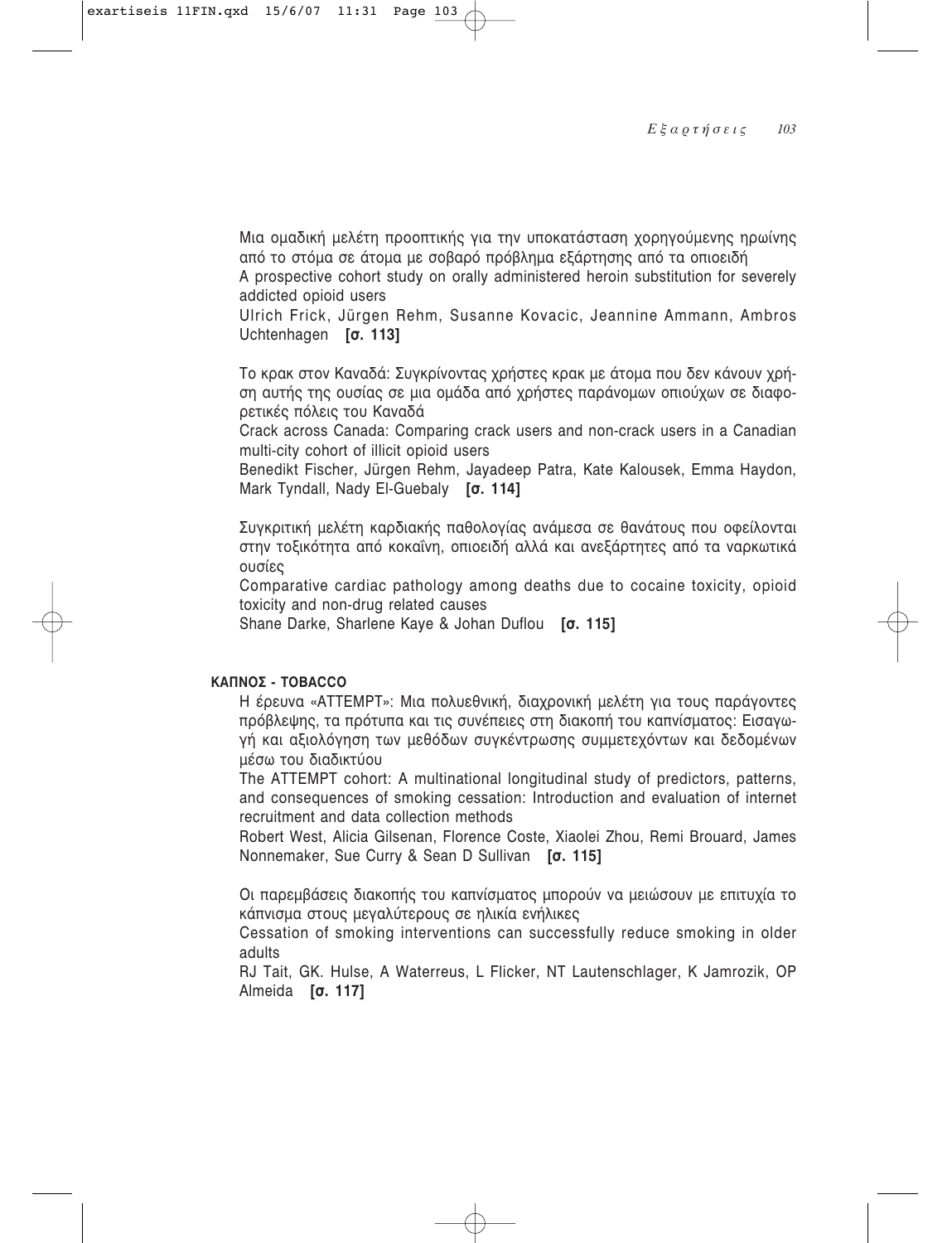Μια ομαδική μελέτη προοπτικής για την υποκατάσταση χορηγούμενης ηρωίνης από το στόμα σε άτομα με σοβαρό πρόβλημα εξάρτησης από τα οπιοειδή

A prospective cohort study on orally administered heroin substitution for severely addicted opioid users

Ulrich Frick, Jürgen Rehm, Susanne Kovacic, Jeannine Ammann, Ambros Uchtenhagen **[σ. 113]**

Το κρακ στον Καναδά: Συγκρίνοντας χρήστες κρακ με άτομα που δεν κάνουν χρήση αυτής της ουσίας σε μια ομάδα από χρήστες παράνομων οπιούχων σε διαφορετικές πόλεις του Καναδά

Crack across Canada: Comparing crack users and non-crack users in a Canadian multi-city cohort of illicit opioid users

Benedikt Fischer, Jürgen Rehm, Jayadeep Patra, Kate Kalousek, Emma Haydon, Mark Tyndall, Nady El-Guebaly **[σ. 114]**

Συγκριτική μελέτη καρδιακής παθολογίας ανάμεσα σε θανάτους που οφείλονται στην τοξικότητα από κοκαΐνη, οπιοειδή αλλά και ανεξάρτητες από τα ναρκωτικά ουσίες

Comparative cardiac pathology among deaths due to cocaine toxicity, opioid toxicity and non-drug related causes

Shane Darke, Sharlene Kaye & Johan Duflou **[σ. 115]**

**ΚΑΠΝΟΣ - TOBACCO**

Η έρευνα «ATTEMPT»: Μια πολυεθνική, διαχρονική μελέτη για τους παράγοντες πρόβλεψης, τα πρότυπα και τις συνέπειες στη διακοπή του καπνίσματος: Εισαγωγή και αξιολόγηση των μεθόδων συγκέντρωσης συμμετεχόντων και δεδομένων μέσω του διαδικτύου

The ATTEMPT cohort: A multinational longitudinal study of predictors, patterns, and consequences of smoking cessation: Introduction and evaluation of internet recruitment and data collection methods

Robert West, Alicia Gilsenan, Florence Coste, Xiaolei Zhou, Remi Brouard, James Nonnemaker, Sue Curry & Sean D Sullivan **[σ. 115]**

Οι παρεμβάσεις διακοπής του καπνίσματος μπορούν να μειώσουν με επιτυχία το κάπνισμα στους μεγαλύτερους σε ηλικία ενήλικες

Cessation of smoking interventions can successfully reduce smoking in older adults

RJ Tait, GK. Hulse, A Waterreus, L Flicker, NT Lautenschlager, K Jamrozik, OP Almeida **[σ. 117]**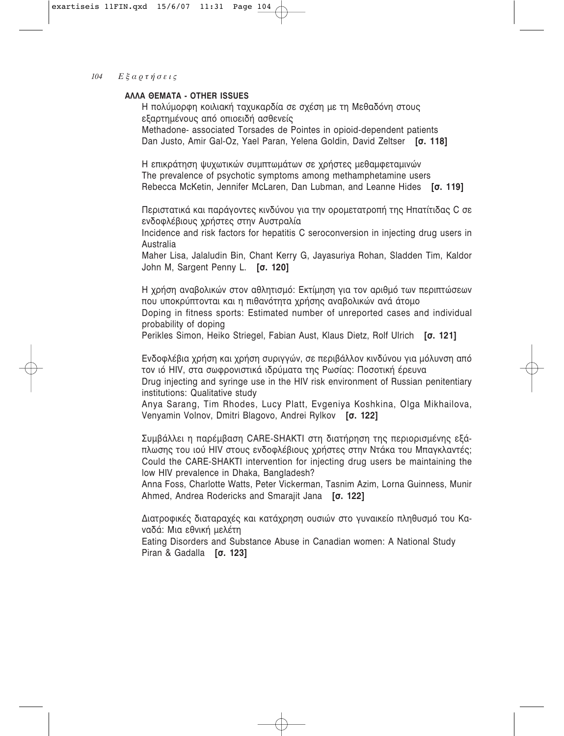## ΑΛΛΑ ΘΕΜΑΤΑ - OTHER ISSUES

Η πολύμορφη κοιλιακή ταχυκαρδία σε σχέση με τη Μεθαδόνη στους εξαρτημένους από οπιοειδή ασθενείς
Methadone- associated Torsades de Pointes in opioid-dependent patients
Dan Justo, Amir Gal-Oz, Yael Paran, Yelena Goldin, David Zeltser **[σ. 118]**

Η επικράτηση ψυχωτικών συμπτωμάτων σε χρήστες μεθαμφεταμινών
The prevalence of psychotic symptoms among methamphetamine users
Rebecca McKetin, Jennifer McLaren, Dan Lubman, and Leanne Hides **[σ. 119]**

Περιστατικά και παράγοντες κινδύνου για την ορομετατροπή της Ηπατίτιδας C σε ενδοφλέβιους χρήστες στην Αυστραλία
Incidence and risk factors for hepatitis C seroconversion in injecting drug users in Australia
Maher Lisa, Jalaludin Bin, Chant Kerry G, Jayasuriya Rohan, Sladden Tim, Kaldor John M, Sargent Penny L. **[σ. 120]**

Η χρήση αναβολικών στον αθλητισμό: Εκτίμηση για τον αριθμό των περιπτώσεων που υποκρύπτονται και η πιθανότητα χρήσης αναβολικών ανά άτομο
Doping in fitness sports: Estimated number of unreported cases and individual probability of doping
Perikles Simon, Heiko Striegel, Fabian Aust, Klaus Dietz, Rolf Ulrich **[σ. 121]**

Ενδοφλέβια χρήση και χρήση συριγγών, σε περιβάλλον κινδύνου για μόλυνση από τον ιό HIV, στα σωφρονιστικά ιδρύματα της Ρωσίας: Ποσοτική έρευνα
Drug injecting and syringe use in the HIV risk environment of Russian penitentiary institutions: Qualitative study
Anya Sarang, Tim Rhodes, Lucy Platt, Evgeniya Koshkina, Olga Mikhailova, Venyamin Volnov, Dmitri Blagovo, Andrei Rylkov **[σ. 122]**

Συμβάλλει η παρέμβαση CARE-SHAKTI στη διατήρηση της περιορισμένης εξάπλωσης του ιού HIV στους ενδοφλέβιους χρήστες στην Ντάκα του Μπαγκλαντές;
Could the CARE-SHAKTI intervention for injecting drug users be maintaining the low HIV prevalence in Dhaka, Bangladesh?
Anna Foss, Charlotte Watts, Peter Vickerman, Tasnim Azim, Lorna Guinness, Munir Ahmed, Andrea Rodericks and Smarajit Jana **[σ. 122]**

Διατροφικές διαταραχές και κατάχρηση ουσιών στο γυναικείο πληθυσμό του Καναδά: Μια εθνική μελέτη
Eating Disorders and Substance Abuse in Canadian women: A National Study
Piran & Gadalla **[σ. 123]**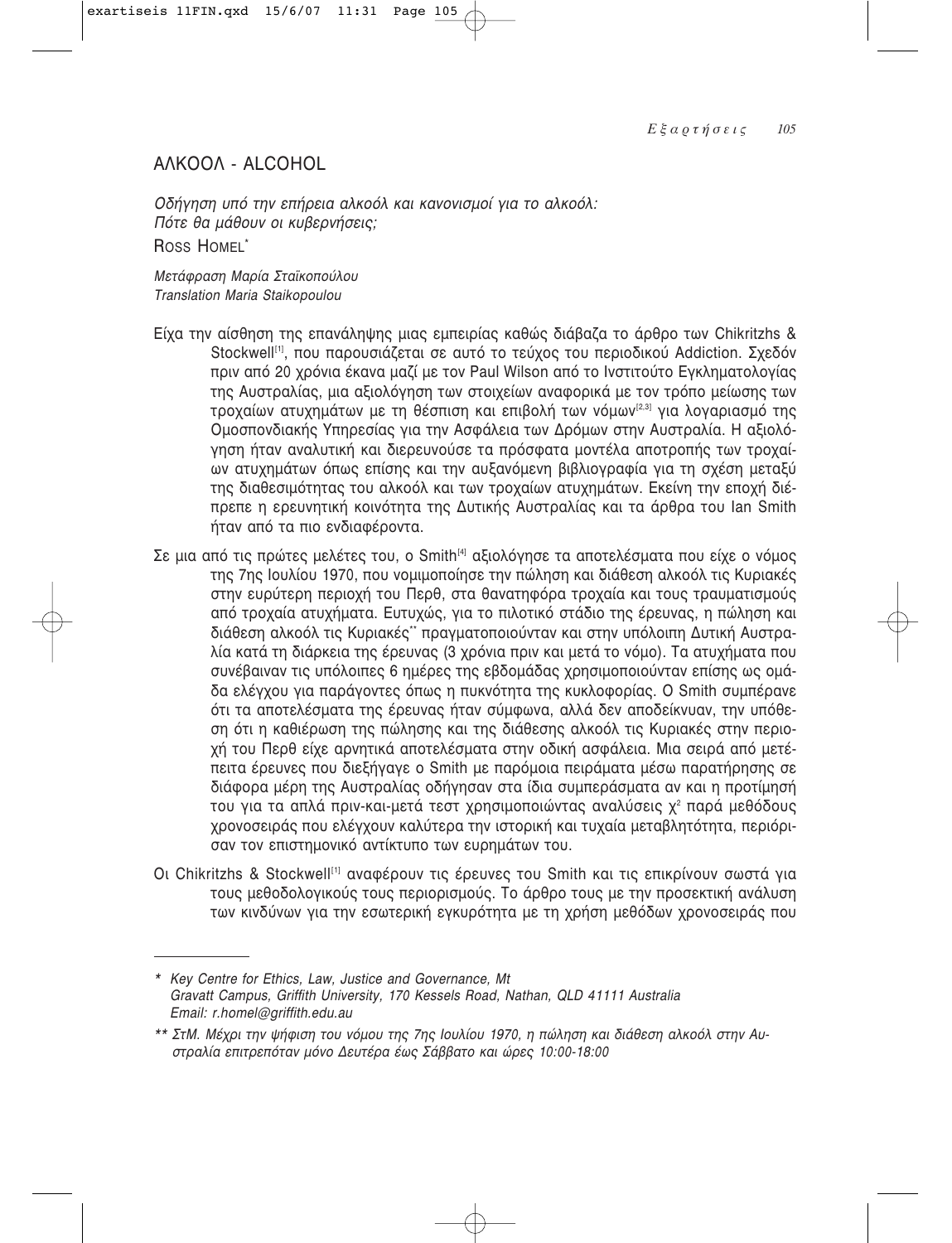# ΑΛΚΟΟΛ - ALCOHOL

## *Οδήγηση υπό την επήρεια αλκοόλ και κανονισμοί για το αλκοόλ: Πότε θα μάθουν οι κυβερνήσεις;*

ROSS HOMEL*

*Μετάφραση Μαρία Σταϊκοπούλου*
*Translation Maria Staikopoulou*

Είχα την αίσθηση της επανάληψης μιας εμπειρίας καθώς διάβαζα το άρθρο των Chikritzhs & Stockwell[1], που παρουσιάζεται σε αυτό το τεύχος του περιοδικού Addiction. Σχεδόν πριν από 20 χρόνια έκανα μαζί με τον Paul Wilson από το Ινστιτούτο Εγκληματολογίας της Αυστραλίας, μια αξιολόγηση των στοιχείων αναφορικά με τον τρόπο μείωσης των τροχαίων ατυχημάτων με τη θέσπιση και επιβολή των νόμων[2,3] για λογαριασμό της Ομοσπονδιακής Υπηρεσίας για την Ασφάλεια των Δρόμων στην Αυστραλία. Η αξιολόγηση ήταν αναλυτική και διερευνούσε τα πρόσφατα μοντέλα αποτροπής των τροχαίων ατυχημάτων όπως επίσης και την αυξανόμενη βιβλιογραφία για τη σχέση μεταξύ της διαθεσιμότητας του αλκοόλ και των τροχαίων ατυχημάτων. Εκείνη την εποχή διέπρεπε η ερευνητική κοινότητα της Δυτικής Αυστραλίας και τα άρθρα του Ian Smith ήταν από τα πιο ενδιαφέροντα.

Σε μια από τις πρώτες μελέτες του, ο Smith[4] αξιολόγησε τα αποτελέσματα που είχε ο νόμος της 7ης Ιουλίου 1970, που νομιμοποίησε την πώληση και διάθεση αλκοόλ τις Κυριακές στην ευρύτερη περιοχή του Περθ, στα θανατηφόρα τροχαία και τους τραυματισμούς από τροχαία ατυχήματα. Ευτυχώς, για το πιλοτικό στάδιο της έρευνας, η πώληση και διάθεση αλκοόλ τις Κυριακές** πραγματοποιούνταν και στην υπόλοιπη Δυτική Αυστραλία κατά τη διάρκεια της έρευνας (3 χρόνια πριν και μετά το νόμο). Τα ατυχήματα που συνέβαιναν τις υπόλοιπες 6 ημέρες της εβδομάδας χρησιμοποιούνταν επίσης ως ομάδα ελέγχου για παράγοντες όπως η πυκνότητα της κυκλοφορίας. Ο Smith συμπέρανε ότι τα αποτελέσματα της έρευνας ήταν σύμφωνα, αλλά δεν αποδείκνυαν, την υπόθεση ότι η καθιέρωση της πώλησης και της διάθεσης αλκοόλ τις Κυριακές στην περιοχή του Περθ είχε αρνητικά αποτελέσματα στην οδική ασφάλεια. Μια σειρά από μετέπειτα έρευνες που διεξήγαγε ο Smith με παρόμοια πειράματα μέσω παρατήρησης σε διάφορα μέρη της Αυστραλίας οδήγησαν στα ίδια συμπεράσματα αν και η προτίμησή του για τα απλά πριν-και-μετά τεστ χρησιμοποιώντας αναλύσεις $\chi^2$ παρά μεθόδους χρονοσειράς που ελέγχουν καλύτερα την ιστορική και τυχαία μεταβλητότητα, περιόρισαν τον επιστημονικό αντίκτυπο των ευρημάτων του.

Οι Chikritzhs & Stockwell[1] αναφέρουν τις έρευνες του Smith και τις επικρίνουν σωστά για τους μεθοδολογικούς τους περιορισμούς. Το άρθρο τους με την προσεκτική ανάλυση των κινδύνων για την εσωτερική εγκυρότητα με τη χρήση μεθόδων χρονοσειράς που

---

\* *Key Centre for Ethics, Law, Justice and Governance, Mt Gravatt Campus, Griffith University, 170 Kessels Road, Nathan, QLD 41111 Australia Email: r.homel@griffith.edu.au*

\*\* *ΣτΜ. Μέχρι την ψήφιση του νόμου της 7ης Ιουλίου 1970, η πώληση και διάθεση αλκοόλ στην Αυστραλία επιτρεπόταν μόνο Δευτέρα έως Σάββατο και ώρες 10:00-18:00*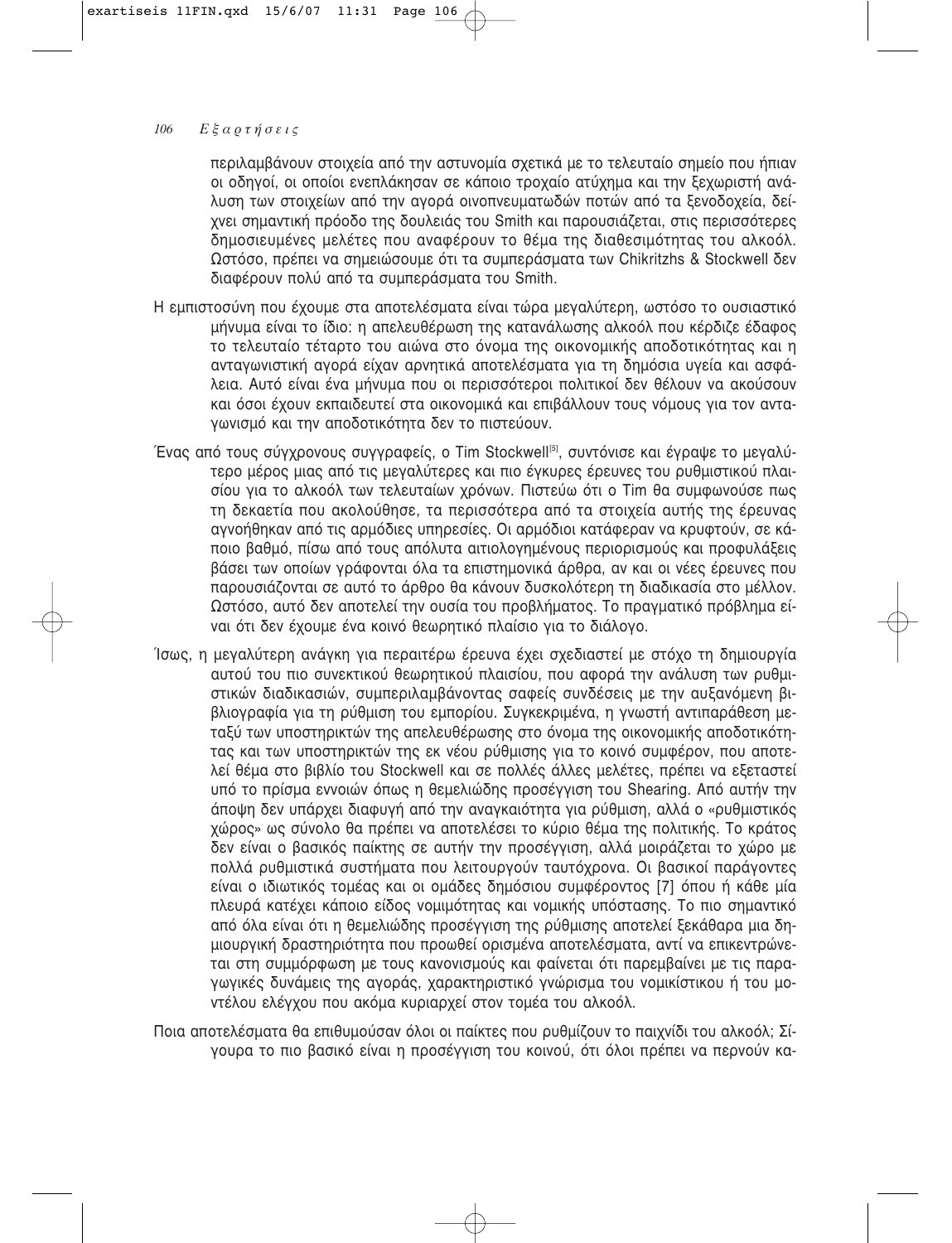περιλαμβάνουν στοιχεία από την αστυνομία σχετικά με το τελευταίο σημείο που ήπιαν οι οδηγοί, οι οποίοι ενεπλάκησαν σε κάποιο τροχαίο ατύχημα και την ξεχωριστή ανάλυση των στοιχείων από την αγορά οινοπνευματωδών ποτών από τα ξενοδοχεία, δείχνει σημαντική πρόοδο της δουλειάς του Smith και παρουσιάζεται, στις περισσότερες δημοσιευμένες μελέτες που αναφέρουν το θέμα της διαθεσιμότητας του αλκοόλ. Ωστόσο, πρέπει να σημειώσουμε ότι τα συμπεράσματα των Chikritzhs & Stockwell δεν διαφέρουν πολύ από τα συμπεράσματα του Smith.

Η εμπιστοσύνη που έχουμε στα αποτελέσματα είναι τώρα μεγαλύτερη, ωστόσο το ουσιαστικό μήνυμα είναι το ίδιο: η απελευθέρωση της κατανάλωσης αλκοόλ που κέρδιζε έδαφος το τελευταίο τέταρτο του αιώνα στο όνομα της οικονομικής αποδοτικότητας και η ανταγωνιστική αγορά είχαν αρνητικά αποτελέσματα για τη δημόσια υγεία και ασφάλεια. Αυτό είναι ένα μήνυμα που οι περισσότεροι πολιτικοί δεν θέλουν να ακούσουν και όσοι έχουν εκπαιδευτεί στα οικονομικά και επιβάλλουν τους νόμους για τον ανταγωνισμό και την αποδοτικότητα δεν το πιστεύουν.

Ένας από τους σύγχρονους συγγραφείς, ο Tim Stockwell[5], συντόνισε και έγραψε το μεγαλύτερο μέρος μιας από τις μεγαλύτερες και πιο έγκυρες έρευνες του ρυθμιστικού πλαισίου για το αλκοόλ των τελευταίων χρόνων. Πιστεύω ότι ο Tim θα συμφωνούσε πως τη δεκαετία που ακολούθησε, τα περισσότερα από τα στοιχεία αυτής της έρευνας αγνοήθηκαν από τις αρμόδιες υπηρεσίες. Οι αρμόδιοι κατάφεραν να κρυφτούν, σε κάποιο βαθμό, πίσω από τους απόλυτα αιτιολογημένους περιορισμούς και προφυλάξεις βάσει των οποίων γράφονται όλα τα επιστημονικά άρθρα, αν και οι νέες έρευνες που παρουσιάζονται σε αυτό το άρθρο θα κάνουν δυσκολότερη τη διαδικασία στο μέλλον. Ωστόσο, αυτό δεν αποτελεί την ουσία του προβλήματος. Το πραγματικό πρόβλημα είναι ότι δεν έχουμε ένα κοινό θεωρητικό πλαίσιο για το διάλογο.

Ίσως, η μεγαλύτερη ανάγκη για περαιτέρω έρευνα έχει σχεδιαστεί με στόχο τη δημιουργία αυτού του πιο συνεκτικού θεωρητικού πλαισίου, που αφορά την ανάλυση των ρυθμιστικών διαδικασιών, συμπεριλαμβάνοντας σαφείς συνδέσεις με την αυξανόμενη βιβλιογραφία για τη ρύθμιση του εμπορίου. Συγκεκριμένα, η γνωστή αντιπαράθεση μεταξύ των υποστηρικτών της απελευθέρωσης στο όνομα της οικονομικής αποδοτικότητας και των υποστηρικτών της εκ νέου ρύθμισης για το κοινό συμφέρον, που αποτελεί θέμα στο βιβλίο του Stockwell και σε πολλές άλλες μελέτες, πρέπει να εξεταστεί υπό το πρίσμα εννοιών όπως η θεμελιώδης προσέγγιση του Shearing. Από αυτήν την άποψη δεν υπάρχει διαφυγή από την αναγκαιότητα για ρύθμιση, αλλά ο «ρυθμιστικός χώρος» ως σύνολο θα πρέπει να αποτελέσει το κύριο θέμα της πολιτικής. Το κράτος δεν είναι ο βασικός παίκτης σε αυτήν την προσέγγιση, αλλά μοιράζεται το χώρο με πολλά ρυθμιστικά συστήματα που λειτουργούν ταυτόχρονα. Οι βασικοί παράγοντες είναι ο ιδιωτικός τομέας και οι ομάδες δημόσιου συμφέροντος [7] όπου η κάθε μία πλευρά κατέχει κάποιο είδος νομιμότητας και νομικής υπόστασης. Το πιο σημαντικό από όλα είναι ότι η θεμελιώδης προσέγγιση της ρύθμισης αποτελεί ξεκάθαρα μια δημιουργική δραστηριότητα που προωθεί ορισμένα αποτελέσματα, αντί να επικεντρώνεται στη συμμόρφωση με τους κανονισμούς και φαίνεται ότι παρεμβαίνει με τις παραγωγικές δυνάμεις της αγοράς, χαρακτηριστικό γνώρισμα του νομικίστικου ή του μοντέλου ελέγχου που ακόμα κυριαρχεί στον τομέα του αλκοόλ.

Ποια αποτελέσματα θα επιθυμούσαν όλοι οι παίκτες που ρυθμίζουν το παιχνίδι του αλκοόλ; Σίγουρα το πιο βασικό είναι η προσέγγιση του κοινού, ότι όλοι πρέπει να περνούν κα-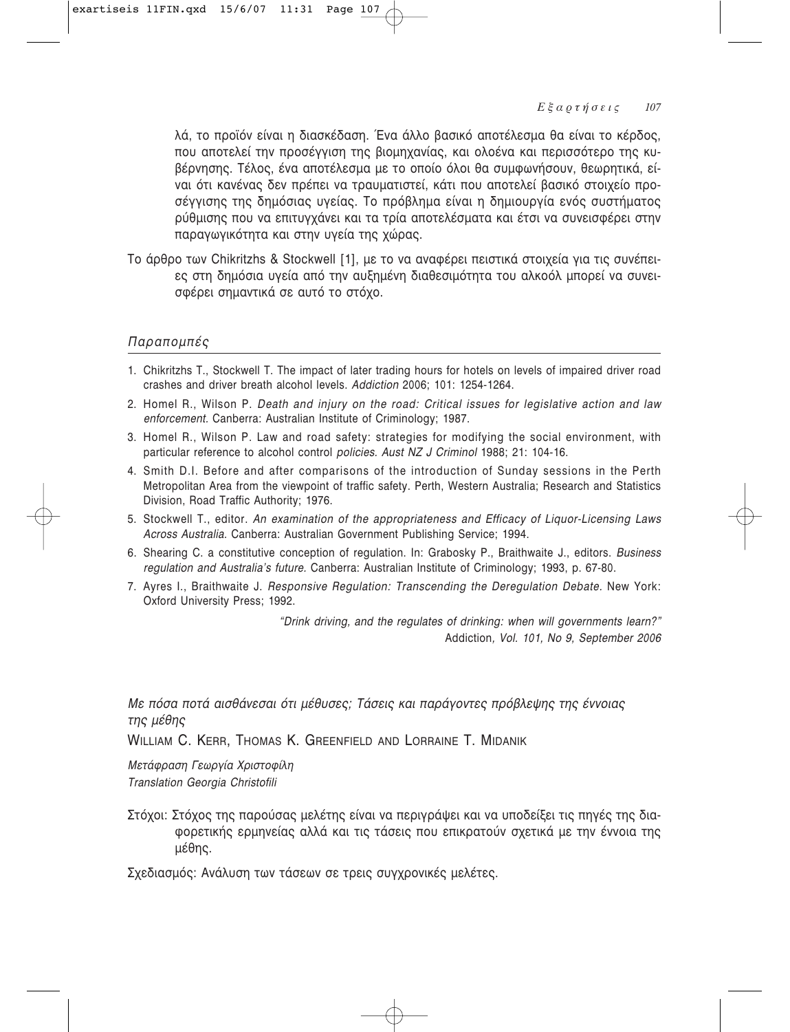λά, το προϊόν είναι η διασκέδαση. Ένα άλλο βασικό αποτέλεσμα θα είναι το κέρδος, που αποτελεί την προσέγγιση της βιομηχανίας, και ολοένα και περισσότερο της κυβέρνησης. Τέλος, ένα αποτέλεσμα με το οποίο όλοι θα συμφωνήσουν, θεωρητικά, είναι ότι κανένας δεν πρέπει να τραυματιστεί, κάτι που αποτελεί βασικό στοιχείο προσέγγισης της δημόσιας υγείας. Το πρόβλημα είναι η δημιουργία ενός συστήματος ρύθμισης που να επιτυγχάνει και τα τρία αποτελέσματα και έτσι να συνεισφέρει στην παραγωγικότητα και στην υγεία της χώρας.

Το άρθρο των Chikritzhs & Stockwell [1], με το να αναφέρει πειστικά στοιχεία για τις συνέπειες στη δημόσια υγεία από την αυξημένη διαθεσιμότητα του αλκοόλ μπορεί να συνεισφέρει σημαντικά σε αυτό το στόχο.

### *Παραπομπές*

1. Chikritzhs T., Stockwell T. The impact of later trading hours for hotels on levels of impaired driver road crashes and driver breath alcohol levels. *Addiction* 2006; 101: 1254-1264.
2. Homel R., Wilson P. *Death and injury on the road: Critical issues for legislative action and law enforcement.* Canberra: Australian Institute of Criminology; 1987.
3. Homel R., Wilson P. Law and road safety: strategies for modifying the social environment, with particular reference to alcohol control *policies. Aust NZ J Criminol* 1988; 21: 104-16.
4. Smith D.I. Before and after comparisons of the introduction of Sunday sessions in the Perth Metropolitan Area from the viewpoint of traffic safety. Perth, Western Australia; Research and Statistics Division, Road Traffic Authority; 1976.
5. Stockwell T., editor. *An examination of the appropriateness and Efficacy of Liquor-Licensing Laws Across Australia.* Canberra: Australian Government Publishing Service; 1994.
6. Shearing C. a constitutive conception of regulation. In: Grabosky P., Braithwaite J., editors. *Business regulation and Australia's future.* Canberra: Australian Institute of Criminology; 1993, p. 67-80.
7. Ayres I., Braithwaite J. *Responsive Regulation: Transcending the Deregulation Debate.* New York: Oxford University Press; 1992.

*"Drink driving, and the regulates of drinking: when will governments learn?"*
Addiction*, Vol. 101, No 9, September 2006*

## *Με πόσα ποτά αισθάνεσαι ότι μέθυσες; Τάσεις και παράγοντες πρόβλεψης της έννοιας της μέθης*

WILLIAM C. KERR, THOMAS K. GREENFIELD AND LORRAINE T. MIDANIK

*Μετάφραση Γεωργία Χριστοφίλη*
*Translation Georgia Christofili*

Στόχοι: Στόχος της παρούσας μελέτης είναι να περιγράψει και να υποδείξει τις πηγές της διαφορετικής ερμηνείας αλλά και τις τάσεις που επικρατούν σχετικά με την έννοια της μέθης.

Σχεδιασμός: Ανάλυση των τάσεων σε τρεις συγχρονικές μελέτες.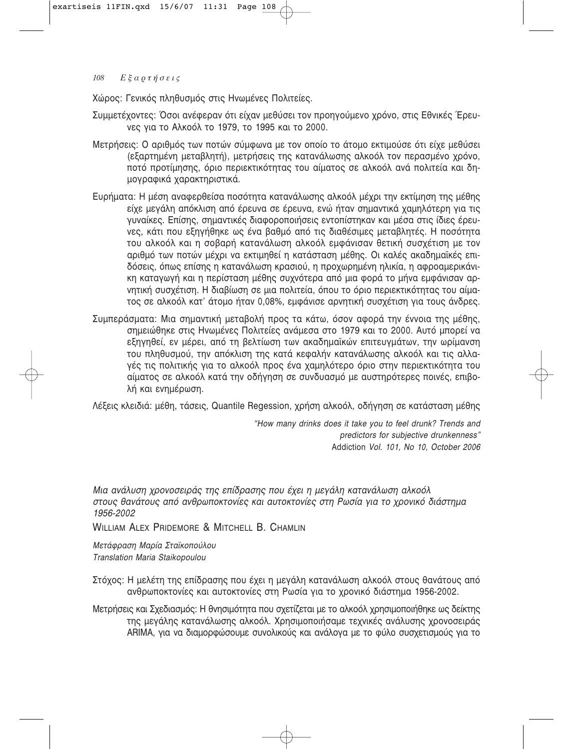Χώρος: Γενικός πληθυσμός στις Ηνωμένες Πολιτείες.

Συμμετέχοντες: Όσοι ανέφεραν ότι είχαν μεθύσει τον προηγούμενο χρόνο, στις Εθνικές Έρευνες για το Αλκοόλ το 1979, το 1995 και το 2000.

Μετρήσεις: Ο αριθμός των ποτών σύμφωνα με τον οποίο το άτομο εκτιμούσε ότι είχε μεθύσει (εξαρτημένη μεταβλητή), μετρήσεις της κατανάλωσης αλκοόλ τον περασμένο χρόνο, ποτό προτίμησης, όριο περιεκτικότητας του αίματος σε αλκοόλ ανά πολιτεία και δημογραφικά χαρακτηριστικά.

Ευρήματα: Η μέση αναφερθείσα ποσότητα κατανάλωσης αλκοόλ μέχρι την εκτίμηση της μέθης είχε μεγάλη απόκλιση από έρευνα σε έρευνα, ενώ ήταν σημαντικά χαμηλότερη για τις γυναίκες. Επίσης, σημαντικές διαφοροποιήσεις εντοπίστηκαν και μέσα στις ίδιες έρευνες, κάτι που εξηγήθηκε ως ένα βαθμό από τις διαθέσιμες μεταβλητές. Η ποσότητα του αλκοόλ και η σοβαρή κατανάλωση αλκοόλ εμφάνισαν θετική συσχέτιση με τον αριθμό των ποτών μέχρι να εκτιμηθεί η κατάσταση μέθης. Οι καλές ακαδημαϊκές επιδόσεις, όπως επίσης η κατανάλωση κρασιού, η προχωρημένη ηλικία, η αφροαμερικάνικη καταγωγή και η περίσταση μέθης συχνότερα από μια φορά το μήνα εμφάνισαν αρνητική συσχέτιση. Η διαβίωση σε μια πολιτεία, όπου το όριο περιεκτικότητας του αίματος σε αλκοόλ κατ' άτομο ήταν 0,08%, εμφάνισε αρνητική συσχέτιση για τους άνδρες.

Συμπεράσματα: Μια σημαντική μεταβολή προς τα κάτω, όσον αφορά την έννοια της μέθης, σημειώθηκε στις Ηνωμένες Πολιτείες ανάμεσα στο 1979 και το 2000. Αυτό μπορεί να εξηγηθεί, εν μέρει, από τη βελτίωση των ακαδημαϊκών επιτευγμάτων, την ωρίμανση του πληθυσμού, την απόκλιση της κατά κεφαλήν κατανάλωσης αλκοόλ και τις αλλαγές τις πολιτικής για το αλκοόλ προς ένα χαμηλότερο όριο στην περιεκτικότητα του αίματος σε αλκοόλ κατά την οδήγηση σε συνδυασμό με αυστηρότερες ποινές, επιβολή και ενημέρωση.

Λέξεις κλειδιά: μέθη, τάσεις, Quantile Regession, χρήση αλκοόλ, οδήγηση σε κατάσταση μέθης

*"How many drinks does it take you to feel drunk? Trends and predictors for subjective drunkenness"*
Addiction *Vol. 101, No 10, October 2006*

*Μια ανάλυση χρονοσειράς της επίδρασης που έχει η μεγάλη κατανάλωση αλκοόλ στους θανάτους από ανθρωποκτονίες και αυτοκτονίες στη Ρωσία για το χρονικό διάστημα 1956-2002*

WILLIAM ALEX PRIDEMORE & MITCHELL B. CHAMLIN

*Μετάφραση Μαρία Σταϊκοπούλου*
*Translation Maria Staikopoulou*

Στόχος: Η μελέτη της επίδρασης που έχει η μεγάλη κατανάλωση αλκοόλ στους θανάτους από ανθρωποκτονίες και αυτοκτονίες στη Ρωσία για το χρονικό διάστημα 1956-2002.

Μετρήσεις και Σχεδιασμός: Η θνησιμότητα που σχετίζεται με το αλκοόλ χρησιμοποιήθηκε ως δείκτης της μεγάλης κατανάλωσης αλκοόλ. Χρησιμοποιήσαμε τεχνικές ανάλυσης χρονοσειράς ARIMA, για να διαμορφώσουμε συνολικούς και ανάλογα με το φύλο συσχετισμούς για το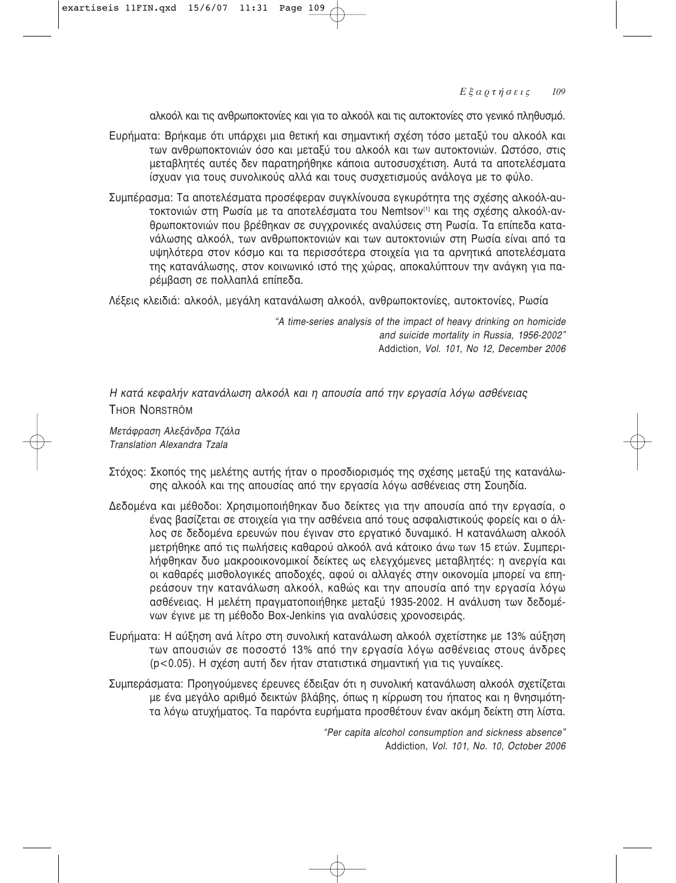αλκοόλ και τις ανθρωποκτονίες και για το αλκοόλ και τις αυτοκτονίες στο γενικό πληθυσμό.

Ευρήματα: Βρήκαμε ότι υπάρχει μια θετική και σημαντική σχέση τόσο μεταξύ του αλκοόλ και των ανθρωποκτονιών όσο και μεταξύ του αλκοόλ και των αυτοκτονιών. Ωστόσο, στις μεταβλητές αυτές δεν παρατηρήθηκε κάποια αυτοσυσχέτιση. Αυτά τα αποτελέσματα ίσχυαν για τους συνολικούς αλλά και τους συσχετισμούς ανάλογα με το φύλο.

Συμπέρασμα: Τα αποτελέσματα προσέφεραν συγκλίνουσα εγκυρότητα της σχέσης αλκοόλ-αυτοκτονιών στη Ρωσία με τα αποτελέσματα του Nemtsov[1] και της σχέσης αλκοόλ-ανθρωποκτονιών που βρέθηκαν σε συγχρονικές αναλύσεις στη Ρωσία. Τα επίπεδα κατανάλωσης αλκοόλ, των ανθρωποκτονιών και των αυτοκτονιών στη Ρωσία είναι από τα υψηλότερα στον κόσμο και τα περισσότερα στοιχεία για τα αρνητικά αποτελέσματα της κατανάλωσης, στον κοινωνικό ιστό της χώρας, αποκαλύπτουν την ανάγκη για παρέμβαση σε πολλαπλά επίπεδα.

Λέξεις κλειδιά: αλκοόλ, μεγάλη κατανάλωση αλκοόλ, ανθρωποκτονίες, αυτοκτονίες, Ρωσία

*"A time-series analysis of the impact of heavy drinking on homicide and suicide mortality in Russia, 1956-2002"*
Addiction*, Vol. 101, No 12, December 2006*

## *Η κατά κεφαλήν κατανάλωση αλκοόλ και η απουσία από την εργασία λόγω ασθένειας*

THOR NORSTRÖM

*Μετάφραση Αλεξάνδρα Τζάλα*
*Translation Alexandra Tzala*

Στόχος: Σκοπός της μελέτης αυτής ήταν ο προσδιορισμός της σχέσης μεταξύ της κατανάλωσης αλκοόλ και της απουσίας από την εργασία λόγω ασθένειας στη Σουηδία.

Δεδομένα και μέθοδοι: Χρησιμοποιήθηκαν δυο δείκτες για την απουσία από την εργασία, ο ένας βασίζεται σε στοιχεία για την ασθένεια από τους ασφαλιστικούς φορείς και ο άλλος σε δεδομένα ερευνών που έγιναν στο εργατικό δυναμικό. Η κατανάλωση αλκοόλ μετρήθηκε από τις πωλήσεις καθαρού αλκοόλ ανά κάτοικο άνω των 15 ετών. Συμπεριλήφθηκαν δυο μακροοικονομικοί δείκτες ως ελεγχόμενες μεταβλητές: η ανεργία και οι καθαρές μισθολογικές αποδοχές, αφού οι αλλαγές στην οικονομία μπορεί να επηρεάσουν την κατανάλωση αλκοόλ, καθώς και την απουσία από την εργασία λόγω ασθένειας. Η μελέτη πραγματοποιήθηκε μεταξύ 1935-2002. Η ανάλυση των δεδομένων έγινε με τη μέθοδο Box-Jenkins για αναλύσεις χρονοσειράς.

Ευρήματα: Η αύξηση ανά λίτρο στη συνολική κατανάλωση αλκοόλ σχετίστηκε με 13% αύξηση των απουσιών σε ποσοστό 13% από την εργασία λόγω ασθένειας στους άνδρες ($p<0.05$). Η σχέση αυτή δεν ήταν στατιστικά σημαντική για τις γυναίκες.

Συμπεράσματα: Προηγούμενες έρευνες έδειξαν ότι η συνολική κατανάλωση αλκοόλ σχετίζεται με ένα μεγάλο αριθμό δεικτών βλάβης, όπως η κίρρωση του ήπατος και η θνησιμότητα λόγω ατυχήματος. Τα παρόντα ευρήματα προσθέτουν έναν ακόμη δείκτη στη λίστα.

*"Per capita alcohol consumption and sickness absence"*
Addiction*, Vol. 101, No. 10, October 2006*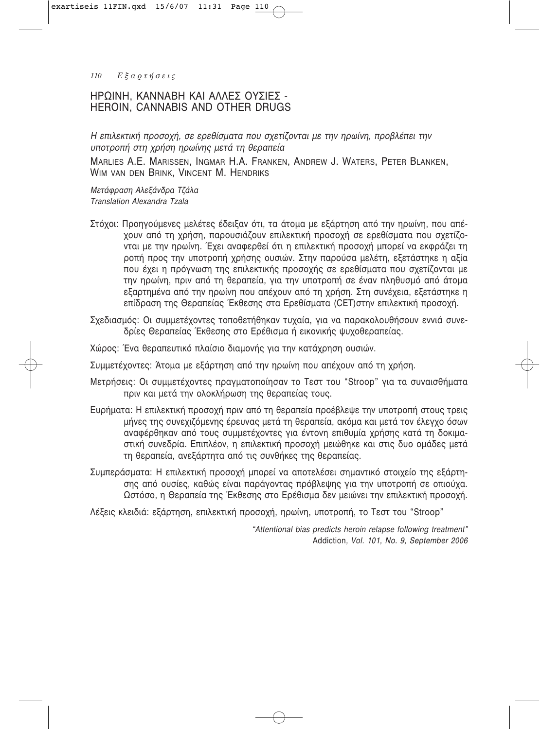## ΗΡΩΙΝΗ, ΚΑΝΝΑΒΗ ΚΑΙ ΑΛΛΕΣ ΟΥΣΙΕΣ - HEROIN, CANNABIS AND OTHER DRUGS

### *Η επιλεκτική προσοχή, σε ερεθίσματα που σχετίζονται με την ηρωίνη, προβλέπει την υποτροπή στη χρήση ηρωίνης μετά τη θεραπεία*

MARLIES A.E. MARISSEN, INGMAR H.A. FRANKEN, ANDREW J. WATERS, PETER BLANKEN, WIM VAN DEN BRINK, VINCENT M. HENDRIKS

*Μετάφραση Αλεξάνδρα Τζάλα*
*Translation Alexandra Tzala*

Στόχοι: Προηγούμενες μελέτες έδειξαν ότι, τα άτομα με εξάρτηση από την ηρωίνη, που απέχουν από τη χρήση, παρουσιάζουν επιλεκτική προσοχή σε ερεθίσματα που σχετίζονται με την ηρωίνη. Έχει αναφερθεί ότι η επιλεκτική προσοχή μπορεί να εκφράζει τη ροπή προς την υποτροπή χρήσης ουσιών. Στην παρούσα μελέτη, εξετάστηκε η αξία που έχει η πρόγνωση της επιλεκτικής προσοχής σε ερεθίσματα που σχετίζονται με την ηρωίνη, πριν από τη θεραπεία, για την υποτροπή σε έναν πληθυσμό από άτομα εξαρτημένα από την ηρωίνη που απέχουν από τη χρήση. Στη συνέχεια, εξετάστηκε η επίδραση της Θεραπείας Έκθεσης στα Ερεθίσματα (CET)στην επιλεκτική προσοχή.

Σχεδιασμός: Οι συμμετέχοντες τοποθετήθηκαν τυχαία, για να παρακολουθήσουν εννιά συνεδρίες Θεραπείας Έκθεσης στο Ερέθισμα ή εικονικής ψυχοθεραπείας.

Χώρος: Ένα θεραπευτικό πλαίσιο διαμονής για την κατάχρηση ουσιών.

Συμμετέχοντες: Άτομα με εξάρτηση από την ηρωίνη που απέχουν από τη χρήση.

Μετρήσεις: Οι συμμετέχοντες πραγματοποίησαν το Τεστ του "Stroop" για τα συναισθήματα πριν και μετά την ολοκλήρωση της θεραπείας τους.

Ευρήματα: Η επιλεκτική προσοχή πριν από τη θεραπεία προέβλεψε την υποτροπή στους τρεις μήνες της συνεχιζόμενης έρευνας μετά τη θεραπεία, ακόμα και μετά τον έλεγχο όσων αναφέρθηκαν από τους συμμετέχοντες για έντονη επιθυμία χρήσης κατά τη δοκιμαστική συνεδρία. Επιπλέον, η επιλεκτική προσοχή μειώθηκε και στις δυο ομάδες μετά τη θεραπεία, ανεξάρτητα από τις συνθήκες της θεραπείας.

Συμπεράσματα: Η επιλεκτική προσοχή μπορεί να αποτελέσει σημαντικό στοιχείο της εξάρτησης από ουσίες, καθώς είναι παράγοντας πρόβλεψης για την υποτροπή σε οπιούχα. Ωστόσο, η Θεραπεία της Έκθεσης στο Ερέθισμα δεν μειώνει την επιλεκτική προσοχή.

Λέξεις κλειδιά: εξάρτηση, επιλεκτική προσοχή, ηρωίνη, υποτροπή, το Τεστ του "Stroop"

*"Attentional bias predicts heroin relapse following treatment"*
Addiction, *Vol. 101, No. 9, September 2006*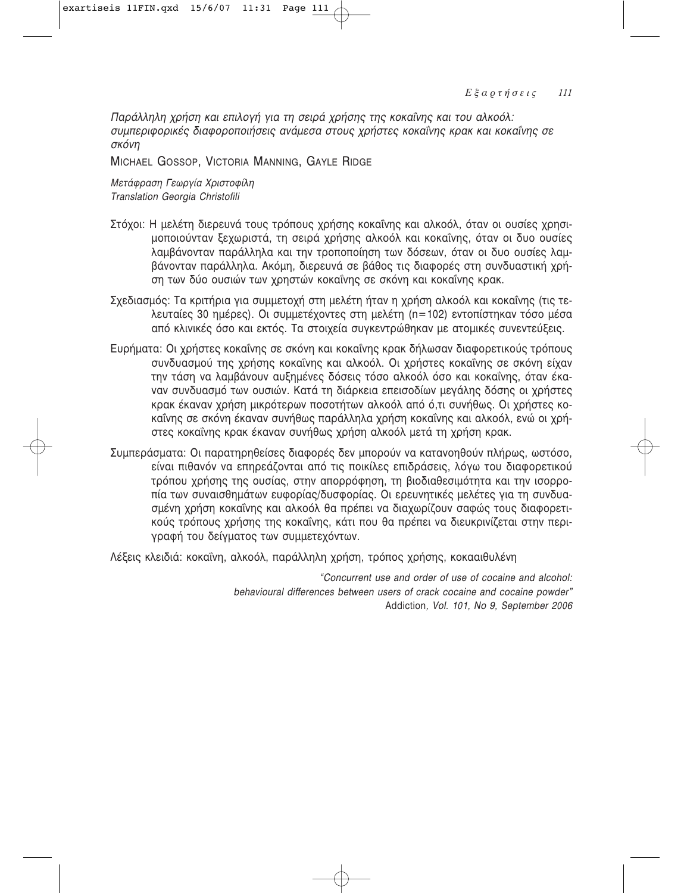*Παράλληλη χρήση και επιλογή για τη σειρά χρήσης της κοκαΐνης και του αλκοόλ: συμπεριφορικές διαφοροποιήσεις ανάμεσα στους χρήστες κοκαΐνης κρακ και κοκαΐνης σε σκόνη*

MICHAEL GOSSOP, VICTORIA MANNING, GAYLE RIDGE

*Μετάφραση Γεωργία Χριστοφίλη*
*Translation Georgia Christofili*

Στόχοι: Η μελέτη διερευνά τους τρόπους χρήσης κοκαΐνης και αλκοόλ, όταν οι ουσίες χρησιμοποιούνταν ξεχωριστά, τη σειρά χρήσης αλκοόλ και κοκαΐνης, όταν οι δυο ουσίες λαμβάνονταν παράλληλα και την τροποποίηση των δόσεων, όταν οι δυο ουσίες λαμβάνονταν παράλληλα. Ακόμη, διερευνά σε βάθος τις διαφορές στη συνδυαστική χρήση των δύο ουσιών των χρηστών κοκαΐνης σε σκόνη και κοκαΐνης κρακ.

Σχεδιασμός: Τα κριτήρια για συμμετοχή στη μελέτη ήταν η χρήση αλκοόλ και κοκαΐνης (τις τελευταίες 30 ημέρες). Οι συμμετέχοντες στη μελέτη (n=102) εντοπίστηκαν τόσο μέσα από κλινικές όσο και εκτός. Τα στοιχεία συγκεντρώθηκαν με ατομικές συνεντεύξεις.

Ευρήματα: Οι χρήστες κοκαΐνης σε σκόνη και κοκαΐνης κρακ δήλωσαν διαφορετικούς τρόπους συνδυασμού της χρήσης κοκαΐνης και αλκοόλ. Οι χρήστες κοκαΐνης σε σκόνη είχαν την τάση να λαμβάνουν αυξημένες δόσεις τόσο αλκοόλ όσο και κοκαΐνης, όταν έκαναν συνδυασμό των ουσιών. Κατά τη διάρκεια επεισοδίων μεγάλης δόσης οι χρήστες κρακ έκαναν χρήση μικρότερων ποσοτήτων αλκοόλ από ό,τι συνήθως. Οι χρήστες κοκαΐνης σε σκόνη έκαναν συνήθως παράλληλα χρήση κοκαΐνης και αλκοόλ, ενώ οι χρήστες κοκαΐνης κρακ έκαναν συνήθως χρήση αλκοόλ μετά τη χρήση κρακ.

Συμπεράσματα: Οι παρατηρηθείσες διαφορές δεν μπορούν να κατανοηθούν πλήρως, ωστόσο, είναι πιθανόν να επηρεάζονται από τις ποικίλες επιδράσεις, λόγω του διαφορετικού τρόπου χρήσης της ουσίας, στην απορρόφηση, τη βιοδιαθεσιμότητα και την ισορροπία των συναισθημάτων ευφορίας/δυσφορίας. Οι ερευνητικές μελέτες για τη συνδυασμένη χρήση κοκαΐνης και αλκοόλ θα πρέπει να διαχωρίζουν σαφώς τους διαφορετικούς τρόπους χρήσης της κοκαΐνης, κάτι που θα πρέπει να διευκρινίζεται στην περιγραφή του δείγματος των συμμετεχόντων.

Λέξεις κλειδιά: κοκαΐνη, αλκοόλ, παράλληλη χρήση, τρόπος χρήσης, κοκααιθυλένη

*"Concurrent use and order of use of cocaine and alcohol: behavioural differences between users of crack cocaine and cocaine powder"*
Addiction*, Vol. 101, No 9, September 2006*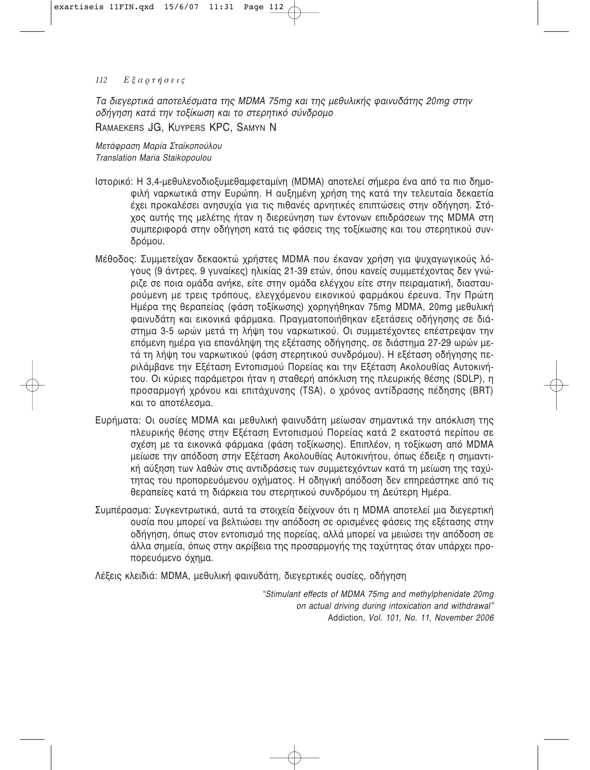*Τα διεγερτικά αποτελέσματα της MDMA 75mg και της μεθυλικής φαινυδάτης 20mg στην οδήγηση κατά την τοξίκωση και το στερητικό σύνδρομο*

RAMAEKERS JG, KUYPERS KPC, SAMYN N

*Μετάφραση Μαρία Σταϊκοπούλου*
*Translation Maria Staikopoulou*

Ιστορικό: Η 3,4-μεθυλενοδιοξυμεθαμφεταμίνη (MDMA) αποτελεί σήμερα ένα από τα πιο δημοφιλή ναρκωτικά στην Ευρώπη. Η αυξημένη χρήση της κατά την τελευταία δεκαετία έχει προκαλέσει ανησυχία για τις πιθανές αρνητικές επιπτώσεις στην οδήγηση. Στόχος αυτής της μελέτης ήταν η διερεύνηση των έντονων επιδράσεων της MDMA στη συμπεριφορά στην οδήγηση κατά τις φάσεις της τοξίκωσης και του στερητικού συνδρόμου.

Μέθοδος: Συμμετείχαν δεκαοκτώ χρήστες MDMA που έκαναν χρήση για ψυχαγωγικούς λόγους (9 άντρες, 9 γυναίκες) ηλικίας 21-39 ετών, όπου κανείς συμμετέχοντας δεν γνώριζε σε ποια ομάδα ανήκε, είτε στην ομάδα ελέγχου είτε στην πειραματική, διασταυρούμενη με τρεις τρόπους, ελεγχόμενου εικονικού φαρμάκου έρευνα. Την Πρώτη Ημέρα της θεραπείας (φάση τοξίκωσης) χορηγήθηκαν 75mg MDMA, 20mg μεθυλική φαινυδάτη και εικονικά φάρμακα. Πραγματοποιήθηκαν εξετάσεις οδήγησης σε διάστημα 3-5 ωρών μετά τη λήψη του ναρκωτικού. Οι συμμετέχοντες επέστρεψαν την επόμενη ημέρα για επανάληψη της εξέτασης οδήγησης, σε διάστημα 27-29 ωρών μετά τη λήψη του ναρκωτικού (φάση στερητικού συνδρόμου). Η εξέταση οδήγησης περιλάμβανε την Εξέταση Εντοπισμού Πορείας και την Εξέταση Ακολουθίας Αυτοκινήτου. Οι κύριες παράμετροι ήταν η σταθερή απόκλιση της πλευρικής θέσης (SDLP), η προσαρμογή χρόνου και επιτάχυνσης (TSA), ο χρόνος αντίδρασης πέδησης (BRT) και το αποτέλεσμα.

Ευρήματα: Οι ουσίες MDMA και μεθυλική φαινυδάτη μείωσαν σημαντικά την απόκλιση της πλευρικής θέσης στην Εξέταση Εντοπισμού Πορείας κατά 2 εκατοστά περίπου σε σχέση με τα εικονικά φάρμακα (φάση τοξίκωσης). Επιπλέον, η τοξίκωση από MDMA μείωσε την απόδοση στην Εξέταση Ακολουθίας Αυτοκινήτου, όπως έδειξε η σημαντική αύξηση των λαθών στις αντιδράσεις των συμμετεχόντων κατά τη μείωση της ταχύτητας του προπορευόμενου οχήματος. Η οδηγική απόδοση δεν επηρεάστηκε από τις θεραπείες κατά τη διάρκεια του στερητικού συνδρόμου τη Δεύτερη Ημέρα.

Συμπέρασμα: Συγκεντρωτικά, αυτά τα στοιχεία δείχνουν ότι η MDMA αποτελεί μια διεγερτική ουσία που μπορεί να βελτιώσει την απόδοση σε ορισμένες φάσεις της εξέτασης στην οδήγηση, όπως στον εντοπισμό της πορείας, αλλά μπορεί να μειώσει την απόδοση σε άλλα σημεία, όπως στην ακρίβεια της προσαρμογής της ταχύτητας όταν υπάρχει προπορευόμενο όχημα.

Λέξεις κλειδιά: MDMA, μεθυλική φαινυδάτη, διεγερτικές ουσίες, οδήγηση

*"Stimulant effects of MDMA 75mg and methylphenidate 20mg on actual driving during intoxication and withdrawal"*
Addiction*, Vol. 101, No. 11, November 2006*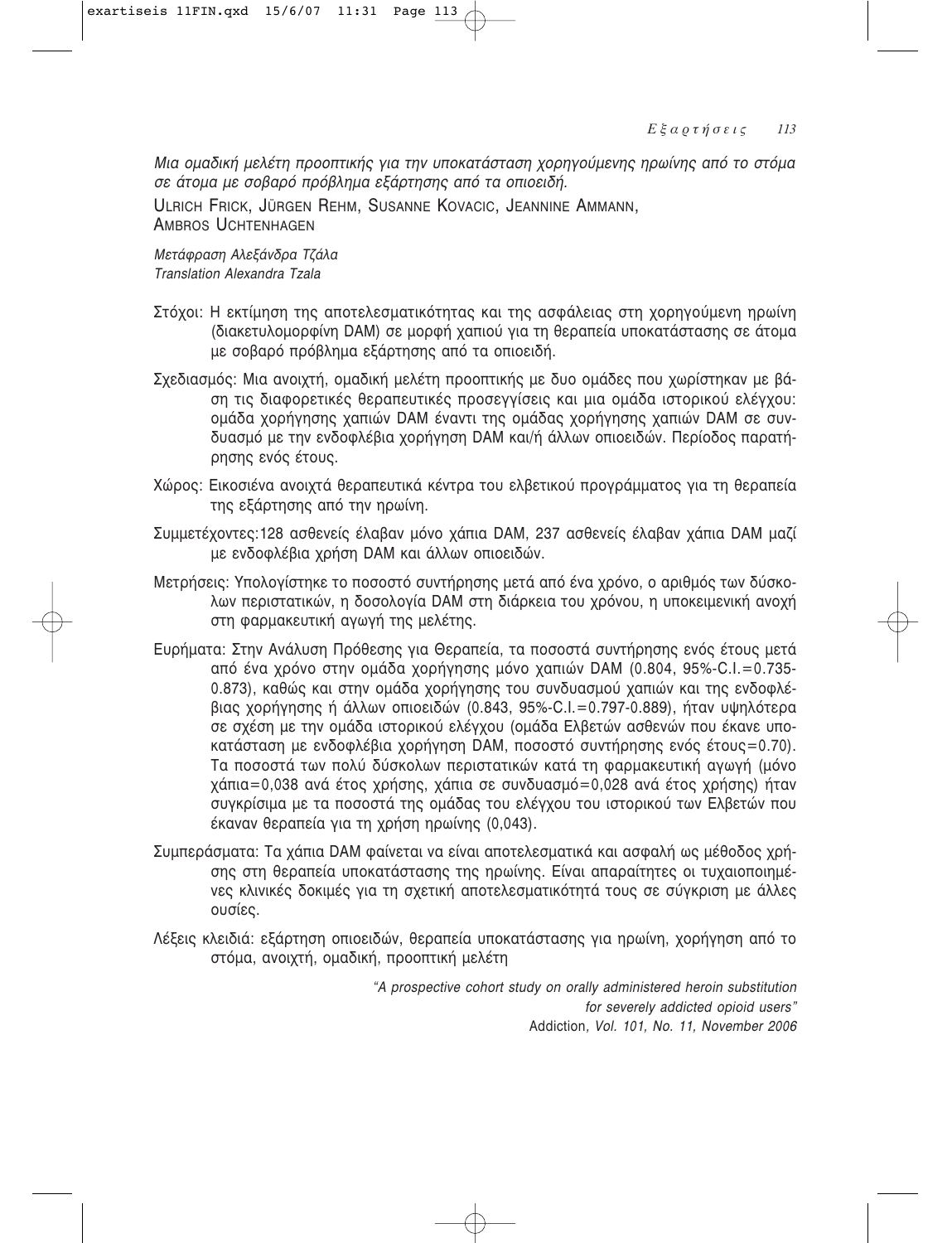*Μια ομαδική μελέτη προοπτικής για την υποκατάσταση χορηγούμενης ηρωίνης από το στόμα σε άτομα με σοβαρό πρόβλημα εξάρτησης από τα οπιοειδή.*

ULRICH FRICK, JÜRGEN REHM, SUSANNE KOVACIC, JEANNINE AMMANN, AMBROS UCHTENHAGEN

*Μετάφραση Αλεξάνδρα Τζάλα*
*Translation Alexandra Tzala*

Στόχοι: Η εκτίμηση της αποτελεσματικότητας και της ασφάλειας στη χορηγούμενη ηρωίνη (διακετυλομορφίνη DAM) σε μορφή χαπιού για τη θεραπεία υποκατάστασης σε άτομα με σοβαρό πρόβλημα εξάρτησης από τα οπιοειδή.

Σχεδιασμός: Μια ανοιχτή, ομαδική μελέτη προοπτικής με δυο ομάδες που χωρίστηκαν με βάση τις διαφορετικές θεραπευτικές προσεγγίσεις και μια ομάδα ιστορικού ελέγχου: ομάδα χορήγησης χαπιών DAM έναντι της ομάδας χορήγησης χαπιών DAM σε συνδυασμό με την ενδοφλέβια χορήγηση DAM και/ή άλλων οπιοειδών. Περίοδος παρατήρησης ενός έτους.

Χώρος: Εικοσιένα ανοιχτά θεραπευτικά κέντρα του ελβετικού προγράμματος για τη θεραπεία της εξάρτησης από την ηρωίνη.

Συμμετέχοντες: 128 ασθενείς έλαβαν μόνο χάπια DAM, 237 ασθενείς έλαβαν χάπια DAM μαζί με ενδοφλέβια χρήση DAM και άλλων οπιοειδών.

Μετρήσεις: Υπολογίστηκε το ποσοστό συντήρησης μετά από ένα χρόνο, ο αριθμός των δύσκολων περιστατικών, η δοσολογία DAM στη διάρκεια του χρόνου, η υποκειμενική ανοχή στη φαρμακευτική αγωγή της μελέτης.

Ευρήματα: Στην Ανάλυση Πρόθεσης για Θεραπεία, τα ποσοστά συντήρησης ενός έτους μετά από ένα χρόνο στην ομάδα χορήγησης μόνο χαπιών DAM (0.804, 95%-C.I.=0.735-0.873), καθώς και στην ομάδα χορήγησης του συνδυασμού χαπιών και της ενδοφλέβιας χορήγησης ή άλλων οπιοειδών (0.843, 95%-C.I.=0.797-0.889), ήταν υψηλότερα σε σχέση με την ομάδα ιστορικού ελέγχου (ομάδα Ελβετών ασθενών που έκανε υποκατάσταση με ενδοφλέβια χορήγηση DAM, ποσοστό συντήρησης ενός έτους=0.70). Τα ποσοστά των πολύ δύσκολων περιστατικών κατά τη φαρμακευτική αγωγή (μόνο χάπια=0,038 ανά έτος χρήσης, χάπια σε συνδυασμό=0,028 ανά έτος χρήσης) ήταν συγκρίσιμα με τα ποσοστά της ομάδας του ελέγχου του ιστορικού των Ελβετών που έκαναν θεραπεία για τη χρήση ηρωίνης (0,043).

Συμπεράσματα: Τα χάπια DAM φαίνεται να είναι αποτελεσματικά και ασφαλή ως μέθοδος χρήσης στη θεραπεία υποκατάστασης της ηρωίνης. Είναι απαραίτητες οι τυχαιοποιημένες κλινικές δοκιμές για τη σχετική αποτελεσματικότητά τους σε σύγκριση με άλλες ουσίες.

Λέξεις κλειδιά: εξάρτηση οπιοειδών, θεραπεία υποκατάστασης για ηρωίνη, χορήγηση από το στόμα, ανοιχτή, ομαδική, προοπτική μελέτη

*"A prospective cohort study on orally administered heroin substitution for severely addicted opioid users"*
Addiction*, Vol. 101, No. 11, November 2006*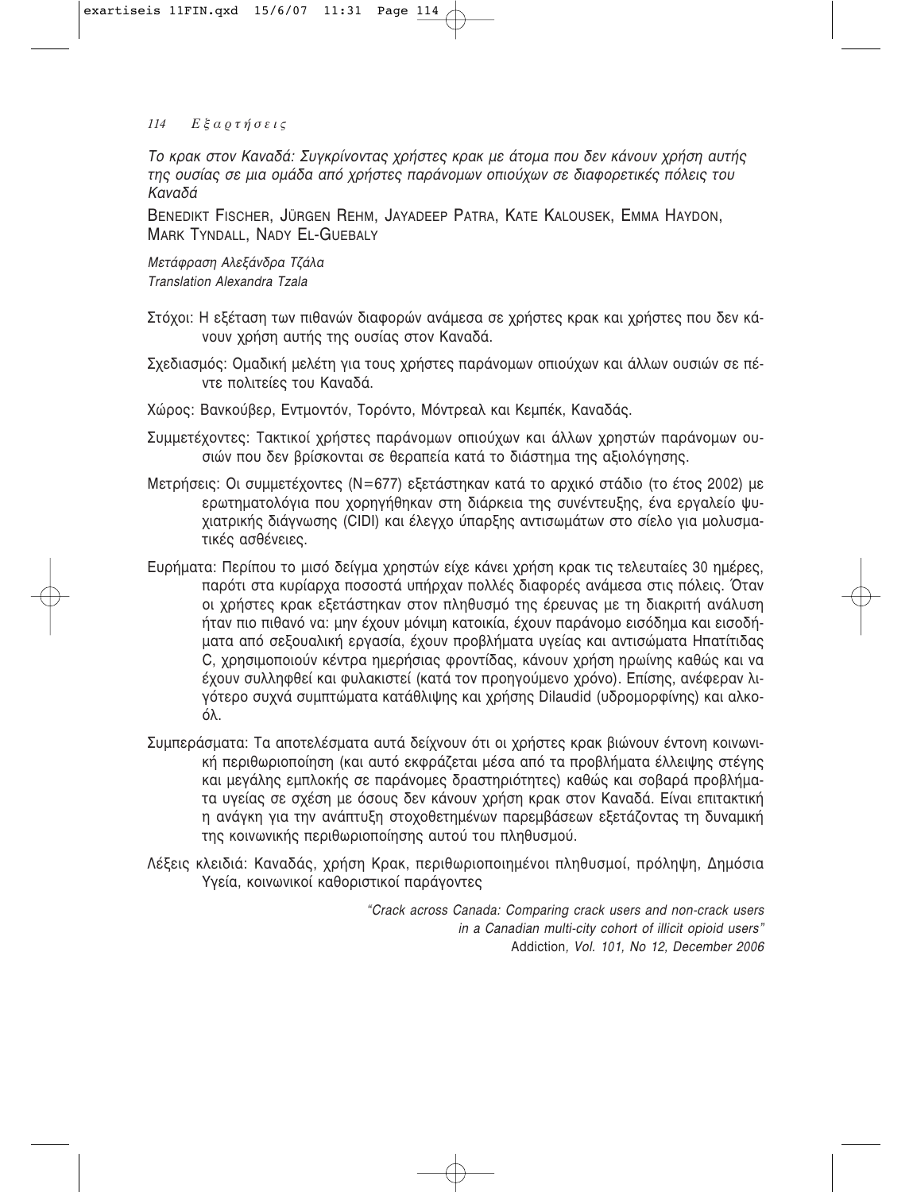*Το κρακ στον Καναδά: Συγκρίνοντας χρήστες κρακ με άτομα που δεν κάνουν χρήση αυτής της ουσίας σε μια ομάδα από χρήστες παράνομων οπιούχων σε διαφορετικές πόλεις του Καναδά*

BENEDIKT FISCHER, JÜRGEN REHM, JAYADEEP PATRA, KATE KALOUSEK, EMMA HAYDON, MARK TYNDALL, NADY EL-GUEBALY

*Μετάφραση Αλεξάνδρα Τζάλα*
*Translation Alexandra Tzala*

Στόχοι: Η εξέταση των πιθανών διαφορών ανάμεσα σε χρήστες κρακ και χρήστες που δεν κάνουν χρήση αυτής της ουσίας στον Καναδά.

Σχεδιασμός: Ομαδική μελέτη για τους χρήστες παράνομων οπιούχων και άλλων ουσιών σε πέντε πολιτείες του Καναδά.

Χώρος: Βανκούβερ, Εντμοντόν, Τορόντο, Μόντρεαλ και Κεμπέκ, Καναδάς.

Συμμετέχοντες: Τακτικοί χρήστες παράνομων οπιούχων και άλλων χρηστών παράνομων ουσιών που δεν βρίσκονται σε θεραπεία κατά το διάστημα της αξιολόγησης.

Μετρήσεις: Οι συμμετέχοντες (N=677) εξετάστηκαν κατά το αρχικό στάδιο (το έτος 2002) με ερωτηματολόγια που χορηγήθηκαν στη διάρκεια της συνέντευξης, ένα εργαλείο ψυχιατρικής διάγνωσης (CIDI) και έλεγχο ύπαρξης αντισωμάτων στο σίελο για μολυσματικές ασθένειες.

Ευρήματα: Περίπου το μισό δείγμα χρηστών είχε κάνει χρήση κρακ τις τελευταίες 30 ημέρες, παρότι στα κυρίαρχα ποσοστά υπήρχαν πολλές διαφορές ανάμεσα στις πόλεις. Όταν οι χρήστες κρακ εξετάστηκαν στον πληθυσμό της έρευνας με τη διακριτή ανάλυση ήταν πιο πιθανό να: μην έχουν μόνιμη κατοικία, έχουν παράνομο εισόδημα και εισοδήματα από σεξουαλική εργασία, έχουν προβλήματα υγείας και αντισώματα Ηπατίτιδας C, χρησιμοποιούν κέντρα ημερήσιας φροντίδας, κάνουν χρήση ηρωίνης καθώς και να έχουν συλληφθεί και φυλακιστεί (κατά τον προηγούμενο χρόνο). Επίσης, ανέφεραν λιγότερο συχνά συμπτώματα κατάθλιψης και χρήσης Dilaudid (υδρομορφίνης) και αλκοόλ.

Συμπεράσματα: Τα αποτελέσματα αυτά δείχνουν ότι οι χρήστες κρακ βιώνουν έντονη κοινωνική περιθωριοποίηση (και αυτό εκφράζεται μέσα από τα προβλήματα έλλειψης στέγης και μεγάλης εμπλοκής σε παράνομες δραστηριότητες) καθώς και σοβαρά προβλήματα υγείας σε σχέση με όσους δεν κάνουν χρήση κρακ στον Καναδά. Είναι επιτακτική η ανάγκη για την ανάπτυξη στοχοθετημένων παρεμβάσεων εξετάζοντας τη δυναμική της κοινωνικής περιθωριοποίησης αυτού του πληθυσμού.

Λέξεις κλειδιά: Καναδάς, χρήση Κρακ, περιθωριοποιημένοι πληθυσμοί, πρόληψη, Δημόσια Υγεία, κοινωνικοί καθοριστικοί παράγοντες

*"Crack across Canada: Comparing crack users and non-crack users in a Canadian multi-city cohort of illicit opioid users"*
Addiction*, Vol. 101, No 12, December 2006*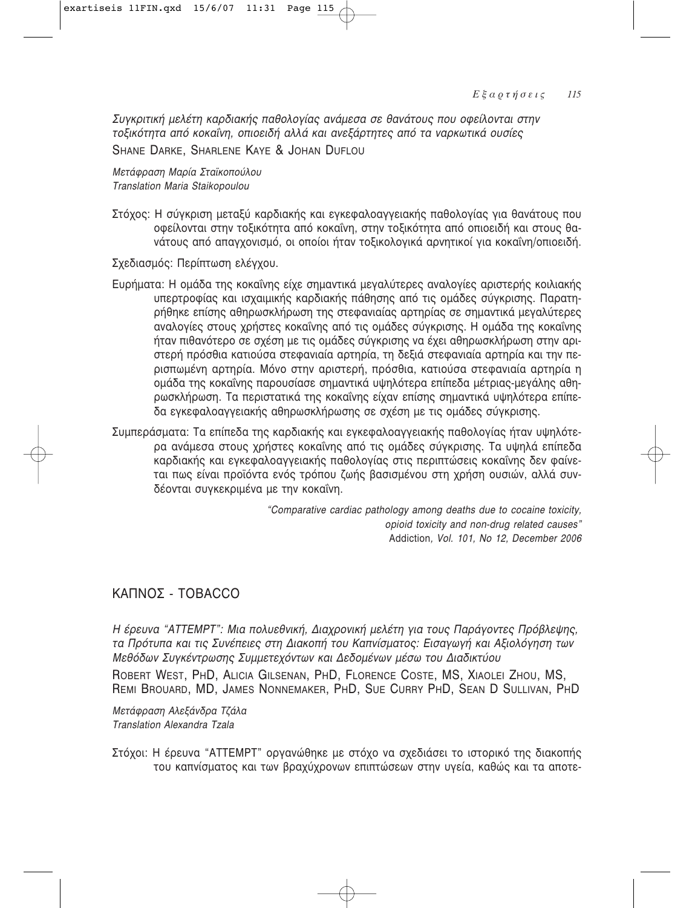*Συγκριτική μελέτη καρδιακής παθολογίας ανάμεσα σε θανάτους που οφείλονται στην τοξικότητα από κοκαΐνη, οπιοειδή αλλά και ανεξάρτητες από τα ναρκωτικά ουσίες*

SHANE DARKE, SHARLENE KAYE & JOHAN DUFLOU

*Μετάφραση Μαρία Σταϊκοπούλου*
*Translation Maria Staikopoulou*

Στόχος: Η σύγκριση μεταξύ καρδιακής και εγκεφαλοαγγειακής παθολογίας για θανάτους που οφείλονται στην τοξικότητα από κοκαΐνη, στην τοξικότητα από οπιοειδή και στους θανάτους από απαγχονισμό, οι οποίοι ήταν τοξικολογικά αρνητικοί για κοκαΐνη/οπιοειδή.

Σχεδιασμός: Περίπτωση ελέγχου.

Ευρήματα: Η ομάδα της κοκαΐνης είχε σημαντικά μεγαλύτερες αναλογίες αριστερής κοιλιακής υπερτροφίας και ισχαιμικής καρδιακής πάθησης από τις ομάδες σύγκρισης. Παρατηρήθηκε επίσης αθηρωσκλήρωση της στεφανιαίας αρτηρίας σε σημαντικά μεγαλύτερες αναλογίες στους χρήστες κοκαΐνης από τις ομάδες σύγκρισης. Η ομάδα της κοκαΐνης ήταν πιθανότερο σε σχέση με τις ομάδες σύγκρισης να έχει αθηρωσκλήρωση στην αριστερή πρόσθια κατιούσα στεφανιαία αρτηρία, τη δεξιά στεφανιαία αρτηρία και την περισπωμένη αρτηρία. Μόνο στην αριστερή, πρόσθια, κατιούσα στεφανιαία αρτηρία η ομάδα της κοκαΐνης παρουσίασε σημαντικά υψηλότερα επίπεδα μέτριας-μεγάλης αθηρωσκλήρωση. Τα περιστατικά της κοκαΐνης είχαν επίσης σημαντικά υψηλότερα επίπεδα εγκεφαλοαγγειακής αθηρωσκλήρωσης σε σχέση με τις ομάδες σύγκρισης.

Συμπεράσματα: Τα επίπεδα της καρδιακής και εγκεφαλοαγγειακής παθολογίας ήταν υψηλότερα ανάμεσα στους χρήστες κοκαΐνης από τις ομάδες σύγκρισης. Τα υψηλά επίπεδα καρδιακής και εγκεφαλοαγγειακής παθολογίας στις περιπτώσεις κοκαΐνης δεν φαίνεται πως είναι προϊόντα ενός τρόπου ζωής βασισμένου στη χρήση ουσιών, αλλά συνδέονται συγκεκριμένα με την κοκαΐνη.

*"Comparative cardiac pathology among deaths due to cocaine toxicity, opioid toxicity and non-drug related causes"*
Addiction*, Vol. 101, No 12, December 2006*

## ΚΑΠΝΟΣ - TOBACCO

*Η έρευνα "ATTEMPT": Μια πολυεθνική, Διαχρονική μελέτη για τους Παράγοντες Πρόβλεψης, τα Πρότυπα και τις Συνέπειες στη Διακοπή του Καπνίσματος: Εισαγωγή και Αξιολόγηση των Μεθόδων Συγκέντρωσης Συμμετεχόντων και Δεδομένων μέσω του Διαδικτύου*

ROBERT WEST, PHD, ALICIA GILSENAN, PHD, FLORENCE COSTE, MS, XIAOLEI ZHOU, MS, REMI BROUARD, MD, JAMES NONNEMAKER, PHD, SUE CURRY PHD, SEAN D SULLIVAN, PHD

*Μετάφραση Αλεξάνδρα Τζάλα*
*Translation Alexandra Tzala*

Στόχοι: Η έρευνα "ATTEMPT" οργανώθηκε με στόχο να σχεδιάσει το ιστορικό της διακοπής του καπνίσματος και των βραχύχρονων επιπτώσεων στην υγεία, καθώς και τα αποτε-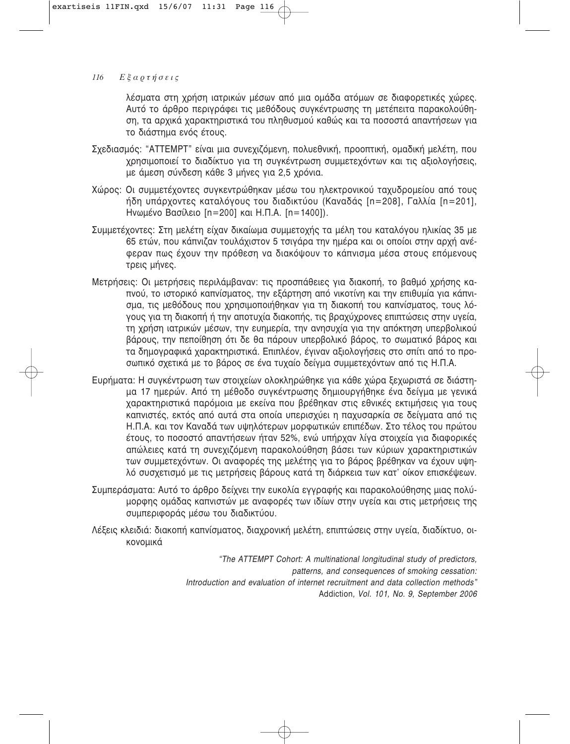λέσματα στη χρήση ιατρικών μέσων από μια ομάδα ατόμων σε διαφορετικές χώρες. Αυτό το άρθρο περιγράφει τις μεθόδους συγκέντρωσης τη μετέπειτα παρακολούθηση, τα αρχικά χαρακτηριστικά του πληθυσμού καθώς και τα ποσοστά απαντήσεων για το διάστημα ενός έτους.

Σχεδιασμός: "ATTEMPT" είναι μια συνεχιζόμενη, πολυεθνική, προοπτική, ομαδική μελέτη, που χρησιμοποιεί το διαδίκτυο για τη συγκέντρωση συμμετεχόντων και τις αξιολογήσεις, με άμεση σύνδεση κάθε 3 μήνες για 2,5 χρόνια.

Χώρος: Οι συμμετέχοντες συγκεντρώθηκαν μέσω του ηλεκτρονικού ταχυδρομείου από τους ήδη υπάρχοντες καταλόγους του διαδικτύου (Καναδάς [n=208], Γαλλία [n=201], Ηνωμένο Βασίλειο [n=200] και Η.Π.Α. [n=1400]).

Συμμετέχοντες: Στη μελέτη είχαν δικαίωμα συμμετοχής τα μέλη του καταλόγου ηλικίας 35 με 65 ετών, που κάπνιζαν τουλάχιστον 5 τσιγάρα την ημέρα και οι οποίοι στην αρχή ανέφεραν πως έχουν την πρόθεση να διακόψουν το κάπνισμα μέσα στους επόμενους τρεις μήνες.

Μετρήσεις: Οι μετρήσεις περιλάμβαναν: τις προσπάθειες για διακοπή, το βαθμό χρήσης καπνού, το ιστορικό καπνίσματος, την εξάρτηση από νικοτίνη και την επιθυμία για κάπνισμα, τις μεθόδους που χρησιμοποιήθηκαν για τη διακοπή του καπνίσματος, τους λόγους για τη διακοπή ή την αποτυχία διακοπής, τις βραχύχρονες επιπτώσεις στην υγεία, τη χρήση ιατρικών μέσων, την ευημερία, την ανησυχία για την απόκτηση υπερβολικού βάρους, την πεποίθηση ότι δε θα πάρουν υπερβολικό βάρος, το σωματικό βάρος και τα δημογραφικά χαρακτηριστικά. Επιπλέον, έγιναν αξιολογήσεις στο σπίτι από το προσωπικό σχετικά με το βάρος σε ένα τυχαίο δείγμα συμμετεχόντων από τις Η.Π.Α.

Ευρήματα: Η συγκέντρωση των στοιχείων ολοκληρώθηκε για κάθε χώρα ξεχωριστά σε διάστημα 17 ημερών. Από τη μέθοδο συγκέντρωσης δημιουργήθηκε ένα δείγμα με γενικά χαρακτηριστικά παρόμοια με εκείνα που βρέθηκαν στις εθνικές εκτιμήσεις για τους καπνιστές, εκτός από αυτά στα οποία υπερισχύει η παχυσαρκία σε δείγματα από τις Η.Π.Α. και τον Καναδά των υψηλότερων μορφωτικών επιπέδων. Στο τέλος του πρώτου έτους, το ποσοστό απαντήσεων ήταν 52%, ενώ υπήρχαν λίγα στοιχεία για διαφορικές απώλειες κατά τη συνεχιζόμενη παρακολούθηση βάσει των κύριων χαρακτηριστικών των συμμετεχόντων. Οι αναφορές της μελέτης για το βάρος βρέθηκαν να έχουν υψηλό συσχετισμό με τις μετρήσεις βάρους κατά τη διάρκεια των κατ' οίκον επισκέψεων.

Συμπεράσματα: Αυτό το άρθρο δείχνει την ευκολία εγγραφής και παρακολούθησης μιας πολύμορφης ομάδας καπνιστών με αναφορές των ιδίων στην υγεία και στις μετρήσεις της συμπεριφοράς μέσω του διαδικτύου.

Λέξεις κλειδιά: διακοπή καπνίσματος, διαχρονική μελέτη, επιπτώσεις στην υγεία, διαδίκτυο, οικονομικά

*"The ATTEMPT Cohort: A multinational longitudinal study of predictors, patterns, and consequences of smoking cessation: Introduction and evaluation of internet recruitment and data collection methods"*
Addiction*, Vol. 101, No. 9, September 2006*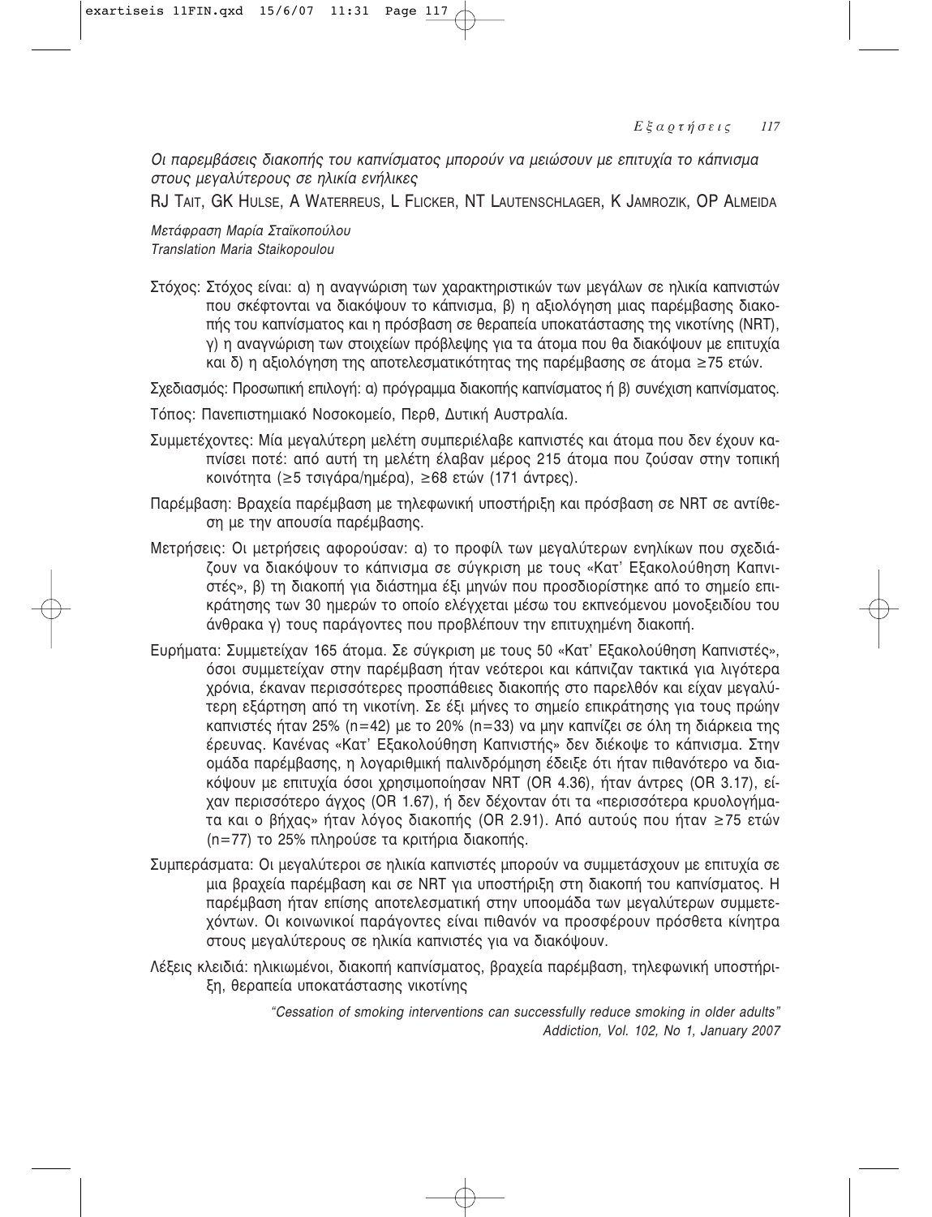*Οι παρεμβάσεις διακοπής του καπνίσματος μπορούν να μειώσουν με επιτυχία το κάπνισμα στους μεγαλύτερους σε ηλικία ενήλικες*

RJ TAIT, GK HULSE, A WATERREUS, L FLICKER, NT LAUTENSCHLAGER, K JAMROZIK, OP ALMEIDA

*Μετάφραση Μαρία Σταϊκοπούλου*
*Translation Maria Staikopoulou*

Στόχος: Στόχος είναι: α) η αναγνώριση των χαρακτηριστικών των μεγάλων σε ηλικία καπνιστών που σκέφτονται να διακόψουν το κάπνισμα, β) η αξιολόγηση μιας παρέμβασης διακοπής του καπνίσματος και η πρόσβαση σε θεραπεία υποκατάστασης της νικοτίνης (NRT), γ) η αναγνώριση των στοιχείων πρόβλεψης για τα άτομα που θα διακόψουν με επιτυχία και δ) η αξιολόγηση της αποτελεσματικότητας της παρέμβασης σε άτομα ≥75 ετών.

Σχεδιασμός: Προσωπική επιλογή: α) πρόγραμμα διακοπής καπνίσματος ή β) συνέχιση καπνίσματος.

Τόπος: Πανεπιστημιακό Νοσοκομείο, Περθ, Δυτική Αυστραλία.

Συμμετέχοντες: Μία μεγαλύτερη μελέτη συμπεριέλαβε καπνιστές και άτομα που δεν έχουν καπνίσει ποτέ: από αυτή τη μελέτη έλαβαν μέρος 215 άτομα που ζούσαν στην τοπική κοινότητα (≥5 τσιγάρα/ημέρα), ≥68 ετών (171 άντρες).

Παρέμβαση: Βραχεία παρέμβαση με τηλεφωνική υποστήριξη και πρόσβαση σε NRT σε αντίθεση με την απουσία παρέμβασης.

Μετρήσεις: Οι μετρήσεις αφορούσαν: α) το προφίλ των μεγαλύτερων ενηλίκων που σχεδιάζουν να διακόψουν το κάπνισμα σε σύγκριση με τους «Κατ' Εξακολούθηση Καπνιστές», β) τη διακοπή για διάστημα έξι μηνών που προσδιορίστηκε από το σημείο επικράτησης των 30 ημερών το οποίο ελέγχεται μέσω του εκπνεόμενου μονοξειδίου του άνθρακα γ) τους παράγοντες που προβλέπουν την επιτυχημένη διακοπή.

Ευρήματα: Συμμετείχαν 165 άτομα. Σε σύγκριση με τους 50 «Κατ' Εξακολούθηση Καπνιστές», όσοι συμμετείχαν στην παρέμβαση ήταν νεότεροι και κάπνιζαν τακτικά για λιγότερα χρόνια, έκαναν περισσότερες προσπάθειες διακοπής στο παρελθόν και είχαν μεγαλύτερη εξάρτηση από τη νικοτίνη. Σε έξι μήνες το σημείο επικράτησης για τους πρώην καπνιστές ήταν 25% (n=42) με το 20% (n=33) να μην καπνίζει σε όλη τη διάρκεια της έρευνας. Κανένας «Κατ' Εξακολούθηση Καπνιστής» δεν διέκοψε το κάπνισμα. Στην ομάδα παρέμβασης, η λογαριθμική παλινδρόμηση έδειξε ότι ήταν πιθανότερο να διακόψουν με επιτυχία όσοι χρησιμοποίησαν NRT (OR 4.36), ήταν άντρες (OR 3.17), είχαν περισσότερο άγχος (OR 1.67), ή δεν δέχονταν ότι τα «περισσότερα κρυολογήματα και ο βήχας» ήταν λόγος διακοπής (OR 2.91). Από αυτούς που ήταν ≥75 ετών (n=77) το 25% πληρούσε τα κριτήρια διακοπής.

Συμπεράσματα: Οι μεγαλύτεροι σε ηλικία καπνιστές μπορούν να συμμετάσχουν με επιτυχία σε μια βραχεία παρέμβαση και σε NRT για υποστήριξη στη διακοπή του καπνίσματος. Η παρέμβαση ήταν επίσης αποτελεσματική στην υποομάδα των μεγαλύτερων συμμετεχόντων. Οι κοινωνικοί παράγοντες είναι πιθανόν να προσφέρουν πρόσθετα κίνητρα στους μεγαλύτερους σε ηλικία καπνιστές για να διακόψουν.

Λέξεις κλειδιά: ηλικιωμένοι, διακοπή καπνίσματος, βραχεία παρέμβαση, τηλεφωνική υποστήριξη, θεραπεία υποκατάστασης νικοτίνης

*"Cessation of smoking interventions can successfully reduce smoking in older adults"*
*Addiction, Vol. 102, No 1, January 2007*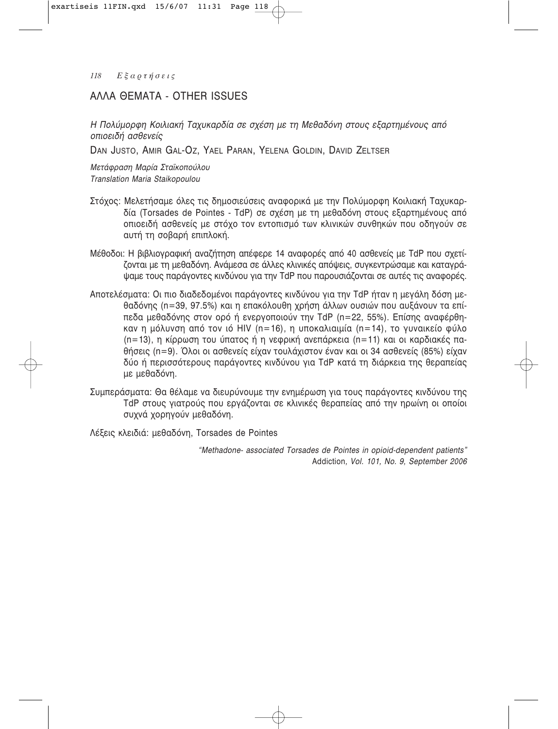## ΑΛΛΑ ΘΕΜΑΤΑ - OTHER ISSUES

*Η Πολύμορφη Κοιλιακή Ταχυκαρδία σε σχέση με τη Μεθαδόνη στους εξαρτημένους από οπιοειδή ασθενείς*

DAN JUSTO, AMIR GAL-OZ, YAEL PARAN, YELENA GOLDIN, DAVID ZELTSER

*Μετάφραση Μαρία Σταϊκοπούλου*
*Translation Maria Staikopoulou*

Στόχος: Μελετήσαμε όλες τις δημοσιεύσεις αναφορικά με την Πολύμορφη Κοιλιακή Ταχυκαρδία (Torsades de Pointes - TdP) σε σχέση με τη μεθαδόνη στους εξαρτημένους από οπιοειδή ασθενείς με στόχο τον εντοπισμό των κλινικών συνθηκών που οδηγούν σε αυτή τη σοβαρή επιπλοκή.

Μέθοδοι: Η βιβλιογραφική αναζήτηση απέφερε 14 αναφορές από 40 ασθενείς με TdP που σχετίζονται με τη μεθαδόνη. Ανάμεσα σε άλλες κλινικές απόψεις, συγκεντρώσαμε και καταγράψαμε τους παράγοντες κινδύνου για την TdP που παρουσιάζονται σε αυτές τις αναφορές.

Αποτελέσματα: Οι πιο διαδεδομένοι παράγοντες κινδύνου για την TdP ήταν η μεγάλη δόση μεθαδόνης (n=39, 97.5%) και η επακόλουθη χρήση άλλων ουσιών που αυξάνουν τα επίπεδα μεθαδόνης στον ορό ή ενεργοποιούν την TdP (n=22, 55%). Επίσης αναφέρθηκαν η μόλυνση από τον ιό HIV (n=16), η υποκαλιαιμία (n=14), το γυναικείο φύλο (n=13), η κίρρωση του ύπατος ή η νεφρική ανεπάρκεια (n=11) και οι καρδιακές παθήσεις (n=9). Όλοι οι ασθενείς είχαν τουλάχιστον έναν και οι 34 ασθενείς (85%) είχαν δύο ή περισσότερους παράγοντες κινδύνου για TdP κατά τη διάρκεια της θεραπείας με μεθαδόνη.

Συμπεράσματα: Θα θέλαμε να διευρύνουμε την ενημέρωση για τους παράγοντες κινδύνου της TdP στους γιατρούς που εργάζονται σε κλινικές θεραπείας από την ηρωίνη οι οποίοι συχνά χορηγούν μεθαδόνη.

Λέξεις κλειδιά: μεθαδόνη, Torsades de Pointes

*"Methadone- associated Torsades de Pointes in opioid-dependent patients"*
Addiction*, Vol. 101, No. 9, September 2006*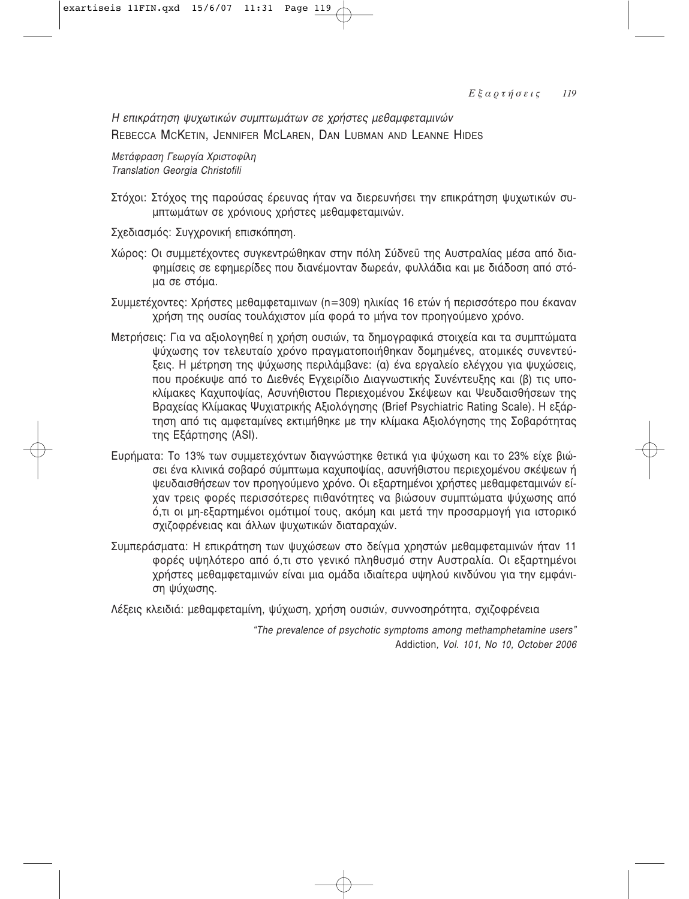*Η επικράτηση ψυχωτικών συμπτωμάτων σε χρήστες μεθαμφεταμινών*

REBECCA MCKETIN, JENNIFER MCLAREN, DAN LUBMAN AND LEANNE HIDES

*Μετάφραση Γεωργία Χριστοφίλη*
*Translation Georgia Christofili*

Στόχοι: Στόχος της παρούσας έρευνας ήταν να διερευνήσει την επικράτηση ψυχωτικών συμπτωμάτων σε χρόνιους χρήστες μεθαμφεταμινών.

Σχεδιασμός: Συγχρονική επισκόπηση.

Χώρος: Οι συμμετέχοντες συγκεντρώθηκαν στην πόλη Σύδνεϋ της Αυστραλίας μέσα από διαφημίσεις σε εφημερίδες που διανέμονταν δωρεάν, φυλλάδια και με διάδοση από στόμα σε στόμα.

Συμμετέχοντες: Χρήστες μεθαμφεταμινων (n=309) ηλικίας 16 ετών ή περισσότερο που έκαναν χρήση της ουσίας τουλάχιστον μία φορά το μήνα τον προηγούμενο χρόνο.

Μετρήσεις: Για να αξιολογηθεί η χρήση ουσιών, τα δημογραφικά στοιχεία και τα συμπτώματα ψύχωσης τον τελευταίο χρόνο πραγματοποιήθηκαν δομημένες, ατομικές συνεντεύξεις. Η μέτρηση της ψύχωσης περιλάμβανε: (α) ένα εργαλείο ελέγχου για ψυχώσεις, που προέκυψε από το Διεθνές Εγχειρίδιο Διαγνωστικής Συνέντευξης και (β) τις υποκλίμακες Καχυποψίας, Ασυνήθιστου Περιεχομένου Σκέψεων και Ψευδαισθήσεων της Βραχείας Κλίμακας Ψυχιατρικής Αξιολόγησης (Brief Psychiatric Rating Scale). Η εξάρτηση από τις αμφεταμίνες εκτιμήθηκε με την κλίμακα Αξιολόγησης της Σοβαρότητας της Εξάρτησης (ASI).

Ευρήματα: Το 13% των συμμετεχόντων διαγνώστηκε θετικά για ψύχωση και το 23% είχε βιώσει ένα κλινικά σοβαρό σύμπτωμα καχυποψίας, ασυνήθιστου περιεχομένου σκέψεων ή ψευδαισθήσεων τον προηγούμενο χρόνο. Οι εξαρτημένοι χρήστες μεθαμφεταμινών είχαν τρεις φορές περισσότερες πιθανότητες να βιώσουν συμπτώματα ψύχωσης από ό,τι οι μη-εξαρτημένοι ομότιμοί τους, ακόμη και μετά την προσαρμογή για ιστορικό σχιζοφρένειας και άλλων ψυχωτικών διαταραχών.

Συμπεράσματα: Η επικράτηση των ψυχώσεων στο δείγμα χρηστών μεθαμφεταμινών ήταν 11 φορές υψηλότερο από ό,τι στο γενικό πληθυσμό στην Αυστραλία. Οι εξαρτημένοι χρήστες μεθαμφεταμινών είναι μια ομάδα ιδιαίτερα υψηλού κινδύνου για την εμφάνιση ψύχωσης.

Λέξεις κλειδιά: μεθαμφεταμίνη, ψύχωση, χρήση ουσιών, συννοσηρότητα, σχιζοφρένεια

*"The prevalence of psychotic symptoms among methamphetamine users"*
Addiction*, Vol. 101, No 10, October 2006*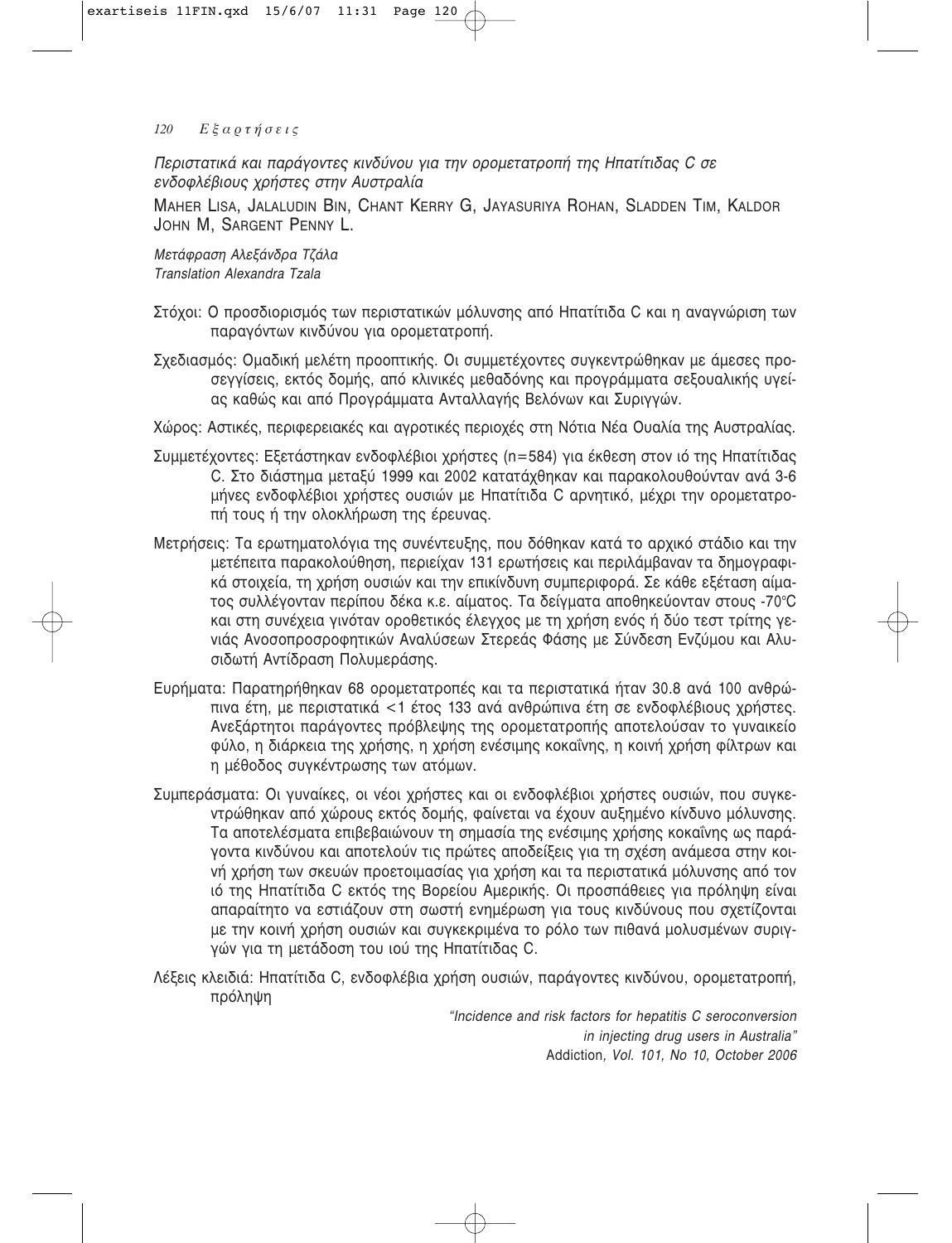*Περιστατικά και παράγοντες κινδύνου για την ορομετατροπή της Ηπατίτιδας C σε ενδοφλέβιους χρήστες στην Αυστραλία*

MAHER LISA, JALALUDIN BIN, CHANT KERRY G, JAYASURIYA ROHAN, SLADDEN TIM, KALDOR JOHN M, SARGENT PENNY L.

*Μετάφραση Αλεξάνδρα Τζάλα*
*Translation Alexandra Tzala*

Στόχοι: Ο προσδιορισμός των περιστατικών μόλυνσης από Ηπατίτιδα C και η αναγνώριση των παραγόντων κινδύνου για ορομετατροπή.

Σχεδιασμός: Ομαδική μελέτη προοπτικής. Οι συμμετέχοντες συγκεντρώθηκαν με άμεσες προσεγγίσεις, εκτός δομής, από κλινικές μεθαδόνης και προγράμματα σεξουαλικής υγείας καθώς και από Προγράμματα Ανταλλαγής Βελόνων και Συριγγών.

Χώρος: Αστικές, περιφερειακές και αγροτικές περιοχές στη Νότια Νέα Ουαλία της Αυστραλίας.

Συμμετέχοντες: Εξετάστηκαν ενδοφλέβιοι χρήστες (n=584) για έκθεση στον ιό της Ηπατίτιδας C. Στο διάστημα μεταξύ 1999 και 2002 κατατάχθηκαν και παρακολουθούνταν ανά 3-6 μήνες ενδοφλέβιοι χρήστες ουσιών με Ηπατίτιδα C αρνητικό, μέχρι την ορομετατροπή τους ή την ολοκλήρωση της έρευνας.

Μετρήσεις: Τα ερωτηματολόγια της συνέντευξης, που δόθηκαν κατά το αρχικό στάδιο και την μετέπειτα παρακολούθηση, περιείχαν 131 ερωτήσεις και περιλάμβαναν τα δημογραφικά στοιχεία, τη χρήση ουσιών και την επικίνδυνη συμπεριφορά. Σε κάθε εξέταση αίματος συλλέγονταν περίπου δέκα κ.ε. αίματος. Τα δείγματα αποθηκεύονταν στους -70°C και στη συνέχεια γινόταν οροθετικός έλεγχος με τη χρήση ενός ή δύο τεστ τρίτης γενιάς Ανοσοπροσροφητικών Αναλύσεων Στερεάς Φάσης με Σύνδεση Ενζύμου και Αλυσιδωτή Αντίδραση Πολυμεράσης.

Ευρήματα: Παρατηρήθηκαν 68 ορομετατροπές και τα περιστατικά ήταν 30.8 ανά 100 ανθρώπινα έτη, με περιστατικά <1 έτος 133 ανά ανθρώπινα έτη σε ενδοφλέβιους χρήστες. Ανεξάρτητοι παράγοντες πρόβλεψης της ορομετατροπής αποτελούσαν το γυναικείο φύλο, η διάρκεια της χρήσης, η χρήση ενέσιμης κοκαΐνης, η κοινή χρήση φίλτρων και η μέθοδος συγκέντρωσης των ατόμων.

Συμπεράσματα: Οι γυναίκες, οι νέοι χρήστες και οι ενδοφλέβιοι χρήστες ουσιών, που συγκεντρώθηκαν από χώρους εκτός δομής, φαίνεται να έχουν αυξημένο κίνδυνο μόλυνσης. Τα αποτελέσματα επιβεβαιώνουν τη σημασία της ενέσιμης χρήσης κοκαΐνης ως παράγοντα κινδύνου και αποτελούν τις πρώτες αποδείξεις για τη σχέση ανάμεσα στην κοινή χρήση των σκευών προετοιμασίας για χρήση και τα περιστατικά μόλυνσης από τον ιό της Ηπατίτιδα C εκτός της Βορείου Αμερικής. Οι προσπάθειες για πρόληψη είναι απαραίτητο να εστιάζουν στη σωστή ενημέρωση για τους κινδύνους που σχετίζονται με την κοινή χρήση ουσιών και συγκεκριμένα το ρόλο των πιθανά μολυσμένων συριγγών για τη μετάδοση του ιού της Ηπατίτιδας C.

Λέξεις κλειδιά: Ηπατίτιδα C, ενδοφλέβια χρήση ουσιών, παράγοντες κινδύνου, ορομετατροπή, πρόληψη

*"Incidence and risk factors for hepatitis C seroconversion in injecting drug users in Australia"*
Addiction*, Vol. 101, No 10, October 2006*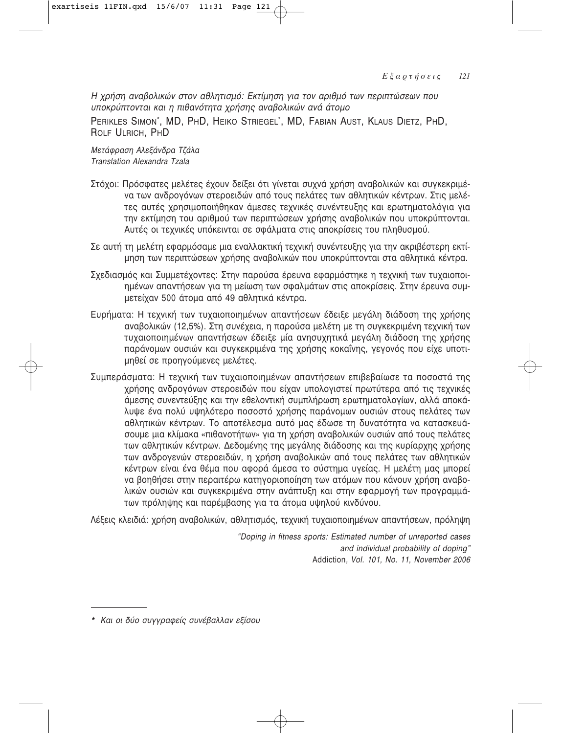*Η χρήση αναβολικών στον αθλητισμό: Εκτίμηση για τον αριθμό των περιπτώσεων που υποκρύπτονται και η πιθανότητα χρήσης αναβολικών ανά άτομο*

PERIKLES SIMON*, MD, PHD, HEIKO STRIEGEL*, MD, FABIAN AUST, KLAUS DIETZ, PHD, ROLF ULRICH, PHD

*Μετάφραση Αλεξάνδρα Τζάλα*
*Translation Alexandra Tzala*

Στόχοι: Πρόσφατες μελέτες έχουν δείξει ότι γίνεται συχνά χρήση αναβολικών και συγκεκριμένα των ανδρογόνων στεροειδών από τους πελάτες των αθλητικών κέντρων. Στις μελέτες αυτές χρησιμοποιήθηκαν άμεσες τεχνικές συνέντευξης και ερωτηματολόγια για την εκτίμηση του αριθμού των περιπτώσεων χρήσης αναβολικών που υποκρύπτονται. Αυτές οι τεχνικές υπόκεινται σε σφάλματα στις αποκρίσεις του πληθυσμού.

Σε αυτή τη μελέτη εφαρμόσαμε μια εναλλακτική τεχνική συνέντευξης για την ακριβέστερη εκτίμηση των περιπτώσεων χρήσης αναβολικών που υποκρύπτονται στα αθλητικά κέντρα.

Σχεδιασμός και Συμμετέχοντες: Στην παρούσα έρευνα εφαρμόστηκε η τεχνική των τυχαιοποιημένων απαντήσεων για τη μείωση των σφαλμάτων στις αποκρίσεις. Στην έρευνα συμμετείχαν 500 άτομα από 49 αθλητικά κέντρα.

Ευρήματα: Η τεχνική των τυχαιοποιημένων απαντήσεων έδειξε μεγάλη διάδοση της χρήσης αναβολικών (12,5%). Στη συνέχεια, η παρούσα μελέτη με τη συγκεκριμένη τεχνική των τυχαιοποιημένων απαντήσεων έδειξε μία ανησυχητικά μεγάλη διάδοση της χρήσης παράνομων ουσιών και συγκεκριμένα της χρήσης κοκαΐνης, γεγονός που είχε υποτιμηθεί σε προηγούμενες μελέτες.

Συμπεράσματα: Η τεχνική των τυχαιοποιημένων απαντήσεων επιβεβαίωσε τα ποσοστά της χρήσης ανδρογόνων στεροειδών που είχαν υπολογιστεί πρωτύτερα από τις τεχνικές άμεσης συνεντεύξης και την εθελοντική συμπλήρωση ερωτηματολογίων, αλλά αποκάλυψε ένα πολύ υψηλότερο ποσοστό χρήσης παράνομων ουσιών στους πελάτες των αθλητικών κέντρων. Το αποτέλεσμα αυτό μας έδωσε τη δυνατότητα να κατασκευάσουμε μια κλίμακα «πιθανοτήτων» για τη χρήση αναβολικών ουσιών από τους πελάτες των αθλητικών κέντρων. Δεδομένης της μεγάλης διάδοσης και της κυρίαρχης χρήσης των ανδρογενών στεροειδών, η χρήση αναβολικών από τους πελάτες των αθλητικών κέντρων είναι ένα θέμα που αφορά άμεσα το σύστημα υγείας. Η μελέτη μας μπορεί να βοηθήσει στην περαιτέρω κατηγοριοποίηση των ατόμων που κάνουν χρήση αναβολικών ουσιών και συγκεκριμένα στην ανάπτυξη και στην εφαρμογή των προγραμμάτων πρόληψης και παρέμβασης για τα άτομα υψηλού κινδύνου.

Λέξεις κλειδιά: χρήση αναβολικών, αθλητισμός, τεχνική τυχαιοποιημένων απαντήσεων, πρόληψη

*"Doping in fitness sports: Estimated number of unreported cases and individual probability of doping"*
Addiction*, Vol. 101, No. 11, November 2006*

---

\* *Και οι δύο συγγραφείς συνέβαλλαν εξίσου*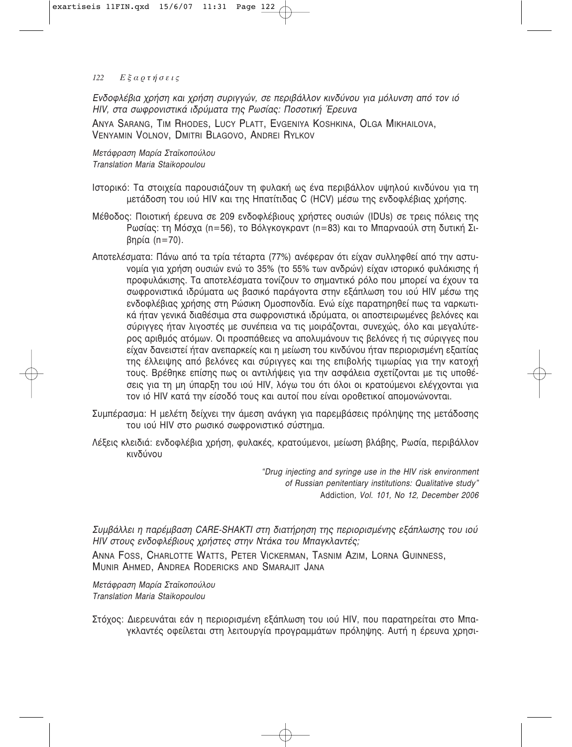*Ενδοφλέβια χρήση και χρήση συριγγών, σε περιβάλλον κινδύνου για μόλυνση από τον ιό HIV, στα σωφρονιστικά ιδρύματα της Ρωσίας: Ποσοτική Έρευνα*

ANYA SARANG, TIM RHODES, LUCY PLATT, EVGENIYA KOSHKINA, OLGA MIKHAILOVA, VENYAMIN VOLNOV, DMITRI BLAGOVO, ANDREI RYLKOV

*Μετάφραση Μαρία Σταϊκοπούλου*
*Translation Maria Staikopoulou*

Ιστορικό: Τα στοιχεία παρουσιάζουν τη φυλακή ως ένα περιβάλλον υψηλού κινδύνου για τη μετάδοση του ιού HIV και της Ηπατίτιδας C (HCV) μέσω της ενδοφλέβιας χρήσης.

Μέθοδος: Ποιοτική έρευνα σε 209 ενδοφλέβιους χρήστες ουσιών (IDUs) σε τρεις πόλεις της Ρωσίας: τη Μόσχα (n=56), το Βόλγκογκραντ (n=83) και το Μπαρναούλ στη δυτική Σιβηρία (n=70).

Αποτελέσματα: Πάνω από τα τρία τέταρτα (77%) ανέφεραν ότι είχαν συλληφθεί από την αστυνομία για χρήση ουσιών ενώ το 35% (το 55% των ανδρών) είχαν ιστορικό φυλάκισης ή προφυλάκισης. Τα αποτελέσματα τονίζουν το σημαντικό ρόλο που μπορεί να έχουν τα σωφρονιστικά ιδρύματα ως βασικό παράγοντα στην εξάπλωση του ιού HIV μέσω της ενδοφλέβιας χρήσης στη Ρώσικη Ομοσπονδία. Ενώ είχε παρατηρηθεί πως τα ναρκωτικά ήταν γενικά διαθέσιμα στα σωφρονιστικά ιδρύματα, οι αποστειρωμένες βελόνες και σύριγγες ήταν λιγοστές με συνέπεια να τις μοιράζονται, συνεχώς, όλο και μεγαλύτερος αριθμός ατόμων. Οι προσπάθειες να απολυμάνουν τις βελόνες ή τις σύριγγες που είχαν δανειστεί ήταν ανεπαρκείς και η μείωση του κινδύνου ήταν περιορισμένη εξαιτίας της έλλειψης από βελόνες και σύριγγες και της επιβολής τιμωρίας για την κατοχή τους. Βρέθηκε επίσης πως οι αντιλήψεις για την ασφάλεια σχετίζονται με τις υποθέσεις για τη μη ύπαρξη του ιού HIV, λόγω του ότι όλοι οι κρατούμενοι ελέγχονται για τον ιό HIV κατά την είσοδό τους και αυτοί που είναι οροθετικοί απομονώνονται.

Συμπέρασμα: Η μελέτη δείχνει την άμεση ανάγκη για παρεμβάσεις πρόληψης της μετάδοσης του ιού HIV στο ρωσικό σωφρονιστικό σύστημα.

Λέξεις κλειδιά: ενδοφλέβια χρήση, φυλακές, κρατούμενοι, μείωση βλάβης, Ρωσία, περιβάλλον κινδύνου

*"Drug injecting and syringe use in the HIV risk environment of Russian penitentiary institutions: Qualitative study"*
Addiction*, Vol. 101, No 12, December 2006*

*Συμβάλλει η παρέμβαση CARE-SHAKTI στη διατήρηση της περιορισμένης εξάπλωσης του ιού HIV στους ενδοφλέβιους χρήστες στην Ντάκα του Μπαγκλαντές;*

ANNA FOSS, CHARLOTTE WATTS, PETER VICKERMAN, TASNIM AZIM, LORNA GUINNESS, MUNIR AHMED, ANDREA RODERICKS AND SMARAJIT JANA

*Μετάφραση Μαρία Σταϊκοπούλου*
*Translation Maria Staikopoulou*

Στόχος: Διερευνάται εάν η περιορισμένη εξάπλωση του ιού HIV, που παρατηρείται στο Μπαγκλαντές οφείλεται στη λειτουργία προγραμμάτων πρόληψης. Αυτή η έρευνα χρησι-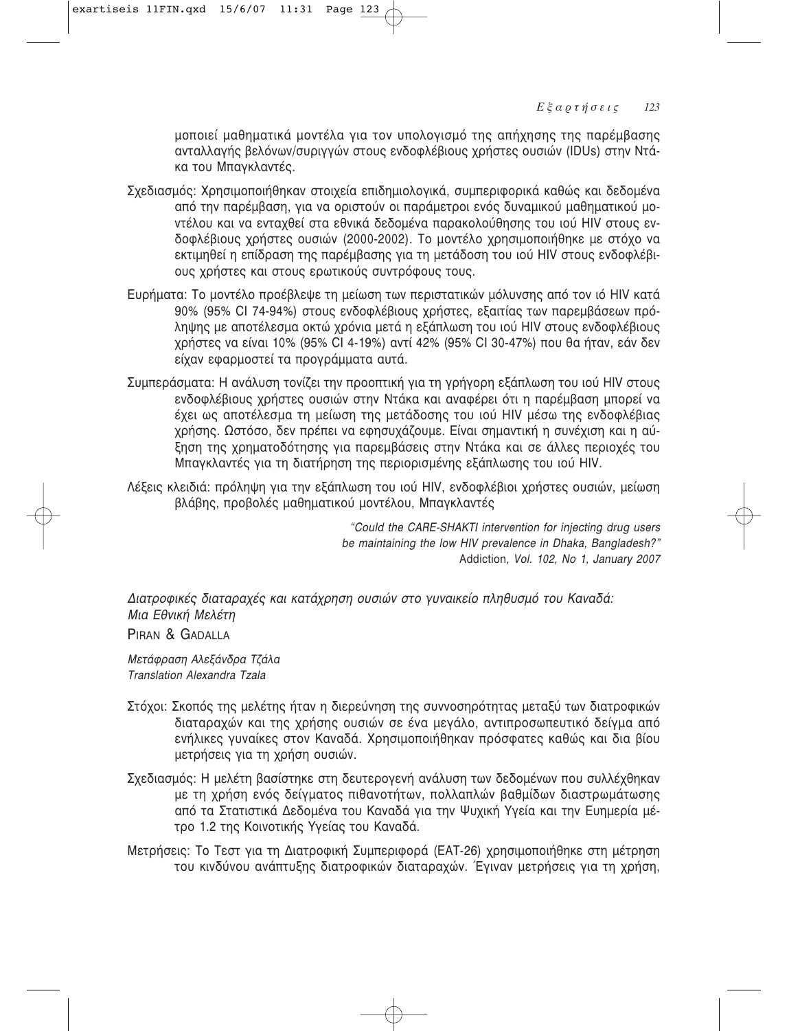μοποιεί μαθηματικά μοντέλα για τον υπολογισμό της απήχησης της παρέμβασης ανταλλαγής βελόνων/συριγγών στους ενδοφλέβιους χρήστες ουσιών (IDUs) στην Ντάκα του Μπαγκλαντές.

Σχεδιασμός: Χρησιμοποιήθηκαν στοιχεία επιδημιολογικά, συμπεριφορικά καθώς και δεδομένα από την παρέμβαση, για να οριστούν οι παράμετροι ενός δυναμικού μαθηματικού μοντέλου και να ενταχθεί στα εθνικά δεδομένα παρακολούθησης του ιού HIV στους ενδοφλέβιους χρήστες ουσιών (2000-2002). Το μοντέλο χρησιμοποιήθηκε με στόχο να εκτιμηθεί η επίδραση της παρέμβασης για τη μετάδοση του ιού HIV στους ενδοφλέβιους χρήστες και στους ερωτικούς συντρόφους τους.

Ευρήματα: Το μοντέλο προέβλεψε τη μείωση των περιστατικών μόλυνσης από τον ιό HIV κατά 90% (95% CI 74-94%) στους ενδοφλέβιους χρήστες, εξαιτίας των παρεμβάσεων πρόληψης με αποτέλεσμα οκτώ χρόνια μετά η εξάπλωση του ιού HIV στους ενδοφλέβιους χρήστες να είναι 10% (95% CI 4-19%) αντί 42% (95% CI 30-47%) που θα ήταν, εάν δεν είχαν εφαρμοστεί τα προγράμματα αυτά.

Συμπεράσματα: Η ανάλυση τονίζει την προοπτική για τη γρήγορη εξάπλωση του ιού HIV στους ενδοφλέβιους χρήστες ουσιών στην Ντάκα και αναφέρει ότι η παρέμβαση μπορεί να έχει ως αποτέλεσμα τη μείωση της μετάδοσης του ιού HIV μέσω της ενδοφλέβιας χρήσης. Ωστόσο, δεν πρέπει να εφησυχάζουμε. Είναι σημαντική η συνέχιση και η αύξηση της χρηματοδότησης για παρεμβάσεις στην Ντάκα και σε άλλες περιοχές του Μπαγκλαντές για τη διατήρηση της περιορισμένης εξάπλωσης του ιού HIV.

Λέξεις κλειδιά: πρόληψη για την εξάπλωση του ιού HIV, ενδοφλέβιοι χρήστες ουσιών, μείωση βλάβης, προβολές μαθηματικού μοντέλου, Μπαγκλαντές

*"Could the CARE-SHAKTI intervention for injecting drug users be maintaining the low HIV prevalence in Dhaka, Bangladesh?"*
Addiction*, Vol. 102, No 1, January 2007*

*Διατροφικές διαταραχές και κατάχρηση ουσιών στο γυναικείο πληθυσμό του Καναδά: Μια Εθνική Μελέτη*

PIRAN & GADALLA

*Μετάφραση Αλεξάνδρα Τζάλα*
*Translation Alexandra Tzala*

Στόχοι: Σκοπός της μελέτης ήταν η διερεύνηση της συννοσηρότητας μεταξύ των διατροφικών διαταραχών και της χρήσης ουσιών σε ένα μεγάλο, αντιπροσωπευτικό δείγμα από ενήλικες γυναίκες στον Καναδά. Χρησιμοποιήθηκαν πρόσφατες καθώς και δια βίου μετρήσεις για τη χρήση ουσιών.

Σχεδιασμός: Η μελέτη βασίστηκε στη δευτερογενή ανάλυση των δεδομένων που συλλέχθηκαν με τη χρήση ενός δείγματος πιθανοτήτων, πολλαπλών βαθμίδων διαστρωμάτωσης από τα Στατιστικά Δεδομένα του Καναδά για την Ψυχική Υγεία και την Ευημερία μέτρο 1.2 της Κοινοτικής Υγείας του Καναδά.

Μετρήσεις: Το Τεστ για τη Διατροφική Συμπεριφορά (EAT-26) χρησιμοποιήθηκε στη μέτρηση του κινδύνου ανάπτυξης διατροφικών διαταραχών. Έγιναν μετρήσεις για τη χρήση,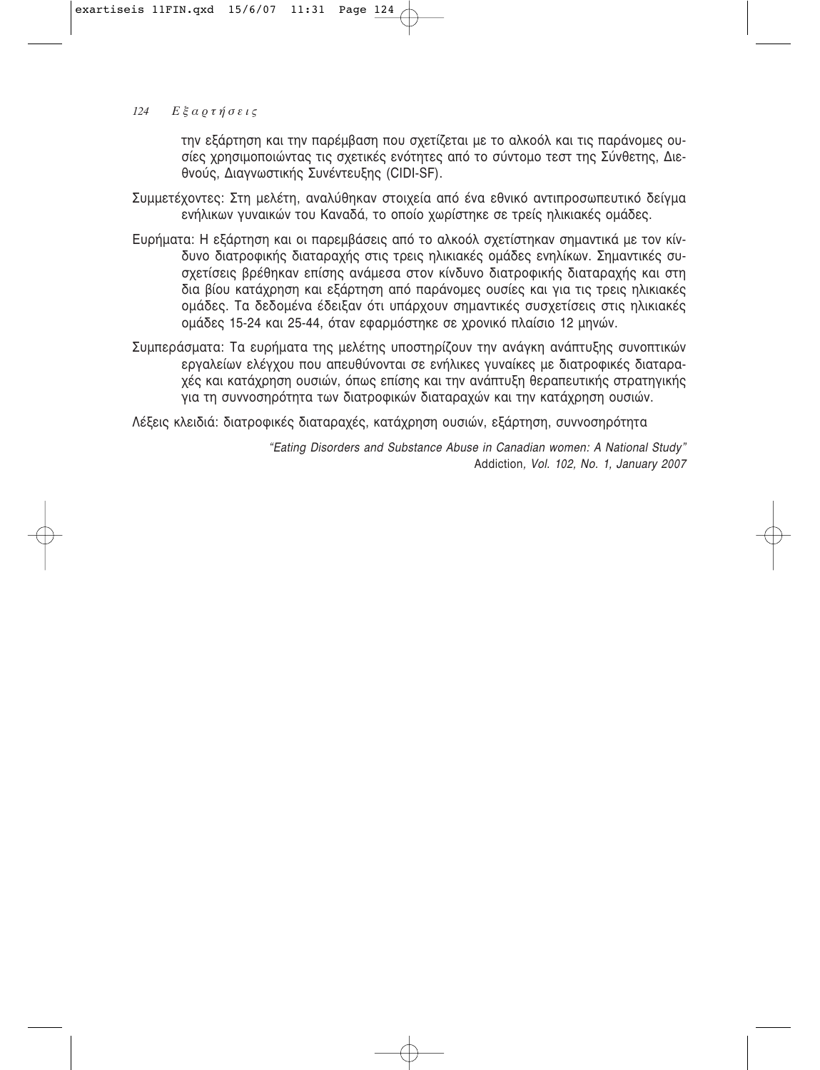την εξάρτηση και την παρέμβαση που σχετίζεται με το αλκοόλ και τις παράνομες ουσίες χρησιμοποιώντας τις σχετικές ενότητες από το σύντομο τεστ της Σύνθετης, Διεθνούς, Διαγνωστικής Συνέντευξης (CIDI-SF).

Συμμετέχοντες: Στη μελέτη, αναλύθηκαν στοιχεία από ένα εθνικό αντιπροσωπευτικό δείγμα ενήλικων γυναικών του Καναδά, το οποίο χωρίστηκε σε τρείς ηλικιακές ομάδες.

Ευρήματα: Η εξάρτηση και οι παρεμβάσεις από το αλκοόλ σχετίστηκαν σημαντικά με τον κίνδυνο διατροφικής διαταραχής στις τρεις ηλικιακές ομάδες ενηλίκων. Σημαντικές συσχετίσεις βρέθηκαν επίσης ανάμεσα στον κίνδυνο διατροφικής διαταραχής και στη δια βίου κατάχρηση και εξάρτηση από παράνομες ουσίες και για τις τρεις ηλικιακές ομάδες. Τα δεδομένα έδειξαν ότι υπάρχουν σημαντικές συσχετίσεις στις ηλικιακές ομάδες 15-24 και 25-44, όταν εφαρμόστηκε σε χρονικό πλαίσιο 12 μηνών.

Συμπεράσματα: Τα ευρήματα της μελέτης υποστηρίζουν την ανάγκη ανάπτυξης συνοπτικών εργαλείων ελέγχου που απευθύνονται σε ενήλικες γυναίκες με διατροφικές διαταραχές και κατάχρηση ουσιών, όπως επίσης και την ανάπτυξη θεραπευτικής στρατηγικής για τη συννοσηρότητα των διατροφικών διαταραχών και την κατάχρηση ουσιών.

Λέξεις κλειδιά: διατροφικές διαταραχές, κατάχρηση ουσιών, εξάρτηση, συννοσηρότητα

*"Eating Disorders and Substance Abuse in Canadian women: A National Study"*
Addiction*, Vol. 102, No. 1, January 2007*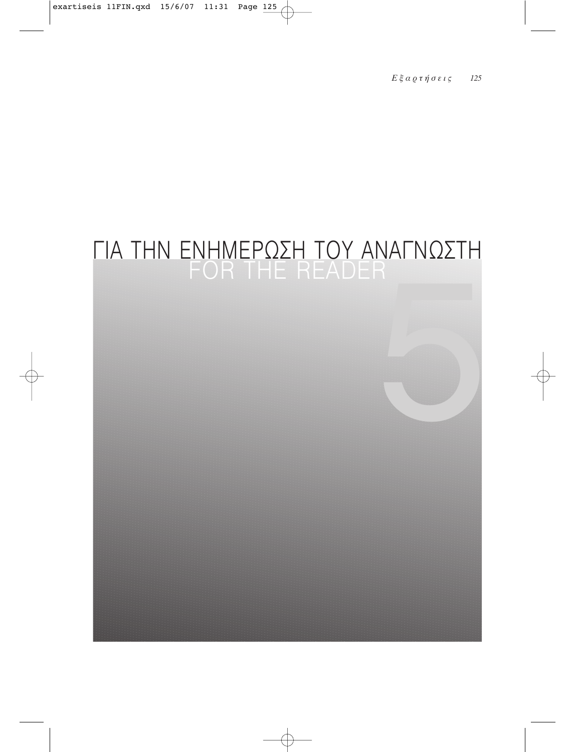# ΓΙΑ ΤΗΝ ΕΝΗΜΕΡΩΣΗ ΤΟΥ ΑΝΑΓΝΩΣΤΗ

## FOR THE READER

5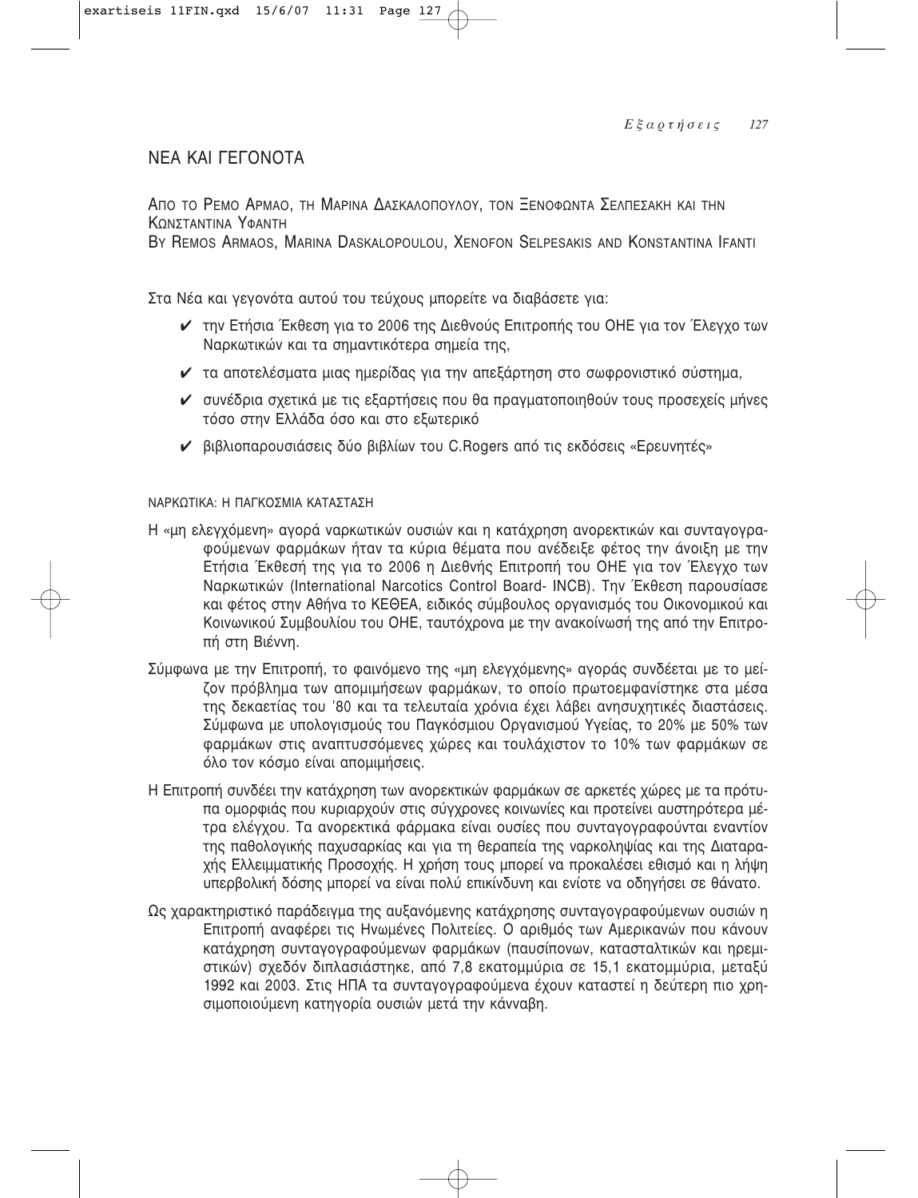## ΝΕΑ ΚΑΙ ΓΕΓΟΝΟΤΑ

ΑΠΟ ΤΟ ΡΕΜΟ ΑΡΜΑΟ, ΤΗ ΜΑΡΙΝΑ ΔΑΣΚΑΛΟΠΟΥΛΟΥ, ΤΟΝ ΞΕΝΟΦΩΝΤΑ ΣΕΛΠΕΣΑΚΗ ΚΑΙ ΤΗΝ ΚΩΝΣΤΑΝΤΙΝΑ ΥΦΑΝΤΗ
BY REMOS ARMAOS, MARINA DASKALOPOULOU, XENOFON SELPESAKIS AND KONSTANTINA IFANTI

Στα Νέα και γεγονότα αυτού του τεύχους μπορείτε να διαβάσετε για:

- ✔ την Ετήσια Έκθεση για το 2006 της Διεθνούς Επιτροπής του ΟΗΕ για τον Έλεγχο των Ναρκωτικών και τα σημαντικότερα σημεία της,
- ✔ τα αποτελέσματα μιας ημερίδας για την απεξάρτηση στο σωφρονιστικό σύστημα,
- ✔ συνέδρια σχετικά με τις εξαρτήσεις που θα πραγματοποιηθούν τους προσεχείς μήνες τόσο στην Ελλάδα όσο και στο εξωτερικό
- ✔ βιβλιοπαρουσιάσεις δύο βιβλίων του C.Rogers από τις εκδόσεις «Ερευνητές»

ΝΑΡΚΩΤΙΚΑ: Η ΠΑΓΚΟΣΜΙΑ ΚΑΤΑΣΤΑΣΗ

Η «μη ελεγχόμενη» αγορά ναρκωτικών ουσιών και η κατάχρηση ανορεκτικών και συνταγογραφούμενων φαρμάκων ήταν τα κύρια θέματα που ανέδειξε φέτος την άνοιξη με την Ετήσια Έκθεσή της για το 2006 η Διεθνής Επιτροπή του ΟΗΕ για τον Έλεγχο των Ναρκωτικών (International Narcotics Control Board- INCB). Την Έκθεση παρουσίασε και φέτος στην Αθήνα το ΚΕΘΕΑ, ειδικός σύμβουλος οργανισμός του Οικονομικού και Κοινωνικού Συμβουλίου του ΟΗΕ, ταυτόχρονα με την ανακοίνωσή της από την Επιτροπή στη Βιέννη.

Σύμφωνα με την Επιτροπή, το φαινόμενο της «μη ελεγχόμενης» αγοράς συνδέεται με το μείζον πρόβλημα των απομιμήσεων φαρμάκων, το οποίο πρωτοεμφανίστηκε στα μέσα της δεκαετίας του '80 και τα τελευταία χρόνια έχει λάβει ανησυχητικές διαστάσεις. Σύμφωνα με υπολογισμούς του Παγκόσμιου Οργανισμού Υγείας, το 20% με 50% των φαρμάκων στις αναπτυσσόμενες χώρες και τουλάχιστον το 10% των φαρμάκων σε όλο τον κόσμο είναι απομιμήσεις.

Η Επιτροπή συνδέει την κατάχρηση των ανορεκτικών φαρμάκων σε αρκετές χώρες με τα πρότυπα ομορφιάς που κυριαρχούν στις σύγχρονες κοινωνίες και προτείνει αυστηρότερα μέτρα ελέγχου. Τα ανορεκτικά φάρμακα είναι ουσίες που συνταγογραφούνται εναντίον της παθολογικής παχυσαρκίας και για τη θεραπεία της ναρκοληψίας και της Διαταραχής Ελλειμματικής Προσοχής. Η χρήση τους μπορεί να προκαλέσει εθισμό και η λήψη υπερβολική δόσης μπορεί να είναι πολύ επικίνδυνη και ενίοτε να οδηγήσει σε θάνατο.

Ως χαρακτηριστικό παράδειγμα της αυξανόμενης κατάχρησης συνταγογραφούμενων ουσιών η Επιτροπή αναφέρει τις Ηνωμένες Πολιτείες. Ο αριθμός των Αμερικανών που κάνουν κατάχρηση συνταγογραφούμενων φαρμάκων (παυσίπονων, κατασταλτικών και ηρεμιστικών) σχεδόν διπλασιάστηκε, από 7,8 εκατομμύρια σε 15,1 εκατομμύρια, μεταξύ 1992 και 2003. Στις ΗΠΑ τα συνταγογραφούμενα έχουν καταστεί η δεύτερη πιο χρησιμοποιούμενη κατηγορία ουσιών μετά την κάνναβη.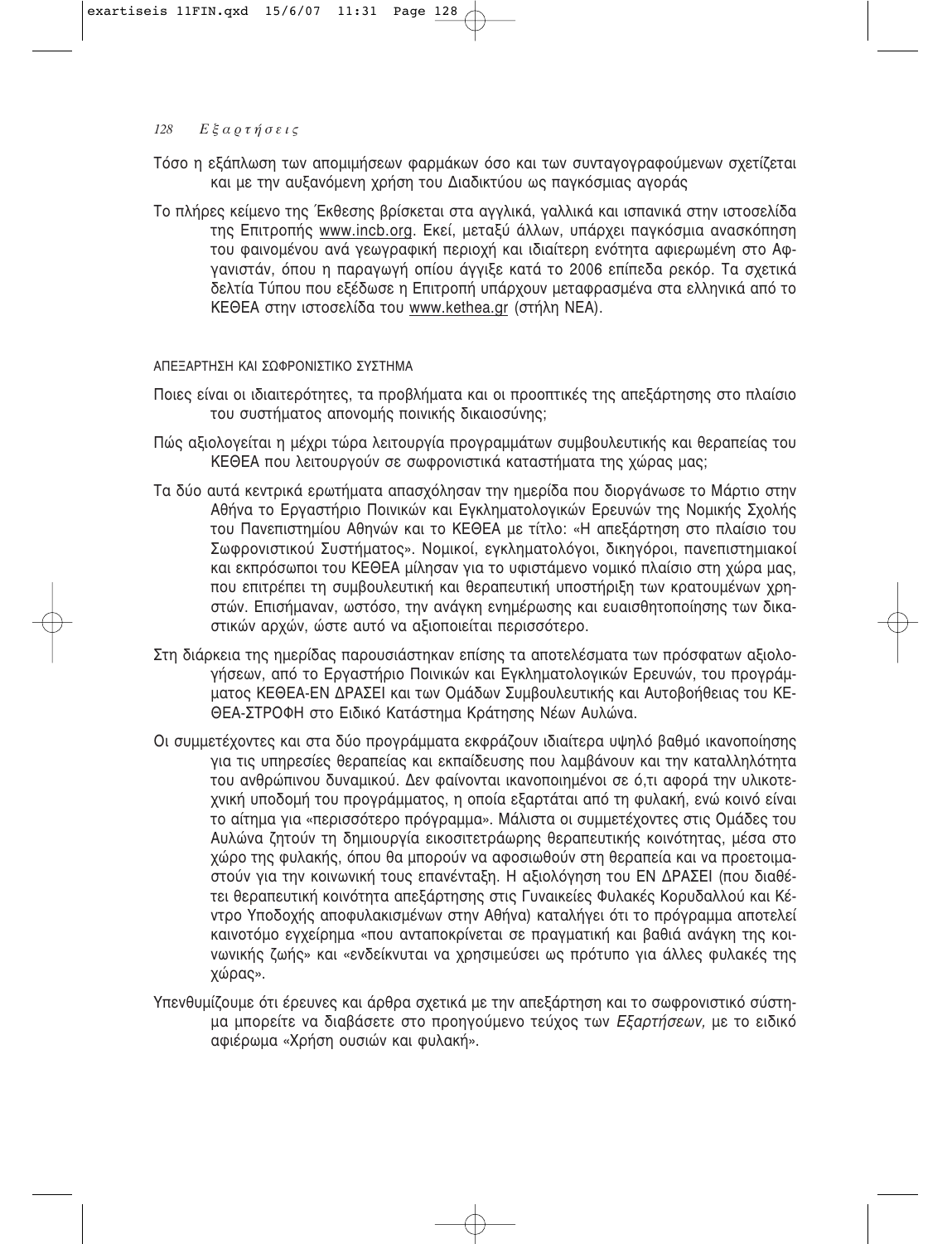Τόσο η εξάπλωση των απομιμήσεων φαρμάκων όσο και των συνταγογραφούμενων σχετίζεται και με την αυξανόμενη χρήση του Διαδικτύου ως παγκόσμιας αγοράς

Το πλήρες κείμενο της Έκθεσης βρίσκεται στα αγγλικά, γαλλικά και ισπανικά στην ιστοσελίδα της Επιτροπής www.incb.org. Εκεί, μεταξύ άλλων, υπάρχει παγκόσμια ανασκόπηση του φαινομένου ανά γεωγραφική περιοχή και ιδιαίτερη ενότητα αφιερωμένη στο Αφγανιστάν, όπου η παραγωγή οπίου άγγιξε κατά το 2006 επίπεδα ρεκόρ. Τα σχετικά δελτία Τύπου που εξέδωσε η Επιτροπή υπάρχουν μεταφρασμένα στα ελληνικά από το ΚΕΘΕΑ στην ιστοσελίδα του www.kethea.gr (στήλη ΝΕΑ).

## ΑΠΕΞΑΡΤΗΣΗ ΚΑΙ ΣΩΦΡΟΝΙΣΤΙΚΟ ΣΥΣΤΗΜΑ

Ποιες είναι οι ιδιαιτερότητες, τα προβλήματα και οι προοπτικές της απεξάρτησης στο πλαίσιο του συστήματος απονομής ποινικής δικαιοσύνης;

Πώς αξιολογείται η μέχρι τώρα λειτουργία προγραμμάτων συμβουλευτικής και θεραπείας του ΚΕΘΕΑ που λειτουργούν σε σωφρονιστικά καταστήματα της χώρας μας;

Τα δύο αυτά κεντρικά ερωτήματα απασχόλησαν την ημερίδα που διοργάνωσε το Μάρτιο στην Αθήνα το Εργαστήριο Ποινικών και Εγκληματολογικών Ερευνών της Νομικής Σχολής του Πανεπιστημίου Αθηνών και το ΚΕΘΕΑ με τίτλο: «Η απεξάρτηση στο πλαίσιο του Σωφρονιστικού Συστήματος». Νομικοί, εγκληματολόγοι, δικηγόροι, πανεπιστημιακοί και εκπρόσωποι του ΚΕΘΕΑ μίλησαν για το υφιστάμενο νομικό πλαίσιο στη χώρα μας, που επιτρέπει τη συμβουλευτική και θεραπευτική υποστήριξη των κρατουμένων χρηστών. Επισήμαναν, ωστόσο, την ανάγκη ενημέρωσης και ευαισθητοποίησης των δικαστικών αρχών, ώστε αυτό να αξιοποιείται περισσότερο.

Στη διάρκεια της ημερίδας παρουσιάστηκαν επίσης τα αποτελέσματα των πρόσφατων αξιολογήσεων, από το Εργαστήριο Ποινικών και Εγκληματολογικών Ερευνών, του προγράμματος ΚΕΘΕΑ-ΕΝ ΔΡΑΣΕΙ και των Ομάδων Συμβουλευτικής και Αυτοβοήθειας του ΚΕΘΕΑ-ΣΤΡΟΦΗ στο Ειδικό Κατάστημα Κράτησης Νέων Αυλώνα.

Οι συμμετέχοντες και στα δύο προγράμματα εκφράζουν ιδιαίτερα υψηλό βαθμό ικανοποίησης για τις υπηρεσίες θεραπείας και εκπαίδευσης που λαμβάνουν και την καταλληλότητα του ανθρώπινου δυναμικού. Δεν φαίνονται ικανοποιημένοι σε ό,τι αφορά την υλικοτεχνική υποδομή του προγράμματος, η οποία εξαρτάται από τη φυλακή, ενώ κοινό είναι το αίτημα για «περισσότερο πρόγραμμα». Μάλιστα οι συμμετέχοντες στις Ομάδες του Αυλώνα ζητούν τη δημιουργία εικοσιτετράωρης θεραπευτικής κοινότητας, μέσα στο χώρο της φυλακής, όπου θα μπορούν να αφοσιωθούν στη θεραπεία και να προετοιμαστούν για την κοινωνική τους επανένταξη. Η αξιολόγηση του ΕΝ ΔΡΑΣΕΙ (που διαθέτει θεραπευτική κοινότητα απεξάρτησης στις Γυναικείες Φυλακές Κορυδαλλού και Κέντρο Υποδοχής αποφυλακισμένων στην Αθήνα) καταλήγει ότι το πρόγραμμα αποτελεί καινοτόμο εγχείρημα «που ανταποκρίνεται σε πραγματική και βαθιά ανάγκη της κοινωνικής ζωής» και «ενδείκνυται να χρησιμεύσει ως πρότυπο για άλλες φυλακές της χώρας».

Υπενθυμίζουμε ότι έρευνες και άρθρα σχετικά με την απεξάρτηση και το σωφρονιστικό σύστημα μπορείτε να διαβάσετε στο προηγούμενο τεύχος των *Εξαρτήσεων,* με το ειδικό αφιέρωμα «Χρήση ουσιών και φυλακή».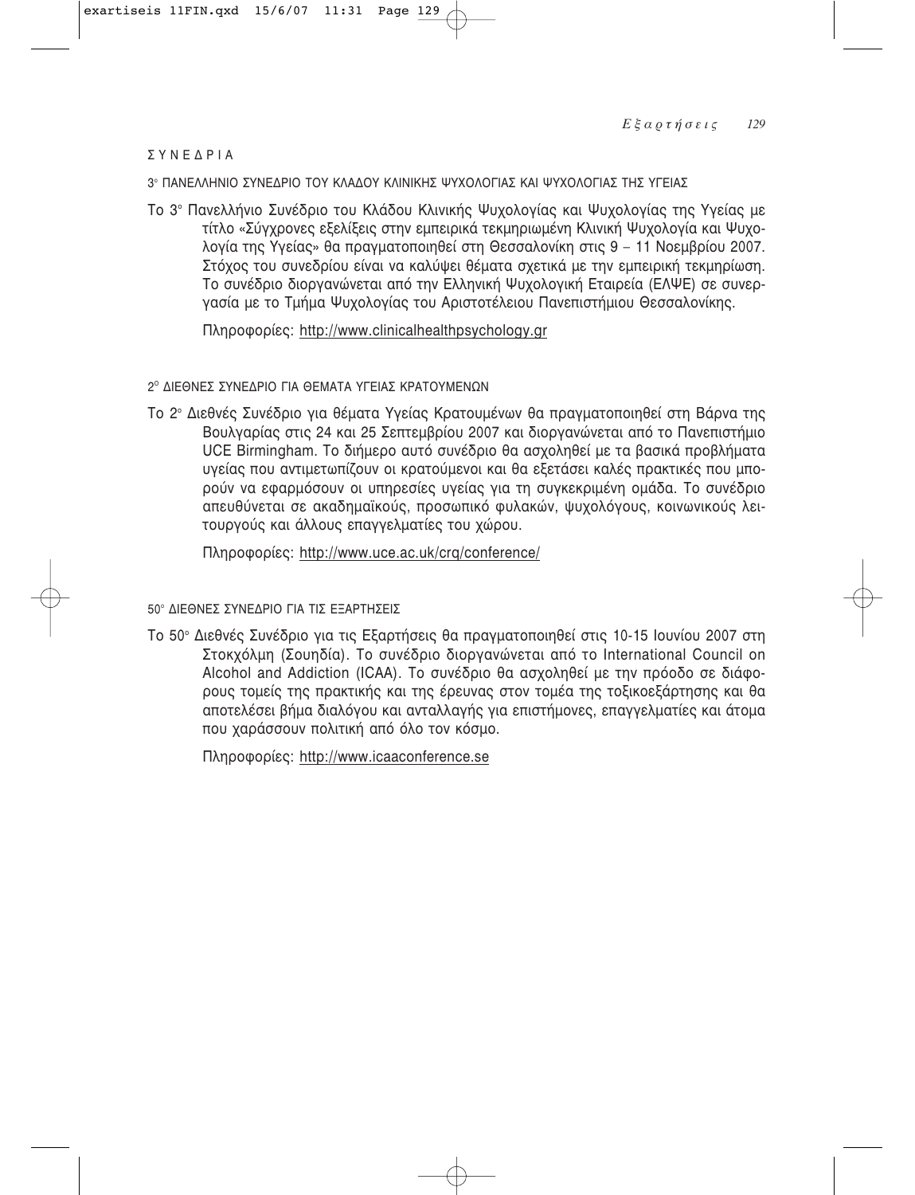## ΣΥΝΕΔΡΙΑ

### 3° ΠΑΝΕΛΛΗΝΙΟ ΣΥΝΕΔΡΙΟ ΤΟΥ ΚΛΑΔΟΥ ΚΛΙΝΙΚΗΣ ΨΥΧΟΛΟΓΙΑΣ ΚΑΙ ΨΥΧΟΛΟΓΙΑΣ ΤΗΣ ΥΓΕΙΑΣ

Το 3° Πανελλήνιο Συνέδριο του Κλάδου Κλινικής Ψυχολογίας και Ψυχολογίας της Υγείας με τίτλο «Σύγχρονες εξελίξεις στην εμπειρικά τεκμηριωμένη Κλινική Ψυχολογία και Ψυχολογία της Υγείας» θα πραγματοποιηθεί στη Θεσσαλονίκη στις 9 – 11 Νοεμβρίου 2007. Στόχος του συνεδρίου είναι να καλύψει θέματα σχετικά με την εμπειρική τεκμηρίωση. Το συνέδριο διοργανώνεται από την Ελληνική Ψυχολογική Εταιρεία (ΕΛΨΕ) σε συνεργασία με το Τμήμα Ψυχολογίας του Αριστοτέλειου Πανεπιστήμιου Θεσσαλονίκης.

Πληροφορίες: http://www.clinicalhealthpsychology.gr

### 2° ΔΙΕΘΝΕΣ ΣΥΝΕΔΡΙΟ ΓΙΑ ΘΕΜΑΤΑ ΥΓΕΙΑΣ ΚΡΑΤΟΥΜΕΝΩΝ

Το 2° Διεθνές Συνέδριο για θέματα Υγείας Κρατουμένων θα πραγματοποιηθεί στη Βάρνα της Βουλγαρίας στις 24 και 25 Σεπτεμβρίου 2007 και διοργανώνεται από το Πανεπιστήμιο UCE Birmingham. Το διήμερο αυτό συνέδριο θα ασχοληθεί με τα βασικά προβλήματα υγείας που αντιμετωπίζουν οι κρατούμενοι και θα εξετάσει καλές πρακτικές που μπορούν να εφαρμόσουν οι υπηρεσίες υγείας για τη συγκεκριμένη ομάδα. Το συνέδριο απευθύνεται σε ακαδημαϊκούς, προσωπικό φυλακών, ψυχολόγους, κοινωνικούς λειτουργούς και άλλους επαγγελματίες του χώρου.

Πληροφορίες: http://www.uce.ac.uk/crq/conference/

### 50° ΔΙΕΘΝΕΣ ΣΥΝΕΔΡΙΟ ΓΙΑ ΤΙΣ ΕΞΑΡΤΗΣΕΙΣ

Το 50° Διεθνές Συνέδριο για τις Εξαρτήσεις θα πραγματοποιηθεί στις 10-15 Ιουνίου 2007 στη Στοκχόλμη (Σουηδία). Το συνέδριο διοργανώνεται από το International Council on Alcohol and Addiction (ICAA). Το συνέδριο θα ασχοληθεί με την πρόοδο σε διάφορους τομείς της πρακτικής και της έρευνας στον τομέα της τοξικοεξάρτησης και θα αποτελέσει βήμα διαλόγου και ανταλλαγής για επιστήμονες, επαγγελματίες και άτομα που χαράσσουν πολιτική από όλο τον κόσμο.

Πληροφορίες: http://www.icaaconference.se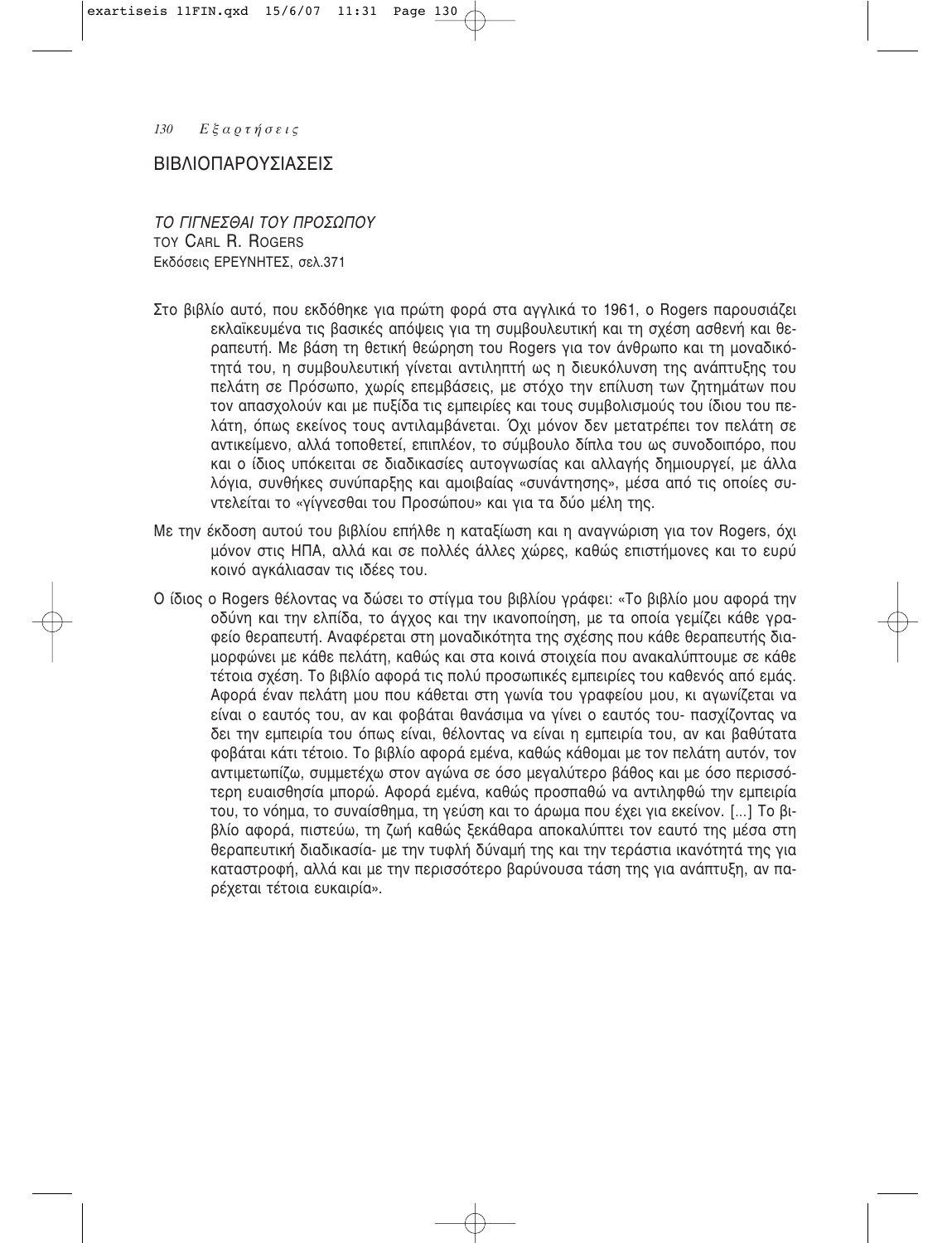## ΒΙΒΛΙΟΠΑΡΟΥΣΙΑΣΕΙΣ

*ΤΟ ΓΙΓΝΕΣΘΑΙ ΤΟΥ ΠΡΟΣΩΠΟΥ*
ΤΟΥ CARL R. ROGERS
Εκδόσεις ΕΡΕΥΝΗΤΕΣ, σελ.371

Στο βιβλίο αυτό, που εκδόθηκε για πρώτη φορά στα αγγλικά το 1961, ο Rogers παρουσιάζει εκλαϊκευμένα τις βασικές απόψεις για τη συμβουλευτική και τη σχέση ασθενή και θεραπευτή. Με βάση τη θετική θεώρηση του Rogers για τον άνθρωπο και τη μοναδικότητά του, η συμβουλευτική γίνεται αντιληπτή ως η διευκόλυνση της ανάπτυξης του πελάτη σε Πρόσωπο, χωρίς επεμβάσεις, με στόχο την επίλυση των ζητημάτων που τον απασχολούν και με πυξίδα τις εμπειρίες και τους συμβολισμούς του ίδιου του πελάτη, όπως εκείνος τους αντιλαμβάνεται. Όχι μόνον δεν μετατρέπει τον πελάτη σε αντικείμενο, αλλά τοποθετεί, επιπλέον, το σύμβουλο δίπλα του ως συνοδοιπόρο, που και ο ίδιος υπόκειται σε διαδικασίες αυτογνωσίας και αλλαγής δημιουργεί, με άλλα λόγια, συνθήκες συνύπαρξης και αμοιβαίας «συνάντησης», μέσα από τις οποίες συντελείται το «γίγνεσθαι του Προσώπου» και για τα δύο μέλη της.

Με την έκδοση αυτού του βιβλίου επήλθε η καταξίωση και η αναγνώριση για τον Rogers, όχι μόνον στις ΗΠΑ, αλλά και σε πολλές άλλες χώρες, καθώς επιστήμονες και το ευρύ κοινό αγκάλιασαν τις ιδέες του.

Ο ίδιος ο Rogers θέλοντας να δώσει το στίγμα του βιβλίου γράφει: «Το βιβλίο μου αφορά την οδύνη και την ελπίδα, το άγχος και την ικανοποίηση, με τα οποία γεμίζει κάθε γραφείο θεραπευτή. Αναφέρεται στη μοναδικότητα της σχέσης που κάθε θεραπευτής διαμορφώνει με κάθε πελάτη, καθώς και στα κοινά στοιχεία που ανακαλύπτουμε σε κάθε τέτοια σχέση. Το βιβλίο αφορά τις πολύ προσωπικές εμπειρίες του καθενός από εμάς. Αφορά έναν πελάτη μου που κάθεται στη γωνία του γραφείου μου, κι αγωνίζεται να είναι ο εαυτός του, αν και φοβάται θανάσιμα να γίνει ο εαυτός του- πασχίζοντας να δει την εμπειρία του όπως είναι, θέλοντας να είναι η εμπειρία του, αν και βαθύτατα φοβάται κάτι τέτοιο. Το βιβλίο αφορά εμένα, καθώς κάθομαι με τον πελάτη αυτόν, τον αντιμετωπίζω, συμμετέχω στον αγώνα σε όσο μεγαλύτερο βάθος και με όσο περισσότερη ευαισθησία μπορώ. Αφορά εμένα, καθώς προσπαθώ να αντιληφθώ την εμπειρία του, το νόημα, το συναίσθημα, τη γεύση και το άρωμα που έχει για εκείνον. [...] Το βιβλίο αφορά, πιστεύω, τη ζωή καθώς ξεκάθαρα αποκαλύπτει τον εαυτό της μέσα στη θεραπευτική διαδικασία- με την τυφλή δύναμή της και την τεράστια ικανότητά της για καταστροφή, αλλά και με την περισσότερο βαρύνουσα τάση της για ανάπτυξη, αν παρέχεται τέτοια ευκαιρία».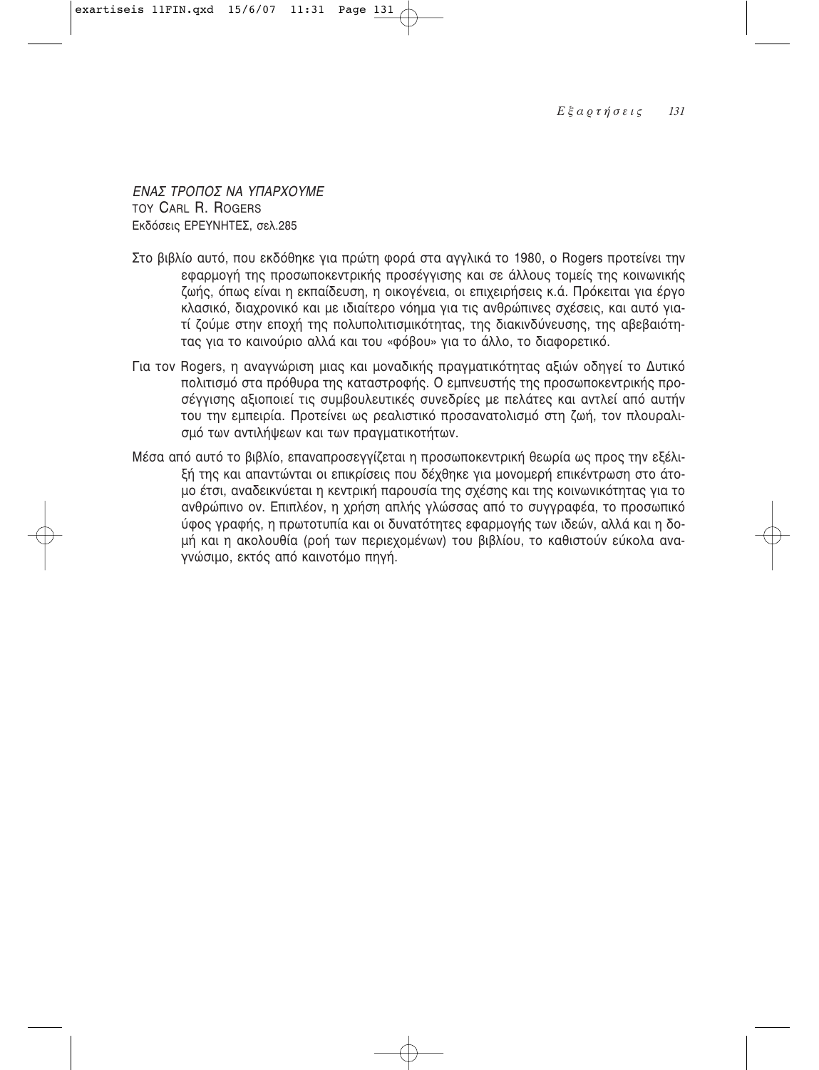*ΕΝΑΣ ΤΡΟΠΟΣ ΝΑ ΥΠΑΡΧΟΥΜΕ*
ΤΟΥ CARL R. ROGERS
Εκδόσεις ΕΡΕΥΝΗΤΕΣ, σελ.285

Στο βιβλίο αυτό, που εκδόθηκε για πρώτη φορά στα αγγλικά το 1980, ο Rogers προτείνει την εφαρμογή της προσωποκεντρικής προσέγγισης και σε άλλους τομείς της κοινωνικής ζωής, όπως είναι η εκπαίδευση, η οικογένεια, οι επιχειρήσεις κ.ά. Πρόκειται για έργο κλασικό, διαχρονικό και με ιδιαίτερο νόημα για τις ανθρώπινες σχέσεις, και αυτό γιατί ζούμε στην εποχή της πολυπολιτισμικότητας, της διακινδύνευσης, της αβεβαιότητας για το καινούριο αλλά και του «φόβου» για το άλλο, το διαφορετικό.

Για τον Rogers, η αναγνώριση μιας και μοναδικής πραγματικότητας αξιών οδηγεί το Δυτικό πολιτισμό στα πρόθυρα της καταστροφής. Ο εμπνευστής της προσωποκεντρικής προσέγγισης αξιοποιεί τις συμβουλευτικές συνεδρίες με πελάτες και αντλεί από αυτήν του την εμπειρία. Προτείνει ως ρεαλιστικό προσανατολισμό στη ζωή, τον πλουραλισμό των αντιλήψεων και των πραγματικοτήτων.

Μέσα από αυτό το βιβλίο, επαναπροσεγγίζεται η προσωποκεντρική θεωρία ως προς την εξέλιξή της και απαντώνται οι επικρίσεις που δέχθηκε για μονομερή επικέντρωση στο άτομο έτσι, αναδεικνύεται η κεντρική παρουσία της σχέσης και της κοινωνικότητας για το ανθρώπινο ον. Επιπλέον, η χρήση απλής γλώσσας από το συγγραφέα, το προσωπικό ύφος γραφής, η πρωτοτυπία και οι δυνατότητες εφαρμογής των ιδεών, αλλά και η δομή και η ακολουθία (ροή των περιεχομένων) του βιβλίου, το καθιστούν εύκολα αναγνώσιμο, εκτός από καινοτόμο πηγή.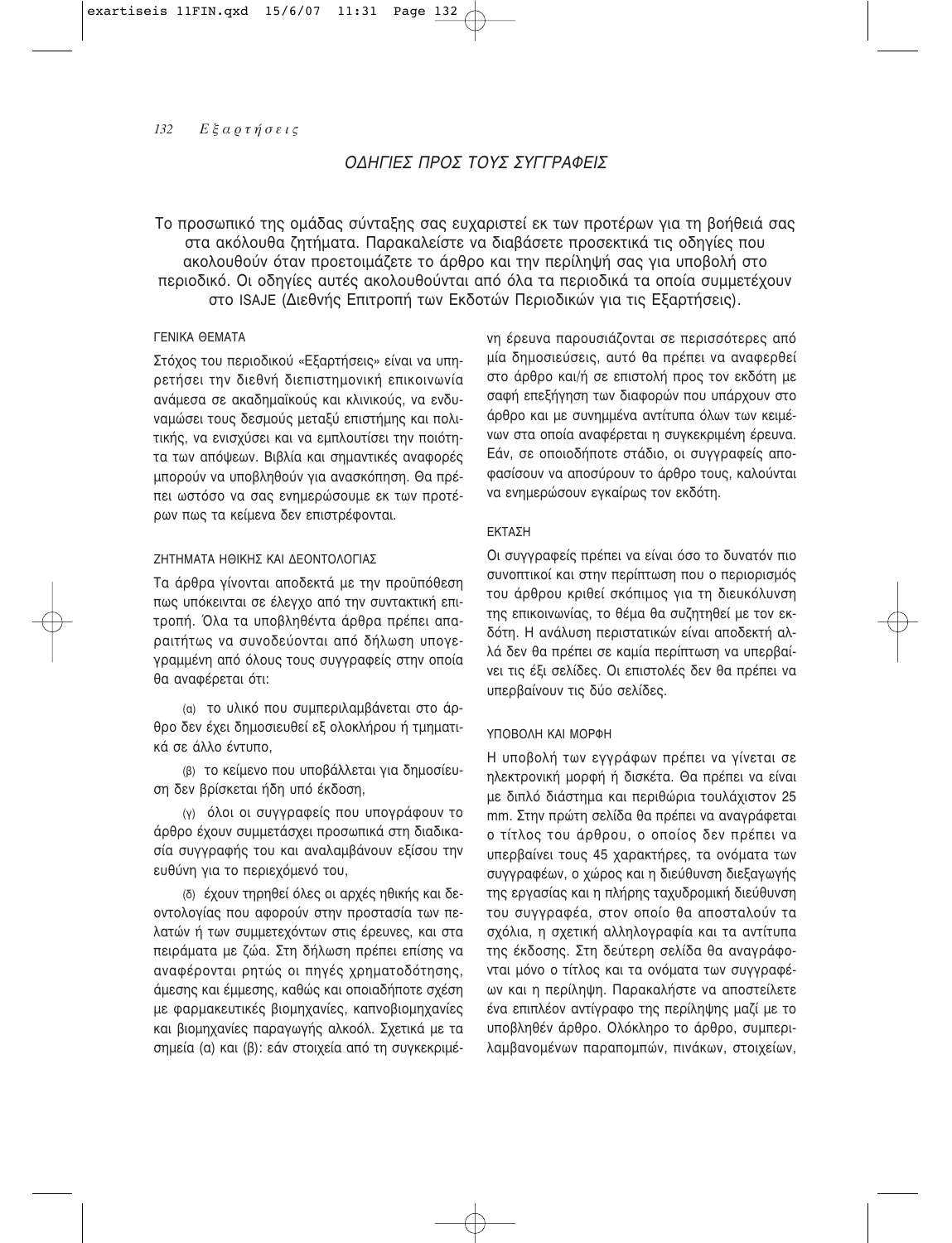## ΟΔΗΓΙΕΣ ΠΡΟΣ ΤΟΥΣ ΣΥΓΓΡΑΦΕΙΣ

Το προσωπικό της ομάδας σύνταξης σας ευχαριστεί εκ των προτέρων για τη βοήθειά σας στα ακόλουθα ζητήματα. Παρακαλείστε να διαβάσετε προσεκτικά τις οδηγίες που ακολουθούν όταν προετοιμάζετε το άρθρο και την περίληψή σας για υποβολή στο περιοδικό. Οι οδηγίες αυτές ακολουθούνται από όλα τα περιοδικά τα οποία συμμετέχουν στο ISAJE (Διεθνής Επιτροπή των Εκδοτών Περιοδικών για τις Εξαρτήσεις).

### ΓΕΝΙΚΑ ΘΕΜΑΤΑ

Στόχος του περιοδικού «Εξαρτήσεις» είναι να υπηρετήσει την διεθνή διεπιστημονική επικοινωνία ανάμεσα σε ακαδημαϊκούς και κλινικούς, να ενδυναμώσει τους δεσμούς μεταξύ επιστήμης και πολιτικής, να ενισχύσει και να εμπλουτίσει την ποιότητα των απόψεων. Βιβλία και σημαντικές αναφορές μπορούν να υποβληθούν για ανασκόπηση. Θα πρέπει ωστόσο να σας ενημερώσουμε εκ των προτέρων πως τα κείμενα δεν επιστρέφονται.

### ΖΗΤΗΜΑΤΑ ΗΘΙΚΗΣ ΚΑΙ ΔΕΟΝΤΟΛΟΓΙΑΣ

Τα άρθρα γίνονται αποδεκτά με την προϋπόθεση πως υπόκεινται σε έλεγχο από την συντακτική επιτροπή. Όλα τα υποβληθέντα άρθρα πρέπει απαραιτήτως να συνοδεύονται από δήλωση υπογεγραμμένη από όλους τους συγγραφείς στην οποία θα αναφέρεται ότι:

(α) το υλικό που συμπεριλαμβάνεται στο άρθρο δεν έχει δημοσιευθεί εξ ολοκλήρου ή τμηματικά σε άλλο έντυπο,

(β) το κείμενο που υποβάλλεται για δημοσίευση δεν βρίσκεται ήδη υπό έκδοση,

(γ) όλοι οι συγγραφείς που υπογράφουν το άρθρο έχουν συμμετάσχει προσωπικά στη διαδικασία συγγραφής του και αναλαμβάνουν εξίσου την ευθύνη για το περιεχόμενό του,

(δ) έχουν τηρηθεί όλες οι αρχές ηθικής και δεοντολογίας που αφορούν στην προστασία των πελατών ή των συμμετεχόντων στις έρευνες, και στα πειράματα με ζώα. Στη δήλωση πρέπει επίσης να αναφέρονται ρητώς οι πηγές χρηματοδότησης, άμεσης και έμμεσης, καθώς και οποιαδήποτε σχέση με φαρμακευτικές βιομηχανίες, καπνοβιομηχανίες και βιομηχανίες παραγωγής αλκοόλ. Σχετικά με τα σημεία (α) και (β): εάν στοιχεία από τη συγκεκριμένη έρευνα παρουσιάζονται σε περισσότερες από μία δημοσιεύσεις, αυτό θα πρέπει να αναφερθεί στο άρθρο και/ή σε επιστολή προς τον εκδότη με σαφή επεξήγηση των διαφορών που υπάρχουν στο άρθρο και με συνημμένα αντίτυπα όλων των κειμένων στα οποία αναφέρεται η συγκεκριμένη έρευνα. Εάν, σε οποιοδήποτε στάδιο, οι συγγραφείς αποφασίσουν να αποσύρουν το άρθρο τους, καλούνται να ενημερώσουν εγκαίρως τον εκδότη.

### ΕΚΤΑΣΗ

Οι συγγραφείς πρέπει να είναι όσο το δυνατόν πιο συνοπτικοί και στην περίπτωση που ο περιορισμός του άρθρου κριθεί σκόπιμος για τη διευκόλυνση της επικοινωνίας, το θέμα θα συζητηθεί με τον εκδότη. Η ανάλυση περιστατικών είναι αποδεκτή αλλά δεν θα πρέπει σε καμία περίπτωση να υπερβαίνει τις έξι σελίδες. Οι επιστολές δεν θα πρέπει να υπερβαίνουν τις δύο σελίδες.

### ΥΠΟΒΟΛΗ ΚΑΙ ΜΟΡΦΗ

Η υποβολή των εγγράφων πρέπει να γίνεται σε ηλεκτρονική μορφή ή δισκέτα. Θα πρέπει να είναι με διπλό διάστημα και περιθώρια τουλάχιστον 25 mm. Στην πρώτη σελίδα θα πρέπει να αναγράφεται ο τίτλος του άρθρου, ο οποίος δεν πρέπει να υπερβαίνει τους 45 χαρακτήρες, τα ονόματα των συγγραφέων, ο χώρος και η διεύθυνση διεξαγωγής της εργασίας και η πλήρης ταχυδρομική διεύθυνση του συγγραφέα, στον οποίο θα αποσταλούν τα σχόλια, η σχετική αλληλογραφία και τα αντίτυπα της έκδοσης. Στη δεύτερη σελίδα θα αναγράφονται μόνο ο τίτλος και τα ονόματα των συγγραφέων και η περίληψη. Παρακαλήστε να αποστείλετε ένα επιπλέον αντίγραφο της περίληψης μαζί με το υποβληθέν άρθρο. Ολόκληρο το άρθρο, συμπεριλαμβανομένων παραπομπών, πινάκων, στοιχείων,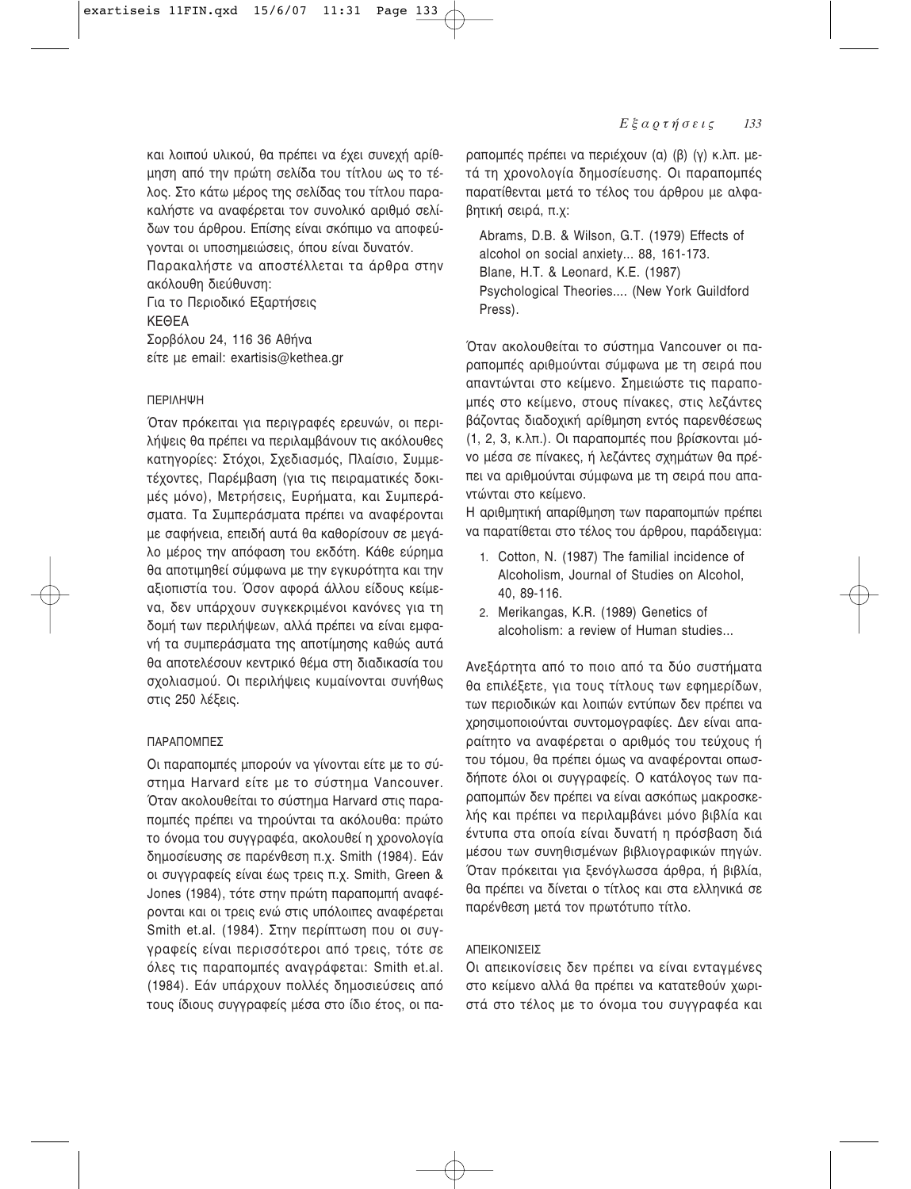και λοιπού υλικού, θα πρέπει να έχει συνεχή αρίθμηση από την πρώτη σελίδα του τίτλου ως το τέλος. Στο κάτω μέρος της σελίδας του τίτλου παρακαλήστε να αναφέρεται τον συνολικό αριθμό σελίδων του άρθρου. Επίσης είναι σκόπιμο να αποφεύγονται οι υποσημειώσεις, όπου είναι δυνατόν.

Παρακαλήστε να αποστέλλεται τα άρθρα στην ακόλουθη διεύθυνση:

Για το Περιοδικό Εξαρτήσεις
ΚΕΘΕΑ
Σορβόλου 24, 116 36 Αθήνα
είτε με email: exartisis@kethea.gr

### ΠΕΡΙΛΗΨΗ

Όταν πρόκειται για περιγραφές ερευνών, οι περιλήψεις θα πρέπει να περιλαμβάνουν τις ακόλουθες κατηγορίες: Στόχοι, Σχεδιασμός, Πλαίσιο, Συμμετέχοντες, Παρέμβαση (για τις πειραματικές δοκιμές μόνο), Μετρήσεις, Ευρήματα, και Συμπεράσματα. Τα Συμπεράσματα πρέπει να αναφέρονται με σαφήνεια, επειδή αυτά θα καθορίσουν σε μεγάλο μέρος την απόφαση του εκδότη. Κάθε εύρημα θα αποτιμηθεί σύμφωνα με την εγκυρότητα και την αξιοπιστία του. Όσον αφορά άλλου είδους κείμενα, δεν υπάρχουν συγκεκριμένοι κανόνες για τη δομή των περιλήψεων, αλλά πρέπει να είναι εμφανή τα συμπεράσματα της αποτίμησης καθώς αυτά θα αποτελέσουν κεντρικό θέμα στη διαδικασία του σχολιασμού. Οι περιλήψεις κυμαίνονται συνήθως στις 250 λέξεις.

### ΠΑΡΑΠΟΜΠΕΣ

Οι παραπομπές μπορούν να γίνονται είτε με το σύστημα Harvard είτε με το σύστημα Vancouver. Όταν ακολουθείται το σύστημα Harvard στις παραπομπές πρέπει να τηρούνται τα ακόλουθα: πρώτο το όνομα του συγγραφέα, ακολουθεί η χρονολογία δημοσίευσης σε παρένθεση π.χ. Smith (1984). Εάν οι συγγραφείς είναι έως τρεις π.χ. Smith, Green & Jones (1984), τότε στην πρώτη παραπομπή αναφέρονται και οι τρεις ενώ στις υπόλοιπες αναφέρεται Smith et.al. (1984). Στην περίπτωση που οι συγγραφείς είναι περισσότεροι από τρεις, τότε σε όλες τις παραπομπές αναγράφεται: Smith et.al. (1984). Εάν υπάρχουν πολλές δημοσιεύσεις από τους ίδιους συγγραφείς μέσα στο ίδιο έτος, οι παραπομπές πρέπει να περιέχουν (α) (β) (γ) κ.λπ. μετά τη χρονολογία δημοσίευσης. Οι παραπομπές παρατίθενται μετά το τέλος του άρθρου με αλφαβητική σειρά, π.χ:

Abrams, D.B. & Wilson, G.T. (1979) Effects of alcohol on social anxiety... 88, 161-173.
Blane, H.T. & Leonard, K.E. (1987) Psychological Theories.... (New York Guildford Press).

Όταν ακολουθείται το σύστημα Vancouver οι παραπομπές αριθμούνται σύμφωνα με τη σειρά που απαντώνται στο κείμενο. Σημειώστε τις παραπομπές στο κείμενο, στους πίνακες, στις λεζάντες βάζοντας διαδοχική αρίθμηση εντός παρενθέσεως (1, 2, 3, κ.λπ.). Οι παραπομπές που βρίσκονται μόνο μέσα σε πίνακες, ή λεζάντες σχημάτων θα πρέπει να αριθμούνται σύμφωνα με τη σειρά που απαντώνται στο κείμενο.

Η αριθμητική απαρίθμηση των παραπομπών πρέπει να παρατίθεται στο τέλος του άρθρου, παράδειγμα:

1. Cotton, N. (1987) The familial incidence of Alcoholism, Journal of Studies on Alcohol, 40, 89-116.
2. Merikangas, K.R. (1989) Genetics of alcoholism: a review of Human studies...

Ανεξάρτητα από το ποιο από τα δύο συστήματα θα επιλέξετε, για τους τίτλους των εφημερίδων, των περιοδικών και λοιπών εντύπων δεν πρέπει να χρησιμοποιούνται συντομογραφίες. Δεν είναι απαραίτητο να αναφέρεται ο αριθμός του τεύχους ή του τόμου, θα πρέπει όμως να αναφέρονται οπωσδήποτε όλοι οι συγγραφείς. Ο κατάλογος των παραπομπών δεν πρέπει να είναι ασκόπως μακροσκελής και πρέπει να περιλαμβάνει μόνο βιβλία και έντυπα στα οποία είναι δυνατή η πρόσβαση διά μέσου των συνηθισμένων βιβλιογραφικών πηγών. Όταν πρόκειται για ξενόγλωσσα άρθρα, ή βιβλία, θα πρέπει να δίνεται ο τίτλος και στα ελληνικά σε παρένθεση μετά τον πρωτότυπο τίτλο.

### ΑΠΕΙΚΟΝΙΣΕΙΣ

Οι απεικονίσεις δεν πρέπει να είναι ενταγμένες στο κείμενο αλλά θα πρέπει να κατατεθούν χωριστά στο τέλος με το όνομα του συγγραφέα και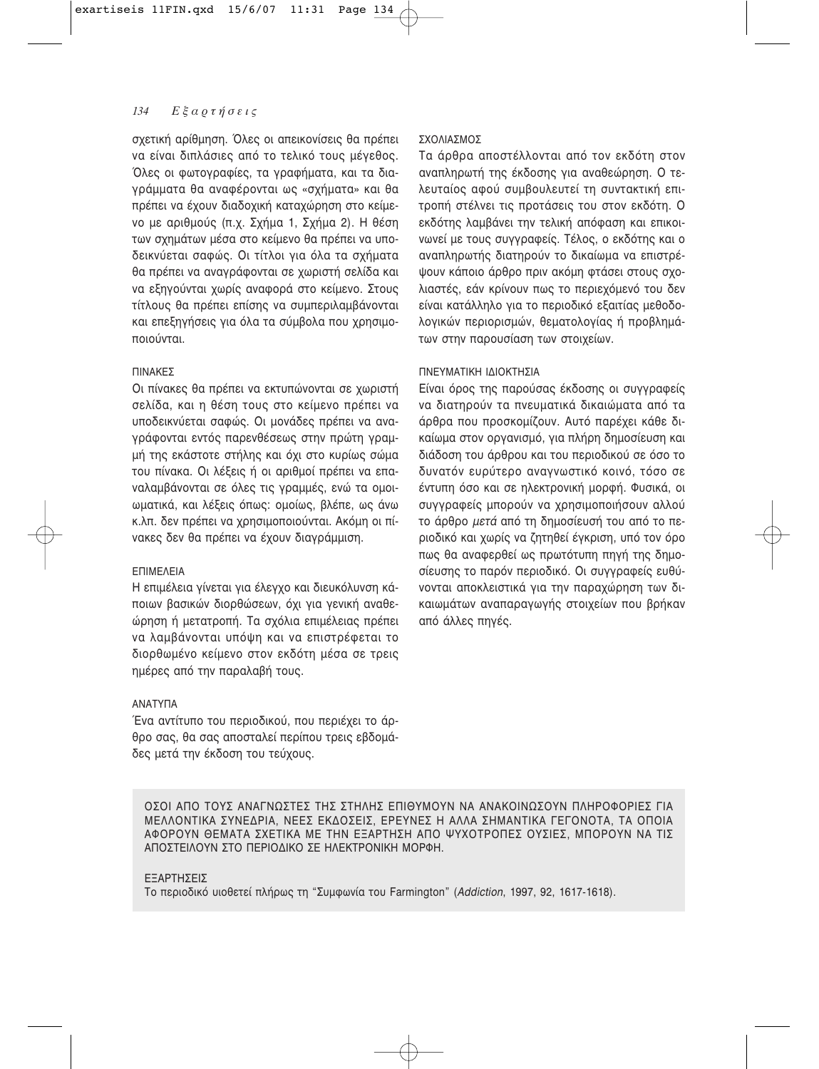σχετική αρίθμηση. Όλες οι απεικονίσεις θα πρέπει να είναι διπλάσιες από το τελικό τους μέγεθος. Όλες οι φωτογραφίες, τα γραφήματα, και τα διαγράμματα θα αναφέρονται ως «σχήματα» και θα πρέπει να έχουν διαδοχική καταχώρηση στο κείμενο με αριθμούς (π.χ. Σχήμα 1, Σχήμα 2). Η θέση των σχημάτων μέσα στο κείμενο θα πρέπει να υποδεικνύεται σαφώς. Οι τίτλοι για όλα τα σχήματα θα πρέπει να αναγράφονται σε χωριστή σελίδα και να εξηγούνται χωρίς αναφορά στο κείμενο. Στους τίτλους θα πρέπει επίσης να συμπεριλαμβάνονται και επεξηγήσεις για όλα τα σύμβολα που χρησιμοποιούνται.

### ΠΙΝΑΚΕΣ

Οι πίνακες θα πρέπει να εκτυπώνονται σε χωριστή σελίδα, και η θέση τους στο κείμενο πρέπει να υποδεικνύεται σαφώς. Οι μονάδες πρέπει να αναγράφονται εντός παρενθέσεως στην πρώτη γραμμή της εκάστοτε στήλης και όχι στο κυρίως σώμα του πίνακα. Οι λέξεις ή οι αριθμοί πρέπει να επαναλαμβάνονται σε όλες τις γραμμές, ενώ τα ομοιωματικά, και λέξεις όπως: ομοίως, βλέπε, ως άνω κ.λπ. δεν πρέπει να χρησιμοποιούνται. Ακόμη οι πίνακες δεν θα πρέπει να έχουν διαγράμμιση.

### ΕΠΙΜΕΛΕΙΑ

Η επιμέλεια γίνεται για έλεγχο και διευκόλυνση κάποιων βασικών διορθώσεων, όχι για γενική αναθεώρηση ή μετατροπή. Τα σχόλια επιμέλειας πρέπει να λαμβάνονται υπόψη και να επιστρέφεται το διορθωμένο κείμενο στον εκδότη μέσα σε τρεις ημέρες από την παραλαβή τους.

### ΑΝΑΤΥΠΑ

Ένα αντίτυπο του περιοδικού, που περιέχει το άρθρο σας, θα σας αποσταλεί περίπου τρεις εβδομάδες μετά την έκδοση του τεύχους.

### ΣΧΟΛΙΑΣΜΟΣ

Τα άρθρα αποστέλλονται από τον εκδότη στον αναπληρωτή της έκδοσης για αναθεώρηση. Ο τελευταίος αφού συμβουλευτεί τη συντακτική επιτροπή στέλνει τις προτάσεις του στον εκδότη. Ο εκδότης λαμβάνει την τελική απόφαση και επικοινωνεί με τους συγγραφείς. Τέλος, ο εκδότης και ο αναπληρωτής διατηρούν το δικαίωμα να επιστρέψουν κάποιο άρθρο πριν ακόμη φτάσει στους σχολιαστές, εάν κρίνουν πως το περιεχόμενό του δεν είναι κατάλληλο για το περιοδικό εξαιτίας μεθοδολογικών περιορισμών, θεματολογίας ή προβλημάτων στην παρουσίαση των στοιχείων.

### ΠΝΕΥΜΑΤΙΚΗ ΙΔΙΟΚΤΗΣΙΑ

Είναι όρος της παρούσας έκδοσης οι συγγραφείς να διατηρούν τα πνευματικά δικαιώματα από τα άρθρα που προσκομίζουν. Αυτό παρέχει κάθε δικαίωμα στον οργανισμό, για πλήρη δημοσίευση και διάδοση του άρθρου και του περιοδικού σε όσο το δυνατόν ευρύτερο αναγνωστικό κοινό, τόσο σε έντυπη όσο και σε ηλεκτρονική μορφή. Φυσικά, οι συγγραφείς μπορούν να χρησιμοποιήσουν αλλού το άρθρο *μετά* από τη δημοσίευσή του από το περιοδικό και χωρίς να ζητηθεί έγκριση, υπό τον όρο πως θα αναφερθεί ως πρωτότυπη πηγή της δημοσίευσης το παρόν περιοδικό. Οι συγγραφείς ευθύνονται αποκλειστικά για την παραχώρηση των δικαιωμάτων αναπαραγωγής στοιχείων που βρήκαν από άλλες πηγές.

ΟΣΟΙ ΑΠΟ ΤΟΥΣ ΑΝΑΓΝΩΣΤΕΣ ΤΗΣ ΣΤΗΛΗΣ ΕΠΙΘΥΜΟΥΝ ΝΑ ΑΝΑΚΟΙΝΩΣΟΥΝ ΠΛΗΡΟΦΟΡΙΕΣ ΓΙΑ ΜΕΛΛΟΝΤΙΚΑ ΣΥΝΕΔΡΙΑ, ΝΕΕΣ ΕΚΔΟΣΕΙΣ, ΕΡΕΥΝΕΣ Η ΑΛΛΑ ΣΗΜΑΝΤΙΚΑ ΓΕΓΟΝΟΤΑ, ΤΑ ΟΠΟΙΑ ΑΦΟΡΟΥΝ ΘΕΜΑΤΑ ΣΧΕΤΙΚΑ ΜΕ ΤΗΝ ΕΞΑΡΤΗΣΗ ΑΠΟ ΨΥΧΟΤΡΟΠΕΣ ΟΥΣΙΕΣ, ΜΠΟΡΟΥΝ ΝΑ ΤΙΣ ΑΠΟΣΤΕΙΛΟΥΝ ΣΤΟ ΠΕΡΙΟΔΙΚΟ ΣΕ ΗΛΕΚΤΡΟΝΙΚΗ ΜΟΡΦΗ.

ΕΞΑΡΤΗΣΕΙΣ
Το περιοδικό υιοθετεί πλήρως τη "Συμφωνία του Farmington" (*Addiction*, 1997, 92, 1617-1618).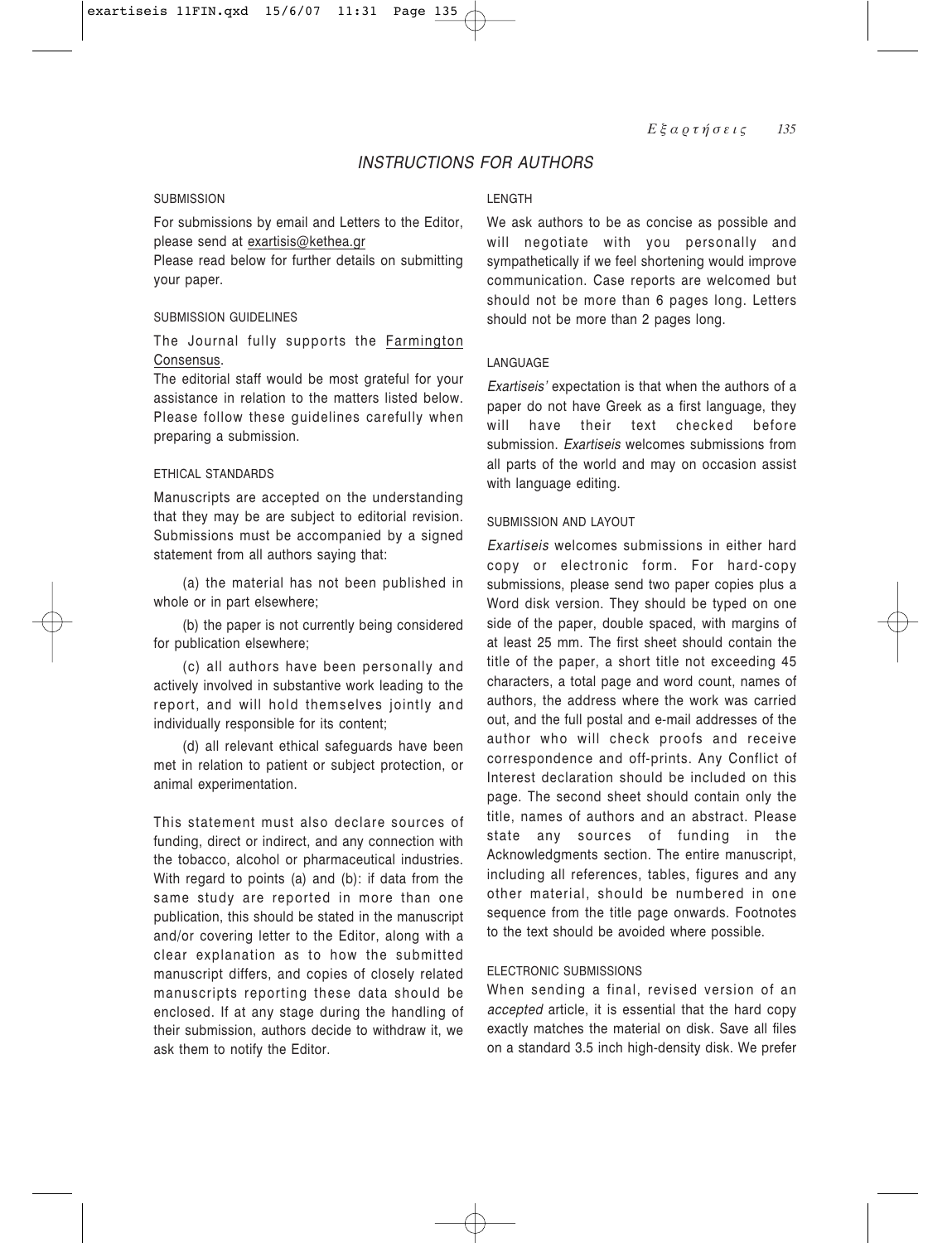## INSTRUCTIONS FOR AUTHORS

### SUBMISSION

For submissions by email and Letters to the Editor, please send at exartisis@kethea.gr

Please read below for further details on submitting your paper.

### SUBMISSION GUIDELINES

The Journal fully supports the Farmington Consensus.

The editorial staff would be most grateful for your assistance in relation to the matters listed below. Please follow these guidelines carefully when preparing a submission.

### ETHICAL STANDARDS

Manuscripts are accepted on the understanding that they may be are subject to editorial revision. Submissions must be accompanied by a signed statement from all authors saying that:

(a) the material has not been published in whole or in part elsewhere;

(b) the paper is not currently being considered for publication elsewhere;

(c) all authors have been personally and actively involved in substantive work leading to the report, and will hold themselves jointly and individually responsible for its content;

(d) all relevant ethical safeguards have been met in relation to patient or subject protection, or animal experimentation.

This statement must also declare sources of funding, direct or indirect, and any connection with the tobacco, alcohol or pharmaceutical industries. With regard to points (a) and (b): if data from the same study are reported in more than one publication, this should be stated in the manuscript and/or covering letter to the Editor, along with a clear explanation as to how the submitted manuscript differs, and copies of closely related manuscripts reporting these data should be enclosed. If at any stage during the handling of their submission, authors decide to withdraw it, we ask them to notify the Editor.

### LENGTH

We ask authors to be as concise as possible and will negotiate with you personally and sympathetically if we feel shortening would improve communication. Case reports are welcomed but should not be more than 6 pages long. Letters should not be more than 2 pages long.

### LANGUAGE

*Exartiseis'* expectation is that when the authors of a paper do not have Greek as a first language, they will have their text checked before submission. *Exartiseis* welcomes submissions from all parts of the world and may on occasion assist with language editing.

### SUBMISSION AND LAYOUT

*Exartiseis* welcomes submissions in either hard copy or electronic form. For hard-copy submissions, please send two paper copies plus a Word disk version. They should be typed on one side of the paper, double spaced, with margins of at least 25 mm. The first sheet should contain the title of the paper, a short title not exceeding 45 characters, a total page and word count, names of authors, the address where the work was carried out, and the full postal and e-mail addresses of the author who will check proofs and receive correspondence and off-prints. Any Conflict of Interest declaration should be included on this page. The second sheet should contain only the title, names of authors and an abstract. Please state any sources of funding in the Acknowledgments section. The entire manuscript, including all references, tables, figures and any other material, should be numbered in one sequence from the title page onwards. Footnotes to the text should be avoided where possible.

### ELECTRONIC SUBMISSIONS

When sending a final, revised version of an *accepted* article, it is essential that the hard copy exactly matches the material on disk. Save all files on a standard 3.5 inch high-density disk. We prefer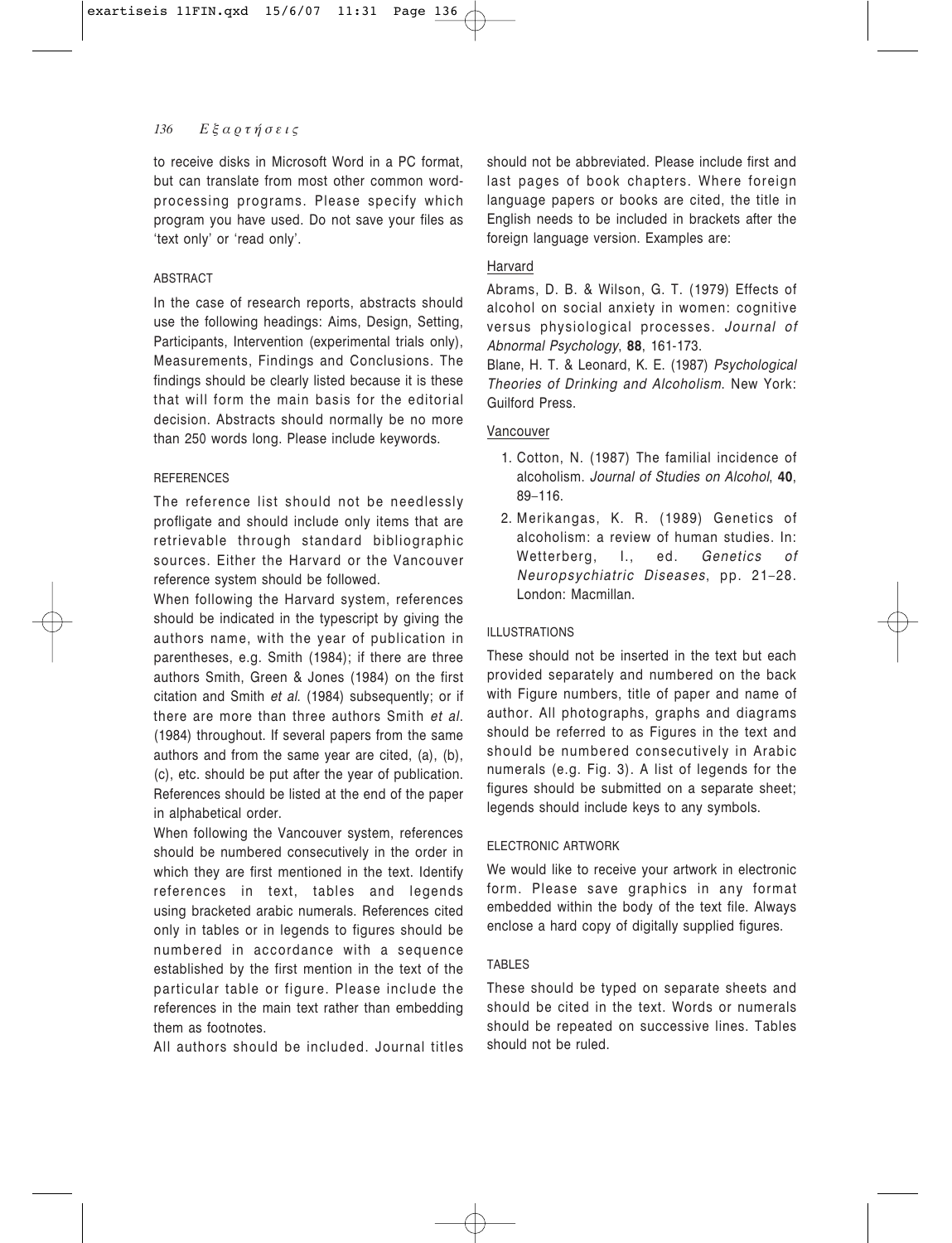to receive disks in Microsoft Word in a PC format, but can translate from most other common word-processing programs. Please specify which program you have used. Do not save your files as 'text only' or 'read only'.

### ABSTRACT

In the case of research reports, abstracts should use the following headings: Aims, Design, Setting, Participants, Intervention (experimental trials only), Measurements, Findings and Conclusions. The findings should be clearly listed because it is these that will form the main basis for the editorial decision. Abstracts should normally be no more than 250 words long. Please include keywords.

### REFERENCES

The reference list should not be needlessly profligate and should include only items that are retrievable through standard bibliographic sources. Either the Harvard or the Vancouver reference system should be followed.

When following the Harvard system, references should be indicated in the typescript by giving the authors name, with the year of publication in parentheses, e.g. Smith (1984); if there are three authors Smith, Green & Jones (1984) on the first citation and Smith *et al.* (1984) subsequently; or if there are more than three authors Smith *et al.* (1984) throughout. If several papers from the same authors and from the same year are cited, (a), (b), (c), etc. should be put after the year of publication. References should be listed at the end of the paper in alphabetical order.

When following the Vancouver system, references should be numbered consecutively in the order in which they are first mentioned in the text. Identify references in text, tables and legends using bracketed arabic numerals. References cited only in tables or in legends to figures should be numbered in accordance with a sequence established by the first mention in the text of the particular table or figure. Please include the references in the main text rather than embedding them as footnotes.

All authors should be included. Journal titles should not be abbreviated. Please include first and last pages of book chapters. Where foreign language papers or books are cited, the title in English needs to be included in brackets after the foreign language version. Examples are:

Harvard

Abrams, D. B. & Wilson, G. T. (1979) Effects of alcohol on social anxiety in women: cognitive versus physiological processes. *Journal of Abnormal Psychology*, **88**, 161-173.

Blane, H. T. & Leonard, K. E. (1987) *Psychological Theories of Drinking and Alcoholism*. New York: Guilford Press.

Vancouver

1. Cotton, N. (1987) The familial incidence of alcoholism. *Journal of Studies on Alcohol*, **40**, 89–116.
2. Merikangas, K. R. (1989) Genetics of alcoholism: a review of human studies. In: Wetterberg, I., ed. *Genetics of Neuropsychiatric Diseases*, pp. 21–28. London: Macmillan.

### ILLUSTRATIONS

These should not be inserted in the text but each provided separately and numbered on the back with Figure numbers, title of paper and name of author. All photographs, graphs and diagrams should be referred to as Figures in the text and should be numbered consecutively in Arabic numerals (e.g. Fig. 3). A list of legends for the figures should be submitted on a separate sheet; legends should include keys to any symbols.

### ELECTRONIC ARTWORK

We would like to receive your artwork in electronic form. Please save graphics in any format embedded within the body of the text file. Always enclose a hard copy of digitally supplied figures.

### TABLES

These should be typed on separate sheets and should be cited in the text. Words or numerals should be repeated on successive lines. Tables should not be ruled.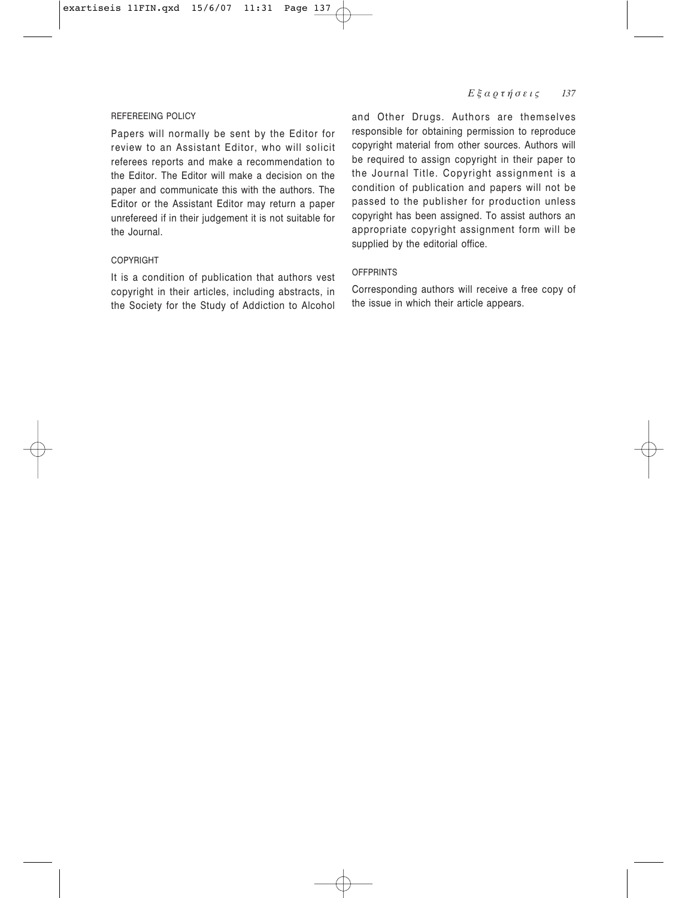#### REFEREEING POLICY

Papers will normally be sent by the Editor for review to an Assistant Editor, who will solicit referees reports and make a recommendation to the Editor. The Editor will make a decision on the paper and communicate this with the authors. The Editor or the Assistant Editor may return a paper unrefereed if in their judgement it is not suitable for the Journal.

#### COPYRIGHT

It is a condition of publication that authors vest copyright in their articles, including abstracts, in the Society for the Study of Addiction to Alcohol and Other Drugs. Authors are themselves responsible for obtaining permission to reproduce copyright material from other sources. Authors will be required to assign copyright in their paper to the Journal Title. Copyright assignment is a condition of publication and papers will not be passed to the publisher for production unless copyright has been assigned. To assist authors an appropriate copyright assignment form will be supplied by the editorial office.

#### OFFPRINTS

Corresponding authors will receive a free copy of the issue in which their article appears.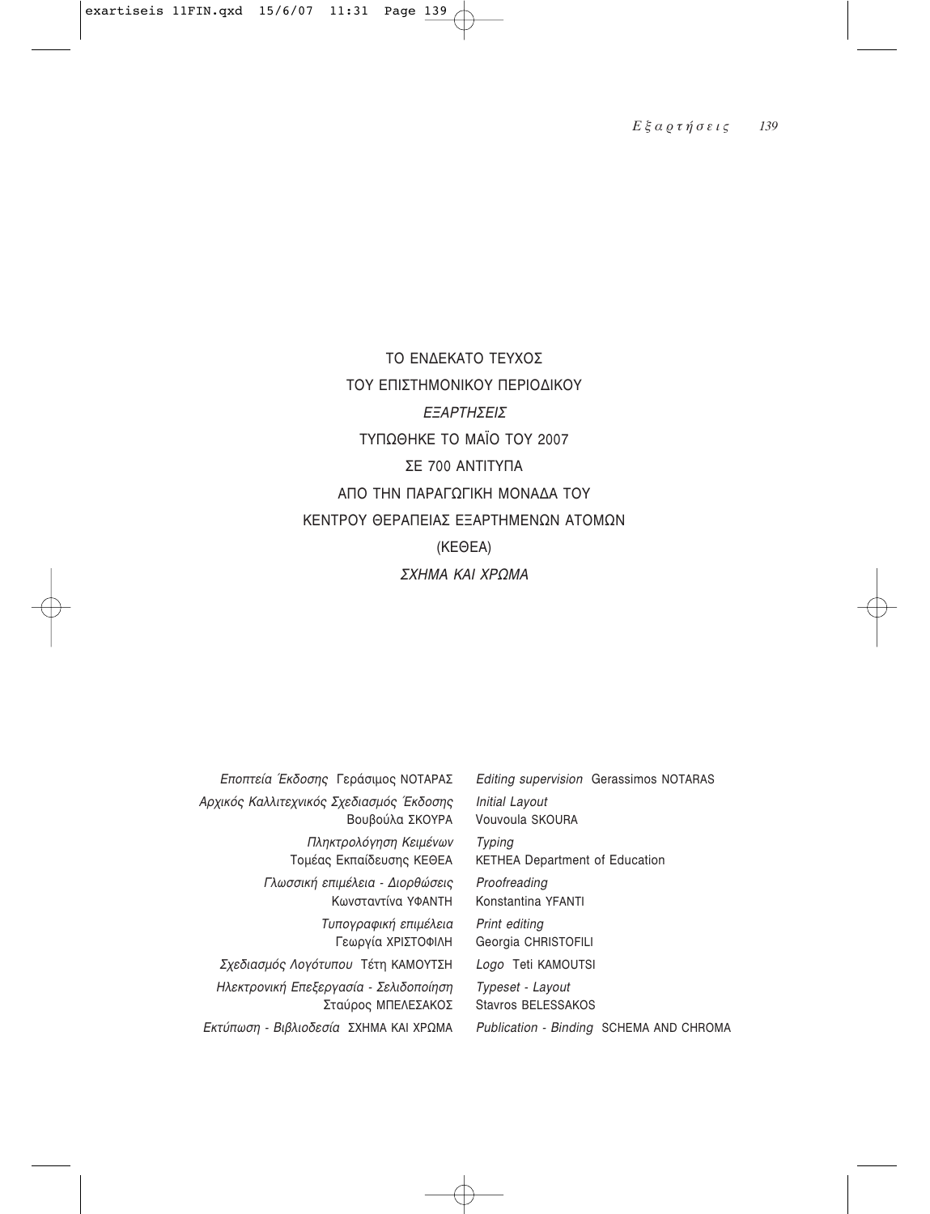ΤΟ ΕΝΔΕΚΑΤΟ ΤΕΥΧΟΣ

ΤΟΥ ΕΠΙΣΤΗΜΟΝΙΚΟΥ ΠΕΡΙΟΔΙΚΟΥ

*ΕΞΑΡΤΗΣΕΙΣ*

ΤΥΠΩΘΗΚΕ ΤΟ ΜΑΪΟ ΤΟΥ 2007

ΣΕ 700 ΑΝΤΙΤΥΠΑ

ΑΠΟ ΤΗΝ ΠΑΡΑΓΩΓΙΚΗ ΜΟΝΑΔΑ ΤΟΥ

ΚΕΝΤΡΟΥ ΘΕΡΑΠΕΙΑΣ ΕΞΑΡΤΗΜΕΝΩΝ ΑΤΟΜΩΝ

(ΚΕΘΕΑ)

*ΣΧΗΜΑ ΚΑΙ ΧΡΩΜΑ*

*Εποπτεία Έκδοσης* Γεράσιμος ΝΟΤΑΡΑΣ

*Αρχικός Καλλιτεχνικός Σχεδιασμός Έκδοσης* Βουβούλα ΣΚΟΥΡΑ

*Πληκτρολόγηση Κειμένων* Τομέας Εκπαίδευσης ΚΕΘΕΑ

*Γλωσσική επιμέλεια - Διορθώσεις* Κωνσταντίνα ΥΦΑΝΤΗ

*Τυπογραφική επιμέλεια* Γεωργία ΧΡΙΣΤΟΦΙΛΗ

*Σχεδιασμός Λογότυπου* Τέτη ΚΑΜΟΥΤΣΗ

*Ηλεκτρονική Επεξεργασία - Σελιδοποίηση* Σταύρος ΜΠΕΛΕΣΑΚΟΣ

*Εκτύπωση - Βιβλιοδεσία* ΣΧΗΜΑ ΚΑΙ ΧΡΩΜΑ

*Editing supervision* Gerassimos NOTARAS

*Initial Layout* Vouvoula SKOURA

*Typing* KETHEA Department of Education

*Proofreading* Konstantina YFANTI

*Print editing* Georgia CHRISTOFILI

*Logo* Teti KAMOUTSI

*Typeset - Layout* Stavros BELESSAKOS

*Publication - Binding* SCHEMA AND CHROMA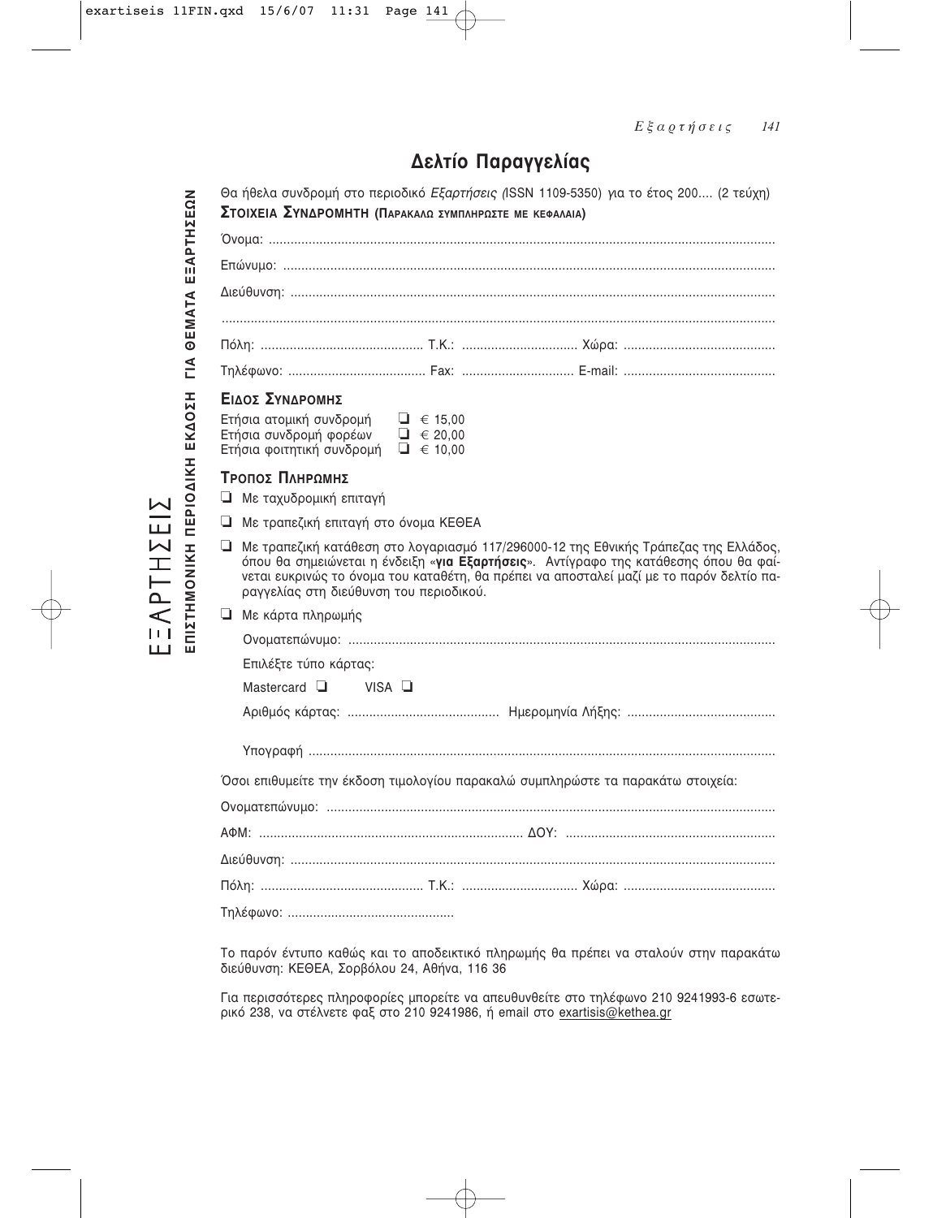# Δελτίο Παραγγελίας

Θα ήθελα συνδρομή στο περιοδικό *Εξαρτήσεις (*ISSN 1109-5350) για το έτος 200.... (2 τεύχη)

**ΣΤΟΙΧΕΙΑ ΣΥΝΔΡΟΜΗΤΗ (ΠΑΡΑΚΑΛΩ ΣΥΜΠΛΗΡΩΣΤΕ ΜΕ ΚΕΦΑΛΑΙΑ)**

Όνομα: ..........................................................................................................................................

Επώνυμο: ......................................................................................................................................

Διεύθυνση: ....................................................................................................................................

.......................................................................................................................................................

Πόλη: ............................................ Τ.Κ.: ................................ Χώρα: ..........................................

Τηλέφωνο: ...................................... Fax: ............................... E-mail: ..........................................

**ΕΙΔΟΣ ΣΥΝΔΡΟΜΗΣ**

- Ετήσια ατομική συνδρομή ❑ € 15,00
- Ετήσια συνδρομή φορέων ❑ € 20,00
- Ετήσια φοιτητική συνδρομή ❑ € 10,00

**ΤΡΟΠΟΣ ΠΛΗΡΩΜΗΣ**

❑ Με ταχυδρομική επιταγή

❑ Με τραπεζική επιταγή στο όνομα ΚΕΘΕΑ

❑ Με τραπεζική κατάθεση στο λογαριασμό 117/296000-12 της Εθνικής Τράπεζας της Ελλάδος, όπου θα σημειώνεται η ένδειξη «**για Εξαρτήσεις**». Αντίγραφο της κατάθεσης όπου θα φαίνεται ευκρινώς το όνομα του καταθέτη, θα πρέπει να αποσταλεί μαζί με το παρόν δελτίο παραγγελίας στη διεύθυνση του περιοδικού.

❑ Με κάρτα πληρωμής

Ονοματεπώνυμο: .....................................................................................................................

Επιλέξτε τύπο κάρτας:

Mastercard ❑ VISA ❑

Αριθμός κάρτας: ......................................... Ημερομηνία Λήξης: .........................................

Υπογραφή .................................................................................................................................

Όσοι επιθυμείτε την έκδοση τιμολογίου παρακαλώ συμπληρώστε τα παρακάτω στοιχεία:

Ονοματεπώνυμο: ..........................................................................................................................

ΑΦΜ: ......................................................................... ΔΟΥ: .........................................................

Διεύθυνση: ....................................................................................................................................

Πόλη: ............................................ Τ.Κ.: ................................ Χώρα: ..........................................

Τηλέφωνο: .............................................

Το παρόν έντυπο καθώς και το αποδεικτικό πληρωμής θα πρέπει να σταλούν στην παρακάτω διεύθυνση: ΚΕΘΕΑ, Σορβόλου 24, Αθήνα, 116 36

Για περισσότερες πληροφορίες μπορείτε να απευθυνθείτε στο τηλέφωνο 210 9241993-6 εσωτερικό 238, να στέλνετε φαξ στο 210 9241986, ή email στο exartisis@kethea.gr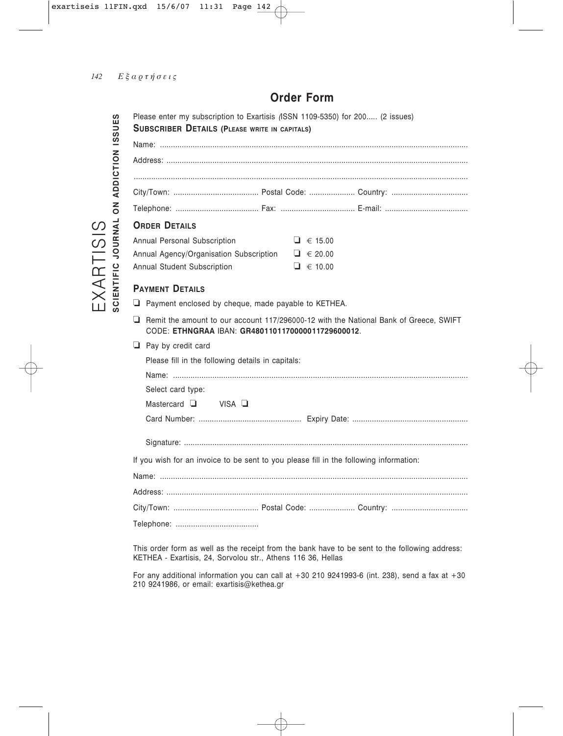## Order Form

EXARTISIS
SCIENTIFIC JOURNAL ON ADDICTION ISSUES

Please enter my subscription to Exartisis (ISSN 1109-5350) for 200..... (2 issues)

**SUBSCRIBER DETAILS (PLEASE WRITE IN CAPITALS)**

Name: ..........................................................................................................................................

Address: ......................................................................................................................................

......................................................................................................................................................

City/Town: ...................................... Postal Code: .................... Country: ..................................

Telephone: ..................................... Fax: ................................. E-mail: .....................................

**ORDER DETAILS**

| | |
|---|---|
| Annual Personal Subscription | ❑ € 15.00 |
| Annual Agency/Organisation Subscription | ❑ € 20.00 |
| Annual Student Subscription | ❑ € 10.00 |

**PAYMENT DETAILS**

❑ Payment enclosed by cheque, made payable to KETHEA.

❑ Remit the amount to our account 117/296000-12 with the National Bank of Greece, SWIFT CODE: **ETHNGRAA** IBAN: **GR4801101170000011729600012**.

❑ Pay by credit card

Please fill in the following details in capitals:

Name: ..........................................................................................................................................

Select card type:

Mastercard ❑ VISA ❑

Card Number: .............................................. Expiry Date: ....................................................

Signature: ...................................................................................................................................

If you wish for an invoice to be sent to you please fill in the following information:

Name: ..........................................................................................................................................

Address: ......................................................................................................................................

City/Town: ...................................... Postal Code: .................... Country: ..................................

Telephone: .....................................

This order form as well as the receipt from the bank have to be sent to the following address: KETHEA - Exartisis, 24, Sorvolou str., Athens 116 36, Hellas

For any additional information you can call at +30 210 9241993-6 (int. 238), send a fax at +30 210 9241986, or email: exartisis@kethea.gr